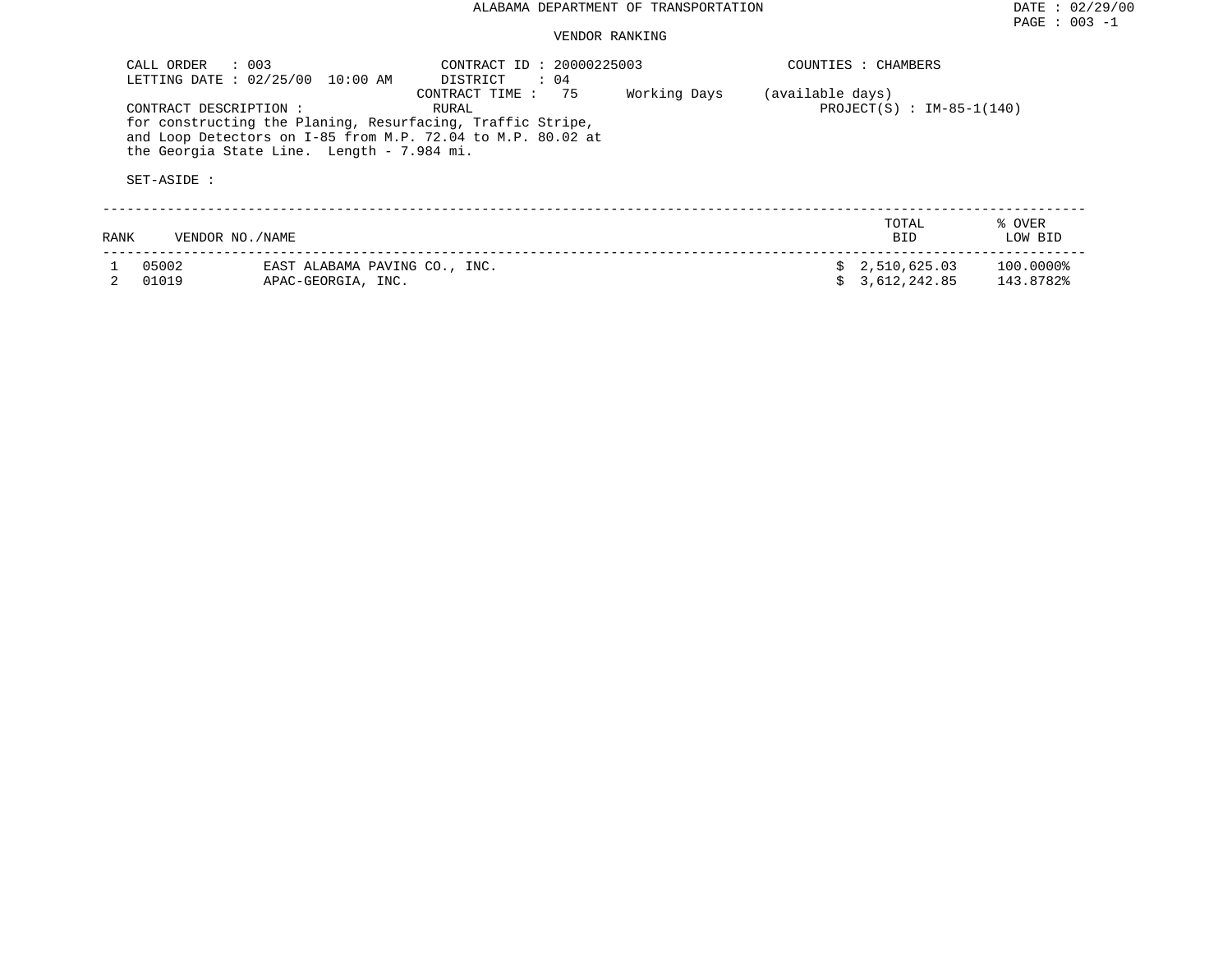# ALABAMA DEPARTMENT OF TRANSPORTATION

DATE : 02/29/00
PAGE : 003 -1

## VENDOR RANKING

CALL ORDER : 003
LETTING DATE : 02/25/00 10:00 AM

CONTRACT ID : 20000225003
DISTRICT : 04
CONTRACT TIME : 75 Working Days (available days)
RURAL

COUNTIES : CHAMBERS
PROJECT(S) : IM-85-1(140)

CONTRACT DESCRIPTION :
for constructing the Planing, Resurfacing, Traffic Stripe, and Loop Detectors on I-85 from M.P. 72.04 to M.P. 80.02 at the Georgia State Line. Length - 7.984 mi.

SET-ASIDE :

| RANK | VENDOR NO./NAME | | TOTAL BID | % OVER LOW BID |
|---|---|---|---|---|
| 1 | 05002 | EAST ALABAMA PAVING CO., INC. | $ 2,510,625.03 | 100.0000% |
| 2 | 01019 | APAC-GEORGIA, INC. | $ 3,612,242.85 | 143.8782% |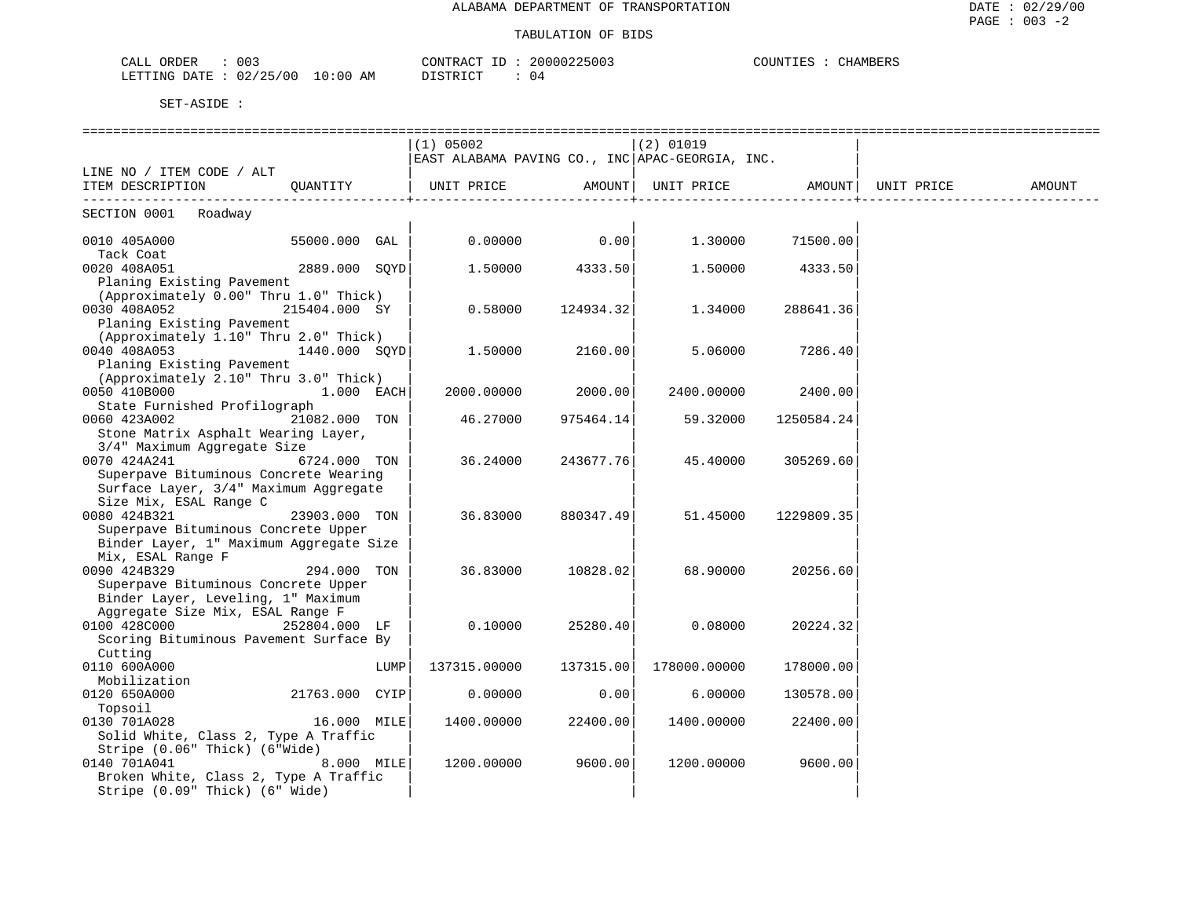ALABAMA DEPARTMENT OF TRANSPORTATION

TABULATION OF BIDS

CALL ORDER : 003
LETTING DATE : 02/25/00 10:00 AM

CONTRACT ID : 20000225003
DISTRICT : 04

COUNTIES : CHAMBERS

SET-ASIDE :

| LINE NO / ITEM CODE / ALT<br>ITEM DESCRIPTION | QUANTITY | (1) 05002<br>EAST ALABAMA PAVING CO., INC<br>UNIT PRICE | AMOUNT | (2) 01019<br>APAC-GEORGIA, INC.<br>UNIT PRICE | AMOUNT | UNIT PRICE | AMOUNT |
|---|---|---|---|---|---|---|---|
| SECTION 0001 Roadway | | | | | | | |
| 0010 405A000<br>Tack Coat | 55000.000 GAL | 0.00000 | 0.00 | 1.30000 | 71500.00 | | |
| 0020 408A051<br>Planing Existing Pavement (Approximately 0.00" Thru 1.0" Thick) | 2889.000 SQYD | 1.50000 | 4333.50 | 1.50000 | 4333.50 | | |
| 0030 408A052<br>Planing Existing Pavement (Approximately 1.10" Thru 2.0" Thick) | 215404.000 SY | 0.58000 | 124934.32 | 1.34000 | 288641.36 | | |
| 0040 408A053<br>Planing Existing Pavement (Approximately 2.10" Thru 3.0" Thick) | 1440.000 SQYD | 1.50000 | 2160.00 | 5.06000 | 7286.40 | | |
| 0050 410B000<br>State Furnished Profilograph | 1.000 EACH | 2000.00000 | 2000.00 | 2400.00000 | 2400.00 | | |
| 0060 423A002<br>Stone Matrix Asphalt Wearing Layer, 3/4" Maximum Aggregate Size | 21082.000 TON | 46.27000 | 975464.14 | 59.32000 | 1250584.24 | | |
| 0070 424A241<br>Superpave Bituminous Concrete Wearing Surface Layer, 3/4" Maximum Aggregate Size Mix, ESAL Range C | 6724.000 TON | 36.24000 | 243677.76 | 45.40000 | 305269.60 | | |
| 0080 424B321<br>Superpave Bituminous Concrete Upper Binder Layer, 1" Maximum Aggregate Size Mix, ESAL Range F | 23903.000 TON | 36.83000 | 880347.49 | 51.45000 | 1229809.35 | | |
| 0090 424B329<br>Superpave Bituminous Concrete Upper Binder Layer, Leveling, 1" Maximum Aggregate Size Mix, ESAL Range F | 294.000 TON | 36.83000 | 10828.02 | 68.90000 | 20256.60 | | |
| 0100 428C000<br>Scoring Bituminous Pavement Surface By Cutting | 252804.000 LF | 0.10000 | 25280.40 | 0.08000 | 20224.32 | | |
| 0110 600A000<br>Mobilization | LUMP | 137315.00000 | 137315.00 | 178000.00000 | 178000.00 | | |
| 0120 650A000<br>Topsoil | 21763.000 CYIP | 0.00000 | 0.00 | 6.00000 | 130578.00 | | |
| 0130 701A028<br>Solid White, Class 2, Type A Traffic Stripe (0.06" Thick) (6"Wide) | 16.000 MILE | 1400.00000 | 22400.00 | 1400.00000 | 22400.00 | | |
| 0140 701A041<br>Broken White, Class 2, Type A Traffic Stripe (0.09" Thick) (6" Wide) | 8.000 MILE | 1200.00000 | 9600.00 | 1200.00000 | 9600.00 | | |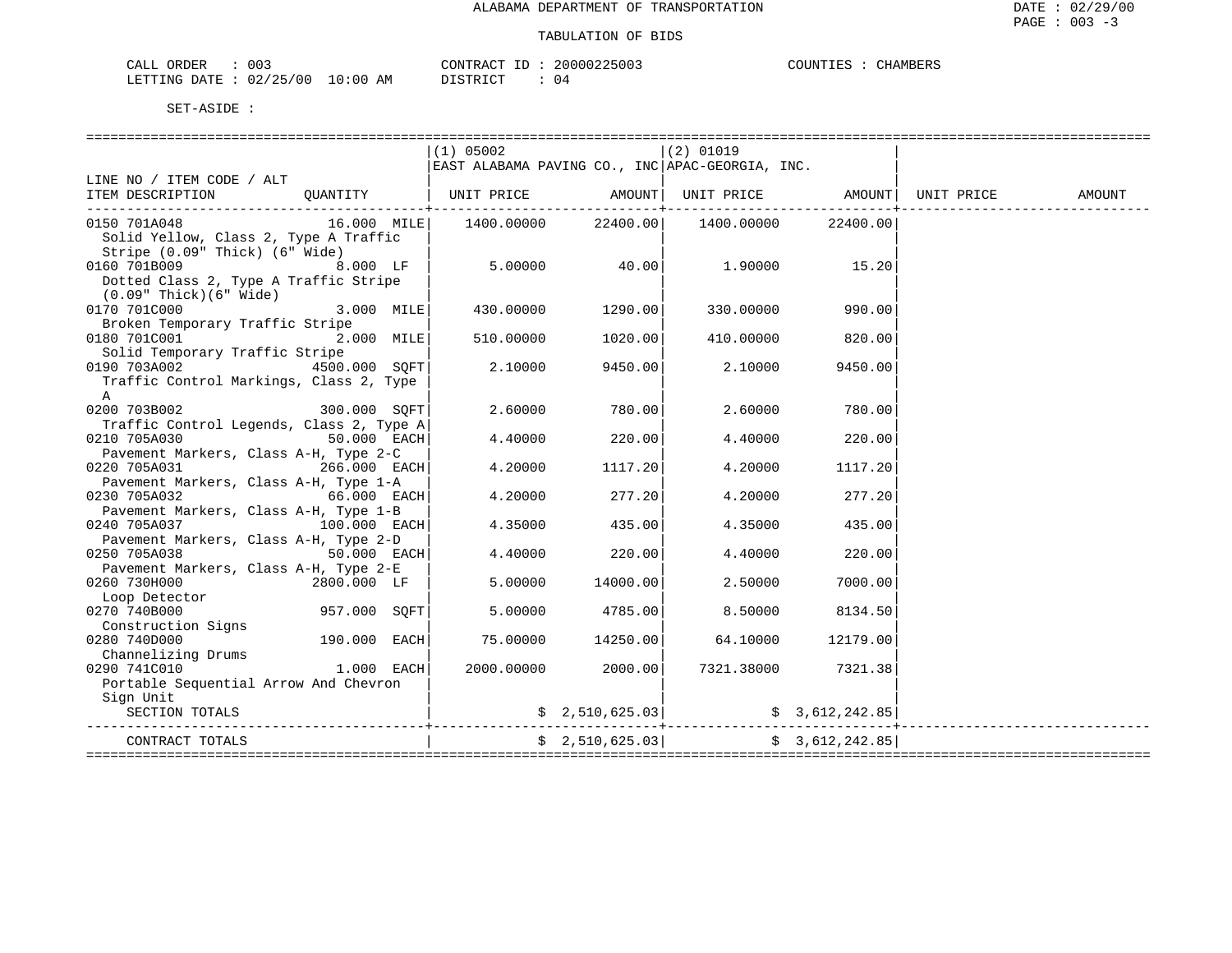ALABAMA DEPARTMENT OF TRANSPORTATION

TABULATION OF BIDS

CALL ORDER : 003
LETTING DATE : 02/25/00 10:00 AM

CONTRACT ID : 20000225003
DISTRICT : 04

COUNTIES : CHAMBERS

SET-ASIDE :

| LINE NO / ITEM CODE / ALT ITEM DESCRIPTION | QUANTITY | (1) 05002 EAST ALABAMA PAVING CO., INC UNIT PRICE | AMOUNT | (2) 01019 APAC-GEORGIA, INC. UNIT PRICE | AMOUNT | UNIT PRICE | AMOUNT |
|---|---|---|---|---|---|---|---|
| 0150 701A048 Solid Yellow, Class 2, Type A Traffic Stripe (0.09" Thick) (6" Wide) | 16.000 MILE | 1400.00000 | 22400.00 | 1400.00000 | 22400.00 | | |
| 0160 701B009 Dotted Class 2, Type A Traffic Stripe (0.09" Thick)(6" Wide) | 8.000 LF | 5.00000 | 40.00 | 1.90000 | 15.20 | | |
| 0170 701C000 Broken Temporary Traffic Stripe | 3.000 MILE | 430.00000 | 1290.00 | 330.00000 | 990.00 | | |
| 0180 701C001 Solid Temporary Traffic Stripe | 2.000 MILE | 510.00000 | 1020.00 | 410.00000 | 820.00 | | |
| 0190 703A002 Traffic Control Markings, Class 2, Type A | 4500.000 SQFT | 2.10000 | 9450.00 | 2.10000 | 9450.00 | | |
| 0200 703B002 Traffic Control Legends, Class 2, Type A | 300.000 SQFT | 2.60000 | 780.00 | 2.60000 | 780.00 | | |
| 0210 705A030 Pavement Markers, Class A-H, Type 2-C | 50.000 EACH | 4.40000 | 220.00 | 4.40000 | 220.00 | | |
| 0220 705A031 Pavement Markers, Class A-H, Type 1-A | 266.000 EACH | 4.20000 | 1117.20 | 4.20000 | 1117.20 | | |
| 0230 705A032 Pavement Markers, Class A-H, Type 1-B | 66.000 EACH | 4.20000 | 277.20 | 4.20000 | 277.20 | | |
| 0240 705A037 Pavement Markers, Class A-H, Type 2-D | 100.000 EACH | 4.35000 | 435.00 | 4.35000 | 435.00 | | |
| 0250 705A038 Pavement Markers, Class A-H, Type 2-E | 50.000 EACH | 4.40000 | 220.00 | 4.40000 | 220.00 | | |
| 0260 730H000 Loop Detector | 2800.000 LF | 5.00000 | 14000.00 | 2.50000 | 7000.00 | | |
| 0270 740B000 Construction Signs | 957.000 SQFT | 5.00000 | 4785.00 | 8.50000 | 8134.50 | | |
| 0280 740D000 Channelizing Drums | 190.000 EACH | 75.00000 | 14250.00 | 64.10000 | 12179.00 | | |
| 0290 741C010 Portable Sequential Arrow And Chevron Sign Unit | 1.000 EACH | 2000.00000 | 2000.00 | 7321.38000 | 7321.38 | | |
| SECTION TOTALS | | | $ 2,510,625.03 | | $ 3,612,242.85 | | |
| CONTRACT TOTALS | | | $ 2,510,625.03 | | $ 3,612,242.85 | | |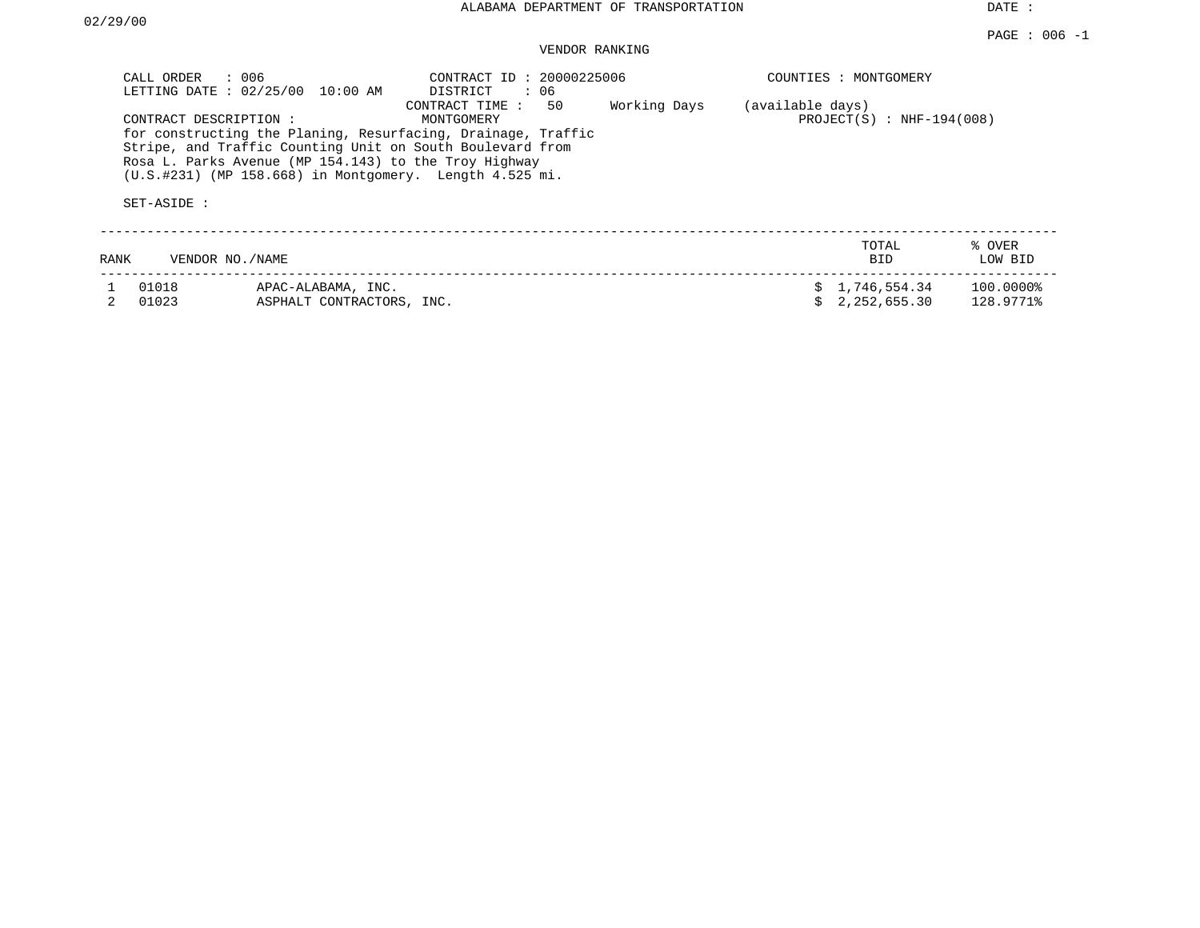ALABAMA DEPARTMENT OF TRANSPORTATION

DATE : 02/29/00

PAGE : 006 -1

## VENDOR RANKING

CALL ORDER : 006
LETTING DATE : 02/25/00 10:00 AM

CONTRACT ID : 20000225006
DISTRICT : 06
CONTRACT TIME : 50 Working Days (available days)

COUNTIES : MONTGOMERY

CONTRACT DESCRIPTION : MONTGOMERY

PROJECT(S) : NHF-194(008)

for constructing the Planing, Resurfacing, Drainage, Traffic Stripe, and Traffic Counting Unit on South Boulevard from Rosa L. Parks Avenue (MP 154.143) to the Troy Highway (U.S.#231) (MP 158.668) in Montgomery. Length 4.525 mi.

SET-ASIDE :

| RANK | VENDOR NO./NAME | | TOTAL BID | % OVER LOW BID |
|---|---|---|---|---|
| 1 | 01018 | APAC-ALABAMA, INC. | $ 1,746,554.34 | 100.0000% |
| 2 | 01023 | ASPHALT CONTRACTORS, INC. | $ 2,252,655.30 | 128.9771% |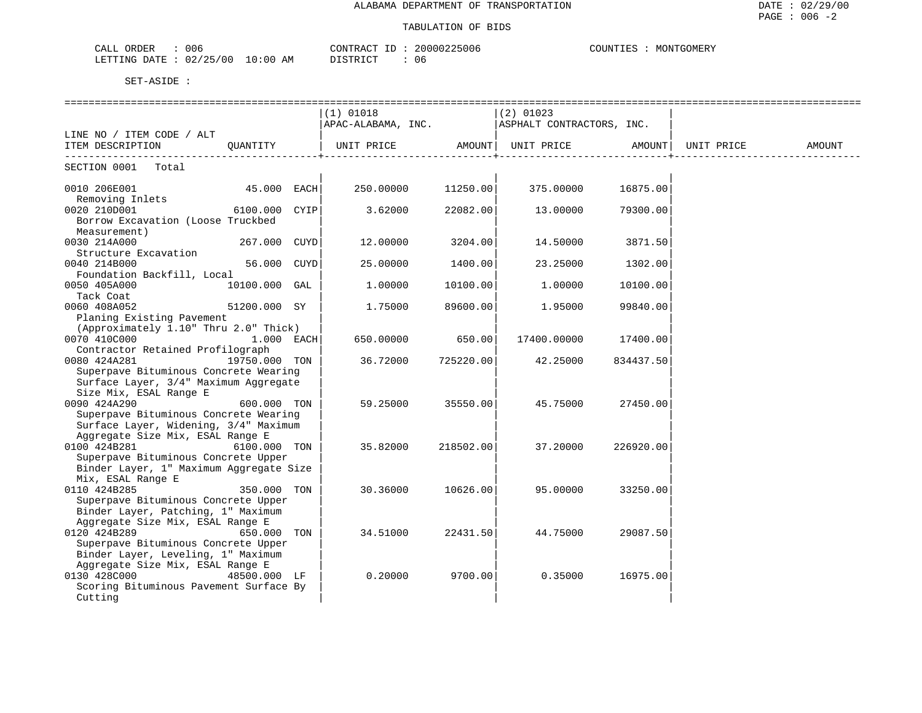ALABAMA DEPARTMENT OF TRANSPORTATION

TABULATION OF BIDS

CALL ORDER : 006 CONTRACT ID : 20000225006 COUNTIES : MONTGOMERY
LETTING DATE : 02/25/00 10:00 AM DISTRICT : 06

SET-ASIDE :

| LINE NO / ITEM CODE / ALT ITEM DESCRIPTION | QUANTITY | (1) 01018 APAC-ALABAMA, INC. UNIT PRICE | AMOUNT | (2) 01023 ASPHALT CONTRACTORS, INC. UNIT PRICE | AMOUNT | UNIT PRICE | AMOUNT |
|---|---|---|---|---|---|---|---|
| SECTION 0001 Total | | | | | | | |
| 0010 206E001 Removing Inlets | 45.000 EACH | 250.00000 | 11250.00 | 375.00000 | 16875.00 | | |
| 0020 210D001 Borrow Excavation (Loose Truckbed Measurement) | 6100.000 CYIP | 3.62000 | 22082.00 | 13.00000 | 79300.00 | | |
| 0030 214A000 Structure Excavation | 267.000 CUYD | 12.00000 | 3204.00 | 14.50000 | 3871.50 | | |
| 0040 214B000 Foundation Backfill, Local | 56.000 CUYD | 25.00000 | 1400.00 | 23.25000 | 1302.00 | | |
| 0050 405A000 Tack Coat | 10100.000 GAL | 1.00000 | 10100.00 | 1.00000 | 10100.00 | | |
| 0060 408A052 Planing Existing Pavement (Approximately 1.10" Thru 2.0" Thick) | 51200.000 SY | 1.75000 | 89600.00 | 1.95000 | 99840.00 | | |
| 0070 410C000 Contractor Retained Profilograph | 1.000 EACH | 650.00000 | 650.00 | 17400.00000 | 17400.00 | | |
| 0080 424A281 Superpave Bituminous Concrete Wearing Surface Layer, 3/4" Maximum Aggregate Size Mix, ESAL Range E | 19750.000 TON | 36.72000 | 725220.00 | 42.25000 | 834437.50 | | |
| 0090 424A290 Superpave Bituminous Concrete Wearing Surface Layer, Widening, 3/4" Maximum Aggregate Size Mix, ESAL Range E | 600.000 TON | 59.25000 | 35550.00 | 45.75000 | 27450.00 | | |
| 0100 424B281 Superpave Bituminous Concrete Upper Binder Layer, 1" Maximum Aggregate Size Mix, ESAL Range E | 6100.000 TON | 35.82000 | 218502.00 | 37.20000 | 226920.00 | | |
| 0110 424B285 Superpave Bituminous Concrete Upper Binder Layer, Patching, 1" Maximum Aggregate Size Mix, ESAL Range E | 350.000 TON | 30.36000 | 10626.00 | 95.00000 | 33250.00 | | |
| 0120 424B289 Superpave Bituminous Concrete Upper Binder Layer, Leveling, 1" Maximum Aggregate Size Mix, ESAL Range E | 650.000 TON | 34.51000 | 22431.50 | 44.75000 | 29087.50 | | |
| 0130 428C000 Scoring Bituminous Pavement Surface By Cutting | 48500.000 LF | 0.20000 | 9700.00 | 0.35000 | 16975.00 | | |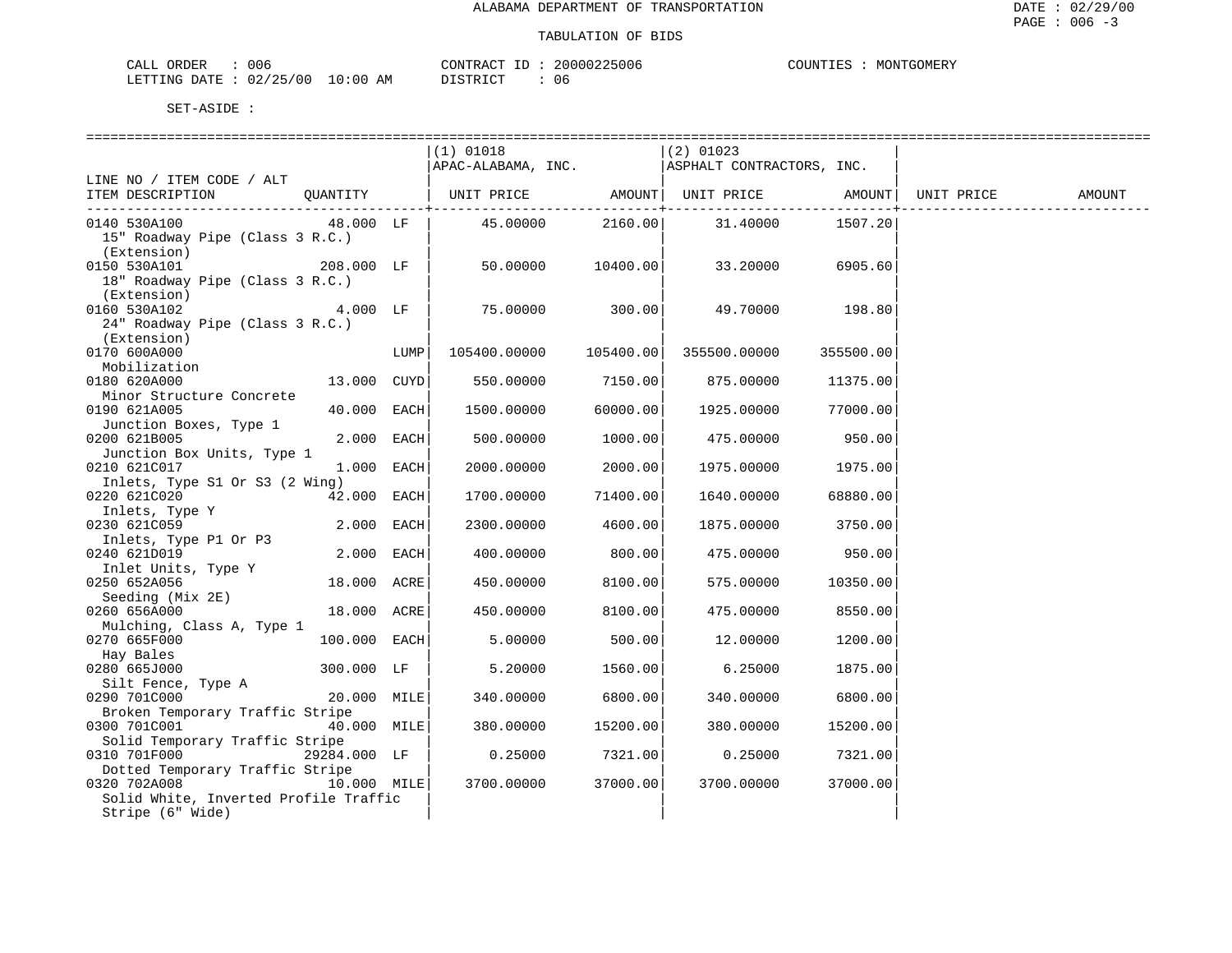ALABAMA DEPARTMENT OF TRANSPORTATION

TABULATION OF BIDS

CALL ORDER : 006 CONTRACT ID : 20000225006 COUNTIES : MONTGOMERY
LETTING DATE : 02/25/00 10:00 AM DISTRICT : 06

SET-ASIDE :

| LINE NO / ITEM CODE / ALT ITEM DESCRIPTION | QUANTITY | | (1) 01018 APAC-ALABAMA, INC. UNIT PRICE | AMOUNT | (2) 01023 ASPHALT CONTRACTORS, INC. UNIT PRICE | AMOUNT | UNIT PRICE | AMOUNT |
|---|---|---|---|---|---|---|---|---|
| 0140 530A100 15" Roadway Pipe (Class 3 R.C.) (Extension) | 48.000 | LF | 45.00000 | 2160.00 | 31.40000 | 1507.20 | | |
| 0150 530A101 18" Roadway Pipe (Class 3 R.C.) (Extension) | 208.000 | LF | 50.00000 | 10400.00 | 33.20000 | 6905.60 | | |
| 0160 530A102 24" Roadway Pipe (Class 3 R.C.) (Extension) | 4.000 | LF | 75.00000 | 300.00 | 49.70000 | 198.80 | | |
| 0170 600A000 Mobilization | | LUMP | 105400.00000 | 105400.00 | 355500.00000 | 355500.00 | | |
| 0180 620A000 Minor Structure Concrete | 13.000 | CUYD | 550.00000 | 7150.00 | 875.00000 | 11375.00 | | |
| 0190 621A005 Junction Boxes, Type 1 | 40.000 | EACH | 1500.00000 | 60000.00 | 1925.00000 | 77000.00 | | |
| 0200 621B005 Junction Box Units, Type 1 | 2.000 | EACH | 500.00000 | 1000.00 | 475.00000 | 950.00 | | |
| 0210 621C017 Inlets, Type S1 Or S3 (2 Wing) | 1.000 | EACH | 2000.00000 | 2000.00 | 1975.00000 | 1975.00 | | |
| 0220 621C020 Inlets, Type Y | 42.000 | EACH | 1700.00000 | 71400.00 | 1640.00000 | 68880.00 | | |
| 0230 621C059 Inlets, Type P1 Or P3 | 2.000 | EACH | 2300.00000 | 4600.00 | 1875.00000 | 3750.00 | | |
| 0240 621D019 Inlet Units, Type Y | 2.000 | EACH | 400.00000 | 800.00 | 475.00000 | 950.00 | | |
| 0250 652A056 Seeding (Mix 2E) | 18.000 | ACRE | 450.00000 | 8100.00 | 575.00000 | 10350.00 | | |
| 0260 656A000 Mulching, Class A, Type 1 | 18.000 | ACRE | 450.00000 | 8100.00 | 475.00000 | 8550.00 | | |
| 0270 665F000 Hay Bales | 100.000 | EACH | 5.00000 | 500.00 | 12.00000 | 1200.00 | | |
| 0280 665J000 Silt Fence, Type A | 300.000 | LF | 5.20000 | 1560.00 | 6.25000 | 1875.00 | | |
| 0290 701C000 Broken Temporary Traffic Stripe | 20.000 | MILE | 340.00000 | 6800.00 | 340.00000 | 6800.00 | | |
| 0300 701C001 Solid Temporary Traffic Stripe | 40.000 | MILE | 380.00000 | 15200.00 | 380.00000 | 15200.00 | | |
| 0310 701F000 Dotted Temporary Traffic Stripe | 29284.000 | LF | 0.25000 | 7321.00 | 0.25000 | 7321.00 | | |
| 0320 702A008 Solid White, Inverted Profile Traffic Stripe (6" Wide) | 10.000 | MILE | 3700.00000 | 37000.00 | 3700.00000 | 37000.00 | | |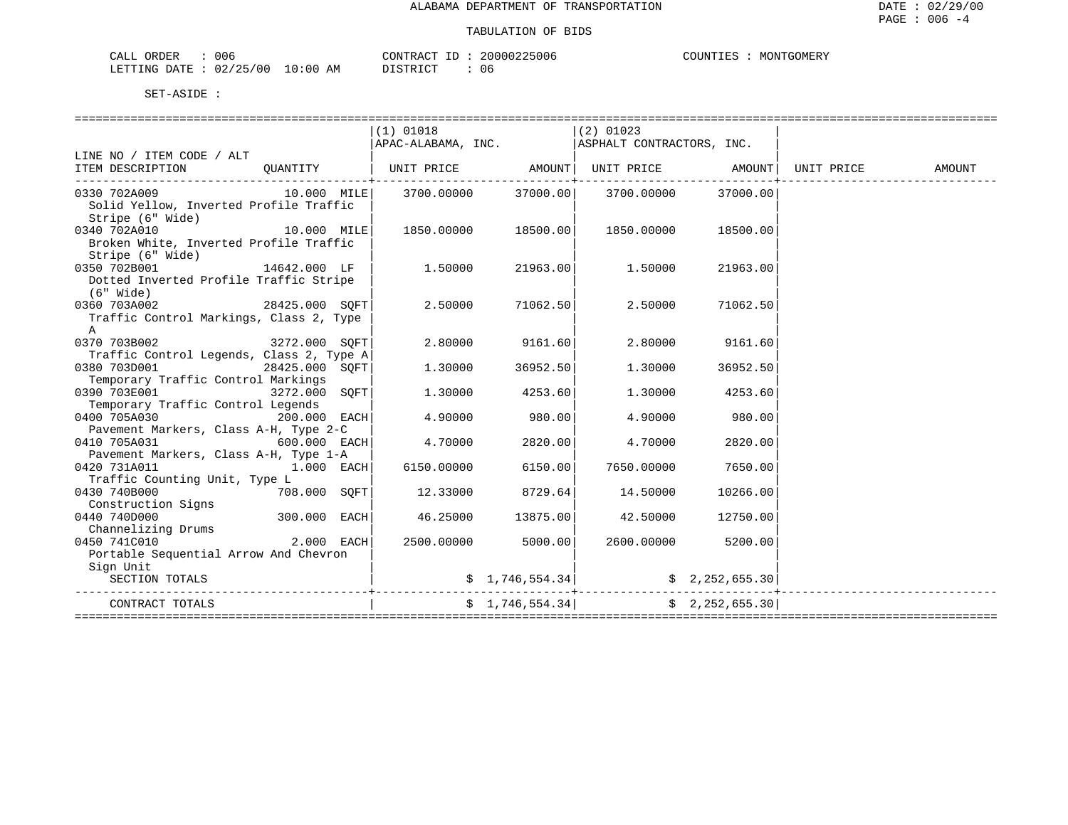ALABAMA DEPARTMENT OF TRANSPORTATION

TABULATION OF BIDS

CALL ORDER : 006 CONTRACT ID : 20000225006 COUNTIES : MONTGOMERY
LETTING DATE : 02/25/00 10:00 AM DISTRICT : 06

SET-ASIDE :

| LINE NO / ITEM CODE / ALT ITEM DESCRIPTION | QUANTITY | (1) 01018 APAC-ALABAMA, INC. UNIT PRICE | AMOUNT | (2) 01023 ASPHALT CONTRACTORS, INC. UNIT PRICE | AMOUNT | UNIT PRICE | AMOUNT |
|---|---|---|---|---|---|---|---|
| 0330 702A009 Solid Yellow, Inverted Profile Traffic Stripe (6" Wide) | 10.000 MILE | 3700.00000 | 37000.00 | 3700.00000 | 37000.00 | | |
| 0340 702A010 Broken White, Inverted Profile Traffic Stripe (6" Wide) | 10.000 MILE | 1850.00000 | 18500.00 | 1850.00000 | 18500.00 | | |
| 0350 702B001 Dotted Inverted Profile Traffic Stripe (6" Wide) | 14642.000 LF | 1.50000 | 21963.00 | 1.50000 | 21963.00 | | |
| 0360 703A002 Traffic Control Markings, Class 2, Type A | 28425.000 SQFT | 2.50000 | 71062.50 | 2.50000 | 71062.50 | | |
| 0370 703B002 Traffic Control Legends, Class 2, Type A | 3272.000 SQFT | 2.80000 | 9161.60 | 2.80000 | 9161.60 | | |
| 0380 703D001 Temporary Traffic Control Markings | 28425.000 SQFT | 1.30000 | 36952.50 | 1.30000 | 36952.50 | | |
| 0390 703E001 Temporary Traffic Control Legends | 3272.000 SQFT | 1.30000 | 4253.60 | 1.30000 | 4253.60 | | |
| 0400 705A030 Pavement Markers, Class A-H, Type 2-C | 200.000 EACH | 4.90000 | 980.00 | 4.90000 | 980.00 | | |
| 0410 705A031 Pavement Markers, Class A-H, Type 1-A | 600.000 EACH | 4.70000 | 2820.00 | 4.70000 | 2820.00 | | |
| 0420 731A011 Traffic Counting Unit, Type L | 1.000 EACH | 6150.00000 | 6150.00 | 7650.00000 | 7650.00 | | |
| 0430 740B000 Construction Signs | 708.000 SQFT | 12.33000 | 8729.64 | 14.50000 | 10266.00 | | |
| 0440 740D000 Channelizing Drums | 300.000 EACH | 46.25000 | 13875.00 | 42.50000 | 12750.00 | | |
| 0450 741C010 Portable Sequential Arrow And Chevron Sign Unit | 2.000 EACH | 2500.00000 | 5000.00 | 2600.00000 | 5200.00 | | |
| SECTION TOTALS | | | $ 1,746,554.34 | | $ 2,252,655.30 | | |
| CONTRACT TOTALS | | | $ 1,746,554.34 | | $ 2,252,655.30 | | |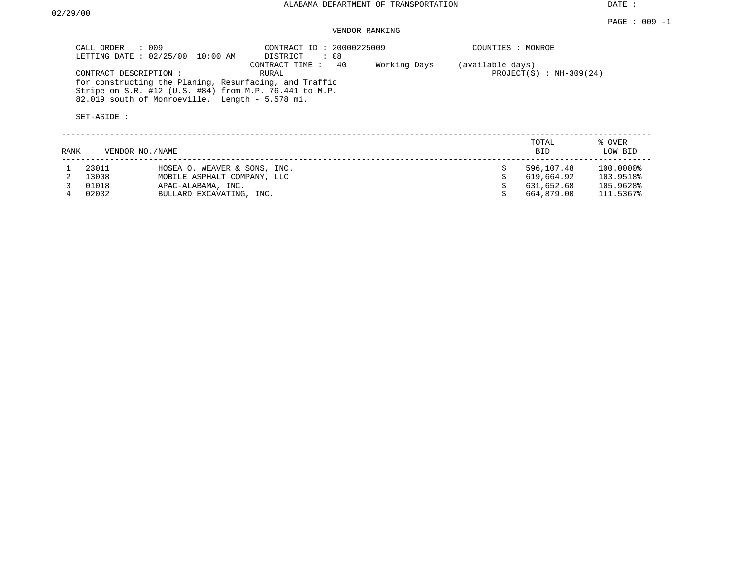# ALABAMA DEPARTMENT OF TRANSPORTATION

DATE : 02/29/00

## VENDOR RANKING

CALL ORDER : 009
LETTING DATE : 02/25/00 10:00 AM

CONTRACT ID : 20000225009
DISTRICT : 08
CONTRACT TIME : 40 Working Days (available days)

COUNTIES : MONROE

CONTRACT DESCRIPTION : RURAL

PROJECT(S) : NH-309(24)

for constructing the Planing, Resurfacing, and Traffic Stripe on S.R. #12 (U.S. #84) from M.P. 76.441 to M.P. 82.019 south of Monroeville. Length - 5.578 mi.

SET-ASIDE :

| RANK | VENDOR NO. | VENDOR NAME | TOTAL BID | % OVER LOW BID |
|---|---|---|---|---|
| 1 | 23011 | HOSEA O. WEAVER & SONS, INC. | $ 596,107.48 | 100.0000% |
| 2 | 13008 | MOBILE ASPHALT COMPANY, LLC | $ 619,664.92 | 103.9518% |
| 3 | 01018 | APAC-ALABAMA, INC. | $ 631,652.68 | 105.9628% |
| 4 | 02032 | BULLARD EXCAVATING, INC. | $ 664,879.00 | 111.5367% |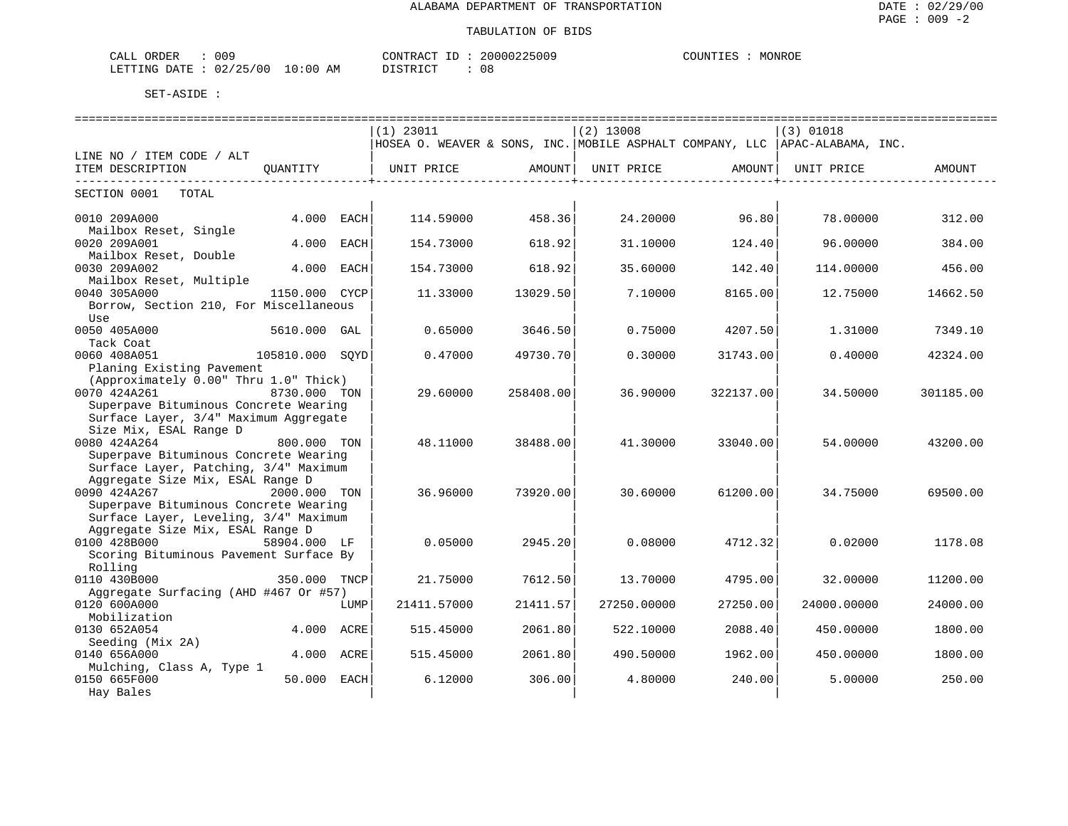ALABAMA DEPARTMENT OF TRANSPORTATION

TABULATION OF BIDS

DATE : 02/29/00
PAGE : 009 -2

CALL ORDER : 009
LETTING DATE : 02/25/00 10:00 AM

CONTRACT ID : 20000225009
DISTRICT : 08

COUNTIES : MONROE

SET-ASIDE :

| LINE NO / ITEM CODE / ALT<br>ITEM DESCRIPTION | QUANTITY | (1) 23011<br>HOSEA O. WEAVER & SONS, INC.<br>UNIT PRICE | <br><br>AMOUNT | (2) 13008<br>MOBILE ASPHALT COMPANY, LLC<br>UNIT PRICE | <br><br>AMOUNT | (3) 01018<br>APAC-ALABAMA, INC.<br>UNIT PRICE | <br><br>AMOUNT |
|---|---|---|---|---|---|---|---|
| SECTION 0001 TOTAL | | | | | | | |
| 0010 209A000<br>Mailbox Reset, Single | 4.000 EACH | 114.59000 | 458.36 | 24.20000 | 96.80 | 78.00000 | 312.00 |
| 0020 209A001<br>Mailbox Reset, Double | 4.000 EACH | 154.73000 | 618.92 | 31.10000 | 124.40 | 96.00000 | 384.00 |
| 0030 209A002<br>Mailbox Reset, Multiple | 4.000 EACH | 154.73000 | 618.92 | 35.60000 | 142.40 | 114.00000 | 456.00 |
| 0040 305A000<br>Borrow, Section 210, For Miscellaneous Use | 1150.000 CYCP | 11.33000 | 13029.50 | 7.10000 | 8165.00 | 12.75000 | 14662.50 |
| 0050 405A000<br>Tack Coat | 5610.000 GAL | 0.65000 | 3646.50 | 0.75000 | 4207.50 | 1.31000 | 7349.10 |
| 0060 408A051<br>Planing Existing Pavement (Approximately 0.00" Thru 1.0" Thick) | 105810.000 SQYD | 0.47000 | 49730.70 | 0.30000 | 31743.00 | 0.40000 | 42324.00 |
| 0070 424A261<br>Superpave Bituminous Concrete Wearing Surface Layer, 3/4" Maximum Aggregate Size Mix, ESAL Range D | 8730.000 TON | 29.60000 | 258408.00 | 36.90000 | 322137.00 | 34.50000 | 301185.00 |
| 0080 424A264<br>Superpave Bituminous Concrete Wearing Surface Layer, Patching, 3/4" Maximum Aggregate Size Mix, ESAL Range D | 800.000 TON | 48.11000 | 38488.00 | 41.30000 | 33040.00 | 54.00000 | 43200.00 |
| 0090 424A267<br>Superpave Bituminous Concrete Wearing Surface Layer, Leveling, 3/4" Maximum Aggregate Size Mix, ESAL Range D | 2000.000 TON | 36.96000 | 73920.00 | 30.60000 | 61200.00 | 34.75000 | 69500.00 |
| 0100 428B000<br>Scoring Bituminous Pavement Surface By Rolling | 58904.000 LF | 0.05000 | 2945.20 | 0.08000 | 4712.32 | 0.02000 | 1178.08 |
| 0110 430B000<br>Aggregate Surfacing (AHD #467 Or #57) | 350.000 TNCP | 21.75000 | 7612.50 | 13.70000 | 4795.00 | 32.00000 | 11200.00 |
| 0120 600A000<br>Mobilization | LUMP | 21411.57000 | 21411.57 | 27250.00000 | 27250.00 | 24000.00000 | 24000.00 |
| 0130 652A054<br>Seeding (Mix 2A) | 4.000 ACRE | 515.45000 | 2061.80 | 522.10000 | 2088.40 | 450.00000 | 1800.00 |
| 0140 656A000<br>Mulching, Class A, Type 1 | 4.000 ACRE | 515.45000 | 2061.80 | 490.50000 | 1962.00 | 450.00000 | 1800.00 |
| 0150 665F000<br>Hay Bales | 50.000 EACH | 6.12000 | 306.00 | 4.80000 | 240.00 | 5.00000 | 250.00 |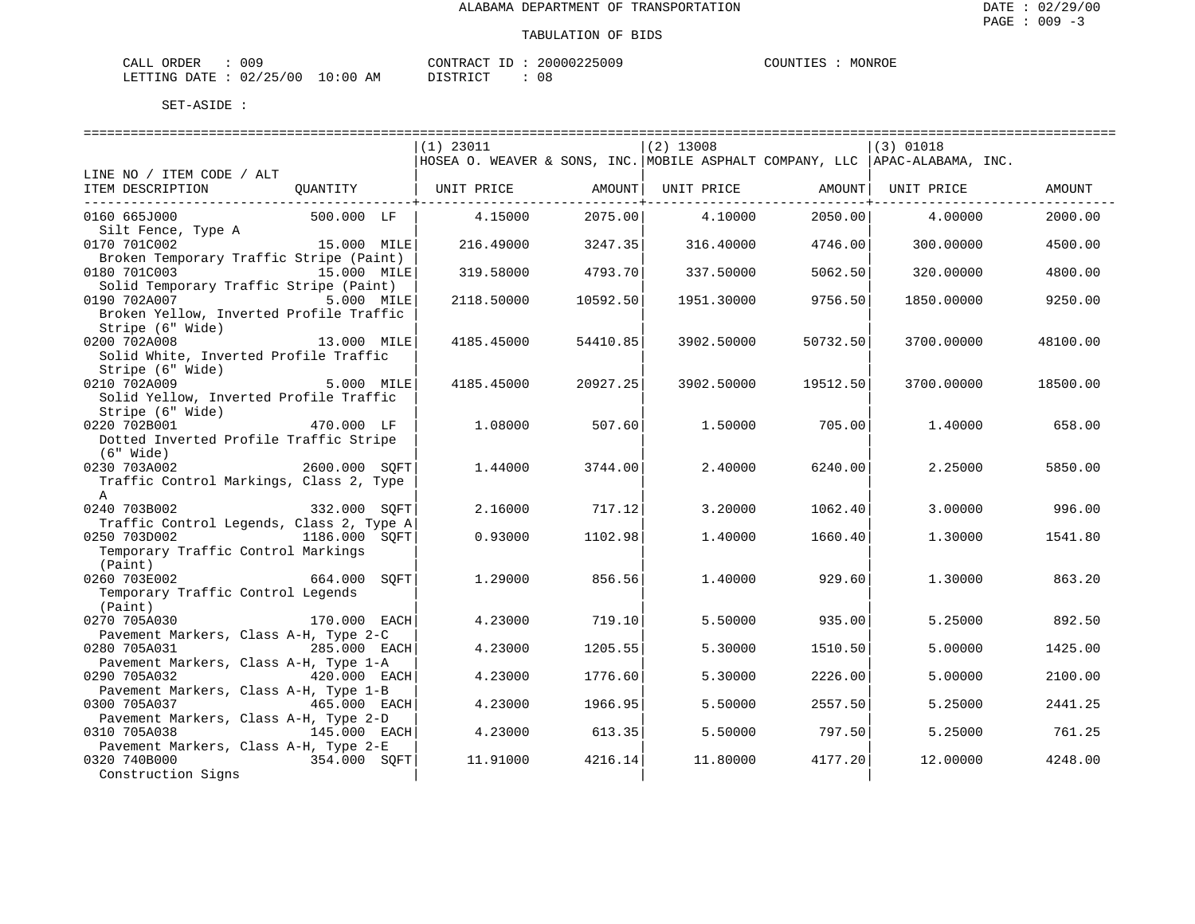ALABAMA DEPARTMENT OF TRANSPORTATION

TABULATION OF BIDS

CALL ORDER : 009 CONTRACT ID : 20000225009 COUNTIES : MONROE
LETTING DATE : 02/25/00 10:00 AM DISTRICT : 08

SET-ASIDE :

| LINE NO / ITEM CODE / ALT ITEM DESCRIPTION | QUANTITY | (1) 23011 HOSEA O. WEAVER & SONS, INC. UNIT PRICE | AMOUNT | (2) 13008 MOBILE ASPHALT COMPANY, LLC UNIT PRICE | AMOUNT | (3) 01018 APAC-ALABAMA, INC. UNIT PRICE | AMOUNT |
|---|---|---|---|---|---|---|---|
| 0160 665J000 Silt Fence, Type A | 500.000 LF | 4.15000 | 2075.00 | 4.10000 | 2050.00 | 4.00000 | 2000.00 |
| 0170 701C002 Broken Temporary Traffic Stripe (Paint) | 15.000 MILE | 216.49000 | 3247.35 | 316.40000 | 4746.00 | 300.00000 | 4500.00 |
| 0180 701C003 Solid Temporary Traffic Stripe (Paint) | 15.000 MILE | 319.58000 | 4793.70 | 337.50000 | 5062.50 | 320.00000 | 4800.00 |
| 0190 702A007 Broken Yellow, Inverted Profile Traffic Stripe (6" Wide) | 5.000 MILE | 2118.50000 | 10592.50 | 1951.30000 | 9756.50 | 1850.00000 | 9250.00 |
| 0200 702A008 Solid White, Inverted Profile Traffic Stripe (6" Wide) | 13.000 MILE | 4185.45000 | 54410.85 | 3902.50000 | 50732.50 | 3700.00000 | 48100.00 |
| 0210 702A009 Solid Yellow, Inverted Profile Traffic Stripe (6" Wide) | 5.000 MILE | 4185.45000 | 20927.25 | 3902.50000 | 19512.50 | 3700.00000 | 18500.00 |
| 0220 702B001 Dotted Inverted Profile Traffic Stripe (6" Wide) | 470.000 LF | 1.08000 | 507.60 | 1.50000 | 705.00 | 1.40000 | 658.00 |
| 0230 703A002 Traffic Control Markings, Class 2, Type A | 2600.000 SQFT | 1.44000 | 3744.00 | 2.40000 | 6240.00 | 2.25000 | 5850.00 |
| 0240 703B002 Traffic Control Legends, Class 2, Type A | 332.000 SQFT | 2.16000 | 717.12 | 3.20000 | 1062.40 | 3.00000 | 996.00 |
| 0250 703D002 Temporary Traffic Control Markings (Paint) | 1186.000 SQFT | 0.93000 | 1102.98 | 1.40000 | 1660.40 | 1.30000 | 1541.80 |
| 0260 703E002 Temporary Traffic Control Legends (Paint) | 664.000 SQFT | 1.29000 | 856.56 | 1.40000 | 929.60 | 1.30000 | 863.20 |
| 0270 705A030 Pavement Markers, Class A-H, Type 2-C | 170.000 EACH | 4.23000 | 719.10 | 5.50000 | 935.00 | 5.25000 | 892.50 |
| 0280 705A031 Pavement Markers, Class A-H, Type 1-A | 285.000 EACH | 4.23000 | 1205.55 | 5.30000 | 1510.50 | 5.00000 | 1425.00 |
| 0290 705A032 Pavement Markers, Class A-H, Type 1-B | 420.000 EACH | 4.23000 | 1776.60 | 5.30000 | 2226.00 | 5.00000 | 2100.00 |
| 0300 705A037 Pavement Markers, Class A-H, Type 2-D | 465.000 EACH | 4.23000 | 1966.95 | 5.50000 | 2557.50 | 5.25000 | 2441.25 |
| 0310 705A038 Pavement Markers, Class A-H, Type 2-E | 145.000 EACH | 4.23000 | 613.35 | 5.50000 | 797.50 | 5.25000 | 761.25 |
| 0320 740B000 Construction Signs | 354.000 SQFT | 11.91000 | 4216.14 | 11.80000 | 4177.20 | 12.00000 | 4248.00 |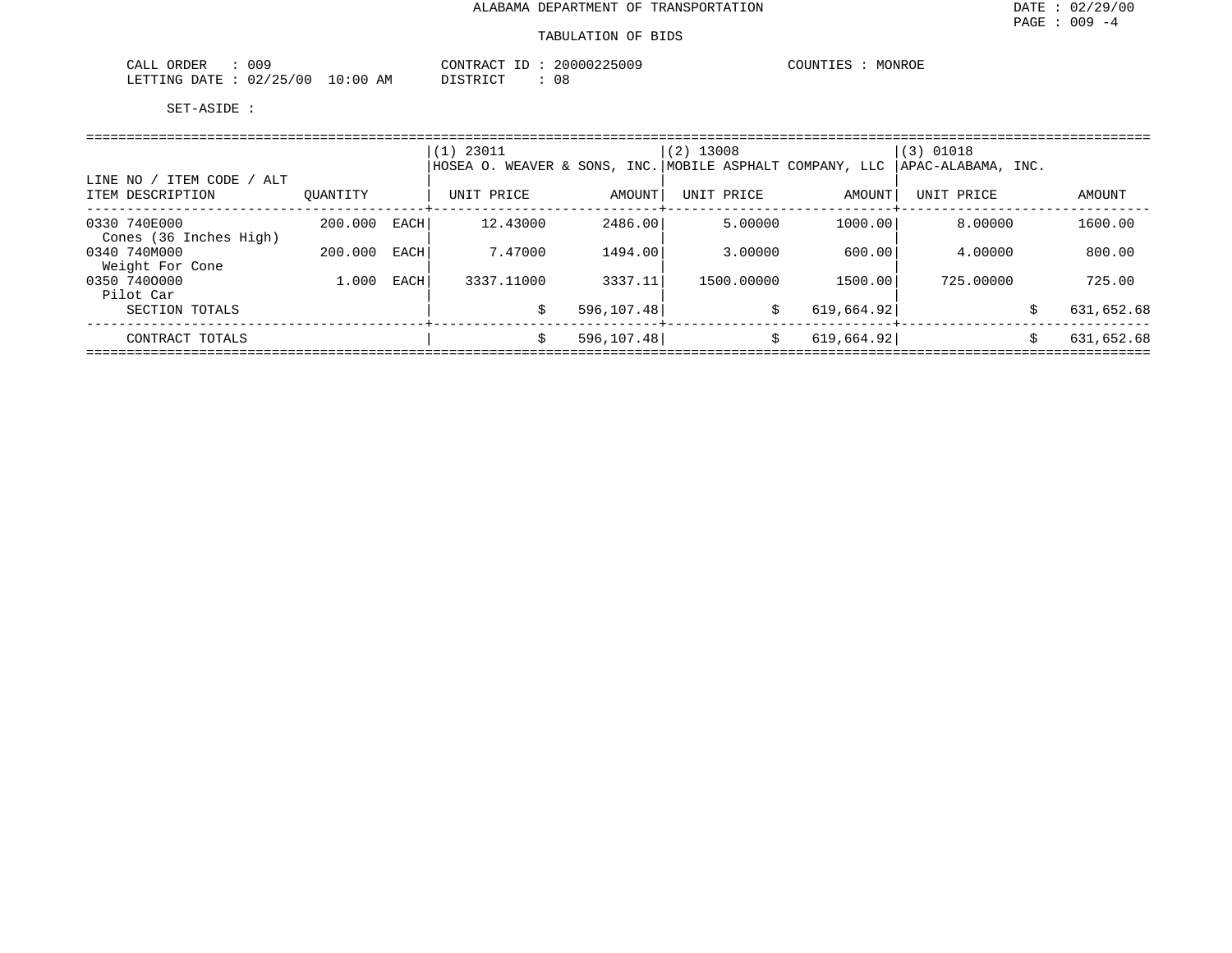ALABAMA DEPARTMENT OF TRANSPORTATION

TABULATION OF BIDS

CALL ORDER : 009
LETTING DATE : 02/25/00 10:00 AM

CONTRACT ID : 20000225009
DISTRICT : 08

COUNTIES : MONROE

SET-ASIDE :

| LINE NO / ITEM CODE / ALT<br>ITEM DESCRIPTION | QUANTITY | | (1) 23011<br>HOSEA O. WEAVER & SONS, INC.<br>UNIT PRICE | AMOUNT | (2) 13008<br>MOBILE ASPHALT COMPANY, LLC<br>UNIT PRICE | AMOUNT | (3) 01018<br>APAC-ALABAMA, INC.<br>UNIT PRICE | AMOUNT |
|---|---|---|---|---|---|---|---|---|
| 0330 740E000<br>Cones (36 Inches High) | 200.000 | EACH | 12.43000 | 2486.00 | 5.00000 | 1000.00 | 8.00000 | 1600.00 |
| 0340 740M000<br>Weight For Cone | 200.000 | EACH | 7.47000 | 1494.00 | 3.00000 | 600.00 | 4.00000 | 800.00 |
| 0350 740O000<br>Pilot Car | 1.000 | EACH | 3337.11000 | 3337.11 | 1500.00000 | 1500.00 | 725.00000 | 725.00 |
| SECTION TOTALS | | | $ | 596,107.48 | $ | 619,664.92 | $ | 631,652.68 |
| CONTRACT TOTALS | | | $ | 596,107.48 | $ | 619,664.92 | $ | 631,652.68 |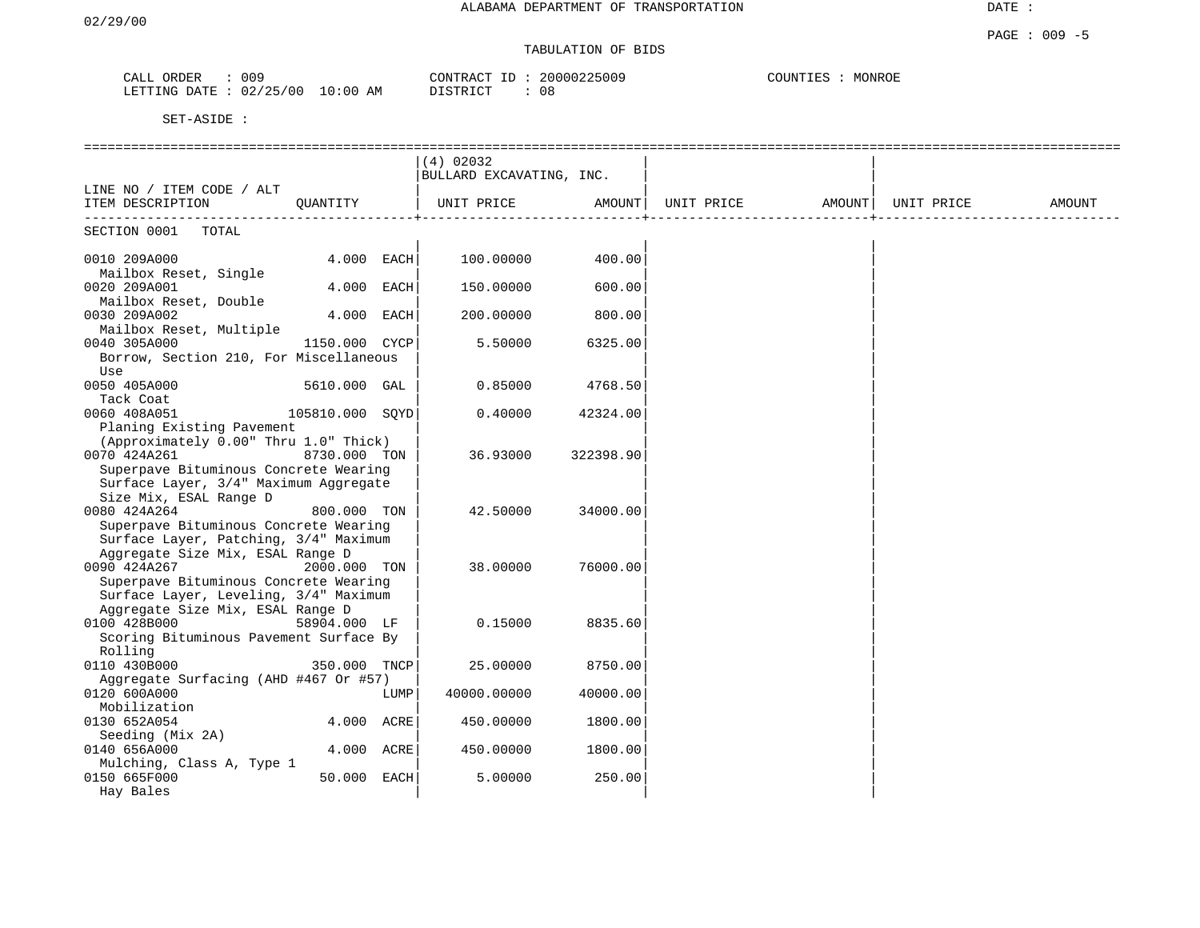ALABAMA DEPARTMENT OF TRANSPORTATION

02/29/00

DATE :

PAGE : 009 -5

TABULATION OF BIDS

CALL ORDER : 009
LETTING DATE : 02/25/00 10:00 AM

CONTRACT ID : 20000225009
DISTRICT : 08

COUNTIES : MONROE

SET-ASIDE :

| LINE NO / ITEM CODE / ALT<br>ITEM DESCRIPTION | QUANTITY | (4) 02032<br>BULLARD EXCAVATING, INC.<br>UNIT PRICE | AMOUNT | UNIT PRICE | AMOUNT | UNIT PRICE | AMOUNT |
|---|---|---|---|---|---|---|---|
| SECTION 0001 TOTAL | | | | | | | |
| 0010 209A000<br>Mailbox Reset, Single | 4.000 EACH | 100.00000 | 400.00 | | | | |
| 0020 209A001<br>Mailbox Reset, Double | 4.000 EACH | 150.00000 | 600.00 | | | | |
| 0030 209A002<br>Mailbox Reset, Multiple | 4.000 EACH | 200.00000 | 800.00 | | | | |
| 0040 305A000<br>Borrow, Section 210, For Miscellaneous Use | 1150.000 CYCP | 5.50000 | 6325.00 | | | | |
| 0050 405A000<br>Tack Coat | 5610.000 GAL | 0.85000 | 4768.50 | | | | |
| 0060 408A051<br>Planing Existing Pavement (Approximately 0.00" Thru 1.0" Thick) | 105810.000 SQYD | 0.40000 | 42324.00 | | | | |
| 0070 424A261<br>Superpave Bituminous Concrete Wearing Surface Layer, 3/4" Maximum Aggregate Size Mix, ESAL Range D | 8730.000 TON | 36.93000 | 322398.90 | | | | |
| 0080 424A264<br>Superpave Bituminous Concrete Wearing Surface Layer, Patching, 3/4" Maximum Aggregate Size Mix, ESAL Range D | 800.000 TON | 42.50000 | 34000.00 | | | | |
| 0090 424A267<br>Superpave Bituminous Concrete Wearing Surface Layer, Leveling, 3/4" Maximum Aggregate Size Mix, ESAL Range D | 2000.000 TON | 38.00000 | 76000.00 | | | | |
| 0100 428B000<br>Scoring Bituminous Pavement Surface By Rolling | 58904.000 LF | 0.15000 | 8835.60 | | | | |
| 0110 430B000<br>Aggregate Surfacing (AHD #467 Or #57) | 350.000 TNCP | 25.00000 | 8750.00 | | | | |
| 0120 600A000<br>Mobilization | LUMP | 40000.00000 | 40000.00 | | | | |
| 0130 652A054<br>Seeding (Mix 2A) | 4.000 ACRE | 450.00000 | 1800.00 | | | | |
| 0140 656A000<br>Mulching, Class A, Type 1 | 4.000 ACRE | 450.00000 | 1800.00 | | | | |
| 0150 665F000<br>Hay Bales | 50.000 EACH | 5.00000 | 250.00 | | | | |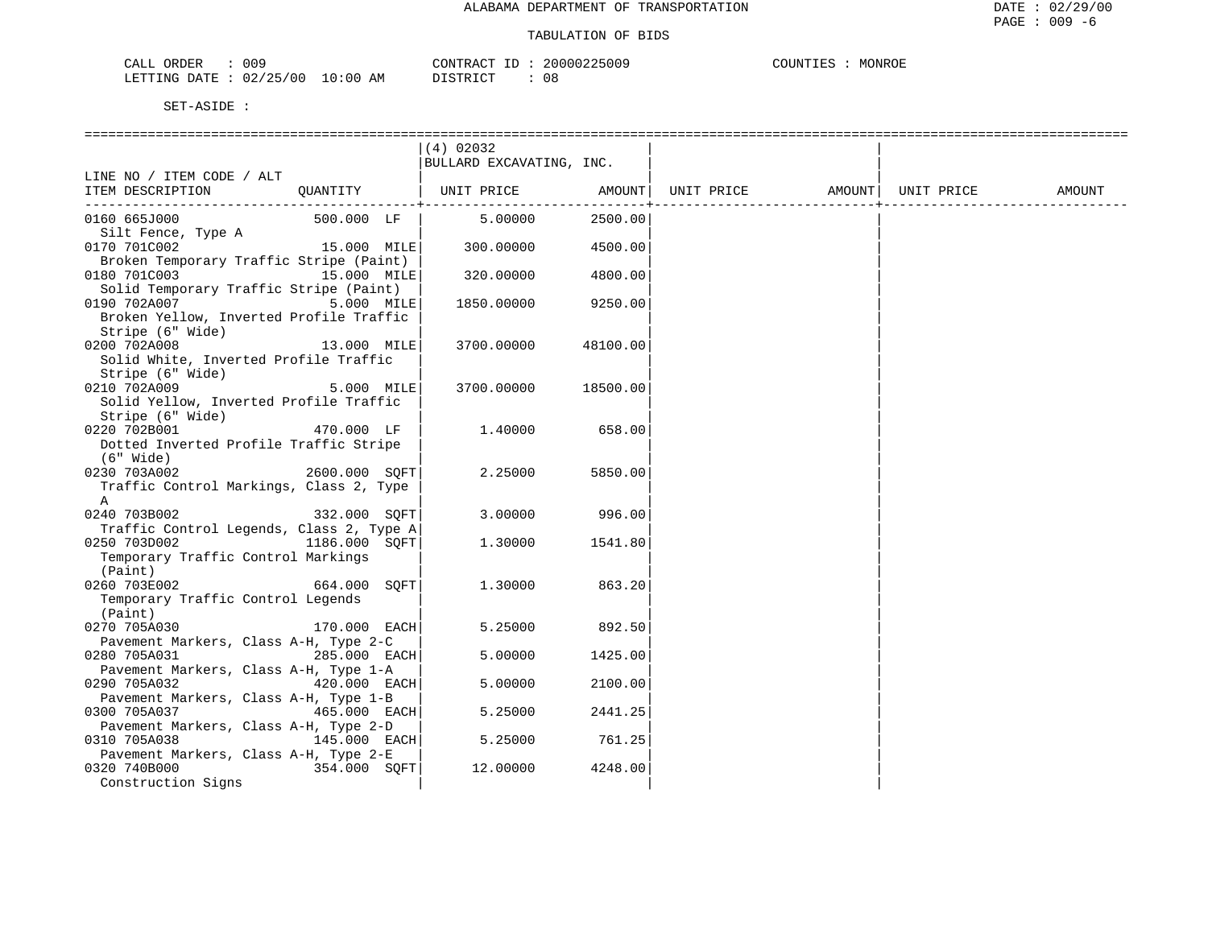ALABAMA DEPARTMENT OF TRANSPORTATION

TABULATION OF BIDS

CALL ORDER : 009 CONTRACT ID : 20000225009 COUNTIES : MONROE
LETTING DATE : 02/25/00 10:00 AM DISTRICT : 08

SET-ASIDE :

| LINE NO / ITEM CODE / ALT ITEM DESCRIPTION | QUANTITY | (4) 02032 BULLARD EXCAVATING, INC. UNIT PRICE | AMOUNT | UNIT PRICE | AMOUNT | UNIT PRICE | AMOUNT |
|---|---|---|---|---|---|---|---|
| 0160 665J000 Silt Fence, Type A | 500.000 LF | 5.00000 | 2500.00 | | | | |
| 0170 701C002 Broken Temporary Traffic Stripe (Paint) | 15.000 MILE | 300.00000 | 4500.00 | | | | |
| 0180 701C003 Solid Temporary Traffic Stripe (Paint) | 15.000 MILE | 320.00000 | 4800.00 | | | | |
| 0190 702A007 Broken Yellow, Inverted Profile Traffic Stripe (6" Wide) | 5.000 MILE | 1850.00000 | 9250.00 | | | | |
| 0200 702A008 Solid White, Inverted Profile Traffic Stripe (6" Wide) | 13.000 MILE | 3700.00000 | 48100.00 | | | | |
| 0210 702A009 Solid Yellow, Inverted Profile Traffic Stripe (6" Wide) | 5.000 MILE | 3700.00000 | 18500.00 | | | | |
| 0220 702B001 Dotted Inverted Profile Traffic Stripe (6" Wide) | 470.000 LF | 1.40000 | 658.00 | | | | |
| 0230 703A002 Traffic Control Markings, Class 2, Type A | 2600.000 SQFT | 2.25000 | 5850.00 | | | | |
| 0240 703B002 Traffic Control Legends, Class 2, Type A | 332.000 SQFT | 3.00000 | 996.00 | | | | |
| 0250 703D002 Temporary Traffic Control Markings (Paint) | 1186.000 SQFT | 1.30000 | 1541.80 | | | | |
| 0260 703E002 Temporary Traffic Control Legends (Paint) | 664.000 SQFT | 1.30000 | 863.20 | | | | |
| 0270 705A030 Pavement Markers, Class A-H, Type 2-C | 170.000 EACH | 5.25000 | 892.50 | | | | |
| 0280 705A031 Pavement Markers, Class A-H, Type 1-A | 285.000 EACH | 5.00000 | 1425.00 | | | | |
| 0290 705A032 Pavement Markers, Class A-H, Type 1-B | 420.000 EACH | 5.00000 | 2100.00 | | | | |
| 0300 705A037 Pavement Markers, Class A-H, Type 2-D | 465.000 EACH | 5.25000 | 2441.25 | | | | |
| 0310 705A038 Pavement Markers, Class A-H, Type 2-E | 145.000 EACH | 5.25000 | 761.25 | | | | |
| 0320 740B000 Construction Signs | 354.000 SQFT | 12.00000 | 4248.00 | | | | |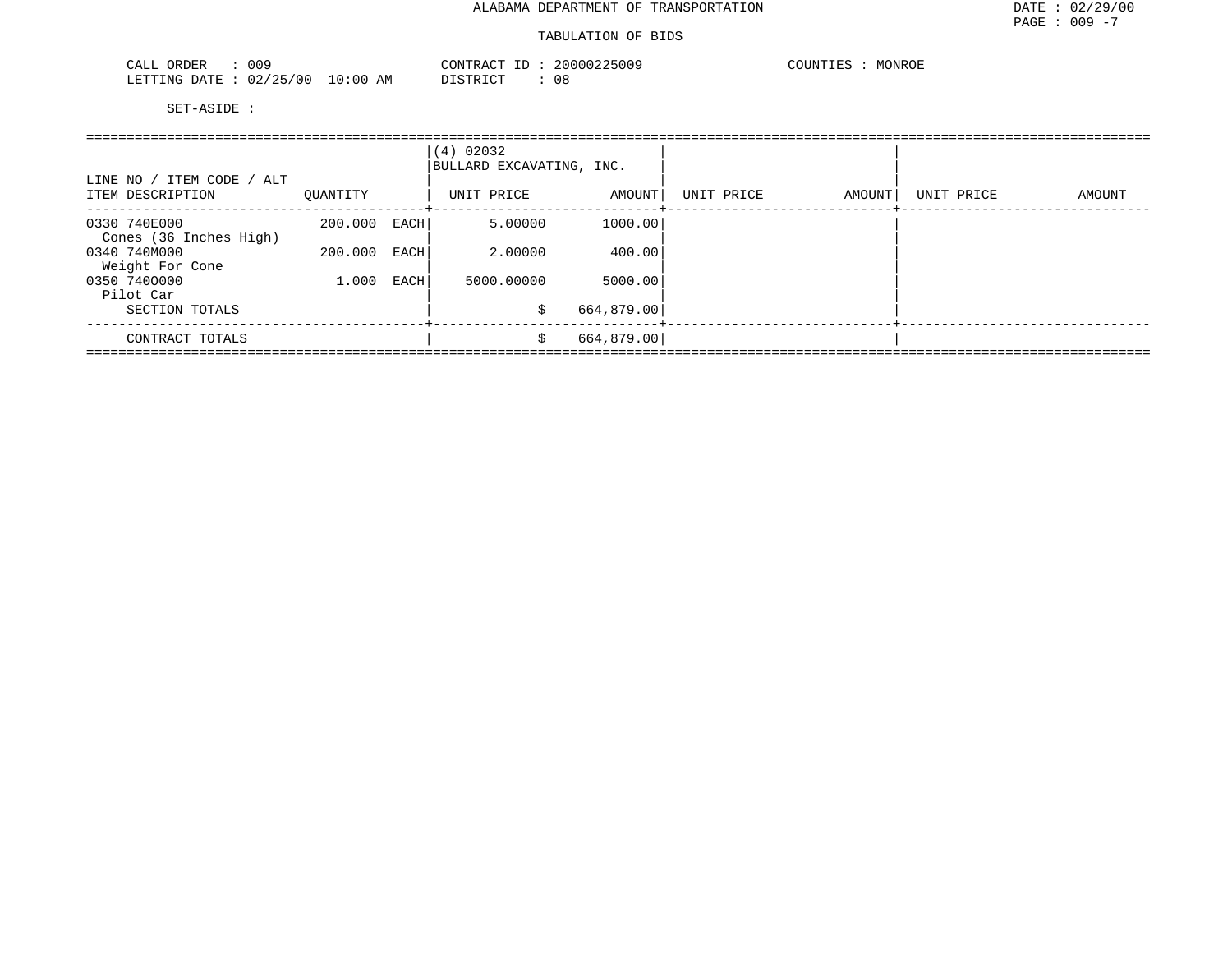# ALABAMA DEPARTMENT OF TRANSPORTATION

## TABULATION OF BIDS

DATE : 02/29/00
PAGE : 009 -7

CALL ORDER : 009
LETTING DATE : 02/25/00 10:00 AM
CONTRACT ID : 20000225009
DISTRICT : 08
COUNTIES : MONROE

SET-ASIDE :

| LINE NO / ITEM CODE / ALT ITEM DESCRIPTION | QUANTITY | | (4) 02032 BULLARD EXCAVATING, INC. UNIT PRICE | AMOUNT | UNIT PRICE | AMOUNT | UNIT PRICE | AMOUNT |
|---|---|---|---|---|---|---|---|---|
| 0330 740E000 Cones (36 Inches High) | 200.000 | EACH | 5.00000 | 1000.00 | | | | |
| 0340 740M000 Weight For Cone | 200.000 | EACH | 2.00000 | 400.00 | | | | |
| 0350 740O000 Pilot Car | 1.000 | EACH | 5000.00000 | 5000.00 | | | | |
| SECTION TOTALS | | | $ | 664,879.00 | | | | |
| CONTRACT TOTALS | | | $ | 664,879.00 | | | | |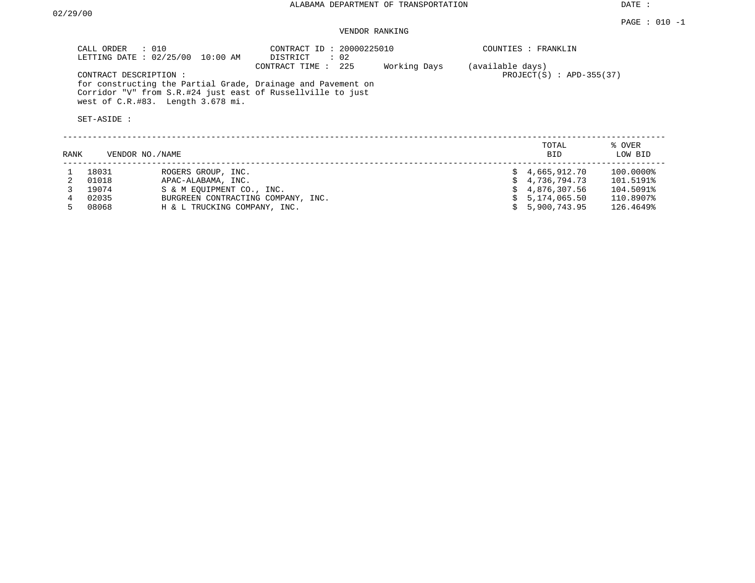ALABAMA DEPARTMENT OF TRANSPORTATION

DATE : 02/29/00

VENDOR RANKING

CALL ORDER : 010
LETTING DATE : 02/25/00 10:00 AM

CONTRACT ID : 20000225010
DISTRICT : 02
CONTRACT TIME : 225 Working Days (available days)

COUNTIES : FRANKLIN

PROJECT(S) : APD-355(37)

CONTRACT DESCRIPTION :
for constructing the Partial Grade, Drainage and Pavement on Corridor "V" from S.R.#24 just east of Russellville to just west of C.R.#83. Length 3.678 mi.

SET-ASIDE :

| RANK | VENDOR NO. | NAME | TOTAL BID | % OVER LOW BID |
|---|---|---|---|---|
| 1 | 18031 | ROGERS GROUP, INC. | $ 4,665,912.70 | 100.0000% |
| 2 | 01018 | APAC-ALABAMA, INC. | $ 4,736,794.73 | 101.5191% |
| 3 | 19074 | S & M EQUIPMENT CO., INC. | $ 4,876,307.56 | 104.5091% |
| 4 | 02035 | BURGREEN CONTRACTING COMPANY, INC. | $ 5,174,065.50 | 110.8907% |
| 5 | 08068 | H & L TRUCKING COMPANY, INC. | $ 5,900,743.95 | 126.4649% |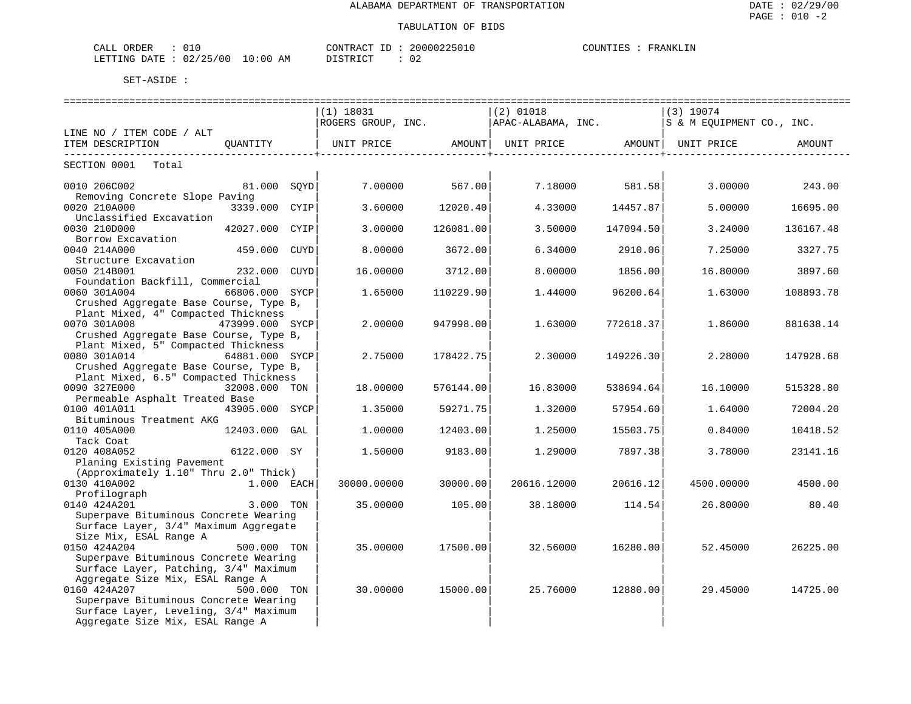ALABAMA DEPARTMENT OF TRANSPORTATION

TABULATION OF BIDS

CALL ORDER : 010    CONTRACT ID : 20000225010    COUNTIES : FRANKLIN
LETTING DATE : 02/25/00 10:00 AM    DISTRICT : 02

SET-ASIDE :

| LINE NO / ITEM CODE / ALT ITEM DESCRIPTION | QUANTITY | (1) 18031 ROGERS GROUP, INC. UNIT PRICE | AMOUNT | (2) 01018 APAC-ALABAMA, INC. UNIT PRICE | AMOUNT | (3) 19074 S & M EQUIPMENT CO., INC. UNIT PRICE | AMOUNT |
|---|---|---|---|---|---|---|---|
| SECTION 0001 Total | | | | | | | |
| 0010 206C002 Removing Concrete Slope Paving | 81.000 SQYD | 7.00000 | 567.00 | 7.18000 | 581.58 | 3.00000 | 243.00 |
| 0020 210A000 Unclassified Excavation | 3339.000 CYIP | 3.60000 | 12020.40 | 4.33000 | 14457.87 | 5.00000 | 16695.00 |
| 0030 210D000 Borrow Excavation | 42027.000 CYIP | 3.00000 | 126081.00 | 3.50000 | 147094.50 | 3.24000 | 136167.48 |
| 0040 214A000 Structure Excavation | 459.000 CUYD | 8.00000 | 3672.00 | 6.34000 | 2910.06 | 7.25000 | 3327.75 |
| 0050 214B001 Foundation Backfill, Commercial | 232.000 CUYD | 16.00000 | 3712.00 | 8.00000 | 1856.00 | 16.80000 | 3897.60 |
| 0060 301A004 Crushed Aggregate Base Course, Type B, Plant Mixed, 4" Compacted Thickness | 66806.000 SYCP | 1.65000 | 110229.90 | 1.44000 | 96200.64 | 1.63000 | 108893.78 |
| 0070 301A008 Crushed Aggregate Base Course, Type B, Plant Mixed, 5" Compacted Thickness | 473999.000 SYCP | 2.00000 | 947998.00 | 1.63000 | 772618.37 | 1.86000 | 881638.14 |
| 0080 301A014 Crushed Aggregate Base Course, Type B, Plant Mixed, 6.5" Compacted Thickness | 64881.000 SYCP | 2.75000 | 178422.75 | 2.30000 | 149226.30 | 2.28000 | 147928.68 |
| 0090 327E000 Permeable Asphalt Treated Base | 32008.000 TON | 18.00000 | 576144.00 | 16.83000 | 538694.64 | 16.10000 | 515328.80 |
| 0100 401A011 Bituminous Treatment AKG | 43905.000 SYCP | 1.35000 | 59271.75 | 1.32000 | 57954.60 | 1.64000 | 72004.20 |
| 0110 405A000 Tack Coat | 12403.000 GAL | 1.00000 | 12403.00 | 1.25000 | 15503.75 | 0.84000 | 10418.52 |
| 0120 408A052 Planing Existing Pavement (Approximately 1.10" Thru 2.0" Thick) | 6122.000 SY | 1.50000 | 9183.00 | 1.29000 | 7897.38 | 3.78000 | 23141.16 |
| 0130 410A002 Profilograph | 1.000 EACH | 30000.00000 | 30000.00 | 20616.12000 | 20616.12 | 4500.00000 | 4500.00 |
| 0140 424A201 Superpave Bituminous Concrete Wearing Surface Layer, 3/4" Maximum Aggregate Size Mix, ESAL Range A | 3.000 TON | 35.00000 | 105.00 | 38.18000 | 114.54 | 26.80000 | 80.40 |
| 0150 424A204 Superpave Bituminous Concrete Wearing Surface Layer, Patching, 3/4" Maximum Aggregate Size Mix, ESAL Range A | 500.000 TON | 35.00000 | 17500.00 | 32.56000 | 16280.00 | 52.45000 | 26225.00 |
| 0160 424A207 Superpave Bituminous Concrete Wearing Surface Layer, Leveling, 3/4" Maximum Aggregate Size Mix, ESAL Range A | 500.000 TON | 30.00000 | 15000.00 | 25.76000 | 12880.00 | 29.45000 | 14725.00 |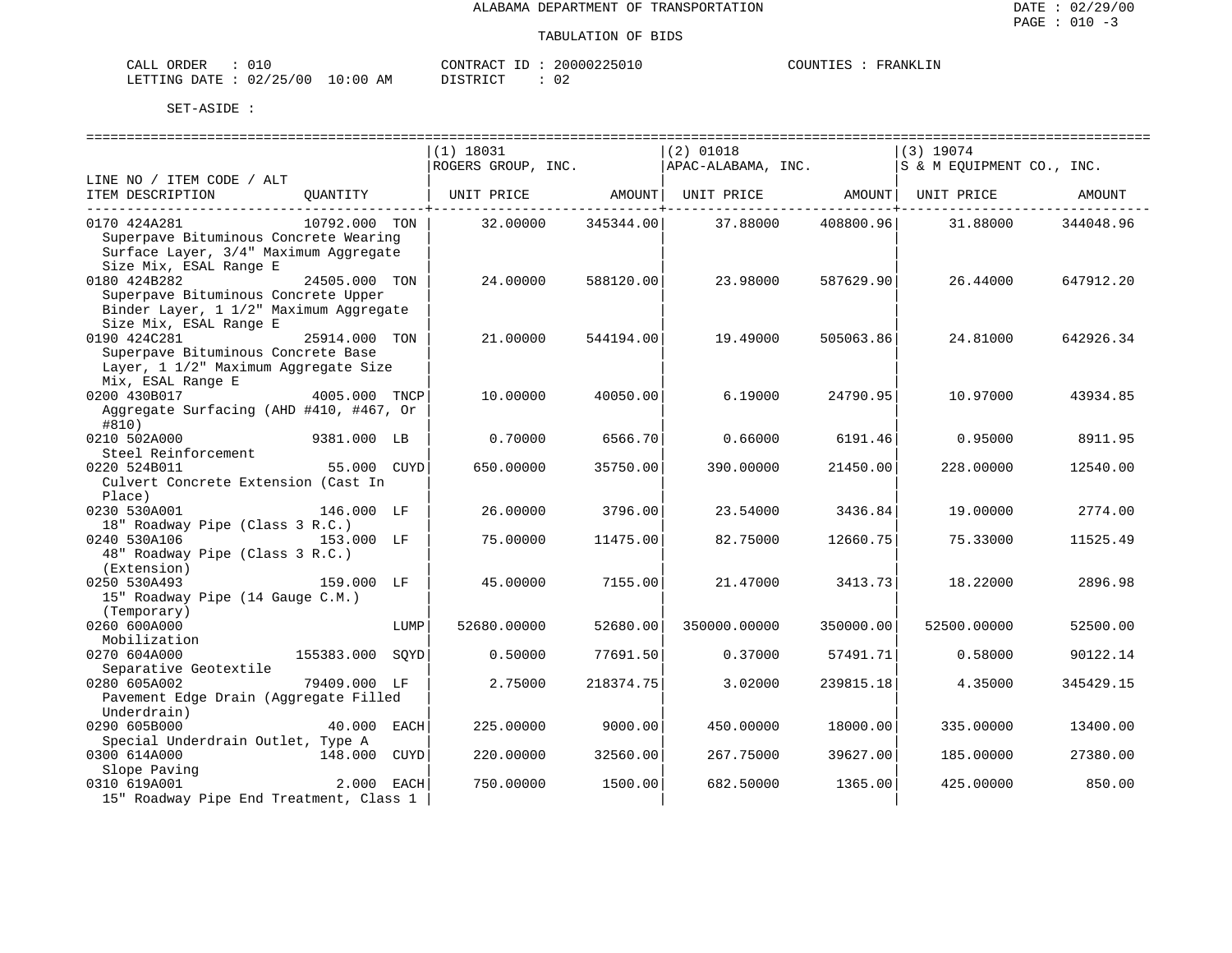ALABAMA DEPARTMENT OF TRANSPORTATION

TABULATION OF BIDS

CALL ORDER : 010  CONTRACT ID : 20000225010  COUNTIES : FRANKLIN
LETTING DATE : 02/25/00 10:00 AM  DISTRICT : 02

SET-ASIDE :

| LINE NO / ITEM CODE / ALT ITEM DESCRIPTION | QUANTITY | (1) 18031 ROGERS GROUP, INC. UNIT PRICE | AMOUNT | (2) 01018 APAC-ALABAMA, INC. UNIT PRICE | AMOUNT | (3) 19074 S & M EQUIPMENT CO., INC. UNIT PRICE | AMOUNT |
|---|---|---|---|---|---|---|---|
| 0170 424A281 Superpave Bituminous Concrete Wearing Surface Layer, 3/4" Maximum Aggregate Size Mix, ESAL Range E | 10792.000 TON | 32.00000 | 345344.00 | 37.88000 | 408800.96 | 31.88000 | 344048.96 |
| 0180 424B282 Superpave Bituminous Concrete Upper Binder Layer, 1 1/2" Maximum Aggregate Size Mix, ESAL Range E | 24505.000 TON | 24.00000 | 588120.00 | 23.98000 | 587629.90 | 26.44000 | 647912.20 |
| 0190 424C281 Superpave Bituminous Concrete Base Layer, 1 1/2" Maximum Aggregate Size Mix, ESAL Range E | 25914.000 TON | 21.00000 | 544194.00 | 19.49000 | 505063.86 | 24.81000 | 642926.34 |
| 0200 430B017 Aggregate Surfacing (AHD #410, #467, Or #810) | 4005.000 TNCP | 10.00000 | 40050.00 | 6.19000 | 24790.95 | 10.97000 | 43934.85 |
| 0210 502A000 Steel Reinforcement | 9381.000 LB | 0.70000 | 6566.70 | 0.66000 | 6191.46 | 0.95000 | 8911.95 |
| 0220 524B011 Culvert Concrete Extension (Cast In Place) | 55.000 CUYD | 650.00000 | 35750.00 | 390.00000 | 21450.00 | 228.00000 | 12540.00 |
| 0230 530A001 18" Roadway Pipe (Class 3 R.C.) | 146.000 LF | 26.00000 | 3796.00 | 23.54000 | 3436.84 | 19.00000 | 2774.00 |
| 0240 530A106 48" Roadway Pipe (Class 3 R.C.) (Extension) | 153.000 LF | 75.00000 | 11475.00 | 82.75000 | 12660.75 | 75.33000 | 11525.49 |
| 0250 530A493 15" Roadway Pipe (14 Gauge C.M.) (Temporary) | 159.000 LF | 45.00000 | 7155.00 | 21.47000 | 3413.73 | 18.22000 | 2896.98 |
| 0260 600A000 Mobilization | LUMP | 52680.00000 | 52680.00 | 350000.00000 | 350000.00 | 52500.00000 | 52500.00 |
| 0270 604A000 Separative Geotextile | 155383.000 SQYD | 0.50000 | 77691.50 | 0.37000 | 57491.71 | 0.58000 | 90122.14 |
| 0280 605A002 Pavement Edge Drain (Aggregate Filled Underdrain) | 79409.000 LF | 2.75000 | 218374.75 | 3.02000 | 239815.18 | 4.35000 | 345429.15 |
| 0290 605B000 Special Underdrain Outlet, Type A | 40.000 EACH | 225.00000 | 9000.00 | 450.00000 | 18000.00 | 335.00000 | 13400.00 |
| 0300 614A000 Slope Paving | 148.000 CUYD | 220.00000 | 32560.00 | 267.75000 | 39627.00 | 185.00000 | 27380.00 |
| 0310 619A001 15" Roadway Pipe End Treatment, Class 1 | 2.000 EACH | 750.00000 | 1500.00 | 682.50000 | 1365.00 | 425.00000 | 850.00 |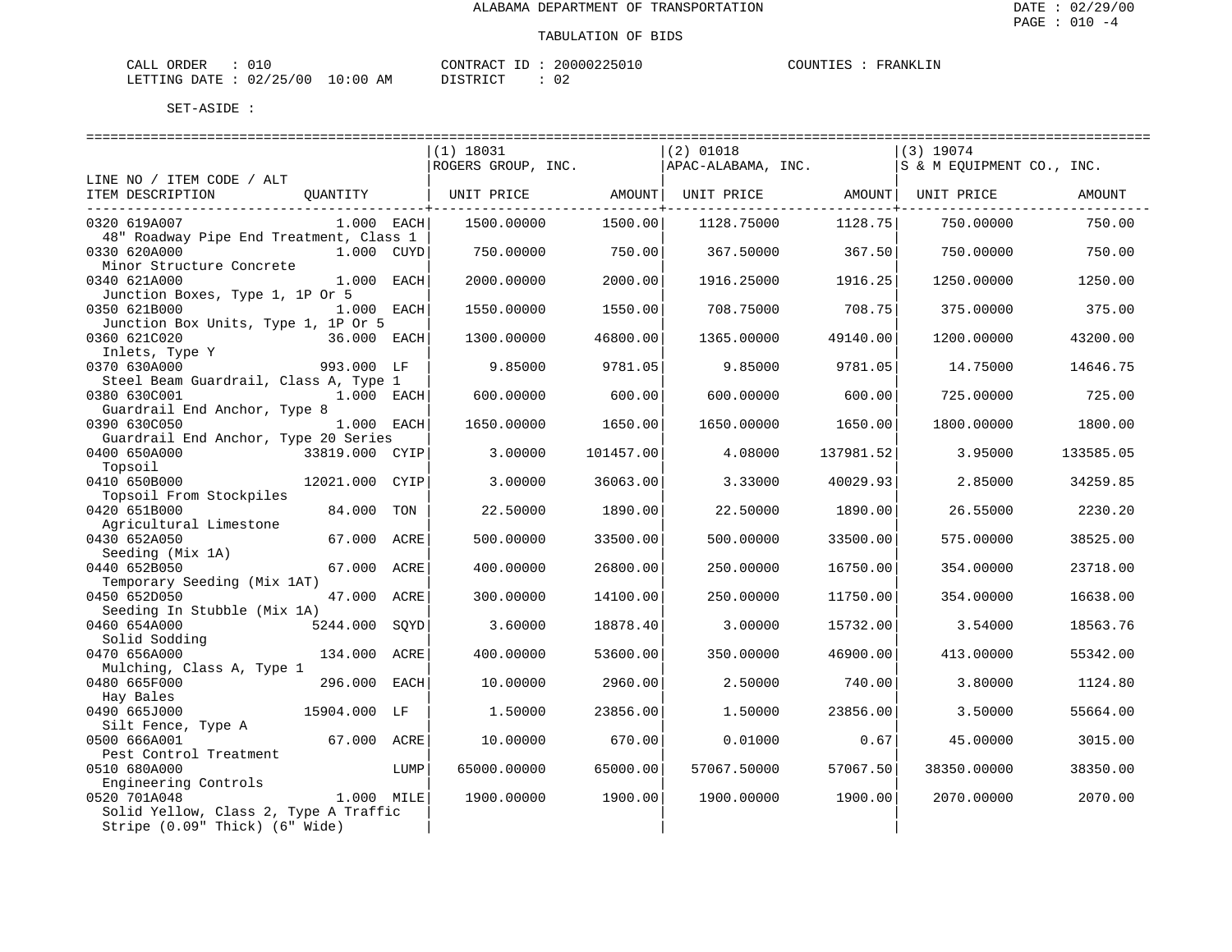ALABAMA DEPARTMENT OF TRANSPORTATION

TABULATION OF BIDS

CALL ORDER : 010 CONTRACT ID : 20000225010 COUNTIES : FRANKLIN
LETTING DATE : 02/25/00 10:00 AM DISTRICT : 02

SET-ASIDE :

| LINE NO / ITEM CODE / ALT ITEM DESCRIPTION | QUANTITY | (1) 18031 ROGERS GROUP, INC. UNIT PRICE | AMOUNT | (2) 01018 APAC-ALABAMA, INC. UNIT PRICE | AMOUNT | (3) 19074 S & M EQUIPMENT CO., INC. UNIT PRICE | AMOUNT |
|---|---|---|---|---|---|---|---|
| 0320 619A007 48" Roadway Pipe End Treatment, Class 1 | 1.000 EACH | 1500.00000 | 1500.00 | 1128.75000 | 1128.75 | 750.00000 | 750.00 |
| 0330 620A000 Minor Structure Concrete | 1.000 CUYD | 750.00000 | 750.00 | 367.50000 | 367.50 | 750.00000 | 750.00 |
| 0340 621A000 Junction Boxes, Type 1, 1P Or 5 | 1.000 EACH | 2000.00000 | 2000.00 | 1916.25000 | 1916.25 | 1250.00000 | 1250.00 |
| 0350 621B000 Junction Box Units, Type 1, 1P Or 5 | 1.000 EACH | 1550.00000 | 1550.00 | 708.75000 | 708.75 | 375.00000 | 375.00 |
| 0360 621C020 Inlets, Type Y | 36.000 EACH | 1300.00000 | 46800.00 | 1365.00000 | 49140.00 | 1200.00000 | 43200.00 |
| 0370 630A000 Steel Beam Guardrail, Class A, Type 1 | 993.000 LF | 9.85000 | 9781.05 | 9.85000 | 9781.05 | 14.75000 | 14646.75 |
| 0380 630C001 Guardrail End Anchor, Type 8 | 1.000 EACH | 600.00000 | 600.00 | 600.00000 | 600.00 | 725.00000 | 725.00 |
| 0390 630C050 Guardrail End Anchor, Type 20 Series | 1.000 EACH | 1650.00000 | 1650.00 | 1650.00000 | 1650.00 | 1800.00000 | 1800.00 |
| 0400 650A000 Topsoil | 33819.000 CYIP | 3.00000 | 101457.00 | 4.08000 | 137981.52 | 3.95000 | 133585.05 |
| 0410 650B000 Topsoil From Stockpiles | 12021.000 CYIP | 3.00000 | 36063.00 | 3.33000 | 40029.93 | 2.85000 | 34259.85 |
| 0420 651B000 Agricultural Limestone | 84.000 TON | 22.50000 | 1890.00 | 22.50000 | 1890.00 | 26.55000 | 2230.20 |
| 0430 652A050 Seeding (Mix 1A) | 67.000 ACRE | 500.00000 | 33500.00 | 500.00000 | 33500.00 | 575.00000 | 38525.00 |
| 0440 652B050 Temporary Seeding (Mix 1AT) | 67.000 ACRE | 400.00000 | 26800.00 | 250.00000 | 16750.00 | 354.00000 | 23718.00 |
| 0450 652D050 Seeding In Stubble (Mix 1A) | 47.000 ACRE | 300.00000 | 14100.00 | 250.00000 | 11750.00 | 354.00000 | 16638.00 |
| 0460 654A000 Solid Sodding | 5244.000 SQYD | 3.60000 | 18878.40 | 3.00000 | 15732.00 | 3.54000 | 18563.76 |
| 0470 656A000 Mulching, Class A, Type 1 | 134.000 ACRE | 400.00000 | 53600.00 | 350.00000 | 46900.00 | 413.00000 | 55342.00 |
| 0480 665F000 Hay Bales | 296.000 EACH | 10.00000 | 2960.00 | 2.50000 | 740.00 | 3.80000 | 1124.80 |
| 0490 665J000 Silt Fence, Type A | 15904.000 LF | 1.50000 | 23856.00 | 1.50000 | 23856.00 | 3.50000 | 55664.00 |
| 0500 666A001 Pest Control Treatment | 67.000 ACRE | 10.00000 | 670.00 | 0.01000 | 0.67 | 45.00000 | 3015.00 |
| 0510 680A000 Engineering Controls | LUMP | 65000.00000 | 65000.00 | 57067.50000 | 57067.50 | 38350.00000 | 38350.00 |
| 0520 701A048 Solid Yellow, Class 2, Type A Traffic Stripe (0.09" Thick) (6" Wide) | 1.000 MILE | 1900.00000 | 1900.00 | 1900.00000 | 1900.00 | 2070.00000 | 2070.00 |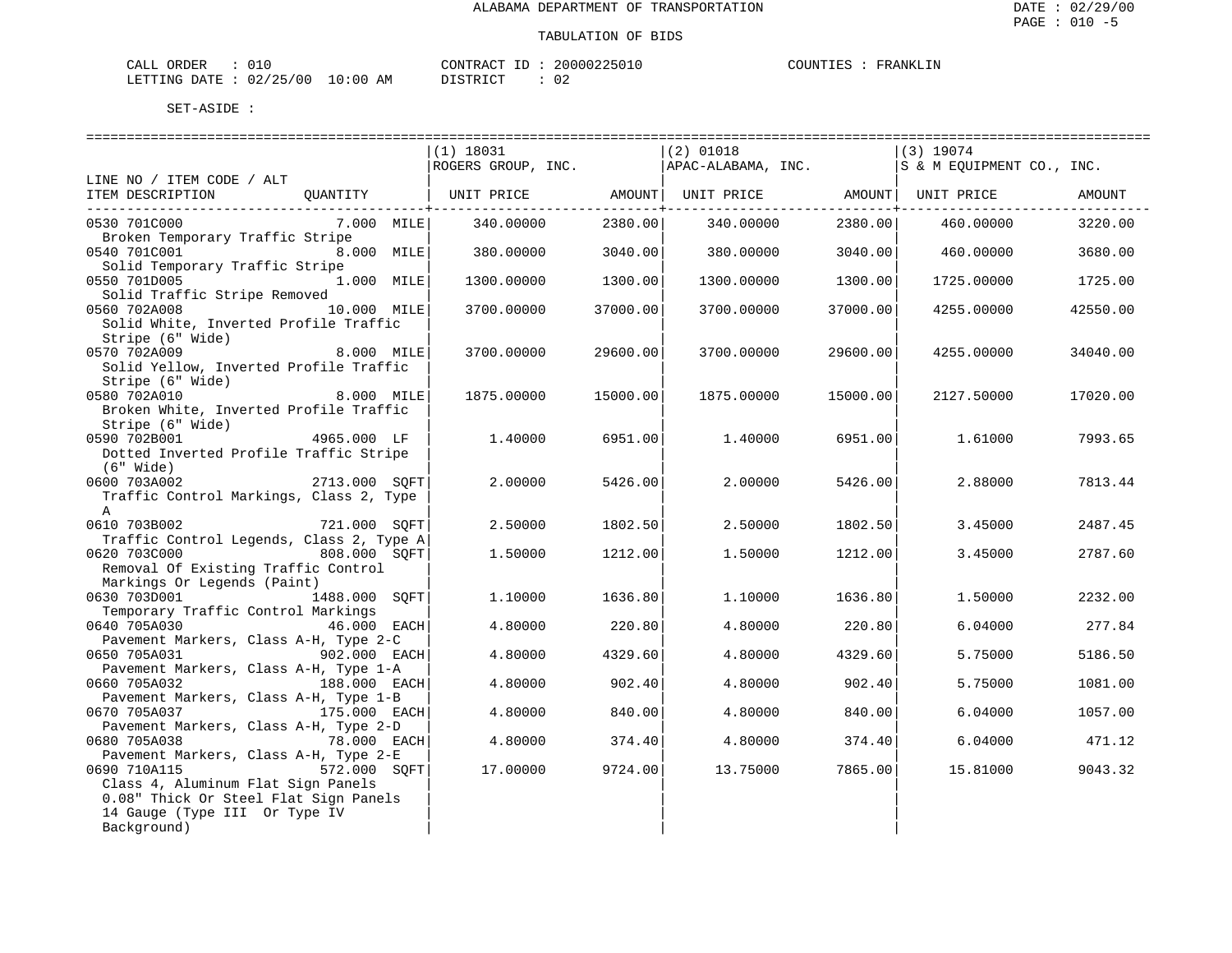ALABAMA DEPARTMENT OF TRANSPORTATION

TABULATION OF BIDS

CALL ORDER : 010 CONTRACT ID : 20000225010 COUNTIES : FRANKLIN
LETTING DATE : 02/25/00 10:00 AM DISTRICT : 02

SET-ASIDE :

| LINE NO / ITEM CODE / ALT ITEM DESCRIPTION | QUANTITY | (1) 18031 ROGERS GROUP, INC. UNIT PRICE | AMOUNT | (2) 01018 APAC-ALABAMA, INC. UNIT PRICE | AMOUNT | (3) 19074 S & M EQUIPMENT CO., INC. UNIT PRICE | AMOUNT |
|---|---|---|---|---|---|---|---|
| 0530 701C000 Broken Temporary Traffic Stripe | 7.000 MILE | 340.00000 | 2380.00 | 340.00000 | 2380.00 | 460.00000 | 3220.00 |
| 0540 701C001 Solid Temporary Traffic Stripe | 8.000 MILE | 380.00000 | 3040.00 | 380.00000 | 3040.00 | 460.00000 | 3680.00 |
| 0550 701D005 Solid Traffic Stripe Removed | 1.000 MILE | 1300.00000 | 1300.00 | 1300.00000 | 1300.00 | 1725.00000 | 1725.00 |
| 0560 702A008 Solid White, Inverted Profile Traffic Stripe (6" Wide) | 10.000 MILE | 3700.00000 | 37000.00 | 3700.00000 | 37000.00 | 4255.00000 | 42550.00 |
| 0570 702A009 Solid Yellow, Inverted Profile Traffic Stripe (6" Wide) | 8.000 MILE | 3700.00000 | 29600.00 | 3700.00000 | 29600.00 | 4255.00000 | 34040.00 |
| 0580 702A010 Broken White, Inverted Profile Traffic Stripe (6" Wide) | 8.000 MILE | 1875.00000 | 15000.00 | 1875.00000 | 15000.00 | 2127.50000 | 17020.00 |
| 0590 702B001 Dotted Inverted Profile Traffic Stripe (6" Wide) | 4965.000 LF | 1.40000 | 6951.00 | 1.40000 | 6951.00 | 1.61000 | 7993.65 |
| 0600 703A002 Traffic Control Markings, Class 2, Type A | 2713.000 SQFT | 2.00000 | 5426.00 | 2.00000 | 5426.00 | 2.88000 | 7813.44 |
| 0610 703B002 Traffic Control Legends, Class 2, Type A | 721.000 SQFT | 2.50000 | 1802.50 | 2.50000 | 1802.50 | 3.45000 | 2487.45 |
| 0620 703C000 Removal Of Existing Traffic Control Markings Or Legends (Paint) | 808.000 SQFT | 1.50000 | 1212.00 | 1.50000 | 1212.00 | 3.45000 | 2787.60 |
| 0630 703D001 Temporary Traffic Control Markings | 1488.000 SQFT | 1.10000 | 1636.80 | 1.10000 | 1636.80 | 1.50000 | 2232.00 |
| 0640 705A030 Pavement Markers, Class A-H, Type 2-C | 46.000 EACH | 4.80000 | 220.80 | 4.80000 | 220.80 | 6.04000 | 277.84 |
| 0650 705A031 Pavement Markers, Class A-H, Type 1-A | 902.000 EACH | 4.80000 | 4329.60 | 4.80000 | 4329.60 | 5.75000 | 5186.50 |
| 0660 705A032 Pavement Markers, Class A-H, Type 1-B | 188.000 EACH | 4.80000 | 902.40 | 4.80000 | 902.40 | 5.75000 | 1081.00 |
| 0670 705A037 Pavement Markers, Class A-H, Type 2-D | 175.000 EACH | 4.80000 | 840.00 | 4.80000 | 840.00 | 6.04000 | 1057.00 |
| 0680 705A038 Pavement Markers, Class A-H, Type 2-E | 78.000 EACH | 4.80000 | 374.40 | 4.80000 | 374.40 | 6.04000 | 471.12 |
| 0690 710A115 Class 4, Aluminum Flat Sign Panels 0.08" Thick Or Steel Flat Sign Panels 14 Gauge (Type III Or Type IV Background) | 572.000 SQFT | 17.00000 | 9724.00 | 13.75000 | 7865.00 | 15.81000 | 9043.32 |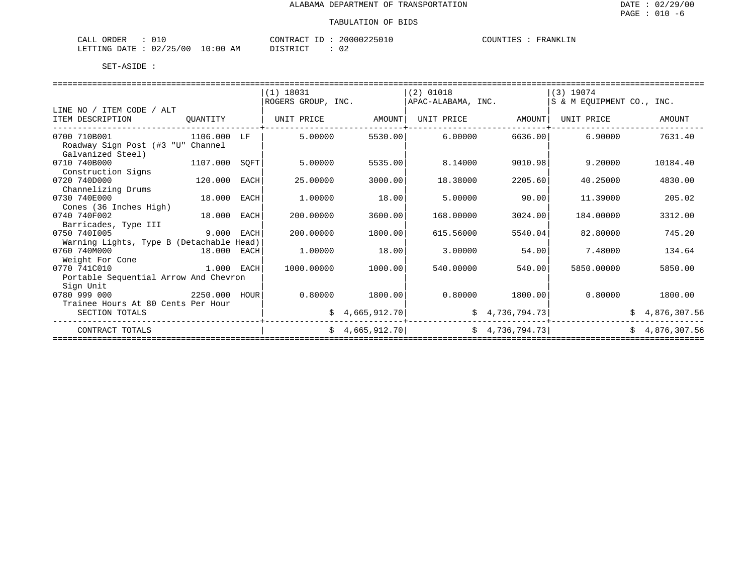ALABAMA DEPARTMENT OF TRANSPORTATION

TABULATION OF BIDS

CALL ORDER : 010　　CONTRACT ID : 20000225010　　COUNTIES : FRANKLIN
LETTING DATE : 02/25/00 10:00 AM　　DISTRICT : 02

SET-ASIDE :

| LINE NO / ITEM CODE / ALT ITEM DESCRIPTION | QUANTITY | | (1) 18031 ROGERS GROUP, INC. UNIT PRICE | AMOUNT | (2) 01018 APAC-ALABAMA, INC. UNIT PRICE | AMOUNT | (3) 19074 S & M EQUIPMENT CO., INC. UNIT PRICE | AMOUNT |
|---|---|---|---|---|---|---|---|---|
| 0700 710B001 Roadway Sign Post (#3 "U" Channel Galvanized Steel) | 1106.000 | LF | 5.00000 | 5530.00 | 6.00000 | 6636.00 | 6.90000 | 7631.40 |
| 0710 740B000 Construction Signs | 1107.000 | SQFT | 5.00000 | 5535.00 | 8.14000 | 9010.98 | 9.20000 | 10184.40 |
| 0720 740D000 Channelizing Drums | 120.000 | EACH | 25.00000 | 3000.00 | 18.38000 | 2205.60 | 40.25000 | 4830.00 |
| 0730 740E000 Cones (36 Inches High) | 18.000 | EACH | 1.00000 | 18.00 | 5.00000 | 90.00 | 11.39000 | 205.02 |
| 0740 740F002 Barricades, Type III | 18.000 | EACH | 200.00000 | 3600.00 | 168.00000 | 3024.00 | 184.00000 | 3312.00 |
| 0750 740I005 Warning Lights, Type B (Detachable Head) | 9.000 | EACH | 200.00000 | 1800.00 | 615.56000 | 5540.04 | 82.80000 | 745.20 |
| 0760 740M000 Weight For Cone | 18.000 | EACH | 1.00000 | 18.00 | 3.00000 | 54.00 | 7.48000 | 134.64 |
| 0770 741C010 Portable Sequential Arrow And Chevron Sign Unit | 1.000 | EACH | 1000.00000 | 1000.00 | 540.00000 | 540.00 | 5850.00000 | 5850.00 |
| 0780 999 000 Trainee Hours At 80 Cents Per Hour | 2250.000 | HOUR | 0.80000 | 1800.00 | 0.80000 | 1800.00 | 0.80000 | 1800.00 |
| SECTION TOTALS | | | | $ 4,665,912.70 | | $ 4,736,794.73 | | $ 4,876,307.56 |
| CONTRACT TOTALS | | | | $ 4,665,912.70 | | $ 4,736,794.73 | | $ 4,876,307.56 |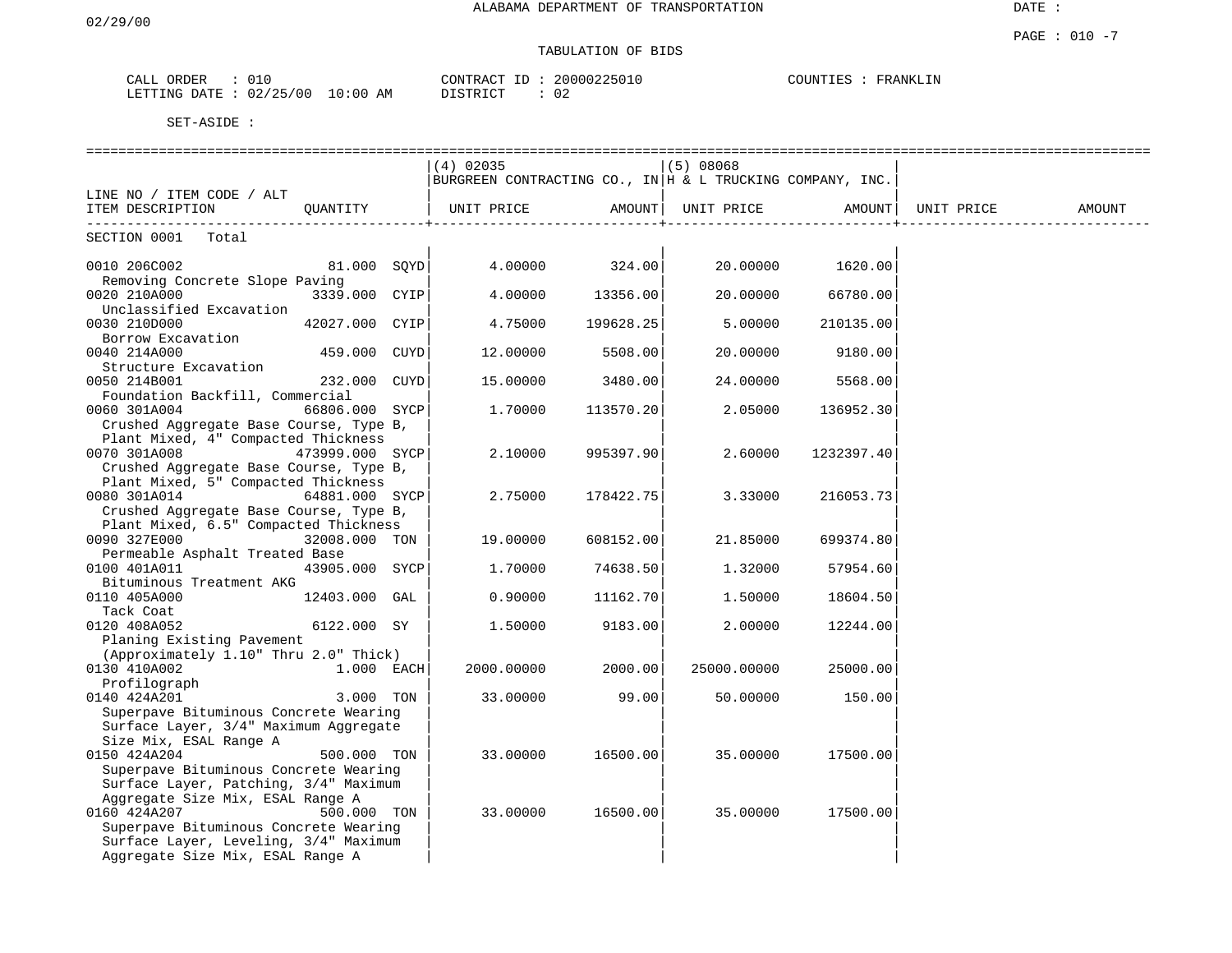ALABAMA DEPARTMENT OF TRANSPORTATION

02/29/00

TABULATION OF BIDS

PAGE : 010 -7

CALL ORDER : 010 CONTRACT ID : 20000225010 COUNTIES : FRANKLIN
LETTING DATE : 02/25/00 10:00 AM DISTRICT : 02

SET-ASIDE :

| LINE NO / ITEM CODE / ALT ITEM DESCRIPTION | QUANTITY | (4) 02035 BURGREEN CONTRACTING CO., IN UNIT PRICE | AMOUNT | (5) 08068 H & L TRUCKING COMPANY, INC. UNIT PRICE | AMOUNT | UNIT PRICE | AMOUNT |
|---|---|---|---|---|---|---|---|
| SECTION 0001 Total | | | | | | | |
| 0010 206C002 Removing Concrete Slope Paving | 81.000 SQYD | 4.00000 | 324.00 | 20.00000 | 1620.00 | | |
| 0020 210A000 Unclassified Excavation | 3339.000 CYIP | 4.00000 | 13356.00 | 20.00000 | 66780.00 | | |
| 0030 210D000 Borrow Excavation | 42027.000 CYIP | 4.75000 | 199628.25 | 5.00000 | 210135.00 | | |
| 0040 214A000 Structure Excavation | 459.000 CUYD | 12.00000 | 5508.00 | 20.00000 | 9180.00 | | |
| 0050 214B001 Foundation Backfill, Commercial | 232.000 CUYD | 15.00000 | 3480.00 | 24.00000 | 5568.00 | | |
| 0060 301A004 Crushed Aggregate Base Course, Type B, Plant Mixed, 4" Compacted Thickness | 66806.000 SYCP | 1.70000 | 113570.20 | 2.05000 | 136952.30 | | |
| 0070 301A008 Crushed Aggregate Base Course, Type B, Plant Mixed, 5" Compacted Thickness | 473999.000 SYCP | 2.10000 | 995397.90 | 2.60000 | 1232397.40 | | |
| 0080 301A014 Crushed Aggregate Base Course, Type B, Plant Mixed, 6.5" Compacted Thickness | 64881.000 SYCP | 2.75000 | 178422.75 | 3.33000 | 216053.73 | | |
| 0090 327E000 Permeable Asphalt Treated Base | 32008.000 TON | 19.00000 | 608152.00 | 21.85000 | 699374.80 | | |
| 0100 401A011 Bituminous Treatment AKG | 43905.000 SYCP | 1.70000 | 74638.50 | 1.32000 | 57954.60 | | |
| 0110 405A000 Tack Coat | 12403.000 GAL | 0.90000 | 11162.70 | 1.50000 | 18604.50 | | |
| 0120 408A052 Planing Existing Pavement (Approximately 1.10" Thru 2.0" Thick) | 6122.000 SY | 1.50000 | 9183.00 | 2.00000 | 12244.00 | | |
| 0130 410A002 Profilograph | 1.000 EACH | 2000.00000 | 2000.00 | 25000.00000 | 25000.00 | | |
| 0140 424A201 Superpave Bituminous Concrete Wearing Surface Layer, 3/4" Maximum Aggregate Size Mix, ESAL Range A | 3.000 TON | 33.00000 | 99.00 | 50.00000 | 150.00 | | |
| 0150 424A204 Superpave Bituminous Concrete Wearing Surface Layer, Patching, 3/4" Maximum Aggregate Size Mix, ESAL Range A | 500.000 TON | 33.00000 | 16500.00 | 35.00000 | 17500.00 | | |
| 0160 424A207 Superpave Bituminous Concrete Wearing Surface Layer, Leveling, 3/4" Maximum Aggregate Size Mix, ESAL Range A | 500.000 TON | 33.00000 | 16500.00 | 35.00000 | 17500.00 | | |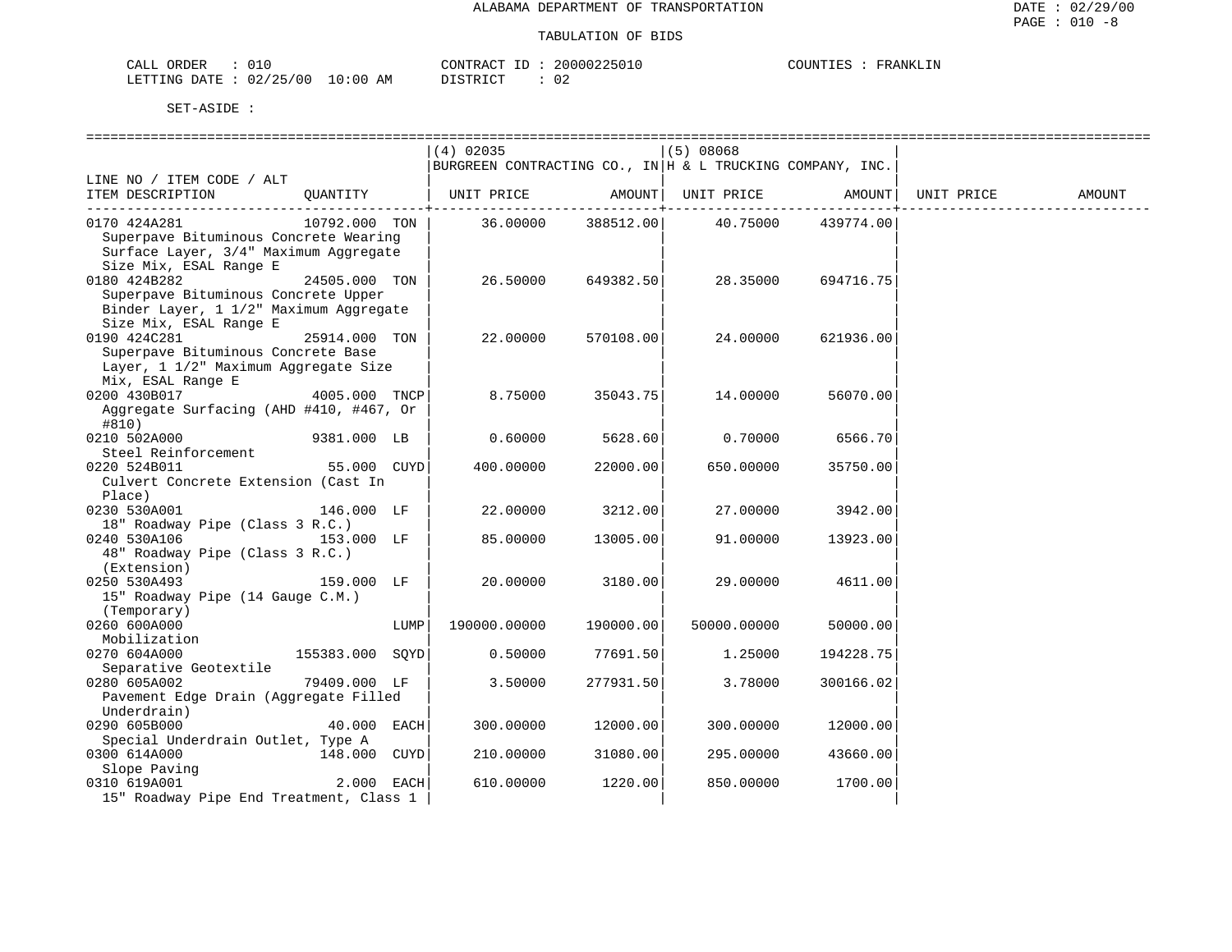ALABAMA DEPARTMENT OF TRANSPORTATION

TABULATION OF BIDS

CALL ORDER : 010 CONTRACT ID : 20000225010 COUNTIES : FRANKLIN
LETTING DATE : 02/25/00 10:00 AM DISTRICT : 02

SET-ASIDE :

| LINE NO / ITEM CODE / ALT ITEM DESCRIPTION | QUANTITY | (4) 02035 BURGREEN CONTRACTING CO., IN UNIT PRICE | AMOUNT | (5) 08068 H & L TRUCKING COMPANY, INC. UNIT PRICE | AMOUNT | UNIT PRICE | AMOUNT |
|---|---|---|---|---|---|---|---|
| 0170 424A281 Superpave Bituminous Concrete Wearing Surface Layer, 3/4" Maximum Aggregate Size Mix, ESAL Range E | 10792.000 TON | 36.00000 | 388512.00 | 40.75000 | 439774.00 | | |
| 0180 424B282 Superpave Bituminous Concrete Upper Binder Layer, 1 1/2" Maximum Aggregate Size Mix, ESAL Range E | 24505.000 TON | 26.50000 | 649382.50 | 28.35000 | 694716.75 | | |
| 0190 424C281 Superpave Bituminous Concrete Base Layer, 1 1/2" Maximum Aggregate Size Mix, ESAL Range E | 25914.000 TON | 22.00000 | 570108.00 | 24.00000 | 621936.00 | | |
| 0200 430B017 Aggregate Surfacing (AHD #410, #467, Or #810) | 4005.000 TNCP | 8.75000 | 35043.75 | 14.00000 | 56070.00 | | |
| 0210 502A000 Steel Reinforcement | 9381.000 LB | 0.60000 | 5628.60 | 0.70000 | 6566.70 | | |
| 0220 524B011 Culvert Concrete Extension (Cast In Place) | 55.000 CUYD | 400.00000 | 22000.00 | 650.00000 | 35750.00 | | |
| 0230 530A001 18" Roadway Pipe (Class 3 R.C.) | 146.000 LF | 22.00000 | 3212.00 | 27.00000 | 3942.00 | | |
| 0240 530A106 48" Roadway Pipe (Class 3 R.C.) (Extension) | 153.000 LF | 85.00000 | 13005.00 | 91.00000 | 13923.00 | | |
| 0250 530A493 15" Roadway Pipe (14 Gauge C.M.) (Temporary) | 159.000 LF | 20.00000 | 3180.00 | 29.00000 | 4611.00 | | |
| 0260 600A000 Mobilization | LUMP | 190000.00000 | 190000.00 | 50000.00000 | 50000.00 | | |
| 0270 604A000 Separative Geotextile | 155383.000 SQYD | 0.50000 | 77691.50 | 1.25000 | 194228.75 | | |
| 0280 605A002 Pavement Edge Drain (Aggregate Filled Underdrain) | 79409.000 LF | 3.50000 | 277931.50 | 3.78000 | 300166.02 | | |
| 0290 605B000 Special Underdrain Outlet, Type A | 40.000 EACH | 300.00000 | 12000.00 | 300.00000 | 12000.00 | | |
| 0300 614A000 Slope Paving | 148.000 CUYD | 210.00000 | 31080.00 | 295.00000 | 43660.00 | | |
| 0310 619A001 15" Roadway Pipe End Treatment, Class 1 | 2.000 EACH | 610.00000 | 1220.00 | 850.00000 | 1700.00 | | |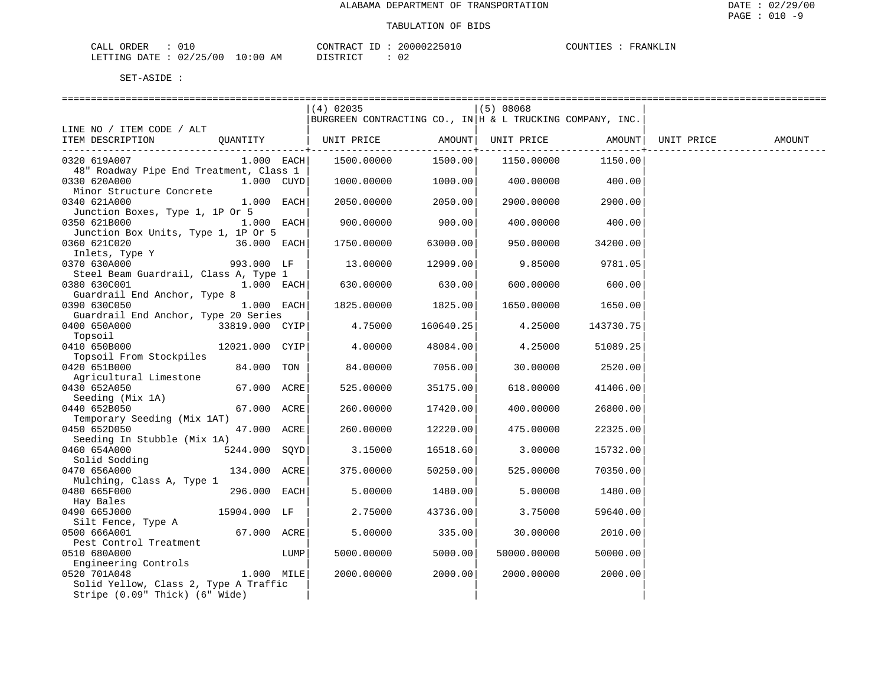ALABAMA DEPARTMENT OF TRANSPORTATION

TABULATION OF BIDS

CALL ORDER : 010 | CONTRACT ID : 20000225010 | COUNTIES : FRANKLIN
LETTING DATE : 02/25/00 10:00 AM | DISTRICT : 02

SET-ASIDE :

| LINE NO / ITEM CODE / ALT ITEM DESCRIPTION | QUANTITY | (4) 02035 BURGREEN CONTRACTING CO., IN UNIT PRICE | AMOUNT | (5) 08068 H & L TRUCKING COMPANY, INC. UNIT PRICE | AMOUNT | UNIT PRICE | AMOUNT |
|---|---|---|---|---|---|---|---|
| 0320 619A007 48" Roadway Pipe End Treatment, Class 1 | 1.000 EACH | 1500.00000 | 1500.00 | 1150.00000 | 1150.00 | | |
| 0330 620A000 Minor Structure Concrete | 1.000 CUYD | 1000.00000 | 1000.00 | 400.00000 | 400.00 | | |
| 0340 621A000 Junction Boxes, Type 1, 1P Or 5 | 1.000 EACH | 2050.00000 | 2050.00 | 2900.00000 | 2900.00 | | |
| 0350 621B000 Junction Box Units, Type 1, 1P Or 5 | 1.000 EACH | 900.00000 | 900.00 | 400.00000 | 400.00 | | |
| 0360 621C020 Inlets, Type Y | 36.000 EACH | 1750.00000 | 63000.00 | 950.00000 | 34200.00 | | |
| 0370 630A000 Steel Beam Guardrail, Class A, Type 1 | 993.000 LF | 13.00000 | 12909.00 | 9.85000 | 9781.05 | | |
| 0380 630C001 Guardrail End Anchor, Type 8 | 1.000 EACH | 630.00000 | 630.00 | 600.00000 | 600.00 | | |
| 0390 630C050 Guardrail End Anchor, Type 20 Series | 1.000 EACH | 1825.00000 | 1825.00 | 1650.00000 | 1650.00 | | |
| 0400 650A000 Topsoil | 33819.000 CYIP | 4.75000 | 160640.25 | 4.25000 | 143730.75 | | |
| 0410 650B000 Topsoil From Stockpiles | 12021.000 CYIP | 4.00000 | 48084.00 | 4.25000 | 51089.25 | | |
| 0420 651B000 Agricultural Limestone | 84.000 TON | 84.00000 | 7056.00 | 30.00000 | 2520.00 | | |
| 0430 652A050 Seeding (Mix 1A) | 67.000 ACRE | 525.00000 | 35175.00 | 618.00000 | 41406.00 | | |
| 0440 652B050 Temporary Seeding (Mix 1AT) | 67.000 ACRE | 260.00000 | 17420.00 | 400.00000 | 26800.00 | | |
| 0450 652D050 Seeding In Stubble (Mix 1A) | 47.000 ACRE | 260.00000 | 12220.00 | 475.00000 | 22325.00 | | |
| 0460 654A000 Solid Sodding | 5244.000 SQYD | 3.15000 | 16518.60 | 3.00000 | 15732.00 | | |
| 0470 656A000 Mulching, Class A, Type 1 | 134.000 ACRE | 375.00000 | 50250.00 | 525.00000 | 70350.00 | | |
| 0480 665F000 Hay Bales | 296.000 EACH | 5.00000 | 1480.00 | 5.00000 | 1480.00 | | |
| 0490 665J000 Silt Fence, Type A | 15904.000 LF | 2.75000 | 43736.00 | 3.75000 | 59640.00 | | |
| 0500 666A001 Pest Control Treatment | 67.000 ACRE | 5.00000 | 335.00 | 30.00000 | 2010.00 | | |
| 0510 680A000 Engineering Controls | LUMP | 5000.00000 | 5000.00 | 50000.00000 | 50000.00 | | |
| 0520 701A048 Solid Yellow, Class 2, Type A Traffic Stripe (0.09" Thick) (6" Wide) | 1.000 MILE | 2000.00000 | 2000.00 | 2000.00000 | 2000.00 | | |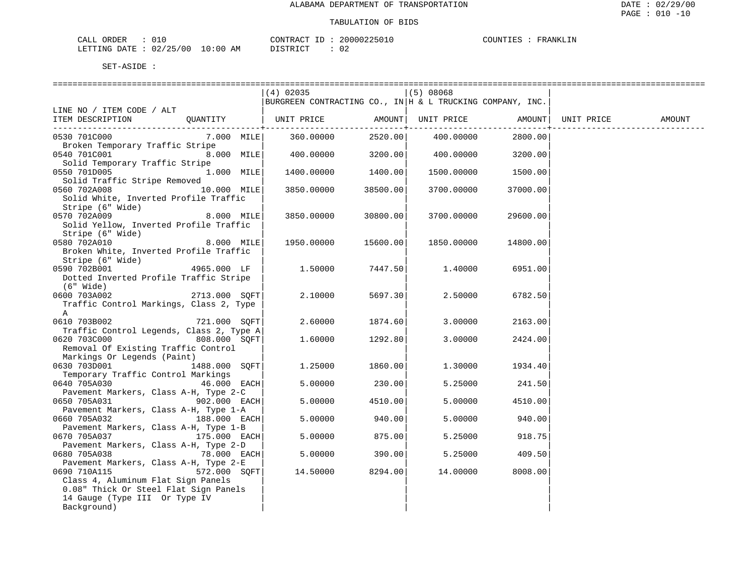ALABAMA DEPARTMENT OF TRANSPORTATION

TABULATION OF BIDS

CALL ORDER : 010 CONTRACT ID : 20000225010 COUNTIES : FRANKLIN
LETTING DATE : 02/25/00 10:00 AM DISTRICT : 02

SET-ASIDE :

| LINE NO / ITEM CODE / ALT ITEM DESCRIPTION | QUANTITY | (4) 02035 BURGREEN CONTRACTING CO., IN UNIT PRICE | AMOUNT | (5) 08068 H & L TRUCKING COMPANY, INC. UNIT PRICE | AMOUNT | UNIT PRICE | AMOUNT |
|---|---|---|---|---|---|---|---|
| 0530 701C000 Broken Temporary Traffic Stripe | 7.000 MILE | 360.00000 | 2520.00 | 400.00000 | 2800.00 | | |
| 0540 701C001 Solid Temporary Traffic Stripe | 8.000 MILE | 400.00000 | 3200.00 | 400.00000 | 3200.00 | | |
| 0550 701D005 Solid Traffic Stripe Removed | 1.000 MILE | 1400.00000 | 1400.00 | 1500.00000 | 1500.00 | | |
| 0560 702A008 Solid White, Inverted Profile Traffic Stripe (6" Wide) | 10.000 MILE | 3850.00000 | 38500.00 | 3700.00000 | 37000.00 | | |
| 0570 702A009 Solid Yellow, Inverted Profile Traffic Stripe (6" Wide) | 8.000 MILE | 3850.00000 | 30800.00 | 3700.00000 | 29600.00 | | |
| 0580 702A010 Broken White, Inverted Profile Traffic Stripe (6" Wide) | 8.000 MILE | 1950.00000 | 15600.00 | 1850.00000 | 14800.00 | | |
| 0590 702B001 Dotted Inverted Profile Traffic Stripe (6" Wide) | 4965.000 LF | 1.50000 | 7447.50 | 1.40000 | 6951.00 | | |
| 0600 703A002 Traffic Control Markings, Class 2, Type A | 2713.000 SQFT | 2.10000 | 5697.30 | 2.50000 | 6782.50 | | |
| 0610 703B002 Traffic Control Legends, Class 2, Type A | 721.000 SQFT | 2.60000 | 1874.60 | 3.00000 | 2163.00 | | |
| 0620 703C000 Removal Of Existing Traffic Control Markings Or Legends (Paint) | 808.000 SQFT | 1.60000 | 1292.80 | 3.00000 | 2424.00 | | |
| 0630 703D001 Temporary Traffic Control Markings | 1488.000 SQFT | 1.25000 | 1860.00 | 1.30000 | 1934.40 | | |
| 0640 705A030 Pavement Markers, Class A-H, Type 2-C | 46.000 EACH | 5.00000 | 230.00 | 5.25000 | 241.50 | | |
| 0650 705A031 Pavement Markers, Class A-H, Type 1-A | 902.000 EACH | 5.00000 | 4510.00 | 5.00000 | 4510.00 | | |
| 0660 705A032 Pavement Markers, Class A-H, Type 1-B | 188.000 EACH | 5.00000 | 940.00 | 5.00000 | 940.00 | | |
| 0670 705A037 Pavement Markers, Class A-H, Type 2-D | 175.000 EACH | 5.00000 | 875.00 | 5.25000 | 918.75 | | |
| 0680 705A038 Pavement Markers, Class A-H, Type 2-E | 78.000 EACH | 5.00000 | 390.00 | 5.25000 | 409.50 | | |
| 0690 710A115 Class 4, Aluminum Flat Sign Panels 0.08" Thick Or Steel Flat Sign Panels 14 Gauge (Type III Or Type IV Background) | 572.000 SQFT | 14.50000 | 8294.00 | 14.00000 | 8008.00 | | |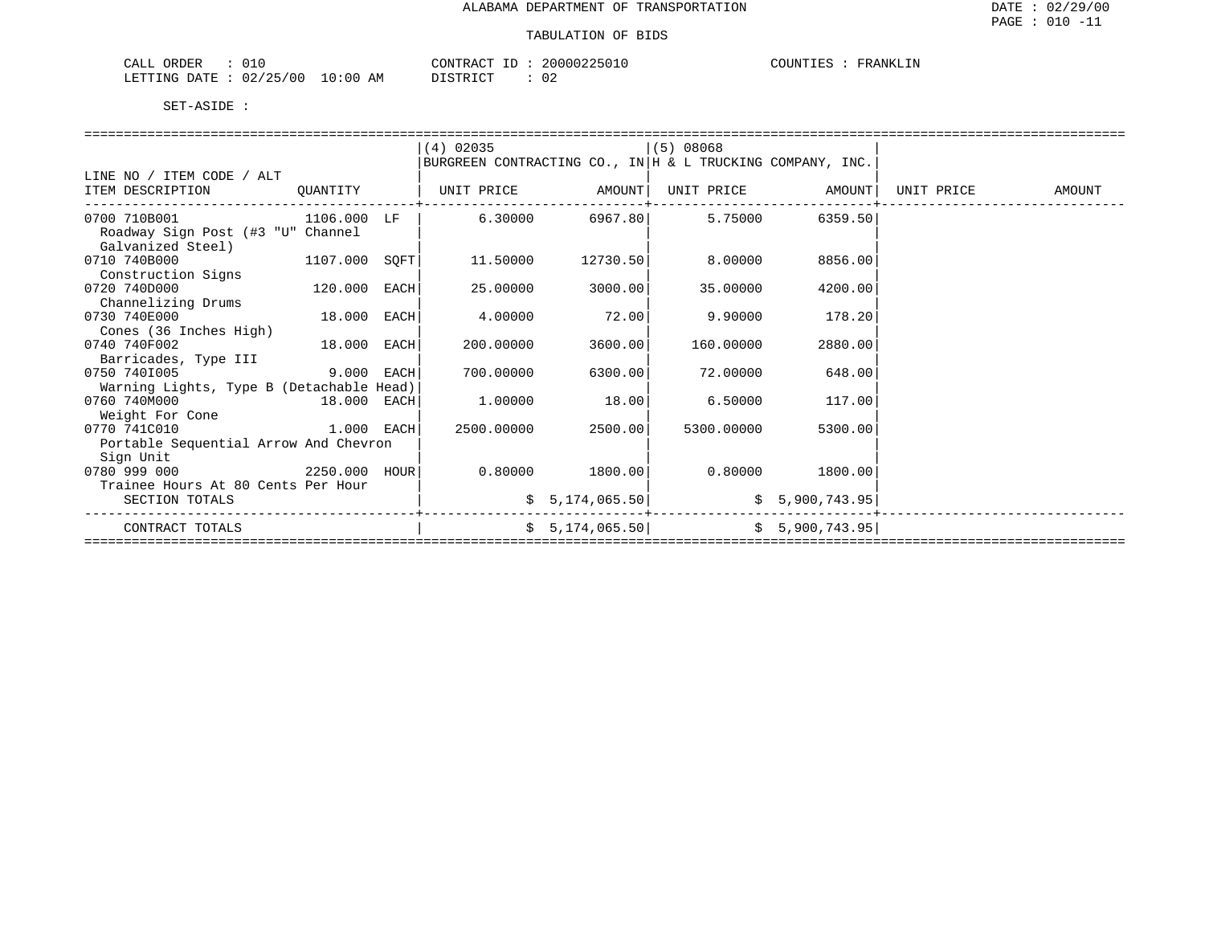ALABAMA DEPARTMENT OF TRANSPORTATION

TABULATION OF BIDS

CALL ORDER : 010 CONTRACT ID : 20000225010 COUNTIES : FRANKLIN
LETTING DATE : 02/25/00 10:00 AM DISTRICT : 02

SET-ASIDE :

| LINE NO / ITEM CODE / ALT ITEM DESCRIPTION | QUANTITY | (4) 02035 BURGREEN CONTRACTING CO., IN UNIT PRICE | AMOUNT | (5) 08068 H & L TRUCKING COMPANY, INC. UNIT PRICE | AMOUNT | UNIT PRICE | AMOUNT |
|---|---|---|---|---|---|---|---|
| 0700 710B001 Roadway Sign Post (#3 "U" Channel Galvanized Steel) | 1106.000 LF | 6.30000 | 6967.80 | 5.75000 | 6359.50 | | |
| 0710 740B000 Construction Signs | 1107.000 SQFT | 11.50000 | 12730.50 | 8.00000 | 8856.00 | | |
| 0720 740D000 Channelizing Drums | 120.000 EACH | 25.00000 | 3000.00 | 35.00000 | 4200.00 | | |
| 0730 740E000 Cones (36 Inches High) | 18.000 EACH | 4.00000 | 72.00 | 9.90000 | 178.20 | | |
| 0740 740F002 Barricades, Type III | 18.000 EACH | 200.00000 | 3600.00 | 160.00000 | 2880.00 | | |
| 0750 740I005 Warning Lights, Type B (Detachable Head) | 9.000 EACH | 700.00000 | 6300.00 | 72.00000 | 648.00 | | |
| 0760 740M000 Weight For Cone | 18.000 EACH | 1.00000 | 18.00 | 6.50000 | 117.00 | | |
| 0770 741C010 Portable Sequential Arrow And Chevron Sign Unit | 1.000 EACH | 2500.00000 | 2500.00 | 5300.00000 | 5300.00 | | |
| 0780 999 000 Trainee Hours At 80 Cents Per Hour | 2250.000 HOUR | 0.80000 | 1800.00 | 0.80000 | 1800.00 | | |
| SECTION TOTALS | | | $ 5,174,065.50 | | $ 5,900,743.95 | | |
| CONTRACT TOTALS | | | $ 5,174,065.50 | | $ 5,900,743.95 | | |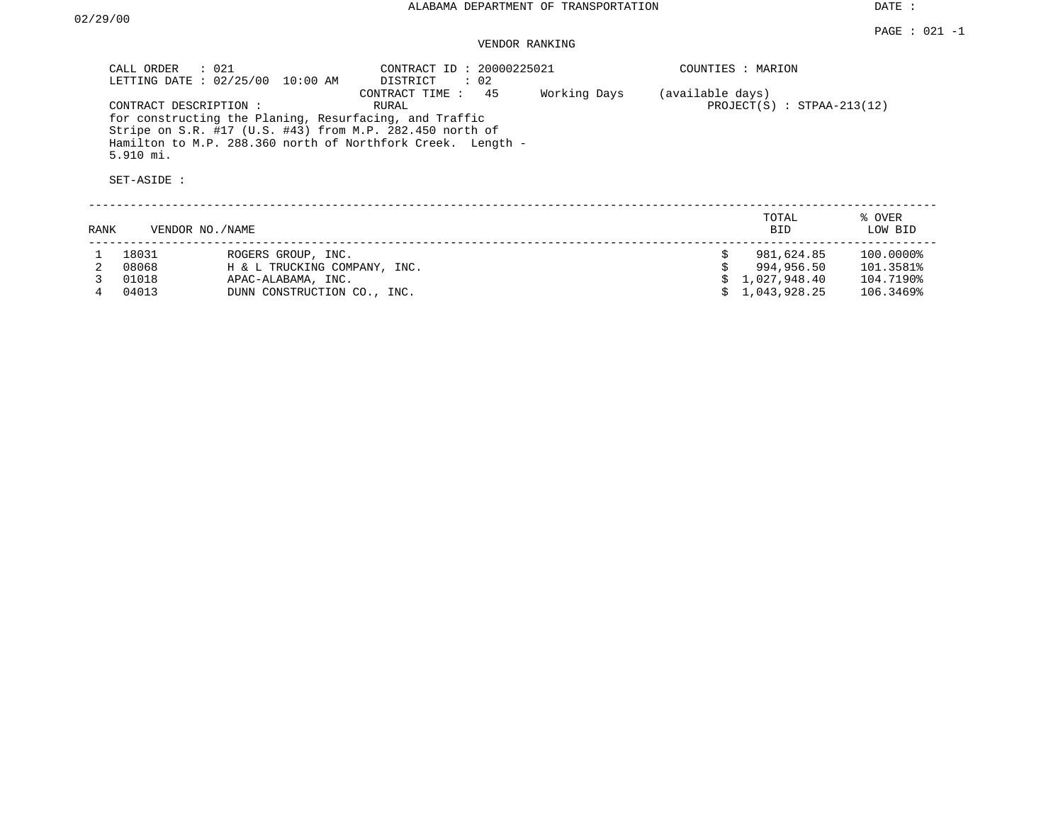ALABAMA DEPARTMENT OF TRANSPORTATION

DATE : 02/29/00

PAGE : 021 -1

VENDOR RANKING

CALL ORDER : 021
LETTING DATE : 02/25/00 10:00 AM

CONTRACT ID : 20000225021
DISTRICT : 02
CONTRACT TIME : 45 Working Days (available days)

COUNTIES : MARION

CONTRACT DESCRIPTION : RURAL

PROJECT(S) : STPAA-213(12)

for constructing the Planing, Resurfacing, and Traffic Stripe on S.R. #17 (U.S. #43) from M.P. 282.450 north of Hamilton to M.P. 288.360 north of Northfork Creek. Length - 5.910 mi.

SET-ASIDE :

| RANK | VENDOR NO. | NAME | TOTAL BID | % OVER LOW BID |
|---|---|---|---|---|
| 1 | 18031 | ROGERS GROUP, INC. | $ 981,624.85 | 100.0000% |
| 2 | 08068 | H & L TRUCKING COMPANY, INC. | $ 994,956.50 | 101.3581% |
| 3 | 01018 | APAC-ALABAMA, INC. | $ 1,027,948.40 | 104.7190% |
| 4 | 04013 | DUNN CONSTRUCTION CO., INC. | $ 1,043,928.25 | 106.3469% |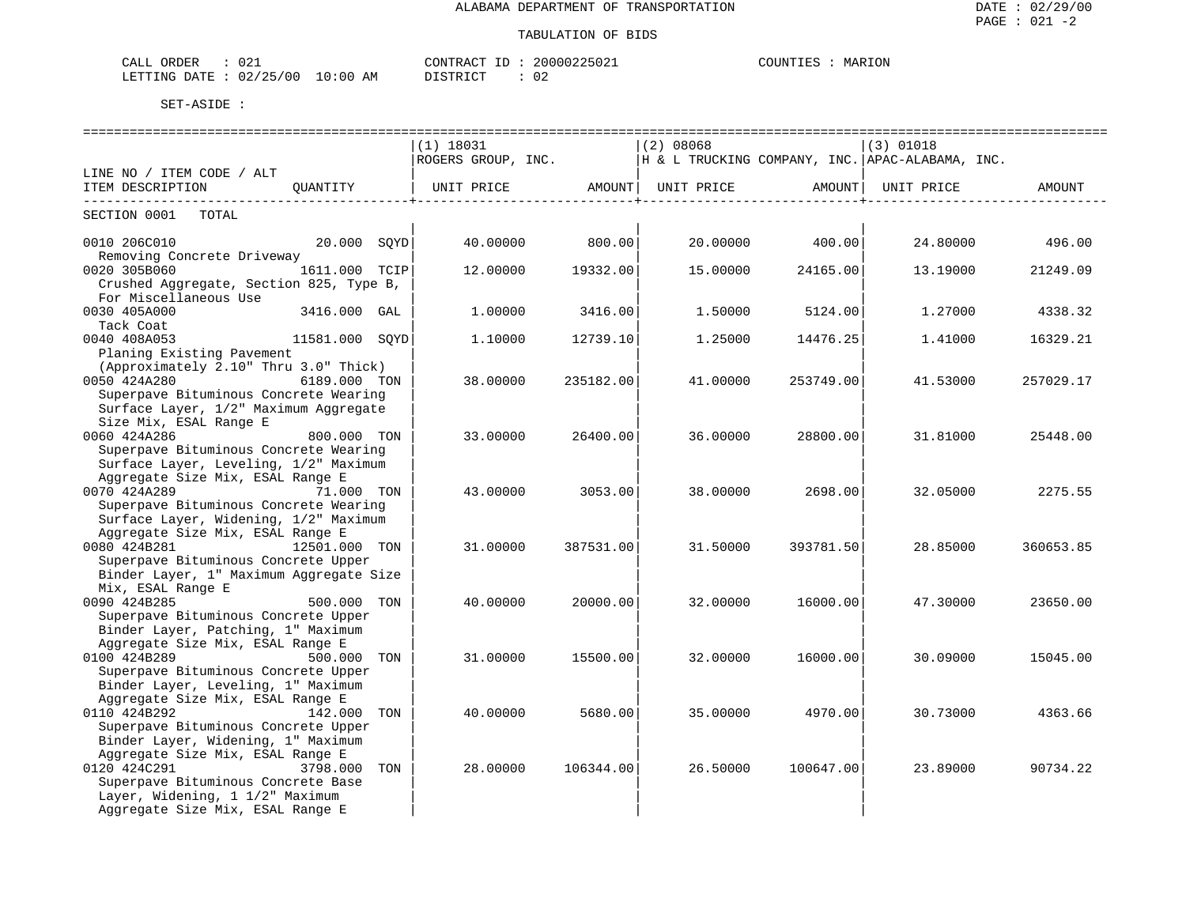ALABAMA DEPARTMENT OF TRANSPORTATION

TABULATION OF BIDS

CALL ORDER : 021 CONTRACT ID : 20000225021 COUNTIES : MARION
LETTING DATE : 02/25/00 10:00 AM DISTRICT : 02

SET-ASIDE :

| LINE NO / ITEM CODE / ALT ITEM DESCRIPTION | QUANTITY | (1) 18031 ROGERS GROUP, INC. UNIT PRICE | AMOUNT | (2) 08068 H & L TRUCKING COMPANY, INC. UNIT PRICE | AMOUNT | (3) 01018 APAC-ALABAMA, INC. UNIT PRICE | AMOUNT |
|---|---|---|---|---|---|---|---|
| SECTION 0001 TOTAL | | | | | | | |
| 0010 206C010 Removing Concrete Driveway | 20.000 SQYD | 40.00000 | 800.00 | 20.00000 | 400.00 | 24.80000 | 496.00 |
| 0020 305B060 Crushed Aggregate, Section 825, Type B, For Miscellaneous Use | 1611.000 TCIP | 12.00000 | 19332.00 | 15.00000 | 24165.00 | 13.19000 | 21249.09 |
| 0030 405A000 Tack Coat | 3416.000 GAL | 1.00000 | 3416.00 | 1.50000 | 5124.00 | 1.27000 | 4338.32 |
| 0040 408A053 Planing Existing Pavement (Approximately 2.10" Thru 3.0" Thick) | 11581.000 SQYD | 1.10000 | 12739.10 | 1.25000 | 14476.25 | 1.41000 | 16329.21 |
| 0050 424A280 Superpave Bituminous Concrete Wearing Surface Layer, 1/2" Maximum Aggregate Size Mix, ESAL Range E | 6189.000 TON | 38.00000 | 235182.00 | 41.00000 | 253749.00 | 41.53000 | 257029.17 |
| 0060 424A286 Superpave Bituminous Concrete Wearing Surface Layer, Leveling, 1/2" Maximum Aggregate Size Mix, ESAL Range E | 800.000 TON | 33.00000 | 26400.00 | 36.00000 | 28800.00 | 31.81000 | 25448.00 |
| 0070 424A289 Superpave Bituminous Concrete Wearing Surface Layer, Widening, 1/2" Maximum Aggregate Size Mix, ESAL Range E | 71.000 TON | 43.00000 | 3053.00 | 38.00000 | 2698.00 | 32.05000 | 2275.55 |
| 0080 424B281 Superpave Bituminous Concrete Upper Binder Layer, 1" Maximum Aggregate Size Mix, ESAL Range E | 12501.000 TON | 31.00000 | 387531.00 | 31.50000 | 393781.50 | 28.85000 | 360653.85 |
| 0090 424B285 Superpave Bituminous Concrete Upper Binder Layer, Patching, 1" Maximum Aggregate Size Mix, ESAL Range E | 500.000 TON | 40.00000 | 20000.00 | 32.00000 | 16000.00 | 47.30000 | 23650.00 |
| 0100 424B289 Superpave Bituminous Concrete Upper Binder Layer, Leveling, 1" Maximum Aggregate Size Mix, ESAL Range E | 500.000 TON | 31.00000 | 15500.00 | 32.00000 | 16000.00 | 30.09000 | 15045.00 |
| 0110 424B292 Superpave Bituminous Concrete Upper Binder Layer, Widening, 1" Maximum Aggregate Size Mix, ESAL Range E | 142.000 TON | 40.00000 | 5680.00 | 35.00000 | 4970.00 | 30.73000 | 4363.66 |
| 0120 424C291 Superpave Bituminous Concrete Base Layer, Widening, 1 1/2" Maximum Aggregate Size Mix, ESAL Range E | 3798.000 TON | 28.00000 | 106344.00 | 26.50000 | 100647.00 | 23.89000 | 90734.22 |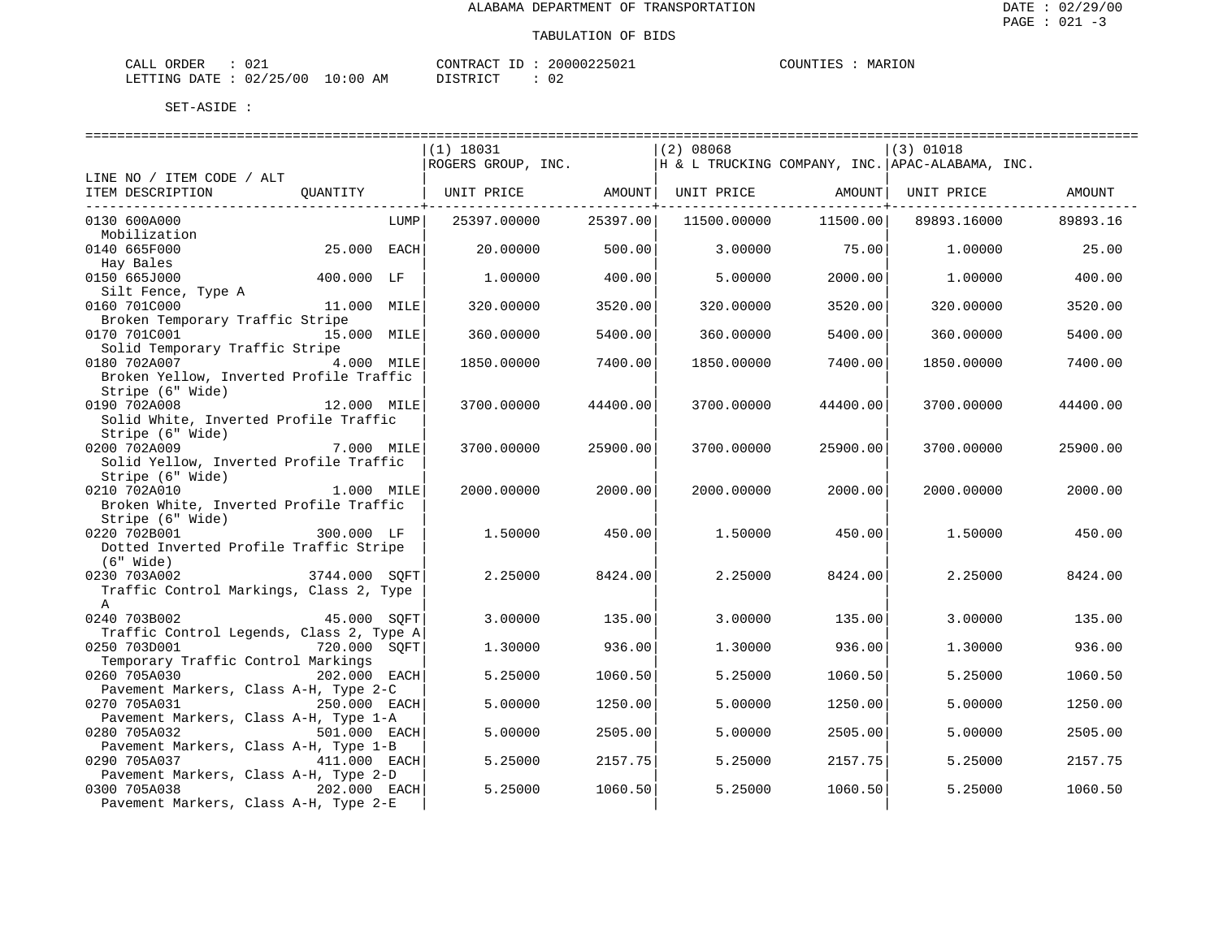ALABAMA DEPARTMENT OF TRANSPORTATION

TABULATION OF BIDS

CALL ORDER : 021 CONTRACT ID : 20000225021 COUNTIES : MARION
LETTING DATE : 02/25/00 10:00 AM DISTRICT : 02

SET-ASIDE :

| LINE NO / ITEM CODE / ALT ITEM DESCRIPTION | QUANTITY | (1) 18031 ROGERS GROUP, INC. UNIT PRICE | AMOUNT | (2) 08068 H & L TRUCKING COMPANY, INC. UNIT PRICE | AMOUNT | (3) 01018 APAC-ALABAMA, INC. UNIT PRICE | AMOUNT |
|---|---|---|---|---|---|---|---|
| 0130 600A000 Mobilization | LUMP | 25397.00000 | 25397.00 | 11500.00000 | 11500.00 | 89893.16000 | 89893.16 |
| 0140 665F000 Hay Bales | 25.000 EACH | 20.00000 | 500.00 | 3.00000 | 75.00 | 1.00000 | 25.00 |
| 0150 665J000 Silt Fence, Type A | 400.000 LF | 1.00000 | 400.00 | 5.00000 | 2000.00 | 1.00000 | 400.00 |
| 0160 701C000 Broken Temporary Traffic Stripe | 11.000 MILE | 320.00000 | 3520.00 | 320.00000 | 3520.00 | 320.00000 | 3520.00 |
| 0170 701C001 Solid Temporary Traffic Stripe | 15.000 MILE | 360.00000 | 5400.00 | 360.00000 | 5400.00 | 360.00000 | 5400.00 |
| 0180 702A007 Broken Yellow, Inverted Profile Traffic Stripe (6" Wide) | 4.000 MILE | 1850.00000 | 7400.00 | 1850.00000 | 7400.00 | 1850.00000 | 7400.00 |
| 0190 702A008 Solid White, Inverted Profile Traffic Stripe (6" Wide) | 12.000 MILE | 3700.00000 | 44400.00 | 3700.00000 | 44400.00 | 3700.00000 | 44400.00 |
| 0200 702A009 Solid Yellow, Inverted Profile Traffic Stripe (6" Wide) | 7.000 MILE | 3700.00000 | 25900.00 | 3700.00000 | 25900.00 | 3700.00000 | 25900.00 |
| 0210 702A010 Broken White, Inverted Profile Traffic Stripe (6" Wide) | 1.000 MILE | 2000.00000 | 2000.00 | 2000.00000 | 2000.00 | 2000.00000 | 2000.00 |
| 0220 702B001 Dotted Inverted Profile Traffic Stripe (6" Wide) | 300.000 LF | 1.50000 | 450.00 | 1.50000 | 450.00 | 1.50000 | 450.00 |
| 0230 703A002 Traffic Control Markings, Class 2, Type A | 3744.000 SQFT | 2.25000 | 8424.00 | 2.25000 | 8424.00 | 2.25000 | 8424.00 |
| 0240 703B002 Traffic Control Legends, Class 2, Type A | 45.000 SQFT | 3.00000 | 135.00 | 3.00000 | 135.00 | 3.00000 | 135.00 |
| 0250 703D001 Temporary Traffic Control Markings | 720.000 SQFT | 1.30000 | 936.00 | 1.30000 | 936.00 | 1.30000 | 936.00 |
| 0260 705A030 Pavement Markers, Class A-H, Type 2-C | 202.000 EACH | 5.25000 | 1060.50 | 5.25000 | 1060.50 | 5.25000 | 1060.50 |
| 0270 705A031 Pavement Markers, Class A-H, Type 1-A | 250.000 EACH | 5.00000 | 1250.00 | 5.00000 | 1250.00 | 5.00000 | 1250.00 |
| 0280 705A032 Pavement Markers, Class A-H, Type 1-B | 501.000 EACH | 5.00000 | 2505.00 | 5.00000 | 2505.00 | 5.00000 | 2505.00 |
| 0290 705A037 Pavement Markers, Class A-H, Type 2-D | 411.000 EACH | 5.25000 | 2157.75 | 5.25000 | 2157.75 | 5.25000 | 2157.75 |
| 0300 705A038 Pavement Markers, Class A-H, Type 2-E | 202.000 EACH | 5.25000 | 1060.50 | 5.25000 | 1060.50 | 5.25000 | 1060.50 |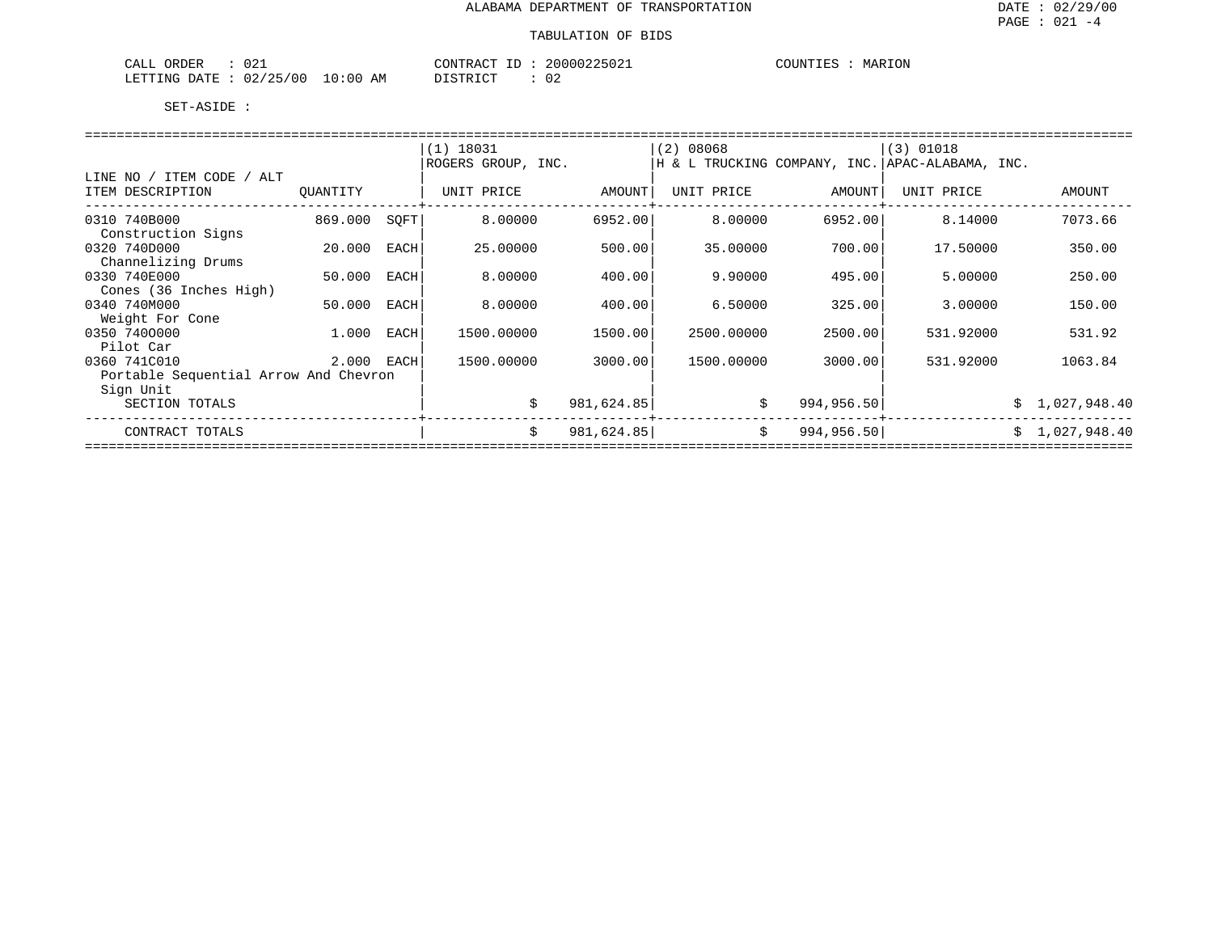ALABAMA DEPARTMENT OF TRANSPORTATION

TABULATION OF BIDS

CALL ORDER : 021 CONTRACT ID : 20000225021 COUNTIES : MARION
LETTING DATE : 02/25/00 10:00 AM DISTRICT : 02

SET-ASIDE :

| LINE NO / ITEM CODE / ALT ITEM DESCRIPTION | QUANTITY | | (1) 18031 ROGERS GROUP, INC. UNIT PRICE | AMOUNT | (2) 08068 H & L TRUCKING COMPANY, INC. UNIT PRICE | AMOUNT | (3) 01018 APAC-ALABAMA, INC. UNIT PRICE | AMOUNT |
|---|---|---|---|---|---|---|---|---|
| 0310 740B000 Construction Signs | 869.000 | SQFT | 8.00000 | 6952.00 | 8.00000 | 6952.00 | 8.14000 | 7073.66 |
| 0320 740D000 Channelizing Drums | 20.000 | EACH | 25.00000 | 500.00 | 35.00000 | 700.00 | 17.50000 | 350.00 |
| 0330 740E000 Cones (36 Inches High) | 50.000 | EACH | 8.00000 | 400.00 | 9.90000 | 495.00 | 5.00000 | 250.00 |
| 0340 740M000 Weight For Cone | 50.000 | EACH | 8.00000 | 400.00 | 6.50000 | 325.00 | 3.00000 | 150.00 |
| 0350 740O000 Pilot Car | 1.000 | EACH | 1500.00000 | 1500.00 | 2500.00000 | 2500.00 | 531.92000 | 531.92 |
| 0360 741C010 Portable Sequential Arrow And Chevron Sign Unit | 2.000 | EACH | 1500.00000 | 3000.00 | 1500.00000 | 3000.00 | 531.92000 | 1063.84 |
| SECTION TOTALS | | | $ | 981,624.85 | $ | 994,956.50 | $ | 1,027,948.40 |
| CONTRACT TOTALS | | | $ | 981,624.85 | $ | 994,956.50 | $ | 1,027,948.40 |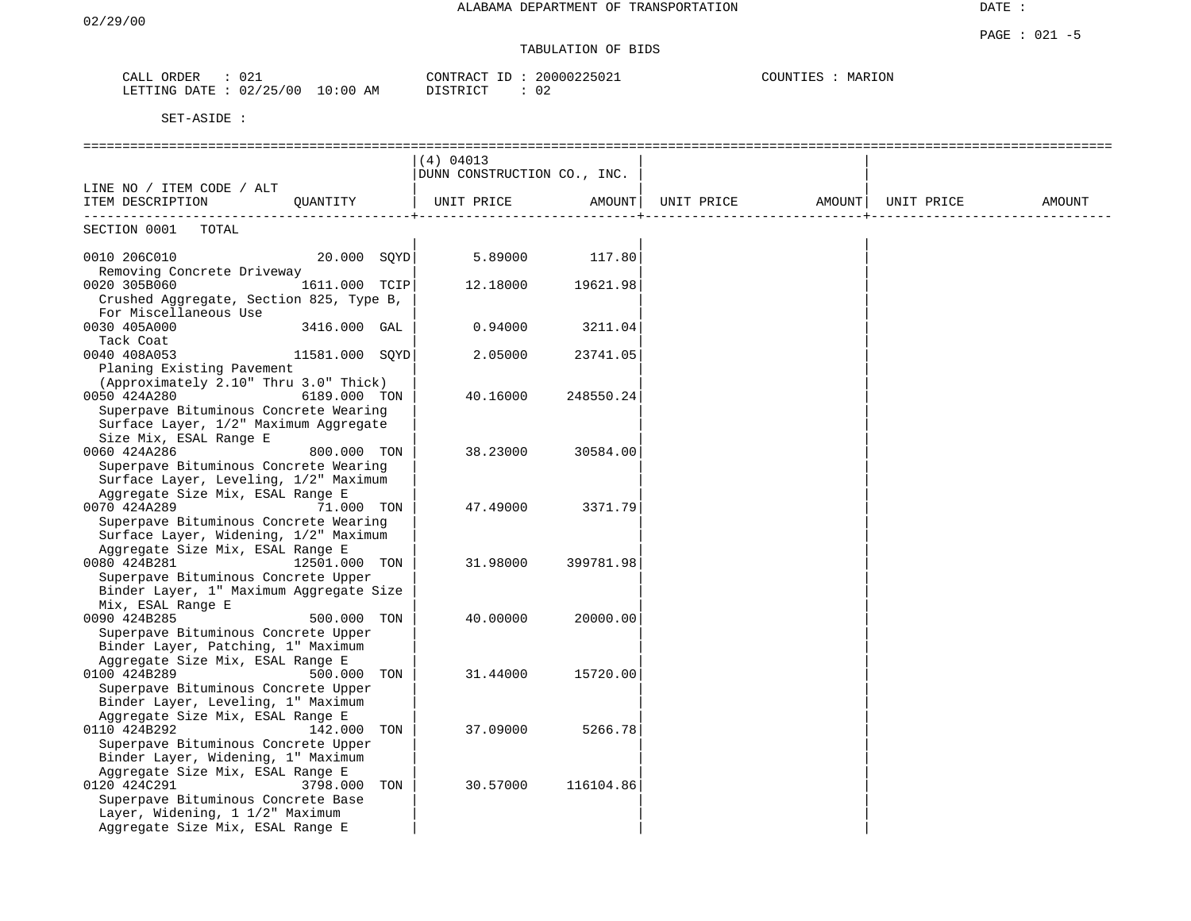ALABAMA DEPARTMENT OF TRANSPORTATION

02/29/00

DATE :

PAGE : 021 -5

TABULATION OF BIDS

CALL ORDER : 021 CONTRACT ID : 20000225021 COUNTIES : MARION
LETTING DATE : 02/25/00 10:00 AM DISTRICT : 02

SET-ASIDE :

| LINE NO / ITEM CODE / ALT ITEM DESCRIPTION | QUANTITY | (4) 04013 DUNN CONSTRUCTION CO., INC. UNIT PRICE | AMOUNT | UNIT PRICE | AMOUNT | UNIT PRICE | AMOUNT |
|---|---|---|---|---|---|---|---|
| SECTION 0001 TOTAL | | | | | | | |
| 0010 206C010 Removing Concrete Driveway | 20.000 SQYD | 5.89000 | 117.80 | | | | |
| 0020 305B060 Crushed Aggregate, Section 825, Type B, For Miscellaneous Use | 1611.000 TCIP | 12.18000 | 19621.98 | | | | |
| 0030 405A000 Tack Coat | 3416.000 GAL | 0.94000 | 3211.04 | | | | |
| 0040 408A053 Planing Existing Pavement (Approximately 2.10" Thru 3.0" Thick) | 11581.000 SQYD | 2.05000 | 23741.05 | | | | |
| 0050 424A280 Superpave Bituminous Concrete Wearing Surface Layer, 1/2" Maximum Aggregate Size Mix, ESAL Range E | 6189.000 TON | 40.16000 | 248550.24 | | | | |
| 0060 424A286 Superpave Bituminous Concrete Wearing Surface Layer, Leveling, 1/2" Maximum Aggregate Size Mix, ESAL Range E | 800.000 TON | 38.23000 | 30584.00 | | | | |
| 0070 424A289 Superpave Bituminous Concrete Wearing Surface Layer, Widening, 1/2" Maximum Aggregate Size Mix, ESAL Range E | 71.000 TON | 47.49000 | 3371.79 | | | | |
| 0080 424B281 Superpave Bituminous Concrete Upper Binder Layer, 1" Maximum Aggregate Size Mix, ESAL Range E | 12501.000 TON | 31.98000 | 399781.98 | | | | |
| 0090 424B285 Superpave Bituminous Concrete Upper Binder Layer, Patching, 1" Maximum Aggregate Size Mix, ESAL Range E | 500.000 TON | 40.00000 | 20000.00 | | | | |
| 0100 424B289 Superpave Bituminous Concrete Upper Binder Layer, Leveling, 1" Maximum Aggregate Size Mix, ESAL Range E | 500.000 TON | 31.44000 | 15720.00 | | | | |
| 0110 424B292 Superpave Bituminous Concrete Upper Binder Layer, Widening, 1" Maximum Aggregate Size Mix, ESAL Range E | 142.000 TON | 37.09000 | 5266.78 | | | | |
| 0120 424C291 Superpave Bituminous Concrete Base Layer, Widening, 1 1/2" Maximum Aggregate Size Mix, ESAL Range E | 3798.000 TON | 30.57000 | 116104.86 | | | | |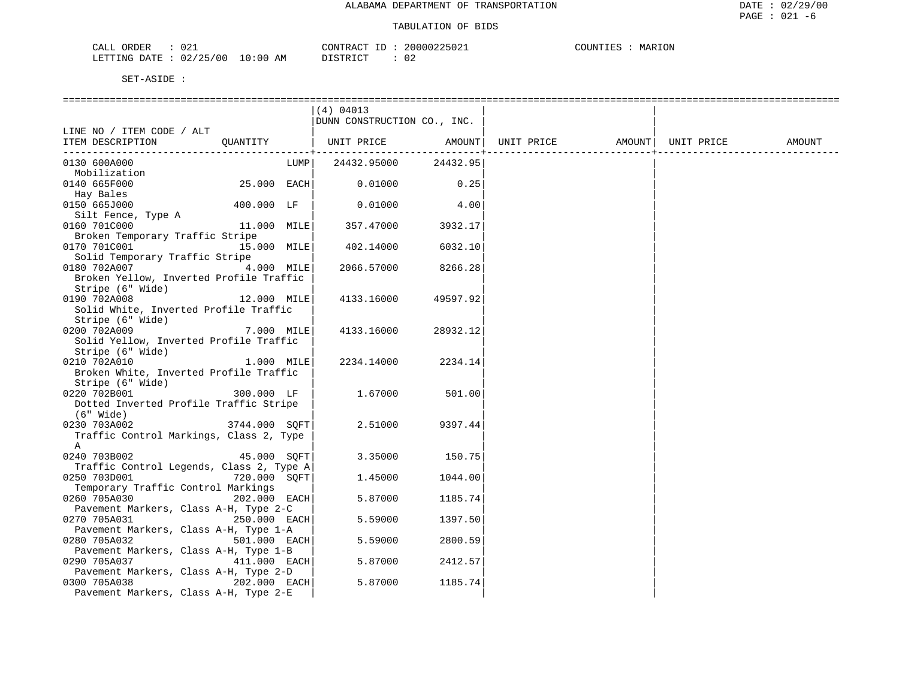ALABAMA DEPARTMENT OF TRANSPORTATION

TABULATION OF BIDS

CALL ORDER : 021 CONTRACT ID : 20000225021 COUNTIES : MARION
LETTING DATE : 02/25/00 10:00 AM DISTRICT : 02

SET-ASIDE :

| LINE NO / ITEM CODE / ALT ITEM DESCRIPTION | QUANTITY | (4) 04013 DUNN CONSTRUCTION CO., INC. UNIT PRICE | AMOUNT | UNIT PRICE | AMOUNT | UNIT PRICE | AMOUNT |
|---|---|---|---|---|---|---|---|
| 0130 600A000 Mobilization | LUMP | 24432.95000 | 24432.95 | | | | |
| 0140 665F000 Hay Bales | 25.000 EACH | 0.01000 | 0.25 | | | | |
| 0150 665J000 Silt Fence, Type A | 400.000 LF | 0.01000 | 4.00 | | | | |
| 0160 701C000 Broken Temporary Traffic Stripe | 11.000 MILE | 357.47000 | 3932.17 | | | | |
| 0170 701C001 Solid Temporary Traffic Stripe | 15.000 MILE | 402.14000 | 6032.10 | | | | |
| 0180 702A007 Broken Yellow, Inverted Profile Traffic Stripe (6" Wide) | 4.000 MILE | 2066.57000 | 8266.28 | | | | |
| 0190 702A008 Solid White, Inverted Profile Traffic Stripe (6" Wide) | 12.000 MILE | 4133.16000 | 49597.92 | | | | |
| 0200 702A009 Solid Yellow, Inverted Profile Traffic Stripe (6" Wide) | 7.000 MILE | 4133.16000 | 28932.12 | | | | |
| 0210 702A010 Broken White, Inverted Profile Traffic Stripe (6" Wide) | 1.000 MILE | 2234.14000 | 2234.14 | | | | |
| 0220 702B001 Dotted Inverted Profile Traffic Stripe (6" Wide) | 300.000 LF | 1.67000 | 501.00 | | | | |
| 0230 703A002 Traffic Control Markings, Class 2, Type A | 3744.000 SQFT | 2.51000 | 9397.44 | | | | |
| 0240 703B002 Traffic Control Legends, Class 2, Type A | 45.000 SQFT | 3.35000 | 150.75 | | | | |
| 0250 703D001 Temporary Traffic Control Markings | 720.000 SQFT | 1.45000 | 1044.00 | | | | |
| 0260 705A030 Pavement Markers, Class A-H, Type 2-C | 202.000 EACH | 5.87000 | 1185.74 | | | | |
| 0270 705A031 Pavement Markers, Class A-H, Type 1-A | 250.000 EACH | 5.59000 | 1397.50 | | | | |
| 0280 705A032 Pavement Markers, Class A-H, Type 1-B | 501.000 EACH | 5.59000 | 2800.59 | | | | |
| 0290 705A037 Pavement Markers, Class A-H, Type 2-D | 411.000 EACH | 5.87000 | 2412.57 | | | | |
| 0300 705A038 Pavement Markers, Class A-H, Type 2-E | 202.000 EACH | 5.87000 | 1185.74 | | | | |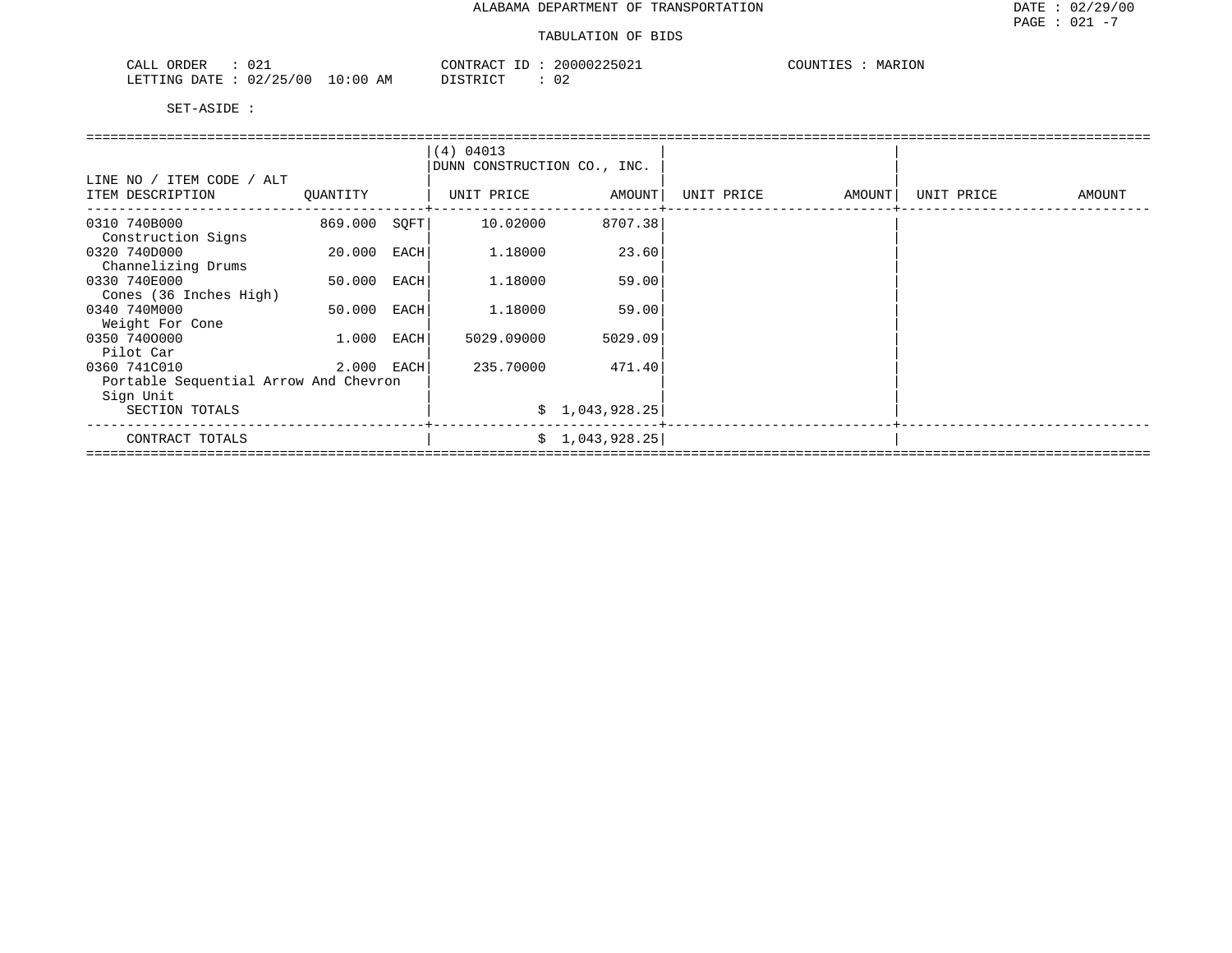ALABAMA DEPARTMENT OF TRANSPORTATION

TABULATION OF BIDS

CALL ORDER : 021    CONTRACT ID : 20000225021    COUNTIES : MARION
LETTING DATE : 02/25/00 10:00 AM    DISTRICT : 02

SET-ASIDE :

| LINE NO / ITEM CODE / ALT<br>ITEM DESCRIPTION | QUANTITY | | (4) 04013<br>DUNN CONSTRUCTION CO., INC.<br>UNIT PRICE | AMOUNT | UNIT PRICE | AMOUNT | UNIT PRICE | AMOUNT |
|---|---|---|---|---|---|---|---|---|
| 0310 740B000<br>Construction Signs | 869.000 | SQFT | 10.02000 | 8707.38 | | | | |
| 0320 740D000<br>Channelizing Drums | 20.000 | EACH | 1.18000 | 23.60 | | | | |
| 0330 740E000<br>Cones (36 Inches High) | 50.000 | EACH | 1.18000 | 59.00 | | | | |
| 0340 740M000<br>Weight For Cone | 50.000 | EACH | 1.18000 | 59.00 | | | | |
| 0350 740O000<br>Pilot Car | 1.000 | EACH | 5029.09000 | 5029.09 | | | | |
| 0360 741C010<br>Portable Sequential Arrow And Chevron Sign Unit | 2.000 | EACH | 235.70000 | 471.40 | | | | |
| SECTION TOTALS | | | | $ 1,043,928.25 | | | | |
| CONTRACT TOTALS | | | | $ 1,043,928.25 | | | | |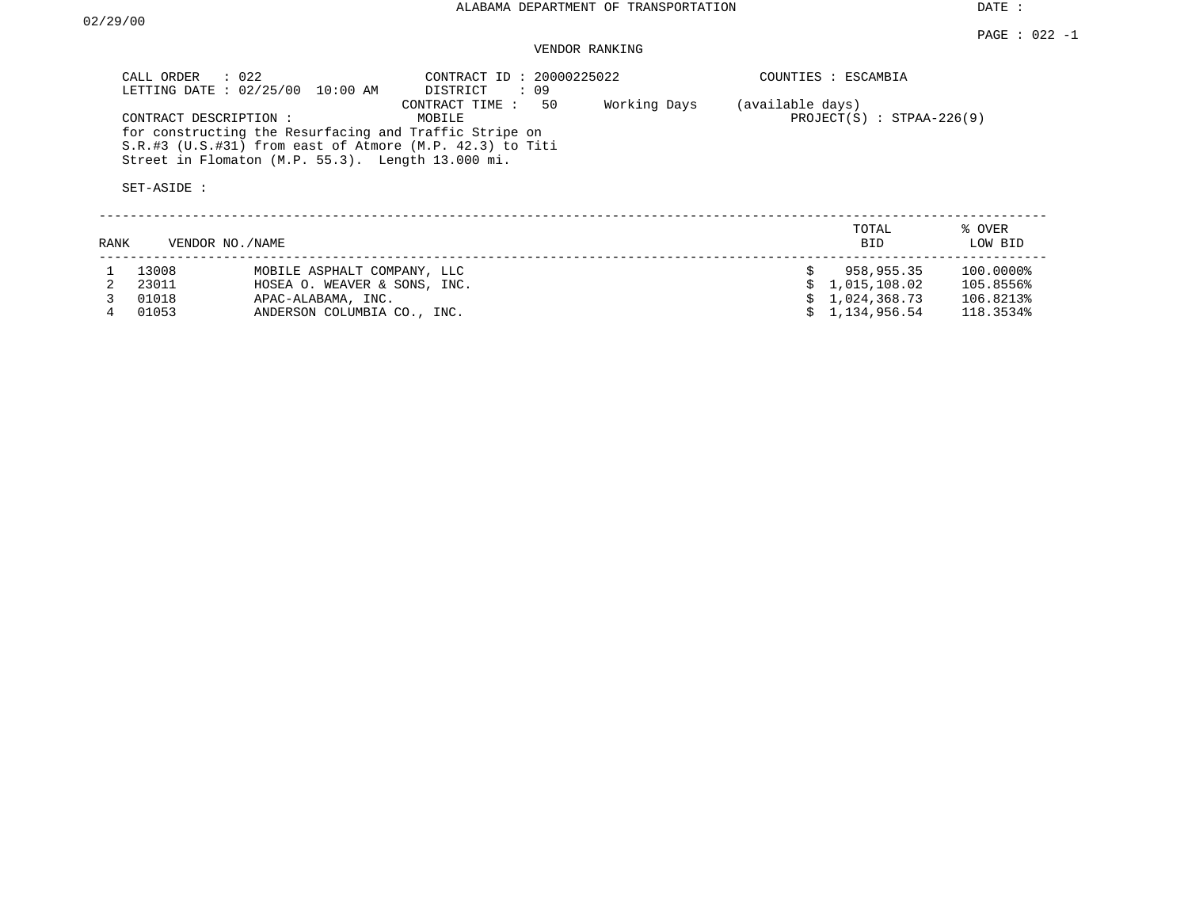ALABAMA DEPARTMENT OF TRANSPORTATION

DATE : 02/29/00

PAGE : 022 -1

VENDOR RANKING

CALL ORDER : 022
LETTING DATE : 02/25/00 10:00 AM

CONTRACT ID : 20000225022
DISTRICT : 09
CONTRACT TIME : 50 Working Days (available days)

COUNTIES : ESCAMBIA

CONTRACT DESCRIPTION : MOBILE

PROJECT(S) : STPAA-226(9)

for constructing the Resurfacing and Traffic Stripe on S.R.#3 (U.S.#31) from east of Atmore (M.P. 42.3) to Titi Street in Flomaton (M.P. 55.3). Length 13.000 mi.

SET-ASIDE :

| RANK | VENDOR NO./NAME | | TOTAL BID | % OVER LOW BID |
|---|---|---|---|---|
| 1 | 13008 | MOBILE ASPHALT COMPANY, LLC | $ 958,955.35 | 100.0000% |
| 2 | 23011 | HOSEA O. WEAVER & SONS, INC. | $ 1,015,108.02 | 105.8556% |
| 3 | 01018 | APAC-ALABAMA, INC. | $ 1,024,368.73 | 106.8213% |
| 4 | 01053 | ANDERSON COLUMBIA CO., INC. | $ 1,134,956.54 | 118.3534% |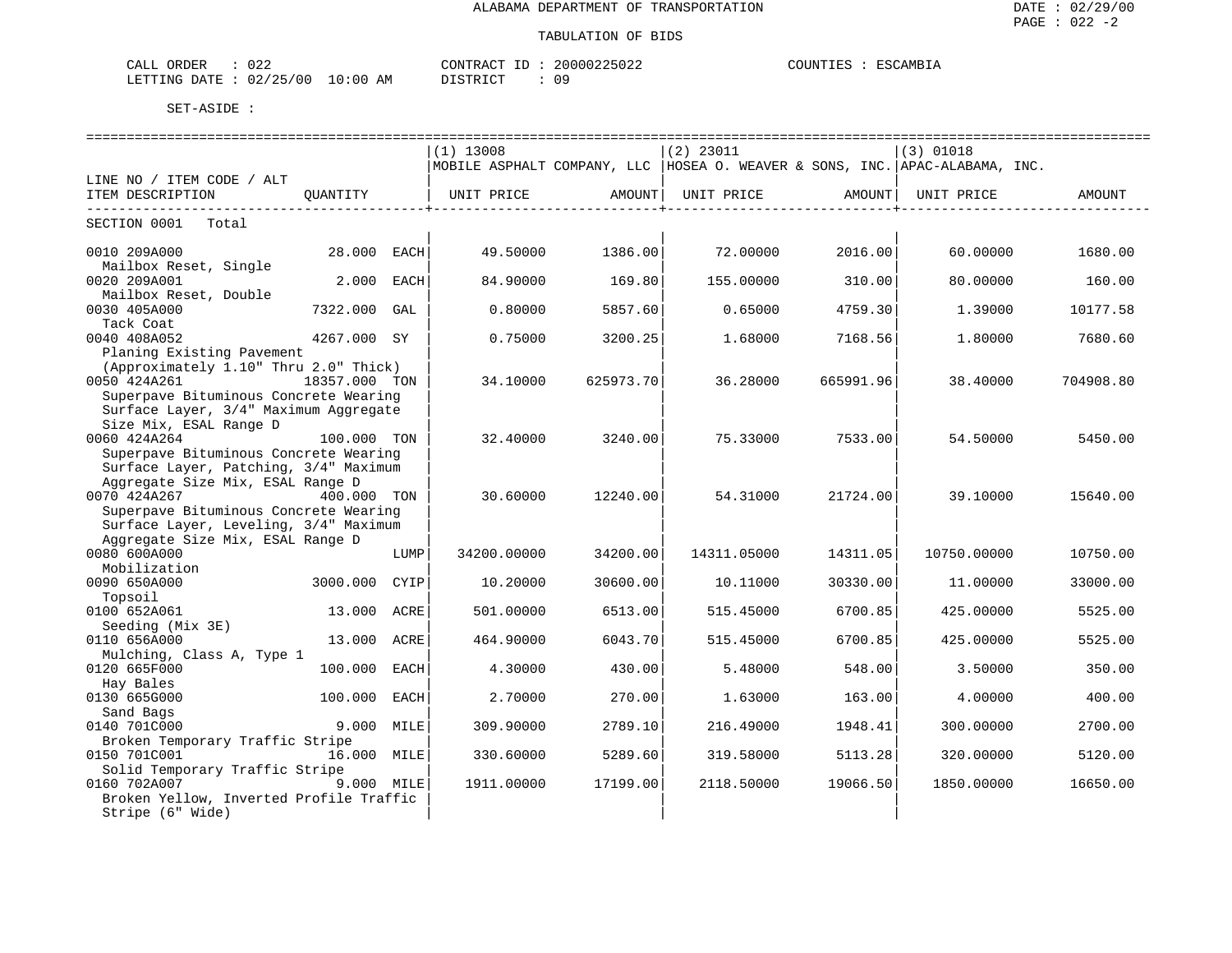ALABAMA DEPARTMENT OF TRANSPORTATION

TABULATION OF BIDS

DATE : 02/29/00
PAGE : 022 -2

CALL ORDER : 022    CONTRACT ID : 20000225022    COUNTIES : ESCAMBIA
LETTING DATE : 02/25/00 10:00 AM    DISTRICT : 09

SET-ASIDE :

| LINE NO / ITEM CODE / ALT ITEM DESCRIPTION | QUANTITY | | (1) 13008 MOBILE ASPHALT COMPANY, LLC UNIT PRICE | AMOUNT | (2) 23011 HOSEA O. WEAVER & SONS, INC. UNIT PRICE | AMOUNT | (3) 01018 APAC-ALABAMA, INC. UNIT PRICE | AMOUNT |
|---|---|---|---|---|---|---|---|---|
| SECTION 0001 Total | | | | | | | | |
| 0010 209A000 Mailbox Reset, Single | 28.000 | EACH | 49.50000 | 1386.00 | 72.00000 | 2016.00 | 60.00000 | 1680.00 |
| 0020 209A001 Mailbox Reset, Double | 2.000 | EACH | 84.90000 | 169.80 | 155.00000 | 310.00 | 80.00000 | 160.00 |
| 0030 405A000 Tack Coat | 7322.000 | GAL | 0.80000 | 5857.60 | 0.65000 | 4759.30 | 1.39000 | 10177.58 |
| 0040 408A052 Planing Existing Pavement (Approximately 1.10" Thru 2.0" Thick) | 4267.000 | SY | 0.75000 | 3200.25 | 1.68000 | 7168.56 | 1.80000 | 7680.60 |
| 0050 424A261 Superpave Bituminous Concrete Wearing Surface Layer, 3/4" Maximum Aggregate Size Mix, ESAL Range D | 18357.000 | TON | 34.10000 | 625973.70 | 36.28000 | 665991.96 | 38.40000 | 704908.80 |
| 0060 424A264 Superpave Bituminous Concrete Wearing Surface Layer, Patching, 3/4" Maximum Aggregate Size Mix, ESAL Range D | 100.000 | TON | 32.40000 | 3240.00 | 75.33000 | 7533.00 | 54.50000 | 5450.00 |
| 0070 424A267 Superpave Bituminous Concrete Wearing Surface Layer, Leveling, 3/4" Maximum Aggregate Size Mix, ESAL Range D | 400.000 | TON | 30.60000 | 12240.00 | 54.31000 | 21724.00 | 39.10000 | 15640.00 |
| 0080 600A000 Mobilization | | LUMP | 34200.00000 | 34200.00 | 14311.05000 | 14311.05 | 10750.00000 | 10750.00 |
| 0090 650A000 Topsoil | 3000.000 | CYIP | 10.20000 | 30600.00 | 10.11000 | 30330.00 | 11.00000 | 33000.00 |
| 0100 652A061 Seeding (Mix 3E) | 13.000 | ACRE | 501.00000 | 6513.00 | 515.45000 | 6700.85 | 425.00000 | 5525.00 |
| 0110 656A000 Mulching, Class A, Type 1 | 13.000 | ACRE | 464.90000 | 6043.70 | 515.45000 | 6700.85 | 425.00000 | 5525.00 |
| 0120 665F000 Hay Bales | 100.000 | EACH | 4.30000 | 430.00 | 5.48000 | 548.00 | 3.50000 | 350.00 |
| 0130 665G000 Sand Bags | 100.000 | EACH | 2.70000 | 270.00 | 1.63000 | 163.00 | 4.00000 | 400.00 |
| 0140 701C000 Broken Temporary Traffic Stripe | 9.000 | MILE | 309.90000 | 2789.10 | 216.49000 | 1948.41 | 300.00000 | 2700.00 |
| 0150 701C001 Solid Temporary Traffic Stripe | 16.000 | MILE | 330.60000 | 5289.60 | 319.58000 | 5113.28 | 320.00000 | 5120.00 |
| 0160 702A007 Broken Yellow, Inverted Profile Traffic Stripe (6" Wide) | 9.000 | MILE | 1911.00000 | 17199.00 | 2118.50000 | 19066.50 | 1850.00000 | 16650.00 |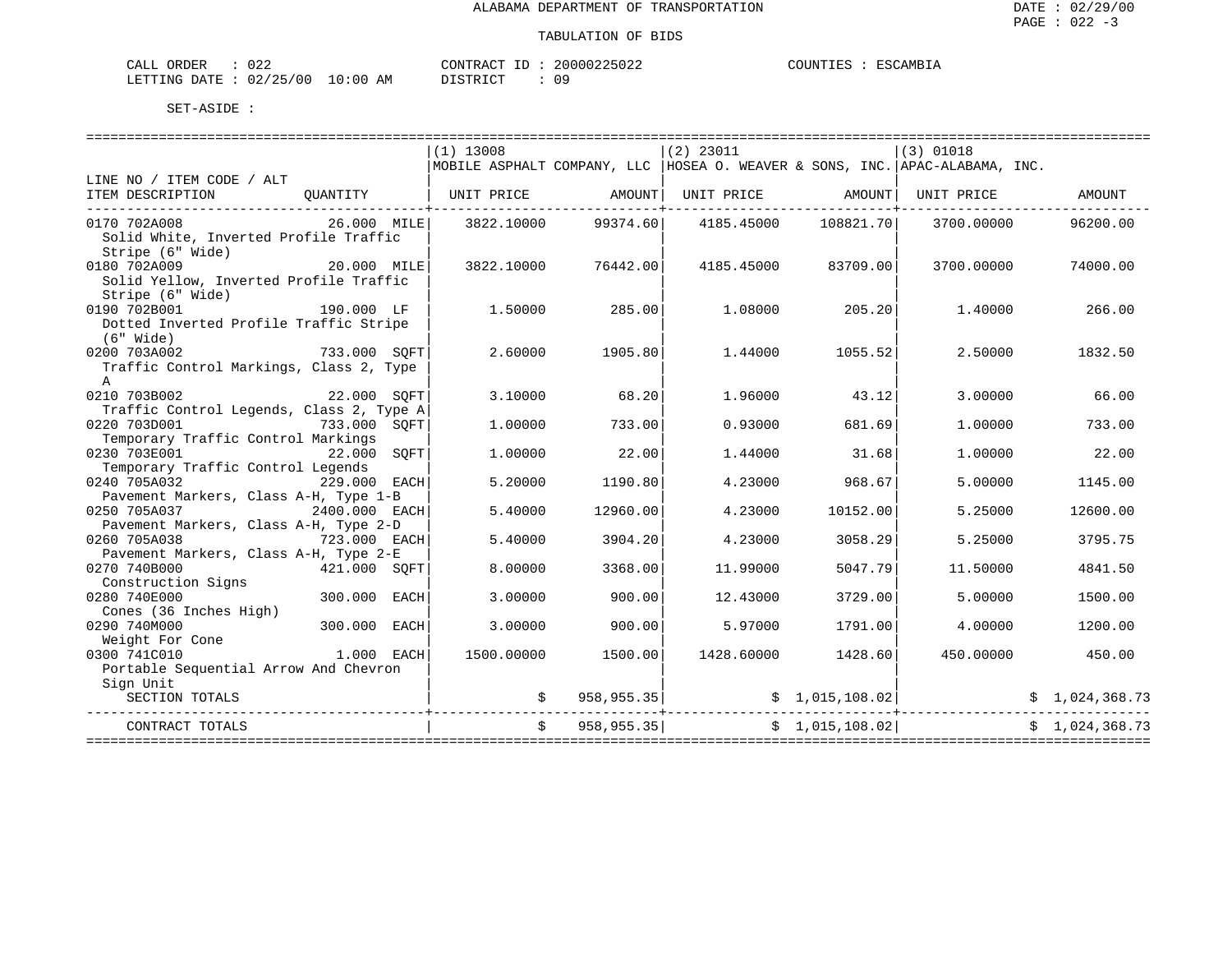ALABAMA DEPARTMENT OF TRANSPORTATION

TABULATION OF BIDS

CALL ORDER : 022 CONTRACT ID : 20000225022 COUNTIES : ESCAMBIA
LETTING DATE : 02/25/00 10:00 AM DISTRICT : 09

SET-ASIDE :

| LINE NO / ITEM CODE / ALT ITEM DESCRIPTION | QUANTITY | (1) 13008 MOBILE ASPHALT COMPANY, LLC UNIT PRICE | AMOUNT | (2) 23011 HOSEA O. WEAVER & SONS, INC. UNIT PRICE | AMOUNT | (3) 01018 APAC-ALABAMA, INC. UNIT PRICE | AMOUNT |
|---|---|---|---|---|---|---|---|
| 0170 702A008 Solid White, Inverted Profile Traffic Stripe (6" Wide) | 26.000 MILE | 3822.10000 | 99374.60 | 4185.45000 | 108821.70 | 3700.00000 | 96200.00 |
| 0180 702A009 Solid Yellow, Inverted Profile Traffic Stripe (6" Wide) | 20.000 MILE | 3822.10000 | 76442.00 | 4185.45000 | 83709.00 | 3700.00000 | 74000.00 |
| 0190 702B001 Dotted Inverted Profile Traffic Stripe (6" Wide) | 190.000 LF | 1.50000 | 285.00 | 1.08000 | 205.20 | 1.40000 | 266.00 |
| 0200 703A002 Traffic Control Markings, Class 2, Type A | 733.000 SQFT | 2.60000 | 1905.80 | 1.44000 | 1055.52 | 2.50000 | 1832.50 |
| 0210 703B002 Traffic Control Legends, Class 2, Type A | 22.000 SQFT | 3.10000 | 68.20 | 1.96000 | 43.12 | 3.00000 | 66.00 |
| 0220 703D001 Temporary Traffic Control Markings | 733.000 SQFT | 1.00000 | 733.00 | 0.93000 | 681.69 | 1.00000 | 733.00 |
| 0230 703E001 Temporary Traffic Control Legends | 22.000 SQFT | 1.00000 | 22.00 | 1.44000 | 31.68 | 1.00000 | 22.00 |
| 0240 705A032 Pavement Markers, Class A-H, Type 1-B | 229.000 EACH | 5.20000 | 1190.80 | 4.23000 | 968.67 | 5.00000 | 1145.00 |
| 0250 705A037 Pavement Markers, Class A-H, Type 2-D | 2400.000 EACH | 5.40000 | 12960.00 | 4.23000 | 10152.00 | 5.25000 | 12600.00 |
| 0260 705A038 Pavement Markers, Class A-H, Type 2-E | 723.000 EACH | 5.40000 | 3904.20 | 4.23000 | 3058.29 | 5.25000 | 3795.75 |
| 0270 740B000 Construction Signs | 421.000 SQFT | 8.00000 | 3368.00 | 11.99000 | 5047.79 | 11.50000 | 4841.50 |
| 0280 740E000 Cones (36 Inches High) | 300.000 EACH | 3.00000 | 900.00 | 12.43000 | 3729.00 | 5.00000 | 1500.00 |
| 0290 740M000 Weight For Cone | 300.000 EACH | 3.00000 | 900.00 | 5.97000 | 1791.00 | 4.00000 | 1200.00 |
| 0300 741C010 Portable Sequential Arrow And Chevron Sign Unit | 1.000 EACH | 1500.00000 | 1500.00 | 1428.60000 | 1428.60 | 450.00000 | 450.00 |
| SECTION TOTALS | | | $ 958,955.35 | | $ 1,015,108.02 | | $ 1,024,368.73 |
| CONTRACT TOTALS | | | $ 958,955.35 | | $ 1,015,108.02 | | $ 1,024,368.73 |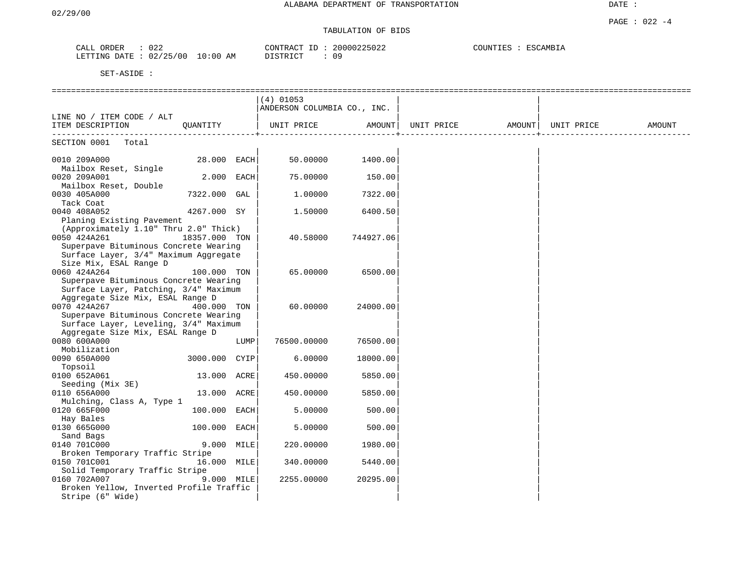ALABAMA DEPARTMENT OF TRANSPORTATION

02/29/00

TABULATION OF BIDS

CALL ORDER : 022 CONTRACT ID : 20000225022 COUNTIES : ESCAMBIA
LETTING DATE : 02/25/00 10:00 AM DISTRICT : 09

SET-ASIDE :

| LINE NO / ITEM CODE / ALT ITEM DESCRIPTION | QUANTITY | (4) 01053 ANDERSON COLUMBIA CO., INC. UNIT PRICE | AMOUNT | UNIT PRICE | AMOUNT | UNIT PRICE | AMOUNT |
|---|---|---|---|---|---|---|---|
| SECTION 0001 Total | | | | | | | |
| 0010 209A000 Mailbox Reset, Single | 28.000 EACH | 50.00000 | 1400.00 | | | | |
| 0020 209A001 Mailbox Reset, Double | 2.000 EACH | 75.00000 | 150.00 | | | | |
| 0030 405A000 Tack Coat | 7322.000 GAL | 1.00000 | 7322.00 | | | | |
| 0040 408A052 Planing Existing Pavement (Approximately 1.10" Thru 2.0" Thick) | 4267.000 SY | 1.50000 | 6400.50 | | | | |
| 0050 424A261 Superpave Bituminous Concrete Wearing Surface Layer, 3/4" Maximum Aggregate Size Mix, ESAL Range D | 18357.000 TON | 40.58000 | 744927.06 | | | | |
| 0060 424A264 Superpave Bituminous Concrete Wearing Surface Layer, Patching, 3/4" Maximum Aggregate Size Mix, ESAL Range D | 100.000 TON | 65.00000 | 6500.00 | | | | |
| 0070 424A267 Superpave Bituminous Concrete Wearing Surface Layer, Leveling, 3/4" Maximum Aggregate Size Mix, ESAL Range D | 400.000 TON | 60.00000 | 24000.00 | | | | |
| 0080 600A000 Mobilization | LUMP | 76500.00000 | 76500.00 | | | | |
| 0090 650A000 Topsoil | 3000.000 CYIP | 6.00000 | 18000.00 | | | | |
| 0100 652A061 Seeding (Mix 3E) | 13.000 ACRE | 450.00000 | 5850.00 | | | | |
| 0110 656A000 Mulching, Class A, Type 1 | 13.000 ACRE | 450.00000 | 5850.00 | | | | |
| 0120 665F000 Hay Bales | 100.000 EACH | 5.00000 | 500.00 | | | | |
| 0130 665G000 Sand Bags | 100.000 EACH | 5.00000 | 500.00 | | | | |
| 0140 701C000 Broken Temporary Traffic Stripe | 9.000 MILE | 220.00000 | 1980.00 | | | | |
| 0150 701C001 Solid Temporary Traffic Stripe | 16.000 MILE | 340.00000 | 5440.00 | | | | |
| 0160 702A007 Broken Yellow, Inverted Profile Traffic Stripe (6" Wide) | 9.000 MILE | 2255.00000 | 20295.00 | | | | |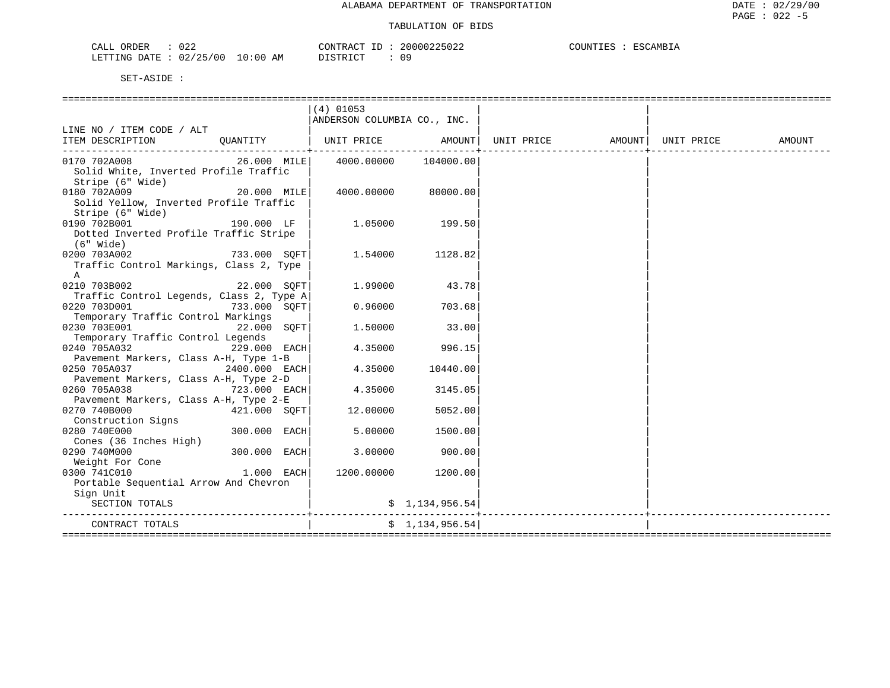ALABAMA DEPARTMENT OF TRANSPORTATION

TABULATION OF BIDS

CALL ORDER : 022 CONTRACT ID : 20000225022 COUNTIES : ESCAMBIA
LETTING DATE : 02/25/00 10:00 AM DISTRICT : 09

SET-ASIDE :

| LINE NO / ITEM CODE / ALT ITEM DESCRIPTION | QUANTITY | (4) 01053 ANDERSON COLUMBIA CO., INC. UNIT PRICE | AMOUNT | UNIT PRICE | AMOUNT | UNIT PRICE | AMOUNT |
|---|---|---|---|---|---|---|---|
| 0170 702A008 Solid White, Inverted Profile Traffic Stripe (6" Wide) | 26.000 MILE | 4000.00000 | 104000.00 | | | | |
| 0180 702A009 Solid Yellow, Inverted Profile Traffic Stripe (6" Wide) | 20.000 MILE | 4000.00000 | 80000.00 | | | | |
| 0190 702B001 Dotted Inverted Profile Traffic Stripe (6" Wide) | 190.000 LF | 1.05000 | 199.50 | | | | |
| 0200 703A002 Traffic Control Markings, Class 2, Type A | 733.000 SQFT | 1.54000 | 1128.82 | | | | |
| 0210 703B002 Traffic Control Legends, Class 2, Type A | 22.000 SQFT | 1.99000 | 43.78 | | | | |
| 0220 703D001 Temporary Traffic Control Markings | 733.000 SQFT | 0.96000 | 703.68 | | | | |
| 0230 703E001 Temporary Traffic Control Legends | 22.000 SQFT | 1.50000 | 33.00 | | | | |
| 0240 705A032 Pavement Markers, Class A-H, Type 1-B | 229.000 EACH | 4.35000 | 996.15 | | | | |
| 0250 705A037 Pavement Markers, Class A-H, Type 2-D | 2400.000 EACH | 4.35000 | 10440.00 | | | | |
| 0260 705A038 Pavement Markers, Class A-H, Type 2-E | 723.000 EACH | 4.35000 | 3145.05 | | | | |
| 0270 740B000 Construction Signs | 421.000 SQFT | 12.00000 | 5052.00 | | | | |
| 0280 740E000 Cones (36 Inches High) | 300.000 EACH | 5.00000 | 1500.00 | | | | |
| 0290 740M000 Weight For Cone | 300.000 EACH | 3.00000 | 900.00 | | | | |
| 0300 741C010 Portable Sequential Arrow And Chevron Sign Unit | 1.000 EACH | 1200.00000 | 1200.00 | | | | |
| SECTION TOTALS | | | $ 1,134,956.54 | | | | |
| CONTRACT TOTALS | | | $ 1,134,956.54 | | | | |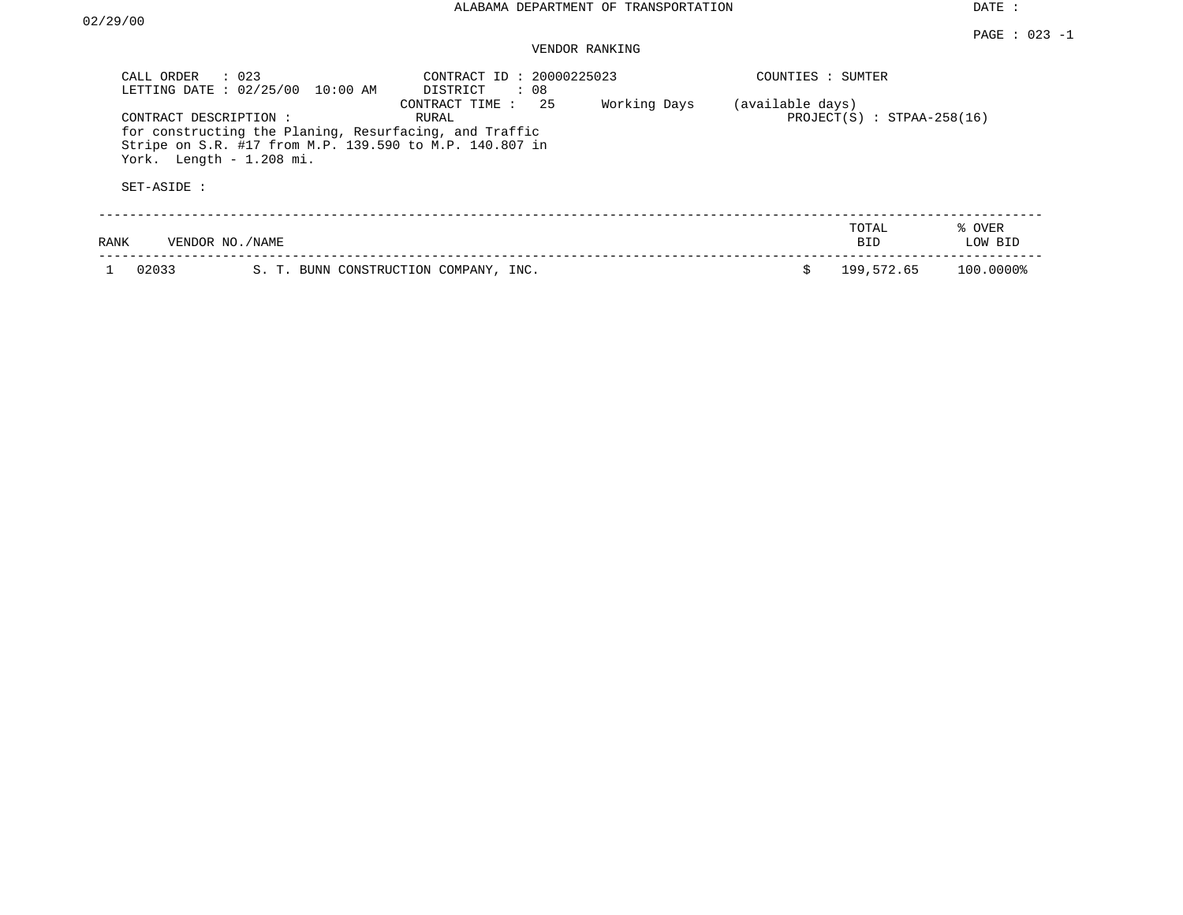ALABAMA DEPARTMENT OF TRANSPORTATION

DATE : 02/29/00

PAGE : 023 -1

VENDOR RANKING

CALL ORDER : 023
LETTING DATE : 02/25/00 10:00 AM

CONTRACT ID : 20000225023
DISTRICT : 08
CONTRACT TIME : 25 Working Days (available days)
RURAL

COUNTIES : SUMTER
PROJECT(S) : STPAA-258(16)

CONTRACT DESCRIPTION :
for constructing the Planing, Resurfacing, and Traffic Stripe on S.R. #17 from M.P. 139.590 to M.P. 140.807 in York. Length - 1.208 mi.

SET-ASIDE :

| RANK | VENDOR NO./NAME | | TOTAL BID | % OVER LOW BID |
|---|---|---|---|---|
| 1 | 02033 | S. T. BUNN CONSTRUCTION COMPANY, INC. | $ 199,572.65 | 100.0000% |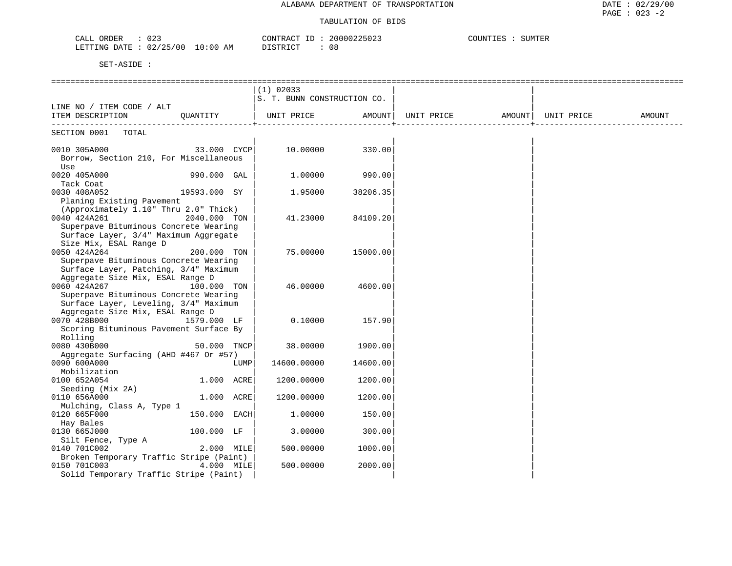ALABAMA DEPARTMENT OF TRANSPORTATION

TABULATION OF BIDS

CALL ORDER : 023
LETTING DATE : 02/25/00 10:00 AM

CONTRACT ID : 20000225023
DISTRICT : 08

COUNTIES : SUMTER

SET-ASIDE :

| LINE NO / ITEM CODE / ALT ITEM DESCRIPTION | QUANTITY | (1) 02033 S. T. BUNN CONSTRUCTION CO. UNIT PRICE | AMOUNT | UNIT PRICE | AMOUNT | UNIT PRICE | AMOUNT |
|---|---|---|---|---|---|---|---|
| SECTION 0001 TOTAL | | | | | | | |
| 0010 305A000 Borrow, Section 210, For Miscellaneous Use | 33.000 CYCP | 10.00000 | 330.00 | | | | |
| 0020 405A000 Tack Coat | 990.000 GAL | 1.00000 | 990.00 | | | | |
| 0030 408A052 Planing Existing Pavement (Approximately 1.10" Thru 2.0" Thick) | 19593.000 SY | 1.95000 | 38206.35 | | | | |
| 0040 424A261 Superpave Bituminous Concrete Wearing Surface Layer, 3/4" Maximum Aggregate Size Mix, ESAL Range D | 2040.000 TON | 41.23000 | 84109.20 | | | | |
| 0050 424A264 Superpave Bituminous Concrete Wearing Surface Layer, Patching, 3/4" Maximum Aggregate Size Mix, ESAL Range D | 200.000 TON | 75.00000 | 15000.00 | | | | |
| 0060 424A267 Superpave Bituminous Concrete Wearing Surface Layer, Leveling, 3/4" Maximum Aggregate Size Mix, ESAL Range D | 100.000 TON | 46.00000 | 4600.00 | | | | |
| 0070 428B000 Scoring Bituminous Pavement Surface By Rolling | 1579.000 LF | 0.10000 | 157.90 | | | | |
| 0080 430B000 Aggregate Surfacing (AHD #467 Or #57) | 50.000 TNCP | 38.00000 | 1900.00 | | | | |
| 0090 600A000 Mobilization | LUMP | 14600.00000 | 14600.00 | | | | |
| 0100 652A054 Seeding (Mix 2A) | 1.000 ACRE | 1200.00000 | 1200.00 | | | | |
| 0110 656A000 Mulching, Class A, Type 1 | 1.000 ACRE | 1200.00000 | 1200.00 | | | | |
| 0120 665F000 Hay Bales | 150.000 EACH | 1.00000 | 150.00 | | | | |
| 0130 665J000 Silt Fence, Type A | 100.000 LF | 3.00000 | 300.00 | | | | |
| 0140 701C002 Broken Temporary Traffic Stripe (Paint) | 2.000 MILE | 500.00000 | 1000.00 | | | | |
| 0150 701C003 Solid Temporary Traffic Stripe (Paint) | 4.000 MILE | 500.00000 | 2000.00 | | | | |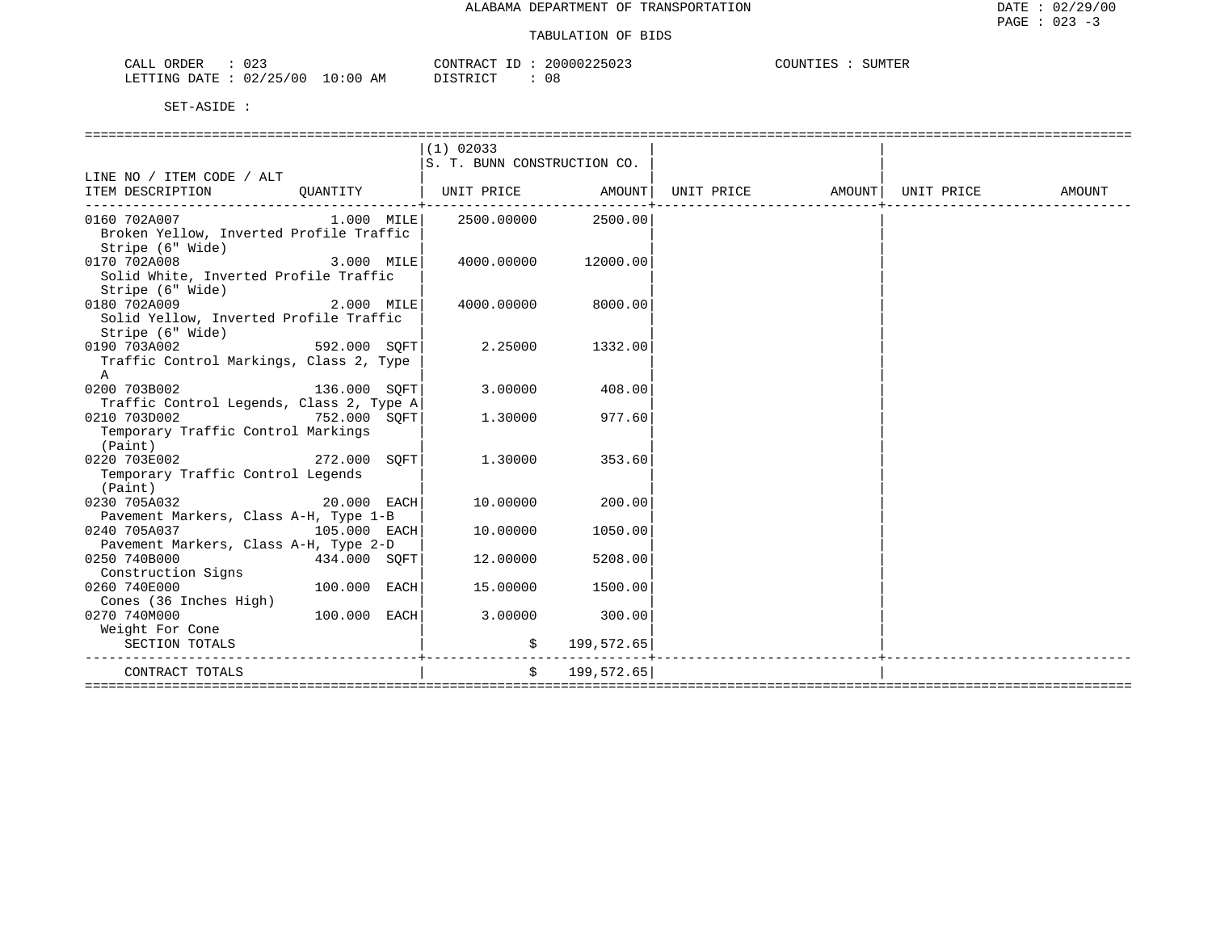ALABAMA DEPARTMENT OF TRANSPORTATION

TABULATION OF BIDS

CALL ORDER : 023 &nbsp;&nbsp;&nbsp; CONTRACT ID : 20000225023 &nbsp;&nbsp;&nbsp; COUNTIES : SUMTER
LETTING DATE : 02/25/00 10:00 AM &nbsp;&nbsp;&nbsp; DISTRICT : 08

SET-ASIDE :

| LINE NO / ITEM CODE / ALT ITEM DESCRIPTION | QUANTITY | (1) 02033 S. T. BUNN CONSTRUCTION CO. UNIT PRICE | AMOUNT | UNIT PRICE | AMOUNT | UNIT PRICE | AMOUNT |
|---|---|---|---|---|---|---|---|
| 0160 702A007 Broken Yellow, Inverted Profile Traffic Stripe (6" Wide) | 1.000 MILE | 2500.00000 | 2500.00 | | | | |
| 0170 702A008 Solid White, Inverted Profile Traffic Stripe (6" Wide) | 3.000 MILE | 4000.00000 | 12000.00 | | | | |
| 0180 702A009 Solid Yellow, Inverted Profile Traffic Stripe (6" Wide) | 2.000 MILE | 4000.00000 | 8000.00 | | | | |
| 0190 703A002 Traffic Control Markings, Class 2, Type A | 592.000 SQFT | 2.25000 | 1332.00 | | | | |
| 0200 703B002 Traffic Control Legends, Class 2, Type A | 136.000 SQFT | 3.00000 | 408.00 | | | | |
| 0210 703D002 Temporary Traffic Control Markings (Paint) | 752.000 SQFT | 1.30000 | 977.60 | | | | |
| 0220 703E002 Temporary Traffic Control Legends (Paint) | 272.000 SQFT | 1.30000 | 353.60 | | | | |
| 0230 705A032 Pavement Markers, Class A-H, Type 1-B | 20.000 EACH | 10.00000 | 200.00 | | | | |
| 0240 705A037 Pavement Markers, Class A-H, Type 2-D | 105.000 EACH | 10.00000 | 1050.00 | | | | |
| 0250 740B000 Construction Signs | 434.000 SQFT | 12.00000 | 5208.00 | | | | |
| 0260 740E000 Cones (36 Inches High) | 100.000 EACH | 15.00000 | 1500.00 | | | | |
| 0270 740M000 Weight For Cone | 100.000 EACH | 3.00000 | 300.00 | | | | |
| SECTION TOTALS | | $ | 199,572.65 | | | | |
| CONTRACT TOTALS | | $ | 199,572.65 | | | | |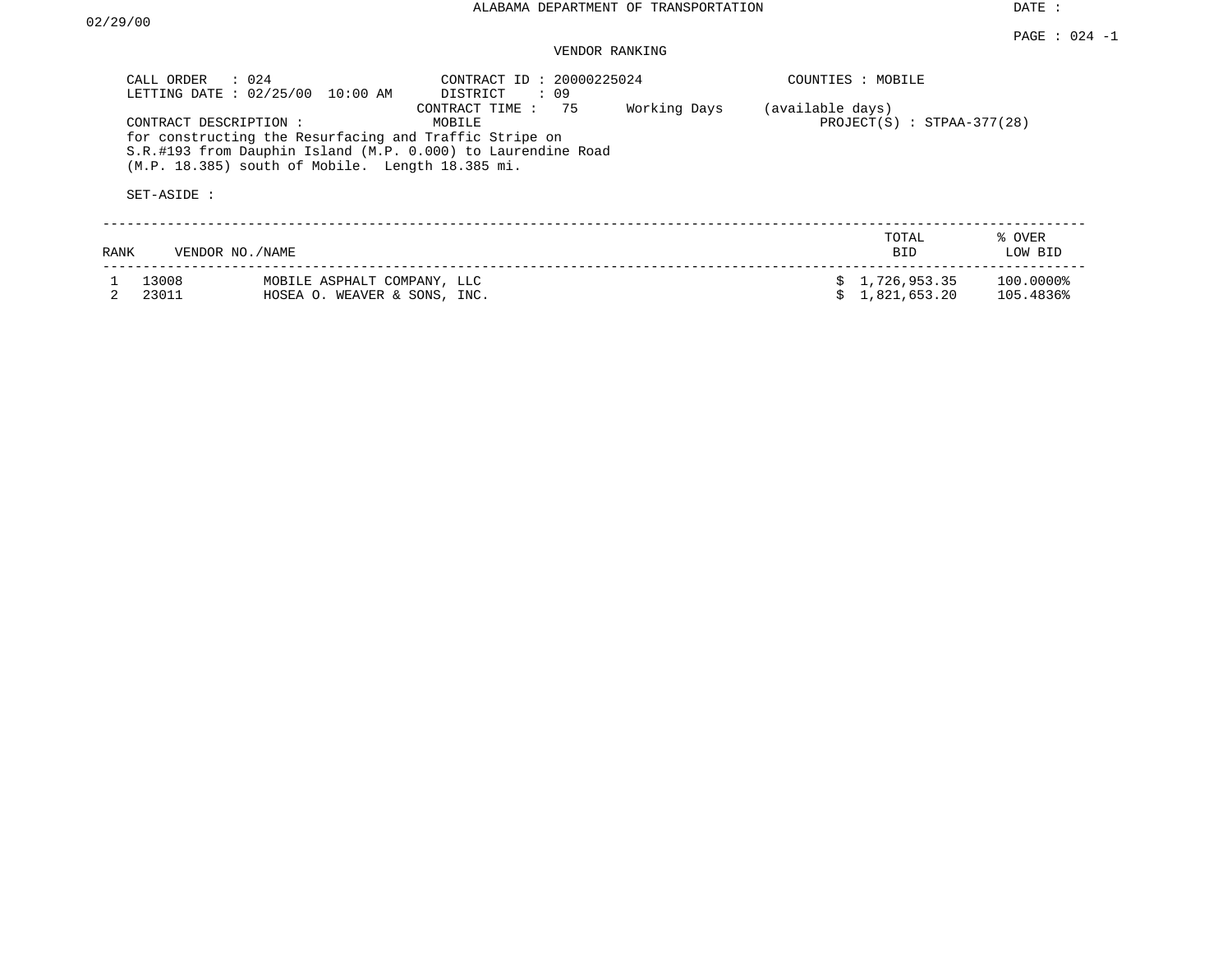ALABAMA DEPARTMENT OF TRANSPORTATION

DATE : 02/29/00

PAGE : 024 -1

VENDOR RANKING

CALL ORDER : 024
LETTING DATE : 02/25/00 10:00 AM

CONTRACT ID : 20000225024
DISTRICT : 09
CONTRACT TIME : 75 Working Days (available days)

COUNTIES : MOBILE

CONTRACT DESCRIPTION : MOBILE

PROJECT(S) : STPAA-377(28)

for constructing the Resurfacing and Traffic Stripe on S.R.#193 from Dauphin Island (M.P. 0.000) to Laurendine Road (M.P. 18.385) south of Mobile. Length 18.385 mi.

SET-ASIDE :

| RANK | VENDOR NO. | NAME | TOTAL BID | % OVER LOW BID |
|---|---|---|---|---|
| 1 | 13008 | MOBILE ASPHALT COMPANY, LLC | $ 1,726,953.35 | 100.0000% |
| 2 | 23011 | HOSEA O. WEAVER & SONS, INC. | $ 1,821,653.20 | 105.4836% |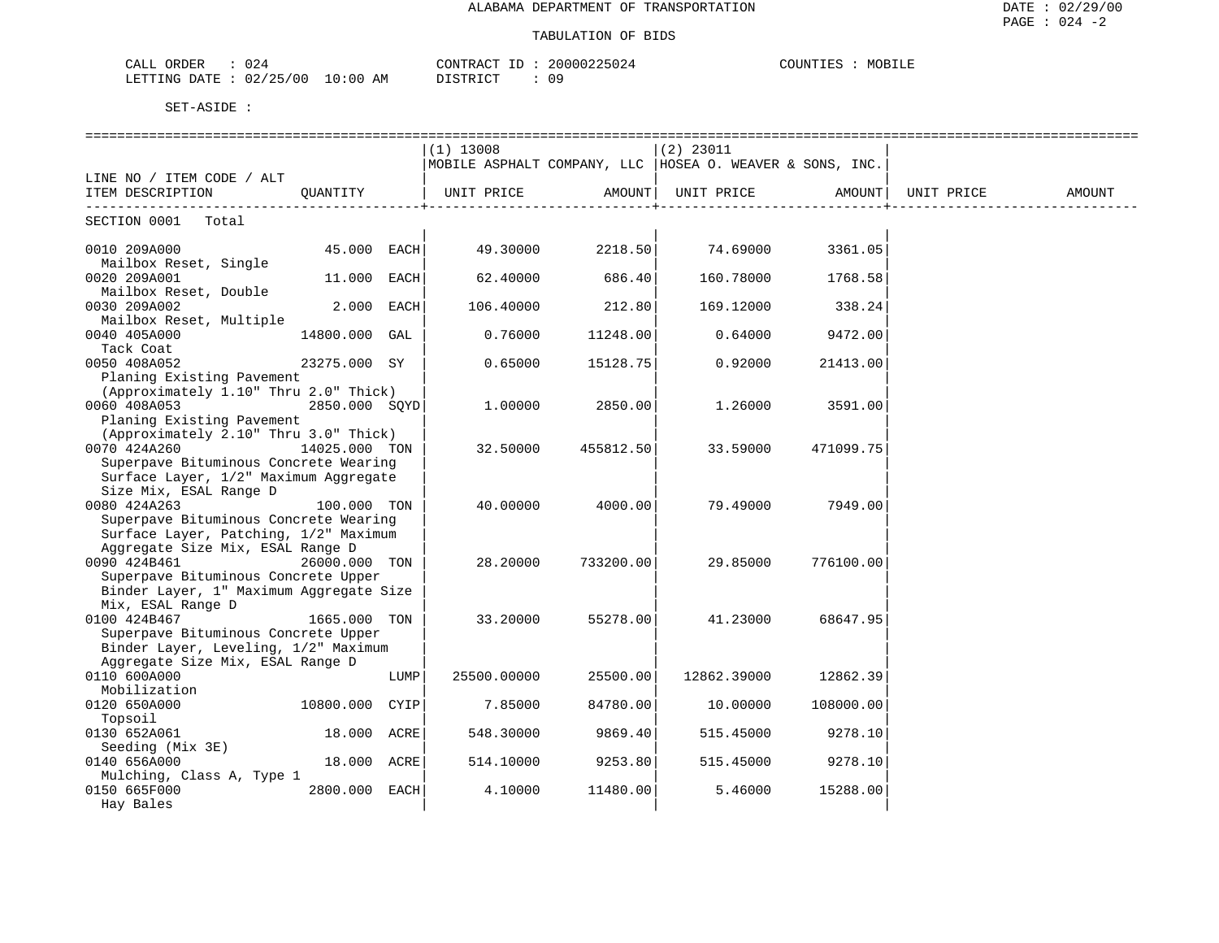ALABAMA DEPARTMENT OF TRANSPORTATION

TABULATION OF BIDS

CALL ORDER : 024 CONTRACT ID : 20000225024 COUNTIES : MOBILE
LETTING DATE : 02/25/00 10:00 AM DISTRICT : 09

SET-ASIDE :

| LINE NO / ITEM CODE / ALT ITEM DESCRIPTION | QUANTITY | (1) 13008 MOBILE ASPHALT COMPANY, LLC UNIT PRICE | AMOUNT | (2) 23011 HOSEA O. WEAVER & SONS, INC. UNIT PRICE | AMOUNT | UNIT PRICE | AMOUNT |
|---|---|---|---|---|---|---|---|
| SECTION 0001 Total | | | | | | | |
| 0010 209A000 Mailbox Reset, Single | 45.000 EACH | 49.30000 | 2218.50 | 74.69000 | 3361.05 | | |
| 0020 209A001 Mailbox Reset, Double | 11.000 EACH | 62.40000 | 686.40 | 160.78000 | 1768.58 | | |
| 0030 209A002 Mailbox Reset, Multiple | 2.000 EACH | 106.40000 | 212.80 | 169.12000 | 338.24 | | |
| 0040 405A000 Tack Coat | 14800.000 GAL | 0.76000 | 11248.00 | 0.64000 | 9472.00 | | |
| 0050 408A052 Planing Existing Pavement (Approximately 1.10" Thru 2.0" Thick) | 23275.000 SY | 0.65000 | 15128.75 | 0.92000 | 21413.00 | | |
| 0060 408A053 Planing Existing Pavement (Approximately 2.10" Thru 3.0" Thick) | 2850.000 SQYD | 1.00000 | 2850.00 | 1.26000 | 3591.00 | | |
| 0070 424A260 Superpave Bituminous Concrete Wearing Surface Layer, 1/2" Maximum Aggregate Size Mix, ESAL Range D | 14025.000 TON | 32.50000 | 455812.50 | 33.59000 | 471099.75 | | |
| 0080 424A263 Superpave Bituminous Concrete Wearing Surface Layer, Patching, 1/2" Maximum Aggregate Size Mix, ESAL Range D | 100.000 TON | 40.00000 | 4000.00 | 79.49000 | 7949.00 | | |
| 0090 424B461 Superpave Bituminous Concrete Upper Binder Layer, 1" Maximum Aggregate Size Mix, ESAL Range D | 26000.000 TON | 28.20000 | 733200.00 | 29.85000 | 776100.00 | | |
| 0100 424B467 Superpave Bituminous Concrete Upper Binder Layer, Leveling, 1/2" Maximum Aggregate Size Mix, ESAL Range D | 1665.000 TON | 33.20000 | 55278.00 | 41.23000 | 68647.95 | | |
| 0110 600A000 Mobilization | LUMP | 25500.00000 | 25500.00 | 12862.39000 | 12862.39 | | |
| 0120 650A000 Topsoil | 10800.000 CYIP | 7.85000 | 84780.00 | 10.00000 | 108000.00 | | |
| 0130 652A061 Seeding (Mix 3E) | 18.000 ACRE | 548.30000 | 9869.40 | 515.45000 | 9278.10 | | |
| 0140 656A000 Mulching, Class A, Type 1 | 18.000 ACRE | 514.10000 | 9253.80 | 515.45000 | 9278.10 | | |
| 0150 665F000 Hay Bales | 2800.000 EACH | 4.10000 | 11480.00 | 5.46000 | 15288.00 | | |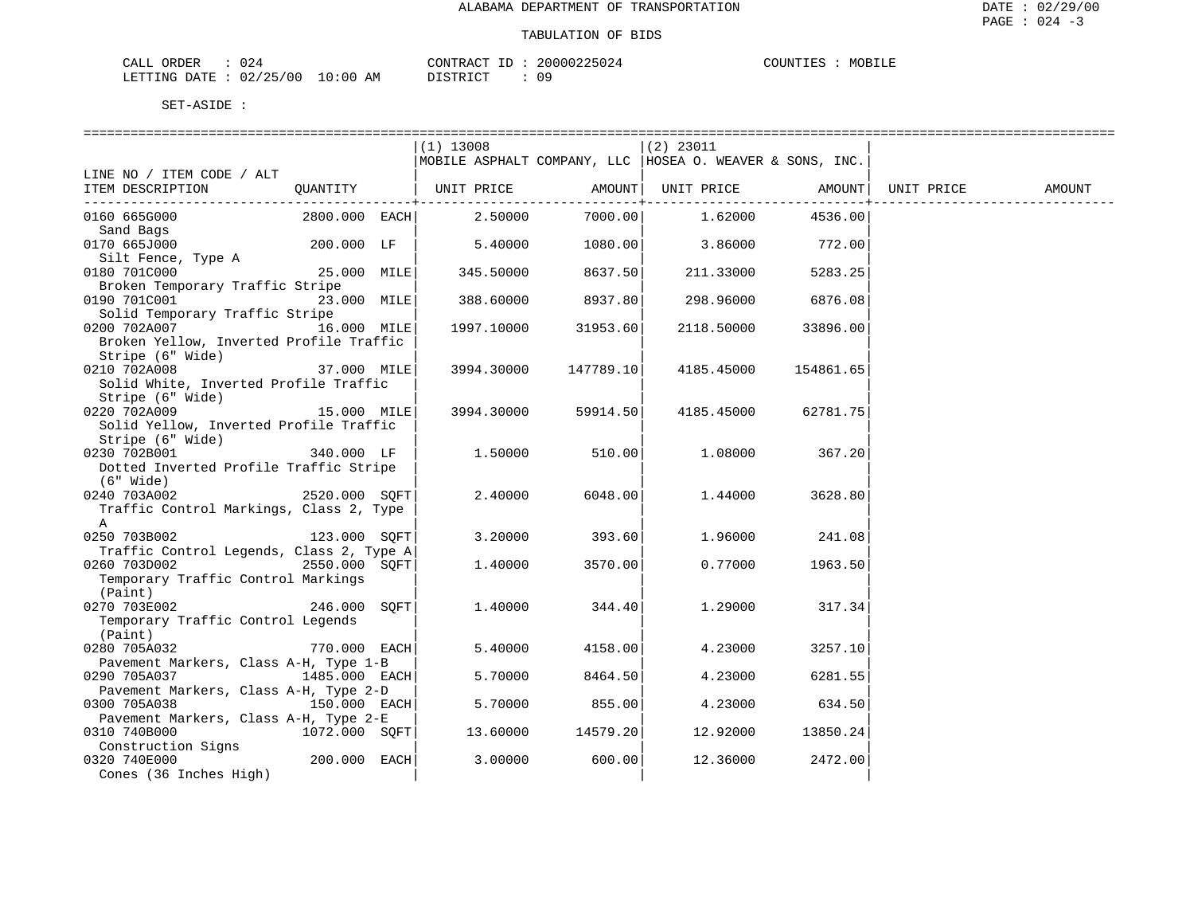ALABAMA DEPARTMENT OF TRANSPORTATION

TABULATION OF BIDS

CALL ORDER : 024
LETTING DATE : 02/25/00 10:00 AM

CONTRACT ID : 20000225024
DISTRICT : 09

COUNTIES : MOBILE

SET-ASIDE :

| LINE NO / ITEM CODE / ALT ITEM DESCRIPTION | QUANTITY | (1) 13008 MOBILE ASPHALT COMPANY, LLC UNIT PRICE | AMOUNT | (2) 23011 HOSEA O. WEAVER & SONS, INC. UNIT PRICE | AMOUNT | UNIT PRICE | AMOUNT |
|---|---|---|---|---|---|---|---|
| 0160 665G000 Sand Bags | 2800.000 EACH | 2.50000 | 7000.00 | 1.62000 | 4536.00 | | |
| 0170 665J000 Silt Fence, Type A | 200.000 LF | 5.40000 | 1080.00 | 3.86000 | 772.00 | | |
| 0180 701C000 Broken Temporary Traffic Stripe | 25.000 MILE | 345.50000 | 8637.50 | 211.33000 | 5283.25 | | |
| 0190 701C001 Solid Temporary Traffic Stripe | 23.000 MILE | 388.60000 | 8937.80 | 298.96000 | 6876.08 | | |
| 0200 702A007 Broken Yellow, Inverted Profile Traffic Stripe (6" Wide) | 16.000 MILE | 1997.10000 | 31953.60 | 2118.50000 | 33896.00 | | |
| 0210 702A008 Solid White, Inverted Profile Traffic Stripe (6" Wide) | 37.000 MILE | 3994.30000 | 147789.10 | 4185.45000 | 154861.65 | | |
| 0220 702A009 Solid Yellow, Inverted Profile Traffic Stripe (6" Wide) | 15.000 MILE | 3994.30000 | 59914.50 | 4185.45000 | 62781.75 | | |
| 0230 702B001 Dotted Inverted Profile Traffic Stripe (6" Wide) | 340.000 LF | 1.50000 | 510.00 | 1.08000 | 367.20 | | |
| 0240 703A002 Traffic Control Markings, Class 2, Type A | 2520.000 SQFT | 2.40000 | 6048.00 | 1.44000 | 3628.80 | | |
| 0250 703B002 Traffic Control Legends, Class 2, Type A | 123.000 SQFT | 3.20000 | 393.60 | 1.96000 | 241.08 | | |
| 0260 703D002 Temporary Traffic Control Markings (Paint) | 2550.000 SQFT | 1.40000 | 3570.00 | 0.77000 | 1963.50 | | |
| 0270 703E002 Temporary Traffic Control Legends (Paint) | 246.000 SQFT | 1.40000 | 344.40 | 1.29000 | 317.34 | | |
| 0280 705A032 Pavement Markers, Class A-H, Type 1-B | 770.000 EACH | 5.40000 | 4158.00 | 4.23000 | 3257.10 | | |
| 0290 705A037 Pavement Markers, Class A-H, Type 2-D | 1485.000 EACH | 5.70000 | 8464.50 | 4.23000 | 6281.55 | | |
| 0300 705A038 Pavement Markers, Class A-H, Type 2-E | 150.000 EACH | 5.70000 | 855.00 | 4.23000 | 634.50 | | |
| 0310 740B000 Construction Signs | 1072.000 SQFT | 13.60000 | 14579.20 | 12.92000 | 13850.24 | | |
| 0320 740E000 Cones (36 Inches High) | 200.000 EACH | 3.00000 | 600.00 | 12.36000 | 2472.00 | | |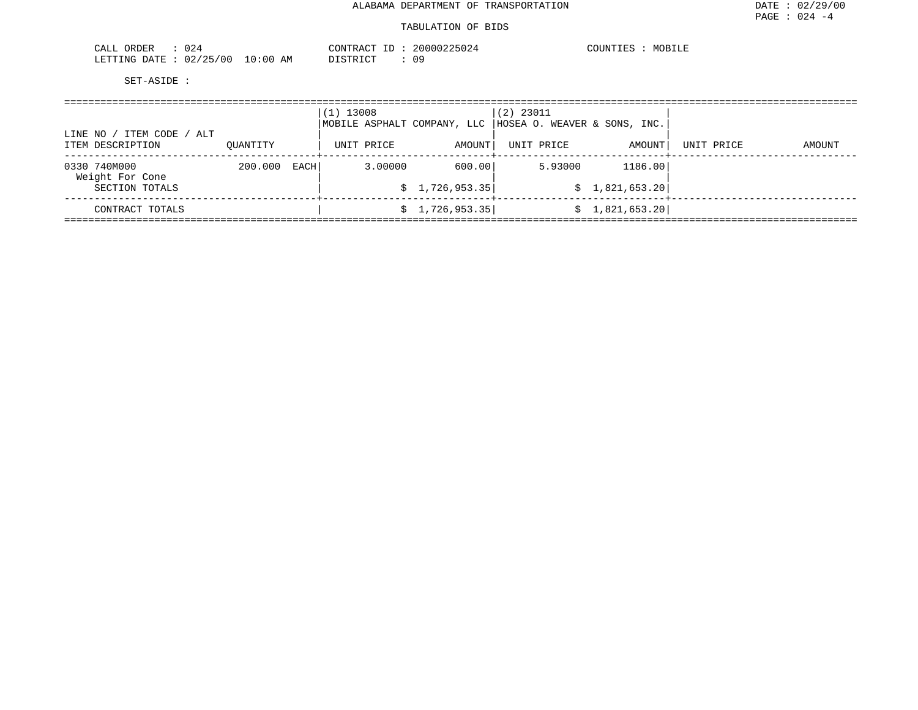ALABAMA DEPARTMENT OF TRANSPORTATION

TABULATION OF BIDS

CALL ORDER : 024 CONTRACT ID : 20000225024 COUNTIES : MOBILE
LETTING DATE : 02/25/00 10:00 AM DISTRICT : 09

SET-ASIDE :

| LINE NO / ITEM CODE / ALT ITEM DESCRIPTION | QUANTITY | (1) 13008 MOBILE ASPHALT COMPANY, LLC UNIT PRICE | AMOUNT | (2) 23011 HOSEA O. WEAVER & SONS, INC. UNIT PRICE | AMOUNT | UNIT PRICE | AMOUNT |
|---|---|---|---|---|---|---|---|
| 0330 740M000 Weight For Cone | 200.000 EACH | 3.00000 | 600.00 | 5.93000 | 1186.00 | | |
| SECTION TOTALS | | | $ 1,726,953.35 | | $ 1,821,653.20 | | |
| CONTRACT TOTALS | | | $ 1,726,953.35 | | $ 1,821,653.20 | | |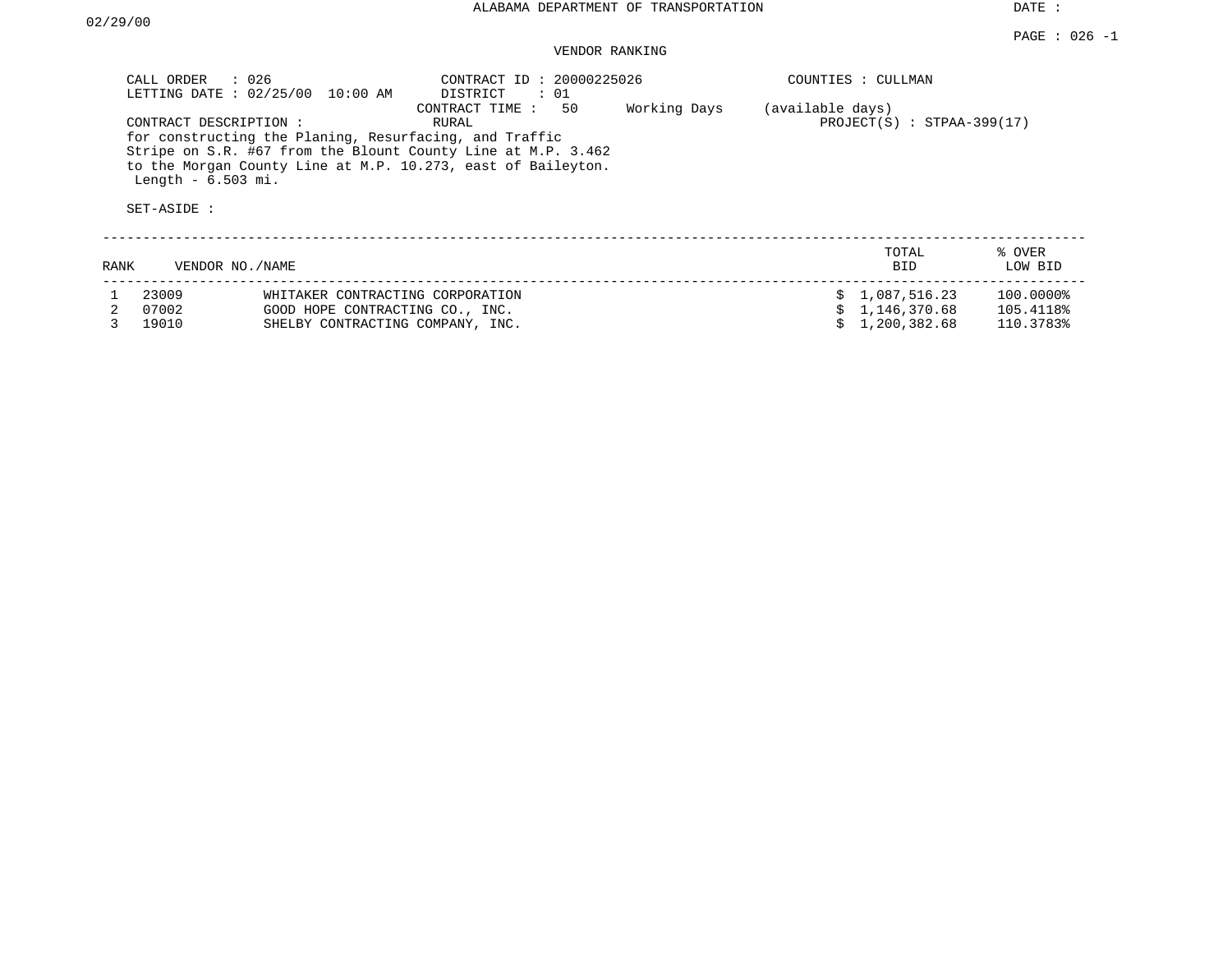ALABAMA DEPARTMENT OF TRANSPORTATION

DATE : 02/29/00

VENDOR RANKING

CALL ORDER : 026
LETTING DATE : 02/25/00 10:00 AM

CONTRACT ID : 20000225026
DISTRICT : 01
CONTRACT TIME : 50 Working Days (available days)

COUNTIES : CULLMAN

CONTRACT DESCRIPTION : RURAL

PROJECT(S) : STPAA-399(17)

for constructing the Planing, Resurfacing, and Traffic Stripe on S.R. #67 from the Blount County Line at M.P. 3.462 to the Morgan County Line at M.P. 10.273, east of Baileyton.
Length - 6.503 mi.

SET-ASIDE :

| RANK | VENDOR NO./NAME | | TOTAL BID | % OVER LOW BID |
|---|---|---|---|---|
| 1 | 23009 | WHITAKER CONTRACTING CORPORATION | $ 1,087,516.23 | 100.0000% |
| 2 | 07002 | GOOD HOPE CONTRACTING CO., INC. | $ 1,146,370.68 | 105.4118% |
| 3 | 19010 | SHELBY CONTRACTING COMPANY, INC. | $ 1,200,382.68 | 110.3783% |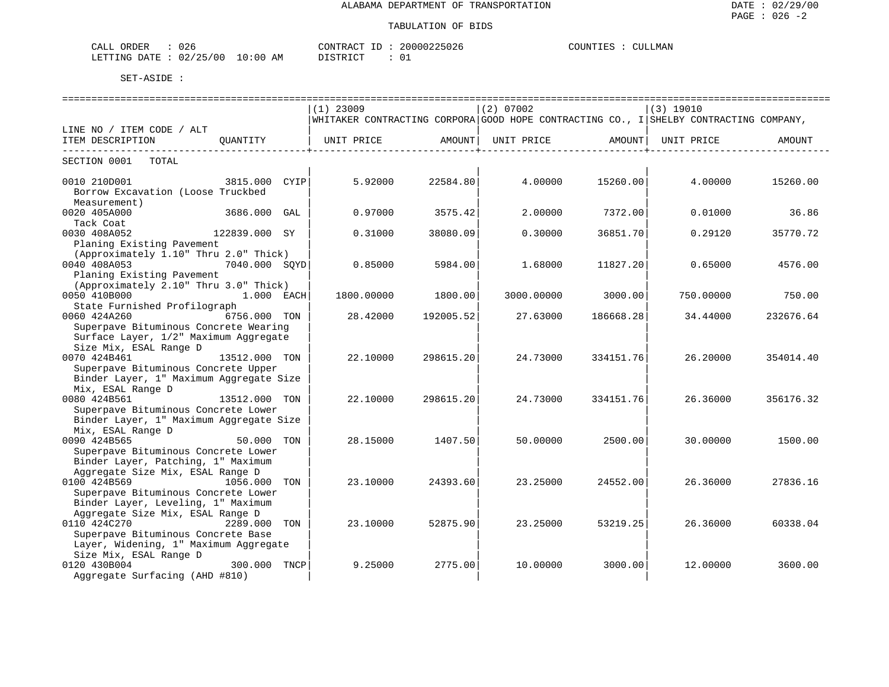ALABAMA DEPARTMENT OF TRANSPORTATION

TABULATION OF BIDS

DATE : 02/29/00
PAGE : 026 -2

CALL ORDER : 026
LETTING DATE : 02/25/00 10:00 AM

CONTRACT ID : 20000225026
DISTRICT : 01

COUNTIES : CULLMAN

SET-ASIDE :

| LINE NO / ITEM CODE / ALT ITEM DESCRIPTION | QUANTITY | (1) 23009 WHITAKER CONTRACTING CORPORA UNIT PRICE | AMOUNT | (2) 07002 GOOD HOPE CONTRACTING CO., I UNIT PRICE | AMOUNT | (3) 19010 SHELBY CONTRACTING COMPANY, UNIT PRICE | AMOUNT |
|---|---|---|---|---|---|---|---|
| SECTION 0001 TOTAL | | | | | | | |
| 0010 210D001 Borrow Excavation (Loose Truckbed Measurement) | 3815.000 CYIP | 5.92000 | 22584.80 | 4.00000 | 15260.00 | 4.00000 | 15260.00 |
| 0020 405A000 Tack Coat | 3686.000 GAL | 0.97000 | 3575.42 | 2.00000 | 7372.00 | 0.01000 | 36.86 |
| 0030 408A052 Planing Existing Pavement (Approximately 1.10" Thru 2.0" Thick) | 122839.000 SY | 0.31000 | 38080.09 | 0.30000 | 36851.70 | 0.29120 | 35770.72 |
| 0040 408A053 Planing Existing Pavement (Approximately 2.10" Thru 3.0" Thick) | 7040.000 SQYD | 0.85000 | 5984.00 | 1.68000 | 11827.20 | 0.65000 | 4576.00 |
| 0050 410B000 State Furnished Profilograph | 1.000 EACH | 1800.00000 | 1800.00 | 3000.00000 | 3000.00 | 750.00000 | 750.00 |
| 0060 424A260 Superpave Bituminous Concrete Wearing Surface Layer, 1/2" Maximum Aggregate Size Mix, ESAL Range D | 6756.000 TON | 28.42000 | 192005.52 | 27.63000 | 186668.28 | 34.44000 | 232676.64 |
| 0070 424B461 Superpave Bituminous Concrete Upper Binder Layer, 1" Maximum Aggregate Size Mix, ESAL Range D | 13512.000 TON | 22.10000 | 298615.20 | 24.73000 | 334151.76 | 26.20000 | 354014.40 |
| 0080 424B561 Superpave Bituminous Concrete Lower Binder Layer, 1" Maximum Aggregate Size Mix, ESAL Range D | 13512.000 TON | 22.10000 | 298615.20 | 24.73000 | 334151.76 | 26.36000 | 356176.32 |
| 0090 424B565 Superpave Bituminous Concrete Lower Binder Layer, Patching, 1" Maximum Aggregate Size Mix, ESAL Range D | 50.000 TON | 28.15000 | 1407.50 | 50.00000 | 2500.00 | 30.00000 | 1500.00 |
| 0100 424B569 Superpave Bituminous Concrete Lower Binder Layer, Leveling, 1" Maximum Aggregate Size Mix, ESAL Range D | 1056.000 TON | 23.10000 | 24393.60 | 23.25000 | 24552.00 | 26.36000 | 27836.16 |
| 0110 424C270 Superpave Bituminous Concrete Base Layer, Widening, 1" Maximum Aggregate Size Mix, ESAL Range D | 2289.000 TON | 23.10000 | 52875.90 | 23.25000 | 53219.25 | 26.36000 | 60338.04 |
| 0120 430B004 Aggregate Surfacing (AHD #810) | 300.000 TNCP | 9.25000 | 2775.00 | 10.00000 | 3000.00 | 12.00000 | 3600.00 |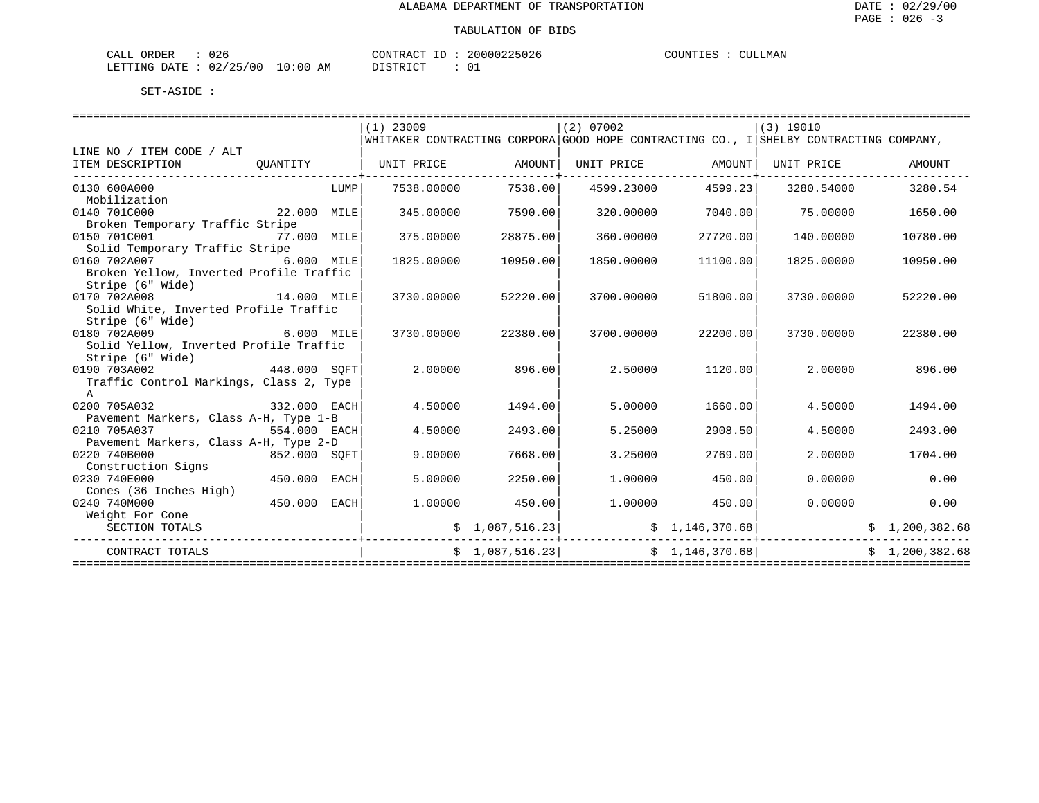ALABAMA DEPARTMENT OF TRANSPORTATION

TABULATION OF BIDS

CALL ORDER : 026 CONTRACT ID : 20000225026 COUNTIES : CULLMAN
LETTING DATE : 02/25/00 10:00 AM DISTRICT : 01

SET-ASIDE :

| LINE NO / ITEM CODE / ALT ITEM DESCRIPTION | QUANTITY | (1) 23009 WHITAKER CONTRACTING CORPORA UNIT PRICE | AMOUNT | (2) 07002 GOOD HOPE CONTRACTING CO., I UNIT PRICE | AMOUNT | (3) 19010 SHELBY CONTRACTING COMPANY, UNIT PRICE | AMOUNT |
|---|---|---|---|---|---|---|---|
| 0130 600A000 Mobilization | LUMP | 7538.00000 | 7538.00 | 4599.23000 | 4599.23 | 3280.54000 | 3280.54 |
| 0140 701C000 Broken Temporary Traffic Stripe | 22.000 MILE | 345.00000 | 7590.00 | 320.00000 | 7040.00 | 75.00000 | 1650.00 |
| 0150 701C001 Solid Temporary Traffic Stripe | 77.000 MILE | 375.00000 | 28875.00 | 360.00000 | 27720.00 | 140.00000 | 10780.00 |
| 0160 702A007 Broken Yellow, Inverted Profile Traffic Stripe (6" Wide) | 6.000 MILE | 1825.00000 | 10950.00 | 1850.00000 | 11100.00 | 1825.00000 | 10950.00 |
| 0170 702A008 Solid White, Inverted Profile Traffic Stripe (6" Wide) | 14.000 MILE | 3730.00000 | 52220.00 | 3700.00000 | 51800.00 | 3730.00000 | 52220.00 |
| 0180 702A009 Solid Yellow, Inverted Profile Traffic Stripe (6" Wide) | 6.000 MILE | 3730.00000 | 22380.00 | 3700.00000 | 22200.00 | 3730.00000 | 22380.00 |
| 0190 703A002 Traffic Control Markings, Class 2, Type A | 448.000 SQFT | 2.00000 | 896.00 | 2.50000 | 1120.00 | 2.00000 | 896.00 |
| 0200 705A032 Pavement Markers, Class A-H, Type 1-B | 332.000 EACH | 4.50000 | 1494.00 | 5.00000 | 1660.00 | 4.50000 | 1494.00 |
| 0210 705A037 Pavement Markers, Class A-H, Type 2-D | 554.000 EACH | 4.50000 | 2493.00 | 5.25000 | 2908.50 | 4.50000 | 2493.00 |
| 0220 740B000 Construction Signs | 852.000 SQFT | 9.00000 | 7668.00 | 3.25000 | 2769.00 | 2.00000 | 1704.00 |
| 0230 740E000 Cones (36 Inches High) | 450.000 EACH | 5.00000 | 2250.00 | 1.00000 | 450.00 | 0.00000 | 0.00 |
| 0240 740M000 Weight For Cone | 450.000 EACH | 1.00000 | 450.00 | 1.00000 | 450.00 | 0.00000 | 0.00 |
| SECTION TOTALS | | | $ 1,087,516.23 | | $ 1,146,370.68 | | $ 1,200,382.68 |
| CONTRACT TOTALS | | | $ 1,087,516.23 | | $ 1,146,370.68 | | $ 1,200,382.68 |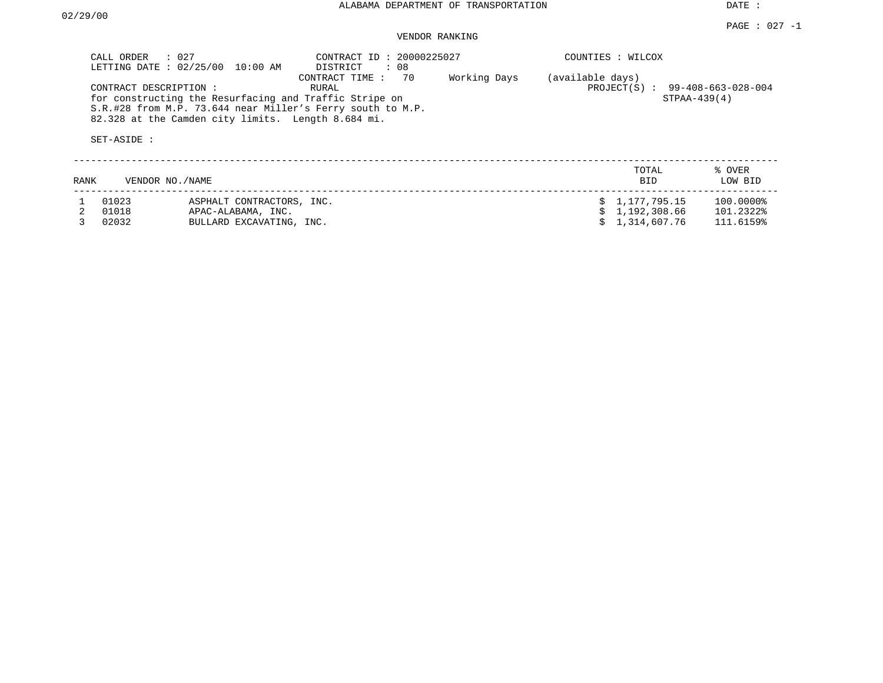ALABAMA DEPARTMENT OF TRANSPORTATION

DATE : 02/29/00

PAGE : 027 -1

VENDOR RANKING

CALL ORDER : 027
LETTING DATE : 02/25/00 10:00 AM

CONTRACT ID : 20000225027
DISTRICT : 08
CONTRACT TIME : 70 Working Days (available days)

COUNTIES : WILCOX

CONTRACT DESCRIPTION : RURAL
for constructing the Resurfacing and Traffic Stripe on S.R.#28 from M.P. 73.644 near Miller's Ferry south to M.P. 82.328 at the Camden city limits. Length 8.684 mi.

PROJECT(S) : 99-408-663-028-004
STPAA-439(4)

SET-ASIDE :

| RANK | VENDOR NO. | NAME | TOTAL BID | % OVER LOW BID |
|---|---|---|---|---|
| 1 | 01023 | ASPHALT CONTRACTORS, INC. | $ 1,177,795.15 | 100.0000% |
| 2 | 01018 | APAC-ALABAMA, INC. | $ 1,192,308.66 | 101.2322% |
| 3 | 02032 | BULLARD EXCAVATING, INC. | $ 1,314,607.76 | 111.6159% |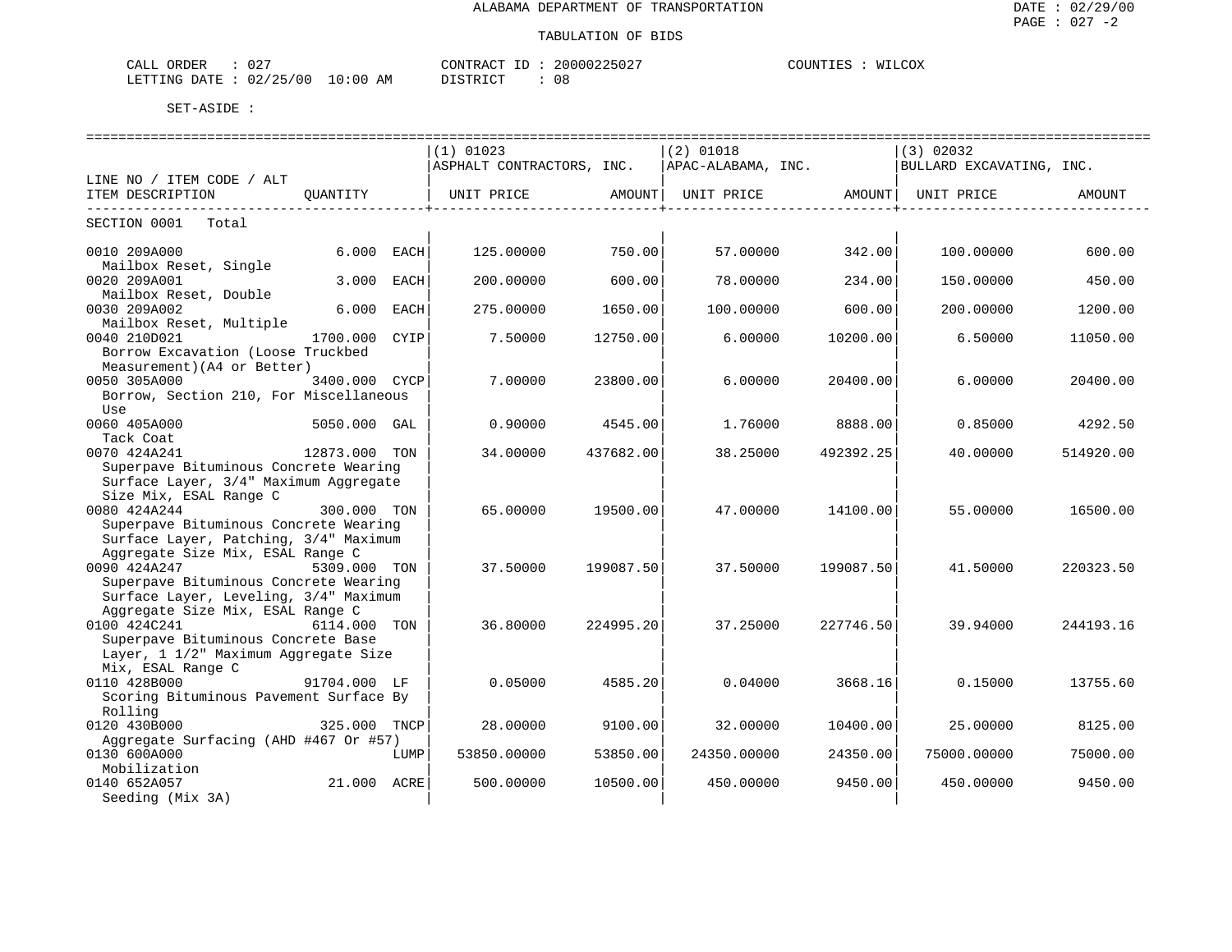ALABAMA DEPARTMENT OF TRANSPORTATION

TABULATION OF BIDS

CALL ORDER : 027 CONTRACT ID : 20000225027 COUNTIES : WILCOX
LETTING DATE : 02/25/00 10:00 AM DISTRICT : 08

SET-ASIDE :

| LINE NO / ITEM CODE / ALT ITEM DESCRIPTION | QUANTITY | (1) 01023 ASPHALT CONTRACTORS, INC. UNIT PRICE | AMOUNT | (2) 01018 APAC-ALABAMA, INC. UNIT PRICE | AMOUNT | (3) 02032 BULLARD EXCAVATING, INC. UNIT PRICE | AMOUNT |
|---|---|---|---|---|---|---|---|
| SECTION 0001 Total | | | | | | | |
| 0010 209A000 Mailbox Reset, Single | 6.000 EACH | 125.00000 | 750.00 | 57.00000 | 342.00 | 100.00000 | 600.00 |
| 0020 209A001 Mailbox Reset, Double | 3.000 EACH | 200.00000 | 600.00 | 78.00000 | 234.00 | 150.00000 | 450.00 |
| 0030 209A002 Mailbox Reset, Multiple | 6.000 EACH | 275.00000 | 1650.00 | 100.00000 | 600.00 | 200.00000 | 1200.00 |
| 0040 210D021 Borrow Excavation (Loose Truckbed Measurement)(A4 or Better) | 1700.000 CYIP | 7.50000 | 12750.00 | 6.00000 | 10200.00 | 6.50000 | 11050.00 |
| 0050 305A000 Borrow, Section 210, For Miscellaneous Use | 3400.000 CYCP | 7.00000 | 23800.00 | 6.00000 | 20400.00 | 6.00000 | 20400.00 |
| 0060 405A000 Tack Coat | 5050.000 GAL | 0.90000 | 4545.00 | 1.76000 | 8888.00 | 0.85000 | 4292.50 |
| 0070 424A241 Superpave Bituminous Concrete Wearing Surface Layer, 3/4" Maximum Aggregate Size Mix, ESAL Range C | 12873.000 TON | 34.00000 | 437682.00 | 38.25000 | 492392.25 | 40.00000 | 514920.00 |
| 0080 424A244 Superpave Bituminous Concrete Wearing Surface Layer, Patching, 3/4" Maximum Aggregate Size Mix, ESAL Range C | 300.000 TON | 65.00000 | 19500.00 | 47.00000 | 14100.00 | 55.00000 | 16500.00 |
| 0090 424A247 Superpave Bituminous Concrete Wearing Surface Layer, Leveling, 3/4" Maximum Aggregate Size Mix, ESAL Range C | 5309.000 TON | 37.50000 | 199087.50 | 37.50000 | 199087.50 | 41.50000 | 220323.50 |
| 0100 424C241 Superpave Bituminous Concrete Base Layer, 1 1/2" Maximum Aggregate Size Mix, ESAL Range C | 6114.000 TON | 36.80000 | 224995.20 | 37.25000 | 227746.50 | 39.94000 | 244193.16 |
| 0110 428B000 Scoring Bituminous Pavement Surface By Rolling | 91704.000 LF | 0.05000 | 4585.20 | 0.04000 | 3668.16 | 0.15000 | 13755.60 |
| 0120 430B000 Aggregate Surfacing (AHD #467 Or #57) | 325.000 TNCP | 28.00000 | 9100.00 | 32.00000 | 10400.00 | 25.00000 | 8125.00 |
| 0130 600A000 Mobilization | LUMP | 53850.00000 | 53850.00 | 24350.00000 | 24350.00 | 75000.00000 | 75000.00 |
| 0140 652A057 Seeding (Mix 3A) | 21.000 ACRE | 500.00000 | 10500.00 | 450.00000 | 9450.00 | 450.00000 | 9450.00 |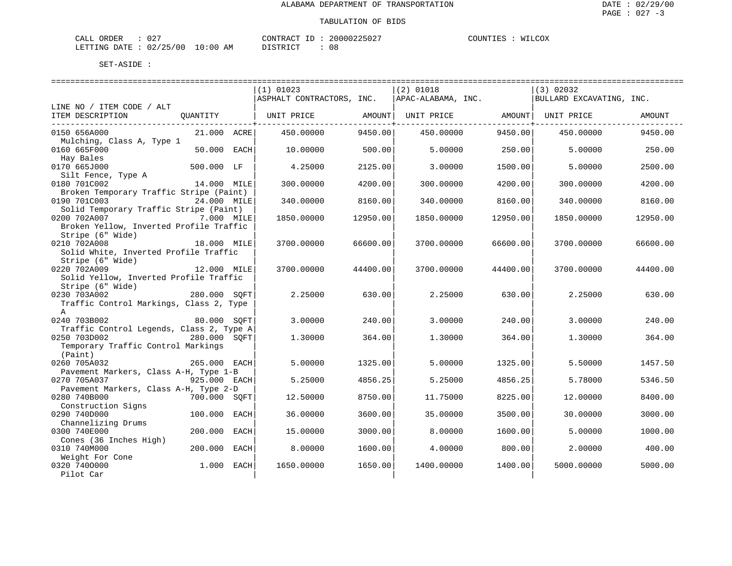ALABAMA DEPARTMENT OF TRANSPORTATION

TABULATION OF BIDS

CALL ORDER : 027 CONTRACT ID : 20000225027 COUNTIES : WILCOX
LETTING DATE : 02/25/00 10:00 AM DISTRICT : 08

SET-ASIDE :

| LINE NO / ITEM CODE / ALT ITEM DESCRIPTION | QUANTITY | (1) 01023 ASPHALT CONTRACTORS, INC. UNIT PRICE | AMOUNT | (2) 01018 APAC-ALABAMA, INC. UNIT PRICE | AMOUNT | (3) 02032 BULLARD EXCAVATING, INC. UNIT PRICE | AMOUNT |
|---|---|---|---|---|---|---|---|
| 0150 656A000 Mulching, Class A, Type 1 | 21.000 ACRE | 450.00000 | 9450.00 | 450.00000 | 9450.00 | 450.00000 | 9450.00 |
| 0160 665F000 Hay Bales | 50.000 EACH | 10.00000 | 500.00 | 5.00000 | 250.00 | 5.00000 | 250.00 |
| 0170 665J000 Silt Fence, Type A | 500.000 LF | 4.25000 | 2125.00 | 3.00000 | 1500.00 | 5.00000 | 2500.00 |
| 0180 701C002 Broken Temporary Traffic Stripe (Paint) | 14.000 MILE | 300.00000 | 4200.00 | 300.00000 | 4200.00 | 300.00000 | 4200.00 |
| 0190 701C003 Solid Temporary Traffic Stripe (Paint) | 24.000 MILE | 340.00000 | 8160.00 | 340.00000 | 8160.00 | 340.00000 | 8160.00 |
| 0200 702A007 Broken Yellow, Inverted Profile Traffic Stripe (6" Wide) | 7.000 MILE | 1850.00000 | 12950.00 | 1850.00000 | 12950.00 | 1850.00000 | 12950.00 |
| 0210 702A008 Solid White, Inverted Profile Traffic Stripe (6" Wide) | 18.000 MILE | 3700.00000 | 66600.00 | 3700.00000 | 66600.00 | 3700.00000 | 66600.00 |
| 0220 702A009 Solid Yellow, Inverted Profile Traffic Stripe (6" Wide) | 12.000 MILE | 3700.00000 | 44400.00 | 3700.00000 | 44400.00 | 3700.00000 | 44400.00 |
| 0230 703A002 Traffic Control Markings, Class 2, Type A | 280.000 SQFT | 2.25000 | 630.00 | 2.25000 | 630.00 | 2.25000 | 630.00 |
| 0240 703B002 Traffic Control Legends, Class 2, Type A | 80.000 SQFT | 3.00000 | 240.00 | 3.00000 | 240.00 | 3.00000 | 240.00 |
| 0250 703D002 Temporary Traffic Control Markings (Paint) | 280.000 SQFT | 1.30000 | 364.00 | 1.30000 | 364.00 | 1.30000 | 364.00 |
| 0260 705A032 Pavement Markers, Class A-H, Type 1-B | 265.000 EACH | 5.00000 | 1325.00 | 5.00000 | 1325.00 | 5.50000 | 1457.50 |
| 0270 705A037 Pavement Markers, Class A-H, Type 2-D | 925.000 EACH | 5.25000 | 4856.25 | 5.25000 | 4856.25 | 5.78000 | 5346.50 |
| 0280 740B000 Construction Signs | 700.000 SQFT | 12.50000 | 8750.00 | 11.75000 | 8225.00 | 12.00000 | 8400.00 |
| 0290 740D000 Channelizing Drums | 100.000 EACH | 36.00000 | 3600.00 | 35.00000 | 3500.00 | 30.00000 | 3000.00 |
| 0300 740E000 Cones (36 Inches High) | 200.000 EACH | 15.00000 | 3000.00 | 8.00000 | 1600.00 | 5.00000 | 1000.00 |
| 0310 740M000 Weight For Cone | 200.000 EACH | 8.00000 | 1600.00 | 4.00000 | 800.00 | 2.00000 | 400.00 |
| 0320 740O000 Pilot Car | 1.000 EACH | 1650.00000 | 1650.00 | 1400.00000 | 1400.00 | 5000.00000 | 5000.00 |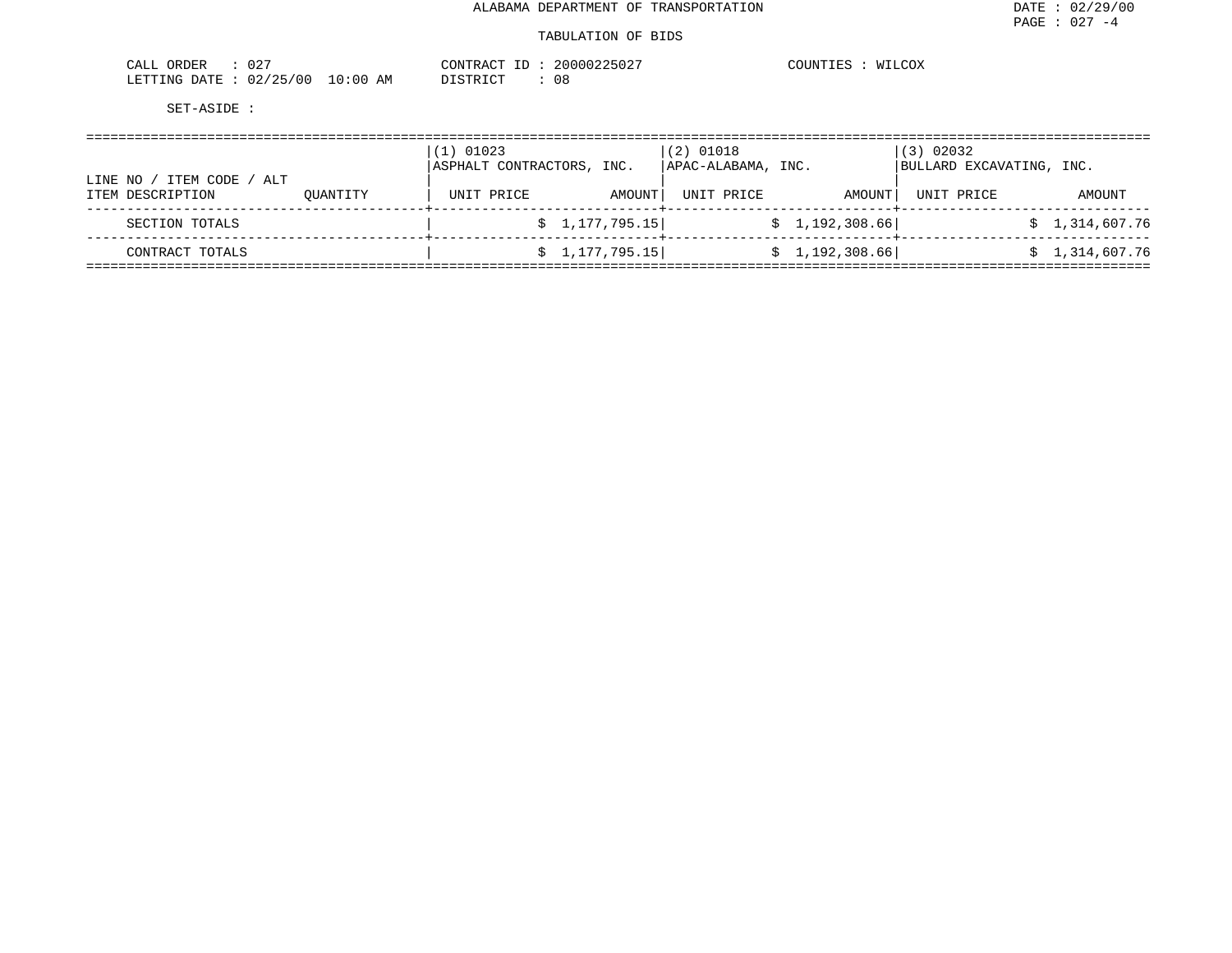ALABAMA DEPARTMENT OF TRANSPORTATION

TABULATION OF BIDS

CALL ORDER : 027
LETTING DATE : 02/25/00 10:00 AM

CONTRACT ID : 20000225027
DISTRICT : 08

COUNTIES : WILCOX

SET-ASIDE :

| LINE NO / ITEM CODE / ALT<br>ITEM DESCRIPTION | QUANTITY | (1) 01023<br>ASPHALT CONTRACTORS, INC.<br>UNIT PRICE | <br><br>AMOUNT | (2) 01018<br>APAC-ALABAMA, INC.<br>UNIT PRICE | <br><br>AMOUNT | (3) 02032<br>BULLARD EXCAVATING, INC.<br>UNIT PRICE | <br><br>AMOUNT |
|---|---|---|---|---|---|---|---|
| SECTION TOTALS | | | $ 1,177,795.15 | | $ 1,192,308.66 | | $ 1,314,607.76 |
| CONTRACT TOTALS | | | $ 1,177,795.15 | | $ 1,192,308.66 | | $ 1,314,607.76 |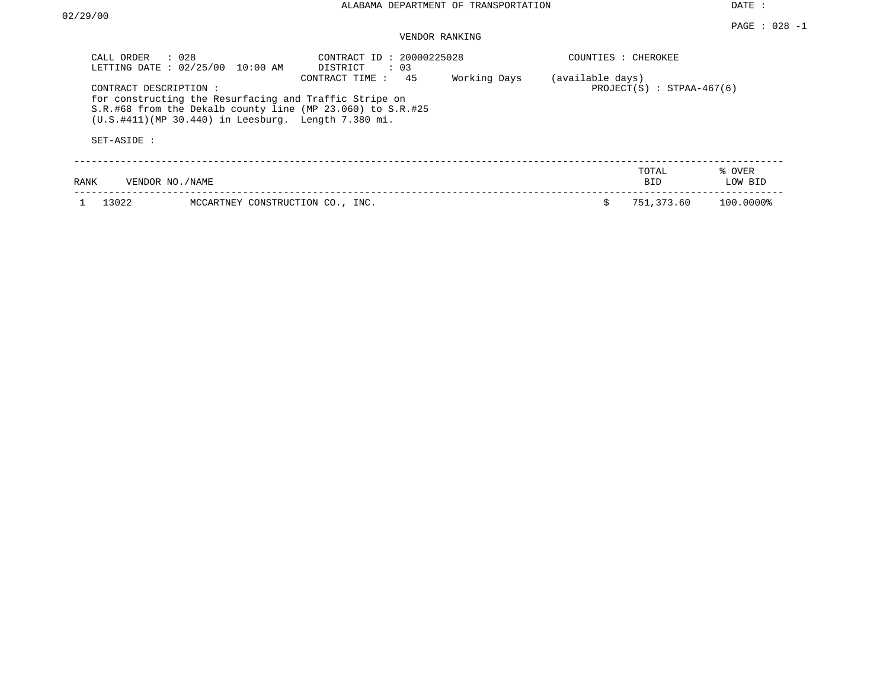ALABAMA DEPARTMENT OF TRANSPORTATION

DATE : 02/29/00

VENDOR RANKING

CALL ORDER : 028
LETTING DATE : 02/25/00 10:00 AM

CONTRACT ID : 20000225028
DISTRICT : 03
CONTRACT TIME : 45 Working Days (available days)

COUNTIES : CHEROKEE

PROJECT(S) : STPAA-467(6)

CONTRACT DESCRIPTION :
for constructing the Resurfacing and Traffic Stripe on S.R.#68 from the Dekalb county line (MP 23.060) to S.R.#25 (U.S.#411)(MP 30.440) in Leesburg. Length 7.380 mi.

SET-ASIDE :

| RANK | VENDOR NO./NAME | | TOTAL BID | % OVER LOW BID |
|---|---|---|---|---|
| 1 | 13022 | MCCARTNEY CONSTRUCTION CO., INC. | $ 751,373.60 | 100.0000% |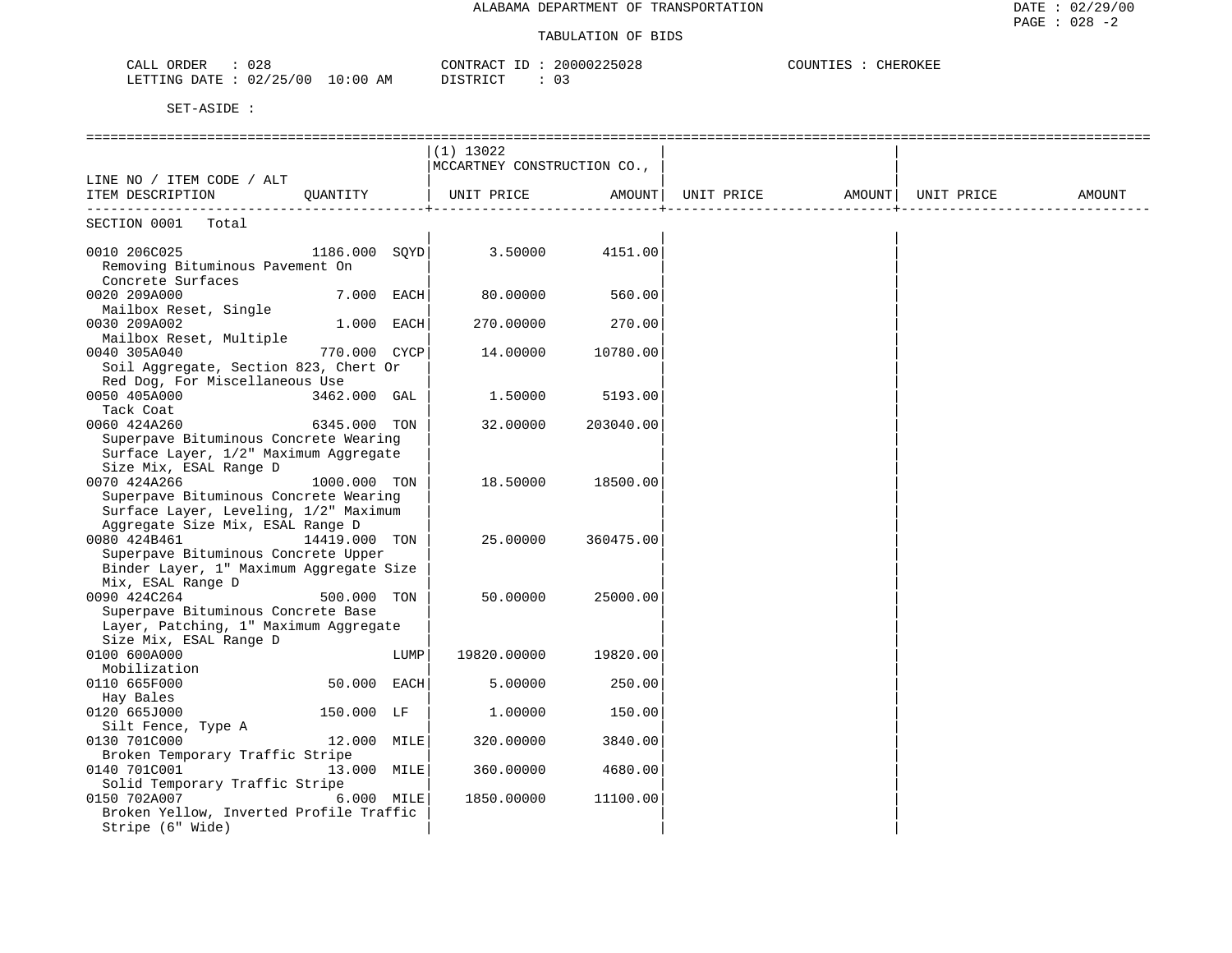ALABAMA DEPARTMENT OF TRANSPORTATION

TABULATION OF BIDS

CALL ORDER : 028 CONTRACT ID : 20000225028 COUNTIES : CHEROKEE
LETTING DATE : 02/25/00 10:00 AM DISTRICT : 03

SET-ASIDE :

| LINE NO / ITEM CODE / ALT ITEM DESCRIPTION | QUANTITY | (1) 13022 MCCARTNEY CONSTRUCTION CO., UNIT PRICE | AMOUNT | UNIT PRICE | AMOUNT | UNIT PRICE | AMOUNT |
|---|---|---|---|---|---|---|---|
| SECTION 0001 Total | | | | | | | |
| 0010 206C025 Removing Bituminous Pavement On Concrete Surfaces | 1186.000 SQYD | 3.50000 | 4151.00 | | | | |
| 0020 209A000 Mailbox Reset, Single | 7.000 EACH | 80.00000 | 560.00 | | | | |
| 0030 209A002 Mailbox Reset, Multiple | 1.000 EACH | 270.00000 | 270.00 | | | | |
| 0040 305A040 Soil Aggregate, Section 823, Chert Or Red Dog, For Miscellaneous Use | 770.000 CYCP | 14.00000 | 10780.00 | | | | |
| 0050 405A000 Tack Coat | 3462.000 GAL | 1.50000 | 5193.00 | | | | |
| 0060 424A260 Superpave Bituminous Concrete Wearing Surface Layer, 1/2" Maximum Aggregate Size Mix, ESAL Range D | 6345.000 TON | 32.00000 | 203040.00 | | | | |
| 0070 424A266 Superpave Bituminous Concrete Wearing Surface Layer, Leveling, 1/2" Maximum Aggregate Size Mix, ESAL Range D | 1000.000 TON | 18.50000 | 18500.00 | | | | |
| 0080 424B461 Superpave Bituminous Concrete Upper Binder Layer, 1" Maximum Aggregate Size Mix, ESAL Range D | 14419.000 TON | 25.00000 | 360475.00 | | | | |
| 0090 424C264 Superpave Bituminous Concrete Base Layer, Patching, 1" Maximum Aggregate Size Mix, ESAL Range D | 500.000 TON | 50.00000 | 25000.00 | | | | |
| 0100 600A000 Mobilization | LUMP | 19820.00000 | 19820.00 | | | | |
| 0110 665F000 Hay Bales | 50.000 EACH | 5.00000 | 250.00 | | | | |
| 0120 665J000 Silt Fence, Type A | 150.000 LF | 1.00000 | 150.00 | | | | |
| 0130 701C000 Broken Temporary Traffic Stripe | 12.000 MILE | 320.00000 | 3840.00 | | | | |
| 0140 701C001 Solid Temporary Traffic Stripe | 13.000 MILE | 360.00000 | 4680.00 | | | | |
| 0150 702A007 Broken Yellow, Inverted Profile Traffic Stripe (6" Wide) | 6.000 MILE | 1850.00000 | 11100.00 | | | | |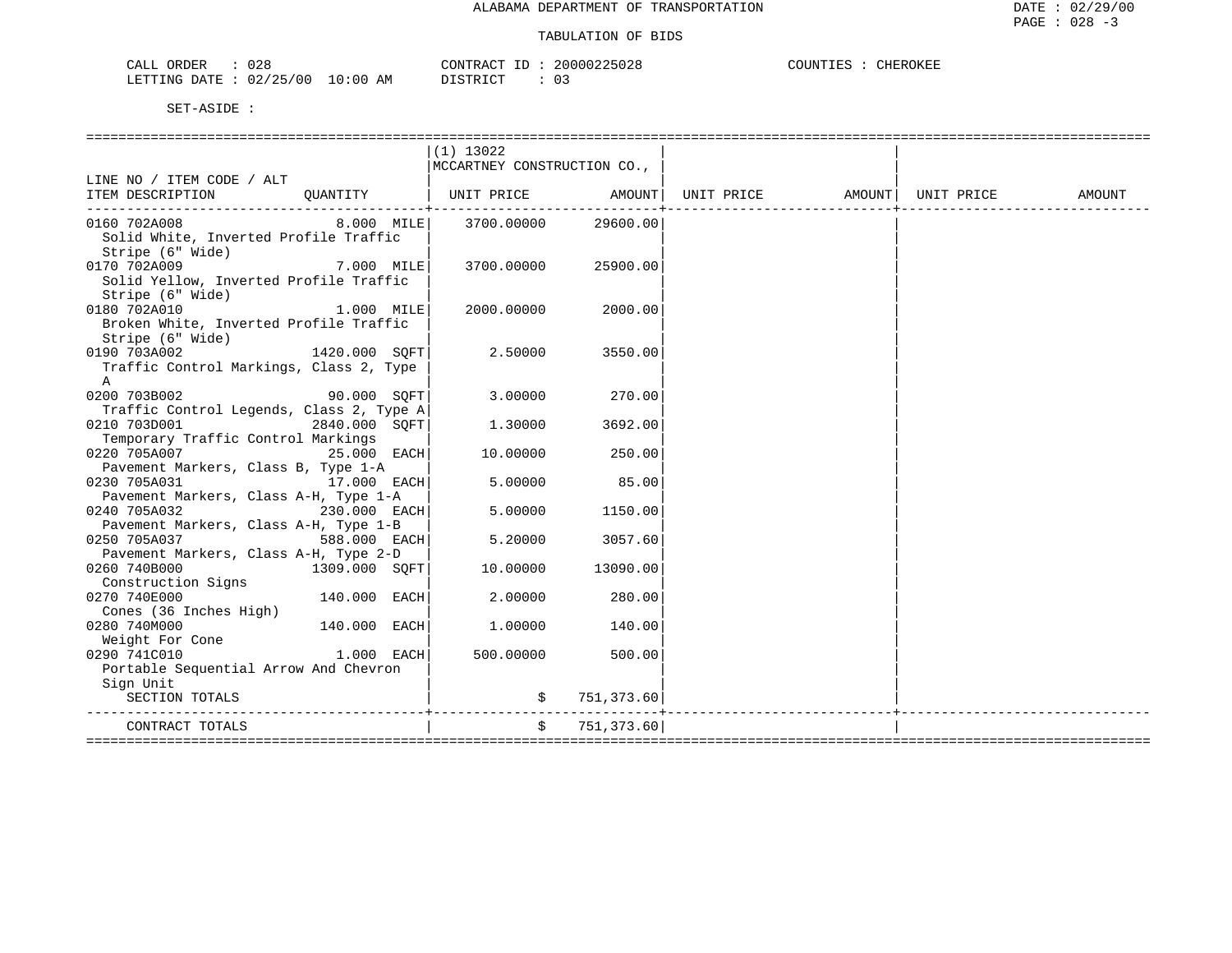ALABAMA DEPARTMENT OF TRANSPORTATION

TABULATION OF BIDS

CALL ORDER : 028 CONTRACT ID : 20000225028 COUNTIES : CHEROKEE
LETTING DATE : 02/25/00 10:00 AM DISTRICT : 03

SET-ASIDE :

| LINE NO / ITEM CODE / ALT ITEM DESCRIPTION | QUANTITY | (1) 13022 MCCARTNEY CONSTRUCTION CO., UNIT PRICE | AMOUNT | UNIT PRICE | AMOUNT | UNIT PRICE | AMOUNT |
|---|---|---|---|---|---|---|---|
| 0160 702A008 Solid White, Inverted Profile Traffic Stripe (6" Wide) | 8.000 MILE | 3700.00000 | 29600.00 | | | | |
| 0170 702A009 Solid Yellow, Inverted Profile Traffic Stripe (6" Wide) | 7.000 MILE | 3700.00000 | 25900.00 | | | | |
| 0180 702A010 Broken White, Inverted Profile Traffic Stripe (6" Wide) | 1.000 MILE | 2000.00000 | 2000.00 | | | | |
| 0190 703A002 Traffic Control Markings, Class 2, Type A | 1420.000 SQFT | 2.50000 | 3550.00 | | | | |
| 0200 703B002 Traffic Control Legends, Class 2, Type A | 90.000 SQFT | 3.00000 | 270.00 | | | | |
| 0210 703D001 Temporary Traffic Control Markings | 2840.000 SQFT | 1.30000 | 3692.00 | | | | |
| 0220 705A007 Pavement Markers, Class B, Type 1-A | 25.000 EACH | 10.00000 | 250.00 | | | | |
| 0230 705A031 Pavement Markers, Class A-H, Type 1-A | 17.000 EACH | 5.00000 | 85.00 | | | | |
| 0240 705A032 Pavement Markers, Class A-H, Type 1-B | 230.000 EACH | 5.00000 | 1150.00 | | | | |
| 0250 705A037 Pavement Markers, Class A-H, Type 2-D | 588.000 EACH | 5.20000 | 3057.60 | | | | |
| 0260 740B000 Construction Signs | 1309.000 SQFT | 10.00000 | 13090.00 | | | | |
| 0270 740E000 Cones (36 Inches High) | 140.000 EACH | 2.00000 | 280.00 | | | | |
| 0280 740M000 Weight For Cone | 140.000 EACH | 1.00000 | 140.00 | | | | |
| 0290 741C010 Portable Sequential Arrow And Chevron Sign Unit | 1.000 EACH | 500.00000 | 500.00 | | | | |
| SECTION TOTALS | | $ | 751,373.60 | | | | |
| CONTRACT TOTALS | | $ | 751,373.60 | | | | |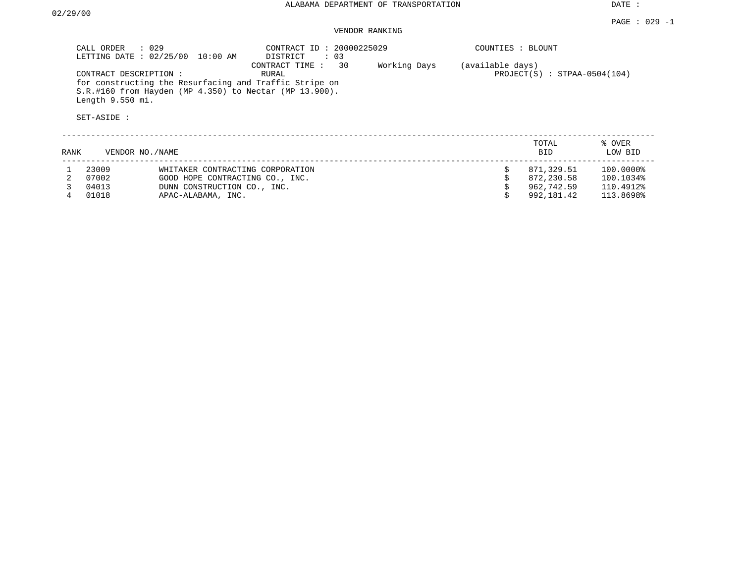ALABAMA DEPARTMENT OF TRANSPORTATION

DATE : 02/29/00

PAGE : 029 -1

VENDOR RANKING

CALL ORDER : 029
LETTING DATE : 02/25/00 10:00 AM

CONTRACT ID : 20000225029
DISTRICT : 03
CONTRACT TIME : 30 Working Days (available days)
RURAL

COUNTIES : BLOUNT

PROJECT(S) : STPAA-0504(104)

CONTRACT DESCRIPTION :
for constructing the Resurfacing and Traffic Stripe on S.R.#160 from Hayden (MP 4.350) to Nectar (MP 13.900). Length 9.550 mi.

SET-ASIDE :

| RANK | VENDOR NO./NAME | | TOTAL BID | % OVER LOW BID |
|---|---|---|---|---|
| 1 | 23009 | WHITAKER CONTRACTING CORPORATION | $ 871,329.51 | 100.0000% |
| 2 | 07002 | GOOD HOPE CONTRACTING CO., INC. | $ 872,230.58 | 100.1034% |
| 3 | 04013 | DUNN CONSTRUCTION CO., INC. | $ 962,742.59 | 110.4912% |
| 4 | 01018 | APAC-ALABAMA, INC. | $ 992,181.42 | 113.8698% |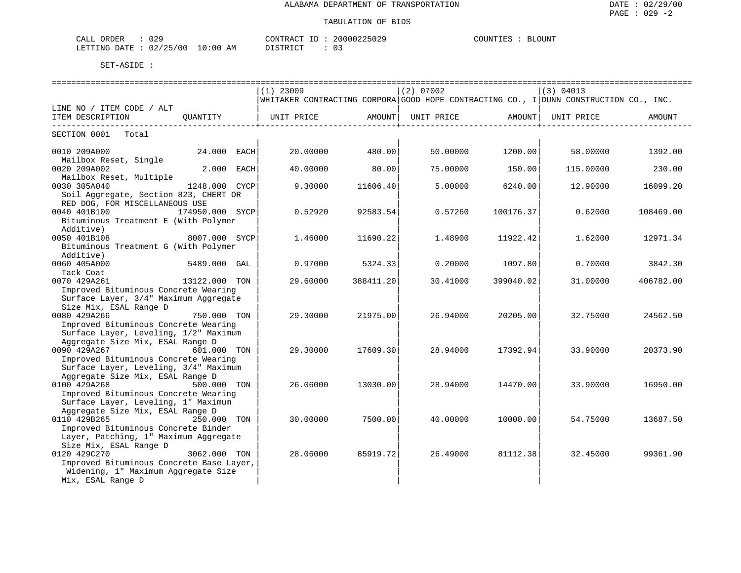ALABAMA DEPARTMENT OF TRANSPORTATION

TABULATION OF BIDS

CALL ORDER : 029　　CONTRACT ID : 20000225029　　COUNTIES : BLOUNT
LETTING DATE : 02/25/00 10:00 AM　　DISTRICT : 03

SET-ASIDE :

| LINE NO / ITEM CODE / ALT ITEM DESCRIPTION | QUANTITY | (1) 23009 WHITAKER CONTRACTING CORPORA UNIT PRICE | AMOUNT | (2) 07002 GOOD HOPE CONTRACTING CO., I UNIT PRICE | AMOUNT | (3) 04013 DUNN CONSTRUCTION CO., INC. UNIT PRICE | AMOUNT |
|---|---|---|---|---|---|---|---|
| SECTION 0001 Total | | | | | | | |
| 0010 209A000 Mailbox Reset, Single | 24.000 EACH | 20.00000 | 480.00 | 50.00000 | 1200.00 | 58.00000 | 1392.00 |
| 0020 209A002 Mailbox Reset, Multiple | 2.000 EACH | 40.00000 | 80.00 | 75.00000 | 150.00 | 115.00000 | 230.00 |
| 0030 305A040 Soil Aggregate, Section 823, CHERT OR RED DOG, FOR MISCELLANEOUS USE | 1248.000 CYCP | 9.30000 | 11606.40 | 5.00000 | 6240.00 | 12.90000 | 16099.20 |
| 0040 401B100 Bituminous Treatment E (With Polymer Additive) | 174950.000 SYCP | 0.52920 | 92583.54 | 0.57260 | 100176.37 | 0.62000 | 108469.00 |
| 0050 401B108 Bituminous Treatment G (With Polymer Additive) | 8007.000 SYCP | 1.46000 | 11690.22 | 1.48900 | 11922.42 | 1.62000 | 12971.34 |
| 0060 405A000 Tack Coat | 5489.000 GAL | 0.97000 | 5324.33 | 0.20000 | 1097.80 | 0.70000 | 3842.30 |
| 0070 429A261 Improved Bituminous Concrete Wearing Surface Layer, 3/4" Maximum Aggregate Size Mix, ESAL Range D | 13122.000 TON | 29.60000 | 388411.20 | 30.41000 | 399040.02 | 31.00000 | 406782.00 |
| 0080 429A266 Improved Bituminous Concrete Wearing Surface Layer, Leveling, 1/2" Maximum Aggregate Size Mix, ESAL Range D | 750.000 TON | 29.30000 | 21975.00 | 26.94000 | 20205.00 | 32.75000 | 24562.50 |
| 0090 429A267 Improved Bituminous Concrete Wearing Surface Layer, Leveling, 3/4" Maximum Aggregate Size Mix, ESAL Range D | 601.000 TON | 29.30000 | 17609.30 | 28.94000 | 17392.94 | 33.90000 | 20373.90 |
| 0100 429A268 Improved Bituminous Concrete Wearing Surface Layer, Leveling, 1" Maximum Aggregate Size Mix, ESAL Range D | 500.000 TON | 26.06000 | 13030.00 | 28.94000 | 14470.00 | 33.90000 | 16950.00 |
| 0110 429B265 Improved Bituminous Concrete Binder Layer, Patching, 1" Maximum Aggregate Size Mix, ESAL Range D | 250.000 TON | 30.00000 | 7500.00 | 40.00000 | 10000.00 | 54.75000 | 13687.50 |
| 0120 429C270 Improved Bituminous Concrete Base Layer, Widening, 1" Maximum Aggregate Size Mix, ESAL Range D | 3062.000 TON | 28.06000 | 85919.72 | 26.49000 | 81112.38 | 32.45000 | 99361.90 |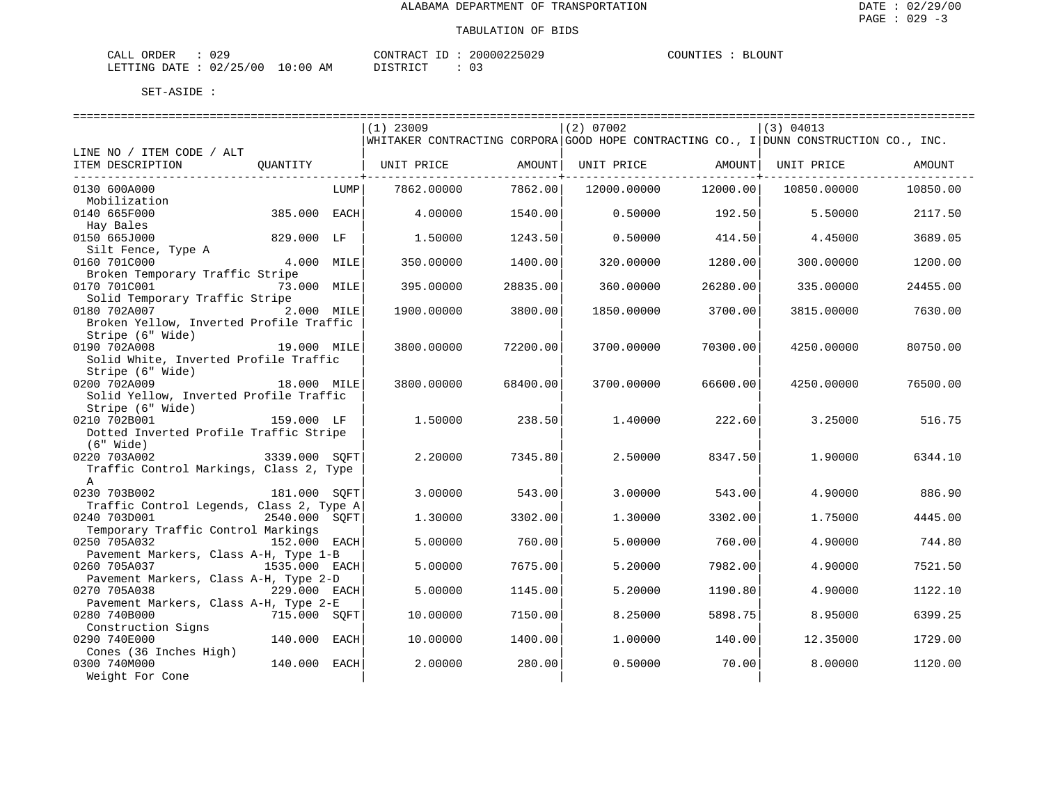ALABAMA DEPARTMENT OF TRANSPORTATION

TABULATION OF BIDS

CALL ORDER : 029 CONTRACT ID : 20000225029 COUNTIES : BLOUNT
LETTING DATE : 02/25/00 10:00 AM DISTRICT : 03

SET-ASIDE :

| LINE NO / ITEM CODE / ALT ITEM DESCRIPTION | QUANTITY | (1) 23009 WHITAKER CONTRACTING CORPORA UNIT PRICE | AMOUNT | (2) 07002 GOOD HOPE CONTRACTING CO., I UNIT PRICE | AMOUNT | (3) 04013 DUNN CONSTRUCTION CO., INC. UNIT PRICE | AMOUNT |
|---|---|---|---|---|---|---|---|
| 0130 600A000 Mobilization | LUMP | 7862.00000 | 7862.00 | 12000.00000 | 12000.00 | 10850.00000 | 10850.00 |
| 0140 665F000 Hay Bales | 385.000 EACH | 4.00000 | 1540.00 | 0.50000 | 192.50 | 5.50000 | 2117.50 |
| 0150 665J000 Silt Fence, Type A | 829.000 LF | 1.50000 | 1243.50 | 0.50000 | 414.50 | 4.45000 | 3689.05 |
| 0160 701C000 Broken Temporary Traffic Stripe | 4.000 MILE | 350.00000 | 1400.00 | 320.00000 | 1280.00 | 300.00000 | 1200.00 |
| 0170 701C001 Solid Temporary Traffic Stripe | 73.000 MILE | 395.00000 | 28835.00 | 360.00000 | 26280.00 | 335.00000 | 24455.00 |
| 0180 702A007 Broken Yellow, Inverted Profile Traffic Stripe (6" Wide) | 2.000 MILE | 1900.00000 | 3800.00 | 1850.00000 | 3700.00 | 3815.00000 | 7630.00 |
| 0190 702A008 Solid White, Inverted Profile Traffic Stripe (6" Wide) | 19.000 MILE | 3800.00000 | 72200.00 | 3700.00000 | 70300.00 | 4250.00000 | 80750.00 |
| 0200 702A009 Solid Yellow, Inverted Profile Traffic Stripe (6" Wide) | 18.000 MILE | 3800.00000 | 68400.00 | 3700.00000 | 66600.00 | 4250.00000 | 76500.00 |
| 0210 702B001 Dotted Inverted Profile Traffic Stripe (6" Wide) | 159.000 LF | 1.50000 | 238.50 | 1.40000 | 222.60 | 3.25000 | 516.75 |
| 0220 703A002 Traffic Control Markings, Class 2, Type A | 3339.000 SQFT | 2.20000 | 7345.80 | 2.50000 | 8347.50 | 1.90000 | 6344.10 |
| 0230 703B002 Traffic Control Legends, Class 2, Type A | 181.000 SQFT | 3.00000 | 543.00 | 3.00000 | 543.00 | 4.90000 | 886.90 |
| 0240 703D001 Temporary Traffic Control Markings | 2540.000 SQFT | 1.30000 | 3302.00 | 1.30000 | 3302.00 | 1.75000 | 4445.00 |
| 0250 705A032 Pavement Markers, Class A-H, Type 1-B | 152.000 EACH | 5.00000 | 760.00 | 5.00000 | 760.00 | 4.90000 | 744.80 |
| 0260 705A037 Pavement Markers, Class A-H, Type 2-D | 1535.000 EACH | 5.00000 | 7675.00 | 5.20000 | 7982.00 | 4.90000 | 7521.50 |
| 0270 705A038 Pavement Markers, Class A-H, Type 2-E | 229.000 EACH | 5.00000 | 1145.00 | 5.20000 | 1190.80 | 4.90000 | 1122.10 |
| 0280 740B000 Construction Signs | 715.000 SQFT | 10.00000 | 7150.00 | 8.25000 | 5898.75 | 8.95000 | 6399.25 |
| 0290 740E000 Cones (36 Inches High) | 140.000 EACH | 10.00000 | 1400.00 | 1.00000 | 140.00 | 12.35000 | 1729.00 |
| 0300 740M000 Weight For Cone | 140.000 EACH | 2.00000 | 280.00 | 0.50000 | 70.00 | 8.00000 | 1120.00 |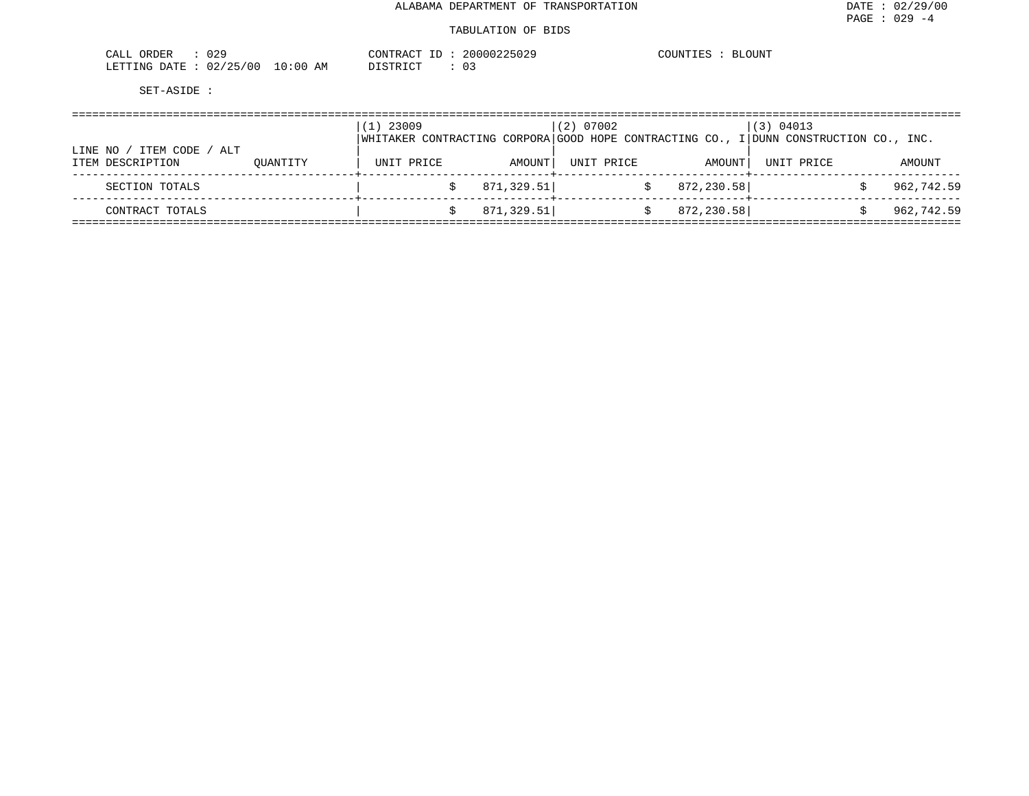ALABAMA DEPARTMENT OF TRANSPORTATION

TABULATION OF BIDS

CALL ORDER : 029
LETTING DATE : 02/25/00 10:00 AM

CONTRACT ID : 20000225029
DISTRICT : 03

COUNTIES : BLOUNT

SET-ASIDE :

| LINE NO / ITEM CODE / ALT<br>ITEM DESCRIPTION | QUANTITY | (1) 23009<br>WHITAKER CONTRACTING CORPORA<br>UNIT PRICE | <br><br>AMOUNT | (2) 07002<br>GOOD HOPE CONTRACTING CO., I<br>UNIT PRICE | <br><br>AMOUNT | (3) 04013<br>DUNN CONSTRUCTION CO., INC.<br>UNIT PRICE | <br><br>AMOUNT |
|---|---|---|---|---|---|---|---|
| SECTION TOTALS | | | $ 871,329.51 | | $ 872,230.58 | | $ 962,742.59 |
| CONTRACT TOTALS | | | $ 871,329.51 | | $ 872,230.58 | | $ 962,742.59 |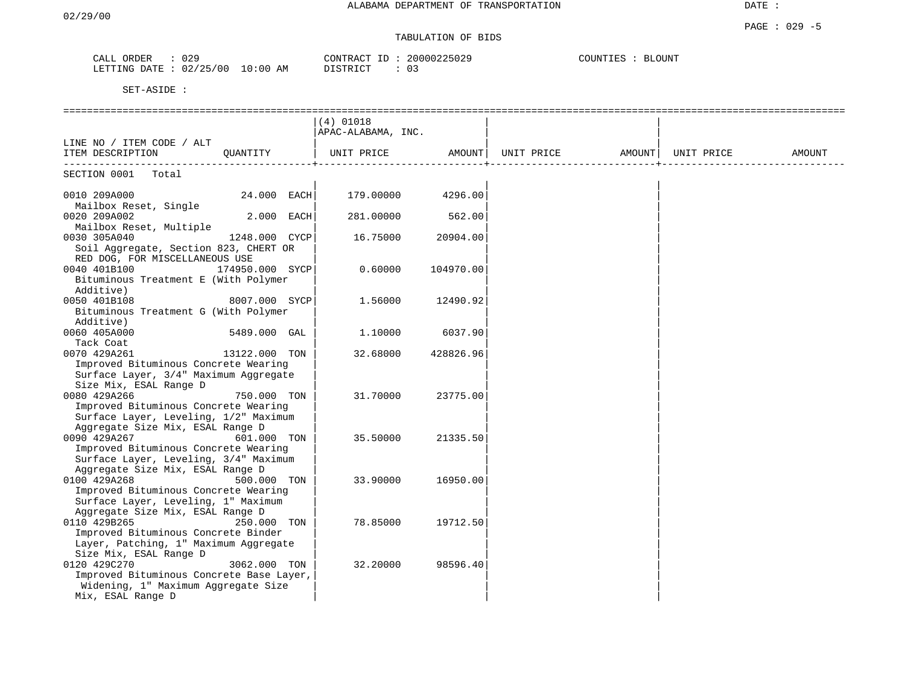ALABAMA DEPARTMENT OF TRANSPORTATION

02/29/00

TABULATION OF BIDS

CALL ORDER : 029 CONTRACT ID : 20000225029 COUNTIES : BLOUNT
LETTING DATE : 02/25/00 10:00 AM DISTRICT : 03

SET-ASIDE :

| LINE NO / ITEM CODE / ALT ITEM DESCRIPTION | QUANTITY | (4) 01018 APAC-ALABAMA, INC. UNIT PRICE | AMOUNT | UNIT PRICE | AMOUNT | UNIT PRICE | AMOUNT |
|---|---|---|---|---|---|---|---|
| SECTION 0001 Total | | | | | | | |
| 0010 209A000 Mailbox Reset, Single | 24.000 EACH | 179.00000 | 4296.00 | | | | |
| 0020 209A002 Mailbox Reset, Multiple | 2.000 EACH | 281.00000 | 562.00 | | | | |
| 0030 305A040 Soil Aggregate, Section 823, CHERT OR RED DOG, FOR MISCELLANEOUS USE | 1248.000 CYCP | 16.75000 | 20904.00 | | | | |
| 0040 401B100 Bituminous Treatment E (With Polymer Additive) | 174950.000 SYCP | 0.60000 | 104970.00 | | | | |
| 0050 401B108 Bituminous Treatment G (With Polymer Additive) | 8007.000 SYCP | 1.56000 | 12490.92 | | | | |
| 0060 405A000 Tack Coat | 5489.000 GAL | 1.10000 | 6037.90 | | | | |
| 0070 429A261 Improved Bituminous Concrete Wearing Surface Layer, 3/4" Maximum Aggregate Size Mix, ESAL Range D | 13122.000 TON | 32.68000 | 428826.96 | | | | |
| 0080 429A266 Improved Bituminous Concrete Wearing Surface Layer, Leveling, 1/2" Maximum Aggregate Size Mix, ESAL Range D | 750.000 TON | 31.70000 | 23775.00 | | | | |
| 0090 429A267 Improved Bituminous Concrete Wearing Surface Layer, Leveling, 3/4" Maximum Aggregate Size Mix, ESAL Range D | 601.000 TON | 35.50000 | 21335.50 | | | | |
| 0100 429A268 Improved Bituminous Concrete Wearing Surface Layer, Leveling, 1" Maximum Aggregate Size Mix, ESAL Range D | 500.000 TON | 33.90000 | 16950.00 | | | | |
| 0110 429B265 Improved Bituminous Concrete Binder Layer, Patching, 1" Maximum Aggregate Size Mix, ESAL Range D | 250.000 TON | 78.85000 | 19712.50 | | | | |
| 0120 429C270 Improved Bituminous Concrete Base Layer, Widening, 1" Maximum Aggregate Size Mix, ESAL Range D | 3062.000 TON | 32.20000 | 98596.40 | | | | |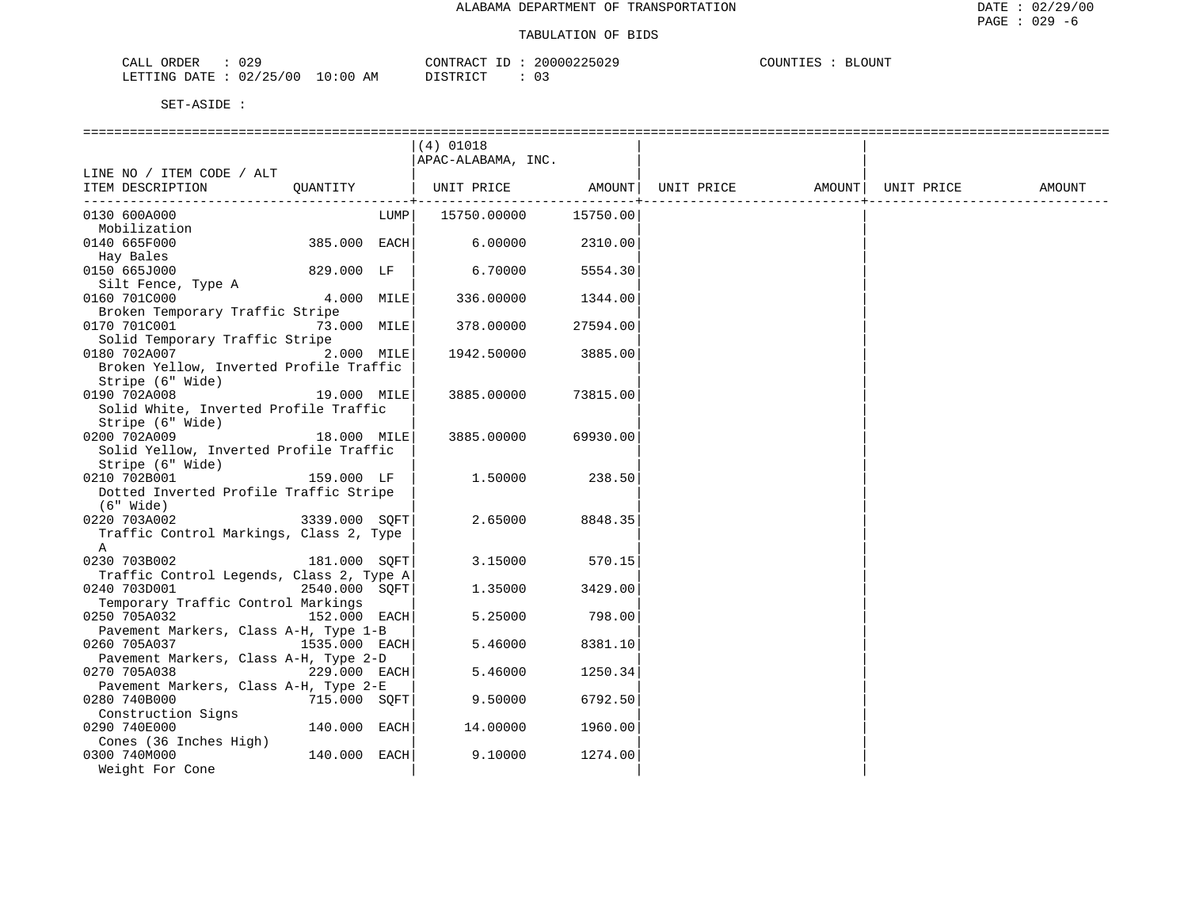ALABAMA DEPARTMENT OF TRANSPORTATION

TABULATION OF BIDS

DATE : 02/29/00
PAGE : 029 -6

CALL ORDER : 029
LETTING DATE : 02/25/00 10:00 AM

CONTRACT ID : 20000225029
DISTRICT : 03

COUNTIES : BLOUNT

SET-ASIDE :

| LINE NO / ITEM CODE / ALT ITEM DESCRIPTION | QUANTITY | (4) 01018 APAC-ALABAMA, INC. UNIT PRICE | AMOUNT | UNIT PRICE | AMOUNT | UNIT PRICE | AMOUNT |
|---|---|---|---|---|---|---|---|
| 0130 600A000 Mobilization | LUMP | 15750.00000 | 15750.00 | | | | |
| 0140 665F000 Hay Bales | 385.000 EACH | 6.00000 | 2310.00 | | | | |
| 0150 665J000 Silt Fence, Type A | 829.000 LF | 6.70000 | 5554.30 | | | | |
| 0160 701C000 Broken Temporary Traffic Stripe | 4.000 MILE | 336.00000 | 1344.00 | | | | |
| 0170 701C001 Solid Temporary Traffic Stripe | 73.000 MILE | 378.00000 | 27594.00 | | | | |
| 0180 702A007 Broken Yellow, Inverted Profile Traffic Stripe (6" Wide) | 2.000 MILE | 1942.50000 | 3885.00 | | | | |
| 0190 702A008 Solid White, Inverted Profile Traffic Stripe (6" Wide) | 19.000 MILE | 3885.00000 | 73815.00 | | | | |
| 0200 702A009 Solid Yellow, Inverted Profile Traffic Stripe (6" Wide) | 18.000 MILE | 3885.00000 | 69930.00 | | | | |
| 0210 702B001 Dotted Inverted Profile Traffic Stripe (6" Wide) | 159.000 LF | 1.50000 | 238.50 | | | | |
| 0220 703A002 Traffic Control Markings, Class 2, Type A | 3339.000 SQFT | 2.65000 | 8848.35 | | | | |
| 0230 703B002 Traffic Control Legends, Class 2, Type A | 181.000 SQFT | 3.15000 | 570.15 | | | | |
| 0240 703D001 Temporary Traffic Control Markings | 2540.000 SQFT | 1.35000 | 3429.00 | | | | |
| 0250 705A032 Pavement Markers, Class A-H, Type 1-B | 152.000 EACH | 5.25000 | 798.00 | | | | |
| 0260 705A037 Pavement Markers, Class A-H, Type 2-D | 1535.000 EACH | 5.46000 | 8381.10 | | | | |
| 0270 705A038 Pavement Markers, Class A-H, Type 2-E | 229.000 EACH | 5.46000 | 1250.34 | | | | |
| 0280 740B000 Construction Signs | 715.000 SQFT | 9.50000 | 6792.50 | | | | |
| 0290 740E000 Cones (36 Inches High) | 140.000 EACH | 14.00000 | 1960.00 | | | | |
| 0300 740M000 Weight For Cone | 140.000 EACH | 9.10000 | 1274.00 | | | | |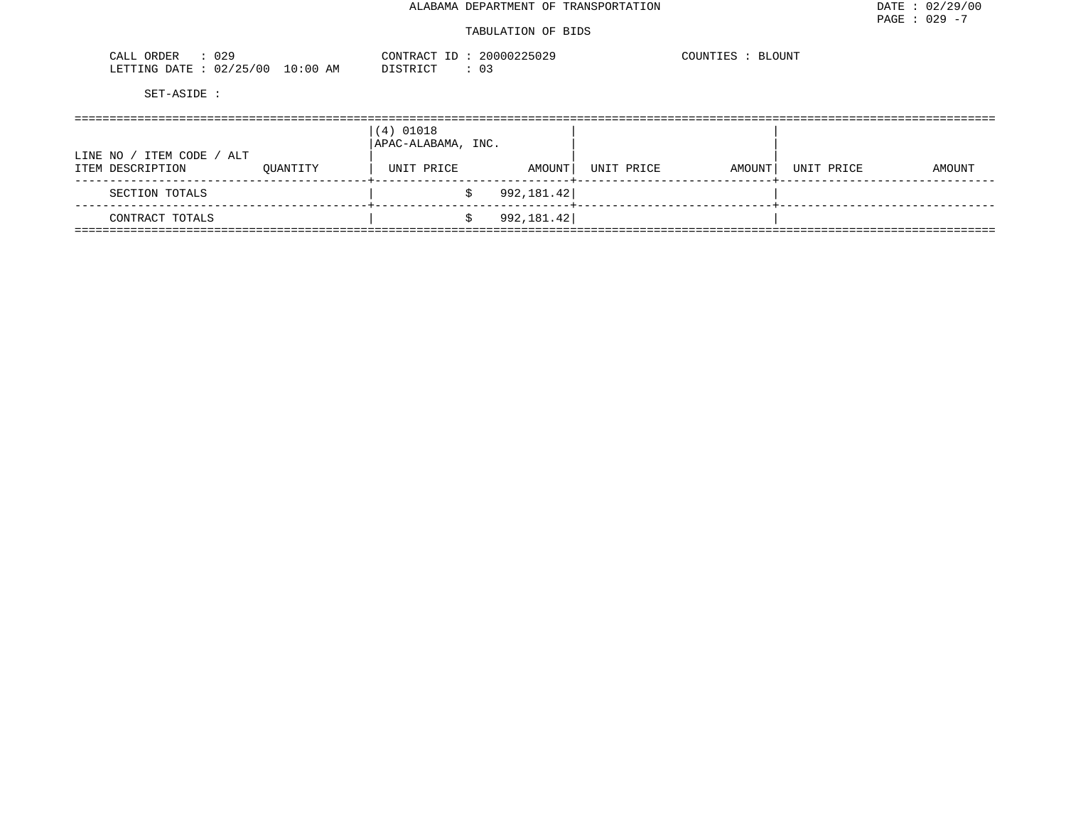ALABAMA DEPARTMENT OF TRANSPORTATION

TABULATION OF BIDS

CALL ORDER : 029 CONTRACT ID : 20000225029 COUNTIES : BLOUNT
LETTING DATE : 02/25/00 10:00 AM DISTRICT : 03

SET-ASIDE :

| LINE NO / ITEM CODE / ALT ITEM DESCRIPTION | QUANTITY | (4) 01018 APAC-ALABAMA, INC. UNIT PRICE | AMOUNT | UNIT PRICE | AMOUNT | UNIT PRICE | AMOUNT |
|---|---|---|---|---|---|---|---|
| SECTION TOTALS | | | $ 992,181.42 | | | | |
| CONTRACT TOTALS | | | $ 992,181.42 | | | | |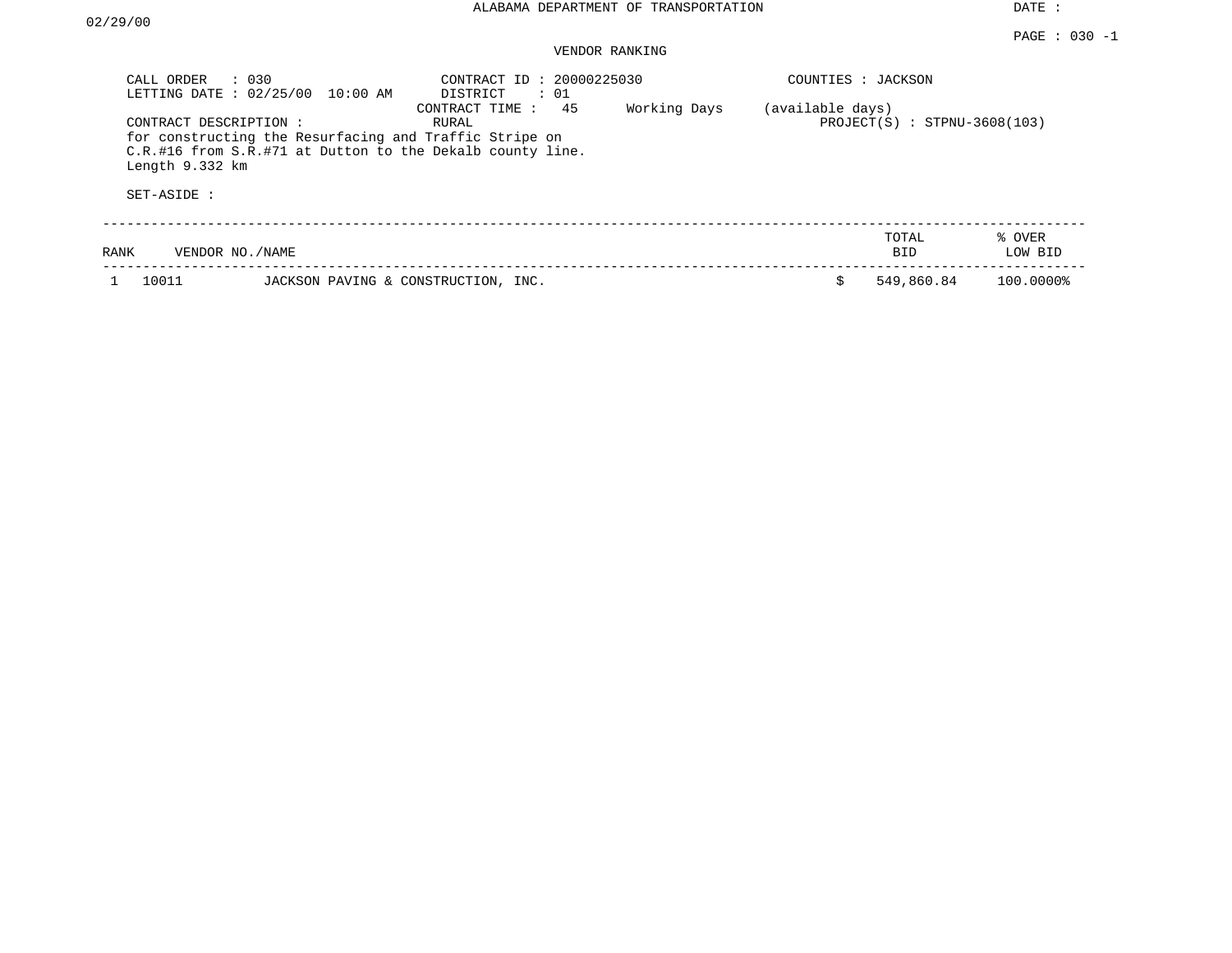ALABAMA DEPARTMENT OF TRANSPORTATION

DATE : 02/29/00

VENDOR RANKING

CALL ORDER : 030
LETTING DATE : 02/25/00 10:00 AM

CONTRACT ID : 20000225030
DISTRICT : 01
CONTRACT TIME : 45 Working Days (available days)
RURAL

COUNTIES : JACKSON
PROJECT(S) : STPNU-3608(103)

CONTRACT DESCRIPTION :
for constructing the Resurfacing and Traffic Stripe on
C.R.#16 from S.R.#71 at Dutton to the Dekalb county line.
Length 9.332 km

SET-ASIDE :

| RANK | VENDOR NO./NAME | | TOTAL BID | % OVER LOW BID |
|---|---|---|---|---|
| 1 | 10011 | JACKSON PAVING & CONSTRUCTION, INC. | $ 549,860.84 | 100.0000% |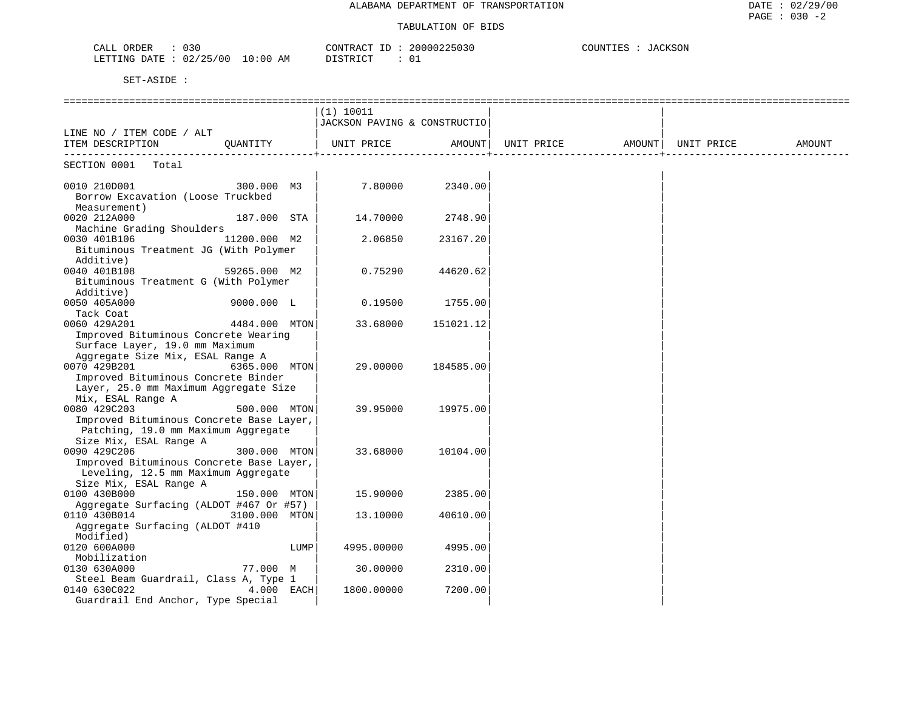# ALABAMA DEPARTMENT OF TRANSPORTATION

## TABULATION OF BIDS

DATE : 02/29/00
PAGE : 030 -2

CALL ORDER : 030
LETTING DATE : 02/25/00 10:00 AM

CONTRACT ID : 20000225030
DISTRICT : 01

COUNTIES : JACKSON

SET-ASIDE :

| LINE NO / ITEM CODE / ALT ITEM DESCRIPTION | QUANTITY | (1) 10011 JACKSON PAVING & CONSTRUCTIO UNIT PRICE | AMOUNT | UNIT PRICE | AMOUNT | UNIT PRICE | AMOUNT |
|---|---|---|---|---|---|---|---|
| SECTION 0001 Total | | | | | | | |
| 0010 210D001 Borrow Excavation (Loose Truckbed Measurement) | 300.000 M3 | 7.80000 | 2340.00 | | | | |
| 0020 212A000 Machine Grading Shoulders | 187.000 STA | 14.70000 | 2748.90 | | | | |
| 0030 401B106 Bituminous Treatment JG (With Polymer Additive) | 11200.000 M2 | 2.06850 | 23167.20 | | | | |
| 0040 401B108 Bituminous Treatment G (With Polymer Additive) | 59265.000 M2 | 0.75290 | 44620.62 | | | | |
| 0050 405A000 Tack Coat | 9000.000 L | 0.19500 | 1755.00 | | | | |
| 0060 429A201 Improved Bituminous Concrete Wearing Surface Layer, 19.0 mm Maximum Aggregate Size Mix, ESAL Range A | 4484.000 MTON | 33.68000 | 151021.12 | | | | |
| 0070 429B201 Improved Bituminous Concrete Binder Layer, 25.0 mm Maximum Aggregate Size Mix, ESAL Range A | 6365.000 MTON | 29.00000 | 184585.00 | | | | |
| 0080 429C203 Improved Bituminous Concrete Base Layer, Patching, 19.0 mm Maximum Aggregate Size Mix, ESAL Range A | 500.000 MTON | 39.95000 | 19975.00 | | | | |
| 0090 429C206 Improved Bituminous Concrete Base Layer, Leveling, 12.5 mm Maximum Aggregate Size Mix, ESAL Range A | 300.000 MTON | 33.68000 | 10104.00 | | | | |
| 0100 430B000 Aggregate Surfacing (ALDOT #467 Or #57) | 150.000 MTON | 15.90000 | 2385.00 | | | | |
| 0110 430B014 Aggregate Surfacing (ALDOT #410 Modified) | 3100.000 MTON | 13.10000 | 40610.00 | | | | |
| 0120 600A000 Mobilization | LUMP | 4995.00000 | 4995.00 | | | | |
| 0130 630A000 Steel Beam Guardrail, Class A, Type 1 | 77.000 M | 30.00000 | 2310.00 | | | | |
| 0140 630C022 Guardrail End Anchor, Type Special | 4.000 EACH | 1800.00000 | 7200.00 | | | | |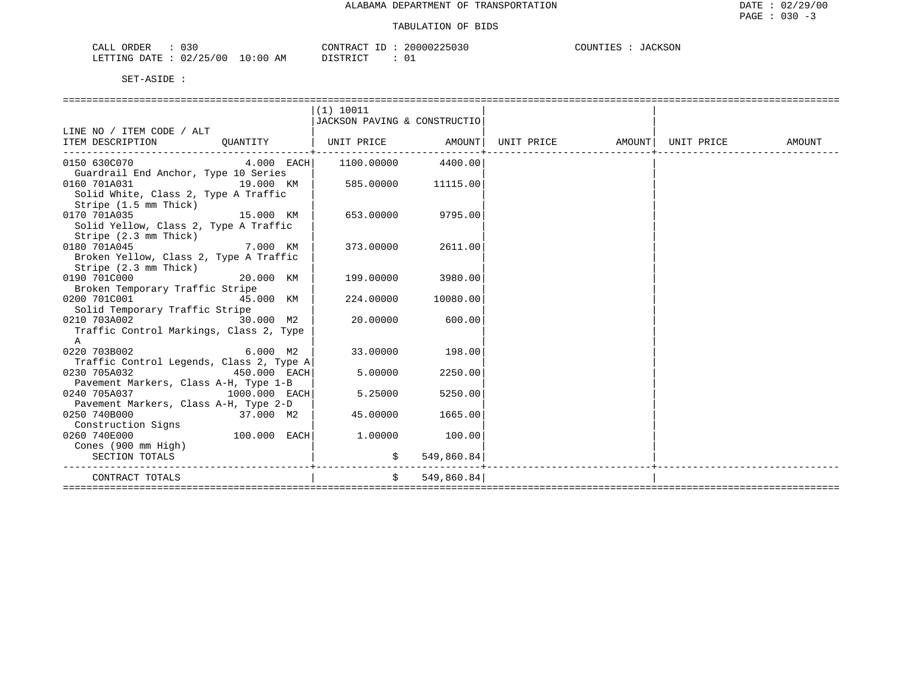ALABAMA DEPARTMENT OF TRANSPORTATION

TABULATION OF BIDS

CALL ORDER : 030  CONTRACT ID : 20000225030  COUNTIES : JACKSON
LETTING DATE : 02/25/00 10:00 AM  DISTRICT : 01

SET-ASIDE :

| LINE NO / ITEM CODE / ALT ITEM DESCRIPTION | QUANTITY | (1) 10011 JACKSON PAVING & CONSTRUCTIO UNIT PRICE | AMOUNT | UNIT PRICE | AMOUNT | UNIT PRICE | AMOUNT |
|---|---|---|---|---|---|---|---|
| 0150 630C070 Guardrail End Anchor, Type 10 Series | 4.000 EACH | 1100.00000 | 4400.00 | | | | |
| 0160 701A031 Solid White, Class 2, Type A Traffic Stripe (1.5 mm Thick) | 19.000 KM | 585.00000 | 11115.00 | | | | |
| 0170 701A035 Solid Yellow, Class 2, Type A Traffic Stripe (2.3 mm Thick) | 15.000 KM | 653.00000 | 9795.00 | | | | |
| 0180 701A045 Broken Yellow, Class 2, Type A Traffic Stripe (2.3 mm Thick) | 7.000 KM | 373.00000 | 2611.00 | | | | |
| 0190 701C000 Broken Temporary Traffic Stripe | 20.000 KM | 199.00000 | 3980.00 | | | | |
| 0200 701C001 Solid Temporary Traffic Stripe | 45.000 KM | 224.00000 | 10080.00 | | | | |
| 0210 703A002 Traffic Control Markings, Class 2, Type A | 30.000 M2 | 20.00000 | 600.00 | | | | |
| 0220 703B002 Traffic Control Legends, Class 2, Type A | 6.000 M2 | 33.00000 | 198.00 | | | | |
| 0230 705A032 Pavement Markers, Class A-H, Type 1-B | 450.000 EACH | 5.00000 | 2250.00 | | | | |
| 0240 705A037 Pavement Markers, Class A-H, Type 2-D | 1000.000 EACH | 5.25000 | 5250.00 | | | | |
| 0250 740B000 Construction Signs | 37.000 M2 | 45.00000 | 1665.00 | | | | |
| 0260 740E000 Cones (900 mm High) | 100.000 EACH | 1.00000 | 100.00 | | | | |
| SECTION TOTALS | | $ | 549,860.84 | | | | |
| CONTRACT TOTALS | | $ | 549,860.84 | | | | |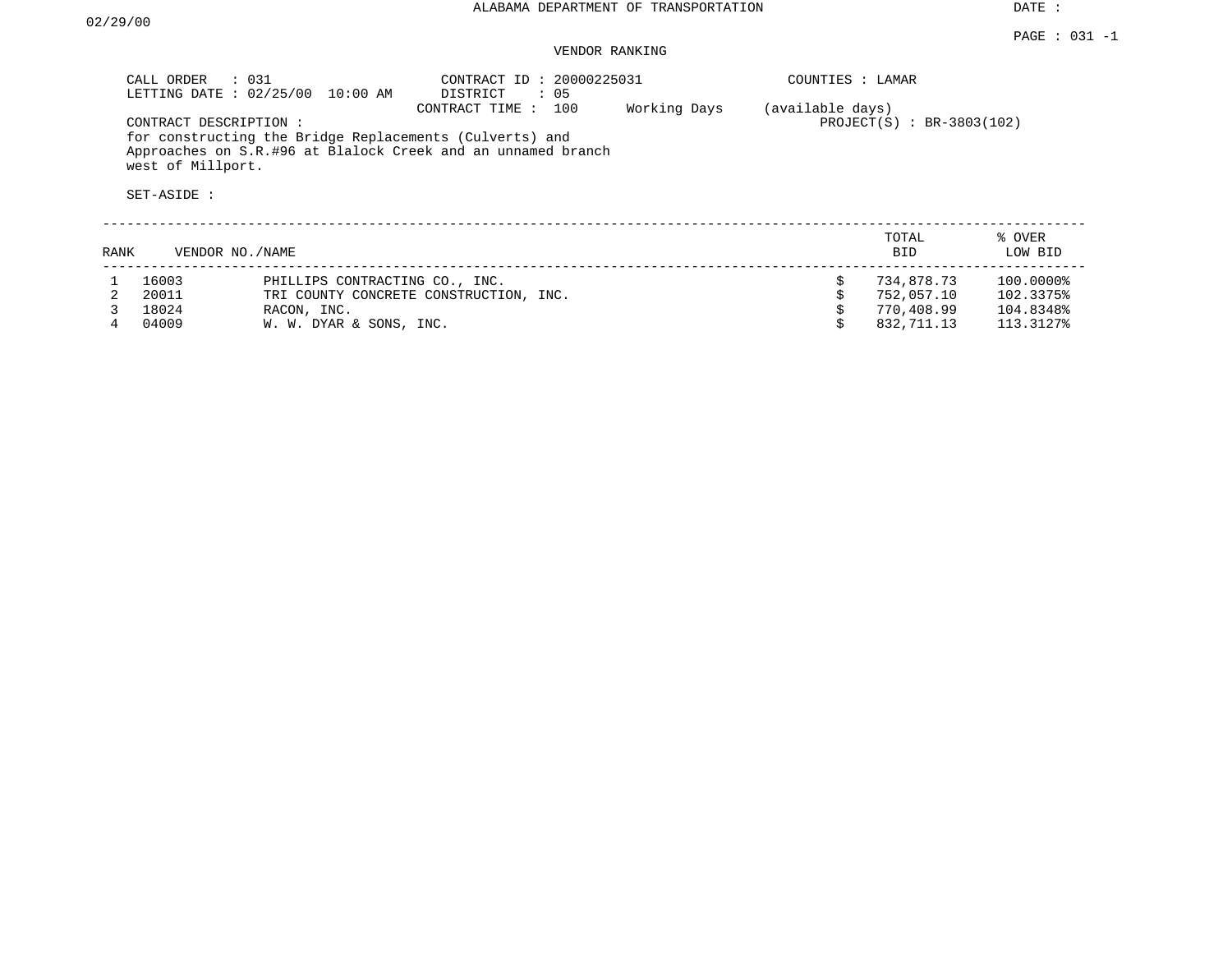ALABAMA DEPARTMENT OF TRANSPORTATION

DATE : 02/29/00

PAGE : 031 -1

VENDOR RANKING

CALL ORDER : 031
LETTING DATE : 02/25/00 10:00 AM

CONTRACT ID : 20000225031
DISTRICT : 05
CONTRACT TIME : 100 Working Days (available days)

COUNTIES : LAMAR

PROJECT(S) : BR-3803(102)

CONTRACT DESCRIPTION :
for constructing the Bridge Replacements (Culverts) and Approaches on S.R.#96 at Blalock Creek and an unnamed branch west of Millport.

SET-ASIDE :

| RANK | VENDOR NO. | NAME | TOTAL BID | % OVER LOW BID |
|---|---|---|---|---|
| 1 | 16003 | PHILLIPS CONTRACTING CO., INC. | $ 734,878.73 | 100.0000% |
| 2 | 20011 | TRI COUNTY CONCRETE CONSTRUCTION, INC. | $ 752,057.10 | 102.3375% |
| 3 | 18024 | RACON, INC. | $ 770,408.99 | 104.8348% |
| 4 | 04009 | W. W. DYAR & SONS, INC. | $ 832,711.13 | 113.3127% |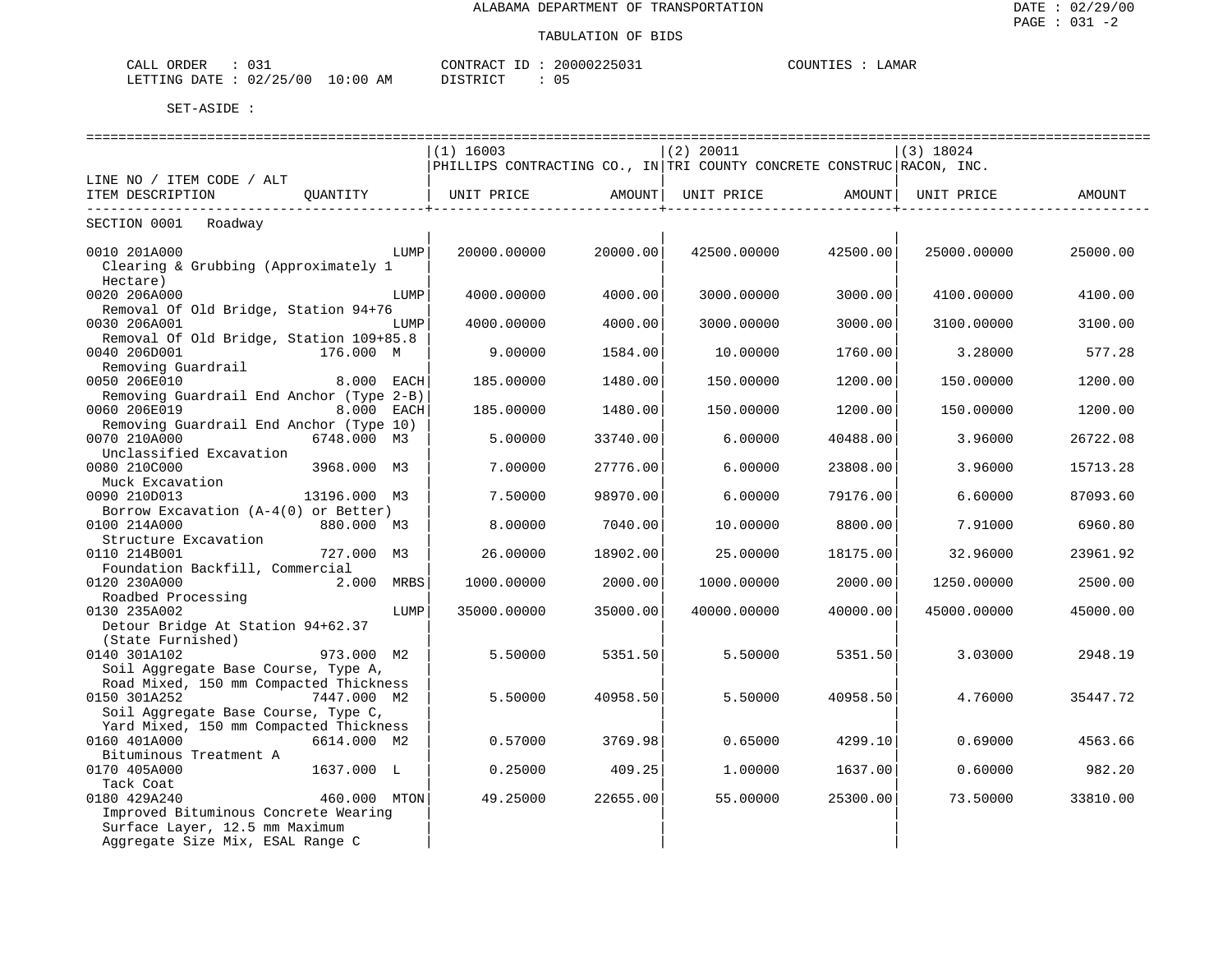ALABAMA DEPARTMENT OF TRANSPORTATION

TABULATION OF BIDS

CALL ORDER : 031　　CONTRACT ID : 20000225031　　COUNTIES : LAMAR
LETTING DATE : 02/25/00 10:00 AM　　DISTRICT : 05

SET-ASIDE :

| LINE NO / ITEM CODE / ALT ITEM DESCRIPTION | QUANTITY | (1) 16003 PHILLIPS CONTRACTING CO., IN UNIT PRICE | AMOUNT | (2) 20011 TRI COUNTY CONCRETE CONSTRUC UNIT PRICE | AMOUNT | (3) 18024 RACON, INC. UNIT PRICE | AMOUNT |
|---|---|---|---|---|---|---|---|
| SECTION 0001 Roadway | | | | | | | |
| 0010 201A000 Clearing & Grubbing (Approximately 1 Hectare) | LUMP | 20000.00000 | 20000.00 | 42500.00000 | 42500.00 | 25000.00000 | 25000.00 |
| 0020 206A000 Removal Of Old Bridge, Station 94+76 | LUMP | 4000.00000 | 4000.00 | 3000.00000 | 3000.00 | 4100.00000 | 4100.00 |
| 0030 206A001 Removal Of Old Bridge, Station 109+85.8 | LUMP | 4000.00000 | 4000.00 | 3000.00000 | 3000.00 | 3100.00000 | 3100.00 |
| 0040 206D001 Removing Guardrail | 176.000 M | 9.00000 | 1584.00 | 10.00000 | 1760.00 | 3.28000 | 577.28 |
| 0050 206E010 Removing Guardrail End Anchor (Type 2-B) | 8.000 EACH | 185.00000 | 1480.00 | 150.00000 | 1200.00 | 150.00000 | 1200.00 |
| 0060 206E019 Removing Guardrail End Anchor (Type 10) | 8.000 EACH | 185.00000 | 1480.00 | 150.00000 | 1200.00 | 150.00000 | 1200.00 |
| 0070 210A000 Unclassified Excavation | 6748.000 M3 | 5.00000 | 33740.00 | 6.00000 | 40488.00 | 3.96000 | 26722.08 |
| 0080 210C000 Muck Excavation | 3968.000 M3 | 7.00000 | 27776.00 | 6.00000 | 23808.00 | 3.96000 | 15713.28 |
| 0090 210D013 Borrow Excavation (A-4(0) or Better) | 13196.000 M3 | 7.50000 | 98970.00 | 6.00000 | 79176.00 | 6.60000 | 87093.60 |
| 0100 214A000 Structure Excavation | 880.000 M3 | 8.00000 | 7040.00 | 10.00000 | 8800.00 | 7.91000 | 6960.80 |
| 0110 214B001 Foundation Backfill, Commercial | 727.000 M3 | 26.00000 | 18902.00 | 25.00000 | 18175.00 | 32.96000 | 23961.92 |
| 0120 230A000 Roadbed Processing | 2.000 MRBS | 1000.00000 | 2000.00 | 1000.00000 | 2000.00 | 1250.00000 | 2500.00 |
| 0130 235A002 Detour Bridge At Station 94+62.37 (State Furnished) | LUMP | 35000.00000 | 35000.00 | 40000.00000 | 40000.00 | 45000.00000 | 45000.00 |
| 0140 301A102 Soil Aggregate Base Course, Type A, Road Mixed, 150 mm Compacted Thickness | 973.000 M2 | 5.50000 | 5351.50 | 5.50000 | 5351.50 | 3.03000 | 2948.19 |
| 0150 301A252 Soil Aggregate Base Course, Type C, Yard Mixed, 150 mm Compacted Thickness | 7447.000 M2 | 5.50000 | 40958.50 | 5.50000 | 40958.50 | 4.76000 | 35447.72 |
| 0160 401A000 Bituminous Treatment A | 6614.000 M2 | 0.57000 | 3769.98 | 0.65000 | 4299.10 | 0.69000 | 4563.66 |
| 0170 405A000 Tack Coat | 1637.000 L | 0.25000 | 409.25 | 1.00000 | 1637.00 | 0.60000 | 982.20 |
| 0180 429A240 Improved Bituminous Concrete Wearing Surface Layer, 12.5 mm Maximum Aggregate Size Mix, ESAL Range C | 460.000 MTON | 49.25000 | 22655.00 | 55.00000 | 25300.00 | 73.50000 | 33810.00 |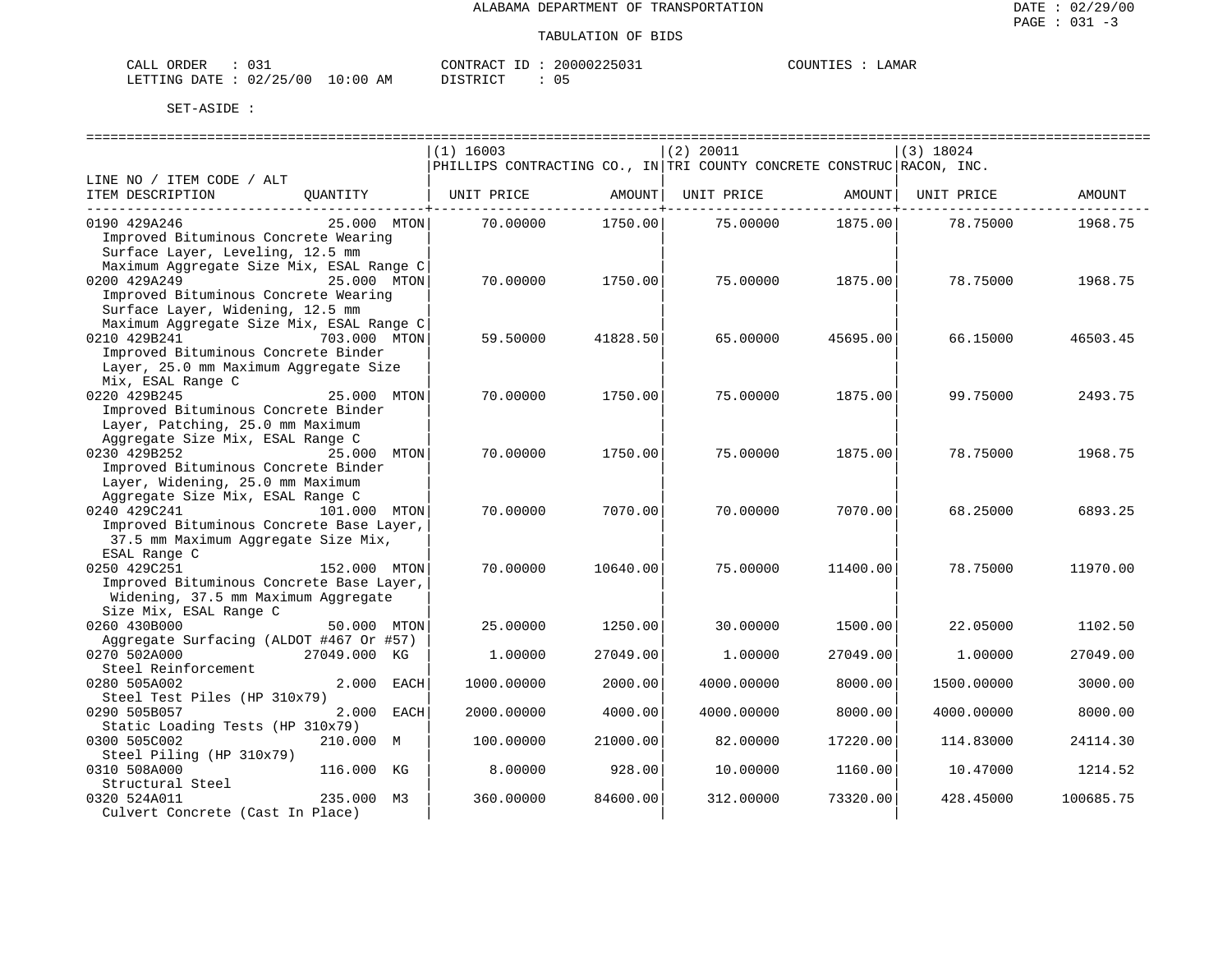ALABAMA DEPARTMENT OF TRANSPORTATION

TABULATION OF BIDS

CALL ORDER : 031    CONTRACT ID : 20000225031    COUNTIES : LAMAR
LETTING DATE : 02/25/00 10:00 AM    DISTRICT : 05

SET-ASIDE :

| LINE NO / ITEM CODE / ALT ITEM DESCRIPTION | QUANTITY | (1) 16003 PHILLIPS CONTRACTING CO., IN UNIT PRICE | AMOUNT | (2) 20011 TRI COUNTY CONCRETE CONSTRUC UNIT PRICE | AMOUNT | (3) 18024 RACON, INC. UNIT PRICE | AMOUNT |
|---|---|---|---|---|---|---|---|
| 0190 429A246 Improved Bituminous Concrete Wearing Surface Layer, Leveling, 12.5 mm Maximum Aggregate Size Mix, ESAL Range C | 25.000 MTON | 70.00000 | 1750.00 | 75.00000 | 1875.00 | 78.75000 | 1968.75 |
| 0200 429A249 Improved Bituminous Concrete Wearing Surface Layer, Widening, 12.5 mm Maximum Aggregate Size Mix, ESAL Range C | 25.000 MTON | 70.00000 | 1750.00 | 75.00000 | 1875.00 | 78.75000 | 1968.75 |
| 0210 429B241 Improved Bituminous Concrete Binder Layer, 25.0 mm Maximum Aggregate Size Mix, ESAL Range C | 703.000 MTON | 59.50000 | 41828.50 | 65.00000 | 45695.00 | 66.15000 | 46503.45 |
| 0220 429B245 Improved Bituminous Concrete Binder Layer, Patching, 25.0 mm Maximum Aggregate Size Mix, ESAL Range C | 25.000 MTON | 70.00000 | 1750.00 | 75.00000 | 1875.00 | 99.75000 | 2493.75 |
| 0230 429B252 Improved Bituminous Concrete Binder Layer, Widening, 25.0 mm Maximum Aggregate Size Mix, ESAL Range C | 25.000 MTON | 70.00000 | 1750.00 | 75.00000 | 1875.00 | 78.75000 | 1968.75 |
| 0240 429C241 Improved Bituminous Concrete Base Layer, 37.5 mm Maximum Aggregate Size Mix, ESAL Range C | 101.000 MTON | 70.00000 | 7070.00 | 70.00000 | 7070.00 | 68.25000 | 6893.25 |
| 0250 429C251 Improved Bituminous Concrete Base Layer, Widening, 37.5 mm Maximum Aggregate Size Mix, ESAL Range C | 152.000 MTON | 70.00000 | 10640.00 | 75.00000 | 11400.00 | 78.75000 | 11970.00 |
| 0260 430B000 Aggregate Surfacing (ALDOT #467 Or #57) | 50.000 MTON | 25.00000 | 1250.00 | 30.00000 | 1500.00 | 22.05000 | 1102.50 |
| 0270 502A000 Steel Reinforcement | 27049.000 KG | 1.00000 | 27049.00 | 1.00000 | 27049.00 | 1.00000 | 27049.00 |
| 0280 505A002 Steel Test Piles (HP 310x79) | 2.000 EACH | 1000.00000 | 2000.00 | 4000.00000 | 8000.00 | 1500.00000 | 3000.00 |
| 0290 505B057 Static Loading Tests (HP 310x79) | 2.000 EACH | 2000.00000 | 4000.00 | 4000.00000 | 8000.00 | 4000.00000 | 8000.00 |
| 0300 505C002 Steel Piling (HP 310x79) | 210.000 M | 100.00000 | 21000.00 | 82.00000 | 17220.00 | 114.83000 | 24114.30 |
| 0310 508A000 Structural Steel | 116.000 KG | 8.00000 | 928.00 | 10.00000 | 1160.00 | 10.47000 | 1214.52 |
| 0320 524A011 Culvert Concrete (Cast In Place) | 235.000 M3 | 360.00000 | 84600.00 | 312.00000 | 73320.00 | 428.45000 | 100685.75 |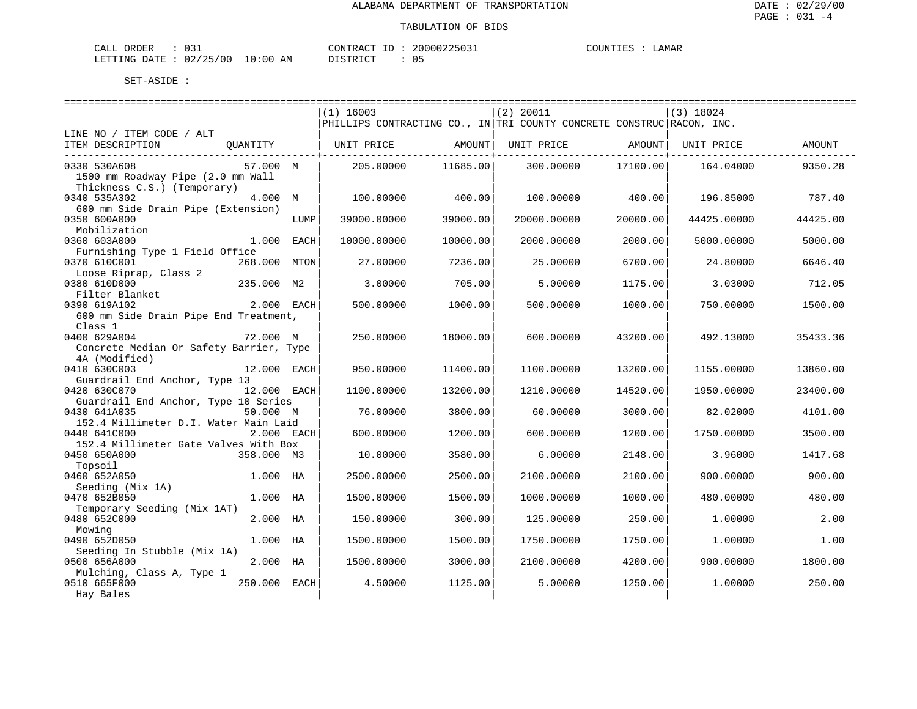ALABAMA DEPARTMENT OF TRANSPORTATION

TABULATION OF BIDS

CALL ORDER : 031 &nbsp;&nbsp;&nbsp; CONTRACT ID : 20000225031 &nbsp;&nbsp;&nbsp; COUNTIES : LAMAR
LETTING DATE : 02/25/00 10:00 AM &nbsp;&nbsp;&nbsp; DISTRICT : 05

SET-ASIDE :

| LINE NO / ITEM CODE / ALT ITEM DESCRIPTION | QUANTITY | (1) 16003 PHILLIPS CONTRACTING CO., IN UNIT PRICE | AMOUNT | (2) 20011 TRI COUNTY CONCRETE CONSTRUC UNIT PRICE | AMOUNT | (3) 18024 RACON, INC. UNIT PRICE | AMOUNT |
|---|---|---|---|---|---|---|---|
| 0330 530A608 1500 mm Roadway Pipe (2.0 mm Wall Thickness C.S.) (Temporary) | 57.000 M | 205.00000 | 11685.00 | 300.00000 | 17100.00 | 164.04000 | 9350.28 |
| 0340 535A302 600 mm Side Drain Pipe (Extension) | 4.000 M | 100.00000 | 400.00 | 100.00000 | 400.00 | 196.85000 | 787.40 |
| 0350 600A000 Mobilization | LUMP | 39000.00000 | 39000.00 | 20000.00000 | 20000.00 | 44425.00000 | 44425.00 |
| 0360 603A000 Furnishing Type 1 Field Office | 1.000 EACH | 10000.00000 | 10000.00 | 2000.00000 | 2000.00 | 5000.00000 | 5000.00 |
| 0370 610C001 Loose Riprap, Class 2 | 268.000 MTON | 27.00000 | 7236.00 | 25.00000 | 6700.00 | 24.80000 | 6646.40 |
| 0380 610D000 Filter Blanket | 235.000 M2 | 3.00000 | 705.00 | 5.00000 | 1175.00 | 3.03000 | 712.05 |
| 0390 619A102 600 mm Side Drain Pipe End Treatment, Class 1 | 2.000 EACH | 500.00000 | 1000.00 | 500.00000 | 1000.00 | 750.00000 | 1500.00 |
| 0400 629A004 Concrete Median Or Safety Barrier, Type 4A (Modified) | 72.000 M | 250.00000 | 18000.00 | 600.00000 | 43200.00 | 492.13000 | 35433.36 |
| 0410 630C003 Guardrail End Anchor, Type 13 | 12.000 EACH | 950.00000 | 11400.00 | 1100.00000 | 13200.00 | 1155.00000 | 13860.00 |
| 0420 630C070 Guardrail End Anchor, Type 10 Series | 12.000 EACH | 1100.00000 | 13200.00 | 1210.00000 | 14520.00 | 1950.00000 | 23400.00 |
| 0430 641A035 152.4 Millimeter D.I. Water Main Laid | 50.000 M | 76.00000 | 3800.00 | 60.00000 | 3000.00 | 82.02000 | 4101.00 |
| 0440 641C000 152.4 Millimeter Gate Valves With Box | 2.000 EACH | 600.00000 | 1200.00 | 600.00000 | 1200.00 | 1750.00000 | 3500.00 |
| 0450 650A000 Topsoil | 358.000 M3 | 10.00000 | 3580.00 | 6.00000 | 2148.00 | 3.96000 | 1417.68 |
| 0460 652A050 Seeding (Mix 1A) | 1.000 HA | 2500.00000 | 2500.00 | 2100.00000 | 2100.00 | 900.00000 | 900.00 |
| 0470 652B050 Temporary Seeding (Mix 1AT) | 1.000 HA | 1500.00000 | 1500.00 | 1000.00000 | 1000.00 | 480.00000 | 480.00 |
| 0480 652C000 Mowing | 2.000 HA | 150.00000 | 300.00 | 125.00000 | 250.00 | 1.00000 | 2.00 |
| 0490 652D050 Seeding In Stubble (Mix 1A) | 1.000 HA | 1500.00000 | 1500.00 | 1750.00000 | 1750.00 | 1.00000 | 1.00 |
| 0500 656A000 Mulching, Class A, Type 1 | 2.000 HA | 1500.00000 | 3000.00 | 2100.00000 | 4200.00 | 900.00000 | 1800.00 |
| 0510 665F000 Hay Bales | 250.000 EACH | 4.50000 | 1125.00 | 5.00000 | 1250.00 | 1.00000 | 250.00 |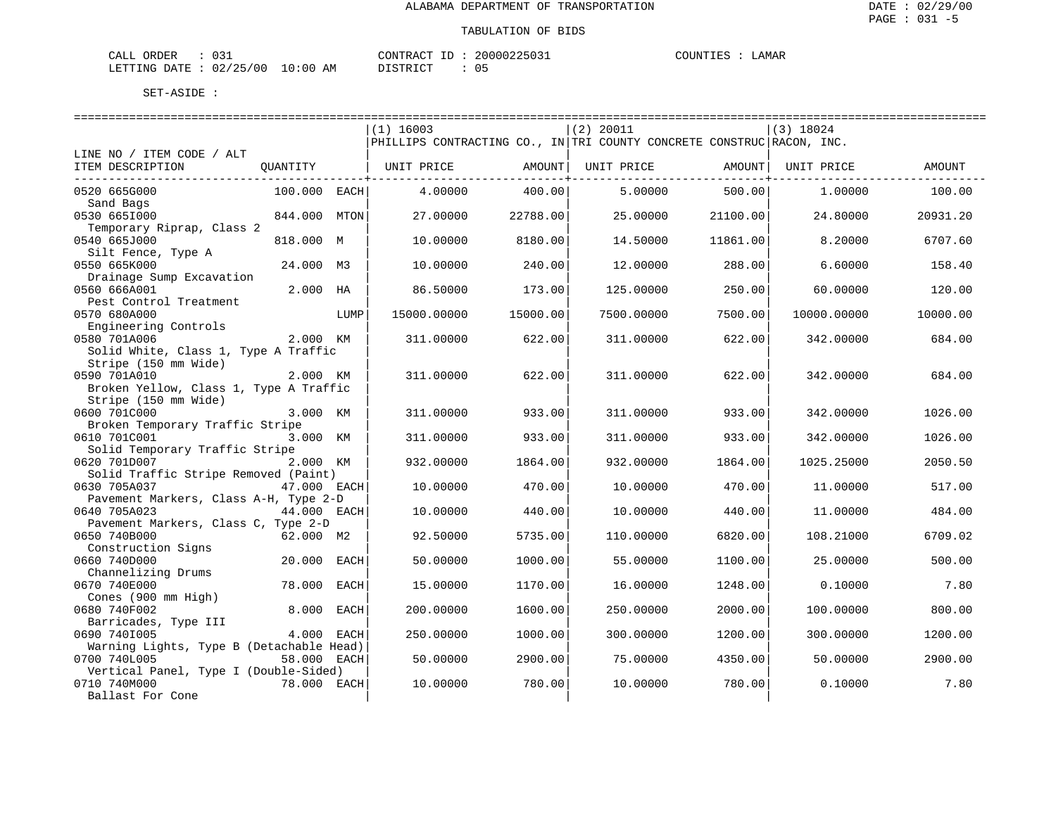ALABAMA DEPARTMENT OF TRANSPORTATION

DATE : 02/29/00

TABULATION OF BIDS

CALL ORDER : 031　　　CONTRACT ID : 20000225031　　　COUNTIES : LAMAR

LETTING DATE : 02/25/00 10:00 AM　　　DISTRICT : 05

SET-ASIDE :

| LINE NO / ITEM CODE / ALT ITEM DESCRIPTION | QUANTITY | (1) 16003 PHILLIPS CONTRACTING CO., IN UNIT PRICE | AMOUNT | (2) 20011 TRI COUNTY CONCRETE CONSTRUC UNIT PRICE | AMOUNT | (3) 18024 RACON, INC. UNIT PRICE | AMOUNT |
|---|---|---|---|---|---|---|---|
| 0520 665G000 Sand Bags | 100.000 EACH | 4.00000 | 400.00 | 5.00000 | 500.00 | 1.00000 | 100.00 |
| 0530 665I000 Temporary Riprap, Class 2 | 844.000 MTON | 27.00000 | 22788.00 | 25.00000 | 21100.00 | 24.80000 | 20931.20 |
| 0540 665J000 Silt Fence, Type A | 818.000 M | 10.00000 | 8180.00 | 14.50000 | 11861.00 | 8.20000 | 6707.60 |
| 0550 665K000 Drainage Sump Excavation | 24.000 M3 | 10.00000 | 240.00 | 12.00000 | 288.00 | 6.60000 | 158.40 |
| 0560 666A001 Pest Control Treatment | 2.000 HA | 86.50000 | 173.00 | 125.00000 | 250.00 | 60.00000 | 120.00 |
| 0570 680A000 Engineering Controls | LUMP | 15000.00000 | 15000.00 | 7500.00000 | 7500.00 | 10000.00000 | 10000.00 |
| 0580 701A006 Solid White, Class 1, Type A Traffic Stripe (150 mm Wide) | 2.000 KM | 311.00000 | 622.00 | 311.00000 | 622.00 | 342.00000 | 684.00 |
| 0590 701A010 Broken Yellow, Class 1, Type A Traffic Stripe (150 mm Wide) | 2.000 KM | 311.00000 | 622.00 | 311.00000 | 622.00 | 342.00000 | 684.00 |
| 0600 701C000 Broken Temporary Traffic Stripe | 3.000 KM | 311.00000 | 933.00 | 311.00000 | 933.00 | 342.00000 | 1026.00 |
| 0610 701C001 Solid Temporary Traffic Stripe | 3.000 KM | 311.00000 | 933.00 | 311.00000 | 933.00 | 342.00000 | 1026.00 |
| 0620 701D007 Solid Traffic Stripe Removed (Paint) | 2.000 KM | 932.00000 | 1864.00 | 932.00000 | 1864.00 | 1025.25000 | 2050.50 |
| 0630 705A037 Pavement Markers, Class A-H, Type 2-D | 47.000 EACH | 10.00000 | 470.00 | 10.00000 | 470.00 | 11.00000 | 517.00 |
| 0640 705A023 Pavement Markers, Class C, Type 2-D | 44.000 EACH | 10.00000 | 440.00 | 10.00000 | 440.00 | 11.00000 | 484.00 |
| 0650 740B000 Construction Signs | 62.000 M2 | 92.50000 | 5735.00 | 110.00000 | 6820.00 | 108.21000 | 6709.02 |
| 0660 740D000 Channelizing Drums | 20.000 EACH | 50.00000 | 1000.00 | 55.00000 | 1100.00 | 25.00000 | 500.00 |
| 0670 740E000 Cones (900 mm High) | 78.000 EACH | 15.00000 | 1170.00 | 16.00000 | 1248.00 | 0.10000 | 7.80 |
| 0680 740F002 Barricades, Type III | 8.000 EACH | 200.00000 | 1600.00 | 250.00000 | 2000.00 | 100.00000 | 800.00 |
| 0690 740I005 Warning Lights, Type B (Detachable Head) | 4.000 EACH | 250.00000 | 1000.00 | 300.00000 | 1200.00 | 300.00000 | 1200.00 |
| 0700 740L005 Vertical Panel, Type I (Double-Sided) | 58.000 EACH | 50.00000 | 2900.00 | 75.00000 | 4350.00 | 50.00000 | 2900.00 |
| 0710 740M000 Ballast For Cone | 78.000 EACH | 10.00000 | 780.00 | 10.00000 | 780.00 | 0.10000 | 7.80 |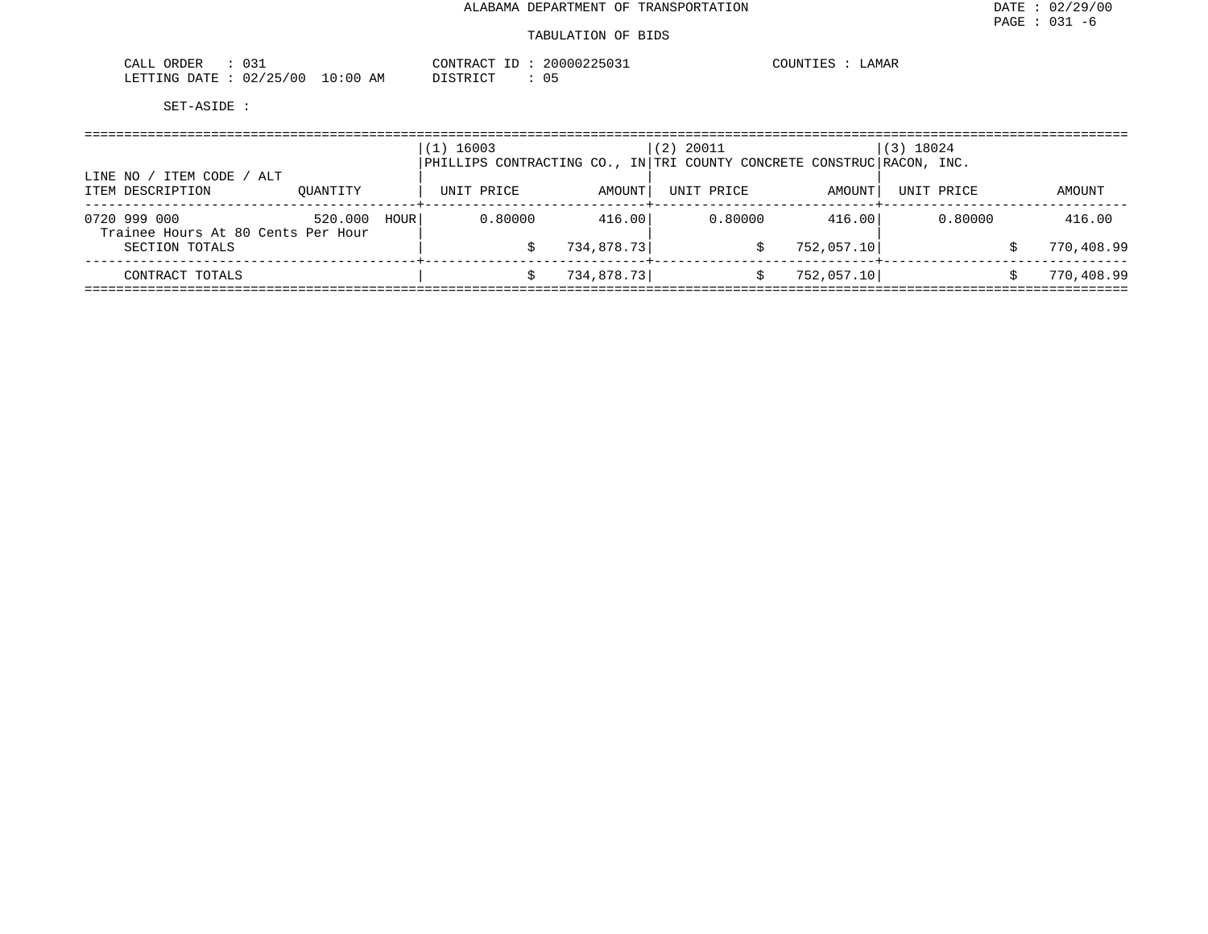ALABAMA DEPARTMENT OF TRANSPORTATION

TABULATION OF BIDS

CALL ORDER : 031
LETTING DATE : 02/25/00 10:00 AM

CONTRACT ID : 20000225031
DISTRICT : 05

COUNTIES : LAMAR

SET-ASIDE :

| LINE NO / ITEM CODE / ALT<br>ITEM DESCRIPTION | QUANTITY | (1) 16003<br>PHILLIPS CONTRACTING CO., IN<br>UNIT PRICE | AMOUNT | (2) 20011<br>TRI COUNTY CONCRETE CONSTRUC<br>UNIT PRICE | AMOUNT | (3) 18024<br>RACON, INC.<br>UNIT PRICE | AMOUNT |
|---|---|---|---|---|---|---|---|
| 0720 999 000<br>Trainee Hours At 80 Cents Per Hour | 520.000 HOUR | 0.80000 | 416.00 | 0.80000 | 416.00 | 0.80000 | 416.00 |
| SECTION TOTALS | | | $ 734,878.73 | | $ 752,057.10 | | $ 770,408.99 |
| CONTRACT TOTALS | | | $ 734,878.73 | | $ 752,057.10 | | $ 770,408.99 |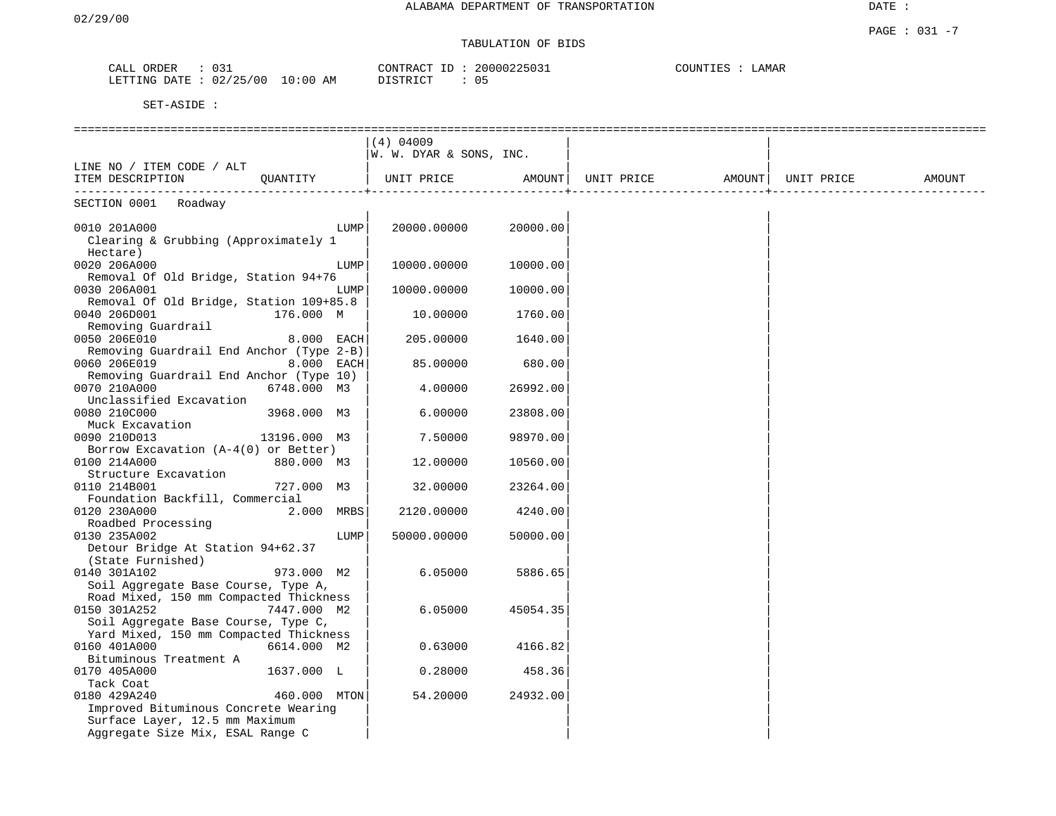ALABAMA DEPARTMENT OF TRANSPORTATION

02/29/00

DATE :

PAGE : 031 -7

TABULATION OF BIDS

CALL ORDER : 031
LETTING DATE : 02/25/00 10:00 AM

CONTRACT ID : 20000225031
DISTRICT : 05

COUNTIES : LAMAR

SET-ASIDE :

| LINE NO / ITEM CODE / ALT<br>ITEM DESCRIPTION | QUANTITY | (4) 04009<br>W. W. DYAR & SONS, INC.<br>UNIT PRICE | AMOUNT | UNIT PRICE | AMOUNT | UNIT PRICE | AMOUNT |
|---|---|---|---|---|---|---|---|
| SECTION 0001 Roadway | | | | | | | |
| 0010 201A000<br>Clearing & Grubbing (Approximately 1 Hectare) | LUMP | 20000.00000 | 20000.00 | | | | |
| 0020 206A000<br>Removal Of Old Bridge, Station 94+76 | LUMP | 10000.00000 | 10000.00 | | | | |
| 0030 206A001<br>Removal Of Old Bridge, Station 109+85.8 | LUMP | 10000.00000 | 10000.00 | | | | |
| 0040 206D001<br>Removing Guardrail | 176.000 M | 10.00000 | 1760.00 | | | | |
| 0050 206E010<br>Removing Guardrail End Anchor (Type 2-B) | 8.000 EACH | 205.00000 | 1640.00 | | | | |
| 0060 206E019<br>Removing Guardrail End Anchor (Type 10) | 8.000 EACH | 85.00000 | 680.00 | | | | |
| 0070 210A000<br>Unclassified Excavation | 6748.000 M3 | 4.00000 | 26992.00 | | | | |
| 0080 210C000<br>Muck Excavation | 3968.000 M3 | 6.00000 | 23808.00 | | | | |
| 0090 210D013<br>Borrow Excavation (A-4(0) or Better) | 13196.000 M3 | 7.50000 | 98970.00 | | | | |
| 0100 214A000<br>Structure Excavation | 880.000 M3 | 12.00000 | 10560.00 | | | | |
| 0110 214B001<br>Foundation Backfill, Commercial | 727.000 M3 | 32.00000 | 23264.00 | | | | |
| 0120 230A000<br>Roadbed Processing | 2.000 MRBS | 2120.00000 | 4240.00 | | | | |
| 0130 235A002<br>Detour Bridge At Station 94+62.37 (State Furnished) | LUMP | 50000.00000 | 50000.00 | | | | |
| 0140 301A102<br>Soil Aggregate Base Course, Type A, Road Mixed, 150 mm Compacted Thickness | 973.000 M2 | 6.05000 | 5886.65 | | | | |
| 0150 301A252<br>Soil Aggregate Base Course, Type C, Yard Mixed, 150 mm Compacted Thickness | 7447.000 M2 | 6.05000 | 45054.35 | | | | |
| 0160 401A000<br>Bituminous Treatment A | 6614.000 M2 | 0.63000 | 4166.82 | | | | |
| 0170 405A000<br>Tack Coat | 1637.000 L | 0.28000 | 458.36 | | | | |
| 0180 429A240<br>Improved Bituminous Concrete Wearing Surface Layer, 12.5 mm Maximum Aggregate Size Mix, ESAL Range C | 460.000 MTON | 54.20000 | 24932.00 | | | | |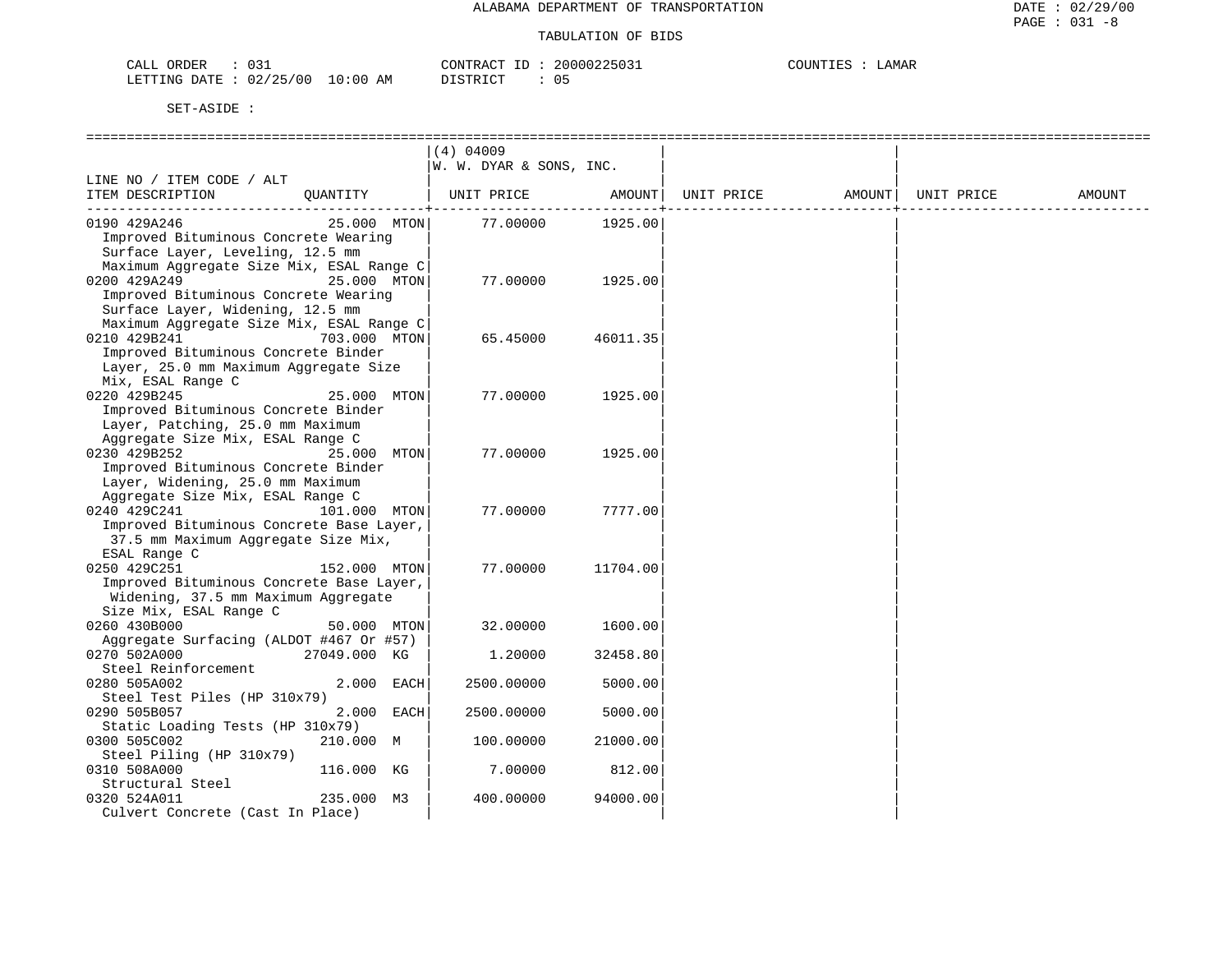ALABAMA DEPARTMENT OF TRANSPORTATION

TABULATION OF BIDS

CALL ORDER : 031    CONTRACT ID : 20000225031    COUNTIES : LAMAR
LETTING DATE : 02/25/00 10:00 AM    DISTRICT : 05

SET-ASIDE :

| LINE NO / ITEM CODE / ALT ITEM DESCRIPTION | QUANTITY | (4) 04009 W. W. DYAR & SONS, INC. UNIT PRICE | AMOUNT | UNIT PRICE | AMOUNT | UNIT PRICE | AMOUNT |
|---|---|---|---|---|---|---|---|
| 0190 429A246 Improved Bituminous Concrete Wearing Surface Layer, Leveling, 12.5 mm Maximum Aggregate Size Mix, ESAL Range C | 25.000 MTON | 77.00000 | 1925.00 | | | | |
| 0200 429A249 Improved Bituminous Concrete Wearing Surface Layer, Widening, 12.5 mm Maximum Aggregate Size Mix, ESAL Range C | 25.000 MTON | 77.00000 | 1925.00 | | | | |
| 0210 429B241 Improved Bituminous Concrete Binder Layer, 25.0 mm Maximum Aggregate Size Mix, ESAL Range C | 703.000 MTON | 65.45000 | 46011.35 | | | | |
| 0220 429B245 Improved Bituminous Concrete Binder Layer, Patching, 25.0 mm Maximum Aggregate Size Mix, ESAL Range C | 25.000 MTON | 77.00000 | 1925.00 | | | | |
| 0230 429B252 Improved Bituminous Concrete Binder Layer, Widening, 25.0 mm Maximum Aggregate Size Mix, ESAL Range C | 25.000 MTON | 77.00000 | 1925.00 | | | | |
| 0240 429C241 Improved Bituminous Concrete Base Layer, 37.5 mm Maximum Aggregate Size Mix, ESAL Range C | 101.000 MTON | 77.00000 | 7777.00 | | | | |
| 0250 429C251 Improved Bituminous Concrete Base Layer, Widening, 37.5 mm Maximum Aggregate Size Mix, ESAL Range C | 152.000 MTON | 77.00000 | 11704.00 | | | | |
| 0260 430B000 Aggregate Surfacing (ALDOT #467 Or #57) | 50.000 MTON | 32.00000 | 1600.00 | | | | |
| 0270 502A000 Steel Reinforcement | 27049.000 KG | 1.20000 | 32458.80 | | | | |
| 0280 505A002 Steel Test Piles (HP 310x79) | 2.000 EACH | 2500.00000 | 5000.00 | | | | |
| 0290 505B057 Static Loading Tests (HP 310x79) | 2.000 EACH | 2500.00000 | 5000.00 | | | | |
| 0300 505C002 Steel Piling (HP 310x79) | 210.000 M | 100.00000 | 21000.00 | | | | |
| 0310 508A000 Structural Steel | 116.000 KG | 7.00000 | 812.00 | | | | |
| 0320 524A011 Culvert Concrete (Cast In Place) | 235.000 M3 | 400.00000 | 94000.00 | | | | |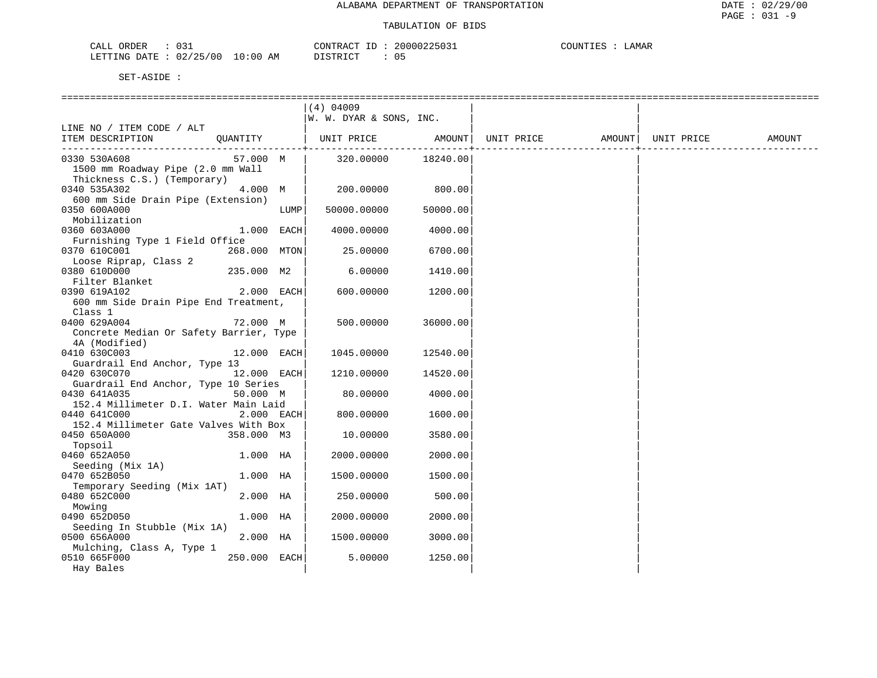ALABAMA DEPARTMENT OF TRANSPORTATION

TABULATION OF BIDS

CALL ORDER : 031 CONTRACT ID : 20000225031 COUNTIES : LAMAR
LETTING DATE : 02/25/00 10:00 AM DISTRICT : 05

SET-ASIDE :

| LINE NO / ITEM CODE / ALT ITEM DESCRIPTION | QUANTITY | (4) 04009 W. W. DYAR & SONS, INC. UNIT PRICE | AMOUNT | UNIT PRICE | AMOUNT | UNIT PRICE | AMOUNT |
|---|---|---|---|---|---|---|---|
| 0330 530A608 1500 mm Roadway Pipe (2.0 mm Wall Thickness C.S.) (Temporary) | 57.000 M | 320.00000 | 18240.00 | | | | |
| 0340 535A302 600 mm Side Drain Pipe (Extension) | 4.000 M | 200.00000 | 800.00 | | | | |
| 0350 600A000 Mobilization | LUMP | 50000.00000 | 50000.00 | | | | |
| 0360 603A000 Furnishing Type 1 Field Office | 1.000 EACH | 4000.00000 | 4000.00 | | | | |
| 0370 610C001 Loose Riprap, Class 2 | 268.000 MTON | 25.00000 | 6700.00 | | | | |
| 0380 610D000 Filter Blanket | 235.000 M2 | 6.00000 | 1410.00 | | | | |
| 0390 619A102 600 mm Side Drain Pipe End Treatment, Class 1 | 2.000 EACH | 600.00000 | 1200.00 | | | | |
| 0400 629A004 Concrete Median Or Safety Barrier, Type 4A (Modified) | 72.000 M | 500.00000 | 36000.00 | | | | |
| 0410 630C003 Guardrail End Anchor, Type 13 | 12.000 EACH | 1045.00000 | 12540.00 | | | | |
| 0420 630C070 Guardrail End Anchor, Type 10 Series | 12.000 EACH | 1210.00000 | 14520.00 | | | | |
| 0430 641A035 152.4 Millimeter D.I. Water Main Laid | 50.000 M | 80.00000 | 4000.00 | | | | |
| 0440 641C000 152.4 Millimeter Gate Valves With Box | 2.000 EACH | 800.00000 | 1600.00 | | | | |
| 0450 650A000 Topsoil | 358.000 M3 | 10.00000 | 3580.00 | | | | |
| 0460 652A050 Seeding (Mix 1A) | 1.000 HA | 2000.00000 | 2000.00 | | | | |
| 0470 652B050 Temporary Seeding (Mix 1AT) | 1.000 HA | 1500.00000 | 1500.00 | | | | |
| 0480 652C000 Mowing | 2.000 HA | 250.00000 | 500.00 | | | | |
| 0490 652D050 Seeding In Stubble (Mix 1A) | 1.000 HA | 2000.00000 | 2000.00 | | | | |
| 0500 656A000 Mulching, Class A, Type 1 | 2.000 HA | 1500.00000 | 3000.00 | | | | |
| 0510 665F000 Hay Bales | 250.000 EACH | 5.00000 | 1250.00 | | | | |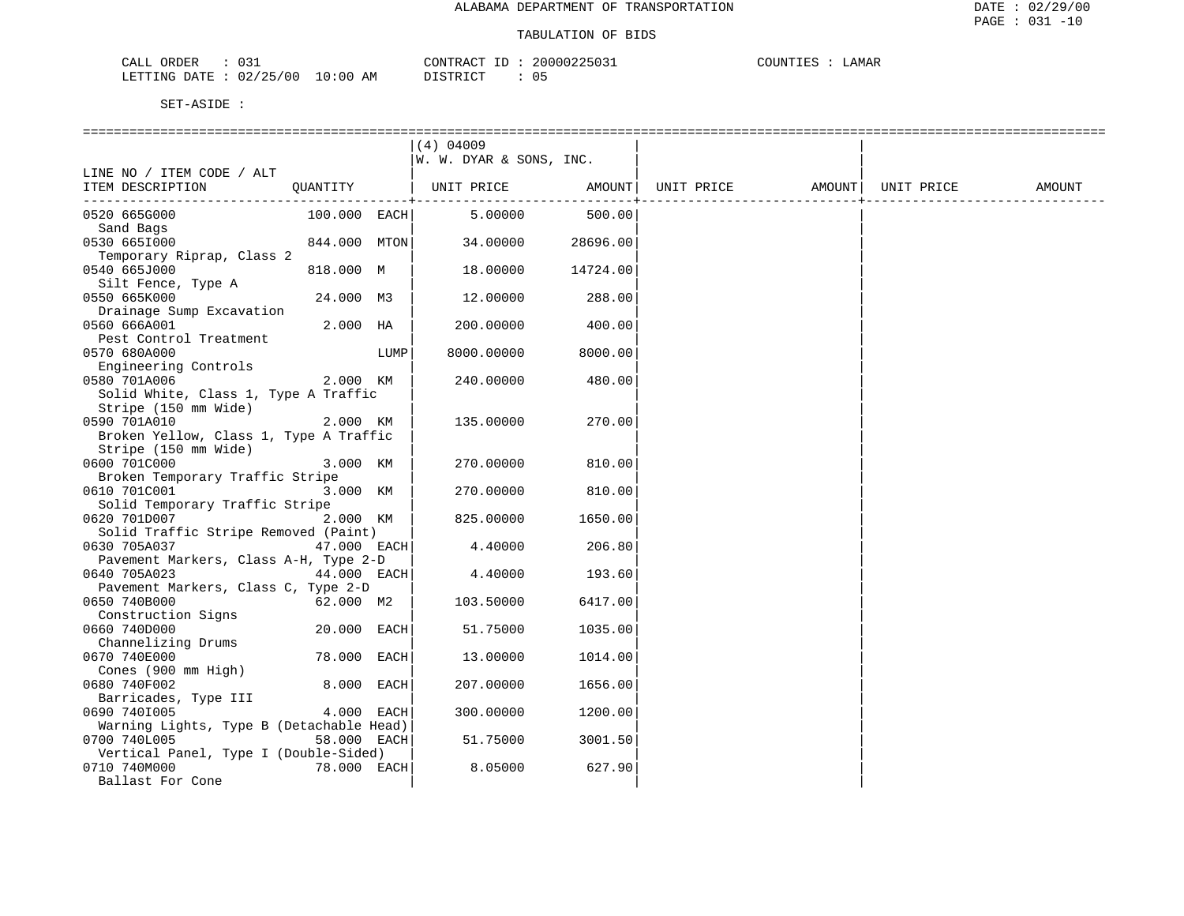ALABAMA DEPARTMENT OF TRANSPORTATION

TABULATION OF BIDS

CALL ORDER : 031 CONTRACT ID : 20000225031 COUNTIES : LAMAR
LETTING DATE : 02/25/00 10:00 AM DISTRICT : 05

SET-ASIDE :

| LINE NO / ITEM CODE / ALT ITEM DESCRIPTION | QUANTITY | (4) 04009 W. W. DYAR & SONS, INC. UNIT PRICE | AMOUNT | UNIT PRICE | AMOUNT | UNIT PRICE | AMOUNT |
|---|---|---|---|---|---|---|---|
| 0520 665G000 Sand Bags | 100.000 EACH | 5.00000 | 500.00 | | | | |
| 0530 665I000 Temporary Riprap, Class 2 | 844.000 MTON | 34.00000 | 28696.00 | | | | |
| 0540 665J000 Silt Fence, Type A | 818.000 M | 18.00000 | 14724.00 | | | | |
| 0550 665K000 Drainage Sump Excavation | 24.000 M3 | 12.00000 | 288.00 | | | | |
| 0560 666A001 Pest Control Treatment | 2.000 HA | 200.00000 | 400.00 | | | | |
| 0570 680A000 Engineering Controls | LUMP | 8000.00000 | 8000.00 | | | | |
| 0580 701A006 Solid White, Class 1, Type A Traffic Stripe (150 mm Wide) | 2.000 KM | 240.00000 | 480.00 | | | | |
| 0590 701A010 Broken Yellow, Class 1, Type A Traffic Stripe (150 mm Wide) | 2.000 KM | 135.00000 | 270.00 | | | | |
| 0600 701C000 Broken Temporary Traffic Stripe | 3.000 KM | 270.00000 | 810.00 | | | | |
| 0610 701C001 Solid Temporary Traffic Stripe | 3.000 KM | 270.00000 | 810.00 | | | | |
| 0620 701D007 Solid Traffic Stripe Removed (Paint) | 2.000 KM | 825.00000 | 1650.00 | | | | |
| 0630 705A037 Pavement Markers, Class A-H, Type 2-D | 47.000 EACH | 4.40000 | 206.80 | | | | |
| 0640 705A023 Pavement Markers, Class C, Type 2-D | 44.000 EACH | 4.40000 | 193.60 | | | | |
| 0650 740B000 Construction Signs | 62.000 M2 | 103.50000 | 6417.00 | | | | |
| 0660 740D000 Channelizing Drums | 20.000 EACH | 51.75000 | 1035.00 | | | | |
| 0670 740E000 Cones (900 mm High) | 78.000 EACH | 13.00000 | 1014.00 | | | | |
| 0680 740F002 Barricades, Type III | 8.000 EACH | 207.00000 | 1656.00 | | | | |
| 0690 740I005 Warning Lights, Type B (Detachable Head) | 4.000 EACH | 300.00000 | 1200.00 | | | | |
| 0700 740L005 Vertical Panel, Type I (Double-Sided) | 58.000 EACH | 51.75000 | 3001.50 | | | | |
| 0710 740M000 Ballast For Cone | 78.000 EACH | 8.05000 | 627.90 | | | | |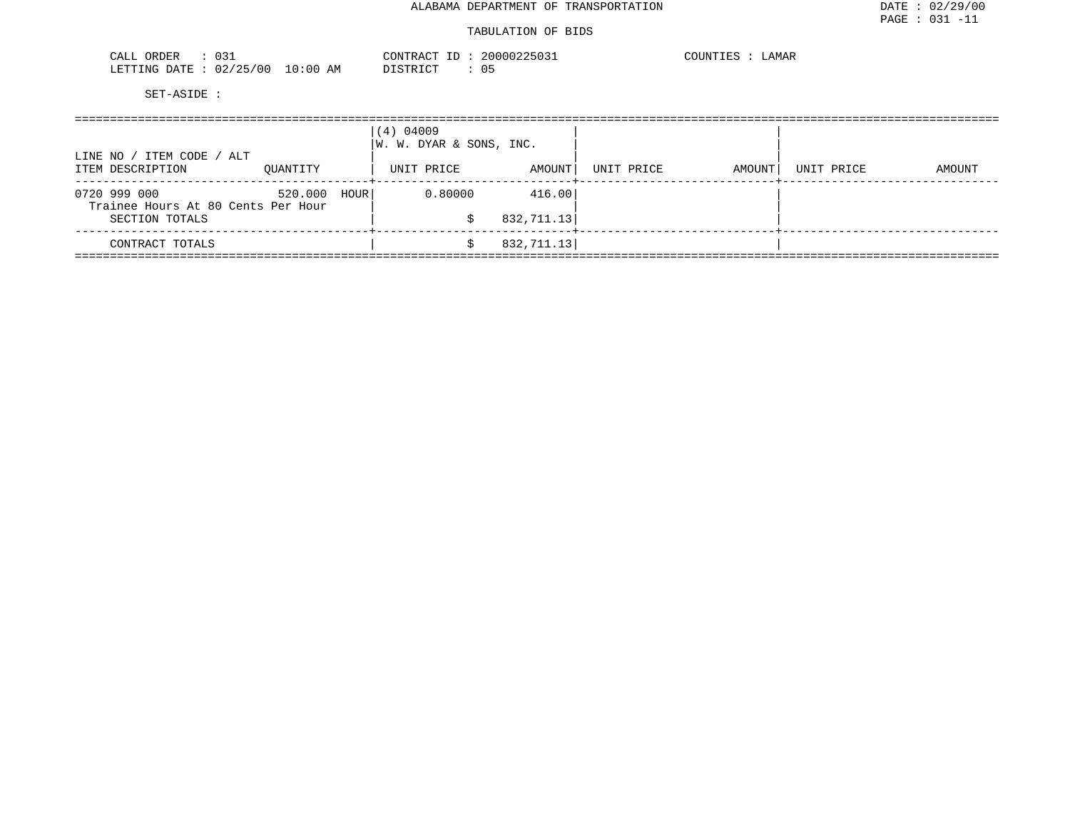ALABAMA DEPARTMENT OF TRANSPORTATION

TABULATION OF BIDS

CALL ORDER : 031 &nbsp;&nbsp;&nbsp; CONTRACT ID : 20000225031 &nbsp;&nbsp;&nbsp; COUNTIES : LAMAR
LETTING DATE : 02/25/00 10:00 AM &nbsp;&nbsp;&nbsp; DISTRICT : 05

SET-ASIDE :

| LINE NO / ITEM CODE / ALT<br>ITEM DESCRIPTION | QUANTITY | (4) 04009<br>W. W. DYAR & SONS, INC.<br>UNIT PRICE | AMOUNT | UNIT PRICE | AMOUNT | UNIT PRICE | AMOUNT |
|---|---|---|---|---|---|---|---|
| 0720 999 000<br>Trainee Hours At 80 Cents Per Hour | 520.000 HOUR | 0.80000 | 416.00 | | | | |
| SECTION TOTALS | | $ | 832,711.13 | | | | |
| CONTRACT TOTALS | | $ | 832,711.13 | | | | |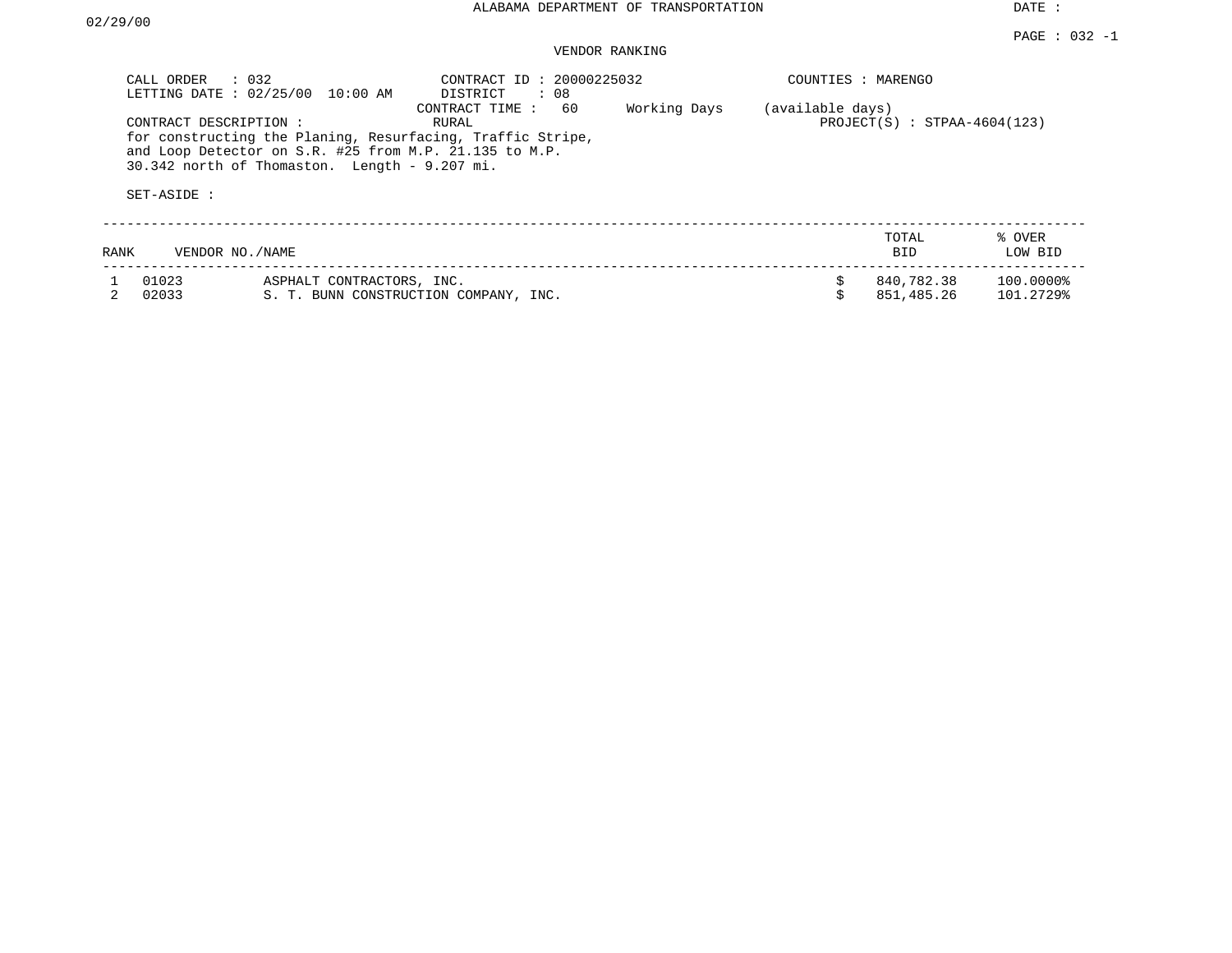ALABAMA DEPARTMENT OF TRANSPORTATION

DATE : 02/29/00

PAGE : 032 -1

VENDOR RANKING

CALL ORDER : 032
LETTING DATE : 02/25/00 10:00 AM

CONTRACT ID : 20000225032
DISTRICT : 08
CONTRACT TIME : 60 Working Days (available days)

COUNTIES : MARENGO

CONTRACT DESCRIPTION : RURAL
for constructing the Planing, Resurfacing, Traffic Stripe, and Loop Detector on S.R. #25 from M.P. 21.135 to M.P. 30.342 north of Thomaston. Length - 9.207 mi.

PROJECT(S) : STPAA-4604(123)

SET-ASIDE :

| RANK | VENDOR NO. | NAME | TOTAL BID | % OVER LOW BID |
|---|---|---|---|---|
| 1 | 01023 | ASPHALT CONTRACTORS, INC. | $ 840,782.38 | 100.0000% |
| 2 | 02033 | S. T. BUNN CONSTRUCTION COMPANY, INC. | $ 851,485.26 | 101.2729% |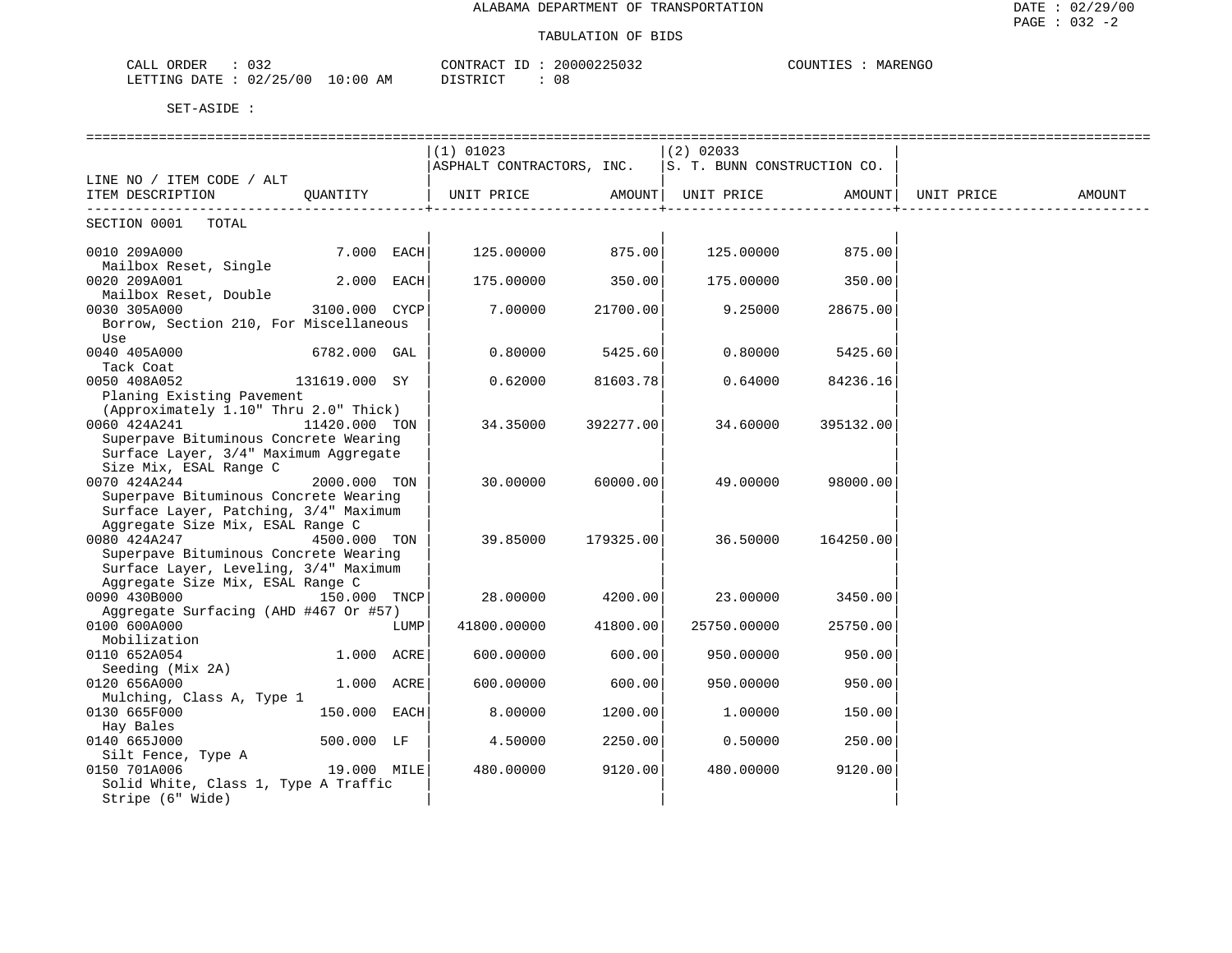ALABAMA DEPARTMENT OF TRANSPORTATION

TABULATION OF BIDS

CALL ORDER : 032 CONTRACT ID : 20000225032 COUNTIES : MARENGO
LETTING DATE : 02/25/00 10:00 AM DISTRICT : 08

SET-ASIDE :

| LINE NO / ITEM CODE / ALT ITEM DESCRIPTION | QUANTITY | (1) 01023 ASPHALT CONTRACTORS, INC. UNIT PRICE | AMOUNT | (2) 02033 S. T. BUNN CONSTRUCTION CO. UNIT PRICE | AMOUNT | UNIT PRICE | AMOUNT |
|---|---|---|---|---|---|---|---|
| SECTION 0001 TOTAL | | | | | | | |
| 0010 209A000 Mailbox Reset, Single | 7.000 EACH | 125.00000 | 875.00 | 125.00000 | 875.00 | | |
| 0020 209A001 Mailbox Reset, Double | 2.000 EACH | 175.00000 | 350.00 | 175.00000 | 350.00 | | |
| 0030 305A000 Borrow, Section 210, For Miscellaneous Use | 3100.000 CYCP | 7.00000 | 21700.00 | 9.25000 | 28675.00 | | |
| 0040 405A000 Tack Coat | 6782.000 GAL | 0.80000 | 5425.60 | 0.80000 | 5425.60 | | |
| 0050 408A052 Planing Existing Pavement (Approximately 1.10" Thru 2.0" Thick) | 131619.000 SY | 0.62000 | 81603.78 | 0.64000 | 84236.16 | | |
| 0060 424A241 Superpave Bituminous Concrete Wearing Surface Layer, 3/4" Maximum Aggregate Size Mix, ESAL Range C | 11420.000 TON | 34.35000 | 392277.00 | 34.60000 | 395132.00 | | |
| 0070 424A244 Superpave Bituminous Concrete Wearing Surface Layer, Patching, 3/4" Maximum Aggregate Size Mix, ESAL Range C | 2000.000 TON | 30.00000 | 60000.00 | 49.00000 | 98000.00 | | |
| 0080 424A247 Superpave Bituminous Concrete Wearing Surface Layer, Leveling, 3/4" Maximum Aggregate Size Mix, ESAL Range C | 4500.000 TON | 39.85000 | 179325.00 | 36.50000 | 164250.00 | | |
| 0090 430B000 Aggregate Surfacing (AHD #467 Or #57) | 150.000 TNCP | 28.00000 | 4200.00 | 23.00000 | 3450.00 | | |
| 0100 600A000 Mobilization | LUMP | 41800.00000 | 41800.00 | 25750.00000 | 25750.00 | | |
| 0110 652A054 Seeding (Mix 2A) | 1.000 ACRE | 600.00000 | 600.00 | 950.00000 | 950.00 | | |
| 0120 656A000 Mulching, Class A, Type 1 | 1.000 ACRE | 600.00000 | 600.00 | 950.00000 | 950.00 | | |
| 0130 665F000 Hay Bales | 150.000 EACH | 8.00000 | 1200.00 | 1.00000 | 150.00 | | |
| 0140 665J000 Silt Fence, Type A | 500.000 LF | 4.50000 | 2250.00 | 0.50000 | 250.00 | | |
| 0150 701A006 Solid White, Class 1, Type A Traffic Stripe (6" Wide) | 19.000 MILE | 480.00000 | 9120.00 | 480.00000 | 9120.00 | | |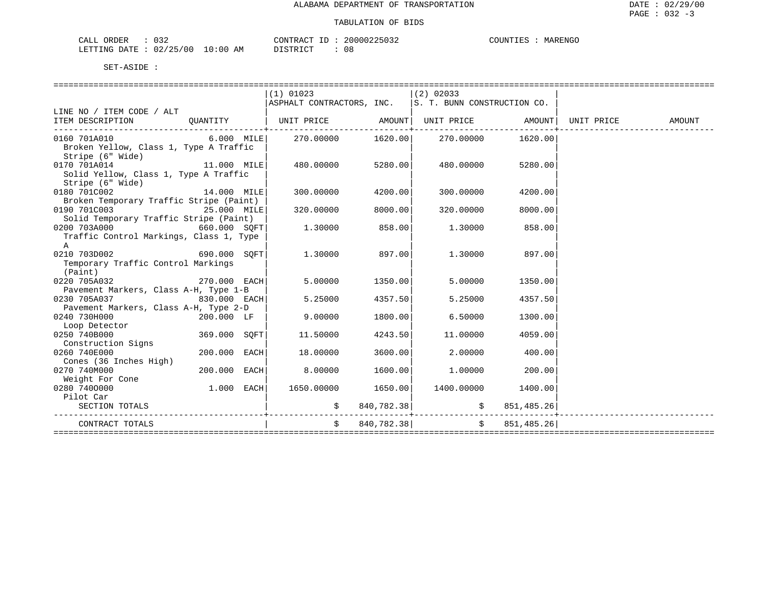ALABAMA DEPARTMENT OF TRANSPORTATION

TABULATION OF BIDS

CALL ORDER : 032　　CONTRACT ID : 20000225032　　COUNTIES : MARENGO
LETTING DATE : 02/25/00 10:00 AM　　DISTRICT : 08

SET-ASIDE :

| LINE NO / ITEM CODE / ALT ITEM DESCRIPTION | QUANTITY | (1) 01023 ASPHALT CONTRACTORS, INC. UNIT PRICE | AMOUNT | (2) 02033 S. T. BUNN CONSTRUCTION CO. UNIT PRICE | AMOUNT | UNIT PRICE | AMOUNT |
|---|---|---|---|---|---|---|---|
| 0160 701A010 Broken Yellow, Class 1, Type A Traffic Stripe (6" Wide) | 6.000 MILE | 270.00000 | 1620.00 | 270.00000 | 1620.00 | | |
| 0170 701A014 Solid Yellow, Class 1, Type A Traffic Stripe (6" Wide) | 11.000 MILE | 480.00000 | 5280.00 | 480.00000 | 5280.00 | | |
| 0180 701C002 Broken Temporary Traffic Stripe (Paint) | 14.000 MILE | 300.00000 | 4200.00 | 300.00000 | 4200.00 | | |
| 0190 701C003 Solid Temporary Traffic Stripe (Paint) | 25.000 MILE | 320.00000 | 8000.00 | 320.00000 | 8000.00 | | |
| 0200 703A000 Traffic Control Markings, Class 1, Type A | 660.000 SQFT | 1.30000 | 858.00 | 1.30000 | 858.00 | | |
| 0210 703D002 Temporary Traffic Control Markings (Paint) | 690.000 SQFT | 1.30000 | 897.00 | 1.30000 | 897.00 | | |
| 0220 705A032 Pavement Markers, Class A-H, Type 1-B | 270.000 EACH | 5.00000 | 1350.00 | 5.00000 | 1350.00 | | |
| 0230 705A037 Pavement Markers, Class A-H, Type 2-D | 830.000 EACH | 5.25000 | 4357.50 | 5.25000 | 4357.50 | | |
| 0240 730H000 Loop Detector | 200.000 LF | 9.00000 | 1800.00 | 6.50000 | 1300.00 | | |
| 0250 740B000 Construction Signs | 369.000 SQFT | 11.50000 | 4243.50 | 11.00000 | 4059.00 | | |
| 0260 740E000 Cones (36 Inches High) | 200.000 EACH | 18.00000 | 3600.00 | 2.00000 | 400.00 | | |
| 0270 740M000 Weight For Cone | 200.000 EACH | 8.00000 | 1600.00 | 1.00000 | 200.00 | | |
| 0280 740O000 Pilot Car | 1.000 EACH | 1650.00000 | 1650.00 | 1400.00000 | 1400.00 | | |
| SECTION TOTALS | | $ | 840,782.38 | $ | 851,485.26 | | |
| CONTRACT TOTALS | | $ | 840,782.38 | $ | 851,485.26 | | |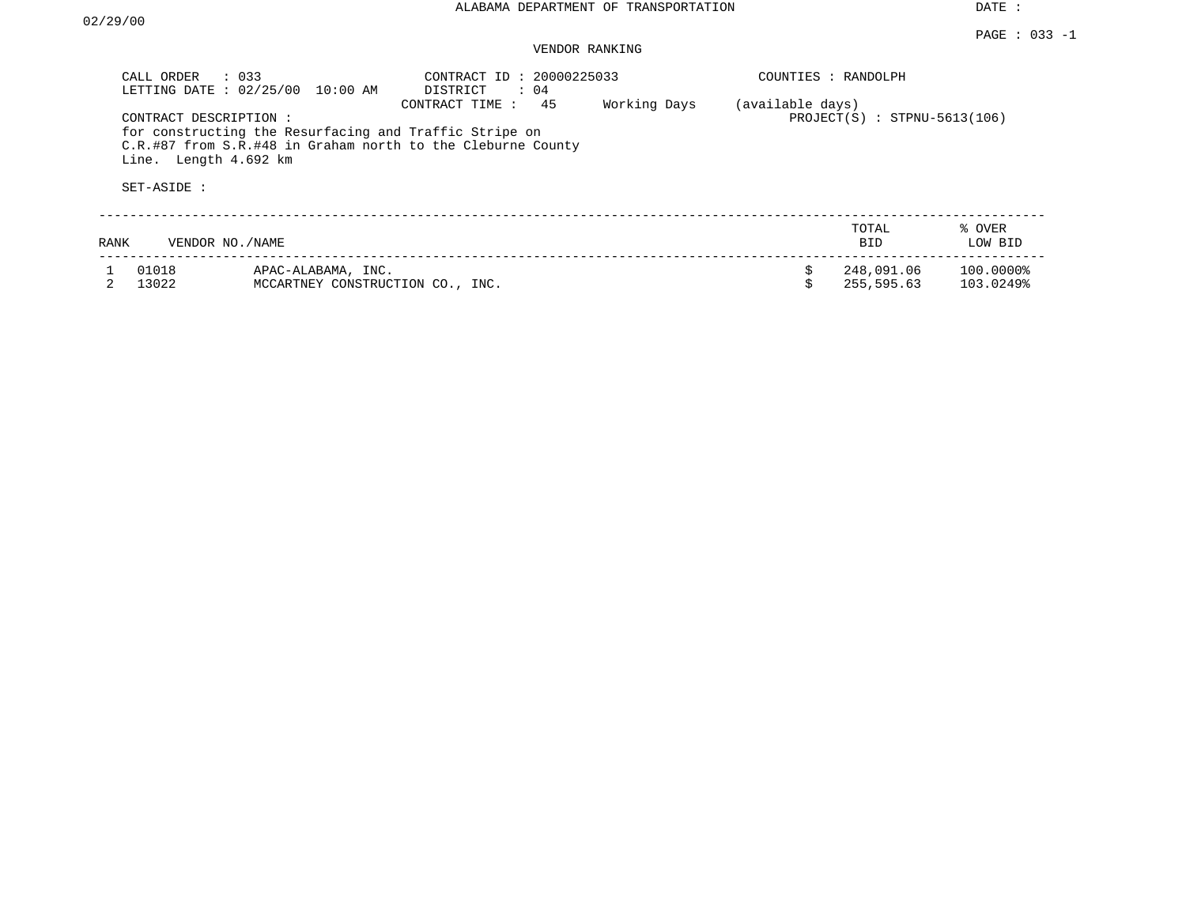ALABAMA DEPARTMENT OF TRANSPORTATION

DATE : 02/29/00

PAGE : 033 -1

VENDOR RANKING

CALL ORDER : 033
LETTING DATE : 02/25/00 10:00 AM

CONTRACT ID : 20000225033
DISTRICT : 04
CONTRACT TIME : 45 Working Days (available days)

COUNTIES : RANDOLPH

PROJECT(S) : STPNU-5613(106)

CONTRACT DESCRIPTION :
for constructing the Resurfacing and Traffic Stripe on C.R.#87 from S.R.#48 in Graham north to the Cleburne County Line. Length 4.692 km

SET-ASIDE :

| RANK | VENDOR NO./NAME | | TOTAL BID | % OVER LOW BID |
|---|---|---|---|---|
| 1 | 01018 | APAC-ALABAMA, INC. | $ 248,091.06 | 100.0000% |
| 2 | 13022 | MCCARTNEY CONSTRUCTION CO., INC. | $ 255,595.63 | 103.0249% |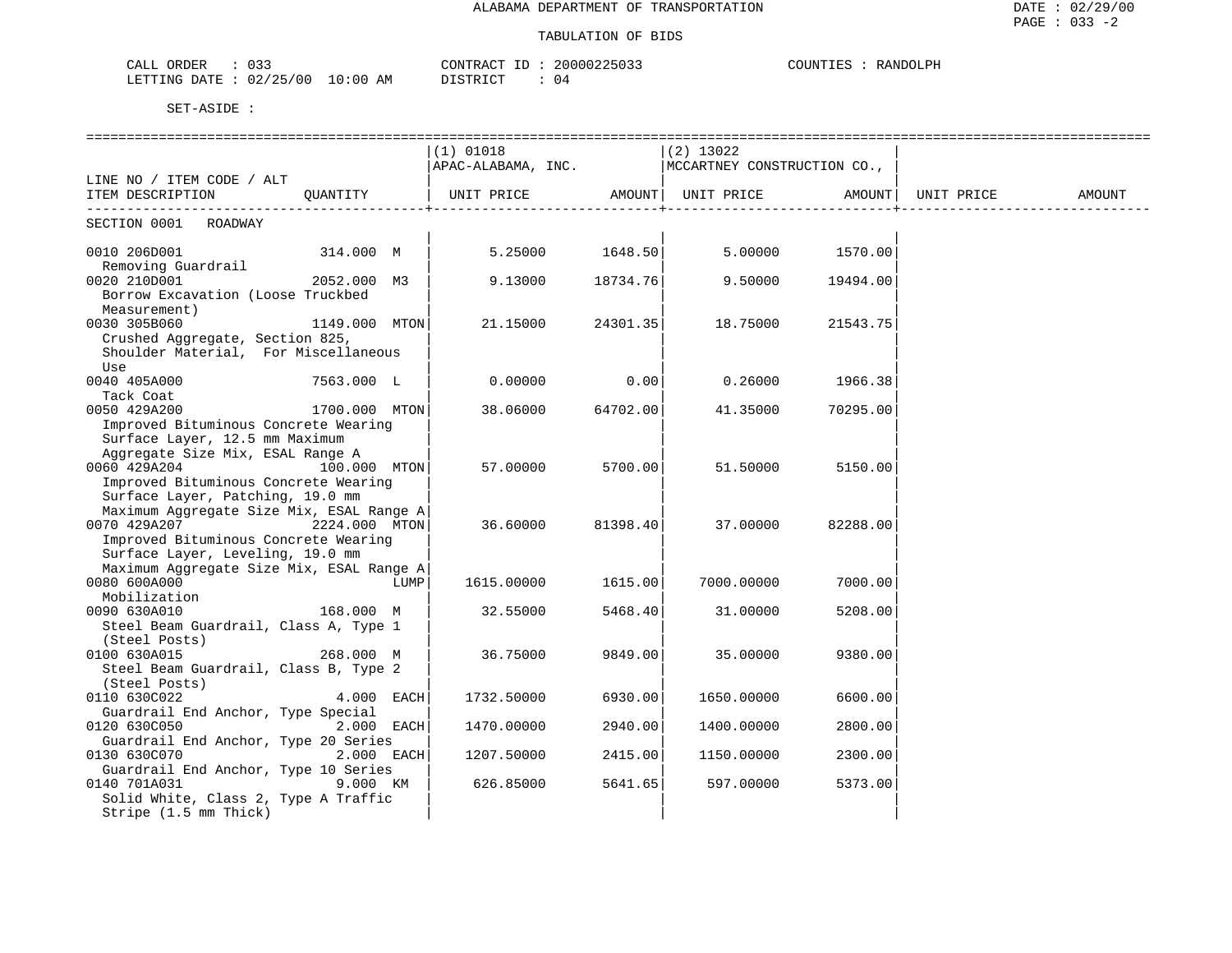ALABAMA DEPARTMENT OF TRANSPORTATION

TABULATION OF BIDS

CALL ORDER : 033 CONTRACT ID : 20000225033 COUNTIES : RANDOLPH
LETTING DATE : 02/25/00 10:00 AM DISTRICT : 04

SET-ASIDE :

| LINE NO / ITEM CODE / ALT ITEM DESCRIPTION | QUANTITY | (1) 01018 APAC-ALABAMA, INC. UNIT PRICE | AMOUNT | (2) 13022 MCCARTNEY CONSTRUCTION CO., UNIT PRICE | AMOUNT | UNIT PRICE | AMOUNT |
|---|---|---|---|---|---|---|---|
| SECTION 0001 ROADWAY | | | | | | | |
| 0010 206D001 Removing Guardrail | 314.000 M | 5.25000 | 1648.50 | 5.00000 | 1570.00 | | |
| 0020 210D001 Borrow Excavation (Loose Truckbed Measurement) | 2052.000 M3 | 9.13000 | 18734.76 | 9.50000 | 19494.00 | | |
| 0030 305B060 Crushed Aggregate, Section 825, Shoulder Material, For Miscellaneous Use | 1149.000 MTON | 21.15000 | 24301.35 | 18.75000 | 21543.75 | | |
| 0040 405A000 Tack Coat | 7563.000 L | 0.00000 | 0.00 | 0.26000 | 1966.38 | | |
| 0050 429A200 Improved Bituminous Concrete Wearing Surface Layer, 12.5 mm Maximum Aggregate Size Mix, ESAL Range A | 1700.000 MTON | 38.06000 | 64702.00 | 41.35000 | 70295.00 | | |
| 0060 429A204 Improved Bituminous Concrete Wearing Surface Layer, Patching, 19.0 mm Maximum Aggregate Size Mix, ESAL Range A | 100.000 MTON | 57.00000 | 5700.00 | 51.50000 | 5150.00 | | |
| 0070 429A207 Improved Bituminous Concrete Wearing Surface Layer, Leveling, 19.0 mm Maximum Aggregate Size Mix, ESAL Range A | 2224.000 MTON | 36.60000 | 81398.40 | 37.00000 | 82288.00 | | |
| 0080 600A000 Mobilization | LUMP | 1615.00000 | 1615.00 | 7000.00000 | 7000.00 | | |
| 0090 630A010 Steel Beam Guardrail, Class A, Type 1 (Steel Posts) | 168.000 M | 32.55000 | 5468.40 | 31.00000 | 5208.00 | | |
| 0100 630A015 Steel Beam Guardrail, Class B, Type 2 (Steel Posts) | 268.000 M | 36.75000 | 9849.00 | 35.00000 | 9380.00 | | |
| 0110 630C022 Guardrail End Anchor, Type Special | 4.000 EACH | 1732.50000 | 6930.00 | 1650.00000 | 6600.00 | | |
| 0120 630C050 Guardrail End Anchor, Type 20 Series | 2.000 EACH | 1470.00000 | 2940.00 | 1400.00000 | 2800.00 | | |
| 0130 630C070 Guardrail End Anchor, Type 10 Series | 2.000 EACH | 1207.50000 | 2415.00 | 1150.00000 | 2300.00 | | |
| 0140 701A031 Solid White, Class 2, Type A Traffic Stripe (1.5 mm Thick) | 9.000 KM | 626.85000 | 5641.65 | 597.00000 | 5373.00 | | |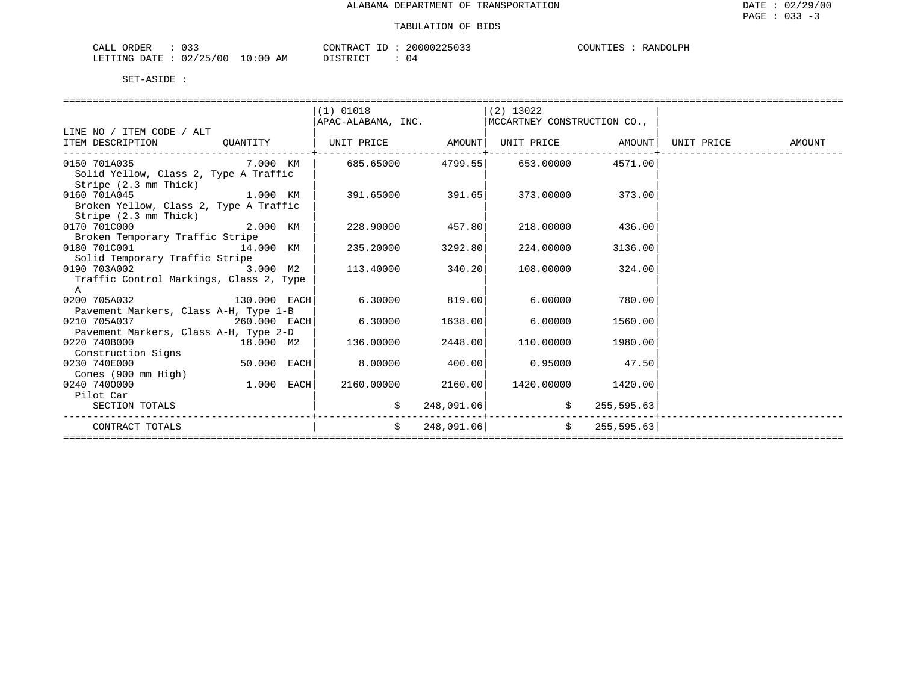ALABAMA DEPARTMENT OF TRANSPORTATION

TABULATION OF BIDS

CALL ORDER : 033 CONTRACT ID : 20000225033 COUNTIES : RANDOLPH
LETTING DATE : 02/25/00 10:00 AM DISTRICT : 04

SET-ASIDE :

| LINE NO / ITEM CODE / ALT ITEM DESCRIPTION | QUANTITY | (1) 01018 APAC-ALABAMA, INC. UNIT PRICE | AMOUNT | (2) 13022 MCCARTNEY CONSTRUCTION CO., UNIT PRICE | AMOUNT | UNIT PRICE | AMOUNT |
|---|---|---|---|---|---|---|---|
| 0150 701A035 Solid Yellow, Class 2, Type A Traffic Stripe (2.3 mm Thick) | 7.000 KM | 685.65000 | 4799.55 | 653.00000 | 4571.00 | | |
| 0160 701A045 Broken Yellow, Class 2, Type A Traffic Stripe (2.3 mm Thick) | 1.000 KM | 391.65000 | 391.65 | 373.00000 | 373.00 | | |
| 0170 701C000 Broken Temporary Traffic Stripe | 2.000 KM | 228.90000 | 457.80 | 218.00000 | 436.00 | | |
| 0180 701C001 Solid Temporary Traffic Stripe | 14.000 KM | 235.20000 | 3292.80 | 224.00000 | 3136.00 | | |
| 0190 703A002 Traffic Control Markings, Class 2, Type A | 3.000 M2 | 113.40000 | 340.20 | 108.00000 | 324.00 | | |
| 0200 705A032 Pavement Markers, Class A-H, Type 1-B | 130.000 EACH | 6.30000 | 819.00 | 6.00000 | 780.00 | | |
| 0210 705A037 Pavement Markers, Class A-H, Type 2-D | 260.000 EACH | 6.30000 | 1638.00 | 6.00000 | 1560.00 | | |
| 0220 740B000 Construction Signs | 18.000 M2 | 136.00000 | 2448.00 | 110.00000 | 1980.00 | | |
| 0230 740E000 Cones (900 mm High) | 50.000 EACH | 8.00000 | 400.00 | 0.95000 | 47.50 | | |
| 0240 740O000 Pilot Car | 1.000 EACH | 2160.00000 | 2160.00 | 1420.00000 | 1420.00 | | |
| SECTION TOTALS | | $ | 248,091.06 | $ | 255,595.63 | | |
| CONTRACT TOTALS | | $ | 248,091.06 | $ | 255,595.63 | | |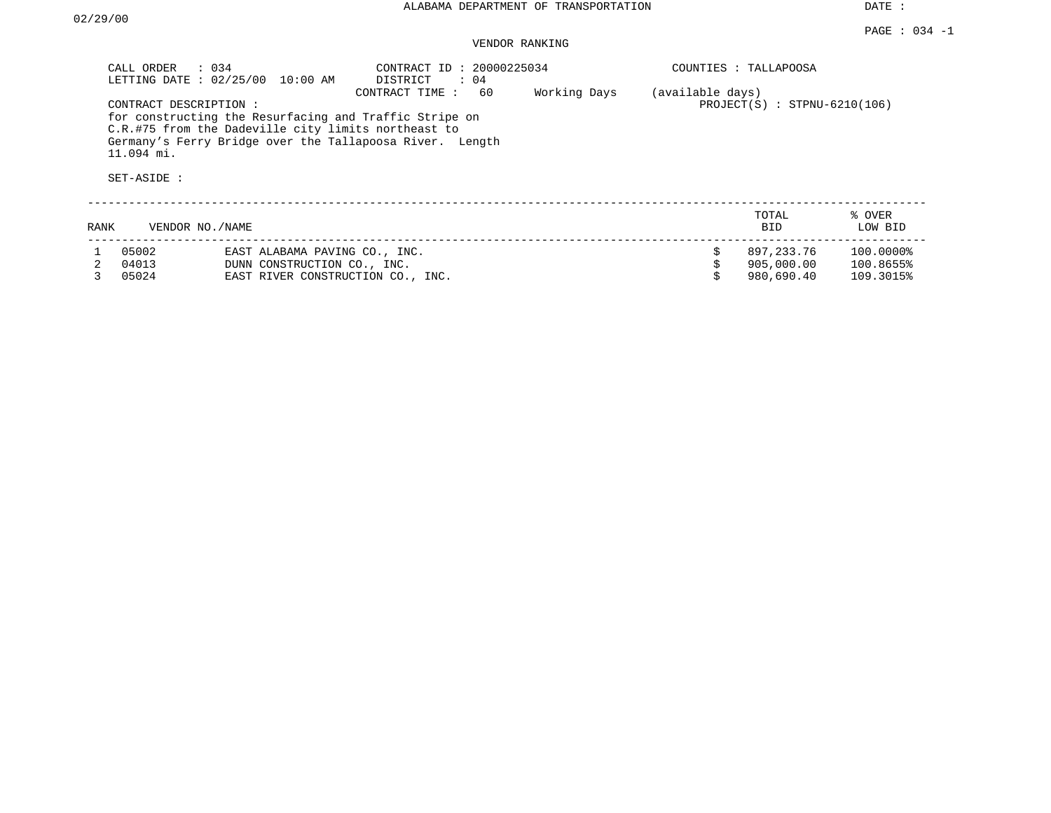ALABAMA DEPARTMENT OF TRANSPORTATION

DATE : 02/29/00

PAGE : 034 -1

VENDOR RANKING

CALL ORDER : 034
LETTING DATE : 02/25/00 10:00 AM

CONTRACT ID : 20000225034
DISTRICT : 04
CONTRACT TIME : 60 Working Days (available days)

COUNTIES : TALLAPOOSA

PROJECT(S) : STPNU-6210(106)

CONTRACT DESCRIPTION :
for constructing the Resurfacing and Traffic Stripe on C.R.#75 from the Dadeville city limits northeast to Germany's Ferry Bridge over the Tallapoosa River. Length 11.094 mi.

SET-ASIDE :

| RANK | VENDOR NO./NAME | | TOTAL BID | % OVER LOW BID |
|---|---|---|---|---|
| 1 | 05002 | EAST ALABAMA PAVING CO., INC. | $ 897,233.76 | 100.0000% |
| 2 | 04013 | DUNN CONSTRUCTION CO., INC. | $ 905,000.00 | 100.8655% |
| 3 | 05024 | EAST RIVER CONSTRUCTION CO., INC. | $ 980,690.40 | 109.3015% |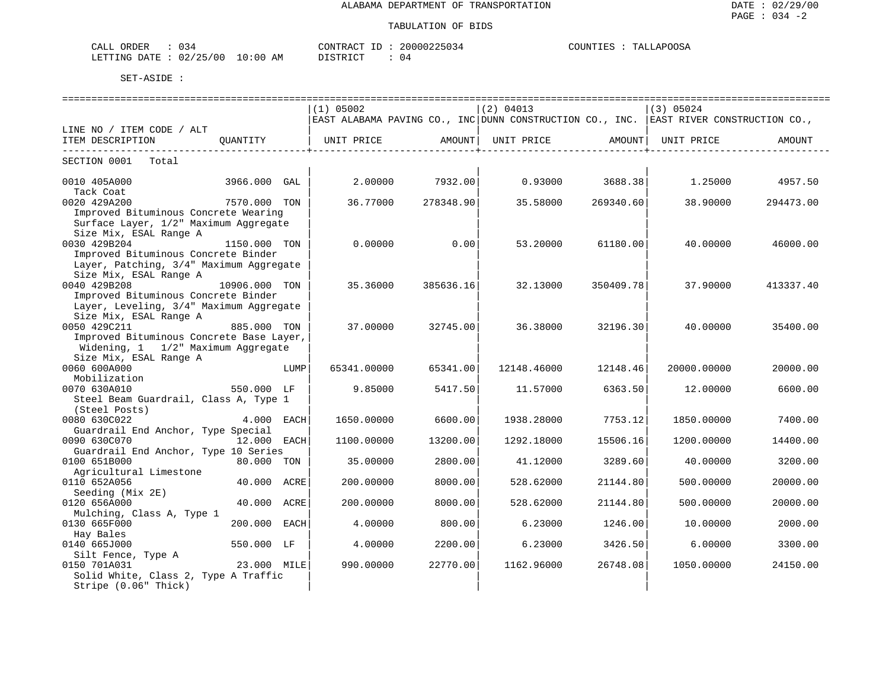ALABAMA DEPARTMENT OF TRANSPORTATION

TABULATION OF BIDS

CALL ORDER : 034 CONTRACT ID : 20000225034 COUNTIES : TALLAPOOSA
LETTING DATE : 02/25/00 10:00 AM DISTRICT : 04

SET-ASIDE :

| LINE NO / ITEM CODE / ALT<br>ITEM DESCRIPTION | QUANTITY | (1) 05002<br>EAST ALABAMA PAVING CO., INC<br>UNIT PRICE | AMOUNT | (2) 04013<br>DUNN CONSTRUCTION CO., INC.<br>UNIT PRICE | AMOUNT | (3) 05024<br>EAST RIVER CONSTRUCTION CO.,<br>UNIT PRICE | AMOUNT |
|---|---|---|---|---|---|---|---|
| SECTION 0001 Total | | | | | | | |
| 0010 405A000<br>Tack Coat | 3966.000 GAL | 2.00000 | 7932.00 | 0.93000 | 3688.38 | 1.25000 | 4957.50 |
| 0020 429A200<br>Improved Bituminous Concrete Wearing Surface Layer, 1/2" Maximum Aggregate Size Mix, ESAL Range A | 7570.000 TON | 36.77000 | 278348.90 | 35.58000 | 269340.60 | 38.90000 | 294473.00 |
| 0030 429B204<br>Improved Bituminous Concrete Binder Layer, Patching, 3/4" Maximum Aggregate Size Mix, ESAL Range A | 1150.000 TON | 0.00000 | 0.00 | 53.20000 | 61180.00 | 40.00000 | 46000.00 |
| 0040 429B208<br>Improved Bituminous Concrete Binder Layer, Leveling, 3/4" Maximum Aggregate Size Mix, ESAL Range A | 10906.000 TON | 35.36000 | 385636.16 | 32.13000 | 350409.78 | 37.90000 | 413337.40 |
| 0050 429C211<br>Improved Bituminous Concrete Base Layer, Widening, 1 1/2" Maximum Aggregate Size Mix, ESAL Range A | 885.000 TON | 37.00000 | 32745.00 | 36.38000 | 32196.30 | 40.00000 | 35400.00 |
| 0060 600A000<br>Mobilization | LUMP | 65341.00000 | 65341.00 | 12148.46000 | 12148.46 | 20000.00000 | 20000.00 |
| 0070 630A010<br>Steel Beam Guardrail, Class A, Type 1 (Steel Posts) | 550.000 LF | 9.85000 | 5417.50 | 11.57000 | 6363.50 | 12.00000 | 6600.00 |
| 0080 630C022<br>Guardrail End Anchor, Type Special | 4.000 EACH | 1650.00000 | 6600.00 | 1938.28000 | 7753.12 | 1850.00000 | 7400.00 |
| 0090 630C070<br>Guardrail End Anchor, Type 10 Series | 12.000 EACH | 1100.00000 | 13200.00 | 1292.18000 | 15506.16 | 1200.00000 | 14400.00 |
| 0100 651B000<br>Agricultural Limestone | 80.000 TON | 35.00000 | 2800.00 | 41.12000 | 3289.60 | 40.00000 | 3200.00 |
| 0110 652A056<br>Seeding (Mix 2E) | 40.000 ACRE | 200.00000 | 8000.00 | 528.62000 | 21144.80 | 500.00000 | 20000.00 |
| 0120 656A000<br>Mulching, Class A, Type 1 | 40.000 ACRE | 200.00000 | 8000.00 | 528.62000 | 21144.80 | 500.00000 | 20000.00 |
| 0130 665F000<br>Hay Bales | 200.000 EACH | 4.00000 | 800.00 | 6.23000 | 1246.00 | 10.00000 | 2000.00 |
| 0140 665J000<br>Silt Fence, Type A | 550.000 LF | 4.00000 | 2200.00 | 6.23000 | 3426.50 | 6.00000 | 3300.00 |
| 0150 701A031<br>Solid White, Class 2, Type A Traffic Stripe (0.06" Thick) | 23.000 MILE | 990.00000 | 22770.00 | 1162.96000 | 26748.08 | 1050.00000 | 24150.00 |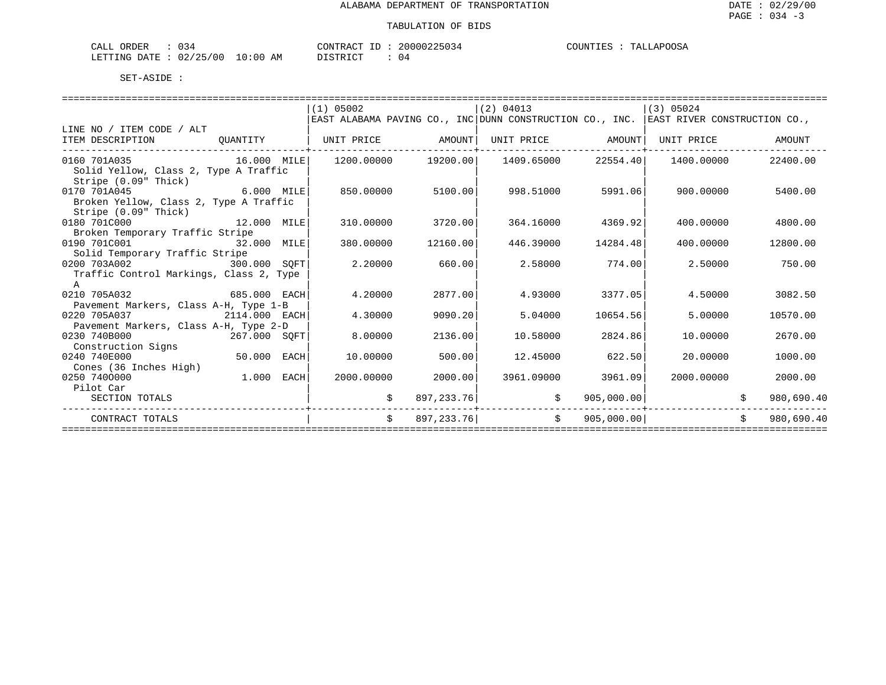ALABAMA DEPARTMENT OF TRANSPORTATION

TABULATION OF BIDS

CALL ORDER : 034 CONTRACT ID : 20000225034 COUNTIES : TALLAPOOSA
LETTING DATE : 02/25/00 10:00 AM DISTRICT : 04

SET-ASIDE :

| LINE NO / ITEM CODE / ALT ITEM DESCRIPTION | QUANTITY | (1) 05002 EAST ALABAMA PAVING CO., INC UNIT PRICE | AMOUNT | (2) 04013 DUNN CONSTRUCTION CO., INC. UNIT PRICE | AMOUNT | (3) 05024 EAST RIVER CONSTRUCTION CO., UNIT PRICE | AMOUNT |
|---|---|---|---|---|---|---|---|
| 0160 701A035 Solid Yellow, Class 2, Type A Traffic Stripe (0.09" Thick) | 16.000 MILE | 1200.00000 | 19200.00 | 1409.65000 | 22554.40 | 1400.00000 | 22400.00 |
| 0170 701A045 Broken Yellow, Class 2, Type A Traffic Stripe (0.09" Thick) | 6.000 MILE | 850.00000 | 5100.00 | 998.51000 | 5991.06 | 900.00000 | 5400.00 |
| 0180 701C000 Broken Temporary Traffic Stripe | 12.000 MILE | 310.00000 | 3720.00 | 364.16000 | 4369.92 | 400.00000 | 4800.00 |
| 0190 701C001 Solid Temporary Traffic Stripe | 32.000 MILE | 380.00000 | 12160.00 | 446.39000 | 14284.48 | 400.00000 | 12800.00 |
| 0200 703A002 Traffic Control Markings, Class 2, Type A | 300.000 SQFT | 2.20000 | 660.00 | 2.58000 | 774.00 | 2.50000 | 750.00 |
| 0210 705A032 Pavement Markers, Class A-H, Type 1-B | 685.000 EACH | 4.20000 | 2877.00 | 4.93000 | 3377.05 | 4.50000 | 3082.50 |
| 0220 705A037 Pavement Markers, Class A-H, Type 2-D | 2114.000 EACH | 4.30000 | 9090.20 | 5.04000 | 10654.56 | 5.00000 | 10570.00 |
| 0230 740B000 Construction Signs | 267.000 SQFT | 8.00000 | 2136.00 | 10.58000 | 2824.86 | 10.00000 | 2670.00 |
| 0240 740E000 Cones (36 Inches High) | 50.000 EACH | 10.00000 | 500.00 | 12.45000 | 622.50 | 20.00000 | 1000.00 |
| 0250 740O000 Pilot Car | 1.000 EACH | 2000.00000 | 2000.00 | 3961.09000 | 3961.09 | 2000.00000 | 2000.00 |
| SECTION TOTALS | | $ | 897,233.76 | $ | 905,000.00 | $ | 980,690.40 |
| CONTRACT TOTALS | | $ | 897,233.76 | $ | 905,000.00 | $ | 980,690.40 |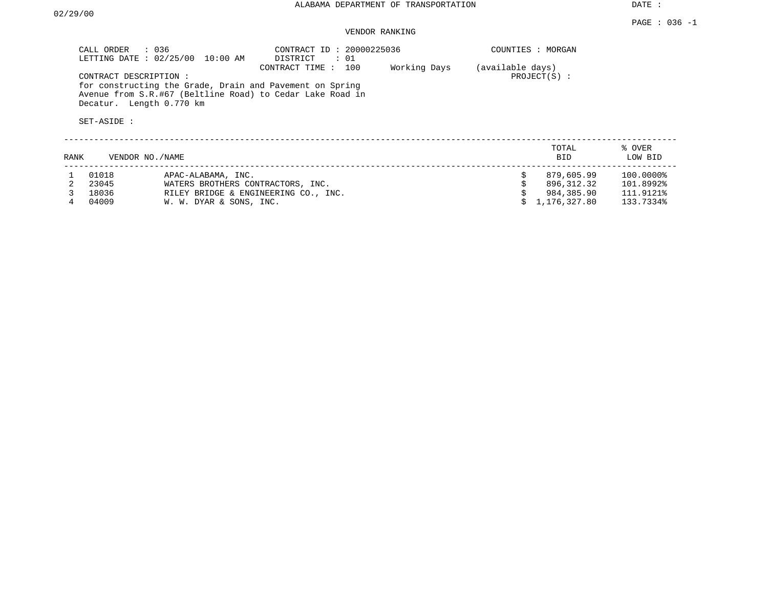ALABAMA DEPARTMENT OF TRANSPORTATION

DATE : 02/29/00

VENDOR RANKING

CALL ORDER : 036
LETTING DATE : 02/25/00 10:00 AM

CONTRACT ID : 20000225036
DISTRICT : 01
CONTRACT TIME : 100 Working Days (available days)

COUNTIES : MORGAN
PROJECT(S) :

CONTRACT DESCRIPTION :
for constructing the Grade, Drain and Pavement on Spring Avenue from S.R.#67 (Beltline Road) to Cedar Lake Road in Decatur. Length 0.770 km

SET-ASIDE :

| RANK | VENDOR NO. | NAME | TOTAL BID | % OVER LOW BID |
|---|---|---|---|---|
| 1 | 01018 | APAC-ALABAMA, INC. | $ 879,605.99 | 100.0000% |
| 2 | 23045 | WATERS BROTHERS CONTRACTORS, INC. | $ 896,312.32 | 101.8992% |
| 3 | 18036 | RILEY BRIDGE & ENGINEERING CO., INC. | $ 984,385.90 | 111.9121% |
| 4 | 04009 | W. W. DYAR & SONS, INC. | $ 1,176,327.80 | 133.7334% |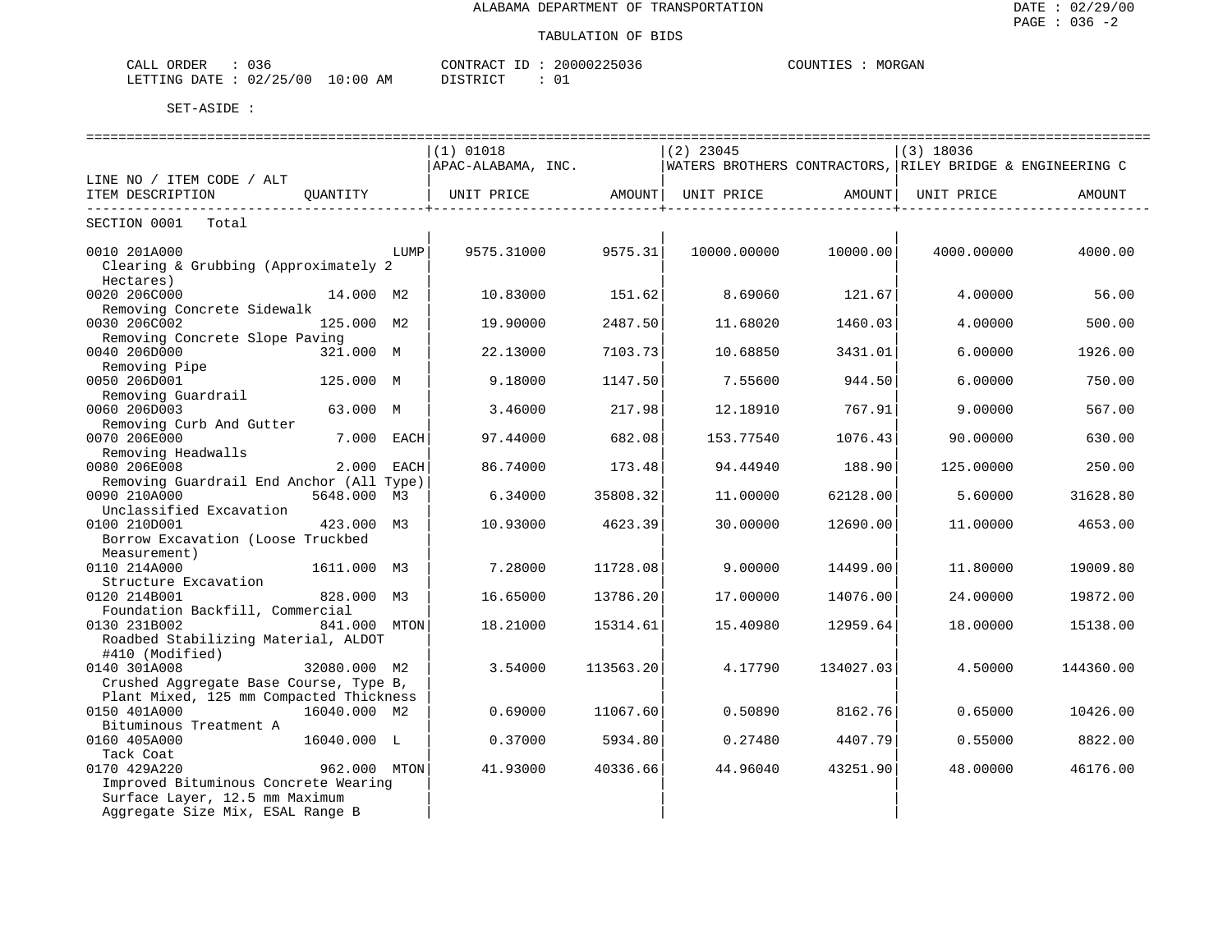ALABAMA DEPARTMENT OF TRANSPORTATION

TABULATION OF BIDS

DATE : 02/29/00
PAGE : 036 -2

CALL ORDER : 036 CONTRACT ID : 20000225036 COUNTIES : MORGAN
LETTING DATE : 02/25/00 10:00 AM DISTRICT : 01

SET-ASIDE :

| LINE NO / ITEM CODE / ALT ITEM DESCRIPTION | QUANTITY | (1) 01018 APAC-ALABAMA, INC. UNIT PRICE | AMOUNT | (2) 23045 WATERS BROTHERS CONTRACTORS, UNIT PRICE | AMOUNT | (3) 18036 RILEY BRIDGE & ENGINEERING C UNIT PRICE | AMOUNT |
|---|---|---|---|---|---|---|---|
| SECTION 0001 Total | | | | | | | |
| 0010 201A000 Clearing & Grubbing (Approximately 2 Hectares) | LUMP | 9575.31000 | 9575.31 | 10000.00000 | 10000.00 | 4000.00000 | 4000.00 |
| 0020 206C000 Removing Concrete Sidewalk | 14.000 M2 | 10.83000 | 151.62 | 8.69060 | 121.67 | 4.00000 | 56.00 |
| 0030 206C002 Removing Concrete Slope Paving | 125.000 M2 | 19.90000 | 2487.50 | 11.68020 | 1460.03 | 4.00000 | 500.00 |
| 0040 206D000 Removing Pipe | 321.000 M | 22.13000 | 7103.73 | 10.68850 | 3431.01 | 6.00000 | 1926.00 |
| 0050 206D001 Removing Guardrail | 125.000 M | 9.18000 | 1147.50 | 7.55600 | 944.50 | 6.00000 | 750.00 |
| 0060 206D003 Removing Curb And Gutter | 63.000 M | 3.46000 | 217.98 | 12.18910 | 767.91 | 9.00000 | 567.00 |
| 0070 206E000 Removing Headwalls | 7.000 EACH | 97.44000 | 682.08 | 153.77540 | 1076.43 | 90.00000 | 630.00 |
| 0080 206E008 Removing Guardrail End Anchor (All Type) | 2.000 EACH | 86.74000 | 173.48 | 94.44940 | 188.90 | 125.00000 | 250.00 |
| 0090 210A000 Unclassified Excavation | 5648.000 M3 | 6.34000 | 35808.32 | 11.00000 | 62128.00 | 5.60000 | 31628.80 |
| 0100 210D001 Borrow Excavation (Loose Truckbed Measurement) | 423.000 M3 | 10.93000 | 4623.39 | 30.00000 | 12690.00 | 11.00000 | 4653.00 |
| 0110 214A000 Structure Excavation | 1611.000 M3 | 7.28000 | 11728.08 | 9.00000 | 14499.00 | 11.80000 | 19009.80 |
| 0120 214B001 Foundation Backfill, Commercial | 828.000 M3 | 16.65000 | 13786.20 | 17.00000 | 14076.00 | 24.00000 | 19872.00 |
| 0130 231B002 Roadbed Stabilizing Material, ALDOT #410 (Modified) | 841.000 MTON | 18.21000 | 15314.61 | 15.40980 | 12959.64 | 18.00000 | 15138.00 |
| 0140 301A008 Crushed Aggregate Base Course, Type B, Plant Mixed, 125 mm Compacted Thickness | 32080.000 M2 | 3.54000 | 113563.20 | 4.17790 | 134027.03 | 4.50000 | 144360.00 |
| 0150 401A000 Bituminous Treatment A | 16040.000 M2 | 0.69000 | 11067.60 | 0.50890 | 8162.76 | 0.65000 | 10426.00 |
| 0160 405A000 Tack Coat | 16040.000 L | 0.37000 | 5934.80 | 0.27480 | 4407.79 | 0.55000 | 8822.00 |
| 0170 429A220 Improved Bituminous Concrete Wearing Surface Layer, 12.5 mm Maximum Aggregate Size Mix, ESAL Range B | 962.000 MTON | 41.93000 | 40336.66 | 44.96040 | 43251.90 | 48.00000 | 46176.00 |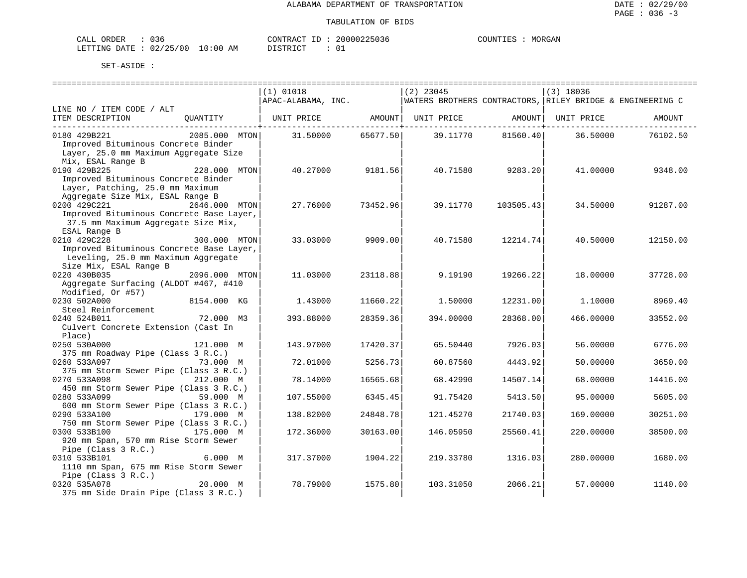ALABAMA DEPARTMENT OF TRANSPORTATION

TABULATION OF BIDS

DATE : 02/29/00
PAGE : 036 -3

CALL ORDER : 036　　　CONTRACT ID : 20000225036　　　COUNTIES : MORGAN
LETTING DATE : 02/25/00 10:00 AM　　　DISTRICT : 01

SET-ASIDE :

| LINE NO / ITEM CODE / ALT ITEM DESCRIPTION | QUANTITY | (1) 01018 APAC-ALABAMA, INC. UNIT PRICE | AMOUNT | (2) 23045 WATERS BROTHERS CONTRACTORS, UNIT PRICE | AMOUNT | (3) 18036 RILEY BRIDGE & ENGINEERING C UNIT PRICE | AMOUNT |
|---|---|---|---|---|---|---|---|
| 0180 429B221 Improved Bituminous Concrete Binder Layer, 25.0 mm Maximum Aggregate Size Mix, ESAL Range B | 2085.000 MTON | 31.50000 | 65677.50 | 39.11770 | 81560.40 | 36.50000 | 76102.50 |
| 0190 429B225 Improved Bituminous Concrete Binder Layer, Patching, 25.0 mm Maximum Aggregate Size Mix, ESAL Range B | 228.000 MTON | 40.27000 | 9181.56 | 40.71580 | 9283.20 | 41.00000 | 9348.00 |
| 0200 429C221 Improved Bituminous Concrete Base Layer, 37.5 mm Maximum Aggregate Size Mix, ESAL Range B | 2646.000 MTON | 27.76000 | 73452.96 | 39.11770 | 103505.43 | 34.50000 | 91287.00 |
| 0210 429C228 Improved Bituminous Concrete Base Layer, Leveling, 25.0 mm Maximum Aggregate Size Mix, ESAL Range B | 300.000 MTON | 33.03000 | 9909.00 | 40.71580 | 12214.74 | 40.50000 | 12150.00 |
| 0220 430B035 Aggregate Surfacing (ALDOT #467, #410 Modified, Or #57) | 2096.000 MTON | 11.03000 | 23118.88 | 9.19190 | 19266.22 | 18.00000 | 37728.00 |
| 0230 502A000 Steel Reinforcement | 8154.000 KG | 1.43000 | 11660.22 | 1.50000 | 12231.00 | 1.10000 | 8969.40 |
| 0240 524B011 Culvert Concrete Extension (Cast In Place) | 72.000 M3 | 393.88000 | 28359.36 | 394.00000 | 28368.00 | 466.00000 | 33552.00 |
| 0250 530A000 375 mm Roadway Pipe (Class 3 R.C.) | 121.000 M | 143.97000 | 17420.37 | 65.50440 | 7926.03 | 56.00000 | 6776.00 |
| 0260 533A097 375 mm Storm Sewer Pipe (Class 3 R.C.) | 73.000 M | 72.01000 | 5256.73 | 60.87560 | 4443.92 | 50.00000 | 3650.00 |
| 0270 533A098 450 mm Storm Sewer Pipe (Class 3 R.C.) | 212.000 M | 78.14000 | 16565.68 | 68.42990 | 14507.14 | 68.00000 | 14416.00 |
| 0280 533A099 600 mm Storm Sewer Pipe (Class 3 R.C.) | 59.000 M | 107.55000 | 6345.45 | 91.75420 | 5413.50 | 95.00000 | 5605.00 |
| 0290 533A100 750 mm Storm Sewer Pipe (Class 3 R.C.) | 179.000 M | 138.82000 | 24848.78 | 121.45270 | 21740.03 | 169.00000 | 30251.00 |
| 0300 533B100 920 mm Span, 570 mm Rise Storm Sewer Pipe (Class 3 R.C.) | 175.000 M | 172.36000 | 30163.00 | 146.05950 | 25560.41 | 220.00000 | 38500.00 |
| 0310 533B101 1110 mm Span, 675 mm Rise Storm Sewer Pipe (Class 3 R.C.) | 6.000 M | 317.37000 | 1904.22 | 219.33780 | 1316.03 | 280.00000 | 1680.00 |
| 0320 535A078 375 mm Side Drain Pipe (Class 3 R.C.) | 20.000 M | 78.79000 | 1575.80 | 103.31050 | 2066.21 | 57.00000 | 1140.00 |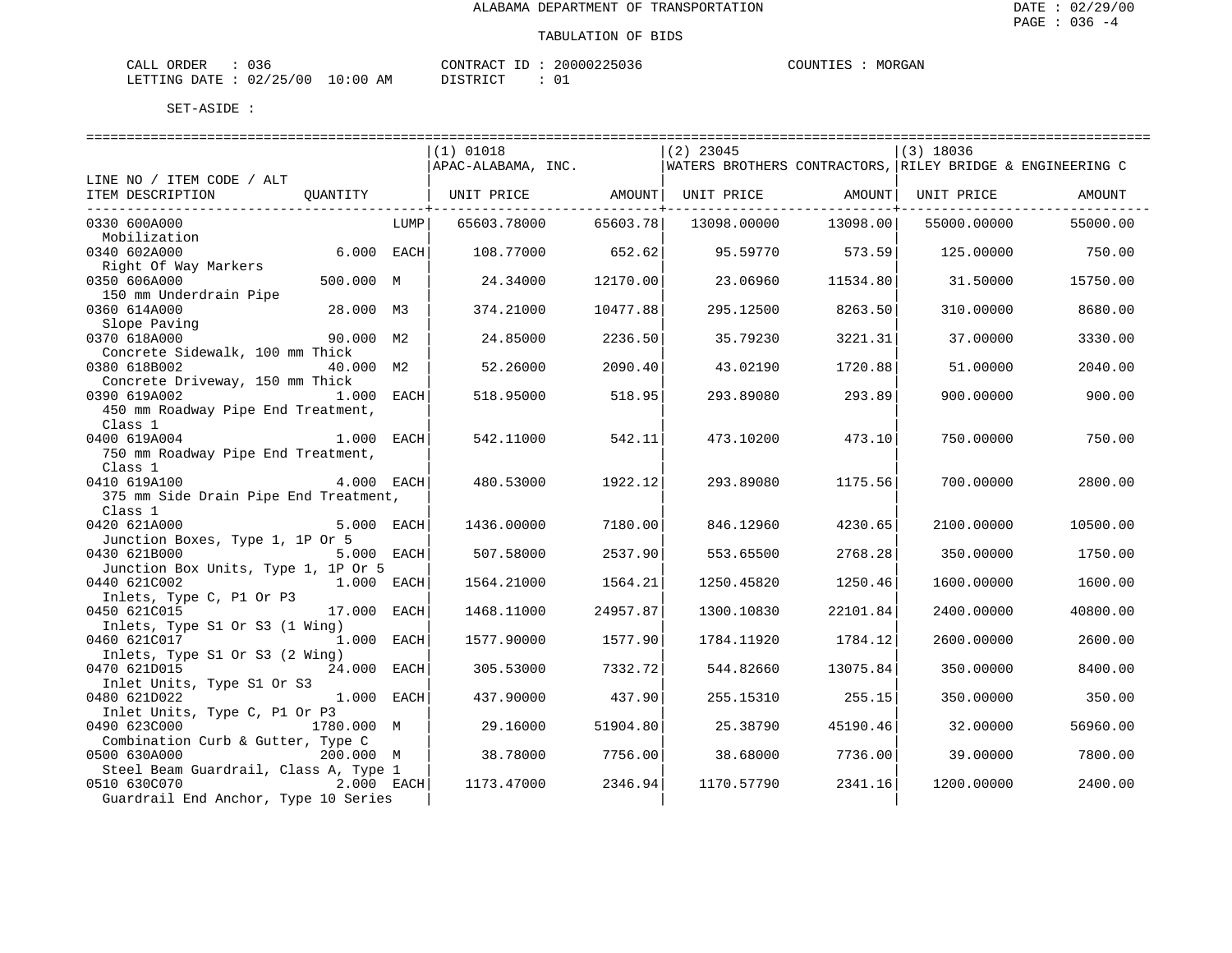ALABAMA DEPARTMENT OF TRANSPORTATION

TABULATION OF BIDS

CALL ORDER : 036
LETTING DATE : 02/25/00 10:00 AM

CONTRACT ID : 20000225036
DISTRICT : 01

COUNTIES : MORGAN

SET-ASIDE :

| LINE NO / ITEM CODE / ALT ITEM DESCRIPTION | QUANTITY | | (1) 01018 APAC-ALABAMA, INC. UNIT PRICE | AMOUNT | (2) 23045 WATERS BROTHERS CONTRACTORS, UNIT PRICE | AMOUNT | (3) 18036 RILEY BRIDGE & ENGINEERING C UNIT PRICE | AMOUNT |
|---|---|---|---|---|---|---|---|---|
| 0330 600A000 Mobilization | | LUMP | 65603.78000 | 65603.78 | 13098.00000 | 13098.00 | 55000.00000 | 55000.00 |
| 0340 602A000 Right Of Way Markers | 6.000 | EACH | 108.77000 | 652.62 | 95.59770 | 573.59 | 125.00000 | 750.00 |
| 0350 606A000 150 mm Underdrain Pipe | 500.000 | M | 24.34000 | 12170.00 | 23.06960 | 11534.80 | 31.50000 | 15750.00 |
| 0360 614A000 Slope Paving | 28.000 | M3 | 374.21000 | 10477.88 | 295.12500 | 8263.50 | 310.00000 | 8680.00 |
| 0370 618A000 Concrete Sidewalk, 100 mm Thick | 90.000 | M2 | 24.85000 | 2236.50 | 35.79230 | 3221.31 | 37.00000 | 3330.00 |
| 0380 618B002 Concrete Driveway, 150 mm Thick | 40.000 | M2 | 52.26000 | 2090.40 | 43.02190 | 1720.88 | 51.00000 | 2040.00 |
| 0390 619A002 450 mm Roadway Pipe End Treatment, Class 1 | 1.000 | EACH | 518.95000 | 518.95 | 293.89080 | 293.89 | 900.00000 | 900.00 |
| 0400 619A004 750 mm Roadway Pipe End Treatment, Class 1 | 1.000 | EACH | 542.11000 | 542.11 | 473.10200 | 473.10 | 750.00000 | 750.00 |
| 0410 619A100 375 mm Side Drain Pipe End Treatment, Class 1 | 4.000 | EACH | 480.53000 | 1922.12 | 293.89080 | 1175.56 | 700.00000 | 2800.00 |
| 0420 621A000 Junction Boxes, Type 1, 1P Or 5 | 5.000 | EACH | 1436.00000 | 7180.00 | 846.12960 | 4230.65 | 2100.00000 | 10500.00 |
| 0430 621B000 Junction Box Units, Type 1, 1P Or 5 | 5.000 | EACH | 507.58000 | 2537.90 | 553.65500 | 2768.28 | 350.00000 | 1750.00 |
| 0440 621C002 Inlets, Type C, P1 Or P3 | 1.000 | EACH | 1564.21000 | 1564.21 | 1250.45820 | 1250.46 | 1600.00000 | 1600.00 |
| 0450 621C015 Inlets, Type S1 Or S3 (1 Wing) | 17.000 | EACH | 1468.11000 | 24957.87 | 1300.10830 | 22101.84 | 2400.00000 | 40800.00 |
| 0460 621C017 Inlets, Type S1 Or S3 (2 Wing) | 1.000 | EACH | 1577.90000 | 1577.90 | 1784.11920 | 1784.12 | 2600.00000 | 2600.00 |
| 0470 621D015 Inlet Units, Type S1 Or S3 | 24.000 | EACH | 305.53000 | 7332.72 | 544.82660 | 13075.84 | 350.00000 | 8400.00 |
| 0480 621D022 Inlet Units, Type C, P1 Or P3 | 1.000 | EACH | 437.90000 | 437.90 | 255.15310 | 255.15 | 350.00000 | 350.00 |
| 0490 623C000 Combination Curb & Gutter, Type C | 1780.000 | M | 29.16000 | 51904.80 | 25.38790 | 45190.46 | 32.00000 | 56960.00 |
| 0500 630A000 Steel Beam Guardrail, Class A, Type 1 | 200.000 | M | 38.78000 | 7756.00 | 38.68000 | 7736.00 | 39.00000 | 7800.00 |
| 0510 630C070 Guardrail End Anchor, Type 10 Series | 2.000 | EACH | 1173.47000 | 2346.94 | 1170.57790 | 2341.16 | 1200.00000 | 2400.00 |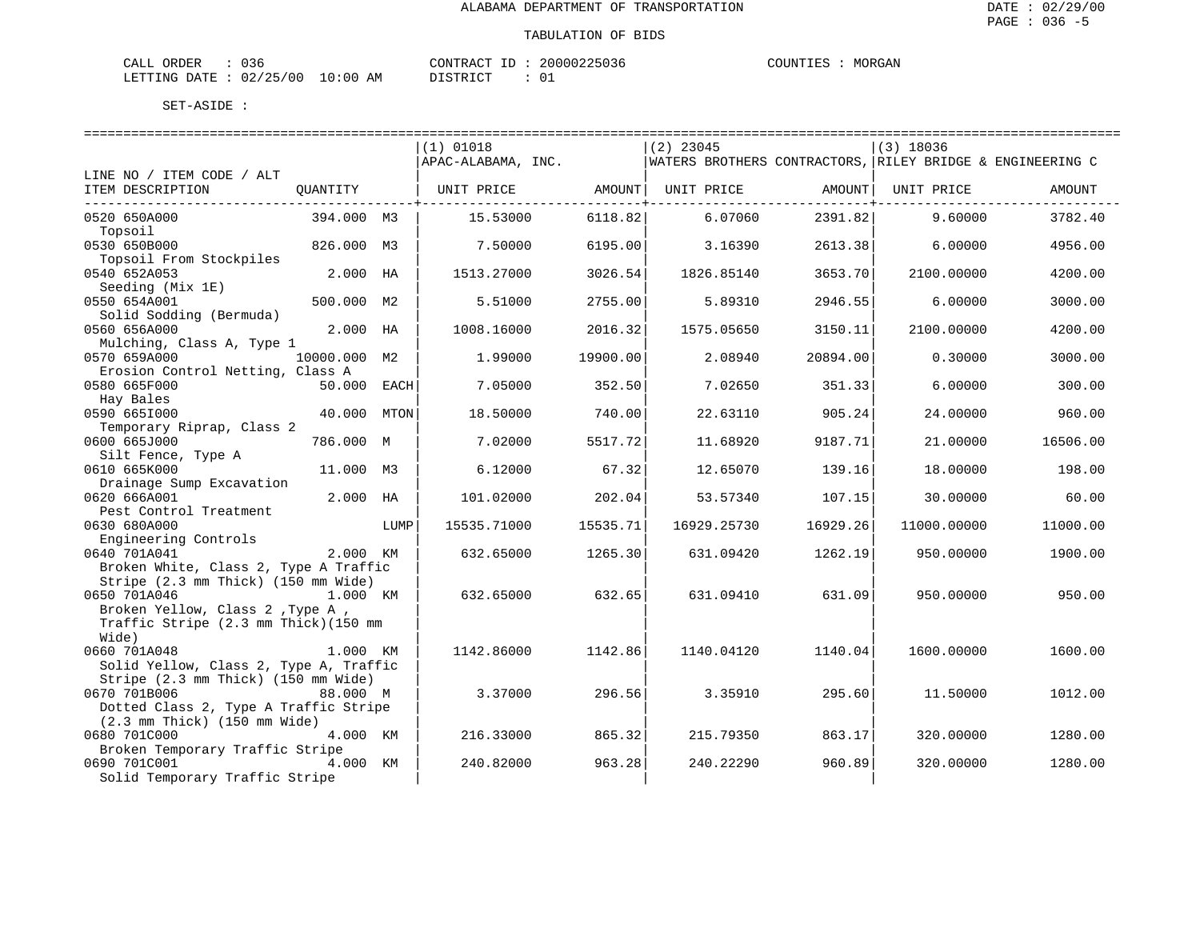ALABAMA DEPARTMENT OF TRANSPORTATION

TABULATION OF BIDS

CALL ORDER : 036 CONTRACT ID : 20000225036 COUNTIES : MORGAN
LETTING DATE : 02/25/00 10:00 AM DISTRICT : 01

SET-ASIDE :

| LINE NO / ITEM CODE / ALT ITEM DESCRIPTION | QUANTITY | | (1) 01018 APAC-ALABAMA, INC. UNIT PRICE | AMOUNT | (2) 23045 WATERS BROTHERS CONTRACTORS, UNIT PRICE | AMOUNT | (3) 18036 RILEY BRIDGE & ENGINEERING C UNIT PRICE | AMOUNT |
|---|---|---|---|---|---|---|---|---|
| 0520 650A000 Topsoil | 394.000 | M3 | 15.53000 | 6118.82 | 6.07060 | 2391.82 | 9.60000 | 3782.40 |
| 0530 650B000 Topsoil From Stockpiles | 826.000 | M3 | 7.50000 | 6195.00 | 3.16390 | 2613.38 | 6.00000 | 4956.00 |
| 0540 652A053 Seeding (Mix 1E) | 2.000 | HA | 1513.27000 | 3026.54 | 1826.85140 | 3653.70 | 2100.00000 | 4200.00 |
| 0550 654A001 Solid Sodding (Bermuda) | 500.000 | M2 | 5.51000 | 2755.00 | 5.89310 | 2946.55 | 6.00000 | 3000.00 |
| 0560 656A000 Mulching, Class A, Type 1 | 2.000 | HA | 1008.16000 | 2016.32 | 1575.05650 | 3150.11 | 2100.00000 | 4200.00 |
| 0570 659A000 Erosion Control Netting, Class A | 10000.000 | M2 | 1.99000 | 19900.00 | 2.08940 | 20894.00 | 0.30000 | 3000.00 |
| 0580 665F000 Hay Bales | 50.000 | EACH | 7.05000 | 352.50 | 7.02650 | 351.33 | 6.00000 | 300.00 |
| 0590 665I000 Temporary Riprap, Class 2 | 40.000 | MTON | 18.50000 | 740.00 | 22.63110 | 905.24 | 24.00000 | 960.00 |
| 0600 665J000 Silt Fence, Type A | 786.000 | M | 7.02000 | 5517.72 | 11.68920 | 9187.71 | 21.00000 | 16506.00 |
| 0610 665K000 Drainage Sump Excavation | 11.000 | M3 | 6.12000 | 67.32 | 12.65070 | 139.16 | 18.00000 | 198.00 |
| 0620 666A001 Pest Control Treatment | 2.000 | HA | 101.02000 | 202.04 | 53.57340 | 107.15 | 30.00000 | 60.00 |
| 0630 680A000 Engineering Controls | | LUMP | 15535.71000 | 15535.71 | 16929.25730 | 16929.26 | 11000.00000 | 11000.00 |
| 0640 701A041 Broken White, Class 2, Type A Traffic Stripe (2.3 mm Thick) (150 mm Wide) | 2.000 | KM | 632.65000 | 1265.30 | 631.09420 | 1262.19 | 950.00000 | 1900.00 |
| 0650 701A046 Broken Yellow, Class 2 ,Type A , Traffic Stripe (2.3 mm Thick)(150 mm Wide) | 1.000 | KM | 632.65000 | 632.65 | 631.09410 | 631.09 | 950.00000 | 950.00 |
| 0660 701A048 Solid Yellow, Class 2, Type A, Traffic Stripe (2.3 mm Thick) (150 mm Wide) | 1.000 | KM | 1142.86000 | 1142.86 | 1140.04120 | 1140.04 | 1600.00000 | 1600.00 |
| 0670 701B006 Dotted Class 2, Type A Traffic Stripe (2.3 mm Thick) (150 mm Wide) | 88.000 | M | 3.37000 | 296.56 | 3.35910 | 295.60 | 11.50000 | 1012.00 |
| 0680 701C000 Broken Temporary Traffic Stripe | 4.000 | KM | 216.33000 | 865.32 | 215.79350 | 863.17 | 320.00000 | 1280.00 |
| 0690 701C001 Solid Temporary Traffic Stripe | 4.000 | KM | 240.82000 | 963.28 | 240.22290 | 960.89 | 320.00000 | 1280.00 |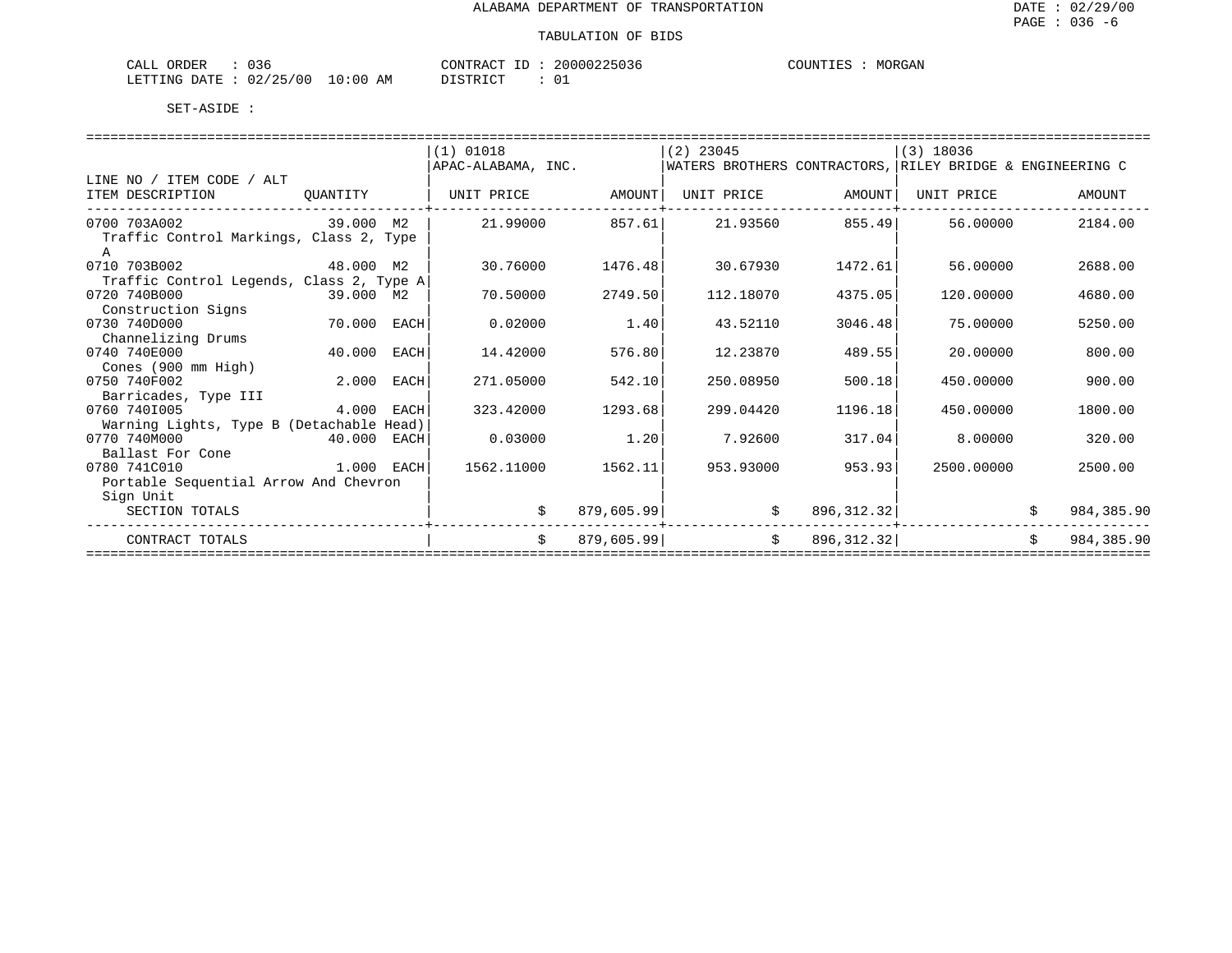ALABAMA DEPARTMENT OF TRANSPORTATION

DATE : 02/29/00
PAGE : 036 -6

TABULATION OF BIDS

CALL ORDER : 036
LETTING DATE : 02/25/00 10:00 AM

CONTRACT ID : 20000225036
DISTRICT : 01

COUNTIES : MORGAN

SET-ASIDE :

| LINE NO / ITEM CODE / ALT ITEM DESCRIPTION | QUANTITY | (1) 01018 APAC-ALABAMA, INC. UNIT PRICE | AMOUNT | (2) 23045 WATERS BROTHERS CONTRACTORS, UNIT PRICE | AMOUNT | (3) 18036 RILEY BRIDGE & ENGINEERING C UNIT PRICE | AMOUNT |
|---|---|---|---|---|---|---|---|
| 0700 703A002 Traffic Control Markings, Class 2, Type A | 39.000 M2 | 21.99000 | 857.61 | 21.93560 | 855.49 | 56.00000 | 2184.00 |
| 0710 703B002 Traffic Control Legends, Class 2, Type A | 48.000 M2 | 30.76000 | 1476.48 | 30.67930 | 1472.61 | 56.00000 | 2688.00 |
| 0720 740B000 Construction Signs | 39.000 M2 | 70.50000 | 2749.50 | 112.18070 | 4375.05 | 120.00000 | 4680.00 |
| 0730 740D000 Channelizing Drums | 70.000 EACH | 0.02000 | 1.40 | 43.52110 | 3046.48 | 75.00000 | 5250.00 |
| 0740 740E000 Cones (900 mm High) | 40.000 EACH | 14.42000 | 576.80 | 12.23870 | 489.55 | 20.00000 | 800.00 |
| 0750 740F002 Barricades, Type III | 2.000 EACH | 271.05000 | 542.10 | 250.08950 | 500.18 | 450.00000 | 900.00 |
| 0760 740I005 Warning Lights, Type B (Detachable Head) | 4.000 EACH | 323.42000 | 1293.68 | 299.04420 | 1196.18 | 450.00000 | 1800.00 |
| 0770 740M000 Ballast For Cone | 40.000 EACH | 0.03000 | 1.20 | 7.92600 | 317.04 | 8.00000 | 320.00 |
| 0780 741C010 Portable Sequential Arrow And Chevron Sign Unit | 1.000 EACH | 1562.11000 | 1562.11 | 953.93000 | 953.93 | 2500.00000 | 2500.00 |
| SECTION TOTALS | | | $ 879,605.99 | | $ 896,312.32 | | $ 984,385.90 |
| CONTRACT TOTALS | | | $ 879,605.99 | | $ 896,312.32 | | $ 984,385.90 |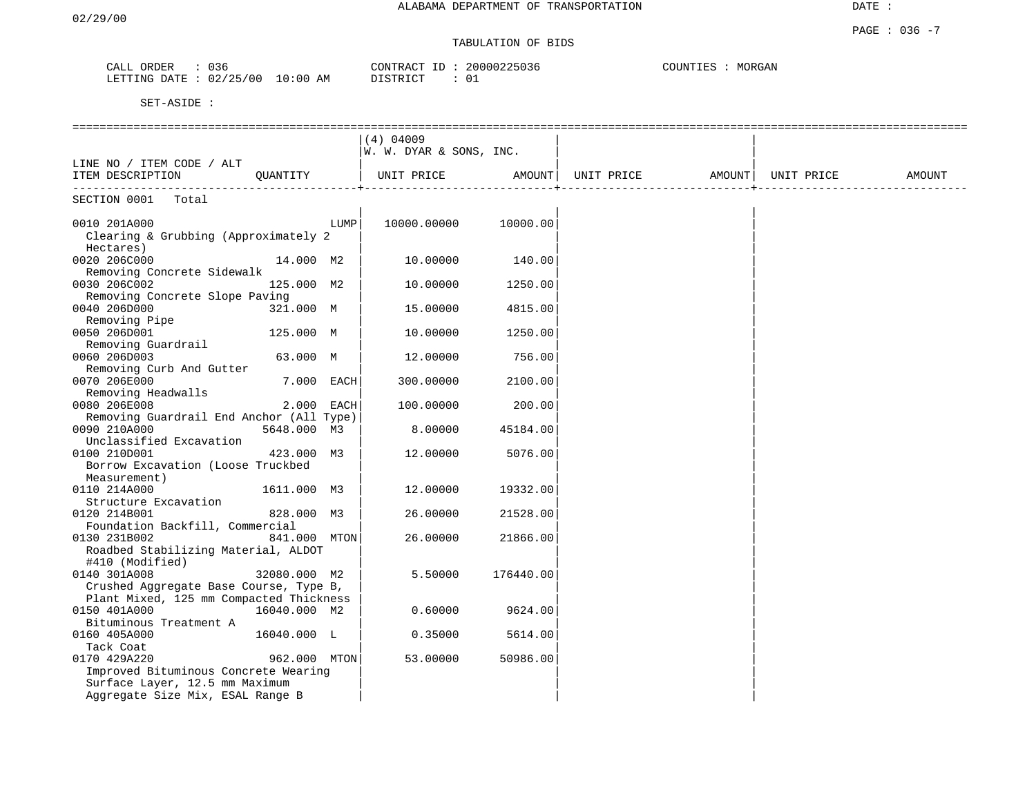ALABAMA DEPARTMENT OF TRANSPORTATION

02/29/00

DATE :

PAGE : 036 -7

TABULATION OF BIDS

CALL ORDER : 036 &nbsp;&nbsp;&nbsp;&nbsp; CONTRACT ID : 20000225036 &nbsp;&nbsp;&nbsp;&nbsp; COUNTIES : MORGAN
LETTING DATE : 02/25/00 10:00 AM &nbsp;&nbsp;&nbsp;&nbsp; DISTRICT : 01

SET-ASIDE :

| LINE NO / ITEM CODE / ALT<br>ITEM DESCRIPTION | QUANTITY | (4) 04009<br>W. W. DYAR & SONS, INC.<br>UNIT PRICE | AMOUNT | UNIT PRICE | AMOUNT | UNIT PRICE | AMOUNT |
|---|---|---|---|---|---|---|---|
| SECTION 0001 Total | | | | | | | |
| 0010 201A000<br>Clearing & Grubbing (Approximately 2 Hectares) | LUMP | 10000.00000 | 10000.00 | | | | |
| 0020 206C000<br>Removing Concrete Sidewalk | 14.000 M2 | 10.00000 | 140.00 | | | | |
| 0030 206C002<br>Removing Concrete Slope Paving | 125.000 M2 | 10.00000 | 1250.00 | | | | |
| 0040 206D000<br>Removing Pipe | 321.000 M | 15.00000 | 4815.00 | | | | |
| 0050 206D001<br>Removing Guardrail | 125.000 M | 10.00000 | 1250.00 | | | | |
| 0060 206D003<br>Removing Curb And Gutter | 63.000 M | 12.00000 | 756.00 | | | | |
| 0070 206E000<br>Removing Headwalls | 7.000 EACH | 300.00000 | 2100.00 | | | | |
| 0080 206E008<br>Removing Guardrail End Anchor (All Type) | 2.000 EACH | 100.00000 | 200.00 | | | | |
| 0090 210A000<br>Unclassified Excavation | 5648.000 M3 | 8.00000 | 45184.00 | | | | |
| 0100 210D001<br>Borrow Excavation (Loose Truckbed Measurement) | 423.000 M3 | 12.00000 | 5076.00 | | | | |
| 0110 214A000<br>Structure Excavation | 1611.000 M3 | 12.00000 | 19332.00 | | | | |
| 0120 214B001<br>Foundation Backfill, Commercial | 828.000 M3 | 26.00000 | 21528.00 | | | | |
| 0130 231B002<br>Roadbed Stabilizing Material, ALDOT #410 (Modified) | 841.000 MTON | 26.00000 | 21866.00 | | | | |
| 0140 301A008<br>Crushed Aggregate Base Course, Type B, Plant Mixed, 125 mm Compacted Thickness | 32080.000 M2 | 5.50000 | 176440.00 | | | | |
| 0150 401A000<br>Bituminous Treatment A | 16040.000 M2 | 0.60000 | 9624.00 | | | | |
| 0160 405A000<br>Tack Coat | 16040.000 L | 0.35000 | 5614.00 | | | | |
| 0170 429A220<br>Improved Bituminous Concrete Wearing Surface Layer, 12.5 mm Maximum Aggregate Size Mix, ESAL Range B | 962.000 MTON | 53.00000 | 50986.00 | | | | |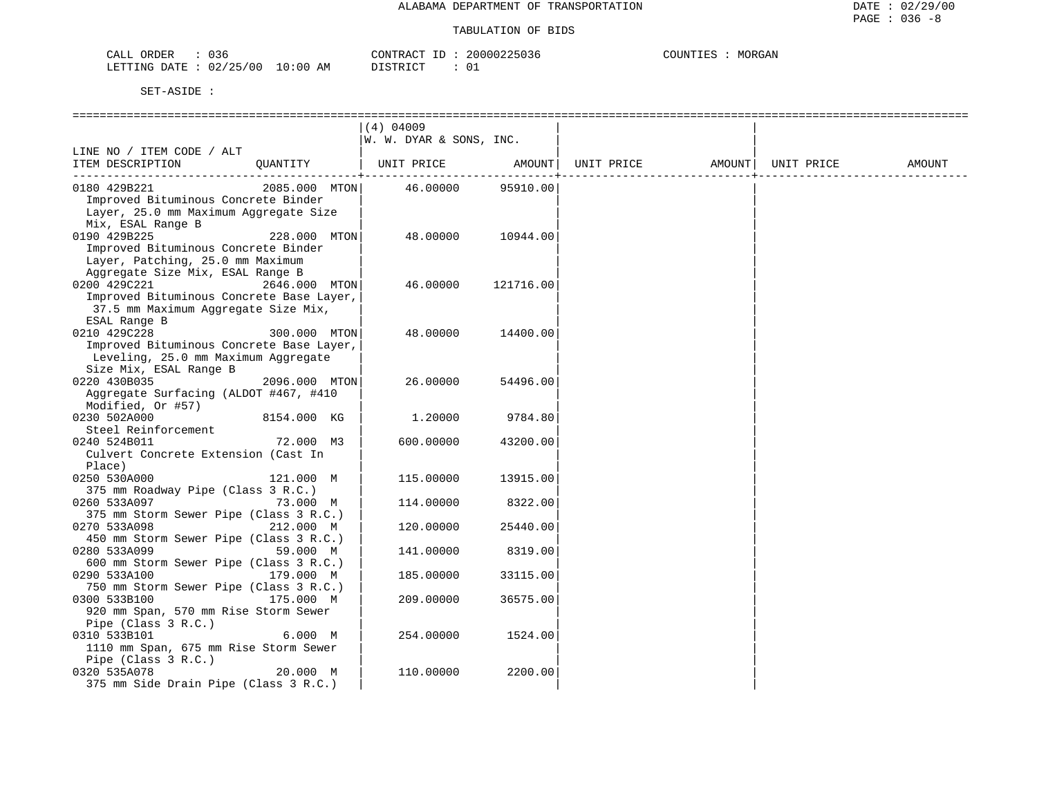ALABAMA DEPARTMENT OF TRANSPORTATION

TABULATION OF BIDS

CALL ORDER : 036  CONTRACT ID : 20000225036  COUNTIES : MORGAN
LETTING DATE : 02/25/00 10:00 AM  DISTRICT : 01

SET-ASIDE :

| LINE NO / ITEM CODE / ALT ITEM DESCRIPTION | QUANTITY | (4) 04009 W. W. DYAR & SONS, INC. UNIT PRICE | AMOUNT | UNIT PRICE | AMOUNT | UNIT PRICE | AMOUNT |
|---|---|---|---|---|---|---|---|
| 0180 429B221 Improved Bituminous Concrete Binder Layer, 25.0 mm Maximum Aggregate Size Mix, ESAL Range B | 2085.000 MTON | 46.00000 | 95910.00 | | | | |
| 0190 429B225 Improved Bituminous Concrete Binder Layer, Patching, 25.0 mm Maximum Aggregate Size Mix, ESAL Range B | 228.000 MTON | 48.00000 | 10944.00 | | | | |
| 0200 429C221 Improved Bituminous Concrete Base Layer, 37.5 mm Maximum Aggregate Size Mix, ESAL Range B | 2646.000 MTON | 46.00000 | 121716.00 | | | | |
| 0210 429C228 Improved Bituminous Concrete Base Layer, Leveling, 25.0 mm Maximum Aggregate Size Mix, ESAL Range B | 300.000 MTON | 48.00000 | 14400.00 | | | | |
| 0220 430B035 Aggregate Surfacing (ALDOT #467, #410 Modified, Or #57) | 2096.000 MTON | 26.00000 | 54496.00 | | | | |
| 0230 502A000 Steel Reinforcement | 8154.000 KG | 1.20000 | 9784.80 | | | | |
| 0240 524B011 Culvert Concrete Extension (Cast In Place) | 72.000 M3 | 600.00000 | 43200.00 | | | | |
| 0250 530A000 375 mm Roadway Pipe (Class 3 R.C.) | 121.000 M | 115.00000 | 13915.00 | | | | |
| 0260 533A097 375 mm Storm Sewer Pipe (Class 3 R.C.) | 73.000 M | 114.00000 | 8322.00 | | | | |
| 0270 533A098 450 mm Storm Sewer Pipe (Class 3 R.C.) | 212.000 M | 120.00000 | 25440.00 | | | | |
| 0280 533A099 600 mm Storm Sewer Pipe (Class 3 R.C.) | 59.000 M | 141.00000 | 8319.00 | | | | |
| 0290 533A100 750 mm Storm Sewer Pipe (Class 3 R.C.) | 179.000 M | 185.00000 | 33115.00 | | | | |
| 0300 533B100 920 mm Span, 570 mm Rise Storm Sewer Pipe (Class 3 R.C.) | 175.000 M | 209.00000 | 36575.00 | | | | |
| 0310 533B101 1110 mm Span, 675 mm Rise Storm Sewer Pipe (Class 3 R.C.) | 6.000 M | 254.00000 | 1524.00 | | | | |
| 0320 535A078 375 mm Side Drain Pipe (Class 3 R.C.) | 20.000 M | 110.00000 | 2200.00 | | | | |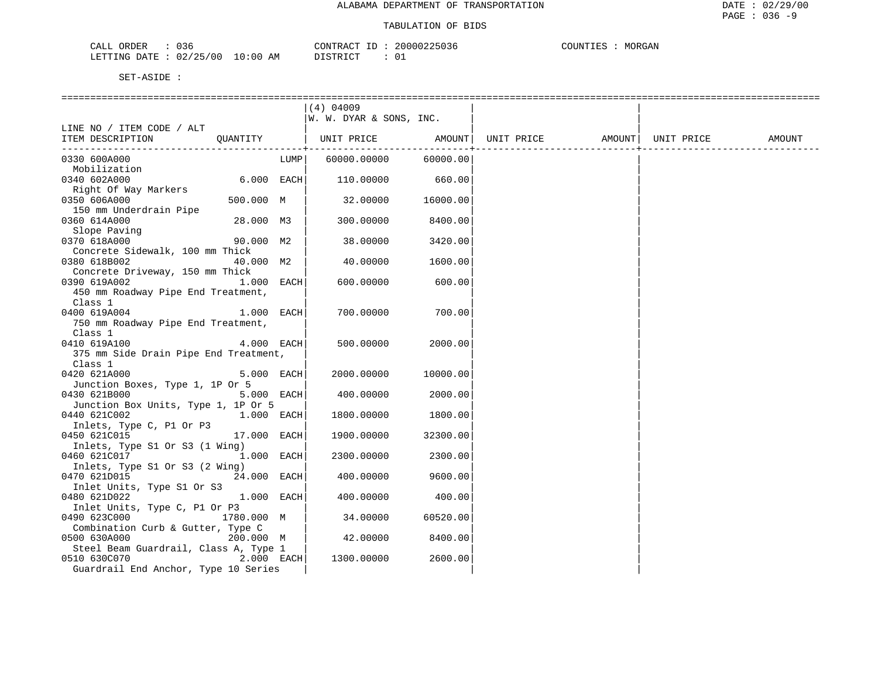ALABAMA DEPARTMENT OF TRANSPORTATION

TABULATION OF BIDS

CALL ORDER : 036 CONTRACT ID : 20000225036 COUNTIES : MORGAN
LETTING DATE : 02/25/00 10:00 AM DISTRICT : 01

SET-ASIDE :

| LINE NO / ITEM CODE / ALT ITEM DESCRIPTION | QUANTITY | (4) 04009 W. W. DYAR & SONS, INC. UNIT PRICE | AMOUNT | UNIT PRICE | AMOUNT | UNIT PRICE | AMOUNT |
|---|---|---|---|---|---|---|---|
| 0330 600A000 Mobilization | LUMP | 60000.00000 | 60000.00 | | | | |
| 0340 602A000 Right Of Way Markers | 6.000 EACH | 110.00000 | 660.00 | | | | |
| 0350 606A000 150 mm Underdrain Pipe | 500.000 M | 32.00000 | 16000.00 | | | | |
| 0360 614A000 Slope Paving | 28.000 M3 | 300.00000 | 8400.00 | | | | |
| 0370 618A000 Concrete Sidewalk, 100 mm Thick | 90.000 M2 | 38.00000 | 3420.00 | | | | |
| 0380 618B002 Concrete Driveway, 150 mm Thick | 40.000 M2 | 40.00000 | 1600.00 | | | | |
| 0390 619A002 450 mm Roadway Pipe End Treatment, Class 1 | 1.000 EACH | 600.00000 | 600.00 | | | | |
| 0400 619A004 750 mm Roadway Pipe End Treatment, Class 1 | 1.000 EACH | 700.00000 | 700.00 | | | | |
| 0410 619A100 375 mm Side Drain Pipe End Treatment, Class 1 | 4.000 EACH | 500.00000 | 2000.00 | | | | |
| 0420 621A000 Junction Boxes, Type 1, 1P Or 5 | 5.000 EACH | 2000.00000 | 10000.00 | | | | |
| 0430 621B000 Junction Box Units, Type 1, 1P Or 5 | 5.000 EACH | 400.00000 | 2000.00 | | | | |
| 0440 621C002 Inlets, Type C, P1 Or P3 | 1.000 EACH | 1800.00000 | 1800.00 | | | | |
| 0450 621C015 Inlets, Type S1 Or S3 (1 Wing) | 17.000 EACH | 1900.00000 | 32300.00 | | | | |
| 0460 621C017 Inlets, Type S1 Or S3 (2 Wing) | 1.000 EACH | 2300.00000 | 2300.00 | | | | |
| 0470 621D015 Inlet Units, Type S1 Or S3 | 24.000 EACH | 400.00000 | 9600.00 | | | | |
| 0480 621D022 Inlet Units, Type C, P1 Or P3 | 1.000 EACH | 400.00000 | 400.00 | | | | |
| 0490 623C000 Combination Curb & Gutter, Type C | 1780.000 M | 34.00000 | 60520.00 | | | | |
| 0500 630A000 Steel Beam Guardrail, Class A, Type 1 | 200.000 M | 42.00000 | 8400.00 | | | | |
| 0510 630C070 Guardrail End Anchor, Type 10 Series | 2.000 EACH | 1300.00000 | 2600.00 | | | | |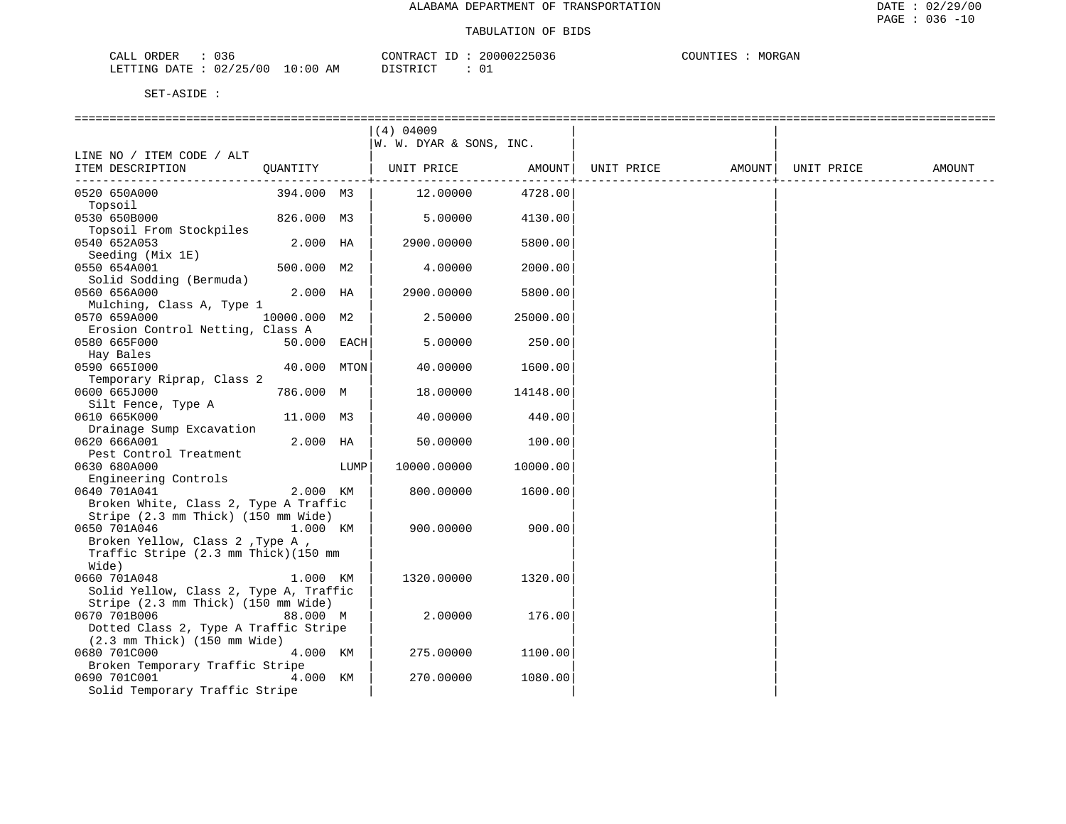ALABAMA DEPARTMENT OF TRANSPORTATION

TABULATION OF BIDS

CALL ORDER : 036 CONTRACT ID : 20000225036 COUNTIES : MORGAN
LETTING DATE : 02/25/00 10:00 AM DISTRICT : 01

SET-ASIDE :

| LINE NO / ITEM CODE / ALT ITEM DESCRIPTION | QUANTITY | | (4) 04009 W. W. DYAR & SONS, INC. UNIT PRICE | AMOUNT | UNIT PRICE | AMOUNT | UNIT PRICE | AMOUNT |
|---|---|---|---|---|---|---|---|---|
| 0520 650A000 Topsoil | 394.000 | M3 | 12.00000 | 4728.00 | | | | |
| 0530 650B000 Topsoil From Stockpiles | 826.000 | M3 | 5.00000 | 4130.00 | | | | |
| 0540 652A053 Seeding (Mix 1E) | 2.000 | HA | 2900.00000 | 5800.00 | | | | |
| 0550 654A001 Solid Sodding (Bermuda) | 500.000 | M2 | 4.00000 | 2000.00 | | | | |
| 0560 656A000 Mulching, Class A, Type 1 | 2.000 | HA | 2900.00000 | 5800.00 | | | | |
| 0570 659A000 Erosion Control Netting, Class A | 10000.000 | M2 | 2.50000 | 25000.00 | | | | |
| 0580 665F000 Hay Bales | 50.000 | EACH | 5.00000 | 250.00 | | | | |
| 0590 665I000 Temporary Riprap, Class 2 | 40.000 | MTON | 40.00000 | 1600.00 | | | | |
| 0600 665J000 Silt Fence, Type A | 786.000 | M | 18.00000 | 14148.00 | | | | |
| 0610 665K000 Drainage Sump Excavation | 11.000 | M3 | 40.00000 | 440.00 | | | | |
| 0620 666A001 Pest Control Treatment | 2.000 | HA | 50.00000 | 100.00 | | | | |
| 0630 680A000 Engineering Controls | | LUMP | 10000.00000 | 10000.00 | | | | |
| 0640 701A041 Broken White, Class 2, Type A Traffic Stripe (2.3 mm Thick) (150 mm Wide) | 2.000 | KM | 800.00000 | 1600.00 | | | | |
| 0650 701A046 Broken Yellow, Class 2 ,Type A , Traffic Stripe (2.3 mm Thick)(150 mm Wide) | 1.000 | KM | 900.00000 | 900.00 | | | | |
| 0660 701A048 Solid Yellow, Class 2, Type A, Traffic Stripe (2.3 mm Thick) (150 mm Wide) | 1.000 | KM | 1320.00000 | 1320.00 | | | | |
| 0670 701B006 Dotted Class 2, Type A Traffic Stripe (2.3 mm Thick) (150 mm Wide) | 88.000 | M | 2.00000 | 176.00 | | | | |
| 0680 701C000 Broken Temporary Traffic Stripe | 4.000 | KM | 275.00000 | 1100.00 | | | | |
| 0690 701C001 Solid Temporary Traffic Stripe | 4.000 | KM | 270.00000 | 1080.00 | | | | |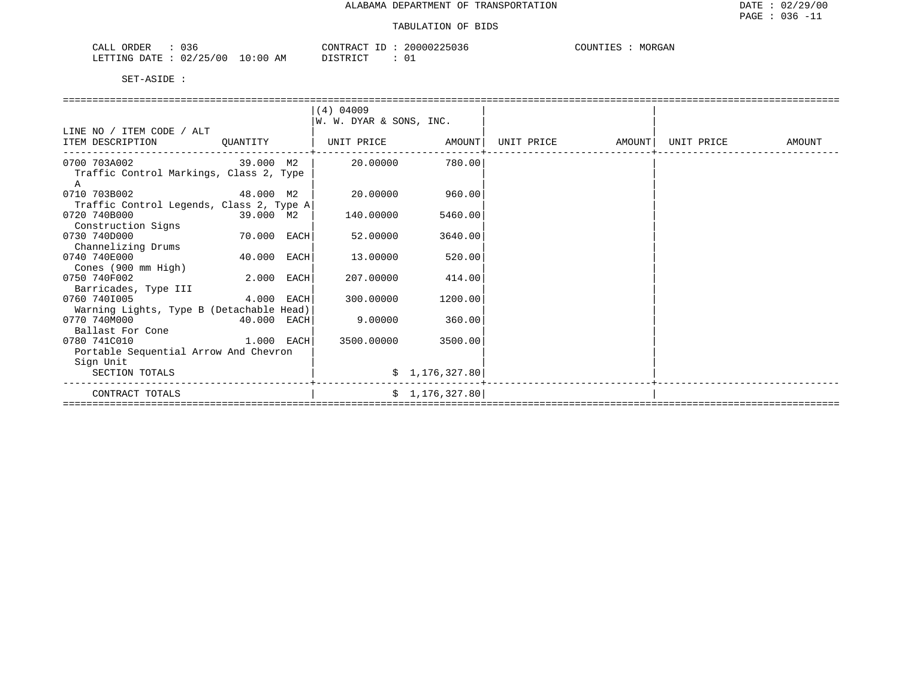ALABAMA DEPARTMENT OF TRANSPORTATION

TABULATION OF BIDS

CALL ORDER : 036 CONTRACT ID : 20000225036 COUNTIES : MORGAN
LETTING DATE : 02/25/00 10:00 AM DISTRICT : 01

SET-ASIDE :

| LINE NO / ITEM CODE / ALT ITEM DESCRIPTION | QUANTITY | (4) 04009 W. W. DYAR & SONS, INC. UNIT PRICE | AMOUNT | UNIT PRICE | AMOUNT | UNIT PRICE | AMOUNT |
|---|---|---|---|---|---|---|---|
| 0700 703A002 Traffic Control Markings, Class 2, Type A | 39.000 M2 | 20.00000 | 780.00 | | | | |
| 0710 703B002 Traffic Control Legends, Class 2, Type A | 48.000 M2 | 20.00000 | 960.00 | | | | |
| 0720 740B000 Construction Signs | 39.000 M2 | 140.00000 | 5460.00 | | | | |
| 0730 740D000 Channelizing Drums | 70.000 EACH | 52.00000 | 3640.00 | | | | |
| 0740 740E000 Cones (900 mm High) | 40.000 EACH | 13.00000 | 520.00 | | | | |
| 0750 740F002 Barricades, Type III | 2.000 EACH | 207.00000 | 414.00 | | | | |
| 0760 740I005 Warning Lights, Type B (Detachable Head) | 4.000 EACH | 300.00000 | 1200.00 | | | | |
| 0770 740M000 Ballast For Cone | 40.000 EACH | 9.00000 | 360.00 | | | | |
| 0780 741C010 Portable Sequential Arrow And Chevron Sign Unit | 1.000 EACH | 3500.00000 | 3500.00 | | | | |
| SECTION TOTALS | | | $ 1,176,327.80 | | | | |
| CONTRACT TOTALS | | | $ 1,176,327.80 | | | | |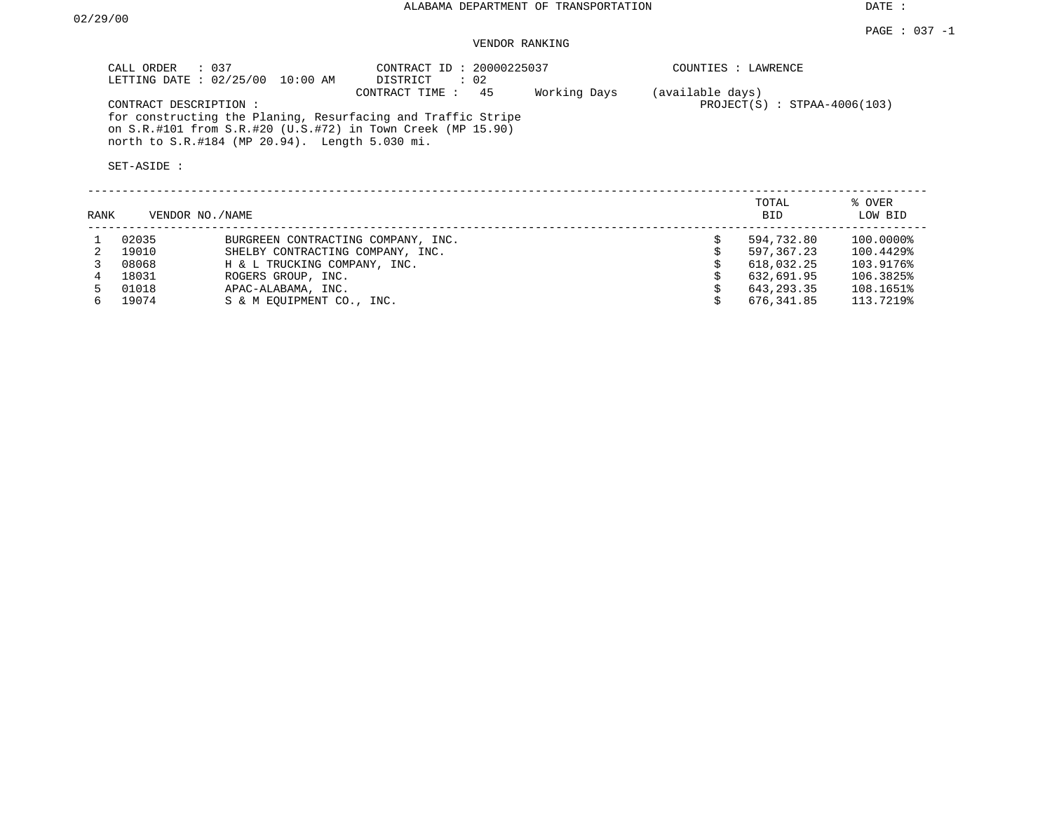ALABAMA DEPARTMENT OF TRANSPORTATION

DATE : 02/29/00

PAGE : 037 -1

VENDOR RANKING

CALL ORDER : 037
LETTING DATE : 02/25/00 10:00 AM

CONTRACT ID : 20000225037
DISTRICT : 02
CONTRACT TIME : 45 Working Days (available days)

COUNTIES : LAWRENCE

PROJECT(S) : STPAA-4006(103)

CONTRACT DESCRIPTION :
for constructing the Planing, Resurfacing and Traffic Stripe on S.R.#101 from S.R.#20 (U.S.#72) in Town Creek (MP 15.90) north to S.R.#184 (MP 20.94). Length 5.030 mi.

SET-ASIDE :

| RANK | VENDOR NO. | NAME | TOTAL BID | % OVER LOW BID |
|---|---|---|---|---|
| 1 | 02035 | BURGREEN CONTRACTING COMPANY, INC. | $ 594,732.80 | 100.0000% |
| 2 | 19010 | SHELBY CONTRACTING COMPANY, INC. | $ 597,367.23 | 100.4429% |
| 3 | 08068 | H & L TRUCKING COMPANY, INC. | $ 618,032.25 | 103.9176% |
| 4 | 18031 | ROGERS GROUP, INC. | $ 632,691.95 | 106.3825% |
| 5 | 01018 | APAC-ALABAMA, INC. | $ 643,293.35 | 108.1651% |
| 6 | 19074 | S & M EQUIPMENT CO., INC. | $ 676,341.85 | 113.7219% |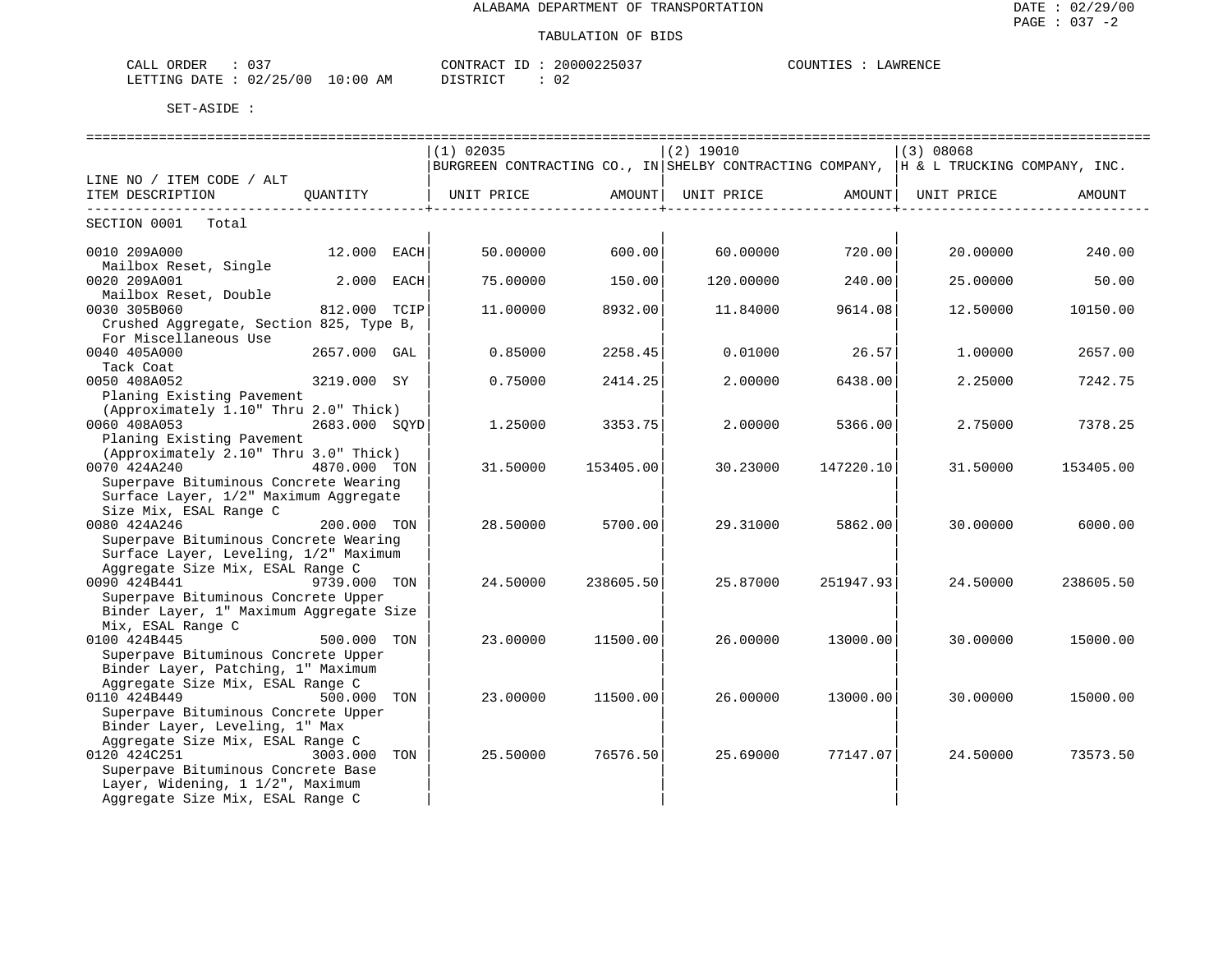ALABAMA DEPARTMENT OF TRANSPORTATION

DATE : 02/29/00

PAGE : 037 -2

TABULATION OF BIDS

CALL ORDER : 037 CONTRACT ID : 20000225037 COUNTIES : LAWRENCE

LETTING DATE : 02/25/00 10:00 AM DISTRICT : 02

SET-ASIDE :

| LINE NO / ITEM CODE / ALT ITEM DESCRIPTION | QUANTITY | (1) 02035 BURGREEN CONTRACTING CO., IN UNIT PRICE | AMOUNT | (2) 19010 SHELBY CONTRACTING COMPANY, UNIT PRICE | AMOUNT | (3) 08068 H & L TRUCKING COMPANY, INC. UNIT PRICE | AMOUNT |
|---|---|---|---|---|---|---|---|
| SECTION 0001 Total | | | | | | | |
| 0010 209A000 Mailbox Reset, Single | 12.000 EACH | 50.00000 | 600.00 | 60.00000 | 720.00 | 20.00000 | 240.00 |
| 0020 209A001 Mailbox Reset, Double | 2.000 EACH | 75.00000 | 150.00 | 120.00000 | 240.00 | 25.00000 | 50.00 |
| 0030 305B060 Crushed Aggregate, Section 825, Type B, For Miscellaneous Use | 812.000 TCIP | 11.00000 | 8932.00 | 11.84000 | 9614.08 | 12.50000 | 10150.00 |
| 0040 405A000 Tack Coat | 2657.000 GAL | 0.85000 | 2258.45 | 0.01000 | 26.57 | 1.00000 | 2657.00 |
| 0050 408A052 Planing Existing Pavement (Approximately 1.10" Thru 2.0" Thick) | 3219.000 SY | 0.75000 | 2414.25 | 2.00000 | 6438.00 | 2.25000 | 7242.75 |
| 0060 408A053 Planing Existing Pavement (Approximately 2.10" Thru 3.0" Thick) | 2683.000 SQYD | 1.25000 | 3353.75 | 2.00000 | 5366.00 | 2.75000 | 7378.25 |
| 0070 424A240 Superpave Bituminous Concrete Wearing Surface Layer, 1/2" Maximum Aggregate Size Mix, ESAL Range C | 4870.000 TON | 31.50000 | 153405.00 | 30.23000 | 147220.10 | 31.50000 | 153405.00 |
| 0080 424A246 Superpave Bituminous Concrete Wearing Surface Layer, Leveling, 1/2" Maximum Aggregate Size Mix, ESAL Range C | 200.000 TON | 28.50000 | 5700.00 | 29.31000 | 5862.00 | 30.00000 | 6000.00 |
| 0090 424B441 Superpave Bituminous Concrete Upper Binder Layer, 1" Maximum Aggregate Size Mix, ESAL Range C | 9739.000 TON | 24.50000 | 238605.50 | 25.87000 | 251947.93 | 24.50000 | 238605.50 |
| 0100 424B445 Superpave Bituminous Concrete Upper Binder Layer, Patching, 1" Maximum Aggregate Size Mix, ESAL Range C | 500.000 TON | 23.00000 | 11500.00 | 26.00000 | 13000.00 | 30.00000 | 15000.00 |
| 0110 424B449 Superpave Bituminous Concrete Upper Binder Layer, Leveling, 1" Max Aggregate Size Mix, ESAL Range C | 500.000 TON | 23.00000 | 11500.00 | 26.00000 | 13000.00 | 30.00000 | 15000.00 |
| 0120 424C251 Superpave Bituminous Concrete Base Layer, Widening, 1 1/2", Maximum Aggregate Size Mix, ESAL Range C | 3003.000 TON | 25.50000 | 76576.50 | 25.69000 | 77147.07 | 24.50000 | 73573.50 |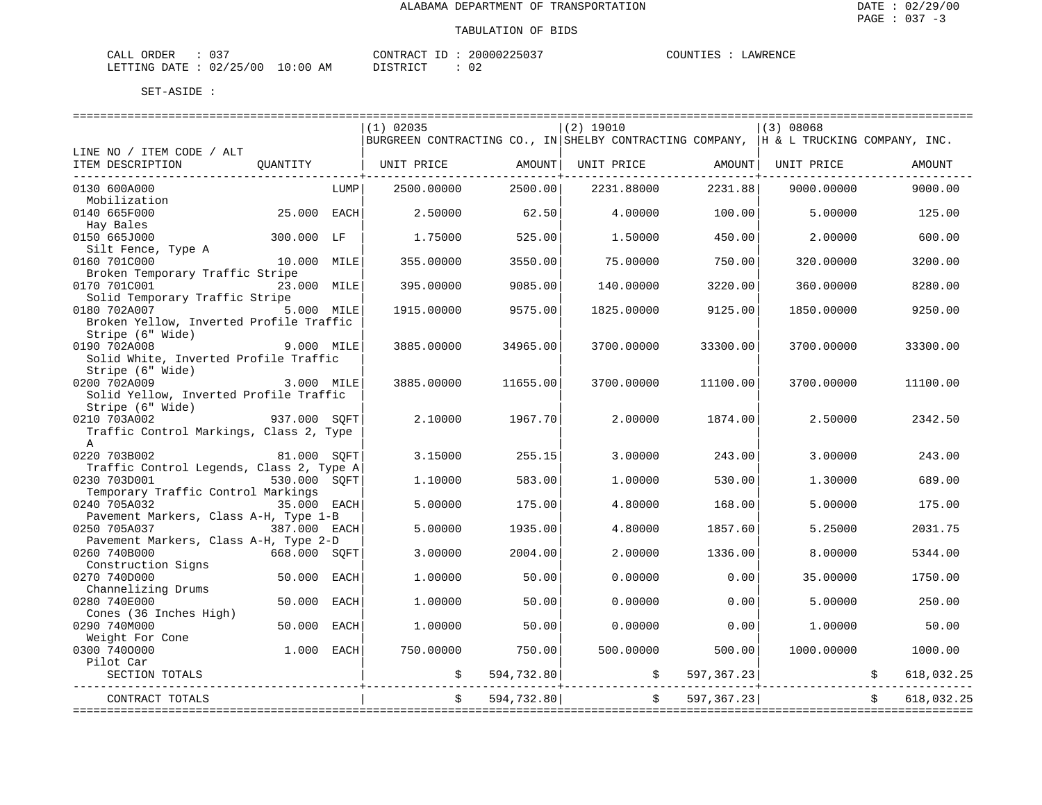ALABAMA DEPARTMENT OF TRANSPORTATION

TABULATION OF BIDS

CALL ORDER : 037 CONTRACT ID : 20000225037 COUNTIES : LAWRENCE
LETTING DATE : 02/25/00 10:00 AM DISTRICT : 02

SET-ASIDE :

| LINE NO / ITEM CODE / ALT ITEM DESCRIPTION | QUANTITY | (1) 02035 BURGREEN CONTRACTING CO., IN UNIT PRICE | AMOUNT | (2) 19010 SHELBY CONTRACTING COMPANY, UNIT PRICE | AMOUNT | (3) 08068 H & L TRUCKING COMPANY, INC. UNIT PRICE | AMOUNT |
|---|---|---|---|---|---|---|---|
| 0130 600A000 Mobilization | LUMP | 2500.00000 | 2500.00 | 2231.88000 | 2231.88 | 9000.00000 | 9000.00 |
| 0140 665F000 Hay Bales | 25.000 EACH | 2.50000 | 62.50 | 4.00000 | 100.00 | 5.00000 | 125.00 |
| 0150 665J000 Silt Fence, Type A | 300.000 LF | 1.75000 | 525.00 | 1.50000 | 450.00 | 2.00000 | 600.00 |
| 0160 701C000 Broken Temporary Traffic Stripe | 10.000 MILE | 355.00000 | 3550.00 | 75.00000 | 750.00 | 320.00000 | 3200.00 |
| 0170 701C001 Solid Temporary Traffic Stripe | 23.000 MILE | 395.00000 | 9085.00 | 140.00000 | 3220.00 | 360.00000 | 8280.00 |
| 0180 702A007 Broken Yellow, Inverted Profile Traffic Stripe (6" Wide) | 5.000 MILE | 1915.00000 | 9575.00 | 1825.00000 | 9125.00 | 1850.00000 | 9250.00 |
| 0190 702A008 Solid White, Inverted Profile Traffic Stripe (6" Wide) | 9.000 MILE | 3885.00000 | 34965.00 | 3700.00000 | 33300.00 | 3700.00000 | 33300.00 |
| 0200 702A009 Solid Yellow, Inverted Profile Traffic Stripe (6" Wide) | 3.000 MILE | 3885.00000 | 11655.00 | 3700.00000 | 11100.00 | 3700.00000 | 11100.00 |
| 0210 703A002 Traffic Control Markings, Class 2, Type A | 937.000 SQFT | 2.10000 | 1967.70 | 2.00000 | 1874.00 | 2.50000 | 2342.50 |
| 0220 703B002 Traffic Control Legends, Class 2, Type A | 81.000 SQFT | 3.15000 | 255.15 | 3.00000 | 243.00 | 3.00000 | 243.00 |
| 0230 703D001 Temporary Traffic Control Markings | 530.000 SQFT | 1.10000 | 583.00 | 1.00000 | 530.00 | 1.30000 | 689.00 |
| 0240 705A032 Pavement Markers, Class A-H, Type 1-B | 35.000 EACH | 5.00000 | 175.00 | 4.80000 | 168.00 | 5.00000 | 175.00 |
| 0250 705A037 Pavement Markers, Class A-H, Type 2-D | 387.000 EACH | 5.00000 | 1935.00 | 4.80000 | 1857.60 | 5.25000 | 2031.75 |
| 0260 740B000 Construction Signs | 668.000 SQFT | 3.00000 | 2004.00 | 2.00000 | 1336.00 | 8.00000 | 5344.00 |
| 0270 740D000 Channelizing Drums | 50.000 EACH | 1.00000 | 50.00 | 0.00000 | 0.00 | 35.00000 | 1750.00 |
| 0280 740E000 Cones (36 Inches High) | 50.000 EACH | 1.00000 | 50.00 | 0.00000 | 0.00 | 5.00000 | 250.00 |
| 0290 740M000 Weight For Cone | 50.000 EACH | 1.00000 | 50.00 | 0.00000 | 0.00 | 1.00000 | 50.00 |
| 0300 740O000 Pilot Car | 1.000 EACH | 750.00000 | 750.00 | 500.00000 | 500.00 | 1000.00000 | 1000.00 |
| SECTION TOTALS | | | $ 594,732.80 | | $ 597,367.23 | | $ 618,032.25 |
| CONTRACT TOTALS | | | $ 594,732.80 | | $ 597,367.23 | | $ 618,032.25 |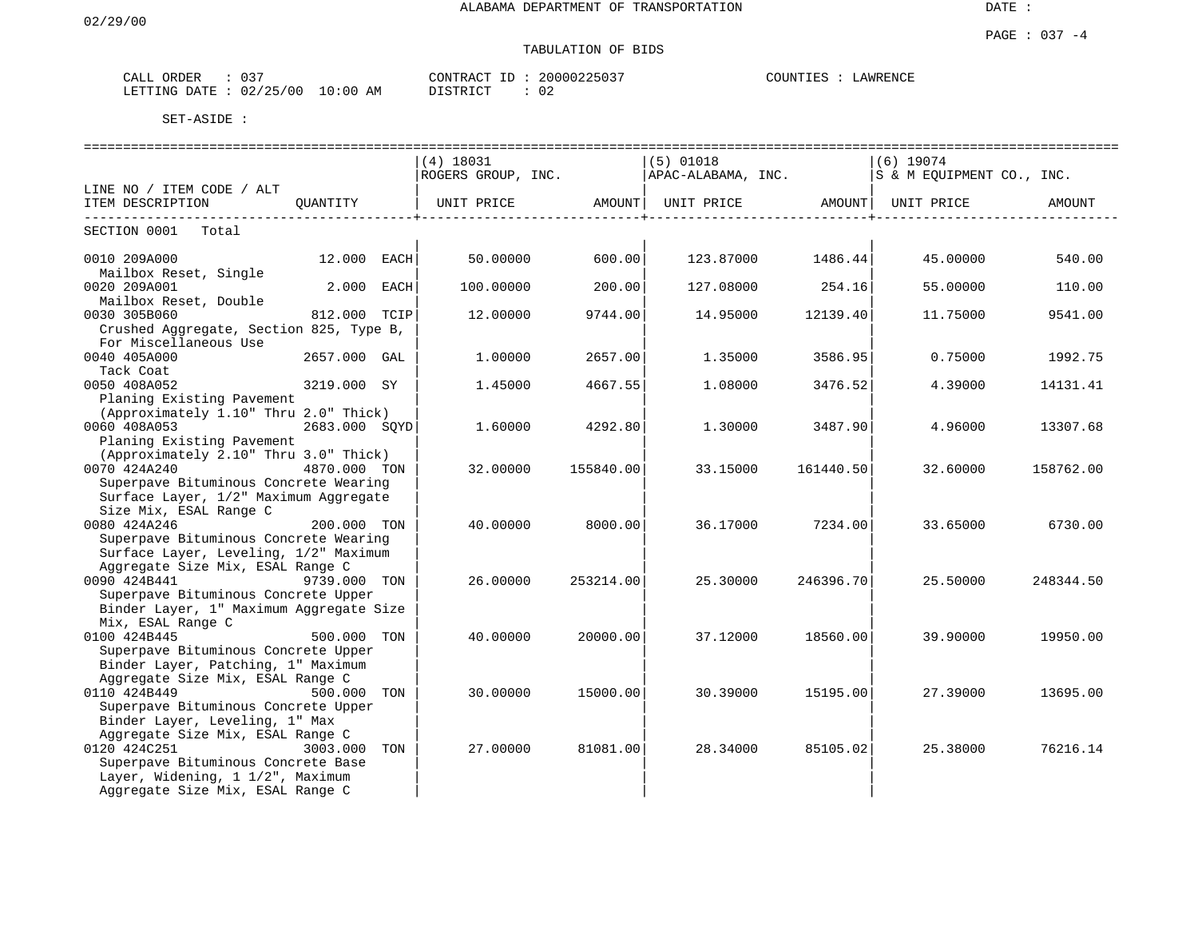ALABAMA DEPARTMENT OF TRANSPORTATION

TABULATION OF BIDS

CALL ORDER : 037
LETTING DATE : 02/25/00 10:00 AM

CONTRACT ID : 20000225037
DISTRICT : 02

COUNTIES : LAWRENCE

SET-ASIDE :

| LINE NO / ITEM CODE / ALT / ITEM DESCRIPTION | QUANTITY | (4) 18031 ROGERS GROUP, INC. UNIT PRICE | AMOUNT | (5) 01018 APAC-ALABAMA, INC. UNIT PRICE | AMOUNT | (6) 19074 S & M EQUIPMENT CO., INC. UNIT PRICE | AMOUNT |
|---|---|---|---|---|---|---|---|
| SECTION 0001 Total | | | | | | | |
| 0010 209A000 Mailbox Reset, Single | 12.000 EACH | 50.00000 | 600.00 | 123.87000 | 1486.44 | 45.00000 | 540.00 |
| 0020 209A001 Mailbox Reset, Double | 2.000 EACH | 100.00000 | 200.00 | 127.08000 | 254.16 | 55.00000 | 110.00 |
| 0030 305B060 Crushed Aggregate, Section 825, Type B, For Miscellaneous Use | 812.000 TCIP | 12.00000 | 9744.00 | 14.95000 | 12139.40 | 11.75000 | 9541.00 |
| 0040 405A000 Tack Coat | 2657.000 GAL | 1.00000 | 2657.00 | 1.35000 | 3586.95 | 0.75000 | 1992.75 |
| 0050 408A052 Planing Existing Pavement (Approximately 1.10" Thru 2.0" Thick) | 3219.000 SY | 1.45000 | 4667.55 | 1.08000 | 3476.52 | 4.39000 | 14131.41 |
| 0060 408A053 Planing Existing Pavement (Approximately 2.10" Thru 3.0" Thick) | 2683.000 SQYD | 1.60000 | 4292.80 | 1.30000 | 3487.90 | 4.96000 | 13307.68 |
| 0070 424A240 Superpave Bituminous Concrete Wearing Surface Layer, 1/2" Maximum Aggregate Size Mix, ESAL Range C | 4870.000 TON | 32.00000 | 155840.00 | 33.15000 | 161440.50 | 32.60000 | 158762.00 |
| 0080 424A246 Superpave Bituminous Concrete Wearing Surface Layer, Leveling, 1/2" Maximum Aggregate Size Mix, ESAL Range C | 200.000 TON | 40.00000 | 8000.00 | 36.17000 | 7234.00 | 33.65000 | 6730.00 |
| 0090 424B441 Superpave Bituminous Concrete Upper Binder Layer, 1" Maximum Aggregate Size Mix, ESAL Range C | 9739.000 TON | 26.00000 | 253214.00 | 25.30000 | 246396.70 | 25.50000 | 248344.50 |
| 0100 424B445 Superpave Bituminous Concrete Upper Binder Layer, Patching, 1" Maximum Aggregate Size Mix, ESAL Range C | 500.000 TON | 40.00000 | 20000.00 | 37.12000 | 18560.00 | 39.90000 | 19950.00 |
| 0110 424B449 Superpave Bituminous Concrete Upper Binder Layer, Leveling, 1" Max Aggregate Size Mix, ESAL Range C | 500.000 TON | 30.00000 | 15000.00 | 30.39000 | 15195.00 | 27.39000 | 13695.00 |
| 0120 424C251 Superpave Bituminous Concrete Base Layer, Widening, 1 1/2", Maximum Aggregate Size Mix, ESAL Range C | 3003.000 TON | 27.00000 | 81081.00 | 28.34000 | 85105.02 | 25.38000 | 76216.14 |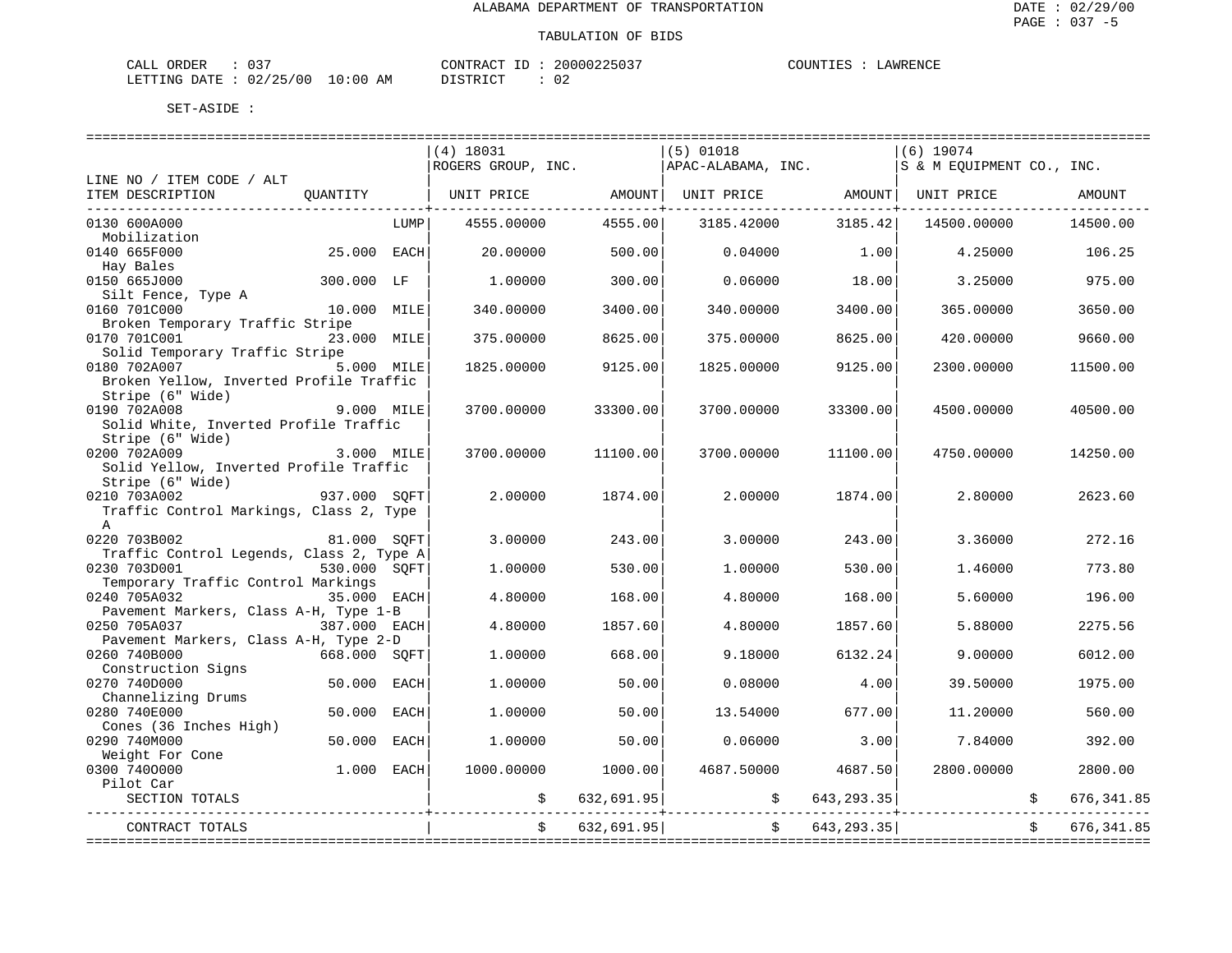ALABAMA DEPARTMENT OF TRANSPORTATION

TABULATION OF BIDS

CALL ORDER : 037 CONTRACT ID : 20000225037 COUNTIES : LAWRENCE
LETTING DATE : 02/25/00 10:00 AM DISTRICT : 02

SET-ASIDE :

| LINE NO / ITEM CODE / ALT ITEM DESCRIPTION | QUANTITY | (4) 18031 ROGERS GROUP, INC. UNIT PRICE | AMOUNT | (5) 01018 APAC-ALABAMA, INC. UNIT PRICE | AMOUNT | (6) 19074 S & M EQUIPMENT CO., INC. UNIT PRICE | AMOUNT |
|---|---|---|---|---|---|---|---|
| 0130 600A000 Mobilization | LUMP | 4555.00000 | 4555.00 | 3185.42000 | 3185.42 | 14500.00000 | 14500.00 |
| 0140 665F000 Hay Bales | 25.000 EACH | 20.00000 | 500.00 | 0.04000 | 1.00 | 4.25000 | 106.25 |
| 0150 665J000 Silt Fence, Type A | 300.000 LF | 1.00000 | 300.00 | 0.06000 | 18.00 | 3.25000 | 975.00 |
| 0160 701C000 Broken Temporary Traffic Stripe | 10.000 MILE | 340.00000 | 3400.00 | 340.00000 | 3400.00 | 365.00000 | 3650.00 |
| 0170 701C001 Solid Temporary Traffic Stripe | 23.000 MILE | 375.00000 | 8625.00 | 375.00000 | 8625.00 | 420.00000 | 9660.00 |
| 0180 702A007 Broken Yellow, Inverted Profile Traffic Stripe (6" Wide) | 5.000 MILE | 1825.00000 | 9125.00 | 1825.00000 | 9125.00 | 2300.00000 | 11500.00 |
| 0190 702A008 Solid White, Inverted Profile Traffic Stripe (6" Wide) | 9.000 MILE | 3700.00000 | 33300.00 | 3700.00000 | 33300.00 | 4500.00000 | 40500.00 |
| 0200 702A009 Solid Yellow, Inverted Profile Traffic Stripe (6" Wide) | 3.000 MILE | 3700.00000 | 11100.00 | 3700.00000 | 11100.00 | 4750.00000 | 14250.00 |
| 0210 703A002 Traffic Control Markings, Class 2, Type A | 937.000 SQFT | 2.00000 | 1874.00 | 2.00000 | 1874.00 | 2.80000 | 2623.60 |
| 0220 703B002 Traffic Control Legends, Class 2, Type A | 81.000 SQFT | 3.00000 | 243.00 | 3.00000 | 243.00 | 3.36000 | 272.16 |
| 0230 703D001 Temporary Traffic Control Markings | 530.000 SQFT | 1.00000 | 530.00 | 1.00000 | 530.00 | 1.46000 | 773.80 |
| 0240 705A032 Pavement Markers, Class A-H, Type 1-B | 35.000 EACH | 4.80000 | 168.00 | 4.80000 | 168.00 | 5.60000 | 196.00 |
| 0250 705A037 Pavement Markers, Class A-H, Type 2-D | 387.000 EACH | 4.80000 | 1857.60 | 4.80000 | 1857.60 | 5.88000 | 2275.56 |
| 0260 740B000 Construction Signs | 668.000 SQFT | 1.00000 | 668.00 | 9.18000 | 6132.24 | 9.00000 | 6012.00 |
| 0270 740D000 Channelizing Drums | 50.000 EACH | 1.00000 | 50.00 | 0.08000 | 4.00 | 39.50000 | 1975.00 |
| 0280 740E000 Cones (36 Inches High) | 50.000 EACH | 1.00000 | 50.00 | 13.54000 | 677.00 | 11.20000 | 560.00 |
| 0290 740M000 Weight For Cone | 50.000 EACH | 1.00000 | 50.00 | 0.06000 | 3.00 | 7.84000 | 392.00 |
| 0300 740O000 Pilot Car | 1.000 EACH | 1000.00000 | 1000.00 | 4687.50000 | 4687.50 | 2800.00000 | 2800.00 |
| SECTION TOTALS | | | $ 632,691.95 | | $ 643,293.35 | | $ 676,341.85 |
| CONTRACT TOTALS | | | $ 632,691.95 | | $ 643,293.35 | | $ 676,341.85 |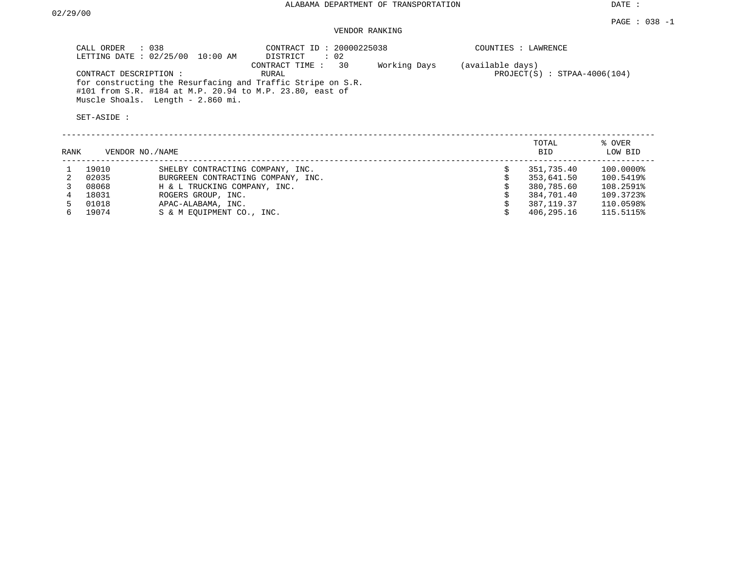ALABAMA DEPARTMENT OF TRANSPORTATION

DATE : 02/29/00

PAGE : 038 -1

VENDOR RANKING

CALL ORDER : 038
LETTING DATE : 02/25/00 10:00 AM

CONTRACT ID : 20000225038
DISTRICT : 02
CONTRACT TIME : 30 Working Days (available days)

COUNTIES : LAWRENCE

CONTRACT DESCRIPTION : RURAL
for constructing the Resurfacing and Traffic Stripe on S.R. #101 from S.R. #184 at M.P. 20.94 to M.P. 23.80, east of Muscle Shoals. Length - 2.860 mi.

PROJECT(S) : STPAA-4006(104)

SET-ASIDE :

| RANK | VENDOR NO. | NAME | | TOTAL BID | % OVER LOW BID |
|---|---|---|---|---|---|
| 1 | 19010 | SHELBY CONTRACTING COMPANY, INC. | $ | 351,735.40 | 100.0000% |
| 2 | 02035 | BURGREEN CONTRACTING COMPANY, INC. | $ | 353,641.50 | 100.5419% |
| 3 | 08068 | H & L TRUCKING COMPANY, INC. | $ | 380,785.60 | 108.2591% |
| 4 | 18031 | ROGERS GROUP, INC. | $ | 384,701.40 | 109.3723% |
| 5 | 01018 | APAC-ALABAMA, INC. | $ | 387,119.37 | 110.0598% |
| 6 | 19074 | S & M EQUIPMENT CO., INC. | $ | 406,295.16 | 115.5115% |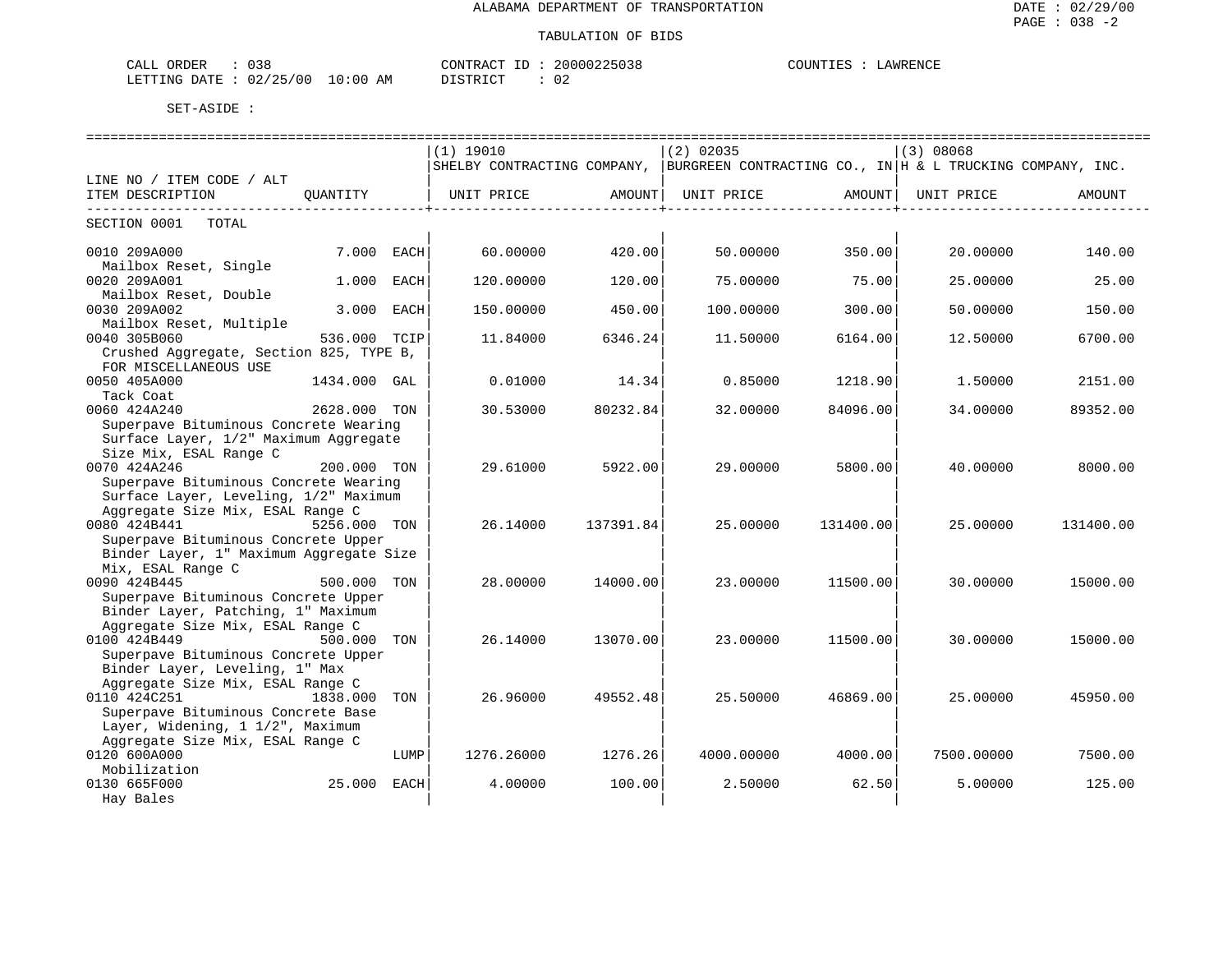ALABAMA DEPARTMENT OF TRANSPORTATION

TABULATION OF BIDS

CALL ORDER : 038 | CONTRACT ID : 20000225038 | COUNTIES : LAWRENCE
LETTING DATE : 02/25/00 10:00 AM | DISTRICT : 02

SET-ASIDE :

| LINE NO / ITEM CODE / ALT ITEM DESCRIPTION | QUANTITY | | (1) 19010 SHELBY CONTRACTING COMPANY, UNIT PRICE | AMOUNT | (2) 02035 BURGREEN CONTRACTING CO., IN UNIT PRICE | AMOUNT | (3) 08068 H & L TRUCKING COMPANY, INC. UNIT PRICE | AMOUNT |
|---|---|---|---|---|---|---|---|---|
| SECTION 0001 TOTAL | | | | | | | | |
| 0010 209A000 Mailbox Reset, Single | 7.000 | EACH | 60.00000 | 420.00 | 50.00000 | 350.00 | 20.00000 | 140.00 |
| 0020 209A001 Mailbox Reset, Double | 1.000 | EACH | 120.00000 | 120.00 | 75.00000 | 75.00 | 25.00000 | 25.00 |
| 0030 209A002 Mailbox Reset, Multiple | 3.000 | EACH | 150.00000 | 450.00 | 100.00000 | 300.00 | 50.00000 | 150.00 |
| 0040 305B060 Crushed Aggregate, Section 825, TYPE B, FOR MISCELLANEOUS USE | 536.000 | TCIP | 11.84000 | 6346.24 | 11.50000 | 6164.00 | 12.50000 | 6700.00 |
| 0050 405A000 Tack Coat | 1434.000 | GAL | 0.01000 | 14.34 | 0.85000 | 1218.90 | 1.50000 | 2151.00 |
| 0060 424A240 Superpave Bituminous Concrete Wearing Surface Layer, 1/2" Maximum Aggregate Size Mix, ESAL Range C | 2628.000 | TON | 30.53000 | 80232.84 | 32.00000 | 84096.00 | 34.00000 | 89352.00 |
| 0070 424A246 Superpave Bituminous Concrete Wearing Surface Layer, Leveling, 1/2" Maximum Aggregate Size Mix, ESAL Range C | 200.000 | TON | 29.61000 | 5922.00 | 29.00000 | 5800.00 | 40.00000 | 8000.00 |
| 0080 424B441 Superpave Bituminous Concrete Upper Binder Layer, 1" Maximum Aggregate Size Mix, ESAL Range C | 5256.000 | TON | 26.14000 | 137391.84 | 25.00000 | 131400.00 | 25.00000 | 131400.00 |
| 0090 424B445 Superpave Bituminous Concrete Upper Binder Layer, Patching, 1" Maximum Aggregate Size Mix, ESAL Range C | 500.000 | TON | 28.00000 | 14000.00 | 23.00000 | 11500.00 | 30.00000 | 15000.00 |
| 0100 424B449 Superpave Bituminous Concrete Upper Binder Layer, Leveling, 1" Max Aggregate Size Mix, ESAL Range C | 500.000 | TON | 26.14000 | 13070.00 | 23.00000 | 11500.00 | 30.00000 | 15000.00 |
| 0110 424C251 Superpave Bituminous Concrete Base Layer, Widening, 1 1/2", Maximum Aggregate Size Mix, ESAL Range C | 1838.000 | TON | 26.96000 | 49552.48 | 25.50000 | 46869.00 | 25.00000 | 45950.00 |
| 0120 600A000 Mobilization | | LUMP | 1276.26000 | 1276.26 | 4000.00000 | 4000.00 | 7500.00000 | 7500.00 |
| 0130 665F000 Hay Bales | 25.000 | EACH | 4.00000 | 100.00 | 2.50000 | 62.50 | 5.00000 | 125.00 |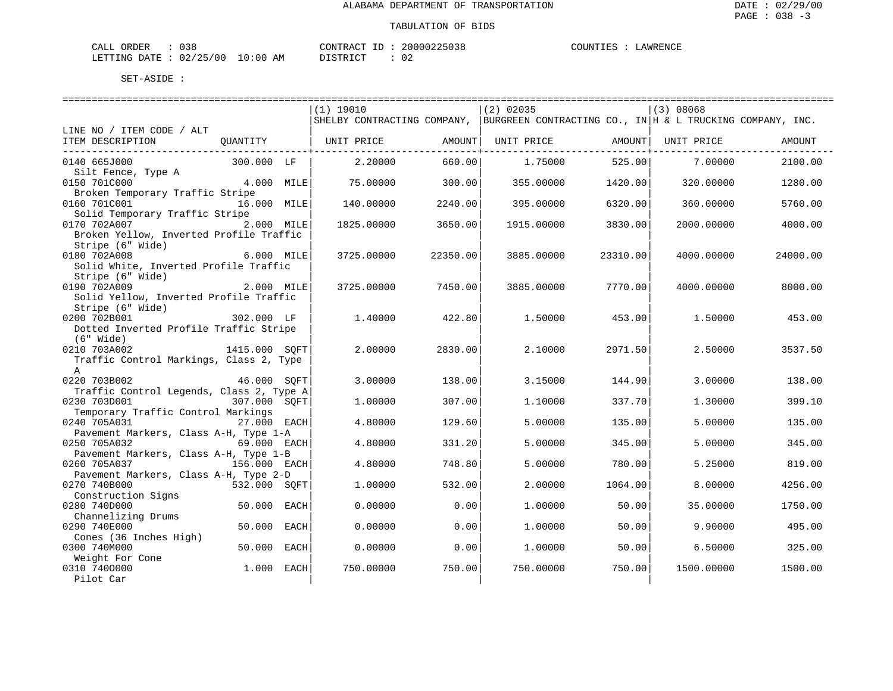ALABAMA DEPARTMENT OF TRANSPORTATION

TABULATION OF BIDS

CALL ORDER : 038  CONTRACT ID : 20000225038  COUNTIES : LAWRENCE
LETTING DATE : 02/25/00 10:00 AM  DISTRICT : 02

SET-ASIDE :

| LINE NO / ITEM CODE / ALT ITEM DESCRIPTION | QUANTITY | (1) 19010 SHELBY CONTRACTING COMPANY, UNIT PRICE | AMOUNT | (2) 02035 BURGREEN CONTRACTING CO., IN UNIT PRICE | AMOUNT | (3) 08068 H & L TRUCKING COMPANY, INC. UNIT PRICE | AMOUNT |
|---|---|---|---|---|---|---|---|
| 0140 665J000 Silt Fence, Type A | 300.000 LF | 2.20000 | 660.00 | 1.75000 | 525.00 | 7.00000 | 2100.00 |
| 0150 701C000 Broken Temporary Traffic Stripe | 4.000 MILE | 75.00000 | 300.00 | 355.00000 | 1420.00 | 320.00000 | 1280.00 |
| 0160 701C001 Solid Temporary Traffic Stripe | 16.000 MILE | 140.00000 | 2240.00 | 395.00000 | 6320.00 | 360.00000 | 5760.00 |
| 0170 702A007 Broken Yellow, Inverted Profile Traffic Stripe (6" Wide) | 2.000 MILE | 1825.00000 | 3650.00 | 1915.00000 | 3830.00 | 2000.00000 | 4000.00 |
| 0180 702A008 Solid White, Inverted Profile Traffic Stripe (6" Wide) | 6.000 MILE | 3725.00000 | 22350.00 | 3885.00000 | 23310.00 | 4000.00000 | 24000.00 |
| 0190 702A009 Solid Yellow, Inverted Profile Traffic Stripe (6" Wide) | 2.000 MILE | 3725.00000 | 7450.00 | 3885.00000 | 7770.00 | 4000.00000 | 8000.00 |
| 0200 702B001 Dotted Inverted Profile Traffic Stripe (6" Wide) | 302.000 LF | 1.40000 | 422.80 | 1.50000 | 453.00 | 1.50000 | 453.00 |
| 0210 703A002 Traffic Control Markings, Class 2, Type A | 1415.000 SQFT | 2.00000 | 2830.00 | 2.10000 | 2971.50 | 2.50000 | 3537.50 |
| 0220 703B002 Traffic Control Legends, Class 2, Type A | 46.000 SQFT | 3.00000 | 138.00 | 3.15000 | 144.90 | 3.00000 | 138.00 |
| 0230 703D001 Temporary Traffic Control Markings | 307.000 SQFT | 1.00000 | 307.00 | 1.10000 | 337.70 | 1.30000 | 399.10 |
| 0240 705A031 Pavement Markers, Class A-H, Type 1-A | 27.000 EACH | 4.80000 | 129.60 | 5.00000 | 135.00 | 5.00000 | 135.00 |
| 0250 705A032 Pavement Markers, Class A-H, Type 1-B | 69.000 EACH | 4.80000 | 331.20 | 5.00000 | 345.00 | 5.00000 | 345.00 |
| 0260 705A037 Pavement Markers, Class A-H, Type 2-D | 156.000 EACH | 4.80000 | 748.80 | 5.00000 | 780.00 | 5.25000 | 819.00 |
| 0270 740B000 Construction Signs | 532.000 SQFT | 1.00000 | 532.00 | 2.00000 | 1064.00 | 8.00000 | 4256.00 |
| 0280 740D000 Channelizing Drums | 50.000 EACH | 0.00000 | 0.00 | 1.00000 | 50.00 | 35.00000 | 1750.00 |
| 0290 740E000 Cones (36 Inches High) | 50.000 EACH | 0.00000 | 0.00 | 1.00000 | 50.00 | 9.90000 | 495.00 |
| 0300 740M000 Weight For Cone | 50.000 EACH | 0.00000 | 0.00 | 1.00000 | 50.00 | 6.50000 | 325.00 |
| 0310 740O000 Pilot Car | 1.000 EACH | 750.00000 | 750.00 | 750.00000 | 750.00 | 1500.00000 | 1500.00 |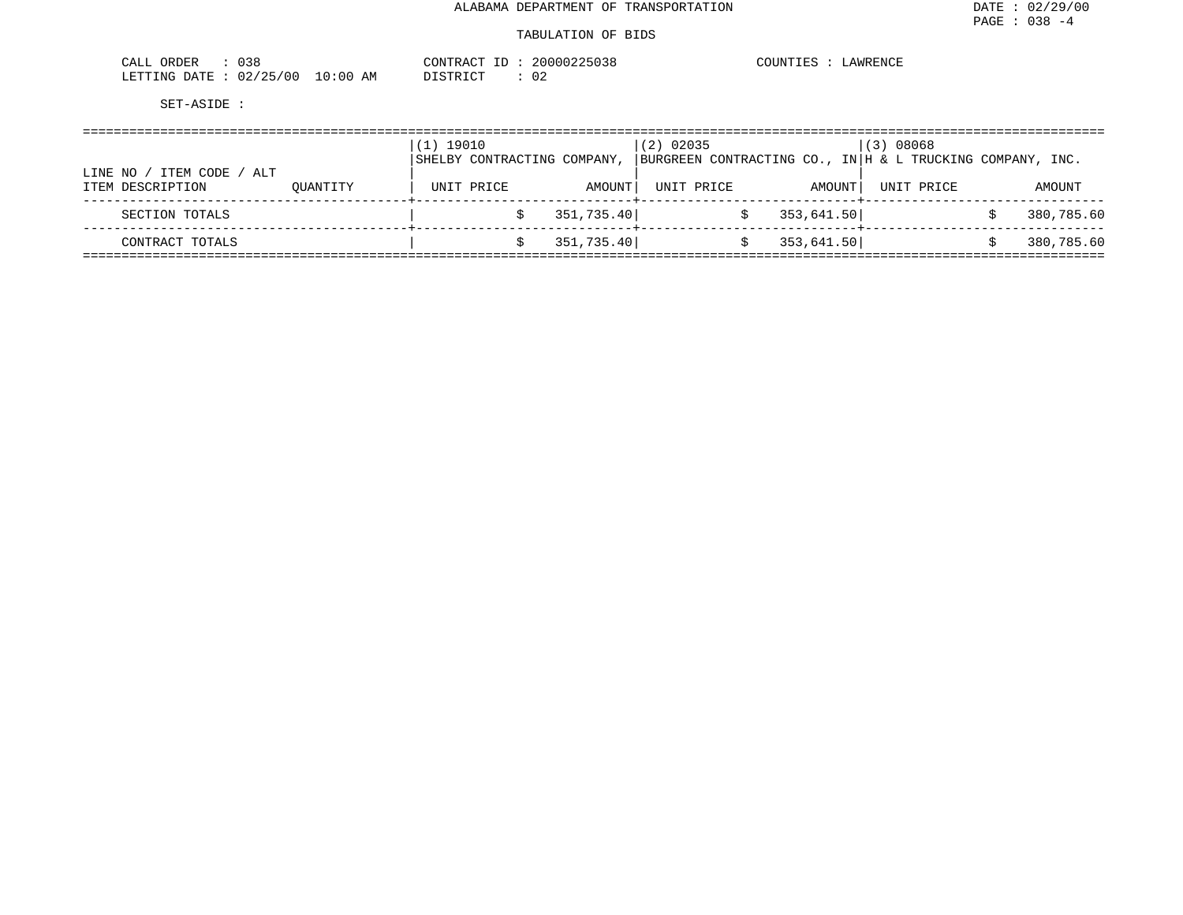ALABAMA DEPARTMENT OF TRANSPORTATION

DATE : 02/29/00

PAGE : 038 -4

TABULATION OF BIDS

CALL ORDER : 038    CONTRACT ID : 20000225038    COUNTIES : LAWRENCE

LETTING DATE : 02/25/00 10:00 AM    DISTRICT : 02

SET-ASIDE :

| LINE NO / ITEM CODE / ALT ITEM DESCRIPTION | QUANTITY | (1) 19010 SHELBY CONTRACTING COMPANY, UNIT PRICE | AMOUNT | (2) 02035 BURGREEN CONTRACTING CO., IN UNIT PRICE | AMOUNT | (3) 08068 H & L TRUCKING COMPANY, INC. UNIT PRICE | AMOUNT |
|---|---|---|---|---|---|---|---|
| SECTION TOTALS | | | $ 351,735.40 | | $ 353,641.50 | | $ 380,785.60 |
| CONTRACT TOTALS | | | $ 351,735.40 | | $ 353,641.50 | | $ 380,785.60 |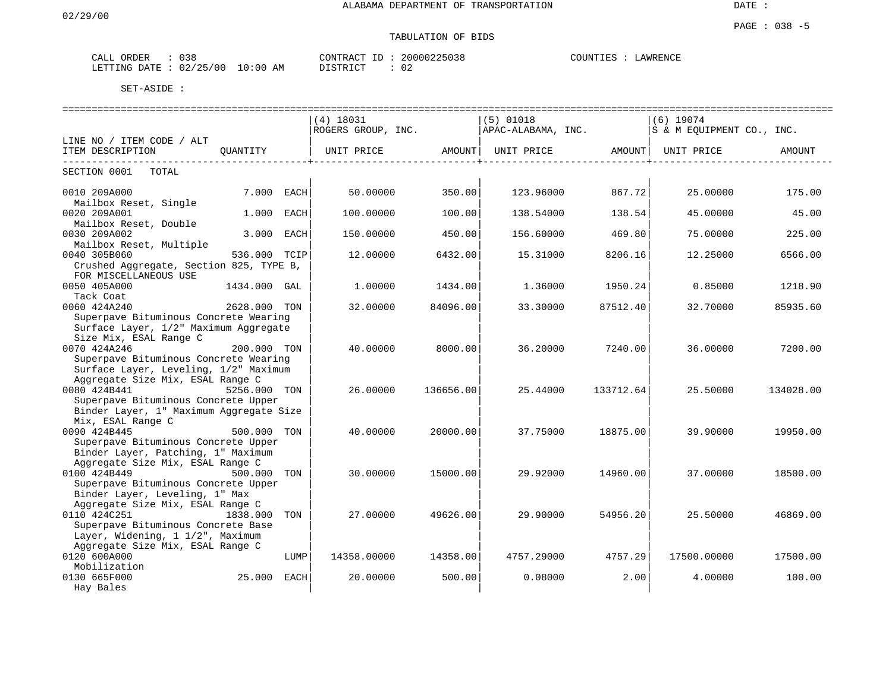ALABAMA DEPARTMENT OF TRANSPORTATION

TABULATION OF BIDS

CALL ORDER : 038  CONTRACT ID : 20000225038  COUNTIES : LAWRENCE
LETTING DATE : 02/25/00 10:00 AM  DISTRICT : 02

SET-ASIDE :

| LINE NO / ITEM CODE / ALT ITEM DESCRIPTION | QUANTITY | | (4) 18031 ROGERS GROUP, INC. UNIT PRICE | AMOUNT | (5) 01018 APAC-ALABAMA, INC. UNIT PRICE | AMOUNT | (6) 19074 S & M EQUIPMENT CO., INC. UNIT PRICE | AMOUNT |
|---|---|---|---|---|---|---|---|---|
| SECTION 0001 TOTAL | | | | | | | | |
| 0010 209A000 Mailbox Reset, Single | 7.000 | EACH | 50.00000 | 350.00 | 123.96000 | 867.72 | 25.00000 | 175.00 |
| 0020 209A001 Mailbox Reset, Double | 1.000 | EACH | 100.00000 | 100.00 | 138.54000 | 138.54 | 45.00000 | 45.00 |
| 0030 209A002 Mailbox Reset, Multiple | 3.000 | EACH | 150.00000 | 450.00 | 156.60000 | 469.80 | 75.00000 | 225.00 |
| 0040 305B060 Crushed Aggregate, Section 825, TYPE B, FOR MISCELLANEOUS USE | 536.000 | TCIP | 12.00000 | 6432.00 | 15.31000 | 8206.16 | 12.25000 | 6566.00 |
| 0050 405A000 Tack Coat | 1434.000 | GAL | 1.00000 | 1434.00 | 1.36000 | 1950.24 | 0.85000 | 1218.90 |
| 0060 424A240 Superpave Bituminous Concrete Wearing Surface Layer, 1/2" Maximum Aggregate Size Mix, ESAL Range C | 2628.000 | TON | 32.00000 | 84096.00 | 33.30000 | 87512.40 | 32.70000 | 85935.60 |
| 0070 424A246 Superpave Bituminous Concrete Wearing Surface Layer, Leveling, 1/2" Maximum Aggregate Size Mix, ESAL Range C | 200.000 | TON | 40.00000 | 8000.00 | 36.20000 | 7240.00 | 36.00000 | 7200.00 |
| 0080 424B441 Superpave Bituminous Concrete Upper Binder Layer, 1" Maximum Aggregate Size Mix, ESAL Range C | 5256.000 | TON | 26.00000 | 136656.00 | 25.44000 | 133712.64 | 25.50000 | 134028.00 |
| 0090 424B445 Superpave Bituminous Concrete Upper Binder Layer, Patching, 1" Maximum Aggregate Size Mix, ESAL Range C | 500.000 | TON | 40.00000 | 20000.00 | 37.75000 | 18875.00 | 39.90000 | 19950.00 |
| 0100 424B449 Superpave Bituminous Concrete Upper Binder Layer, Leveling, 1" Max Aggregate Size Mix, ESAL Range C | 500.000 | TON | 30.00000 | 15000.00 | 29.92000 | 14960.00 | 37.00000 | 18500.00 |
| 0110 424C251 Superpave Bituminous Concrete Base Layer, Widening, 1 1/2", Maximum Aggregate Size Mix, ESAL Range C | 1838.000 | TON | 27.00000 | 49626.00 | 29.90000 | 54956.20 | 25.50000 | 46869.00 |
| 0120 600A000 Mobilization | | LUMP | 14358.00000 | 14358.00 | 4757.29000 | 4757.29 | 17500.00000 | 17500.00 |
| 0130 665F000 Hay Bales | 25.000 | EACH | 20.00000 | 500.00 | 0.08000 | 2.00 | 4.00000 | 100.00 |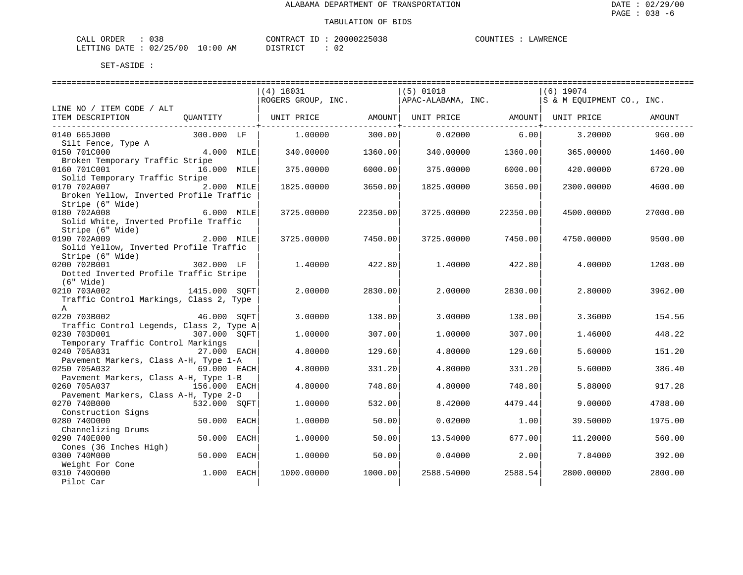ALABAMA DEPARTMENT OF TRANSPORTATION

TABULATION OF BIDS

CALL ORDER : 038  CONTRACT ID : 20000225038  COUNTIES : LAWRENCE
LETTING DATE : 02/25/00 10:00 AM  DISTRICT : 02

SET-ASIDE :

| LINE NO / ITEM CODE / ALT ITEM DESCRIPTION | QUANTITY | (4) 18031 ROGERS GROUP, INC. UNIT PRICE | AMOUNT | (5) 01018 APAC-ALABAMA, INC. UNIT PRICE | AMOUNT | (6) 19074 S & M EQUIPMENT CO., INC. UNIT PRICE | AMOUNT |
|---|---|---|---|---|---|---|---|
| 0140 665J000 Silt Fence, Type A | 300.000 LF | 1.00000 | 300.00 | 0.02000 | 6.00 | 3.20000 | 960.00 |
| 0150 701C000 Broken Temporary Traffic Stripe | 4.000 MILE | 340.00000 | 1360.00 | 340.00000 | 1360.00 | 365.00000 | 1460.00 |
| 0160 701C001 Solid Temporary Traffic Stripe | 16.000 MILE | 375.00000 | 6000.00 | 375.00000 | 6000.00 | 420.00000 | 6720.00 |
| 0170 702A007 Broken Yellow, Inverted Profile Traffic Stripe (6" Wide) | 2.000 MILE | 1825.00000 | 3650.00 | 1825.00000 | 3650.00 | 2300.00000 | 4600.00 |
| 0180 702A008 Solid White, Inverted Profile Traffic Stripe (6" Wide) | 6.000 MILE | 3725.00000 | 22350.00 | 3725.00000 | 22350.00 | 4500.00000 | 27000.00 |
| 0190 702A009 Solid Yellow, Inverted Profile Traffic Stripe (6" Wide) | 2.000 MILE | 3725.00000 | 7450.00 | 3725.00000 | 7450.00 | 4750.00000 | 9500.00 |
| 0200 702B001 Dotted Inverted Profile Traffic Stripe (6" Wide) | 302.000 LF | 1.40000 | 422.80 | 1.40000 | 422.80 | 4.00000 | 1208.00 |
| 0210 703A002 Traffic Control Markings, Class 2, Type A | 1415.000 SQFT | 2.00000 | 2830.00 | 2.00000 | 2830.00 | 2.80000 | 3962.00 |
| 0220 703B002 Traffic Control Legends, Class 2, Type A | 46.000 SQFT | 3.00000 | 138.00 | 3.00000 | 138.00 | 3.36000 | 154.56 |
| 0230 703D001 Temporary Traffic Control Markings | 307.000 SQFT | 1.00000 | 307.00 | 1.00000 | 307.00 | 1.46000 | 448.22 |
| 0240 705A031 Pavement Markers, Class A-H, Type 1-A | 27.000 EACH | 4.80000 | 129.60 | 4.80000 | 129.60 | 5.60000 | 151.20 |
| 0250 705A032 Pavement Markers, Class A-H, Type 1-B | 69.000 EACH | 4.80000 | 331.20 | 4.80000 | 331.20 | 5.60000 | 386.40 |
| 0260 705A037 Pavement Markers, Class A-H, Type 2-D | 156.000 EACH | 4.80000 | 748.80 | 4.80000 | 748.80 | 5.88000 | 917.28 |
| 0270 740B000 Construction Signs | 532.000 SQFT | 1.00000 | 532.00 | 8.42000 | 4479.44 | 9.00000 | 4788.00 |
| 0280 740D000 Channelizing Drums | 50.000 EACH | 1.00000 | 50.00 | 0.02000 | 1.00 | 39.50000 | 1975.00 |
| 0290 740E000 Cones (36 Inches High) | 50.000 EACH | 1.00000 | 50.00 | 13.54000 | 677.00 | 11.20000 | 560.00 |
| 0300 740M000 Weight For Cone | 50.000 EACH | 1.00000 | 50.00 | 0.04000 | 2.00 | 7.84000 | 392.00 |
| 0310 740O000 Pilot Car | 1.000 EACH | 1000.00000 | 1000.00 | 2588.54000 | 2588.54 | 2800.00000 | 2800.00 |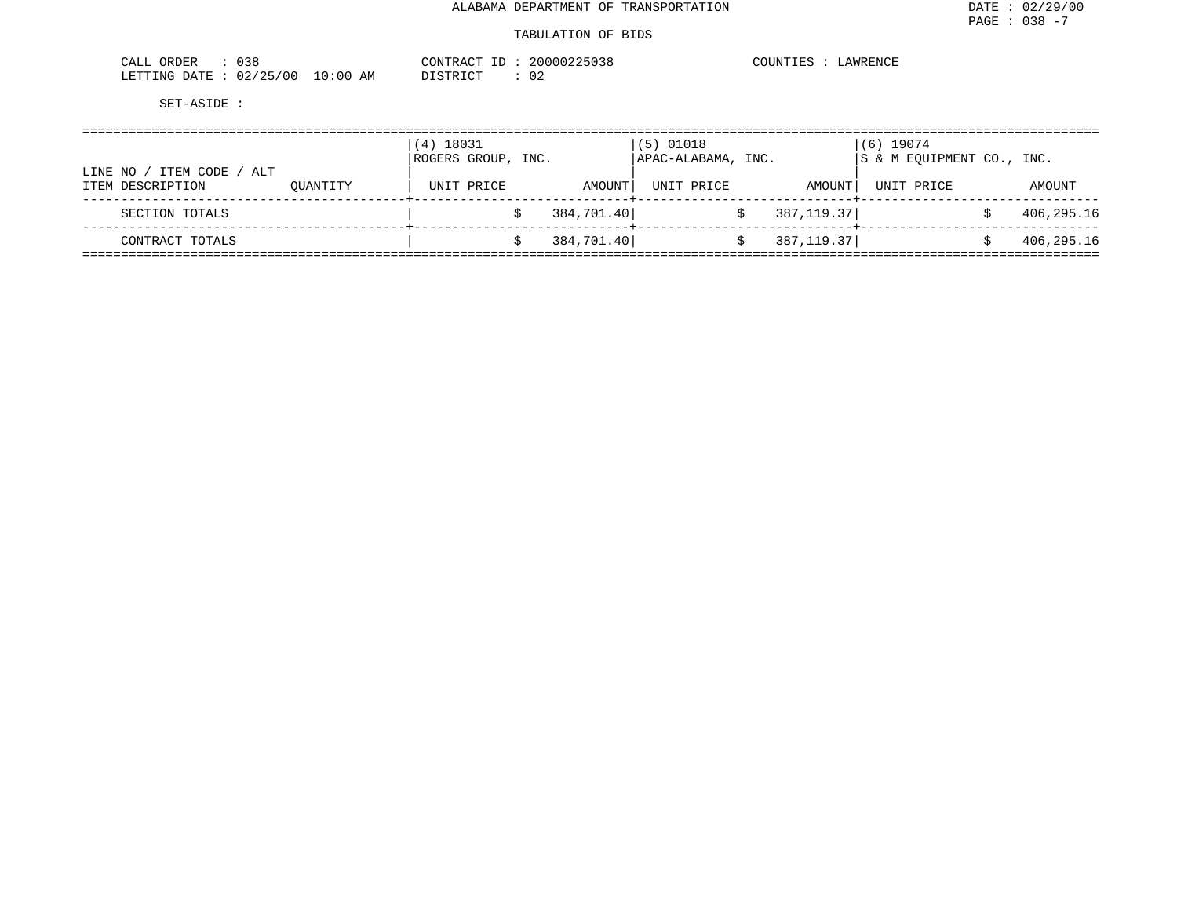ALABAMA DEPARTMENT OF TRANSPORTATION

TABULATION OF BIDS

DATE : 02/29/00
PAGE : 038 -7

CALL ORDER : 038
LETTING DATE : 02/25/00 10:00 AM

CONTRACT ID : 20000225038
DISTRICT : 02

COUNTIES : LAWRENCE

SET-ASIDE :

| LINE NO / ITEM CODE / ALT ITEM DESCRIPTION | QUANTITY | (4) 18031 ROGERS GROUP, INC. UNIT PRICE | AMOUNT | (5) 01018 APAC-ALABAMA, INC. UNIT PRICE | AMOUNT | (6) 19074 S & M EQUIPMENT CO., INC. UNIT PRICE | AMOUNT |
|---|---|---|---|---|---|---|---|
| SECTION TOTALS | | | $ 384,701.40 | | $ 387,119.37 | | $ 406,295.16 |
| CONTRACT TOTALS | | | $ 384,701.40 | | $ 387,119.37 | | $ 406,295.16 |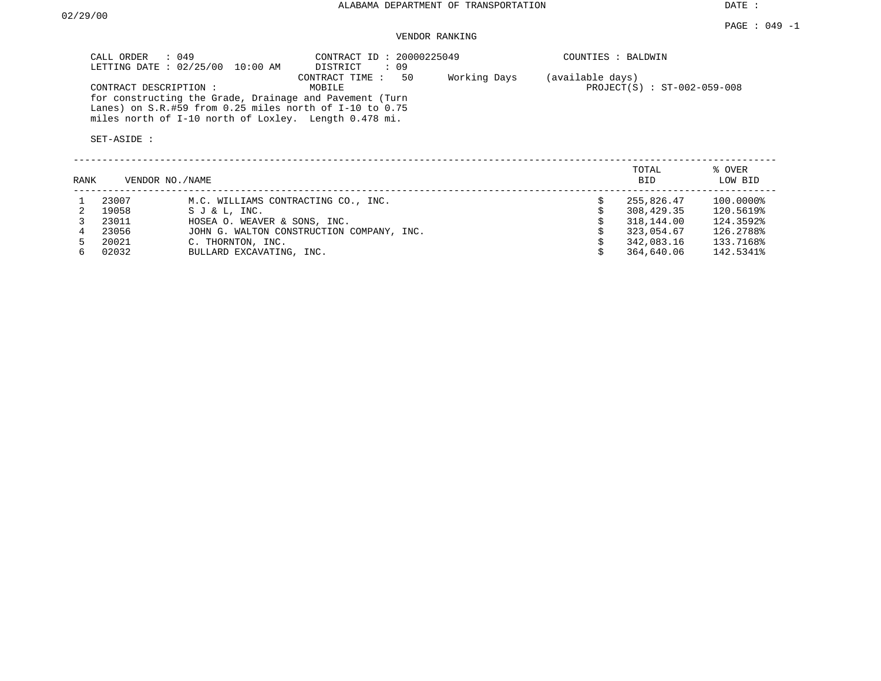ALABAMA DEPARTMENT OF TRANSPORTATION

DATE : 02/29/00

PAGE : 049 -1

VENDOR RANKING

CALL ORDER : 049
LETTING DATE : 02/25/00 10:00 AM

CONTRACT ID : 20000225049
DISTRICT : 09
CONTRACT TIME : 50 Working Days (available days)

COUNTIES : BALDWIN

CONTRACT DESCRIPTION : MOBILE

PROJECT(S) : ST-002-059-008

for constructing the Grade, Drainage and Pavement (Turn Lanes) on S.R.#59 from 0.25 miles north of I-10 to 0.75 miles north of I-10 north of Loxley. Length 0.478 mi.

SET-ASIDE :

| RANK | VENDOR NO. | NAME | TOTAL BID | % OVER LOW BID |
|---|---|---|---|---|
| 1 | 23007 | M.C. WILLIAMS CONTRACTING CO., INC. | $ 255,826.47 | 100.0000% |
| 2 | 19058 | S J & L, INC. | $ 308,429.35 | 120.5619% |
| 3 | 23011 | HOSEA O. WEAVER & SONS, INC. | $ 318,144.00 | 124.3592% |
| 4 | 23056 | JOHN G. WALTON CONSTRUCTION COMPANY, INC. | $ 323,054.67 | 126.2788% |
| 5 | 20021 | C. THORNTON, INC. | $ 342,083.16 | 133.7168% |
| 6 | 02032 | BULLARD EXCAVATING, INC. | $ 364,640.06 | 142.5341% |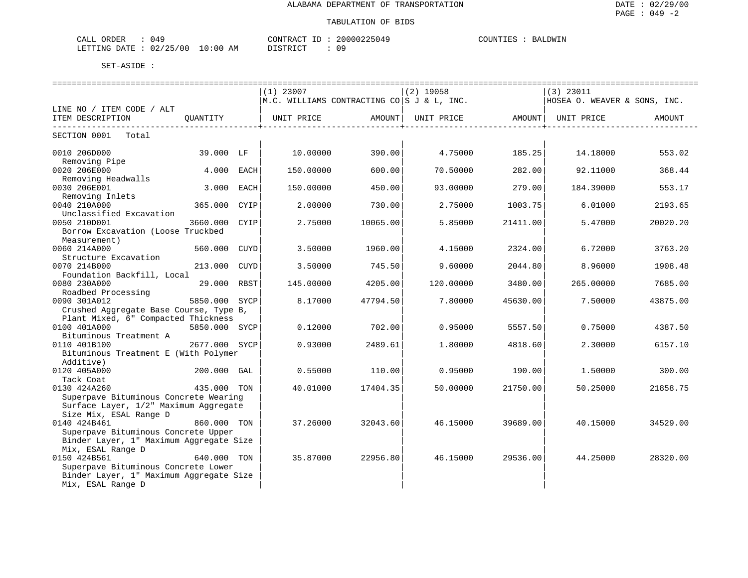ALABAMA DEPARTMENT OF TRANSPORTATION

TABULATION OF BIDS

CALL ORDER : 049 CONTRACT ID : 20000225049 COUNTIES : BALDWIN
LETTING DATE : 02/25/00 10:00 AM DISTRICT : 09

SET-ASIDE :

| LINE NO / ITEM CODE / ALT ITEM DESCRIPTION | QUANTITY | | (1) 23007 M.C. WILLIAMS CONTRACTING CO UNIT PRICE | AMOUNT | (2) 19058 S J & L, INC. UNIT PRICE | AMOUNT | (3) 23011 HOSEA O. WEAVER & SONS, INC. UNIT PRICE | AMOUNT |
|---|---|---|---|---|---|---|---|---|
| SECTION 0001 Total | | | | | | | | |
| 0010 206D000 Removing Pipe | 39.000 | LF | 10.00000 | 390.00 | 4.75000 | 185.25 | 14.18000 | 553.02 |
| 0020 206E000 Removing Headwalls | 4.000 | EACH | 150.00000 | 600.00 | 70.50000 | 282.00 | 92.11000 | 368.44 |
| 0030 206E001 Removing Inlets | 3.000 | EACH | 150.00000 | 450.00 | 93.00000 | 279.00 | 184.39000 | 553.17 |
| 0040 210A000 Unclassified Excavation | 365.000 | CYIP | 2.00000 | 730.00 | 2.75000 | 1003.75 | 6.01000 | 2193.65 |
| 0050 210D001 Borrow Excavation (Loose Truckbed Measurement) | 3660.000 | CYIP | 2.75000 | 10065.00 | 5.85000 | 21411.00 | 5.47000 | 20020.20 |
| 0060 214A000 Structure Excavation | 560.000 | CUYD | 3.50000 | 1960.00 | 4.15000 | 2324.00 | 6.72000 | 3763.20 |
| 0070 214B000 Foundation Backfill, Local | 213.000 | CUYD | 3.50000 | 745.50 | 9.60000 | 2044.80 | 8.96000 | 1908.48 |
| 0080 230A000 Roadbed Processing | 29.000 | RBST | 145.00000 | 4205.00 | 120.00000 | 3480.00 | 265.00000 | 7685.00 |
| 0090 301A012 Crushed Aggregate Base Course, Type B, Plant Mixed, 6" Compacted Thickness | 5850.000 | SYCP | 8.17000 | 47794.50 | 7.80000 | 45630.00 | 7.50000 | 43875.00 |
| 0100 401A000 Bituminous Treatment A | 5850.000 | SYCP | 0.12000 | 702.00 | 0.95000 | 5557.50 | 0.75000 | 4387.50 |
| 0110 401B100 Bituminous Treatment E (With Polymer Additive) | 2677.000 | SYCP | 0.93000 | 2489.61 | 1.80000 | 4818.60 | 2.30000 | 6157.10 |
| 0120 405A000 Tack Coat | 200.000 | GAL | 0.55000 | 110.00 | 0.95000 | 190.00 | 1.50000 | 300.00 |
| 0130 424A260 Superpave Bituminous Concrete Wearing Surface Layer, 1/2" Maximum Aggregate Size Mix, ESAL Range D | 435.000 | TON | 40.01000 | 17404.35 | 50.00000 | 21750.00 | 50.25000 | 21858.75 |
| 0140 424B461 Superpave Bituminous Concrete Upper Binder Layer, 1" Maximum Aggregate Size Mix, ESAL Range D | 860.000 | TON | 37.26000 | 32043.60 | 46.15000 | 39689.00 | 40.15000 | 34529.00 |
| 0150 424B561 Superpave Bituminous Concrete Lower Binder Layer, 1" Maximum Aggregate Size Mix, ESAL Range D | 640.000 | TON | 35.87000 | 22956.80 | 46.15000 | 29536.00 | 44.25000 | 28320.00 |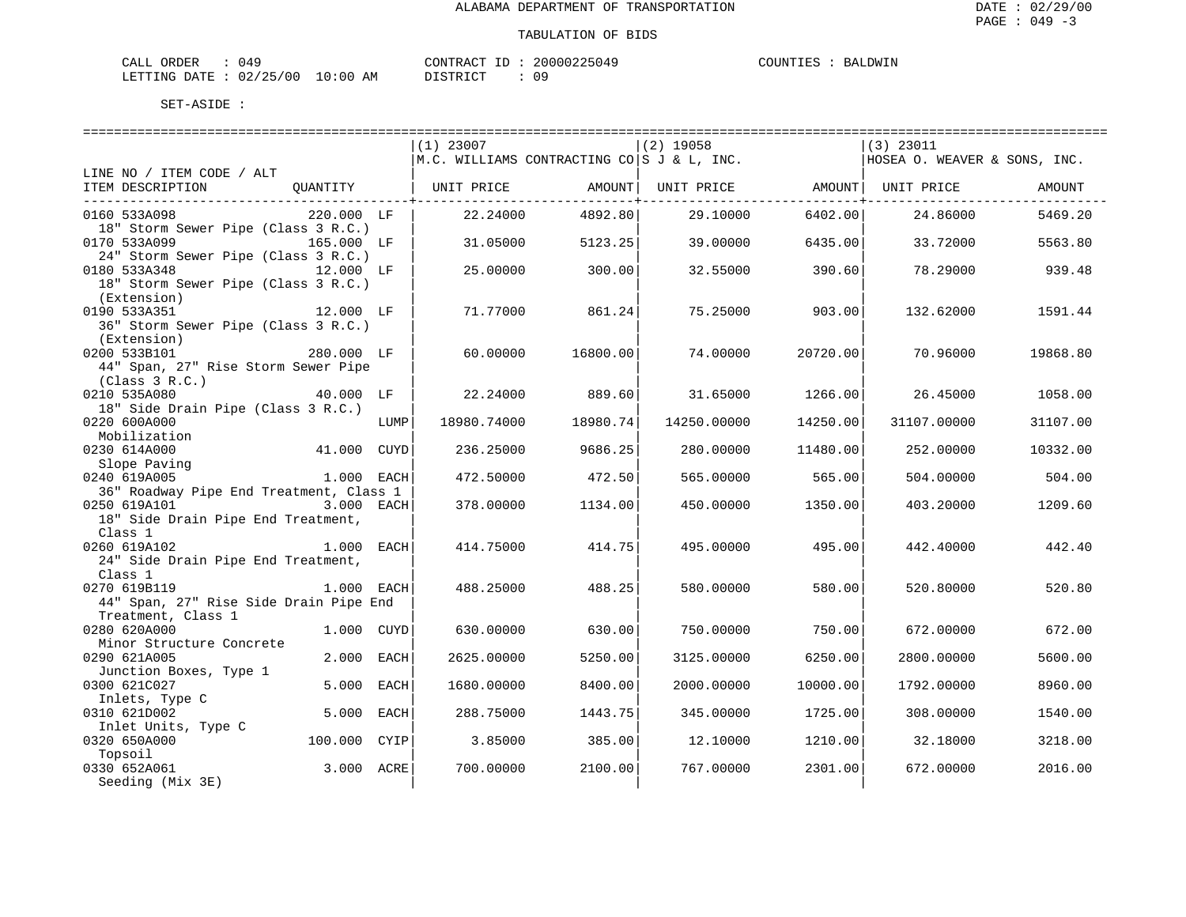ALABAMA DEPARTMENT OF TRANSPORTATION

TABULATION OF BIDS

DATE : 02/29/00
PAGE : 049 -3

CALL ORDER : 049 &nbsp;&nbsp;&nbsp;&nbsp; CONTRACT ID : 20000225049 &nbsp;&nbsp;&nbsp;&nbsp; COUNTIES : BALDWIN
LETTING DATE : 02/25/00 10:00 AM &nbsp;&nbsp;&nbsp;&nbsp; DISTRICT : 09

SET-ASIDE :

| LINE NO / ITEM CODE / ALT ITEM DESCRIPTION | QUANTITY | (1) 23007 M.C. WILLIAMS CONTRACTING CO UNIT PRICE | AMOUNT | (2) 19058 S J & L, INC. UNIT PRICE | AMOUNT | (3) 23011 HOSEA O. WEAVER & SONS, INC. UNIT PRICE | AMOUNT |
|---|---|---|---|---|---|---|---|
| 0160 533A098 18" Storm Sewer Pipe (Class 3 R.C.) | 220.000 LF | 22.24000 | 4892.80 | 29.10000 | 6402.00 | 24.86000 | 5469.20 |
| 0170 533A099 24" Storm Sewer Pipe (Class 3 R.C.) | 165.000 LF | 31.05000 | 5123.25 | 39.00000 | 6435.00 | 33.72000 | 5563.80 |
| 0180 533A348 18" Storm Sewer Pipe (Class 3 R.C.) (Extension) | 12.000 LF | 25.00000 | 300.00 | 32.55000 | 390.60 | 78.29000 | 939.48 |
| 0190 533A351 36" Storm Sewer Pipe (Class 3 R.C.) (Extension) | 12.000 LF | 71.77000 | 861.24 | 75.25000 | 903.00 | 132.62000 | 1591.44 |
| 0200 533B101 44" Span, 27" Rise Storm Sewer Pipe (Class 3 R.C.) | 280.000 LF | 60.00000 | 16800.00 | 74.00000 | 20720.00 | 70.96000 | 19868.80 |
| 0210 535A080 18" Side Drain Pipe (Class 3 R.C.) | 40.000 LF | 22.24000 | 889.60 | 31.65000 | 1266.00 | 26.45000 | 1058.00 |
| 0220 600A000 Mobilization | LUMP | 18980.74000 | 18980.74 | 14250.00000 | 14250.00 | 31107.00000 | 31107.00 |
| 0230 614A000 Slope Paving | 41.000 CUYD | 236.25000 | 9686.25 | 280.00000 | 11480.00 | 252.00000 | 10332.00 |
| 0240 619A005 36" Roadway Pipe End Treatment, Class 1 | 1.000 EACH | 472.50000 | 472.50 | 565.00000 | 565.00 | 504.00000 | 504.00 |
| 0250 619A101 18" Side Drain Pipe End Treatment, Class 1 | 3.000 EACH | 378.00000 | 1134.00 | 450.00000 | 1350.00 | 403.20000 | 1209.60 |
| 0260 619A102 24" Side Drain Pipe End Treatment, Class 1 | 1.000 EACH | 414.75000 | 414.75 | 495.00000 | 495.00 | 442.40000 | 442.40 |
| 0270 619B119 44" Span, 27" Rise Side Drain Pipe End Treatment, Class 1 | 1.000 EACH | 488.25000 | 488.25 | 580.00000 | 580.00 | 520.80000 | 520.80 |
| 0280 620A000 Minor Structure Concrete | 1.000 CUYD | 630.00000 | 630.00 | 750.00000 | 750.00 | 672.00000 | 672.00 |
| 0290 621A005 Junction Boxes, Type 1 | 2.000 EACH | 2625.00000 | 5250.00 | 3125.00000 | 6250.00 | 2800.00000 | 5600.00 |
| 0300 621C027 Inlets, Type C | 5.000 EACH | 1680.00000 | 8400.00 | 2000.00000 | 10000.00 | 1792.00000 | 8960.00 |
| 0310 621D002 Inlet Units, Type C | 5.000 EACH | 288.75000 | 1443.75 | 345.00000 | 1725.00 | 308.00000 | 1540.00 |
| 0320 650A000 Topsoil | 100.000 CYIP | 3.85000 | 385.00 | 12.10000 | 1210.00 | 32.18000 | 3218.00 |
| 0330 652A061 Seeding (Mix 3E) | 3.000 ACRE | 700.00000 | 2100.00 | 767.00000 | 2301.00 | 672.00000 | 2016.00 |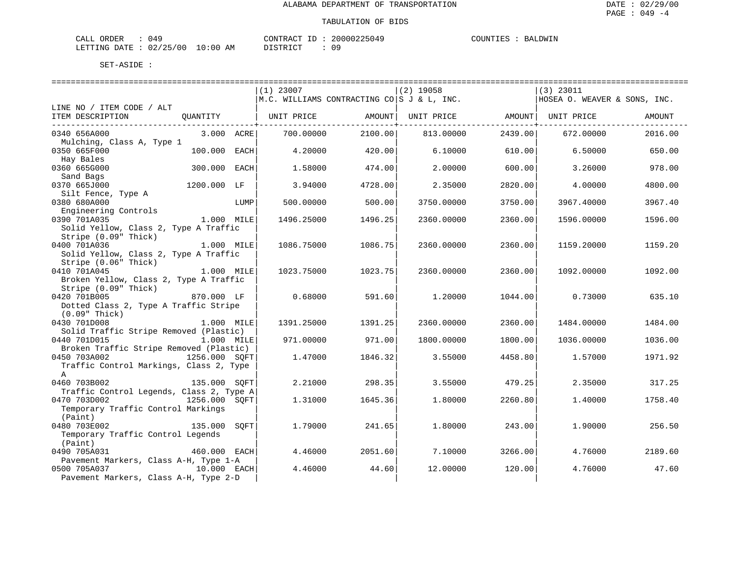ALABAMA DEPARTMENT OF TRANSPORTATION

TABULATION OF BIDS

CALL ORDER : 049　　CONTRACT ID : 20000225049　　COUNTIES : BALDWIN
LETTING DATE : 02/25/00 10:00 AM　　DISTRICT : 09

SET-ASIDE :

| LINE NO / ITEM CODE / ALT ITEM DESCRIPTION | QUANTITY | (1) 23007 M.C. WILLIAMS CONTRACTING CO UNIT PRICE | AMOUNT | (2) 19058 S J & L, INC. UNIT PRICE | AMOUNT | (3) 23011 HOSEA O. WEAVER & SONS, INC. UNIT PRICE | AMOUNT |
|---|---|---|---|---|---|---|---|
| 0340 656A000 Mulching, Class A, Type 1 | 3.000 ACRE | 700.00000 | 2100.00 | 813.00000 | 2439.00 | 672.00000 | 2016.00 |
| 0350 665F000 Hay Bales | 100.000 EACH | 4.20000 | 420.00 | 6.10000 | 610.00 | 6.50000 | 650.00 |
| 0360 665G000 Sand Bags | 300.000 EACH | 1.58000 | 474.00 | 2.00000 | 600.00 | 3.26000 | 978.00 |
| 0370 665J000 Silt Fence, Type A | 1200.000 LF | 3.94000 | 4728.00 | 2.35000 | 2820.00 | 4.00000 | 4800.00 |
| 0380 680A000 Engineering Controls | LUMP | 500.00000 | 500.00 | 3750.00000 | 3750.00 | 3967.40000 | 3967.40 |
| 0390 701A035 Solid Yellow, Class 2, Type A Traffic Stripe (0.09" Thick) | 1.000 MILE | 1496.25000 | 1496.25 | 2360.00000 | 2360.00 | 1596.00000 | 1596.00 |
| 0400 701A036 Solid Yellow, Class 2, Type A Traffic Stripe (0.06" Thick) | 1.000 MILE | 1086.75000 | 1086.75 | 2360.00000 | 2360.00 | 1159.20000 | 1159.20 |
| 0410 701A045 Broken Yellow, Class 2, Type A Traffic Stripe (0.09" Thick) | 1.000 MILE | 1023.75000 | 1023.75 | 2360.00000 | 2360.00 | 1092.00000 | 1092.00 |
| 0420 701B005 Dotted Class 2, Type A Traffic Stripe (0.09" Thick) | 870.000 LF | 0.68000 | 591.60 | 1.20000 | 1044.00 | 0.73000 | 635.10 |
| 0430 701D008 Solid Traffic Stripe Removed (Plastic) | 1.000 MILE | 1391.25000 | 1391.25 | 2360.00000 | 2360.00 | 1484.00000 | 1484.00 |
| 0440 701D015 Broken Traffic Stripe Removed (Plastic) | 1.000 MILE | 971.00000 | 971.00 | 1800.00000 | 1800.00 | 1036.00000 | 1036.00 |
| 0450 703A002 Traffic Control Markings, Class 2, Type A | 1256.000 SQFT | 1.47000 | 1846.32 | 3.55000 | 4458.80 | 1.57000 | 1971.92 |
| 0460 703B002 Traffic Control Legends, Class 2, Type A | 135.000 SQFT | 2.21000 | 298.35 | 3.55000 | 479.25 | 2.35000 | 317.25 |
| 0470 703D002 Temporary Traffic Control Markings (Paint) | 1256.000 SQFT | 1.31000 | 1645.36 | 1.80000 | 2260.80 | 1.40000 | 1758.40 |
| 0480 703E002 Temporary Traffic Control Legends (Paint) | 135.000 SQFT | 1.79000 | 241.65 | 1.80000 | 243.00 | 1.90000 | 256.50 |
| 0490 705A031 Pavement Markers, Class A-H, Type 1-A | 460.000 EACH | 4.46000 | 2051.60 | 7.10000 | 3266.00 | 4.76000 | 2189.60 |
| 0500 705A037 Pavement Markers, Class A-H, Type 2-D | 10.000 EACH | 4.46000 | 44.60 | 12.00000 | 120.00 | 4.76000 | 47.60 |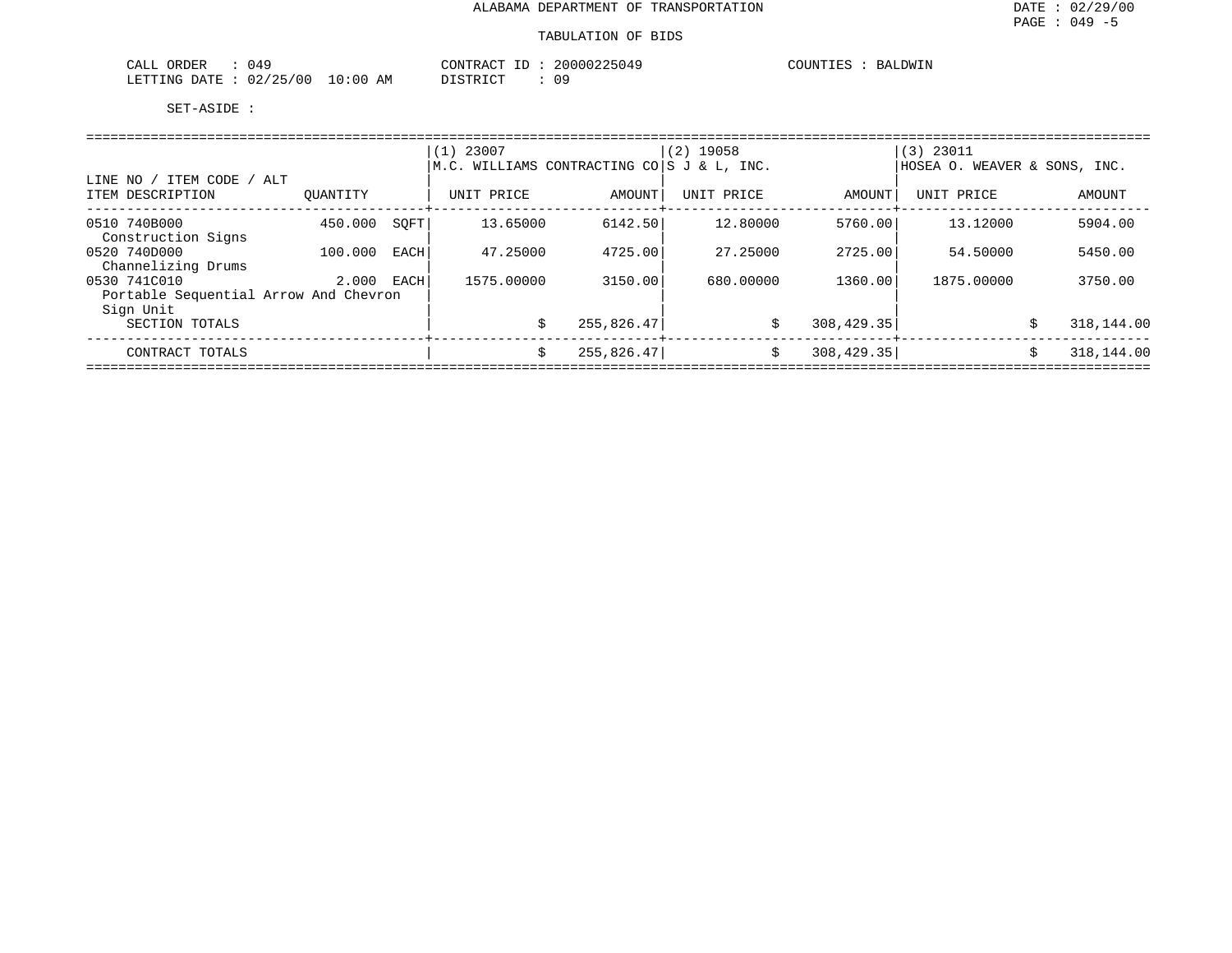ALABAMA DEPARTMENT OF TRANSPORTATION

TABULATION OF BIDS

CALL ORDER : 049
LETTING DATE : 02/25/00 10:00 AM

CONTRACT ID : 20000225049
DISTRICT : 09

COUNTIES : BALDWIN

SET-ASIDE :

| LINE NO / ITEM CODE / ALT<br>ITEM DESCRIPTION | QUANTITY | | (1) 23007<br>M.C. WILLIAMS CONTRACTING CO<br>UNIT PRICE | AMOUNT | (2) 19058<br>S J & L, INC.<br>UNIT PRICE | AMOUNT | (3) 23011<br>HOSEA O. WEAVER & SONS, INC.<br>UNIT PRICE | AMOUNT |
|---|---|---|---|---|---|---|---|---|
| 0510 740B000<br>Construction Signs | 450.000 | SQFT | 13.65000 | 6142.50 | 12.80000 | 5760.00 | 13.12000 | 5904.00 |
| 0520 740D000<br>Channelizing Drums | 100.000 | EACH | 47.25000 | 4725.00 | 27.25000 | 2725.00 | 54.50000 | 5450.00 |
| 0530 741C010<br>Portable Sequential Arrow And Chevron Sign Unit | 2.000 | EACH | 1575.00000 | 3150.00 | 680.00000 | 1360.00 | 1875.00000 | 3750.00 |
| SECTION TOTALS | | | $ | 255,826.47 | $ | 308,429.35 | $ | 318,144.00 |
| CONTRACT TOTALS | | | $ | 255,826.47 | $ | 308,429.35 | $ | 318,144.00 |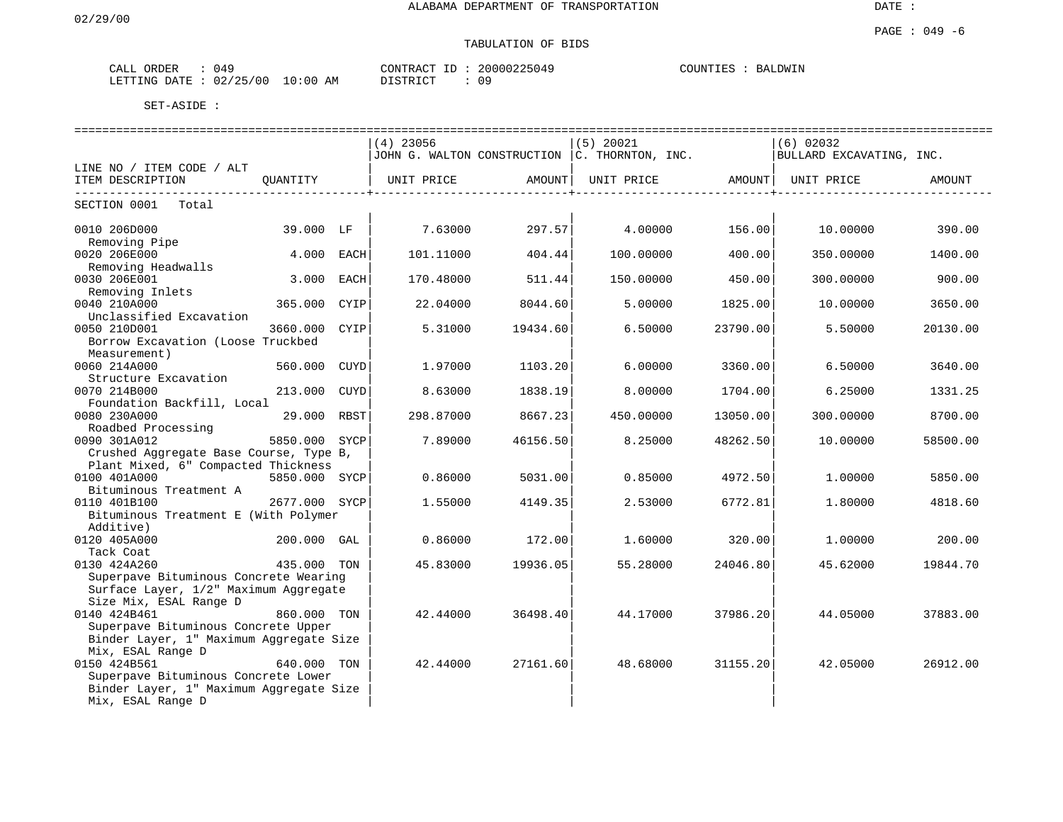ALABAMA DEPARTMENT OF TRANSPORTATION

02/29/00

DATE :

PAGE : 049 -6

TABULATION OF BIDS

CALL ORDER : 049    CONTRACT ID : 20000225049    COUNTIES : BALDWIN
LETTING DATE : 02/25/00 10:00 AM    DISTRICT : 09

SET-ASIDE :

| LINE NO / ITEM CODE / ALT ITEM DESCRIPTION | QUANTITY | | (4) 23056 JOHN G. WALTON CONSTRUCTION UNIT PRICE | AMOUNT | (5) 20021 C. THORNTON, INC. UNIT PRICE | AMOUNT | (6) 02032 BULLARD EXCAVATING, INC. UNIT PRICE | AMOUNT |
|---|---|---|---|---|---|---|---|---|
| SECTION 0001 Total | | | | | | | | |
| 0010 206D000 Removing Pipe | 39.000 | LF | 7.63000 | 297.57 | 4.00000 | 156.00 | 10.00000 | 390.00 |
| 0020 206E000 Removing Headwalls | 4.000 | EACH | 101.11000 | 404.44 | 100.00000 | 400.00 | 350.00000 | 1400.00 |
| 0030 206E001 Removing Inlets | 3.000 | EACH | 170.48000 | 511.44 | 150.00000 | 450.00 | 300.00000 | 900.00 |
| 0040 210A000 Unclassified Excavation | 365.000 | CYIP | 22.04000 | 8044.60 | 5.00000 | 1825.00 | 10.00000 | 3650.00 |
| 0050 210D001 Borrow Excavation (Loose Truckbed Measurement) | 3660.000 | CYIP | 5.31000 | 19434.60 | 6.50000 | 23790.00 | 5.50000 | 20130.00 |
| 0060 214A000 Structure Excavation | 560.000 | CUYD | 1.97000 | 1103.20 | 6.00000 | 3360.00 | 6.50000 | 3640.00 |
| 0070 214B000 Foundation Backfill, Local | 213.000 | CUYD | 8.63000 | 1838.19 | 8.00000 | 1704.00 | 6.25000 | 1331.25 |
| 0080 230A000 Roadbed Processing | 29.000 | RBST | 298.87000 | 8667.23 | 450.00000 | 13050.00 | 300.00000 | 8700.00 |
| 0090 301A012 Crushed Aggregate Base Course, Type B, Plant Mixed, 6" Compacted Thickness | 5850.000 | SYCP | 7.89000 | 46156.50 | 8.25000 | 48262.50 | 10.00000 | 58500.00 |
| 0100 401A000 Bituminous Treatment A | 5850.000 | SYCP | 0.86000 | 5031.00 | 0.85000 | 4972.50 | 1.00000 | 5850.00 |
| 0110 401B100 Bituminous Treatment E (With Polymer Additive) | 2677.000 | SYCP | 1.55000 | 4149.35 | 2.53000 | 6772.81 | 1.80000 | 4818.60 |
| 0120 405A000 Tack Coat | 200.000 | GAL | 0.86000 | 172.00 | 1.60000 | 320.00 | 1.00000 | 200.00 |
| 0130 424A260 Superpave Bituminous Concrete Wearing Surface Layer, 1/2" Maximum Aggregate Size Mix, ESAL Range D | 435.000 | TON | 45.83000 | 19936.05 | 55.28000 | 24046.80 | 45.62000 | 19844.70 |
| 0140 424B461 Superpave Bituminous Concrete Upper Binder Layer, 1" Maximum Aggregate Size Mix, ESAL Range D | 860.000 | TON | 42.44000 | 36498.40 | 44.17000 | 37986.20 | 44.05000 | 37883.00 |
| 0150 424B561 Superpave Bituminous Concrete Lower Binder Layer, 1" Maximum Aggregate Size Mix, ESAL Range D | 640.000 | TON | 42.44000 | 27161.60 | 48.68000 | 31155.20 | 42.05000 | 26912.00 |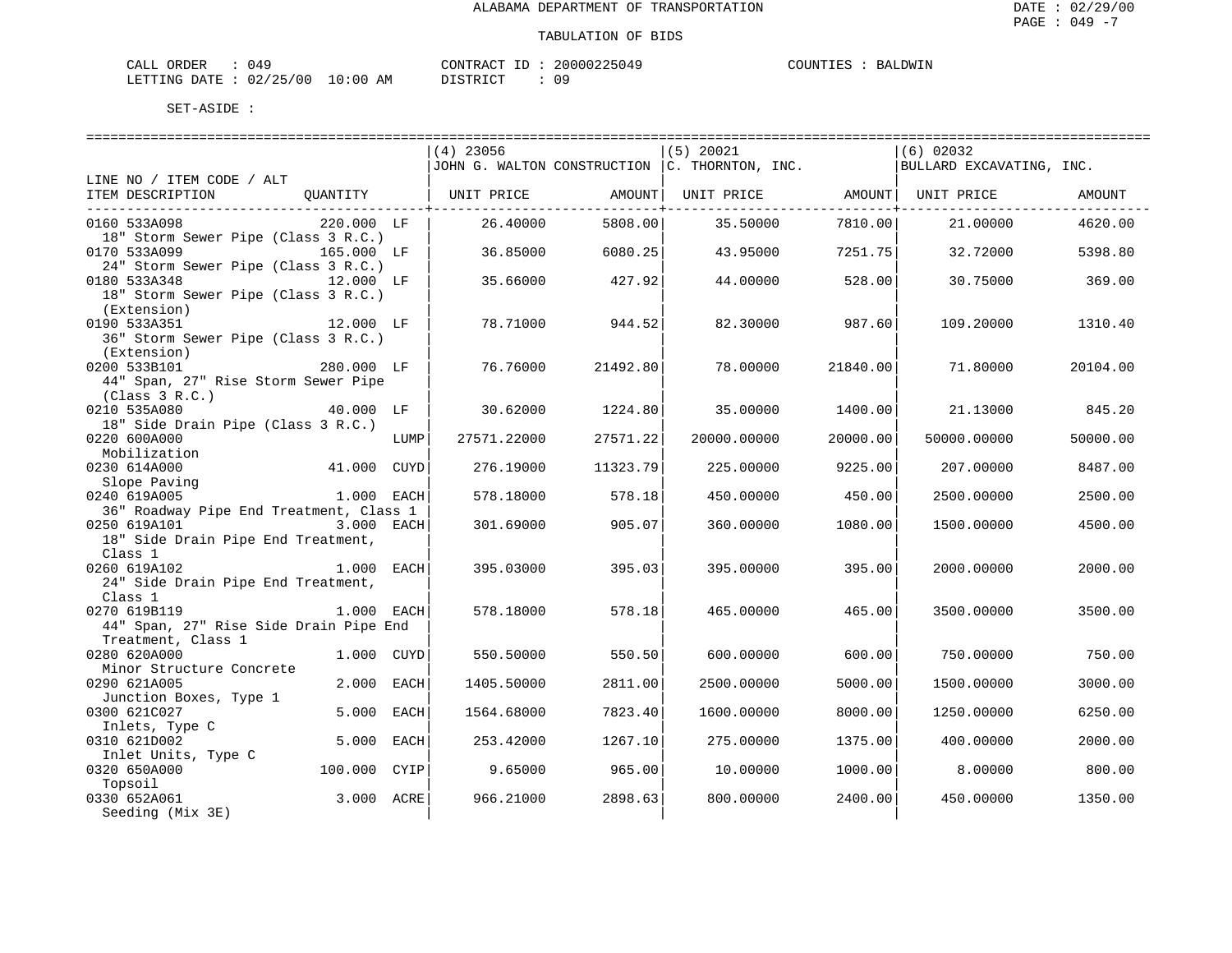ALABAMA DEPARTMENT OF TRANSPORTATION

TABULATION OF BIDS

DATE : 02/29/00

CALL ORDER : 049    CONTRACT ID : 20000225049    COUNTIES : BALDWIN
LETTING DATE : 02/25/00 10:00 AM    DISTRICT : 09

SET-ASIDE :

| LINE NO / ITEM CODE / ALT ITEM DESCRIPTION | QUANTITY | | (4) 23056 JOHN G. WALTON CONSTRUCTION UNIT PRICE | AMOUNT | (5) 20021 C. THORNTON, INC. UNIT PRICE | AMOUNT | (6) 02032 BULLARD EXCAVATING, INC. UNIT PRICE | AMOUNT |
|---|---|---|---|---|---|---|---|---|
| 0160 533A098 18" Storm Sewer Pipe (Class 3 R.C.) | 220.000 | LF | 26.40000 | 5808.00 | 35.50000 | 7810.00 | 21.00000 | 4620.00 |
| 0170 533A099 24" Storm Sewer Pipe (Class 3 R.C.) | 165.000 | LF | 36.85000 | 6080.25 | 43.95000 | 7251.75 | 32.72000 | 5398.80 |
| 0180 533A348 18" Storm Sewer Pipe (Class 3 R.C.) (Extension) | 12.000 | LF | 35.66000 | 427.92 | 44.00000 | 528.00 | 30.75000 | 369.00 |
| 0190 533A351 36" Storm Sewer Pipe (Class 3 R.C.) (Extension) | 12.000 | LF | 78.71000 | 944.52 | 82.30000 | 987.60 | 109.20000 | 1310.40 |
| 0200 533B101 44" Span, 27" Rise Storm Sewer Pipe (Class 3 R.C.) | 280.000 | LF | 76.76000 | 21492.80 | 78.00000 | 21840.00 | 71.80000 | 20104.00 |
| 0210 535A080 18" Side Drain Pipe (Class 3 R.C.) | 40.000 | LF | 30.62000 | 1224.80 | 35.00000 | 1400.00 | 21.13000 | 845.20 |
| 0220 600A000 Mobilization | | LUMP | 27571.22000 | 27571.22 | 20000.00000 | 20000.00 | 50000.00000 | 50000.00 |
| 0230 614A000 Slope Paving | 41.000 | CUYD | 276.19000 | 11323.79 | 225.00000 | 9225.00 | 207.00000 | 8487.00 |
| 0240 619A005 36" Roadway Pipe End Treatment, Class 1 | 1.000 | EACH | 578.18000 | 578.18 | 450.00000 | 450.00 | 2500.00000 | 2500.00 |
| 0250 619A101 18" Side Drain Pipe End Treatment, Class 1 | 3.000 | EACH | 301.69000 | 905.07 | 360.00000 | 1080.00 | 1500.00000 | 4500.00 |
| 0260 619A102 24" Side Drain Pipe End Treatment, Class 1 | 1.000 | EACH | 395.03000 | 395.03 | 395.00000 | 395.00 | 2000.00000 | 2000.00 |
| 0270 619B119 44" Span, 27" Rise Side Drain Pipe End Treatment, Class 1 | 1.000 | EACH | 578.18000 | 578.18 | 465.00000 | 465.00 | 3500.00000 | 3500.00 |
| 0280 620A000 Minor Structure Concrete | 1.000 | CUYD | 550.50000 | 550.50 | 600.00000 | 600.00 | 750.00000 | 750.00 |
| 0290 621A005 Junction Boxes, Type 1 | 2.000 | EACH | 1405.50000 | 2811.00 | 2500.00000 | 5000.00 | 1500.00000 | 3000.00 |
| 0300 621C027 Inlets, Type C | 5.000 | EACH | 1564.68000 | 7823.40 | 1600.00000 | 8000.00 | 1250.00000 | 6250.00 |
| 0310 621D002 Inlet Units, Type C | 5.000 | EACH | 253.42000 | 1267.10 | 275.00000 | 1375.00 | 400.00000 | 2000.00 |
| 0320 650A000 Topsoil | 100.000 | CYIP | 9.65000 | 965.00 | 10.00000 | 1000.00 | 8.00000 | 800.00 |
| 0330 652A061 Seeding (Mix 3E) | 3.000 | ACRE | 966.21000 | 2898.63 | 800.00000 | 2400.00 | 450.00000 | 1350.00 |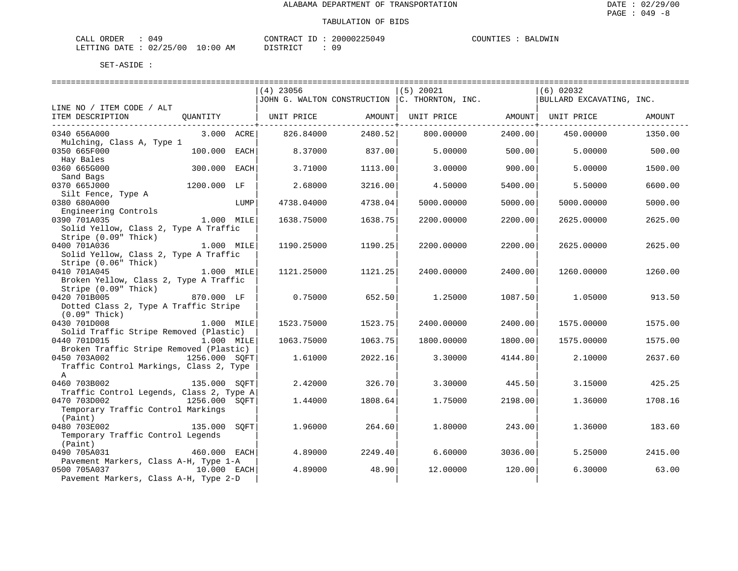ALABAMA DEPARTMENT OF TRANSPORTATION

TABULATION OF BIDS

CALL ORDER : 049 CONTRACT ID : 20000225049 COUNTIES : BALDWIN
LETTING DATE : 02/25/00 10:00 AM DISTRICT : 09

SET-ASIDE :

| LINE NO / ITEM CODE / ALT ITEM DESCRIPTION | QUANTITY | (4) 23056 JOHN G. WALTON CONSTRUCTION UNIT PRICE | AMOUNT | (5) 20021 C. THORNTON, INC. UNIT PRICE | AMOUNT | (6) 02032 BULLARD EXCAVATING, INC. UNIT PRICE | AMOUNT |
|---|---|---|---|---|---|---|---|
| 0340 656A000 Mulching, Class A, Type 1 | 3.000 ACRE | 826.84000 | 2480.52 | 800.00000 | 2400.00 | 450.00000 | 1350.00 |
| 0350 665F000 Hay Bales | 100.000 EACH | 8.37000 | 837.00 | 5.00000 | 500.00 | 5.00000 | 500.00 |
| 0360 665G000 Sand Bags | 300.000 EACH | 3.71000 | 1113.00 | 3.00000 | 900.00 | 5.00000 | 1500.00 |
| 0370 665J000 Silt Fence, Type A | 1200.000 LF | 2.68000 | 3216.00 | 4.50000 | 5400.00 | 5.50000 | 6600.00 |
| 0380 680A000 Engineering Controls | LUMP | 4738.04000 | 4738.04 | 5000.00000 | 5000.00 | 5000.00000 | 5000.00 |
| 0390 701A035 Solid Yellow, Class 2, Type A Traffic Stripe (0.09" Thick) | 1.000 MILE | 1638.75000 | 1638.75 | 2200.00000 | 2200.00 | 2625.00000 | 2625.00 |
| 0400 701A036 Solid Yellow, Class 2, Type A Traffic Stripe (0.06" Thick) | 1.000 MILE | 1190.25000 | 1190.25 | 2200.00000 | 2200.00 | 2625.00000 | 2625.00 |
| 0410 701A045 Broken Yellow, Class 2, Type A Traffic Stripe (0.09" Thick) | 1.000 MILE | 1121.25000 | 1121.25 | 2400.00000 | 2400.00 | 1260.00000 | 1260.00 |
| 0420 701B005 Dotted Class 2, Type A Traffic Stripe (0.09" Thick) | 870.000 LF | 0.75000 | 652.50 | 1.25000 | 1087.50 | 1.05000 | 913.50 |
| 0430 701D008 Solid Traffic Stripe Removed (Plastic) | 1.000 MILE | 1523.75000 | 1523.75 | 2400.00000 | 2400.00 | 1575.00000 | 1575.00 |
| 0440 701D015 Broken Traffic Stripe Removed (Plastic) | 1.000 MILE | 1063.75000 | 1063.75 | 1800.00000 | 1800.00 | 1575.00000 | 1575.00 |
| 0450 703A002 Traffic Control Markings, Class 2, Type A | 1256.000 SQFT | 1.61000 | 2022.16 | 3.30000 | 4144.80 | 2.10000 | 2637.60 |
| 0460 703B002 Traffic Control Legends, Class 2, Type A | 135.000 SQFT | 2.42000 | 326.70 | 3.30000 | 445.50 | 3.15000 | 425.25 |
| 0470 703D002 Temporary Traffic Control Markings (Paint) | 1256.000 SQFT | 1.44000 | 1808.64 | 1.75000 | 2198.00 | 1.36000 | 1708.16 |
| 0480 703E002 Temporary Traffic Control Legends (Paint) | 135.000 SQFT | 1.96000 | 264.60 | 1.80000 | 243.00 | 1.36000 | 183.60 |
| 0490 705A031 Pavement Markers, Class A-H, Type 1-A | 460.000 EACH | 4.89000 | 2249.40 | 6.60000 | 3036.00 | 5.25000 | 2415.00 |
| 0500 705A037 Pavement Markers, Class A-H, Type 2-D | 10.000 EACH | 4.89000 | 48.90 | 12.00000 | 120.00 | 6.30000 | 63.00 |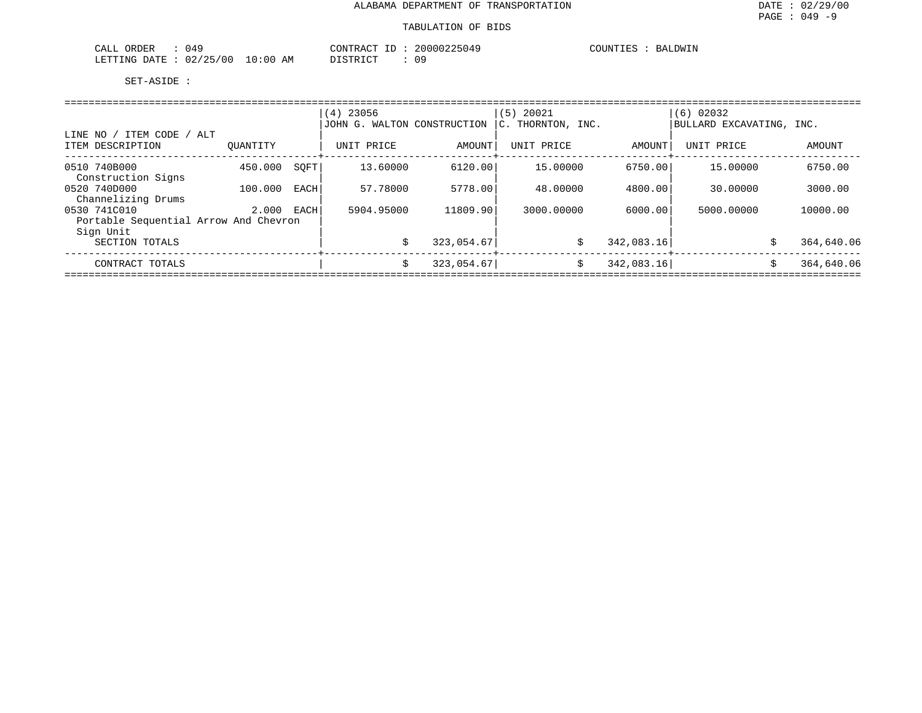ALABAMA DEPARTMENT OF TRANSPORTATION

TABULATION OF BIDS

DATE : 02/29/00
PAGE : 049 -9

CALL ORDER : 049
LETTING DATE : 02/25/00 10:00 AM

CONTRACT ID : 20000225049
DISTRICT : 09

COUNTIES : BALDWIN

SET-ASIDE :

| LINE NO / ITEM CODE / ALT<br>ITEM DESCRIPTION | QUANTITY | | (4) 23056<br>JOHN G. WALTON CONSTRUCTION<br>UNIT PRICE | AMOUNT | (5) 20021<br>C. THORNTON, INC.<br>UNIT PRICE | AMOUNT | (6) 02032<br>BULLARD EXCAVATING, INC.<br>UNIT PRICE | AMOUNT |
|---|---|---|---|---|---|---|---|---|
| 0510 740B000<br>Construction Signs | 450.000 | SQFT | 13.60000 | 6120.00 | 15.00000 | 6750.00 | 15.00000 | 6750.00 |
| 0520 740D000<br>Channelizing Drums | 100.000 | EACH | 57.78000 | 5778.00 | 48.00000 | 4800.00 | 30.00000 | 3000.00 |
| 0530 741C010<br>Portable Sequential Arrow And Chevron Sign Unit | 2.000 | EACH | 5904.95000 | 11809.90 | 3000.00000 | 6000.00 | 5000.00000 | 10000.00 |
| SECTION TOTALS | | | | $ 323,054.67 | | $ 342,083.16 | | $ 364,640.06 |
| CONTRACT TOTALS | | | | $ 323,054.67 | | $ 342,083.16 | | $ 364,640.06 |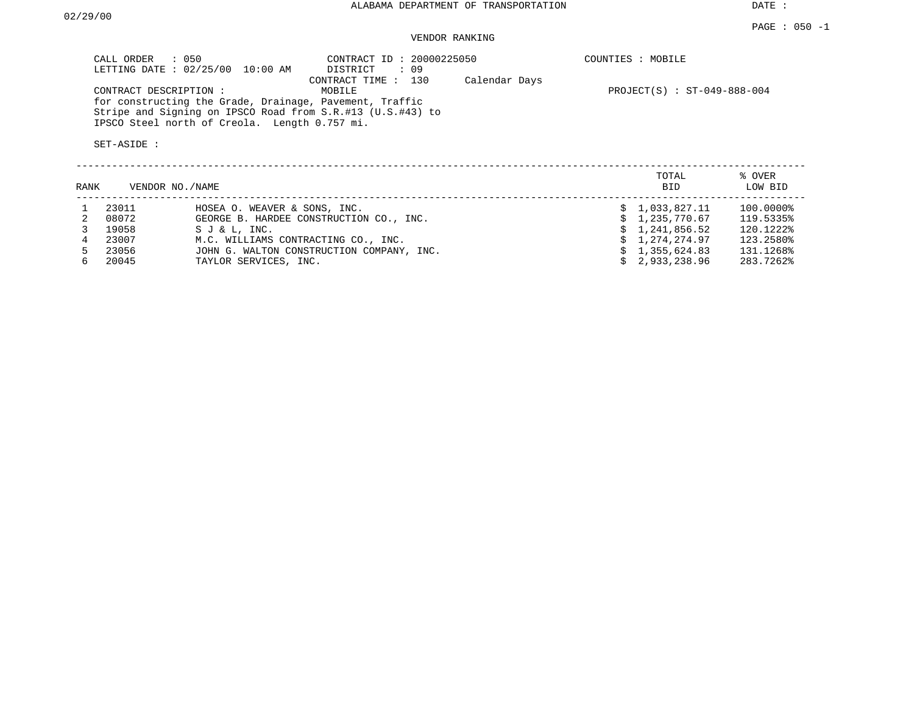# ALABAMA DEPARTMENT OF TRANSPORTATION

DATE : 02/29/00

## VENDOR RANKING

CALL ORDER : 050
LETTING DATE : 02/25/00 10:00 AM
CONTRACT ID : 20000225050
DISTRICT : 09
CONTRACT TIME : 130 Calendar Days
COUNTIES : MOBILE

CONTRACT DESCRIPTION : MOBILE
for constructing the Grade, Drainage, Pavement, Traffic Stripe and Signing on IPSCO Road from S.R.#13 (U.S.#43) to IPSCO Steel north of Creola. Length 0.757 mi.

PROJECT(S) : ST-049-888-004

SET-ASIDE :

| RANK | VENDOR NO. | NAME | TOTAL BID | % OVER LOW BID |
|---|---|---|---|---|
| 1 | 23011 | HOSEA O. WEAVER & SONS, INC. | $ 1,033,827.11 | 100.0000% |
| 2 | 08072 | GEORGE B. HARDEE CONSTRUCTION CO., INC. | $ 1,235,770.67 | 119.5335% |
| 3 | 19058 | S J & L, INC. | $ 1,241,856.52 | 120.1222% |
| 4 | 23007 | M.C. WILLIAMS CONTRACTING CO., INC. | $ 1,274,274.97 | 123.2580% |
| 5 | 23056 | JOHN G. WALTON CONSTRUCTION COMPANY, INC. | $ 1,355,624.83 | 131.1268% |
| 6 | 20045 | TAYLOR SERVICES, INC. | $ 2,933,238.96 | 283.7262% |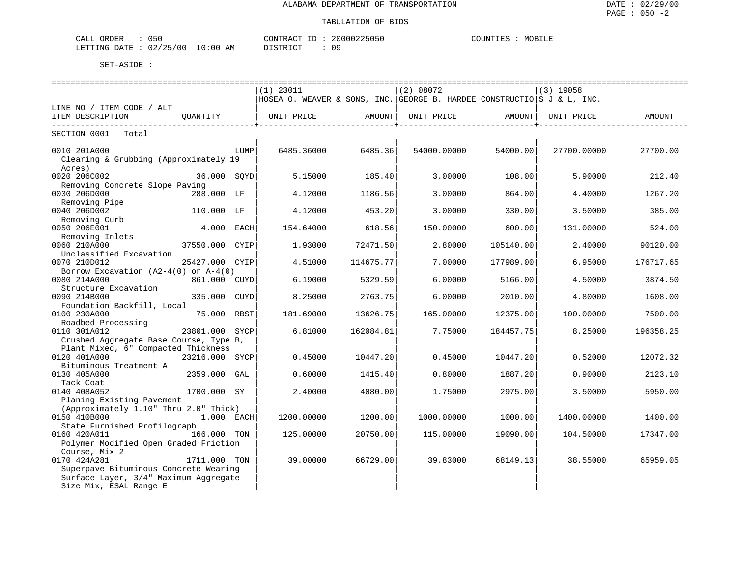ALABAMA DEPARTMENT OF TRANSPORTATION

TABULATION OF BIDS

CALL ORDER : 050  
LETTING DATE : 02/25/00 10:00 AM  
CONTRACT ID : 20000225050  
DISTRICT : 09  
COUNTIES : MOBILE

SET-ASIDE :

| LINE NO / ITEM CODE / ALT ITEM DESCRIPTION | QUANTITY | (1) 23011 HOSEA O. WEAVER & SONS, INC. UNIT PRICE | AMOUNT | (2) 08072 GEORGE B. HARDEE CONSTRUCTIO UNIT PRICE | AMOUNT | (3) 19058 S J & L, INC. UNIT PRICE | AMOUNT |
|---|---|---|---|---|---|---|---|
| SECTION 0001 Total | | | | | | | |
| 0010 201A000 Clearing & Grubbing (Approximately 19 Acres) | LUMP | 6485.36000 | 6485.36 | 54000.00000 | 54000.00 | 27700.00000 | 27700.00 |
| 0020 206C002 Removing Concrete Slope Paving | 36.000 SQYD | 5.15000 | 185.40 | 3.00000 | 108.00 | 5.90000 | 212.40 |
| 0030 206D000 Removing Pipe | 288.000 LF | 4.12000 | 1186.56 | 3.00000 | 864.00 | 4.40000 | 1267.20 |
| 0040 206D002 Removing Curb | 110.000 LF | 4.12000 | 453.20 | 3.00000 | 330.00 | 3.50000 | 385.00 |
| 0050 206E001 Removing Inlets | 4.000 EACH | 154.64000 | 618.56 | 150.00000 | 600.00 | 131.00000 | 524.00 |
| 0060 210A000 Unclassified Excavation | 37550.000 CYIP | 1.93000 | 72471.50 | 2.80000 | 105140.00 | 2.40000 | 90120.00 |
| 0070 210D012 Borrow Excavation (A2-4(0) or A-4(0) | 25427.000 CYIP | 4.51000 | 114675.77 | 7.00000 | 177989.00 | 6.95000 | 176717.65 |
| 0080 214A000 Structure Excavation | 861.000 CUYD | 6.19000 | 5329.59 | 6.00000 | 5166.00 | 4.50000 | 3874.50 |
| 0090 214B000 Foundation Backfill, Local | 335.000 CUYD | 8.25000 | 2763.75 | 6.00000 | 2010.00 | 4.80000 | 1608.00 |
| 0100 230A000 Roadbed Processing | 75.000 RBST | 181.69000 | 13626.75 | 165.00000 | 12375.00 | 100.00000 | 7500.00 |
| 0110 301A012 Crushed Aggregate Base Course, Type B, Plant Mixed, 6" Compacted Thickness | 23801.000 SYCP | 6.81000 | 162084.81 | 7.75000 | 184457.75 | 8.25000 | 196358.25 |
| 0120 401A000 Bituminous Treatment A | 23216.000 SYCP | 0.45000 | 10447.20 | 0.45000 | 10447.20 | 0.52000 | 12072.32 |
| 0130 405A000 Tack Coat | 2359.000 GAL | 0.60000 | 1415.40 | 0.80000 | 1887.20 | 0.90000 | 2123.10 |
| 0140 408A052 Planing Existing Pavement (Approximately 1.10" Thru 2.0" Thick) | 1700.000 SY | 2.40000 | 4080.00 | 1.75000 | 2975.00 | 3.50000 | 5950.00 |
| 0150 410B000 State Furnished Profilograph | 1.000 EACH | 1200.00000 | 1200.00 | 1000.00000 | 1000.00 | 1400.00000 | 1400.00 |
| 0160 420A011 Polymer Modified Open Graded Friction Course, Mix 2 | 166.000 TON | 125.00000 | 20750.00 | 115.00000 | 19090.00 | 104.50000 | 17347.00 |
| 0170 424A281 Superpave Bituminous Concrete Wearing Surface Layer, 3/4" Maximum Aggregate Size Mix, ESAL Range E | 1711.000 TON | 39.00000 | 66729.00 | 39.83000 | 68149.13 | 38.55000 | 65959.05 |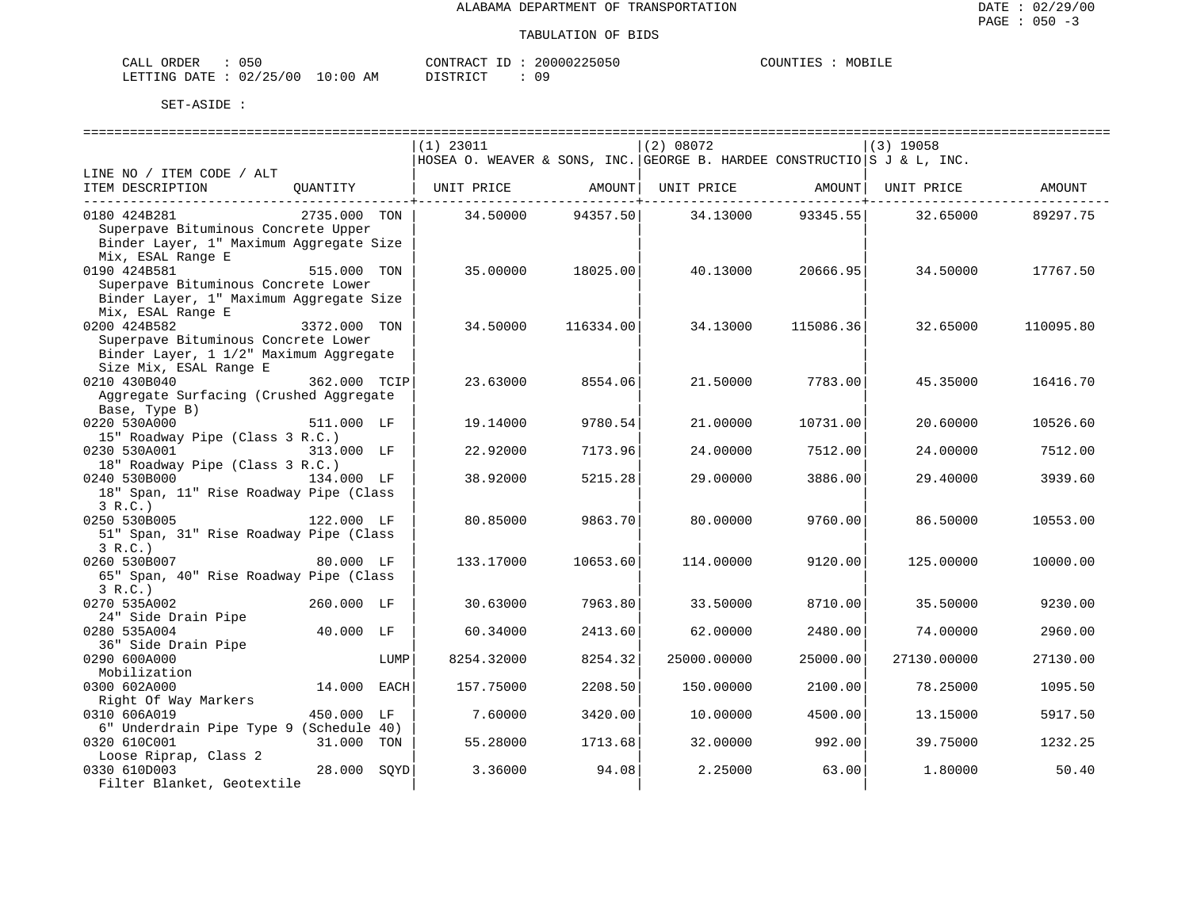# ALABAMA DEPARTMENT OF TRANSPORTATION

## TABULATION OF BIDS

CALL ORDER : 050 CONTRACT ID : 20000225050 COUNTIES : MOBILE
LETTING DATE : 02/25/00 10:00 AM DISTRICT : 09

SET-ASIDE :

| LINE NO / ITEM CODE / ALT ITEM DESCRIPTION | QUANTITY | (1) 23011 HOSEA O. WEAVER & SONS, INC. UNIT PRICE | AMOUNT | (2) 08072 GEORGE B. HARDEE CONSTRUCTIO UNIT PRICE | AMOUNT | (3) 19058 S J & L, INC. UNIT PRICE | AMOUNT |
|---|---|---|---|---|---|---|---|
| 0180 424B281 Superpave Bituminous Concrete Upper Binder Layer, 1" Maximum Aggregate Size Mix, ESAL Range E | 2735.000 TON | 34.50000 | 94357.50 | 34.13000 | 93345.55 | 32.65000 | 89297.75 |
| 0190 424B581 Superpave Bituminous Concrete Lower Binder Layer, 1" Maximum Aggregate Size Mix, ESAL Range E | 515.000 TON | 35.00000 | 18025.00 | 40.13000 | 20666.95 | 34.50000 | 17767.50 |
| 0200 424B582 Superpave Bituminous Concrete Lower Binder Layer, 1 1/2" Maximum Aggregate Size Mix, ESAL Range E | 3372.000 TON | 34.50000 | 116334.00 | 34.13000 | 115086.36 | 32.65000 | 110095.80 |
| 0210 430B040 Aggregate Surfacing (Crushed Aggregate Base, Type B) | 362.000 TCIP | 23.63000 | 8554.06 | 21.50000 | 7783.00 | 45.35000 | 16416.70 |
| 0220 530A000 15" Roadway Pipe (Class 3 R.C.) | 511.000 LF | 19.14000 | 9780.54 | 21.00000 | 10731.00 | 20.60000 | 10526.60 |
| 0230 530A001 18" Roadway Pipe (Class 3 R.C.) | 313.000 LF | 22.92000 | 7173.96 | 24.00000 | 7512.00 | 24.00000 | 7512.00 |
| 0240 530B000 18" Span, 11" Rise Roadway Pipe (Class 3 R.C.) | 134.000 LF | 38.92000 | 5215.28 | 29.00000 | 3886.00 | 29.40000 | 3939.60 |
| 0250 530B005 51" Span, 31" Rise Roadway Pipe (Class 3 R.C.) | 122.000 LF | 80.85000 | 9863.70 | 80.00000 | 9760.00 | 86.50000 | 10553.00 |
| 0260 530B007 65" Span, 40" Rise Roadway Pipe (Class 3 R.C.) | 80.000 LF | 133.17000 | 10653.60 | 114.00000 | 9120.00 | 125.00000 | 10000.00 |
| 0270 535A002 24" Side Drain Pipe | 260.000 LF | 30.63000 | 7963.80 | 33.50000 | 8710.00 | 35.50000 | 9230.00 |
| 0280 535A004 36" Side Drain Pipe | 40.000 LF | 60.34000 | 2413.60 | 62.00000 | 2480.00 | 74.00000 | 2960.00 |
| 0290 600A000 Mobilization | LUMP | 8254.32000 | 8254.32 | 25000.00000 | 25000.00 | 27130.00000 | 27130.00 |
| 0300 602A000 Right Of Way Markers | 14.000 EACH | 157.75000 | 2208.50 | 150.00000 | 2100.00 | 78.25000 | 1095.50 |
| 0310 606A019 6" Underdrain Pipe Type 9 (Schedule 40) | 450.000 LF | 7.60000 | 3420.00 | 10.00000 | 4500.00 | 13.15000 | 5917.50 |
| 0320 610C001 Loose Riprap, Class 2 | 31.000 TON | 55.28000 | 1713.68 | 32.00000 | 992.00 | 39.75000 | 1232.25 |
| 0330 610D003 Filter Blanket, Geotextile | 28.000 SQYD | 3.36000 | 94.08 | 2.25000 | 63.00 | 1.80000 | 50.40 |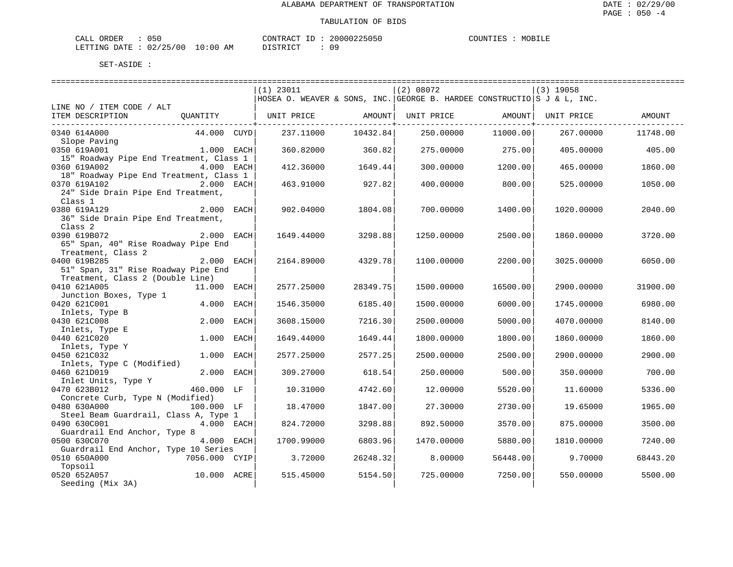# ALABAMA DEPARTMENT OF TRANSPORTATION

## TABULATION OF BIDS

CALL ORDER : 050 CONTRACT ID : 20000225050 COUNTIES : MOBILE
LETTING DATE : 02/25/00 10:00 AM DISTRICT : 09

SET-ASIDE :

| LINE NO / ITEM CODE / ALT<br>ITEM DESCRIPTION | QUANTITY | (1) 23011<br>HOSEA O. WEAVER & SONS, INC.<br>UNIT PRICE | AMOUNT | (2) 08072<br>GEORGE B. HARDEE CONSTRUCTIO<br>UNIT PRICE | AMOUNT | (3) 19058<br>S J & L, INC.<br>UNIT PRICE | AMOUNT |
|---|---|---|---|---|---|---|---|
| 0340 614A000<br>Slope Paving | 44.000 CUYD | 237.11000 | 10432.84 | 250.00000 | 11000.00 | 267.00000 | 11748.00 |
| 0350 619A001<br>15" Roadway Pipe End Treatment, Class 1 | 1.000 EACH | 360.82000 | 360.82 | 275.00000 | 275.00 | 405.00000 | 405.00 |
| 0360 619A002<br>18" Roadway Pipe End Treatment, Class 1 | 4.000 EACH | 412.36000 | 1649.44 | 300.00000 | 1200.00 | 465.00000 | 1860.00 |
| 0370 619A102<br>24" Side Drain Pipe End Treatment, Class 1 | 2.000 EACH | 463.91000 | 927.82 | 400.00000 | 800.00 | 525.00000 | 1050.00 |
| 0380 619A129<br>36" Side Drain Pipe End Treatment, Class 2 | 2.000 EACH | 902.04000 | 1804.08 | 700.00000 | 1400.00 | 1020.00000 | 2040.00 |
| 0390 619B072<br>65" Span, 40" Rise Roadway Pipe End Treatment, Class 2 | 2.000 EACH | 1649.44000 | 3298.88 | 1250.00000 | 2500.00 | 1860.00000 | 3720.00 |
| 0400 619B285<br>51" Span, 31" Rise Roadway Pipe End Treatment, Class 2 (Double Line) | 2.000 EACH | 2164.89000 | 4329.78 | 1100.00000 | 2200.00 | 3025.00000 | 6050.00 |
| 0410 621A005<br>Junction Boxes, Type 1 | 11.000 EACH | 2577.25000 | 28349.75 | 1500.00000 | 16500.00 | 2900.00000 | 31900.00 |
| 0420 621C001<br>Inlets, Type B | 4.000 EACH | 1546.35000 | 6185.40 | 1500.00000 | 6000.00 | 1745.00000 | 6980.00 |
| 0430 621C008<br>Inlets, Type E | 2.000 EACH | 3608.15000 | 7216.30 | 2500.00000 | 5000.00 | 4070.00000 | 8140.00 |
| 0440 621C020<br>Inlets, Type Y | 1.000 EACH | 1649.44000 | 1649.44 | 1800.00000 | 1800.00 | 1860.00000 | 1860.00 |
| 0450 621C032<br>Inlets, Type C (Modified) | 1.000 EACH | 2577.25000 | 2577.25 | 2500.00000 | 2500.00 | 2900.00000 | 2900.00 |
| 0460 621D019<br>Inlet Units, Type Y | 2.000 EACH | 309.27000 | 618.54 | 250.00000 | 500.00 | 350.00000 | 700.00 |
| 0470 623B012<br>Concrete Curb, Type N (Modified) | 460.000 LF | 10.31000 | 4742.60 | 12.00000 | 5520.00 | 11.60000 | 5336.00 |
| 0480 630A000<br>Steel Beam Guardrail, Class A, Type 1 | 100.000 LF | 18.47000 | 1847.00 | 27.30000 | 2730.00 | 19.65000 | 1965.00 |
| 0490 630C001<br>Guardrail End Anchor, Type 8 | 4.000 EACH | 824.72000 | 3298.88 | 892.50000 | 3570.00 | 875.00000 | 3500.00 |
| 0500 630C070<br>Guardrail End Anchor, Type 10 Series | 4.000 EACH | 1700.99000 | 6803.96 | 1470.00000 | 5880.00 | 1810.00000 | 7240.00 |
| 0510 650A000<br>Topsoil | 7056.000 CYIP | 3.72000 | 26248.32 | 8.00000 | 56448.00 | 9.70000 | 68443.20 |
| 0520 652A057<br>Seeding (Mix 3A) | 10.000 ACRE | 515.45000 | 5154.50 | 725.00000 | 7250.00 | 550.00000 | 5500.00 |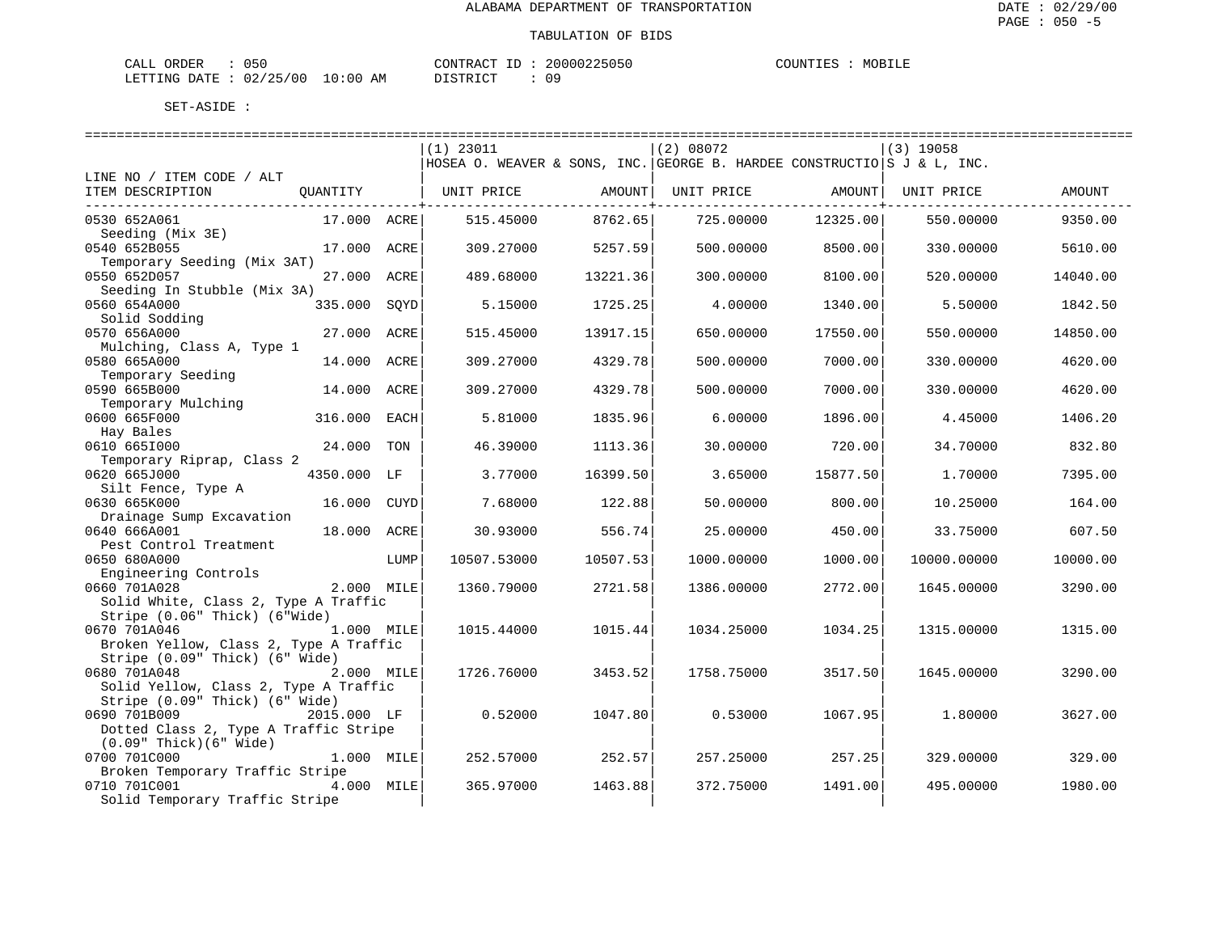ALABAMA DEPARTMENT OF TRANSPORTATION

TABULATION OF BIDS

DATE : 02/29/00
PAGE : 050 -5

CALL ORDER : 050 CONTRACT ID : 20000225050 COUNTIES : MOBILE
LETTING DATE : 02/25/00 10:00 AM DISTRICT : 09

SET-ASIDE :

| LINE NO / ITEM CODE / ALT ITEM DESCRIPTION | QUANTITY | | (1) 23011 HOSEA O. WEAVER & SONS, INC. UNIT PRICE | AMOUNT | (2) 08072 GEORGE B. HARDEE CONSTRUCTIO UNIT PRICE | AMOUNT | (3) 19058 S J & L, INC. UNIT PRICE | AMOUNT |
|---|---|---|---|---|---|---|---|---|
| 0530 652A061 Seeding (Mix 3E) | 17.000 | ACRE | 515.45000 | 8762.65 | 725.00000 | 12325.00 | 550.00000 | 9350.00 |
| 0540 652B055 Temporary Seeding (Mix 3AT) | 17.000 | ACRE | 309.27000 | 5257.59 | 500.00000 | 8500.00 | 330.00000 | 5610.00 |
| 0550 652D057 Seeding In Stubble (Mix 3A) | 27.000 | ACRE | 489.68000 | 13221.36 | 300.00000 | 8100.00 | 520.00000 | 14040.00 |
| 0560 654A000 Solid Sodding | 335.000 | SQYD | 5.15000 | 1725.25 | 4.00000 | 1340.00 | 5.50000 | 1842.50 |
| 0570 656A000 Mulching, Class A, Type 1 | 27.000 | ACRE | 515.45000 | 13917.15 | 650.00000 | 17550.00 | 550.00000 | 14850.00 |
| 0580 665A000 Temporary Seeding | 14.000 | ACRE | 309.27000 | 4329.78 | 500.00000 | 7000.00 | 330.00000 | 4620.00 |
| 0590 665B000 Temporary Mulching | 14.000 | ACRE | 309.27000 | 4329.78 | 500.00000 | 7000.00 | 330.00000 | 4620.00 |
| 0600 665F000 Hay Bales | 316.000 | EACH | 5.81000 | 1835.96 | 6.00000 | 1896.00 | 4.45000 | 1406.20 |
| 0610 665I000 Temporary Riprap, Class 2 | 24.000 | TON | 46.39000 | 1113.36 | 30.00000 | 720.00 | 34.70000 | 832.80 |
| 0620 665J000 Silt Fence, Type A | 4350.000 | LF | 3.77000 | 16399.50 | 3.65000 | 15877.50 | 1.70000 | 7395.00 |
| 0630 665K000 Drainage Sump Excavation | 16.000 | CUYD | 7.68000 | 122.88 | 50.00000 | 800.00 | 10.25000 | 164.00 |
| 0640 666A001 Pest Control Treatment | 18.000 | ACRE | 30.93000 | 556.74 | 25.00000 | 450.00 | 33.75000 | 607.50 |
| 0650 680A000 Engineering Controls | | LUMP | 10507.53000 | 10507.53 | 1000.00000 | 1000.00 | 10000.00000 | 10000.00 |
| 0660 701A028 Solid White, Class 2, Type A Traffic Stripe (0.06" Thick) (6"Wide) | 2.000 | MILE | 1360.79000 | 2721.58 | 1386.00000 | 2772.00 | 1645.00000 | 3290.00 |
| 0670 701A046 Broken Yellow, Class 2, Type A Traffic Stripe (0.09" Thick) (6" Wide) | 1.000 | MILE | 1015.44000 | 1015.44 | 1034.25000 | 1034.25 | 1315.00000 | 1315.00 |
| 0680 701A048 Solid Yellow, Class 2, Type A Traffic Stripe (0.09" Thick) (6" Wide) | 2.000 | MILE | 1726.76000 | 3453.52 | 1758.75000 | 3517.50 | 1645.00000 | 3290.00 |
| 0690 701B009 Dotted Class 2, Type A Traffic Stripe (0.09" Thick)(6" Wide) | 2015.000 | LF | 0.52000 | 1047.80 | 0.53000 | 1067.95 | 1.80000 | 3627.00 |
| 0700 701C000 Broken Temporary Traffic Stripe | 1.000 | MILE | 252.57000 | 252.57 | 257.25000 | 257.25 | 329.00000 | 329.00 |
| 0710 701C001 Solid Temporary Traffic Stripe | 4.000 | MILE | 365.97000 | 1463.88 | 372.75000 | 1491.00 | 495.00000 | 1980.00 |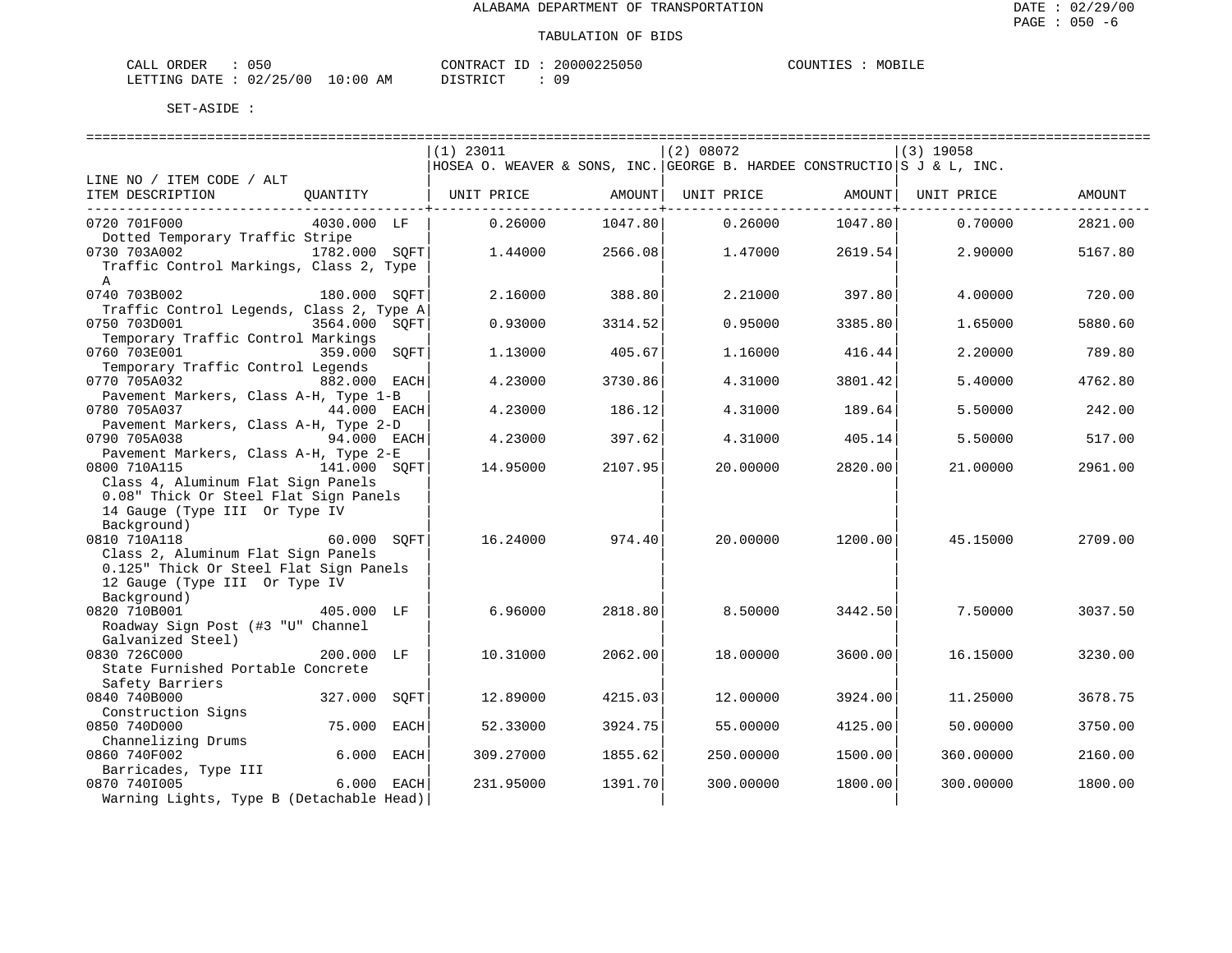ALABAMA DEPARTMENT OF TRANSPORTATION

TABULATION OF BIDS

CALL ORDER : 050 CONTRACT ID : 20000225050 COUNTIES : MOBILE
LETTING DATE : 02/25/00 10:00 AM DISTRICT : 09

SET-ASIDE :

| LINE NO / ITEM CODE / ALT ITEM DESCRIPTION | QUANTITY | (1) 23011 HOSEA O. WEAVER & SONS, INC. UNIT PRICE | AMOUNT | (2) 08072 GEORGE B. HARDEE CONSTRUCTIO UNIT PRICE | AMOUNT | (3) 19058 S J & L, INC. UNIT PRICE | AMOUNT |
|---|---|---|---|---|---|---|---|
| 0720 701F000 Dotted Temporary Traffic Stripe | 4030.000 LF | 0.26000 | 1047.80 | 0.26000 | 1047.80 | 0.70000 | 2821.00 |
| 0730 703A002 Traffic Control Markings, Class 2, Type A | 1782.000 SQFT | 1.44000 | 2566.08 | 1.47000 | 2619.54 | 2.90000 | 5167.80 |
| 0740 703B002 Traffic Control Legends, Class 2, Type A | 180.000 SQFT | 2.16000 | 388.80 | 2.21000 | 397.80 | 4.00000 | 720.00 |
| 0750 703D001 Temporary Traffic Control Markings | 3564.000 SQFT | 0.93000 | 3314.52 | 0.95000 | 3385.80 | 1.65000 | 5880.60 |
| 0760 703E001 Temporary Traffic Control Legends | 359.000 SQFT | 1.13000 | 405.67 | 1.16000 | 416.44 | 2.20000 | 789.80 |
| 0770 705A032 Pavement Markers, Class A-H, Type 1-B | 882.000 EACH | 4.23000 | 3730.86 | 4.31000 | 3801.42 | 5.40000 | 4762.80 |
| 0780 705A037 Pavement Markers, Class A-H, Type 2-D | 44.000 EACH | 4.23000 | 186.12 | 4.31000 | 189.64 | 5.50000 | 242.00 |
| 0790 705A038 Pavement Markers, Class A-H, Type 2-E | 94.000 EACH | 4.23000 | 397.62 | 4.31000 | 405.14 | 5.50000 | 517.00 |
| 0800 710A115 Class 4, Aluminum Flat Sign Panels 0.08" Thick Or Steel Flat Sign Panels 14 Gauge (Type III Or Type IV Background) | 141.000 SQFT | 14.95000 | 2107.95 | 20.00000 | 2820.00 | 21.00000 | 2961.00 |
| 0810 710A118 Class 2, Aluminum Flat Sign Panels 0.125" Thick Or Steel Flat Sign Panels 12 Gauge (Type III Or Type IV Background) | 60.000 SQFT | 16.24000 | 974.40 | 20.00000 | 1200.00 | 45.15000 | 2709.00 |
| 0820 710B001 Roadway Sign Post (#3 "U" Channel Galvanized Steel) | 405.000 LF | 6.96000 | 2818.80 | 8.50000 | 3442.50 | 7.50000 | 3037.50 |
| 0830 726C000 State Furnished Portable Concrete Safety Barriers | 200.000 LF | 10.31000 | 2062.00 | 18.00000 | 3600.00 | 16.15000 | 3230.00 |
| 0840 740B000 Construction Signs | 327.000 SQFT | 12.89000 | 4215.03 | 12.00000 | 3924.00 | 11.25000 | 3678.75 |
| 0850 740D000 Channelizing Drums | 75.000 EACH | 52.33000 | 3924.75 | 55.00000 | 4125.00 | 50.00000 | 3750.00 |
| 0860 740F002 Barricades, Type III | 6.000 EACH | 309.27000 | 1855.62 | 250.00000 | 1500.00 | 360.00000 | 2160.00 |
| 0870 740I005 Warning Lights, Type B (Detachable Head) | 6.000 EACH | 231.95000 | 1391.70 | 300.00000 | 1800.00 | 300.00000 | 1800.00 |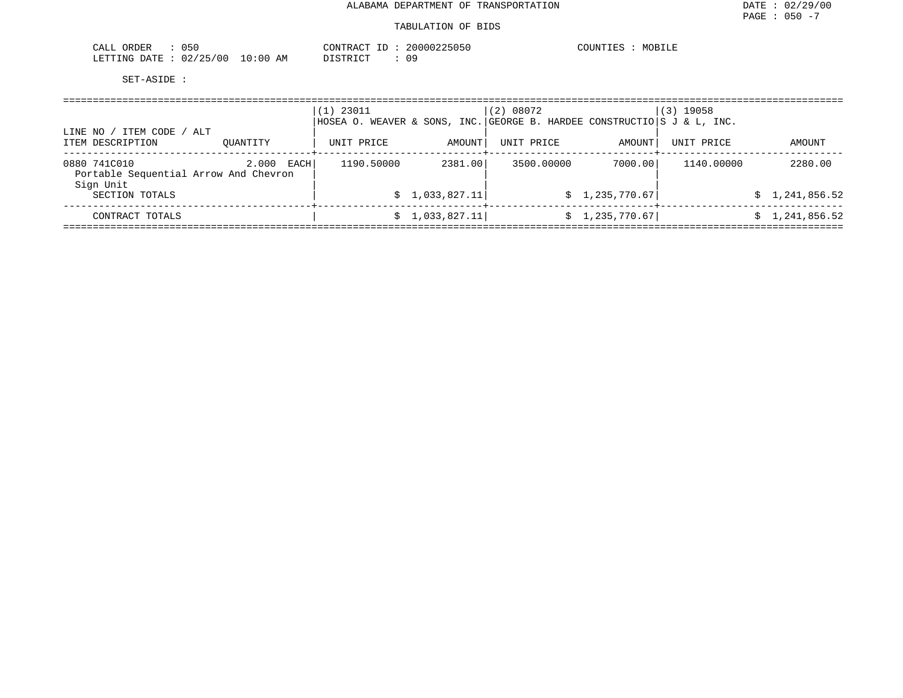ALABAMA DEPARTMENT OF TRANSPORTATION

TABULATION OF BIDS

CALL ORDER : 050
LETTING DATE : 02/25/00 10:00 AM

CONTRACT ID : 20000225050
DISTRICT : 09

COUNTIES : MOBILE

SET-ASIDE :

| LINE NO / ITEM CODE / ALT ITEM DESCRIPTION | QUANTITY | (1) 23011 HOSEA O. WEAVER & SONS, INC. UNIT PRICE | AMOUNT | (2) 08072 GEORGE B. HARDEE CONSTRUCTIO UNIT PRICE | AMOUNT | (3) 19058 S J & L, INC. UNIT PRICE | AMOUNT |
|---|---|---|---|---|---|---|---|
| 0880 741C010 Portable Sequential Arrow And Chevron Sign Unit | 2.000 EACH | 1190.50000 | 2381.00 | 3500.00000 | 7000.00 | 1140.00000 | 2280.00 |
| SECTION TOTALS | | | $ 1,033,827.11 | | $ 1,235,770.67 | | $ 1,241,856.52 |
| CONTRACT TOTALS | | | $ 1,033,827.11 | | $ 1,235,770.67 | | $ 1,241,856.52 |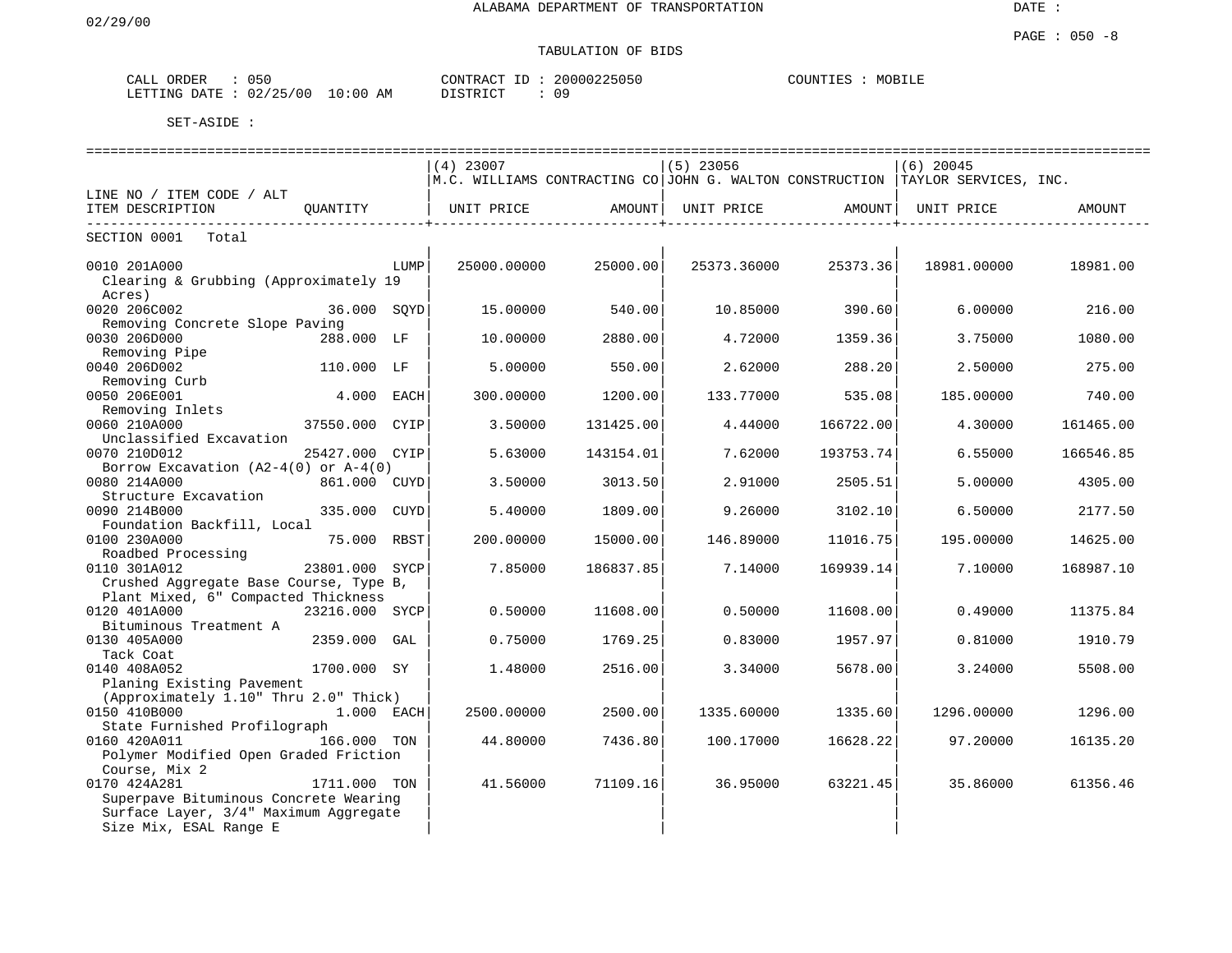ALABAMA DEPARTMENT OF TRANSPORTATION

02/29/00

DATE :

PAGE : 050 -8

TABULATION OF BIDS

CALL ORDER : 050
LETTING DATE : 02/25/00 10:00 AM

CONTRACT ID : 20000225050
DISTRICT : 09

COUNTIES : MOBILE

SET-ASIDE :

| LINE NO / ITEM CODE / ALT / ITEM DESCRIPTION | QUANTITY | (4) 23007 M.C. WILLIAMS CONTRACTING CO UNIT PRICE | AMOUNT | (5) 23056 JOHN G. WALTON CONSTRUCTION UNIT PRICE | AMOUNT | (6) 20045 TAYLOR SERVICES, INC. UNIT PRICE | AMOUNT |
|---|---|---|---|---|---|---|---|
| SECTION 0001 Total | | | | | | | |
| 0010 201A000 Clearing & Grubbing (Approximately 19 Acres) | LUMP | 25000.00000 | 25000.00 | 25373.36000 | 25373.36 | 18981.00000 | 18981.00 |
| 0020 206C002 Removing Concrete Slope Paving | 36.000 SQYD | 15.00000 | 540.00 | 10.85000 | 390.60 | 6.00000 | 216.00 |
| 0030 206D000 Removing Pipe | 288.000 LF | 10.00000 | 2880.00 | 4.72000 | 1359.36 | 3.75000 | 1080.00 |
| 0040 206D002 Removing Curb | 110.000 LF | 5.00000 | 550.00 | 2.62000 | 288.20 | 2.50000 | 275.00 |
| 0050 206E001 Removing Inlets | 4.000 EACH | 300.00000 | 1200.00 | 133.77000 | 535.08 | 185.00000 | 740.00 |
| 0060 210A000 Unclassified Excavation | 37550.000 CYIP | 3.50000 | 131425.00 | 4.44000 | 166722.00 | 4.30000 | 161465.00 |
| 0070 210D012 Borrow Excavation (A2-4(0) or A-4(0) | 25427.000 CYIP | 5.63000 | 143154.01 | 7.62000 | 193753.74 | 6.55000 | 166546.85 |
| 0080 214A000 Structure Excavation | 861.000 CUYD | 3.50000 | 3013.50 | 2.91000 | 2505.51 | 5.00000 | 4305.00 |
| 0090 214B000 Foundation Backfill, Local | 335.000 CUYD | 5.40000 | 1809.00 | 9.26000 | 3102.10 | 6.50000 | 2177.50 |
| 0100 230A000 Roadbed Processing | 75.000 RBST | 200.00000 | 15000.00 | 146.89000 | 11016.75 | 195.00000 | 14625.00 |
| 0110 301A012 Crushed Aggregate Base Course, Type B, Plant Mixed, 6" Compacted Thickness | 23801.000 SYCP | 7.85000 | 186837.85 | 7.14000 | 169939.14 | 7.10000 | 168987.10 |
| 0120 401A000 Bituminous Treatment A | 23216.000 SYCP | 0.50000 | 11608.00 | 0.50000 | 11608.00 | 0.49000 | 11375.84 |
| 0130 405A000 Tack Coat | 2359.000 GAL | 0.75000 | 1769.25 | 0.83000 | 1957.97 | 0.81000 | 1910.79 |
| 0140 408A052 Planing Existing Pavement (Approximately 1.10" Thru 2.0" Thick) | 1700.000 SY | 1.48000 | 2516.00 | 3.34000 | 5678.00 | 3.24000 | 5508.00 |
| 0150 410B000 State Furnished Profilograph | 1.000 EACH | 2500.00000 | 2500.00 | 1335.60000 | 1335.60 | 1296.00000 | 1296.00 |
| 0160 420A011 Polymer Modified Open Graded Friction Course, Mix 2 | 166.000 TON | 44.80000 | 7436.80 | 100.17000 | 16628.22 | 97.20000 | 16135.20 |
| 0170 424A281 Superpave Bituminous Concrete Wearing Surface Layer, 3/4" Maximum Aggregate Size Mix, ESAL Range E | 1711.000 TON | 41.56000 | 71109.16 | 36.95000 | 63221.45 | 35.86000 | 61356.46 |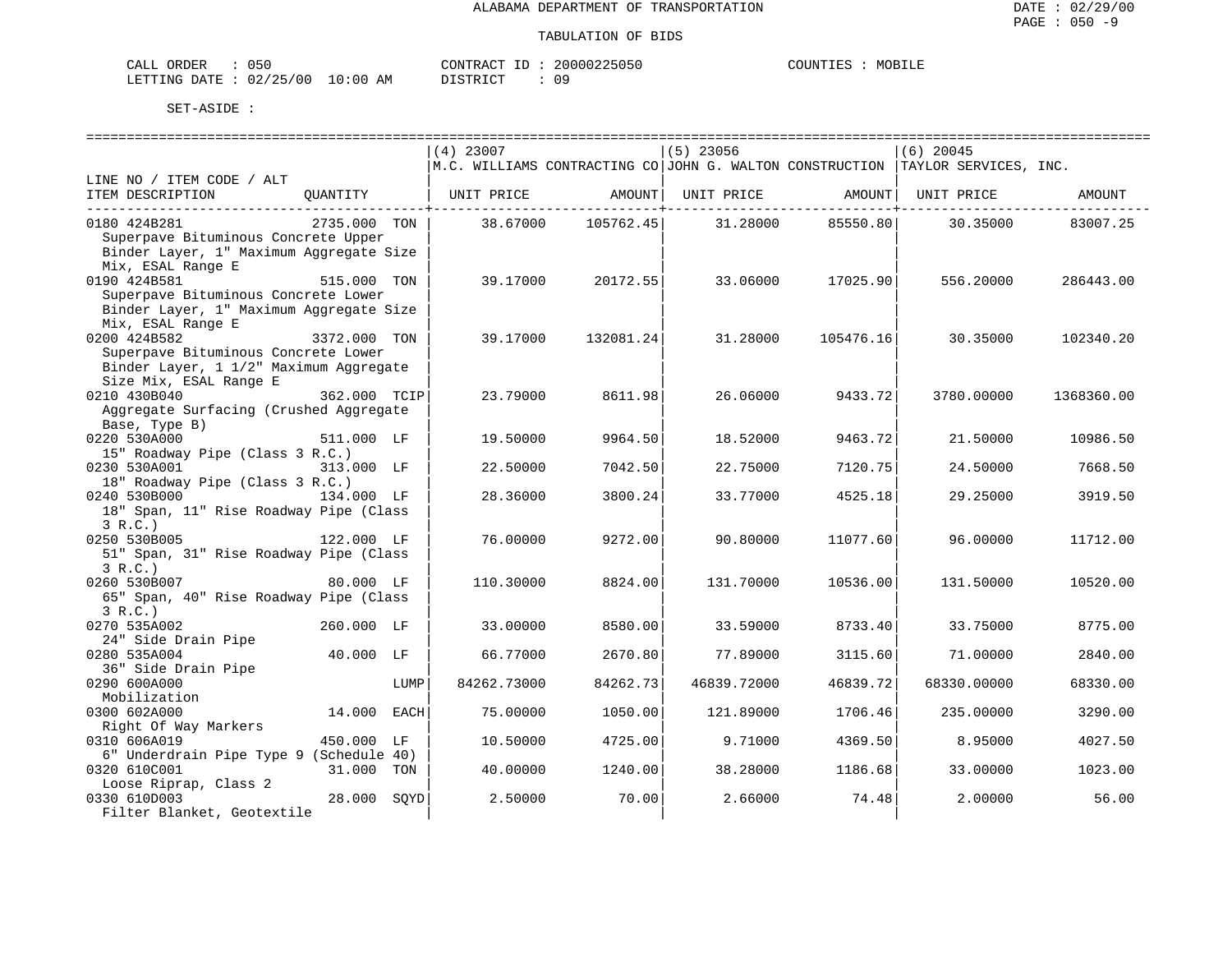ALABAMA DEPARTMENT OF TRANSPORTATION

TABULATION OF BIDS

CALL ORDER : 050 CONTRACT ID : 20000225050 COUNTIES : MOBILE
LETTING DATE : 02/25/00 10:00 AM DISTRICT : 09

SET-ASIDE :

| LINE NO / ITEM CODE / ALT ITEM DESCRIPTION | QUANTITY | (4) 23007 M.C. WILLIAMS CONTRACTING CO UNIT PRICE | AMOUNT | (5) 23056 JOHN G. WALTON CONSTRUCTION UNIT PRICE | AMOUNT | (6) 20045 TAYLOR SERVICES, INC. UNIT PRICE | AMOUNT |
|---|---|---|---|---|---|---|---|
| 0180 424B281 Superpave Bituminous Concrete Upper Binder Layer, 1" Maximum Aggregate Size Mix, ESAL Range E | 2735.000 TON | 38.67000 | 105762.45 | 31.28000 | 85550.80 | 30.35000 | 83007.25 |
| 0190 424B581 Superpave Bituminous Concrete Lower Binder Layer, 1" Maximum Aggregate Size Mix, ESAL Range E | 515.000 TON | 39.17000 | 20172.55 | 33.06000 | 17025.90 | 556.20000 | 286443.00 |
| 0200 424B582 Superpave Bituminous Concrete Lower Binder Layer, 1 1/2" Maximum Aggregate Size Mix, ESAL Range E | 3372.000 TON | 39.17000 | 132081.24 | 31.28000 | 105476.16 | 30.35000 | 102340.20 |
| 0210 430B040 Aggregate Surfacing (Crushed Aggregate Base, Type B) | 362.000 TCIP | 23.79000 | 8611.98 | 26.06000 | 9433.72 | 3780.00000 | 1368360.00 |
| 0220 530A000 15" Roadway Pipe (Class 3 R.C.) | 511.000 LF | 19.50000 | 9964.50 | 18.52000 | 9463.72 | 21.50000 | 10986.50 |
| 0230 530A001 18" Roadway Pipe (Class 3 R.C.) | 313.000 LF | 22.50000 | 7042.50 | 22.75000 | 7120.75 | 24.50000 | 7668.50 |
| 0240 530B000 18" Span, 11" Rise Roadway Pipe (Class 3 R.C.) | 134.000 LF | 28.36000 | 3800.24 | 33.77000 | 4525.18 | 29.25000 | 3919.50 |
| 0250 530B005 51" Span, 31" Rise Roadway Pipe (Class 3 R.C.) | 122.000 LF | 76.00000 | 9272.00 | 90.80000 | 11077.60 | 96.00000 | 11712.00 |
| 0260 530B007 65" Span, 40" Rise Roadway Pipe (Class 3 R.C.) | 80.000 LF | 110.30000 | 8824.00 | 131.70000 | 10536.00 | 131.50000 | 10520.00 |
| 0270 535A002 24" Side Drain Pipe | 260.000 LF | 33.00000 | 8580.00 | 33.59000 | 8733.40 | 33.75000 | 8775.00 |
| 0280 535A004 36" Side Drain Pipe | 40.000 LF | 66.77000 | 2670.80 | 77.89000 | 3115.60 | 71.00000 | 2840.00 |
| 0290 600A000 Mobilization | LUMP | 84262.73000 | 84262.73 | 46839.72000 | 46839.72 | 68330.00000 | 68330.00 |
| 0300 602A000 Right Of Way Markers | 14.000 EACH | 75.00000 | 1050.00 | 121.89000 | 1706.46 | 235.00000 | 3290.00 |
| 0310 606A019 6" Underdrain Pipe Type 9 (Schedule 40) | 450.000 LF | 10.50000 | 4725.00 | 9.71000 | 4369.50 | 8.95000 | 4027.50 |
| 0320 610C001 Loose Riprap, Class 2 | 31.000 TON | 40.00000 | 1240.00 | 38.28000 | 1186.68 | 33.00000 | 1023.00 |
| 0330 610D003 Filter Blanket, Geotextile | 28.000 SQYD | 2.50000 | 70.00 | 2.66000 | 74.48 | 2.00000 | 56.00 |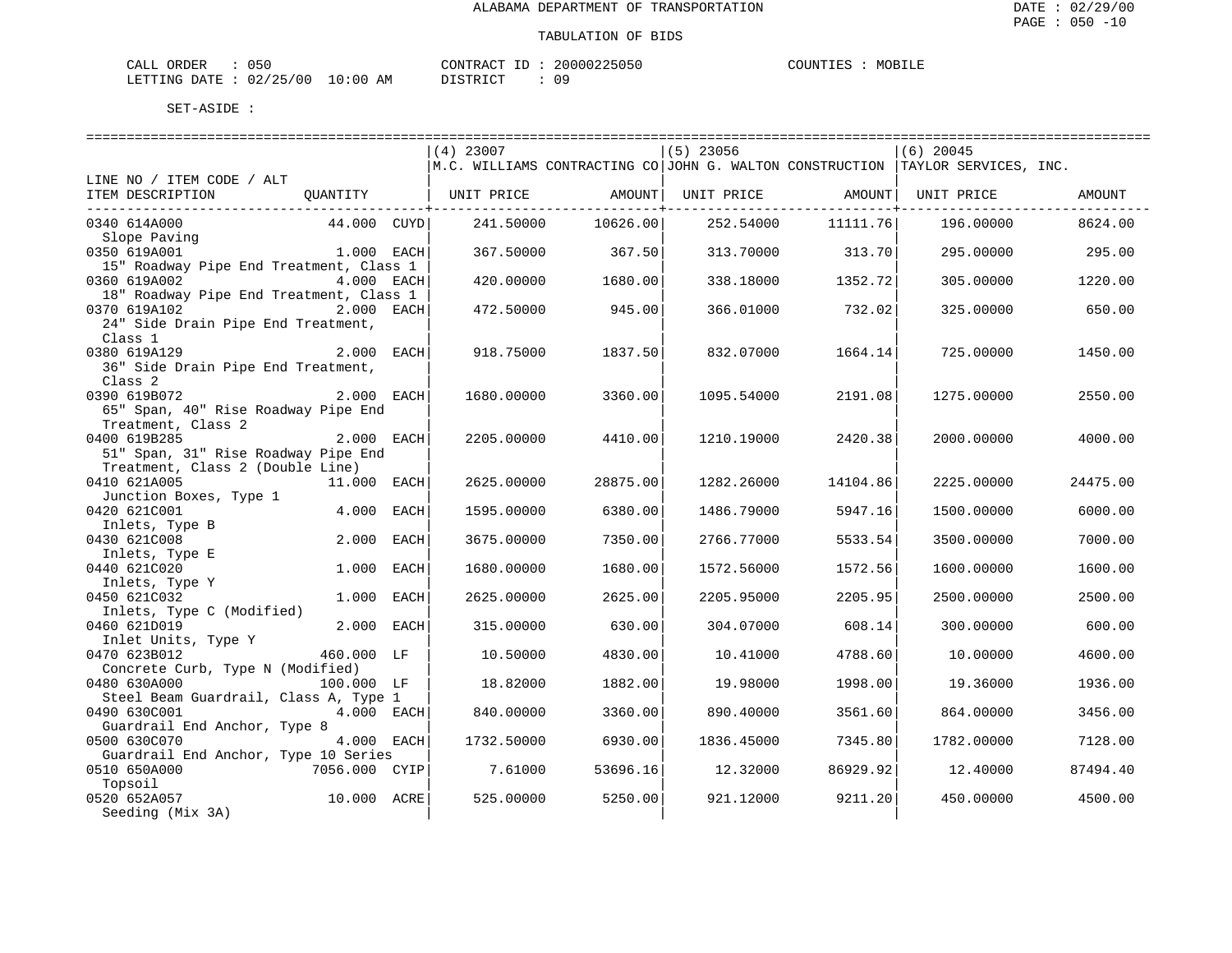ALABAMA DEPARTMENT OF TRANSPORTATION

TABULATION OF BIDS

CALL ORDER : 050 CONTRACT ID : 20000225050 COUNTIES : MOBILE
LETTING DATE : 02/25/00 10:00 AM DISTRICT : 09

SET-ASIDE :

| LINE NO / ITEM CODE / ALT ITEM DESCRIPTION | QUANTITY | (4) 23007 M.C. WILLIAMS CONTRACTING CO UNIT PRICE | AMOUNT | (5) 23056 JOHN G. WALTON CONSTRUCTION UNIT PRICE | AMOUNT | (6) 20045 TAYLOR SERVICES, INC. UNIT PRICE | AMOUNT |
|---|---|---|---|---|---|---|---|
| 0340 614A000 Slope Paving | 44.000 CUYD | 241.50000 | 10626.00 | 252.54000 | 11111.76 | 196.00000 | 8624.00 |
| 0350 619A001 15" Roadway Pipe End Treatment, Class 1 | 1.000 EACH | 367.50000 | 367.50 | 313.70000 | 313.70 | 295.00000 | 295.00 |
| 0360 619A002 18" Roadway Pipe End Treatment, Class 1 | 4.000 EACH | 420.00000 | 1680.00 | 338.18000 | 1352.72 | 305.00000 | 1220.00 |
| 0370 619A102 24" Side Drain Pipe End Treatment, Class 1 | 2.000 EACH | 472.50000 | 945.00 | 366.01000 | 732.02 | 325.00000 | 650.00 |
| 0380 619A129 36" Side Drain Pipe End Treatment, Class 2 | 2.000 EACH | 918.75000 | 1837.50 | 832.07000 | 1664.14 | 725.00000 | 1450.00 |
| 0390 619B072 65" Span, 40" Rise Roadway Pipe End Treatment, Class 2 | 2.000 EACH | 1680.00000 | 3360.00 | 1095.54000 | 2191.08 | 1275.00000 | 2550.00 |
| 0400 619B285 51" Span, 31" Rise Roadway Pipe End Treatment, Class 2 (Double Line) | 2.000 EACH | 2205.00000 | 4410.00 | 1210.19000 | 2420.38 | 2000.00000 | 4000.00 |
| 0410 621A005 Junction Boxes, Type 1 | 11.000 EACH | 2625.00000 | 28875.00 | 1282.26000 | 14104.86 | 2225.00000 | 24475.00 |
| 0420 621C001 Inlets, Type B | 4.000 EACH | 1595.00000 | 6380.00 | 1486.79000 | 5947.16 | 1500.00000 | 6000.00 |
| 0430 621C008 Inlets, Type E | 2.000 EACH | 3675.00000 | 7350.00 | 2766.77000 | 5533.54 | 3500.00000 | 7000.00 |
| 0440 621C020 Inlets, Type Y | 1.000 EACH | 1680.00000 | 1680.00 | 1572.56000 | 1572.56 | 1600.00000 | 1600.00 |
| 0450 621C032 Inlets, Type C (Modified) | 1.000 EACH | 2625.00000 | 2625.00 | 2205.95000 | 2205.95 | 2500.00000 | 2500.00 |
| 0460 621D019 Inlet Units, Type Y | 2.000 EACH | 315.00000 | 630.00 | 304.07000 | 608.14 | 300.00000 | 600.00 |
| 0470 623B012 Concrete Curb, Type N (Modified) | 460.000 LF | 10.50000 | 4830.00 | 10.41000 | 4788.60 | 10.00000 | 4600.00 |
| 0480 630A000 Steel Beam Guardrail, Class A, Type 1 | 100.000 LF | 18.82000 | 1882.00 | 19.98000 | 1998.00 | 19.36000 | 1936.00 |
| 0490 630C001 Guardrail End Anchor, Type 8 | 4.000 EACH | 840.00000 | 3360.00 | 890.40000 | 3561.60 | 864.00000 | 3456.00 |
| 0500 630C070 Guardrail End Anchor, Type 10 Series | 4.000 EACH | 1732.50000 | 6930.00 | 1836.45000 | 7345.80 | 1782.00000 | 7128.00 |
| 0510 650A000 Topsoil | 7056.000 CYIP | 7.61000 | 53696.16 | 12.32000 | 86929.92 | 12.40000 | 87494.40 |
| 0520 652A057 Seeding (Mix 3A) | 10.000 ACRE | 525.00000 | 5250.00 | 921.12000 | 9211.20 | 450.00000 | 4500.00 |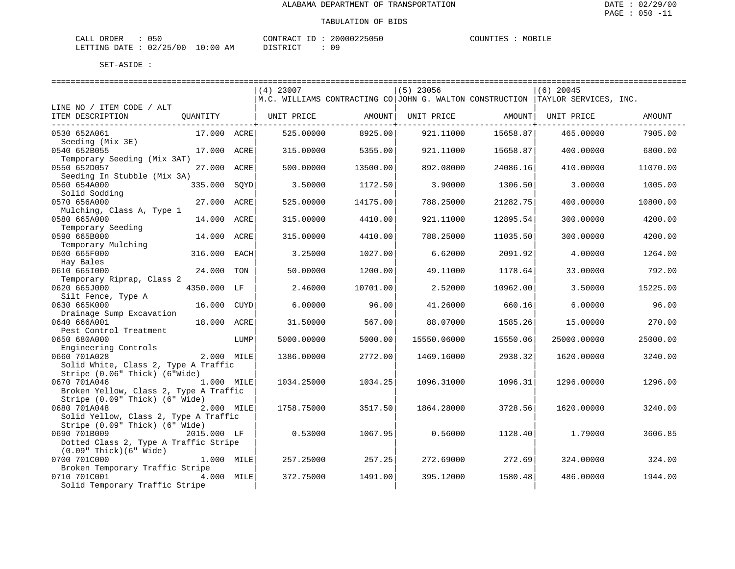ALABAMA DEPARTMENT OF TRANSPORTATION

TABULATION OF BIDS

CALL ORDER : 050 CONTRACT ID : 20000225050 COUNTIES : MOBILE
LETTING DATE : 02/25/00 10:00 AM DISTRICT : 09

SET-ASIDE :

| LINE NO / ITEM CODE / ALT ITEM DESCRIPTION | QUANTITY | (4) 23007 M.C. WILLIAMS CONTRACTING CO UNIT PRICE | AMOUNT | (5) 23056 JOHN G. WALTON CONSTRUCTION UNIT PRICE | AMOUNT | (6) 20045 TAYLOR SERVICES, INC. UNIT PRICE | AMOUNT |
|---|---|---|---|---|---|---|---|
| 0530 652A061 Seeding (Mix 3E) | 17.000 ACRE | 525.00000 | 8925.00 | 921.11000 | 15658.87 | 465.00000 | 7905.00 |
| 0540 652B055 Temporary Seeding (Mix 3AT) | 17.000 ACRE | 315.00000 | 5355.00 | 921.11000 | 15658.87 | 400.00000 | 6800.00 |
| 0550 652D057 Seeding In Stubble (Mix 3A) | 27.000 ACRE | 500.00000 | 13500.00 | 892.08000 | 24086.16 | 410.00000 | 11070.00 |
| 0560 654A000 Solid Sodding | 335.000 SQYD | 3.50000 | 1172.50 | 3.90000 | 1306.50 | 3.00000 | 1005.00 |
| 0570 656A000 Mulching, Class A, Type 1 | 27.000 ACRE | 525.00000 | 14175.00 | 788.25000 | 21282.75 | 400.00000 | 10800.00 |
| 0580 665A000 Temporary Seeding | 14.000 ACRE | 315.00000 | 4410.00 | 921.11000 | 12895.54 | 300.00000 | 4200.00 |
| 0590 665B000 Temporary Mulching | 14.000 ACRE | 315.00000 | 4410.00 | 788.25000 | 11035.50 | 300.00000 | 4200.00 |
| 0600 665F000 Hay Bales | 316.000 EACH | 3.25000 | 1027.00 | 6.62000 | 2091.92 | 4.00000 | 1264.00 |
| 0610 665I000 Temporary Riprap, Class 2 | 24.000 TON | 50.00000 | 1200.00 | 49.11000 | 1178.64 | 33.00000 | 792.00 |
| 0620 665J000 Silt Fence, Type A | 4350.000 LF | 2.46000 | 10701.00 | 2.52000 | 10962.00 | 3.50000 | 15225.00 |
| 0630 665K000 Drainage Sump Excavation | 16.000 CUYD | 6.00000 | 96.00 | 41.26000 | 660.16 | 6.00000 | 96.00 |
| 0640 666A001 Pest Control Treatment | 18.000 ACRE | 31.50000 | 567.00 | 88.07000 | 1585.26 | 15.00000 | 270.00 |
| 0650 680A000 Engineering Controls | LUMP | 5000.00000 | 5000.00 | 15550.06000 | 15550.06 | 25000.00000 | 25000.00 |
| 0660 701A028 Solid White, Class 2, Type A Traffic Stripe (0.06" Thick) (6"Wide) | 2.000 MILE | 1386.00000 | 2772.00 | 1469.16000 | 2938.32 | 1620.00000 | 3240.00 |
| 0670 701A046 Broken Yellow, Class 2, Type A Traffic Stripe (0.09" Thick) (6" Wide) | 1.000 MILE | 1034.25000 | 1034.25 | 1096.31000 | 1096.31 | 1296.00000 | 1296.00 |
| 0680 701A048 Solid Yellow, Class 2, Type A Traffic Stripe (0.09" Thick) (6" Wide) | 2.000 MILE | 1758.75000 | 3517.50 | 1864.28000 | 3728.56 | 1620.00000 | 3240.00 |
| 0690 701B009 Dotted Class 2, Type A Traffic Stripe (0.09" Thick)(6" Wide) | 2015.000 LF | 0.53000 | 1067.95 | 0.56000 | 1128.40 | 1.79000 | 3606.85 |
| 0700 701C000 Broken Temporary Traffic Stripe | 1.000 MILE | 257.25000 | 257.25 | 272.69000 | 272.69 | 324.00000 | 324.00 |
| 0710 701C001 Solid Temporary Traffic Stripe | 4.000 MILE | 372.75000 | 1491.00 | 395.12000 | 1580.48 | 486.00000 | 1944.00 |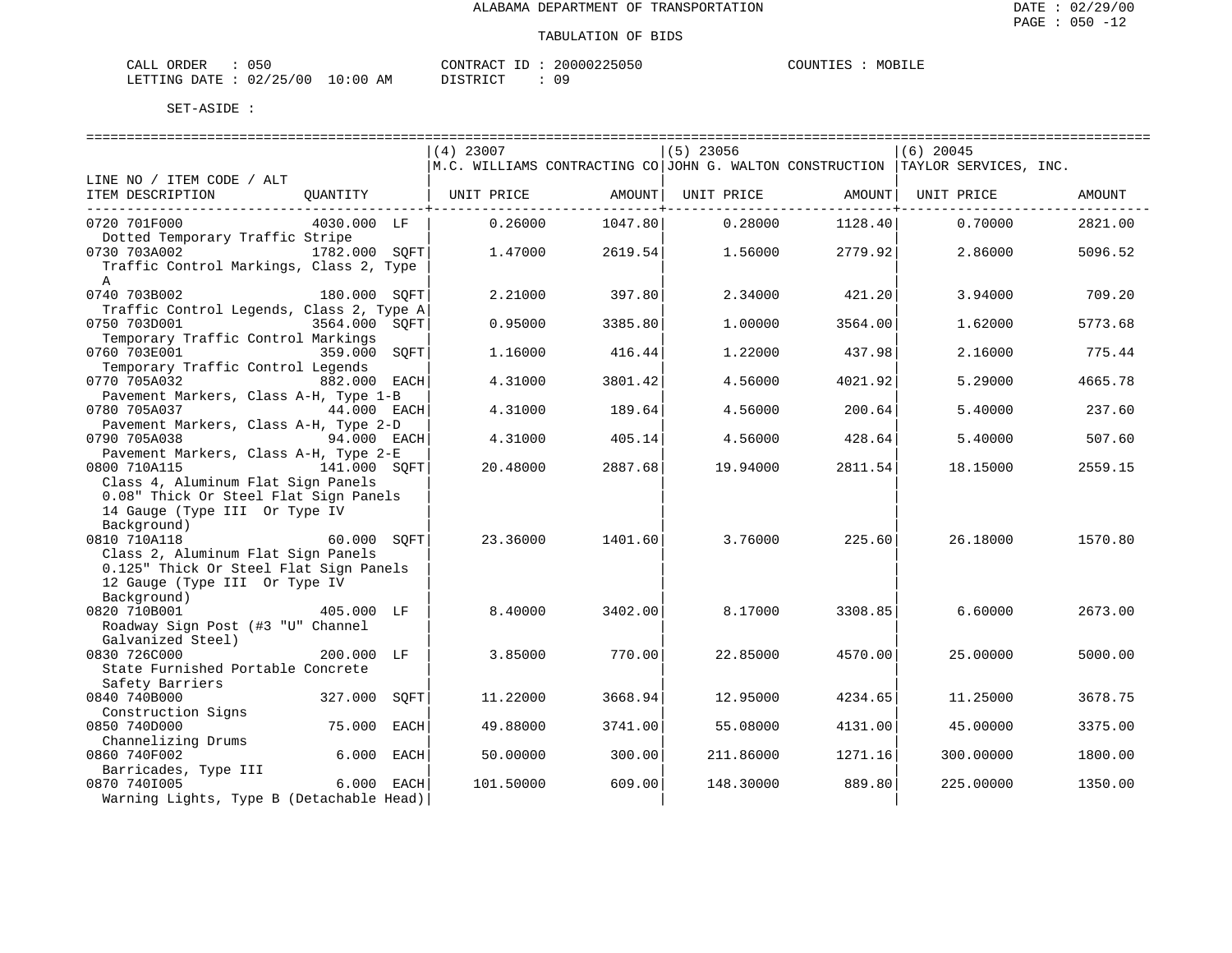ALABAMA DEPARTMENT OF TRANSPORTATION

TABULATION OF BIDS

CALL ORDER : 050  
LETTING DATE : 02/25/00 10:00 AM

CONTRACT ID : 20000225050  
DISTRICT : 09

COUNTIES : MOBILE

SET-ASIDE :

| LINE NO / ITEM CODE / ALT ITEM DESCRIPTION | QUANTITY | (4) 23007 M.C. WILLIAMS CONTRACTING CO UNIT PRICE | AMOUNT | (5) 23056 JOHN G. WALTON CONSTRUCTION UNIT PRICE | AMOUNT | (6) 20045 TAYLOR SERVICES, INC. UNIT PRICE | AMOUNT |
|---|---|---|---|---|---|---|---|
| 0720 701F000 Dotted Temporary Traffic Stripe | 4030.000 LF | 0.26000 | 1047.80 | 0.28000 | 1128.40 | 0.70000 | 2821.00 |
| 0730 703A002 Traffic Control Markings, Class 2, Type A | 1782.000 SQFT | 1.47000 | 2619.54 | 1.56000 | 2779.92 | 2.86000 | 5096.52 |
| 0740 703B002 Traffic Control Legends, Class 2, Type A | 180.000 SQFT | 2.21000 | 397.80 | 2.34000 | 421.20 | 3.94000 | 709.20 |
| 0750 703D001 Temporary Traffic Control Markings | 3564.000 SQFT | 0.95000 | 3385.80 | 1.00000 | 3564.00 | 1.62000 | 5773.68 |
| 0760 703E001 Temporary Traffic Control Legends | 359.000 SQFT | 1.16000 | 416.44 | 1.22000 | 437.98 | 2.16000 | 775.44 |
| 0770 705A032 Pavement Markers, Class A-H, Type 1-B | 882.000 EACH | 4.31000 | 3801.42 | 4.56000 | 4021.92 | 5.29000 | 4665.78 |
| 0780 705A037 Pavement Markers, Class A-H, Type 2-D | 44.000 EACH | 4.31000 | 189.64 | 4.56000 | 200.64 | 5.40000 | 237.60 |
| 0790 705A038 Pavement Markers, Class A-H, Type 2-E | 94.000 EACH | 4.31000 | 405.14 | 4.56000 | 428.64 | 5.40000 | 507.60 |
| 0800 710A115 Class 4, Aluminum Flat Sign Panels 0.08" Thick Or Steel Flat Sign Panels 14 Gauge (Type III Or Type IV Background) | 141.000 SQFT | 20.48000 | 2887.68 | 19.94000 | 2811.54 | 18.15000 | 2559.15 |
| 0810 710A118 Class 2, Aluminum Flat Sign Panels 0.125" Thick Or Steel Flat Sign Panels 12 Gauge (Type III Or Type IV Background) | 60.000 SQFT | 23.36000 | 1401.60 | 3.76000 | 225.60 | 26.18000 | 1570.80 |
| 0820 710B001 Roadway Sign Post (#3 "U" Channel Galvanized Steel) | 405.000 LF | 8.40000 | 3402.00 | 8.17000 | 3308.85 | 6.60000 | 2673.00 |
| 0830 726C000 State Furnished Portable Concrete Safety Barriers | 200.000 LF | 3.85000 | 770.00 | 22.85000 | 4570.00 | 25.00000 | 5000.00 |
| 0840 740B000 Construction Signs | 327.000 SQFT | 11.22000 | 3668.94 | 12.95000 | 4234.65 | 11.25000 | 3678.75 |
| 0850 740D000 Channelizing Drums | 75.000 EACH | 49.88000 | 3741.00 | 55.08000 | 4131.00 | 45.00000 | 3375.00 |
| 0860 740F002 Barricades, Type III | 6.000 EACH | 50.00000 | 300.00 | 211.86000 | 1271.16 | 300.00000 | 1800.00 |
| 0870 740I005 Warning Lights, Type B (Detachable Head) | 6.000 EACH | 101.50000 | 609.00 | 148.30000 | 889.80 | 225.00000 | 1350.00 |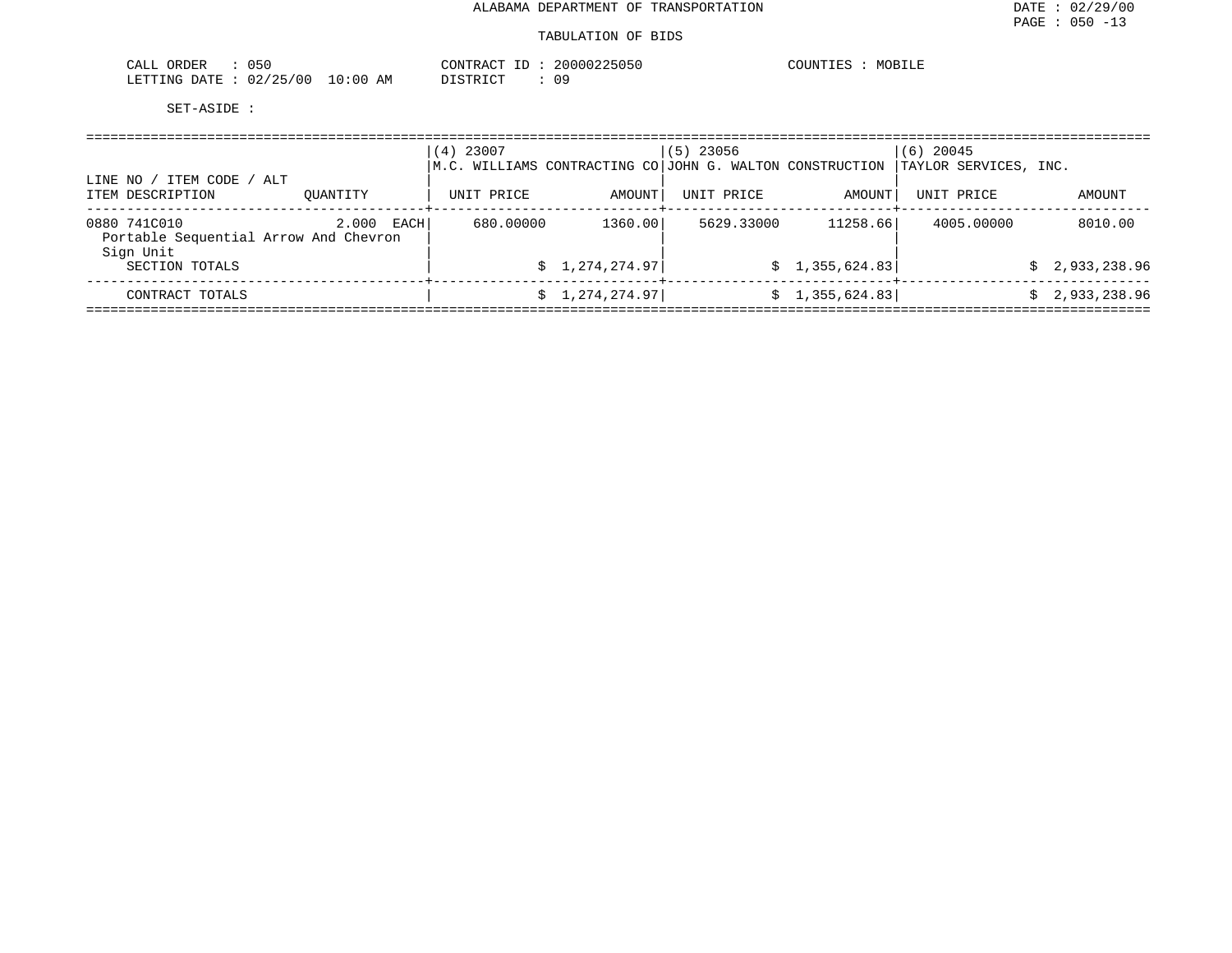ALABAMA DEPARTMENT OF TRANSPORTATION

TABULATION OF BIDS

CALL ORDER : 050 CONTRACT ID : 20000225050 COUNTIES : MOBILE
LETTING DATE : 02/25/00 10:00 AM DISTRICT : 09

SET-ASIDE :

| LINE NO / ITEM CODE / ALT ITEM DESCRIPTION | QUANTITY | (4) 23007 M.C. WILLIAMS CONTRACTING CO UNIT PRICE | AMOUNT | (5) 23056 JOHN G. WALTON CONSTRUCTION UNIT PRICE | AMOUNT | (6) 20045 TAYLOR SERVICES, INC. UNIT PRICE | AMOUNT |
|---|---|---|---|---|---|---|---|
| 0880 741C010 Portable Sequential Arrow And Chevron Sign Unit | 2.000 EACH | 680.00000 | 1360.00 | 5629.33000 | 11258.66 | 4005.00000 | 8010.00 |
| SECTION TOTALS | | | $ 1,274,274.97 | | $ 1,355,624.83 | | $ 2,933,238.96 |
| CONTRACT TOTALS | | | $ 1,274,274.97 | | $ 1,355,624.83 | | $ 2,933,238.96 |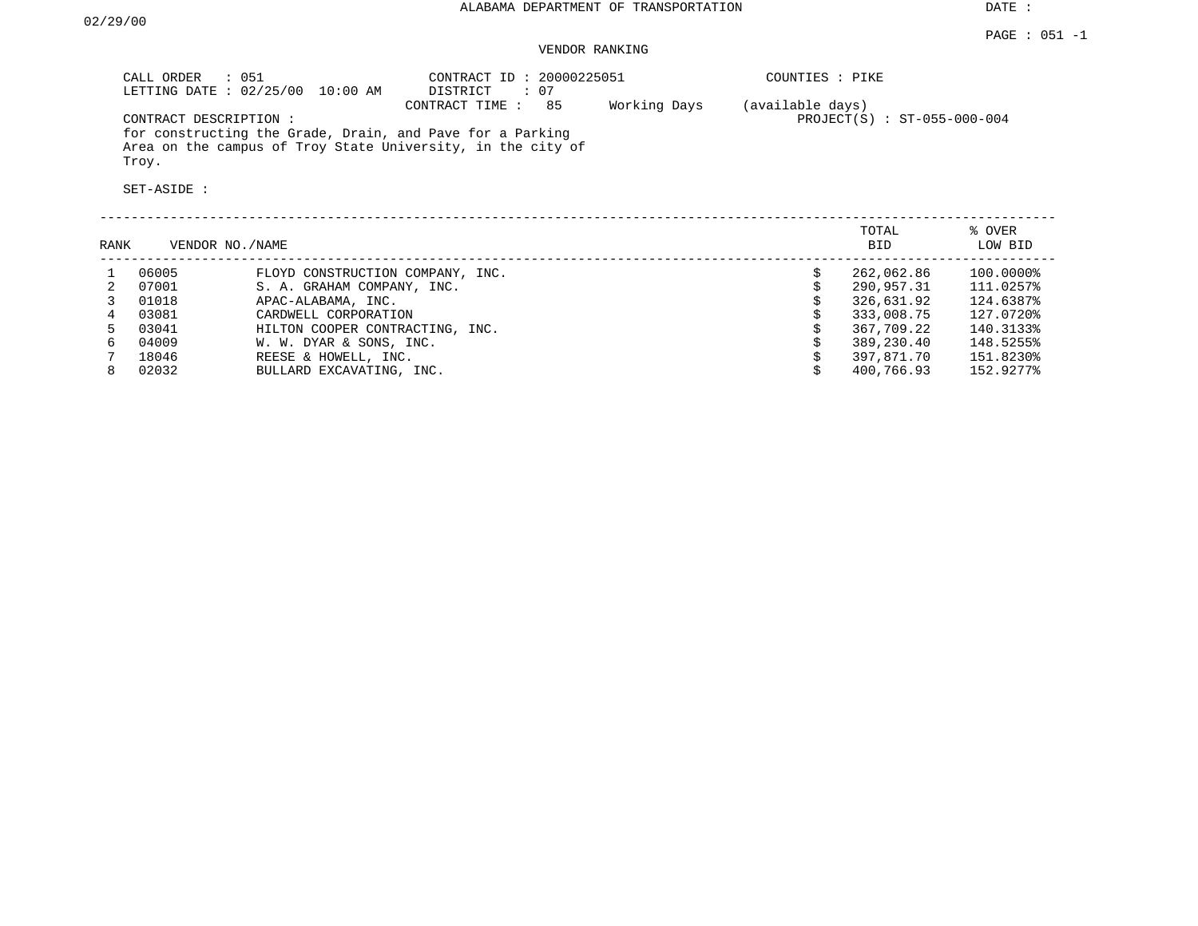ALABAMA DEPARTMENT OF TRANSPORTATION

DATE : 02/29/00

PAGE : 051 -1

VENDOR RANKING

CALL ORDER : 051
LETTING DATE : 02/25/00 10:00 AM

CONTRACT ID : 20000225051
DISTRICT : 07
CONTRACT TIME : 85 Working Days (available days)

COUNTIES : PIKE

PROJECT(S) : ST-055-000-004

CONTRACT DESCRIPTION :
for constructing the Grade, Drain, and Pave for a Parking Area on the campus of Troy State University, in the city of Troy.

SET-ASIDE :

| RANK | VENDOR NO. | NAME | TOTAL BID | % OVER LOW BID |
|---|---|---|---|---|
| 1 | 06005 | FLOYD CONSTRUCTION COMPANY, INC. | $ 262,062.86 | 100.0000% |
| 2 | 07001 | S. A. GRAHAM COMPANY, INC. | $ 290,957.31 | 111.0257% |
| 3 | 01018 | APAC-ALABAMA, INC. | $ 326,631.92 | 124.6387% |
| 4 | 03081 | CARDWELL CORPORATION | $ 333,008.75 | 127.0720% |
| 5 | 03041 | HILTON COOPER CONTRACTING, INC. | $ 367,709.22 | 140.3133% |
| 6 | 04009 | W. W. DYAR & SONS, INC. | $ 389,230.40 | 148.5255% |
| 7 | 18046 | REESE & HOWELL, INC. | $ 397,871.70 | 151.8230% |
| 8 | 02032 | BULLARD EXCAVATING, INC. | $ 400,766.93 | 152.9277% |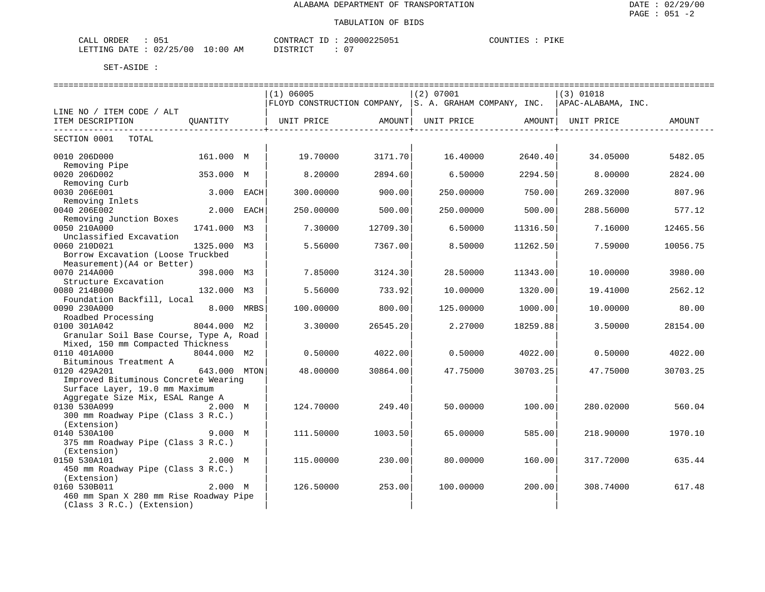ALABAMA DEPARTMENT OF TRANSPORTATION

TABULATION OF BIDS

CALL ORDER : 051 CONTRACT ID : 20000225051 COUNTIES : PIKE
LETTING DATE : 02/25/00 10:00 AM DISTRICT : 07

SET-ASIDE :

| LINE NO / ITEM CODE / ALT ITEM DESCRIPTION | QUANTITY | (1) 06005 FLOYD CONSTRUCTION COMPANY, UNIT PRICE | AMOUNT | (2) 07001 S. A. GRAHAM COMPANY, INC. UNIT PRICE | AMOUNT | (3) 01018 APAC-ALABAMA, INC. UNIT PRICE | AMOUNT |
|---|---|---|---|---|---|---|---|
| SECTION 0001 TOTAL | | | | | | | |
| 0010 206D000 Removing Pipe | 161.000 M | 19.70000 | 3171.70 | 16.40000 | 2640.40 | 34.05000 | 5482.05 |
| 0020 206D002 Removing Curb | 353.000 M | 8.20000 | 2894.60 | 6.50000 | 2294.50 | 8.00000 | 2824.00 |
| 0030 206E001 Removing Inlets | 3.000 EACH | 300.00000 | 900.00 | 250.00000 | 750.00 | 269.32000 | 807.96 |
| 0040 206E002 Removing Junction Boxes | 2.000 EACH | 250.00000 | 500.00 | 250.00000 | 500.00 | 288.56000 | 577.12 |
| 0050 210A000 Unclassified Excavation | 1741.000 M3 | 7.30000 | 12709.30 | 6.50000 | 11316.50 | 7.16000 | 12465.56 |
| 0060 210D021 Borrow Excavation (Loose Truckbed Measurement)(A4 or Better) | 1325.000 M3 | 5.56000 | 7367.00 | 8.50000 | 11262.50 | 7.59000 | 10056.75 |
| 0070 214A000 Structure Excavation | 398.000 M3 | 7.85000 | 3124.30 | 28.50000 | 11343.00 | 10.00000 | 3980.00 |
| 0080 214B000 Foundation Backfill, Local | 132.000 M3 | 5.56000 | 733.92 | 10.00000 | 1320.00 | 19.41000 | 2562.12 |
| 0090 230A000 Roadbed Processing | 8.000 MRBS | 100.00000 | 800.00 | 125.00000 | 1000.00 | 10.00000 | 80.00 |
| 0100 301A042 Granular Soil Base Course, Type A, Road Mixed, 150 mm Compacted Thickness | 8044.000 M2 | 3.30000 | 26545.20 | 2.27000 | 18259.88 | 3.50000 | 28154.00 |
| 0110 401A000 Bituminous Treatment A | 8044.000 M2 | 0.50000 | 4022.00 | 0.50000 | 4022.00 | 0.50000 | 4022.00 |
| 0120 429A201 Improved Bituminous Concrete Wearing Surface Layer, 19.0 mm Maximum Aggregate Size Mix, ESAL Range A | 643.000 MTON | 48.00000 | 30864.00 | 47.75000 | 30703.25 | 47.75000 | 30703.25 |
| 0130 530A099 300 mm Roadway Pipe (Class 3 R.C.) (Extension) | 2.000 M | 124.70000 | 249.40 | 50.00000 | 100.00 | 280.02000 | 560.04 |
| 0140 530A100 375 mm Roadway Pipe (Class 3 R.C.) (Extension) | 9.000 M | 111.50000 | 1003.50 | 65.00000 | 585.00 | 218.90000 | 1970.10 |
| 0150 530A101 450 mm Roadway Pipe (Class 3 R.C.) (Extension) | 2.000 M | 115.00000 | 230.00 | 80.00000 | 160.00 | 317.72000 | 635.44 |
| 0160 530B011 460 mm Span X 280 mm Rise Roadway Pipe (Class 3 R.C.) (Extension) | 2.000 M | 126.50000 | 253.00 | 100.00000 | 200.00 | 308.74000 | 617.48 |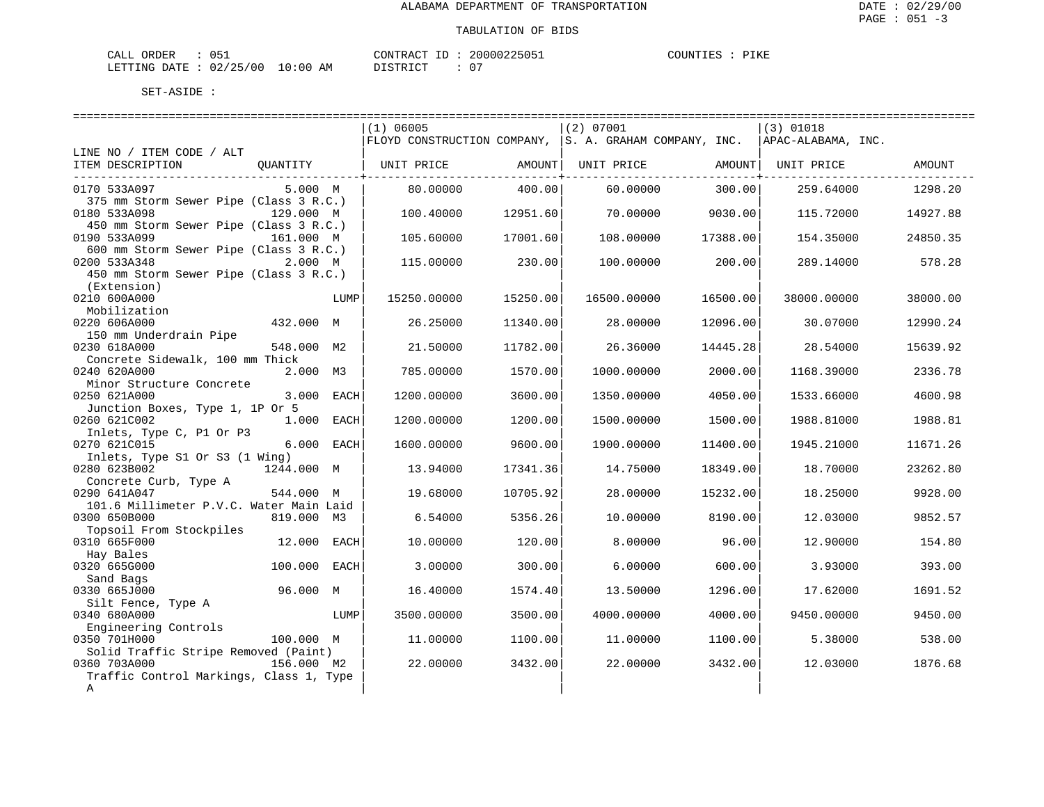ALABAMA DEPARTMENT OF TRANSPORTATION

TABULATION OF BIDS

CALL ORDER : 051    CONTRACT ID : 20000225051    COUNTIES : PIKE
LETTING DATE : 02/25/00 10:00 AM    DISTRICT : 07

SET-ASIDE :

| LINE NO / ITEM CODE / ALT ITEM DESCRIPTION | QUANTITY | (1) 06005 FLOYD CONSTRUCTION COMPANY, UNIT PRICE | AMOUNT | (2) 07001 S. A. GRAHAM COMPANY, INC. UNIT PRICE | AMOUNT | (3) 01018 APAC-ALABAMA, INC. UNIT PRICE | AMOUNT |
|---|---|---|---|---|---|---|---|
| 0170 533A097 375 mm Storm Sewer Pipe (Class 3 R.C.) | 5.000 M | 80.00000 | 400.00 | 60.00000 | 300.00 | 259.64000 | 1298.20 |
| 0180 533A098 450 mm Storm Sewer Pipe (Class 3 R.C.) | 129.000 M | 100.40000 | 12951.60 | 70.00000 | 9030.00 | 115.72000 | 14927.88 |
| 0190 533A099 600 mm Storm Sewer Pipe (Class 3 R.C.) | 161.000 M | 105.60000 | 17001.60 | 108.00000 | 17388.00 | 154.35000 | 24850.35 |
| 0200 533A348 450 mm Storm Sewer Pipe (Class 3 R.C.) (Extension) | 2.000 M | 115.00000 | 230.00 | 100.00000 | 200.00 | 289.14000 | 578.28 |
| 0210 600A000 Mobilization | LUMP | 15250.00000 | 15250.00 | 16500.00000 | 16500.00 | 38000.00000 | 38000.00 |
| 0220 606A000 150 mm Underdrain Pipe | 432.000 M | 26.25000 | 11340.00 | 28.00000 | 12096.00 | 30.07000 | 12990.24 |
| 0230 618A000 Concrete Sidewalk, 100 mm Thick | 548.000 M2 | 21.50000 | 11782.00 | 26.36000 | 14445.28 | 28.54000 | 15639.92 |
| 0240 620A000 Minor Structure Concrete | 2.000 M3 | 785.00000 | 1570.00 | 1000.00000 | 2000.00 | 1168.39000 | 2336.78 |
| 0250 621A000 Junction Boxes, Type 1, 1P Or 5 | 3.000 EACH | 1200.00000 | 3600.00 | 1350.00000 | 4050.00 | 1533.66000 | 4600.98 |
| 0260 621C002 Inlets, Type C, P1 Or P3 | 1.000 EACH | 1200.00000 | 1200.00 | 1500.00000 | 1500.00 | 1988.81000 | 1988.81 |
| 0270 621C015 Inlets, Type S1 Or S3 (1 Wing) | 6.000 EACH | 1600.00000 | 9600.00 | 1900.00000 | 11400.00 | 1945.21000 | 11671.26 |
| 0280 623B002 Concrete Curb, Type A | 1244.000 M | 13.94000 | 17341.36 | 14.75000 | 18349.00 | 18.70000 | 23262.80 |
| 0290 641A047 101.6 Millimeter P.V.C. Water Main Laid | 544.000 M | 19.68000 | 10705.92 | 28.00000 | 15232.00 | 18.25000 | 9928.00 |
| 0300 650B000 Topsoil From Stockpiles | 819.000 M3 | 6.54000 | 5356.26 | 10.00000 | 8190.00 | 12.03000 | 9852.57 |
| 0310 665F000 Hay Bales | 12.000 EACH | 10.00000 | 120.00 | 8.00000 | 96.00 | 12.90000 | 154.80 |
| 0320 665G000 Sand Bags | 100.000 EACH | 3.00000 | 300.00 | 6.00000 | 600.00 | 3.93000 | 393.00 |
| 0330 665J000 Silt Fence, Type A | 96.000 M | 16.40000 | 1574.40 | 13.50000 | 1296.00 | 17.62000 | 1691.52 |
| 0340 680A000 Engineering Controls | LUMP | 3500.00000 | 3500.00 | 4000.00000 | 4000.00 | 9450.00000 | 9450.00 |
| 0350 701H000 Solid Traffic Stripe Removed (Paint) | 100.000 M | 11.00000 | 1100.00 | 11.00000 | 1100.00 | 5.38000 | 538.00 |
| 0360 703A000 Traffic Control Markings, Class 1, Type A | 156.000 M2 | 22.00000 | 3432.00 | 22.00000 | 3432.00 | 12.03000 | 1876.68 |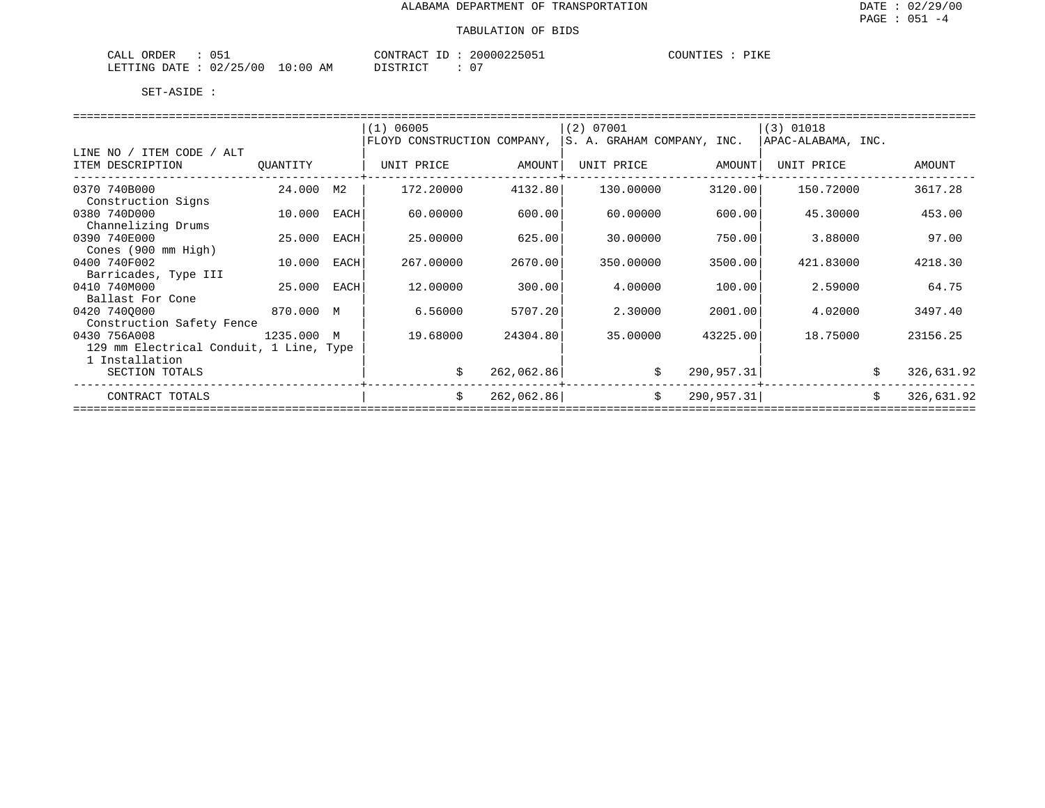ALABAMA DEPARTMENT OF TRANSPORTATION

DATE : 02/29/00
PAGE : 051 -4

TABULATION OF BIDS

CALL ORDER : 051 CONTRACT ID : 20000225051 COUNTIES : PIKE
LETTING DATE : 02/25/00 10:00 AM DISTRICT : 07

SET-ASIDE :

| LINE NO / ITEM CODE / ALT ITEM DESCRIPTION | QUANTITY | | (1) 06005 FLOYD CONSTRUCTION COMPANY, UNIT PRICE | AMOUNT | (2) 07001 S. A. GRAHAM COMPANY, INC. UNIT PRICE | AMOUNT | (3) 01018 APAC-ALABAMA, INC. UNIT PRICE | AMOUNT |
|---|---|---|---|---|---|---|---|---|
| 0370 740B000 Construction Signs | 24.000 | M2 | 172.20000 | 4132.80 | 130.00000 | 3120.00 | 150.72000 | 3617.28 |
| 0380 740D000 Channelizing Drums | 10.000 | EACH | 60.00000 | 600.00 | 60.00000 | 600.00 | 45.30000 | 453.00 |
| 0390 740E000 Cones (900 mm High) | 25.000 | EACH | 25.00000 | 625.00 | 30.00000 | 750.00 | 3.88000 | 97.00 |
| 0400 740F002 Barricades, Type III | 10.000 | EACH | 267.00000 | 2670.00 | 350.00000 | 3500.00 | 421.83000 | 4218.30 |
| 0410 740M000 Ballast For Cone | 25.000 | EACH | 12.00000 | 300.00 | 4.00000 | 100.00 | 2.59000 | 64.75 |
| 0420 740Q000 Construction Safety Fence | 870.000 | M | 6.56000 | 5707.20 | 2.30000 | 2001.00 | 4.02000 | 3497.40 |
| 0430 756A008 129 mm Electrical Conduit, 1 Line, Type 1 Installation | 1235.000 | M | 19.68000 | 24304.80 | 35.00000 | 43225.00 | 18.75000 | 23156.25 |
| SECTION TOTALS | | | | $ 262,062.86 | | $ 290,957.31 | | $ 326,631.92 |
| CONTRACT TOTALS | | | | $ 262,062.86 | | $ 290,957.31 | | $ 326,631.92 |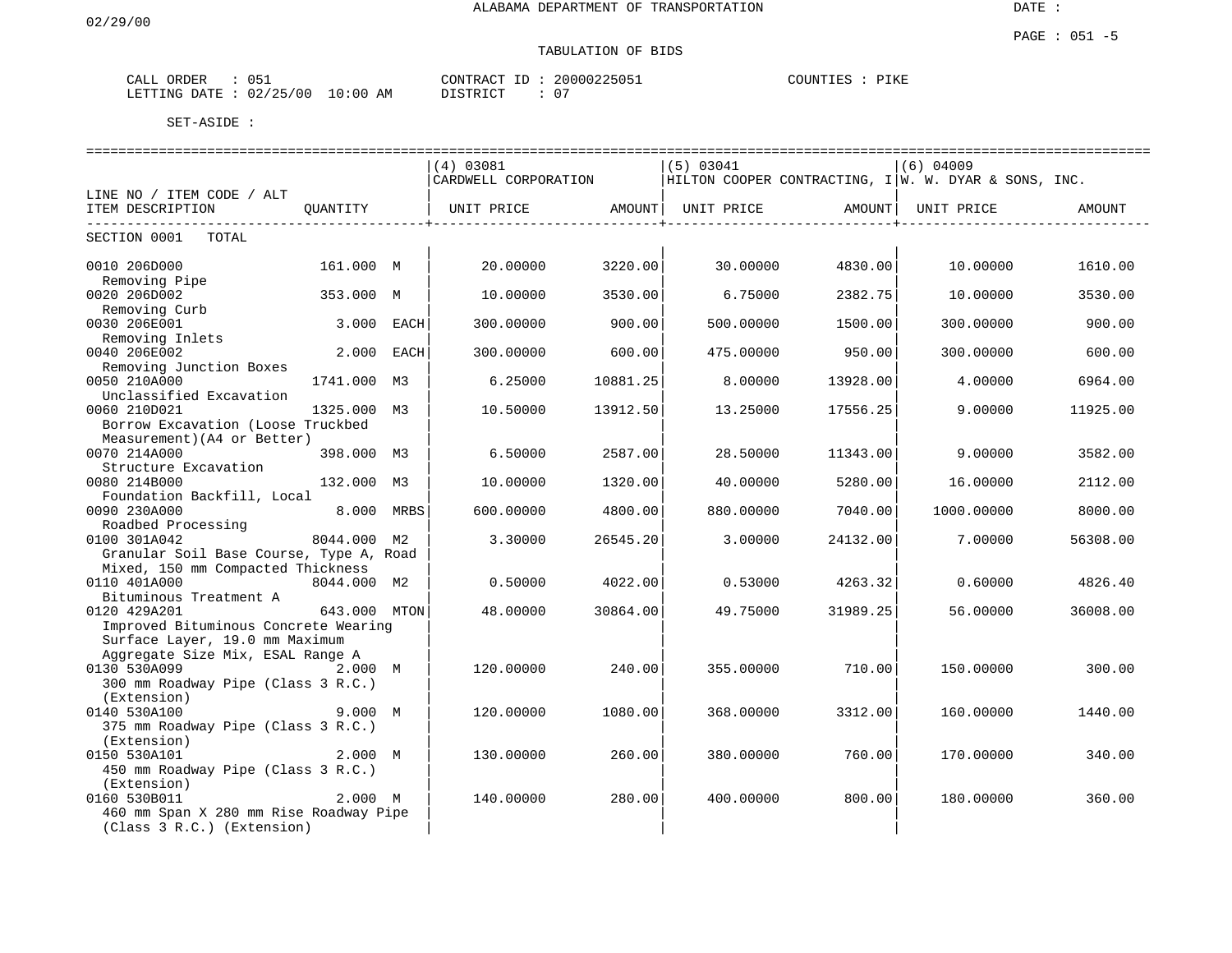02/29/00

ALABAMA DEPARTMENT OF TRANSPORTATION

TABULATION OF BIDS

CALL ORDER : 051 CONTRACT ID : 20000225051 COUNTIES : PIKE
LETTING DATE : 02/25/00 10:00 AM DISTRICT : 07

SET-ASIDE :

| LINE NO / ITEM CODE / ALT ITEM DESCRIPTION | QUANTITY | (4) 03081 CARDWELL CORPORATION UNIT PRICE | AMOUNT | (5) 03041 HILTON COOPER CONTRACTING, I UNIT PRICE | AMOUNT | (6) 04009 W. W. DYAR & SONS, INC. UNIT PRICE | AMOUNT |
|---|---|---|---|---|---|---|---|
| SECTION 0001 TOTAL | | | | | | | |
| 0010 206D000 Removing Pipe | 161.000 M | 20.00000 | 3220.00 | 30.00000 | 4830.00 | 10.00000 | 1610.00 |
| 0020 206D002 Removing Curb | 353.000 M | 10.00000 | 3530.00 | 6.75000 | 2382.75 | 10.00000 | 3530.00 |
| 0030 206E001 Removing Inlets | 3.000 EACH | 300.00000 | 900.00 | 500.00000 | 1500.00 | 300.00000 | 900.00 |
| 0040 206E002 Removing Junction Boxes | 2.000 EACH | 300.00000 | 600.00 | 475.00000 | 950.00 | 300.00000 | 600.00 |
| 0050 210A000 Unclassified Excavation | 1741.000 M3 | 6.25000 | 10881.25 | 8.00000 | 13928.00 | 4.00000 | 6964.00 |
| 0060 210D021 Borrow Excavation (Loose Truckbed Measurement)(A4 or Better) | 1325.000 M3 | 10.50000 | 13912.50 | 13.25000 | 17556.25 | 9.00000 | 11925.00 |
| 0070 214A000 Structure Excavation | 398.000 M3 | 6.50000 | 2587.00 | 28.50000 | 11343.00 | 9.00000 | 3582.00 |
| 0080 214B000 Foundation Backfill, Local | 132.000 M3 | 10.00000 | 1320.00 | 40.00000 | 5280.00 | 16.00000 | 2112.00 |
| 0090 230A000 Roadbed Processing | 8.000 MRBS | 600.00000 | 4800.00 | 880.00000 | 7040.00 | 1000.00000 | 8000.00 |
| 0100 301A042 Granular Soil Base Course, Type A, Road Mixed, 150 mm Compacted Thickness | 8044.000 M2 | 3.30000 | 26545.20 | 3.00000 | 24132.00 | 7.00000 | 56308.00 |
| 0110 401A000 Bituminous Treatment A | 8044.000 M2 | 0.50000 | 4022.00 | 0.53000 | 4263.32 | 0.60000 | 4826.40 |
| 0120 429A201 Improved Bituminous Concrete Wearing Surface Layer, 19.0 mm Maximum Aggregate Size Mix, ESAL Range A | 643.000 MTON | 48.00000 | 30864.00 | 49.75000 | 31989.25 | 56.00000 | 36008.00 |
| 0130 530A099 300 mm Roadway Pipe (Class 3 R.C.) (Extension) | 2.000 M | 120.00000 | 240.00 | 355.00000 | 710.00 | 150.00000 | 300.00 |
| 0140 530A100 375 mm Roadway Pipe (Class 3 R.C.) (Extension) | 9.000 M | 120.00000 | 1080.00 | 368.00000 | 3312.00 | 160.00000 | 1440.00 |
| 0150 530A101 450 mm Roadway Pipe (Class 3 R.C.) (Extension) | 2.000 M | 130.00000 | 260.00 | 380.00000 | 760.00 | 170.00000 | 340.00 |
| 0160 530B011 460 mm Span X 280 mm Rise Roadway Pipe (Class 3 R.C.) (Extension) | 2.000 M | 140.00000 | 280.00 | 400.00000 | 800.00 | 180.00000 | 360.00 |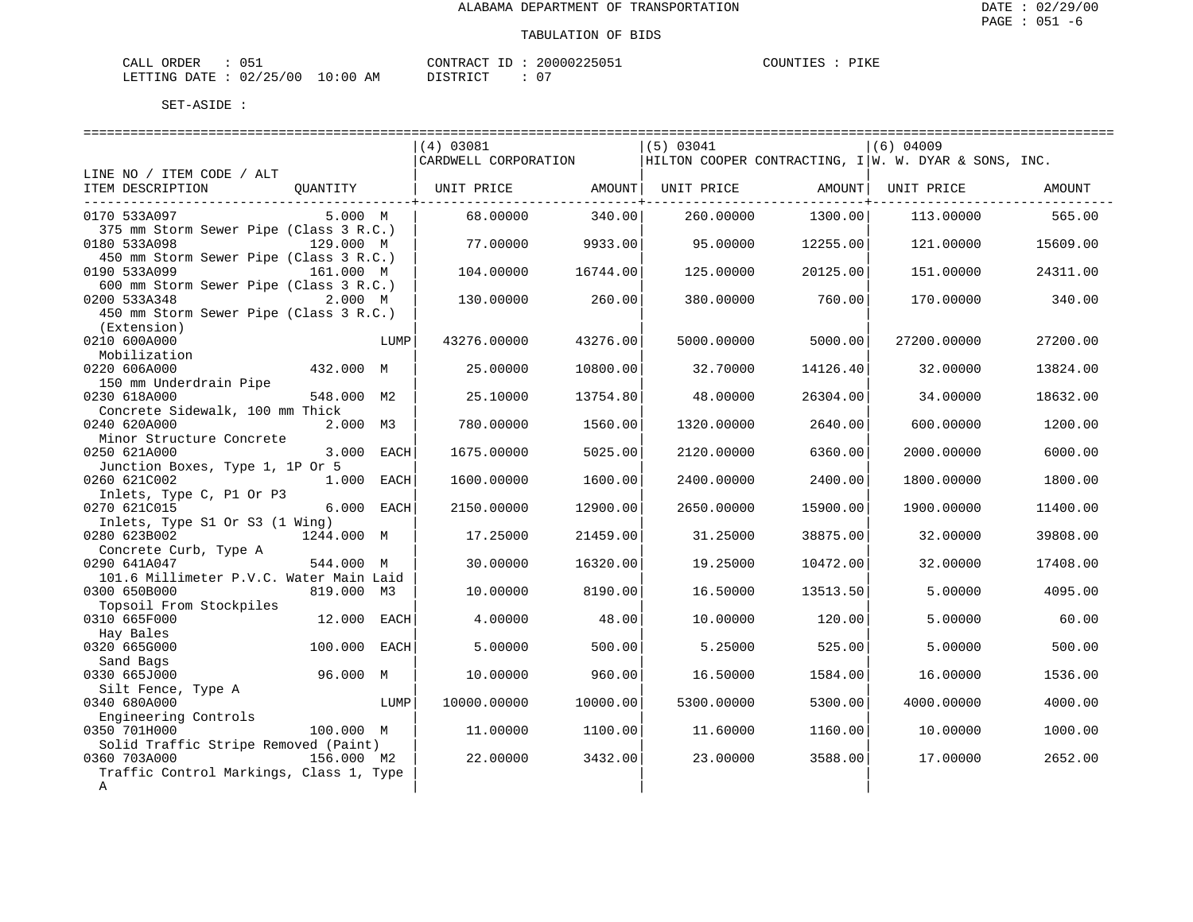ALABAMA DEPARTMENT OF TRANSPORTATION

DATE : 02/29/00

PAGE : 051 -6

TABULATION OF BIDS

CALL ORDER : 051  CONTRACT ID : 20000225051  COUNTIES : PIKE

LETTING DATE : 02/25/00 10:00 AM  DISTRICT : 07

SET-ASIDE :

| LINE NO / ITEM CODE / ALT ITEM DESCRIPTION | QUANTITY | (4) 03081 CARDWELL CORPORATION UNIT PRICE | AMOUNT | (5) 03041 HILTON COOPER CONTRACTING, I UNIT PRICE | AMOUNT | (6) 04009 W. W. DYAR & SONS, INC. UNIT PRICE | AMOUNT |
|---|---|---|---|---|---|---|---|
| 0170 533A097 375 mm Storm Sewer Pipe (Class 3 R.C.) | 5.000 M | 68.00000 | 340.00 | 260.00000 | 1300.00 | 113.00000 | 565.00 |
| 0180 533A098 450 mm Storm Sewer Pipe (Class 3 R.C.) | 129.000 M | 77.00000 | 9933.00 | 95.00000 | 12255.00 | 121.00000 | 15609.00 |
| 0190 533A099 600 mm Storm Sewer Pipe (Class 3 R.C.) | 161.000 M | 104.00000 | 16744.00 | 125.00000 | 20125.00 | 151.00000 | 24311.00 |
| 0200 533A348 450 mm Storm Sewer Pipe (Class 3 R.C.) (Extension) | 2.000 M | 130.00000 | 260.00 | 380.00000 | 760.00 | 170.00000 | 340.00 |
| 0210 600A000 Mobilization | LUMP | 43276.00000 | 43276.00 | 5000.00000 | 5000.00 | 27200.00000 | 27200.00 |
| 0220 606A000 150 mm Underdrain Pipe | 432.000 M | 25.00000 | 10800.00 | 32.70000 | 14126.40 | 32.00000 | 13824.00 |
| 0230 618A000 Concrete Sidewalk, 100 mm Thick | 548.000 M2 | 25.10000 | 13754.80 | 48.00000 | 26304.00 | 34.00000 | 18632.00 |
| 0240 620A000 Minor Structure Concrete | 2.000 M3 | 780.00000 | 1560.00 | 1320.00000 | 2640.00 | 600.00000 | 1200.00 |
| 0250 621A000 Junction Boxes, Type 1, 1P Or 5 | 3.000 EACH | 1675.00000 | 5025.00 | 2120.00000 | 6360.00 | 2000.00000 | 6000.00 |
| 0260 621C002 Inlets, Type C, P1 Or P3 | 1.000 EACH | 1600.00000 | 1600.00 | 2400.00000 | 2400.00 | 1800.00000 | 1800.00 |
| 0270 621C015 Inlets, Type S1 Or S3 (1 Wing) | 6.000 EACH | 2150.00000 | 12900.00 | 2650.00000 | 15900.00 | 1900.00000 | 11400.00 |
| 0280 623B002 Concrete Curb, Type A | 1244.000 M | 17.25000 | 21459.00 | 31.25000 | 38875.00 | 32.00000 | 39808.00 |
| 0290 641A047 101.6 Millimeter P.V.C. Water Main Laid | 544.000 M | 30.00000 | 16320.00 | 19.25000 | 10472.00 | 32.00000 | 17408.00 |
| 0300 650B000 Topsoil From Stockpiles | 819.000 M3 | 10.00000 | 8190.00 | 16.50000 | 13513.50 | 5.00000 | 4095.00 |
| 0310 665F000 Hay Bales | 12.000 EACH | 4.00000 | 48.00 | 10.00000 | 120.00 | 5.00000 | 60.00 |
| 0320 665G000 Sand Bags | 100.000 EACH | 5.00000 | 500.00 | 5.25000 | 525.00 | 5.00000 | 500.00 |
| 0330 665J000 Silt Fence, Type A | 96.000 M | 10.00000 | 960.00 | 16.50000 | 1584.00 | 16.00000 | 1536.00 |
| 0340 680A000 Engineering Controls | LUMP | 10000.00000 | 10000.00 | 5300.00000 | 5300.00 | 4000.00000 | 4000.00 |
| 0350 701H000 Solid Traffic Stripe Removed (Paint) | 100.000 M | 11.00000 | 1100.00 | 11.60000 | 1160.00 | 10.00000 | 1000.00 |
| 0360 703A000 Traffic Control Markings, Class 1, Type A | 156.000 M2 | 22.00000 | 3432.00 | 23.00000 | 3588.00 | 17.00000 | 2652.00 |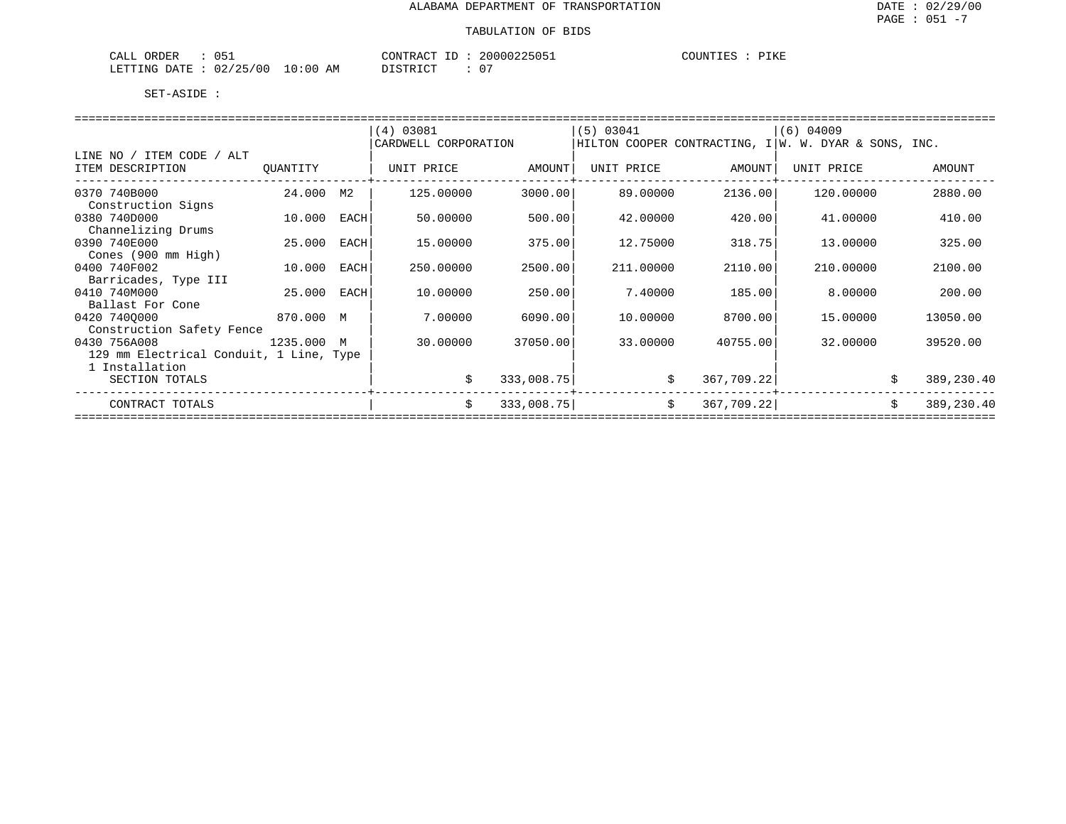ALABAMA DEPARTMENT OF TRANSPORTATION

TABULATION OF BIDS

CALL ORDER : 051    CONTRACT ID : 20000225051    COUNTIES : PIKE
LETTING DATE : 02/25/00 10:00 AM    DISTRICT : 07

SET-ASIDE :

| LINE NO / ITEM CODE / ALT<br>ITEM DESCRIPTION | QUANTITY | | (4) 03081<br>CARDWELL CORPORATION<br>UNIT PRICE | AMOUNT | (5) 03041<br>HILTON COOPER CONTRACTING, I<br>UNIT PRICE | AMOUNT | (6) 04009<br>W. W. DYAR & SONS, INC.<br>UNIT PRICE | AMOUNT |
|---|---|---|---|---|---|---|---|---|
| 0370 740B000<br>Construction Signs | 24.000 | M2 | 125.00000 | 3000.00 | 89.00000 | 2136.00 | 120.00000 | 2880.00 |
| 0380 740D000<br>Channelizing Drums | 10.000 | EACH | 50.00000 | 500.00 | 42.00000 | 420.00 | 41.00000 | 410.00 |
| 0390 740E000<br>Cones (900 mm High) | 25.000 | EACH | 15.00000 | 375.00 | 12.75000 | 318.75 | 13.00000 | 325.00 |
| 0400 740F002<br>Barricades, Type III | 10.000 | EACH | 250.00000 | 2500.00 | 211.00000 | 2110.00 | 210.00000 | 2100.00 |
| 0410 740M000<br>Ballast For Cone | 25.000 | EACH | 10.00000 | 250.00 | 7.40000 | 185.00 | 8.00000 | 200.00 |
| 0420 740Q000<br>Construction Safety Fence | 870.000 | M | 7.00000 | 6090.00 | 10.00000 | 8700.00 | 15.00000 | 13050.00 |
| 0430 756A008<br>129 mm Electrical Conduit, 1 Line, Type 1 Installation | 1235.000 | M | 30.00000 | 37050.00 | 33.00000 | 40755.00 | 32.00000 | 39520.00 |
| SECTION TOTALS | | | $ | 333,008.75 | $ | 367,709.22 | $ | 389,230.40 |
| CONTRACT TOTALS | | | $ | 333,008.75 | $ | 367,709.22 | $ | 389,230.40 |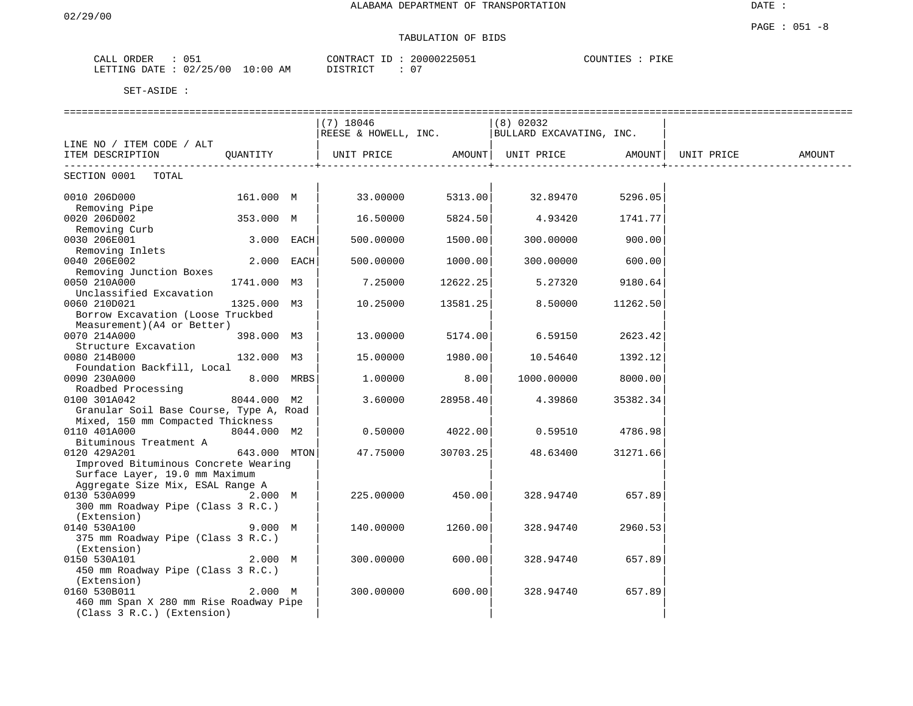ALABAMA DEPARTMENT OF TRANSPORTATION

02/29/00

DATE :

PAGE : 051 -8

TABULATION OF BIDS

CALL ORDER : 051 CONTRACT ID : 20000225051 COUNTIES : PIKE
LETTING DATE : 02/25/00 10:00 AM DISTRICT : 07

SET-ASIDE :

| LINE NO / ITEM CODE / ALT<br>ITEM DESCRIPTION | QUANTITY | (7) 18046 REESE & HOWELL, INC.<br>UNIT PRICE | AMOUNT | (8) 02032 BULLARD EXCAVATING, INC.<br>UNIT PRICE | AMOUNT | UNIT PRICE | AMOUNT |
|---|---|---|---|---|---|---|---|
| SECTION 0001 TOTAL | | | | | | | |
| 0010 206D000 Removing Pipe | 161.000 M | 33.00000 | 5313.00 | 32.89470 | 5296.05 | | |
| 0020 206D002 Removing Curb | 353.000 M | 16.50000 | 5824.50 | 4.93420 | 1741.77 | | |
| 0030 206E001 Removing Inlets | 3.000 EACH | 500.00000 | 1500.00 | 300.00000 | 900.00 | | |
| 0040 206E002 Removing Junction Boxes | 2.000 EACH | 500.00000 | 1000.00 | 300.00000 | 600.00 | | |
| 0050 210A000 Unclassified Excavation | 1741.000 M3 | 7.25000 | 12622.25 | 5.27320 | 9180.64 | | |
| 0060 210D021 Borrow Excavation (Loose Truckbed Measurement)(A4 or Better) | 1325.000 M3 | 10.25000 | 13581.25 | 8.50000 | 11262.50 | | |
| 0070 214A000 Structure Excavation | 398.000 M3 | 13.00000 | 5174.00 | 6.59150 | 2623.42 | | |
| 0080 214B000 Foundation Backfill, Local | 132.000 M3 | 15.00000 | 1980.00 | 10.54640 | 1392.12 | | |
| 0090 230A000 Roadbed Processing | 8.000 MRBS | 1.00000 | 8.00 | 1000.00000 | 8000.00 | | |
| 0100 301A042 Granular Soil Base Course, Type A, Road Mixed, 150 mm Compacted Thickness | 8044.000 M2 | 3.60000 | 28958.40 | 4.39860 | 35382.34 | | |
| 0110 401A000 Bituminous Treatment A | 8044.000 M2 | 0.50000 | 4022.00 | 0.59510 | 4786.98 | | |
| 0120 429A201 Improved Bituminous Concrete Wearing Surface Layer, 19.0 mm Maximum Aggregate Size Mix, ESAL Range A | 643.000 MTON | 47.75000 | 30703.25 | 48.63400 | 31271.66 | | |
| 0130 530A099 300 mm Roadway Pipe (Class 3 R.C.) (Extension) | 2.000 M | 225.00000 | 450.00 | 328.94740 | 657.89 | | |
| 0140 530A100 375 mm Roadway Pipe (Class 3 R.C.) (Extension) | 9.000 M | 140.00000 | 1260.00 | 328.94740 | 2960.53 | | |
| 0150 530A101 450 mm Roadway Pipe (Class 3 R.C.) (Extension) | 2.000 M | 300.00000 | 600.00 | 328.94740 | 657.89 | | |
| 0160 530B011 460 mm Span X 280 mm Rise Roadway Pipe (Class 3 R.C.) (Extension) | 2.000 M | 300.00000 | 600.00 | 328.94740 | 657.89 | | |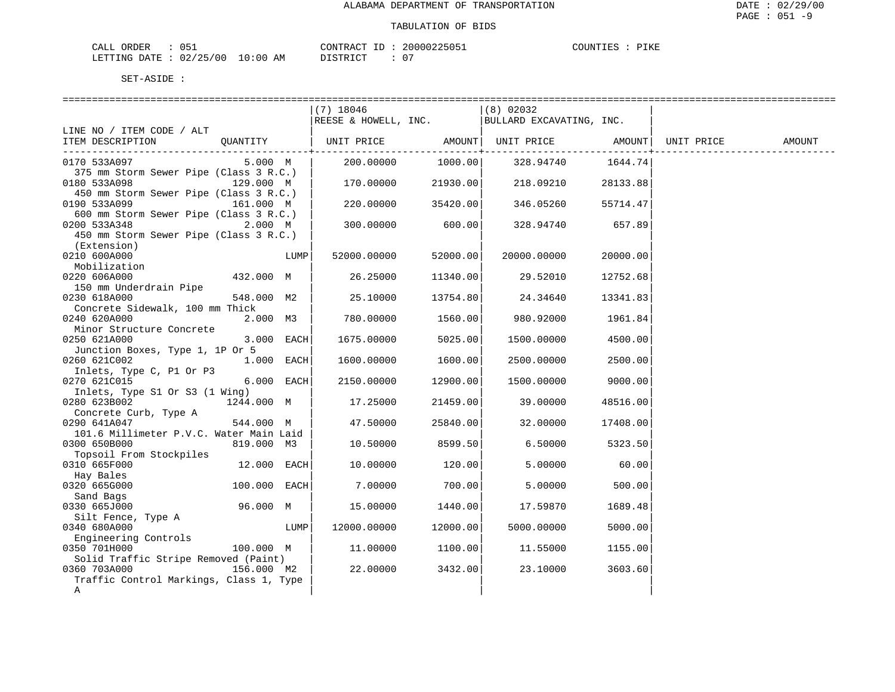ALABAMA DEPARTMENT OF TRANSPORTATION

TABULATION OF BIDS

DATE : 02/29/00
PAGE : 051 -9

CALL ORDER : 051 CONTRACT ID : 20000225051 COUNTIES : PIKE
LETTING DATE : 02/25/00 10:00 AM DISTRICT : 07

SET-ASIDE :

| LINE NO / ITEM CODE / ALT ITEM DESCRIPTION | QUANTITY | (7) 18046 REESE & HOWELL, INC. UNIT PRICE | AMOUNT | (8) 02032 BULLARD EXCAVATING, INC. UNIT PRICE | AMOUNT | UNIT PRICE | AMOUNT |
|---|---|---|---|---|---|---|---|
| 0170 533A097 375 mm Storm Sewer Pipe (Class 3 R.C.) | 5.000 M | 200.00000 | 1000.00 | 328.94740 | 1644.74 | | |
| 0180 533A098 450 mm Storm Sewer Pipe (Class 3 R.C.) | 129.000 M | 170.00000 | 21930.00 | 218.09210 | 28133.88 | | |
| 0190 533A099 600 mm Storm Sewer Pipe (Class 3 R.C.) | 161.000 M | 220.00000 | 35420.00 | 346.05260 | 55714.47 | | |
| 0200 533A348 450 mm Storm Sewer Pipe (Class 3 R.C.) (Extension) | 2.000 M | 300.00000 | 600.00 | 328.94740 | 657.89 | | |
| 0210 600A000 Mobilization | LUMP | 52000.00000 | 52000.00 | 20000.00000 | 20000.00 | | |
| 0220 606A000 150 mm Underdrain Pipe | 432.000 M | 26.25000 | 11340.00 | 29.52010 | 12752.68 | | |
| 0230 618A000 Concrete Sidewalk, 100 mm Thick | 548.000 M2 | 25.10000 | 13754.80 | 24.34640 | 13341.83 | | |
| 0240 620A000 Minor Structure Concrete | 2.000 M3 | 780.00000 | 1560.00 | 980.92000 | 1961.84 | | |
| 0250 621A000 Junction Boxes, Type 1, 1P Or 5 | 3.000 EACH | 1675.00000 | 5025.00 | 1500.00000 | 4500.00 | | |
| 0260 621C002 Inlets, Type C, P1 Or P3 | 1.000 EACH | 1600.00000 | 1600.00 | 2500.00000 | 2500.00 | | |
| 0270 621C015 Inlets, Type S1 Or S3 (1 Wing) | 6.000 EACH | 2150.00000 | 12900.00 | 1500.00000 | 9000.00 | | |
| 0280 623B002 Concrete Curb, Type A | 1244.000 M | 17.25000 | 21459.00 | 39.00000 | 48516.00 | | |
| 0290 641A047 101.6 Millimeter P.V.C. Water Main Laid | 544.000 M | 47.50000 | 25840.00 | 32.00000 | 17408.00 | | |
| 0300 650B000 Topsoil From Stockpiles | 819.000 M3 | 10.50000 | 8599.50 | 6.50000 | 5323.50 | | |
| 0310 665F000 Hay Bales | 12.000 EACH | 10.00000 | 120.00 | 5.00000 | 60.00 | | |
| 0320 665G000 Sand Bags | 100.000 EACH | 7.00000 | 700.00 | 5.00000 | 500.00 | | |
| 0330 665J000 Silt Fence, Type A | 96.000 M | 15.00000 | 1440.00 | 17.59870 | 1689.48 | | |
| 0340 680A000 Engineering Controls | LUMP | 12000.00000 | 12000.00 | 5000.00000 | 5000.00 | | |
| 0350 701H000 Solid Traffic Stripe Removed (Paint) | 100.000 M | 11.00000 | 1100.00 | 11.55000 | 1155.00 | | |
| 0360 703A000 Traffic Control Markings, Class 1, Type A | 156.000 M2 | 22.00000 | 3432.00 | 23.10000 | 3603.60 | | |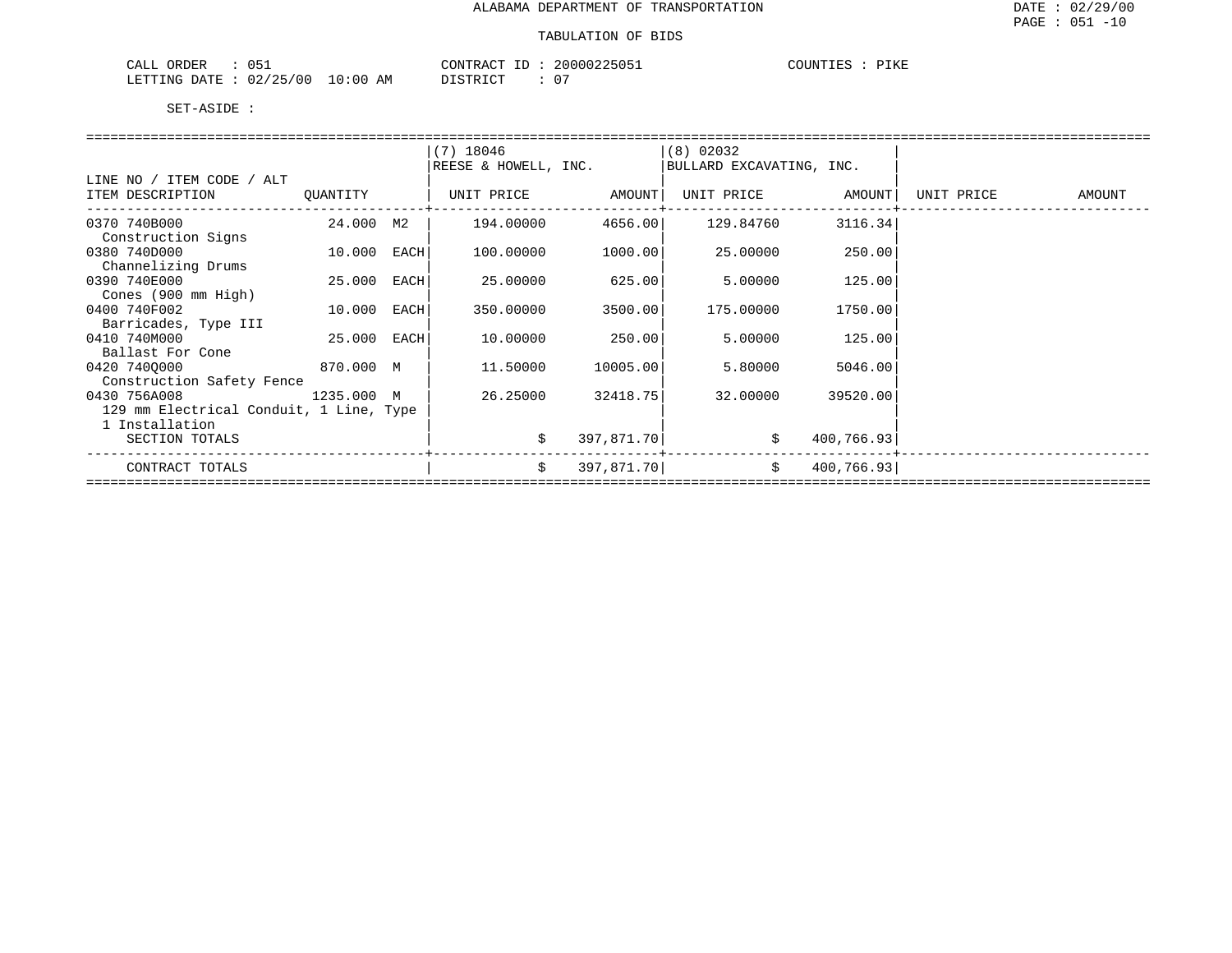ALABAMA DEPARTMENT OF TRANSPORTATION

TABULATION OF BIDS

DATE : 02/29/00
PAGE : 051 -10

CALL ORDER : 051 CONTRACT ID : 20000225051 COUNTIES : PIKE
LETTING DATE : 02/25/00 10:00 AM DISTRICT : 07

SET-ASIDE :

| LINE NO / ITEM CODE / ALT ITEM DESCRIPTION | QUANTITY | | (7) 18046 REESE & HOWELL, INC. UNIT PRICE | AMOUNT | (8) 02032 BULLARD EXCAVATING, INC. UNIT PRICE | AMOUNT | UNIT PRICE | AMOUNT |
|---|---|---|---|---|---|---|---|---|
| 0370 740B000 Construction Signs | 24.000 | M2 | 194.00000 | 4656.00 | 129.84760 | 3116.34 | | |
| 0380 740D000 Channelizing Drums | 10.000 | EACH | 100.00000 | 1000.00 | 25.00000 | 250.00 | | |
| 0390 740E000 Cones (900 mm High) | 25.000 | EACH | 25.00000 | 625.00 | 5.00000 | 125.00 | | |
| 0400 740F002 Barricades, Type III | 10.000 | EACH | 350.00000 | 3500.00 | 175.00000 | 1750.00 | | |
| 0410 740M000 Ballast For Cone | 25.000 | EACH | 10.00000 | 250.00 | 5.00000 | 125.00 | | |
| 0420 740Q000 Construction Safety Fence | 870.000 | M | 11.50000 | 10005.00 | 5.80000 | 5046.00 | | |
| 0430 756A008 129 mm Electrical Conduit, 1 Line, Type 1 Installation | 1235.000 | M | 26.25000 | 32418.75 | 32.00000 | 39520.00 | | |
| SECTION TOTALS | | | $ | 397,871.70 | $ | 400,766.93 | | |
| CONTRACT TOTALS | | | $ | 397,871.70 | $ | 400,766.93 | | |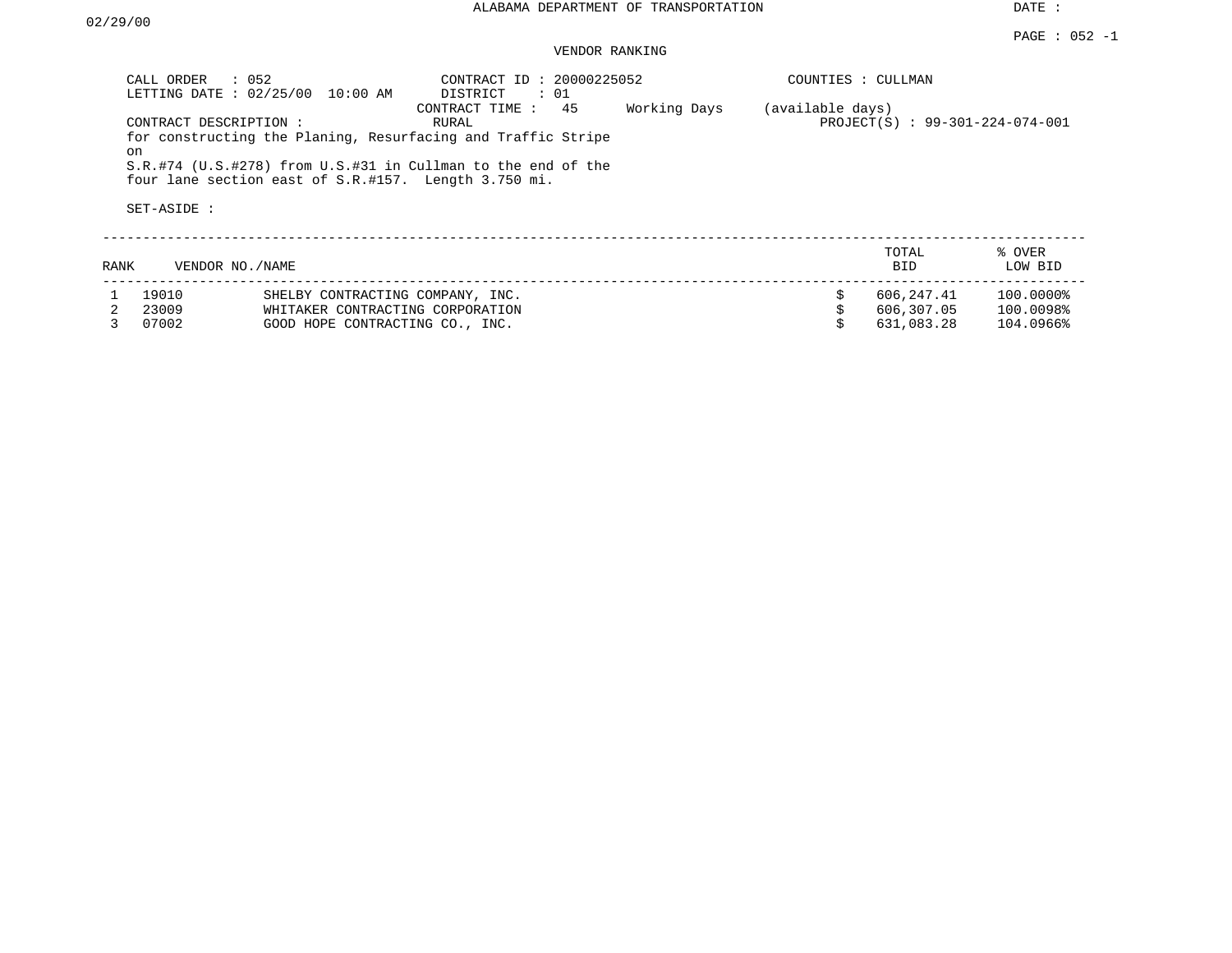ALABAMA DEPARTMENT OF TRANSPORTATION

DATE : 02/29/00

PAGE : 052 -1

VENDOR RANKING

CALL ORDER : 052
LETTING DATE : 02/25/00 10:00 AM

CONTRACT ID : 20000225052
DISTRICT : 01
CONTRACT TIME : 45 Working Days (available days)

COUNTIES : CULLMAN

CONTRACT DESCRIPTION : RURAL
for constructing the Planing, Resurfacing and Traffic Stripe on
S.R.#74 (U.S.#278) from U.S.#31 in Cullman to the end of the four lane section east of S.R.#157. Length 3.750 mi.

PROJECT(S) : 99-301-224-074-001

SET-ASIDE :

| RANK | VENDOR NO./NAME | | TOTAL BID | % OVER LOW BID |
|---|---|---|---|---|
| 1 | 19010 | SHELBY CONTRACTING COMPANY, INC. | $ 606,247.41 | 100.0000% |
| 2 | 23009 | WHITAKER CONTRACTING CORPORATION | $ 606,307.05 | 100.0098% |
| 3 | 07002 | GOOD HOPE CONTRACTING CO., INC. | $ 631,083.28 | 104.0966% |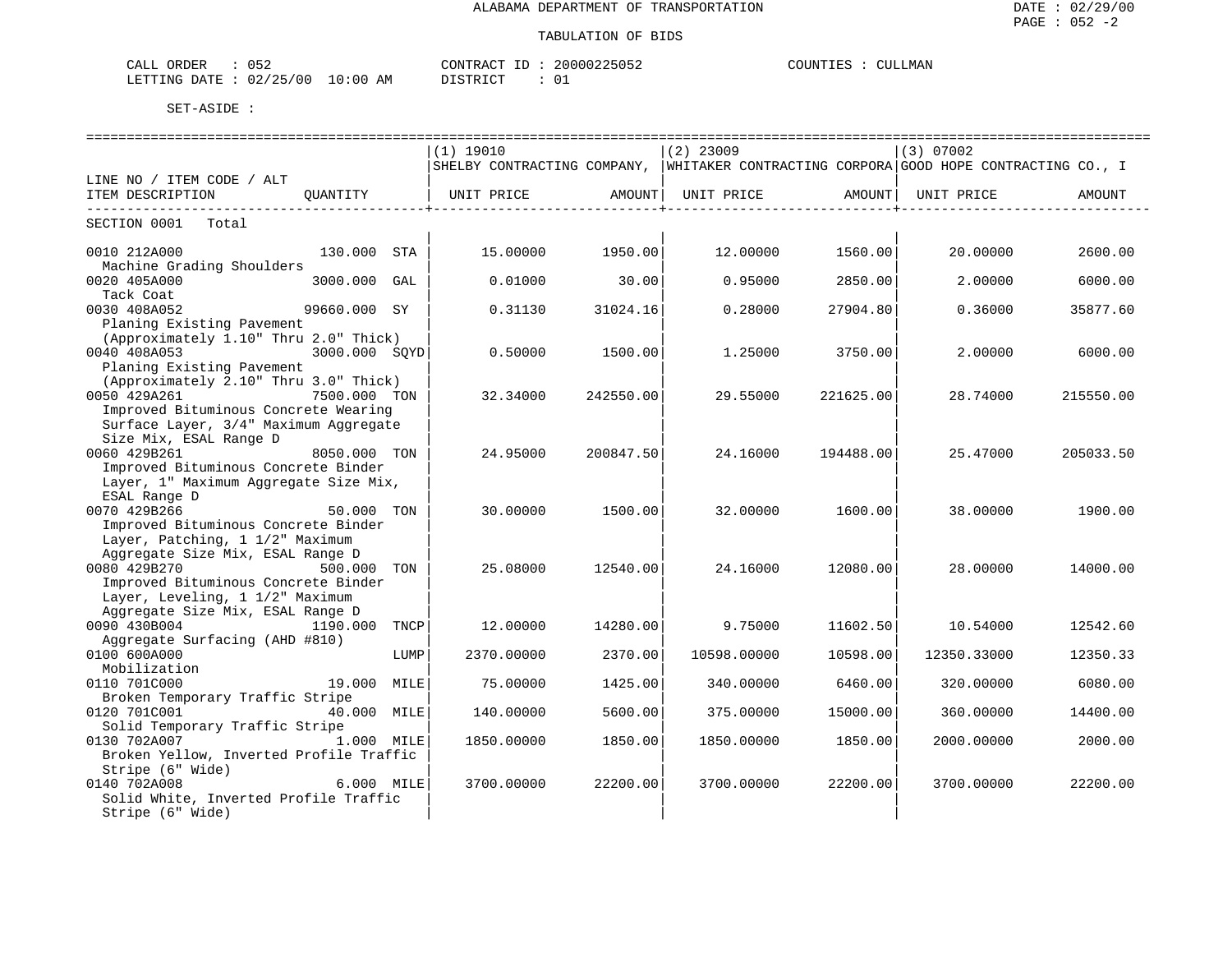ALABAMA DEPARTMENT OF TRANSPORTATION

TABULATION OF BIDS

DATE : 02/29/00
PAGE : 052 -2

CALL ORDER : 052 CONTRACT ID : 20000225052 COUNTIES : CULLMAN
LETTING DATE : 02/25/00 10:00 AM DISTRICT : 01

SET-ASIDE :

| LINE NO / ITEM CODE / ALT ITEM DESCRIPTION | QUANTITY | (1) 19010 SHELBY CONTRACTING COMPANY, UNIT PRICE | AMOUNT | (2) 23009 WHITAKER CONTRACTING CORPORA UNIT PRICE | AMOUNT | (3) 07002 GOOD HOPE CONTRACTING CO., I UNIT PRICE | AMOUNT |
|---|---|---|---|---|---|---|---|
| SECTION 0001 Total | | | | | | | |
| 0010 212A000 Machine Grading Shoulders | 130.000 STA | 15.00000 | 1950.00 | 12.00000 | 1560.00 | 20.00000 | 2600.00 |
| 0020 405A000 Tack Coat | 3000.000 GAL | 0.01000 | 30.00 | 0.95000 | 2850.00 | 2.00000 | 6000.00 |
| 0030 408A052 Planing Existing Pavement (Approximately 1.10" Thru 2.0" Thick) | 99660.000 SY | 0.31130 | 31024.16 | 0.28000 | 27904.80 | 0.36000 | 35877.60 |
| 0040 408A053 Planing Existing Pavement (Approximately 2.10" Thru 3.0" Thick) | 3000.000 SQYD | 0.50000 | 1500.00 | 1.25000 | 3750.00 | 2.00000 | 6000.00 |
| 0050 429A261 Improved Bituminous Concrete Wearing Surface Layer, 3/4" Maximum Aggregate Size Mix, ESAL Range D | 7500.000 TON | 32.34000 | 242550.00 | 29.55000 | 221625.00 | 28.74000 | 215550.00 |
| 0060 429B261 Improved Bituminous Concrete Binder Layer, 1" Maximum Aggregate Size Mix, ESAL Range D | 8050.000 TON | 24.95000 | 200847.50 | 24.16000 | 194488.00 | 25.47000 | 205033.50 |
| 0070 429B266 Improved Bituminous Concrete Binder Layer, Patching, 1 1/2" Maximum Aggregate Size Mix, ESAL Range D | 50.000 TON | 30.00000 | 1500.00 | 32.00000 | 1600.00 | 38.00000 | 1900.00 |
| 0080 429B270 Improved Bituminous Concrete Binder Layer, Leveling, 1 1/2" Maximum Aggregate Size Mix, ESAL Range D | 500.000 TON | 25.08000 | 12540.00 | 24.16000 | 12080.00 | 28.00000 | 14000.00 |
| 0090 430B004 Aggregate Surfacing (AHD #810) | 1190.000 TNCP | 12.00000 | 14280.00 | 9.75000 | 11602.50 | 10.54000 | 12542.60 |
| 0100 600A000 Mobilization | LUMP | 2370.00000 | 2370.00 | 10598.00000 | 10598.00 | 12350.33000 | 12350.33 |
| 0110 701C000 Broken Temporary Traffic Stripe | 19.000 MILE | 75.00000 | 1425.00 | 340.00000 | 6460.00 | 320.00000 | 6080.00 |
| 0120 701C001 Solid Temporary Traffic Stripe | 40.000 MILE | 140.00000 | 5600.00 | 375.00000 | 15000.00 | 360.00000 | 14400.00 |
| 0130 702A007 Broken Yellow, Inverted Profile Traffic Stripe (6" Wide) | 1.000 MILE | 1850.00000 | 1850.00 | 1850.00000 | 1850.00 | 2000.00000 | 2000.00 |
| 0140 702A008 Solid White, Inverted Profile Traffic Stripe (6" Wide) | 6.000 MILE | 3700.00000 | 22200.00 | 3700.00000 | 22200.00 | 3700.00000 | 22200.00 |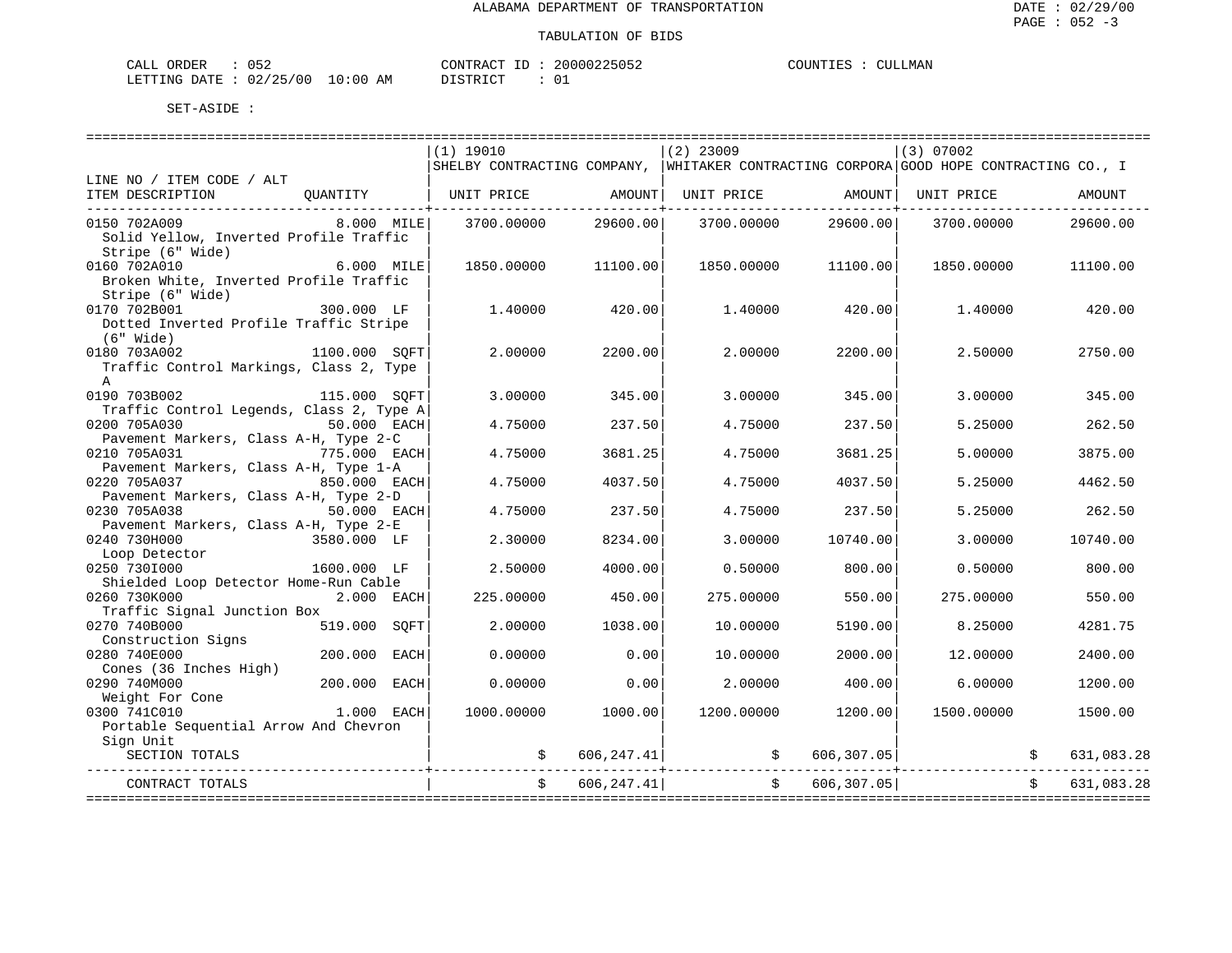ALABAMA DEPARTMENT OF TRANSPORTATION

TABULATION OF BIDS

CALL ORDER : 052 CONTRACT ID : 20000225052 COUNTIES : CULLMAN
LETTING DATE : 02/25/00 10:00 AM DISTRICT : 01

SET-ASIDE :

| LINE NO / ITEM CODE / ALT | | (1) 19010 SHELBY CONTRACTING COMPANY, | | (2) 23009 WHITAKER CONTRACTING CORPORA | | (3) 07002 GOOD HOPE CONTRACTING CO., I | |
|---|---|---|---|---|---|---|---|
| ITEM DESCRIPTION | QUANTITY | UNIT PRICE | AMOUNT | UNIT PRICE | AMOUNT | UNIT PRICE | AMOUNT |
| 0150 702A009 Solid Yellow, Inverted Profile Traffic Stripe (6" Wide) | 8.000 MILE | 3700.00000 | 29600.00 | 3700.00000 | 29600.00 | 3700.00000 | 29600.00 |
| 0160 702A010 Broken White, Inverted Profile Traffic Stripe (6" Wide) | 6.000 MILE | 1850.00000 | 11100.00 | 1850.00000 | 11100.00 | 1850.00000 | 11100.00 |
| 0170 702B001 Dotted Inverted Profile Traffic Stripe (6" Wide) | 300.000 LF | 1.40000 | 420.00 | 1.40000 | 420.00 | 1.40000 | 420.00 |
| 0180 703A002 Traffic Control Markings, Class 2, Type A | 1100.000 SQFT | 2.00000 | 2200.00 | 2.00000 | 2200.00 | 2.50000 | 2750.00 |
| 0190 703B002 Traffic Control Legends, Class 2, Type A | 115.000 SQFT | 3.00000 | 345.00 | 3.00000 | 345.00 | 3.00000 | 345.00 |
| 0200 705A030 Pavement Markers, Class A-H, Type 2-C | 50.000 EACH | 4.75000 | 237.50 | 4.75000 | 237.50 | 5.25000 | 262.50 |
| 0210 705A031 Pavement Markers, Class A-H, Type 1-A | 775.000 EACH | 4.75000 | 3681.25 | 4.75000 | 3681.25 | 5.00000 | 3875.00 |
| 0220 705A037 Pavement Markers, Class A-H, Type 2-D | 850.000 EACH | 4.75000 | 4037.50 | 4.75000 | 4037.50 | 5.25000 | 4462.50 |
| 0230 705A038 Pavement Markers, Class A-H, Type 2-E | 50.000 EACH | 4.75000 | 237.50 | 4.75000 | 237.50 | 5.25000 | 262.50 |
| 0240 730H000 Loop Detector | 3580.000 LF | 2.30000 | 8234.00 | 3.00000 | 10740.00 | 3.00000 | 10740.00 |
| 0250 730I000 Shielded Loop Detector Home-Run Cable | 1600.000 LF | 2.50000 | 4000.00 | 0.50000 | 800.00 | 0.50000 | 800.00 |
| 0260 730K000 Traffic Signal Junction Box | 2.000 EACH | 225.00000 | 450.00 | 275.00000 | 550.00 | 275.00000 | 550.00 |
| 0270 740B000 Construction Signs | 519.000 SQFT | 2.00000 | 1038.00 | 10.00000 | 5190.00 | 8.25000 | 4281.75 |
| 0280 740E000 Cones (36 Inches High) | 200.000 EACH | 0.00000 | 0.00 | 10.00000 | 2000.00 | 12.00000 | 2400.00 |
| 0290 740M000 Weight For Cone | 200.000 EACH | 0.00000 | 0.00 | 2.00000 | 400.00 | 6.00000 | 1200.00 |
| 0300 741C010 Portable Sequential Arrow And Chevron Sign Unit | 1.000 EACH | 1000.00000 | 1000.00 | 1200.00000 | 1200.00 | 1500.00000 | 1500.00 |
| SECTION TOTALS | | | $ 606,247.41 | | $ 606,307.05 | | $ 631,083.28 |
| CONTRACT TOTALS | | | $ 606,247.41 | | $ 606,307.05 | | $ 631,083.28 |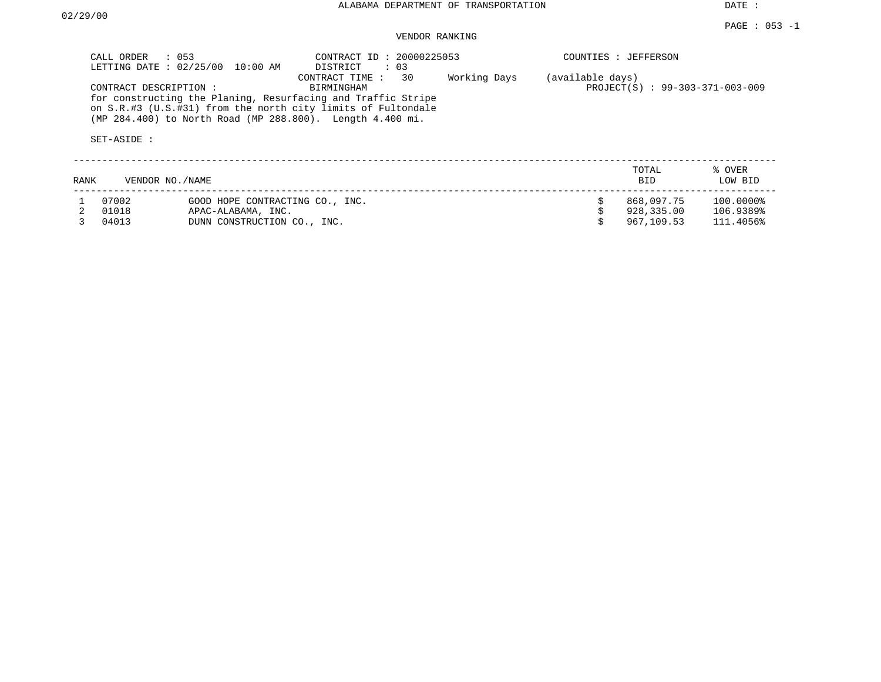ALABAMA DEPARTMENT OF TRANSPORTATION

DATE : 02/29/00

VENDOR RANKING

CALL ORDER : 053
LETTING DATE : 02/25/00 10:00 AM
CONTRACT ID : 20000225053
DISTRICT : 03
COUNTIES : JEFFERSON
CONTRACT TIME : 30 Working Days (available days)
CONTRACT DESCRIPTION : BIRMINGHAM
PROJECT(S) : 99-303-371-003-009

for constructing the Planing, Resurfacing and Traffic Stripe on S.R.#3 (U.S.#31) from the north city limits of Fultondale (MP 284.400) to North Road (MP 288.800). Length 4.400 mi.

SET-ASIDE :

| RANK | VENDOR NO. | NAME | | TOTAL BID | % OVER LOW BID |
|---|---|---|---|---|---|
| 1 | 07002 | GOOD HOPE CONTRACTING CO., INC. | $ | 868,097.75 | 100.0000% |
| 2 | 01018 | APAC-ALABAMA, INC. | $ | 928,335.00 | 106.9389% |
| 3 | 04013 | DUNN CONSTRUCTION CO., INC. | $ | 967,109.53 | 111.4056% |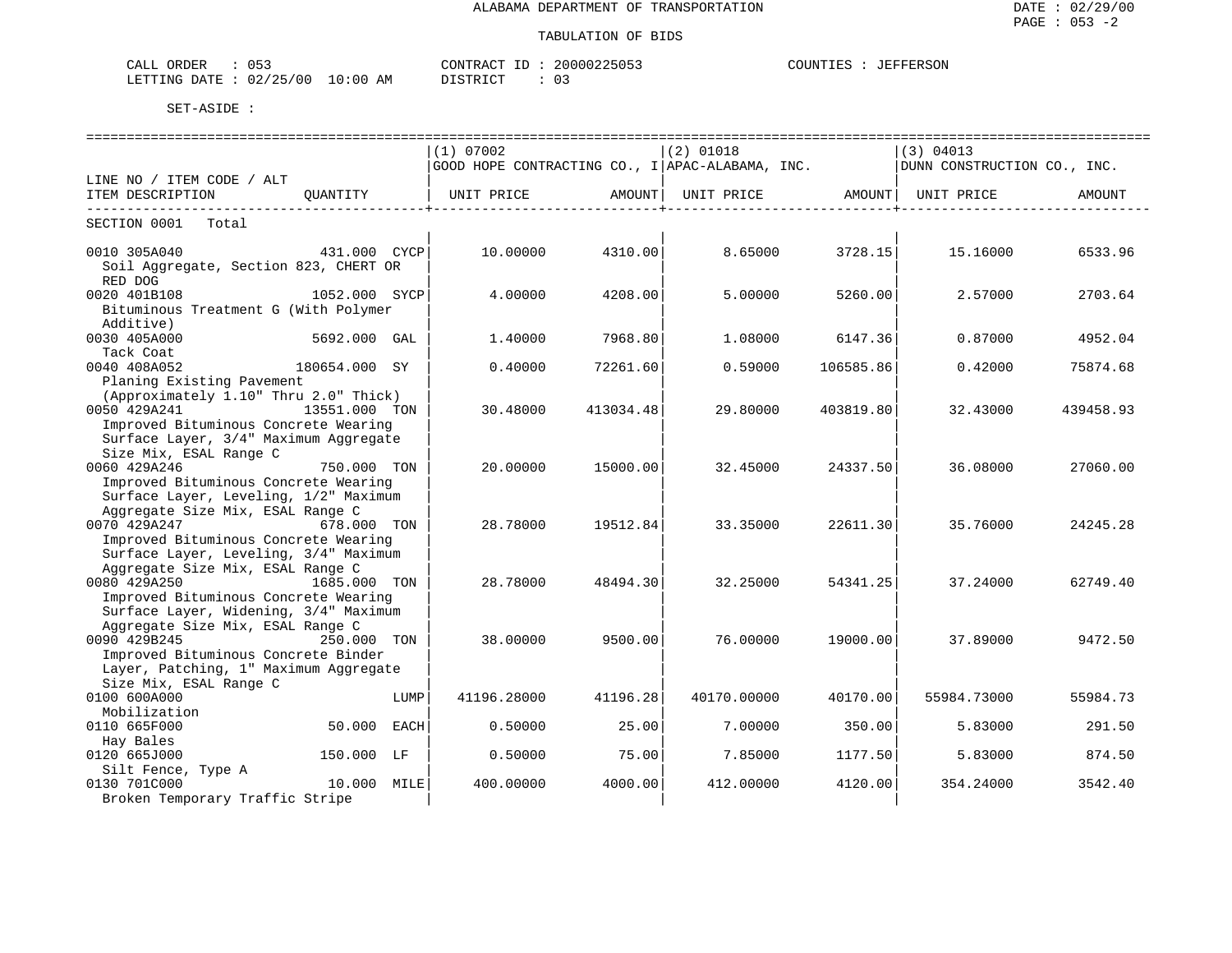ALABAMA DEPARTMENT OF TRANSPORTATION

TABULATION OF BIDS

CALL ORDER : 053 CONTRACT ID : 20000225053 COUNTIES : JEFFERSON
LETTING DATE : 02/25/00 10:00 AM DISTRICT : 03

SET-ASIDE :

| LINE NO / ITEM CODE / ALT<br>ITEM DESCRIPTION | QUANTITY | (1) 07002<br>GOOD HOPE CONTRACTING CO., I<br>UNIT PRICE | AMOUNT | (2) 01018<br>APAC-ALABAMA, INC.<br>UNIT PRICE | AMOUNT | (3) 04013<br>DUNN CONSTRUCTION CO., INC.<br>UNIT PRICE | AMOUNT |
|---|---|---|---|---|---|---|---|
| SECTION 0001 Total | | | | | | | |
| 0010 305A040<br>Soil Aggregate, Section 823, CHERT OR RED DOG | 431.000 CYCP | 10.00000 | 4310.00 | 8.65000 | 3728.15 | 15.16000 | 6533.96 |
| 0020 401B108<br>Bituminous Treatment G (With Polymer Additive) | 1052.000 SYCP | 4.00000 | 4208.00 | 5.00000 | 5260.00 | 2.57000 | 2703.64 |
| 0030 405A000<br>Tack Coat | 5692.000 GAL | 1.40000 | 7968.80 | 1.08000 | 6147.36 | 0.87000 | 4952.04 |
| 0040 408A052<br>Planing Existing Pavement (Approximately 1.10" Thru 2.0" Thick) | 180654.000 SY | 0.40000 | 72261.60 | 0.59000 | 106585.86 | 0.42000 | 75874.68 |
| 0050 429A241<br>Improved Bituminous Concrete Wearing Surface Layer, 3/4" Maximum Aggregate Size Mix, ESAL Range C | 13551.000 TON | 30.48000 | 413034.48 | 29.80000 | 403819.80 | 32.43000 | 439458.93 |
| 0060 429A246<br>Improved Bituminous Concrete Wearing Surface Layer, Leveling, 1/2" Maximum Aggregate Size Mix, ESAL Range C | 750.000 TON | 20.00000 | 15000.00 | 32.45000 | 24337.50 | 36.08000 | 27060.00 |
| 0070 429A247<br>Improved Bituminous Concrete Wearing Surface Layer, Leveling, 3/4" Maximum Aggregate Size Mix, ESAL Range C | 678.000 TON | 28.78000 | 19512.84 | 33.35000 | 22611.30 | 35.76000 | 24245.28 |
| 0080 429A250<br>Improved Bituminous Concrete Wearing Surface Layer, Widening, 3/4" Maximum Aggregate Size Mix, ESAL Range C | 1685.000 TON | 28.78000 | 48494.30 | 32.25000 | 54341.25 | 37.24000 | 62749.40 |
| 0090 429B245<br>Improved Bituminous Concrete Binder Layer, Patching, 1" Maximum Aggregate Size Mix, ESAL Range C | 250.000 TON | 38.00000 | 9500.00 | 76.00000 | 19000.00 | 37.89000 | 9472.50 |
| 0100 600A000<br>Mobilization | LUMP | 41196.28000 | 41196.28 | 40170.00000 | 40170.00 | 55984.73000 | 55984.73 |
| 0110 665F000<br>Hay Bales | 50.000 EACH | 0.50000 | 25.00 | 7.00000 | 350.00 | 5.83000 | 291.50 |
| 0120 665J000<br>Silt Fence, Type A | 150.000 LF | 0.50000 | 75.00 | 7.85000 | 1177.50 | 5.83000 | 874.50 |
| 0130 701C000<br>Broken Temporary Traffic Stripe | 10.000 MILE | 400.00000 | 4000.00 | 412.00000 | 4120.00 | 354.24000 | 3542.40 |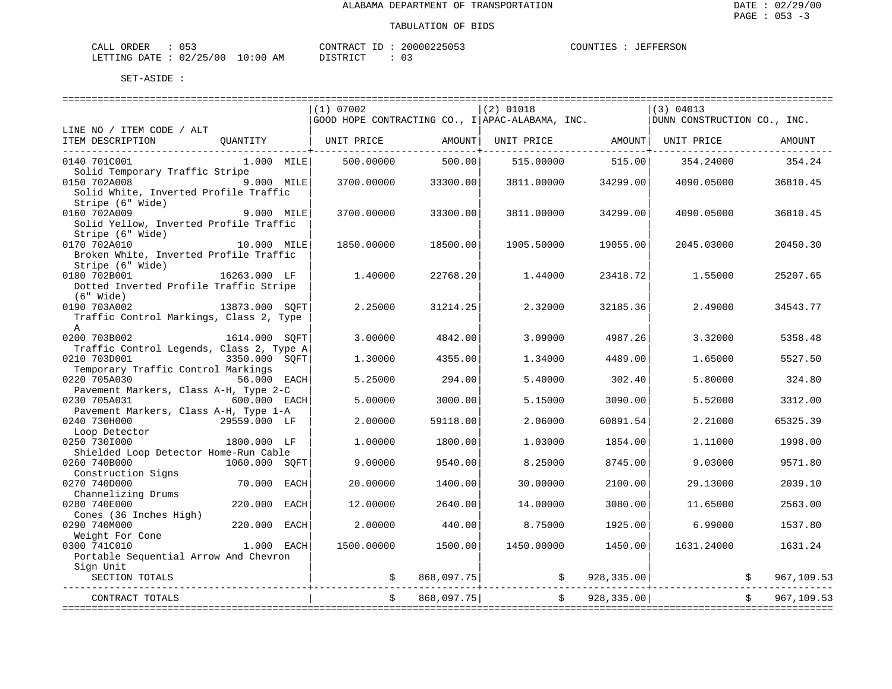ALABAMA DEPARTMENT OF TRANSPORTATION

TABULATION OF BIDS

CALL ORDER : 053    CONTRACT ID : 20000225053    COUNTIES : JEFFERSON
LETTING DATE : 02/25/00 10:00 AM    DISTRICT : 03

SET-ASIDE :

| LINE NO / ITEM CODE / ALT ITEM DESCRIPTION | QUANTITY | (1) 07002 GOOD HOPE CONTRACTING CO., I UNIT PRICE | AMOUNT | (2) 01018 APAC-ALABAMA, INC. UNIT PRICE | AMOUNT | (3) 04013 DUNN CONSTRUCTION CO., INC. UNIT PRICE | AMOUNT |
|---|---|---|---|---|---|---|---|
| 0140 701C001 Solid Temporary Traffic Stripe | 1.000 MILE | 500.00000 | 500.00 | 515.00000 | 515.00 | 354.24000 | 354.24 |
| 0150 702A008 Solid White, Inverted Profile Traffic Stripe (6" Wide) | 9.000 MILE | 3700.00000 | 33300.00 | 3811.00000 | 34299.00 | 4090.05000 | 36810.45 |
| 0160 702A009 Solid Yellow, Inverted Profile Traffic Stripe (6" Wide) | 9.000 MILE | 3700.00000 | 33300.00 | 3811.00000 | 34299.00 | 4090.05000 | 36810.45 |
| 0170 702A010 Broken White, Inverted Profile Traffic Stripe (6" Wide) | 10.000 MILE | 1850.00000 | 18500.00 | 1905.50000 | 19055.00 | 2045.03000 | 20450.30 |
| 0180 702B001 Dotted Inverted Profile Traffic Stripe (6" Wide) | 16263.000 LF | 1.40000 | 22768.20 | 1.44000 | 23418.72 | 1.55000 | 25207.65 |
| 0190 703A002 Traffic Control Markings, Class 2, Type A | 13873.000 SQFT | 2.25000 | 31214.25 | 2.32000 | 32185.36 | 2.49000 | 34543.77 |
| 0200 703B002 Traffic Control Legends, Class 2, Type A | 1614.000 SQFT | 3.00000 | 4842.00 | 3.09000 | 4987.26 | 3.32000 | 5358.48 |
| 0210 703D001 Temporary Traffic Control Markings | 3350.000 SQFT | 1.30000 | 4355.00 | 1.34000 | 4489.00 | 1.65000 | 5527.50 |
| 0220 705A030 Pavement Markers, Class A-H, Type 2-C | 56.000 EACH | 5.25000 | 294.00 | 5.40000 | 302.40 | 5.80000 | 324.80 |
| 0230 705A031 Pavement Markers, Class A-H, Type 1-A | 600.000 EACH | 5.00000 | 3000.00 | 5.15000 | 3090.00 | 5.52000 | 3312.00 |
| 0240 730H000 Loop Detector | 29559.000 LF | 2.00000 | 59118.00 | 2.06000 | 60891.54 | 2.21000 | 65325.39 |
| 0250 730I000 Shielded Loop Detector Home-Run Cable | 1800.000 LF | 1.00000 | 1800.00 | 1.03000 | 1854.00 | 1.11000 | 1998.00 |
| 0260 740B000 Construction Signs | 1060.000 SQFT | 9.00000 | 9540.00 | 8.25000 | 8745.00 | 9.03000 | 9571.80 |
| 0270 740D000 Channelizing Drums | 70.000 EACH | 20.00000 | 1400.00 | 30.00000 | 2100.00 | 29.13000 | 2039.10 |
| 0280 740E000 Cones (36 Inches High) | 220.000 EACH | 12.00000 | 2640.00 | 14.00000 | 3080.00 | 11.65000 | 2563.00 |
| 0290 740M000 Weight For Cone | 220.000 EACH | 2.00000 | 440.00 | 8.75000 | 1925.00 | 6.99000 | 1537.80 |
| 0300 741C010 Portable Sequential Arrow And Chevron Sign Unit | 1.000 EACH | 1500.00000 | 1500.00 | 1450.00000 | 1450.00 | 1631.24000 | 1631.24 |
| SECTION TOTALS | | | $ 868,097.75 | | $ 928,335.00 | | $ 967,109.53 |
| CONTRACT TOTALS | | | $ 868,097.75 | | $ 928,335.00 | | $ 967,109.53 |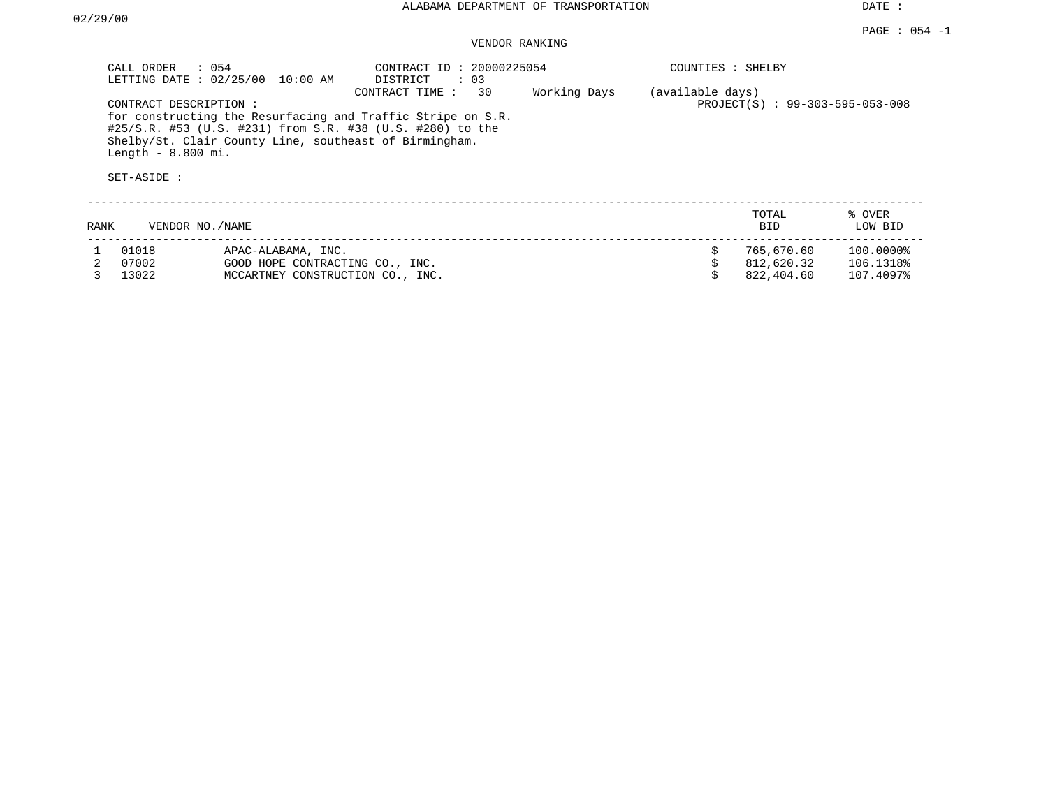ALABAMA DEPARTMENT OF TRANSPORTATION

DATE : 02/29/00

VENDOR RANKING

CALL ORDER : 054
LETTING DATE : 02/25/00 10:00 AM

CONTRACT ID : 20000225054
DISTRICT : 03
CONTRACT TIME : 30 Working Days (available days)

COUNTIES : SHELBY

PROJECT(S) : 99-303-595-053-008

CONTRACT DESCRIPTION :
for constructing the Resurfacing and Traffic Stripe on S.R. #25/S.R. #53 (U.S. #231) from S.R. #38 (U.S. #280) to the Shelby/St. Clair County Line, southeast of Birmingham.
Length - 8.800 mi.

SET-ASIDE :

| RANK | VENDOR NO./NAME | | TOTAL BID | % OVER LOW BID |
|---|---|---|---|---|
| 1 | 01018 | APAC-ALABAMA, INC. | $ 765,670.60 | 100.0000% |
| 2 | 07002 | GOOD HOPE CONTRACTING CO., INC. | $ 812,620.32 | 106.1318% |
| 3 | 13022 | MCCARTNEY CONSTRUCTION CO., INC. | $ 822,404.60 | 107.4097% |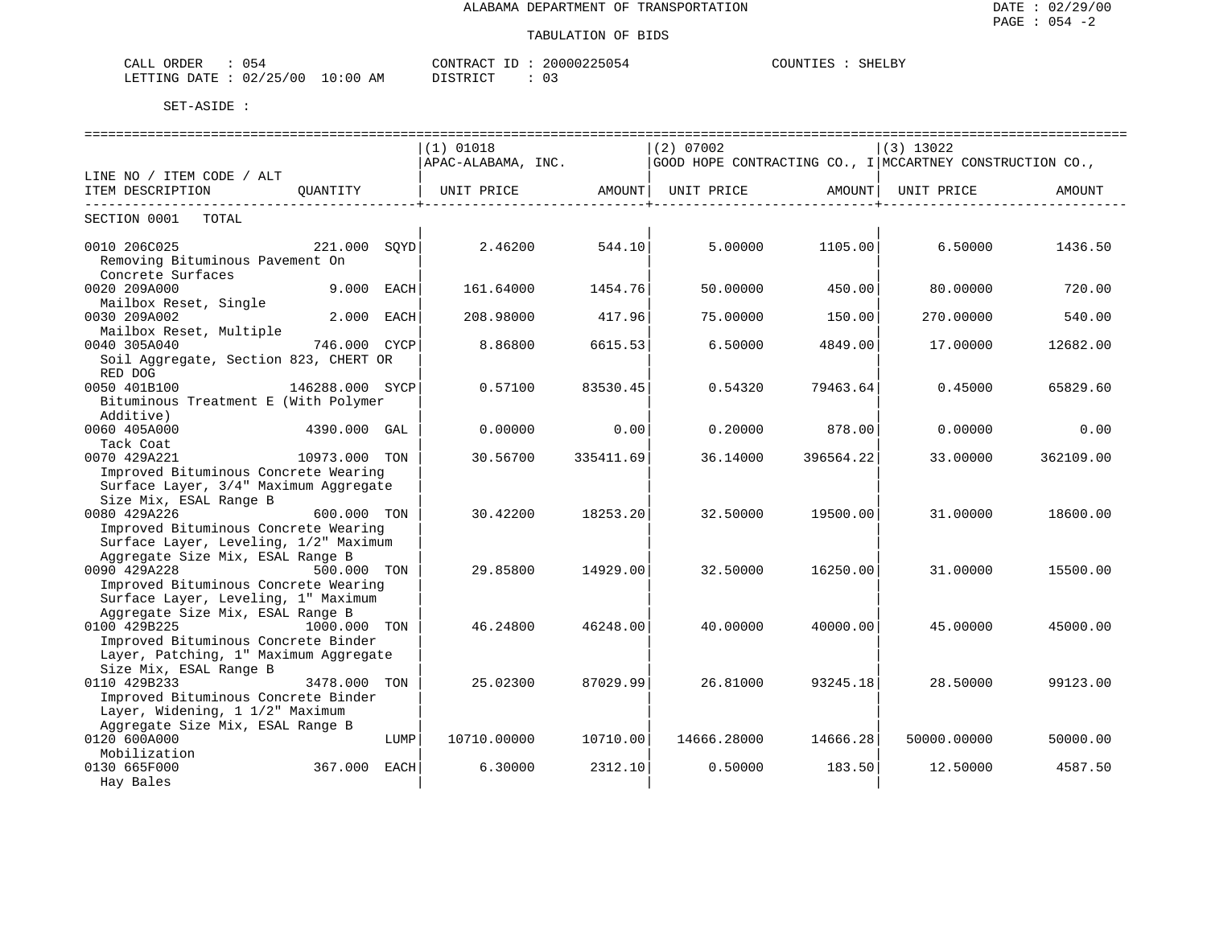ALABAMA DEPARTMENT OF TRANSPORTATION

TABULATION OF BIDS

DATE : 02/29/00
PAGE : 054 -2

CALL ORDER : 054
LETTING DATE : 02/25/00 10:00 AM

CONTRACT ID : 20000225054
DISTRICT : 03

COUNTIES : SHELBY

SET-ASIDE :

| LINE NO / ITEM CODE / ALT ITEM DESCRIPTION | QUANTITY | (1) 01018 APAC-ALABAMA, INC. UNIT PRICE | AMOUNT | (2) 07002 GOOD HOPE CONTRACTING CO., I UNIT PRICE | AMOUNT | (3) 13022 MCCARTNEY CONSTRUCTION CO., UNIT PRICE | AMOUNT |
|---|---|---|---|---|---|---|---|
| SECTION 0001 TOTAL | | | | | | | |
| 0010 206C025 Removing Bituminous Pavement On Concrete Surfaces | 221.000 SQYD | 2.46200 | 544.10 | 5.00000 | 1105.00 | 6.50000 | 1436.50 |
| 0020 209A000 Mailbox Reset, Single | 9.000 EACH | 161.64000 | 1454.76 | 50.00000 | 450.00 | 80.00000 | 720.00 |
| 0030 209A002 Mailbox Reset, Multiple | 2.000 EACH | 208.98000 | 417.96 | 75.00000 | 150.00 | 270.00000 | 540.00 |
| 0040 305A040 Soil Aggregate, Section 823, CHERT OR RED DOG | 746.000 CYCP | 8.86800 | 6615.53 | 6.50000 | 4849.00 | 17.00000 | 12682.00 |
| 0050 401B100 Bituminous Treatment E (With Polymer Additive) | 146288.000 SYCP | 0.57100 | 83530.45 | 0.54320 | 79463.64 | 0.45000 | 65829.60 |
| 0060 405A000 Tack Coat | 4390.000 GAL | 0.00000 | 0.00 | 0.20000 | 878.00 | 0.00000 | 0.00 |
| 0070 429A221 Improved Bituminous Concrete Wearing Surface Layer, 3/4" Maximum Aggregate Size Mix, ESAL Range B | 10973.000 TON | 30.56700 | 335411.69 | 36.14000 | 396564.22 | 33.00000 | 362109.00 |
| 0080 429A226 Improved Bituminous Concrete Wearing Surface Layer, Leveling, 1/2" Maximum Aggregate Size Mix, ESAL Range B | 600.000 TON | 30.42200 | 18253.20 | 32.50000 | 19500.00 | 31.00000 | 18600.00 |
| 0090 429A228 Improved Bituminous Concrete Wearing Surface Layer, Leveling, 1" Maximum Aggregate Size Mix, ESAL Range B | 500.000 TON | 29.85800 | 14929.00 | 32.50000 | 16250.00 | 31.00000 | 15500.00 |
| 0100 429B225 Improved Bituminous Concrete Binder Layer, Patching, 1" Maximum Aggregate Size Mix, ESAL Range B | 1000.000 TON | 46.24800 | 46248.00 | 40.00000 | 40000.00 | 45.00000 | 45000.00 |
| 0110 429B233 Improved Bituminous Concrete Binder Layer, Widening, 1 1/2" Maximum Aggregate Size Mix, ESAL Range B | 3478.000 TON | 25.02300 | 87029.99 | 26.81000 | 93245.18 | 28.50000 | 99123.00 |
| 0120 600A000 Mobilization | LUMP | 10710.00000 | 10710.00 | 14666.28000 | 14666.28 | 50000.00000 | 50000.00 |
| 0130 665F000 Hay Bales | 367.000 EACH | 6.30000 | 2312.10 | 0.50000 | 183.50 | 12.50000 | 4587.50 |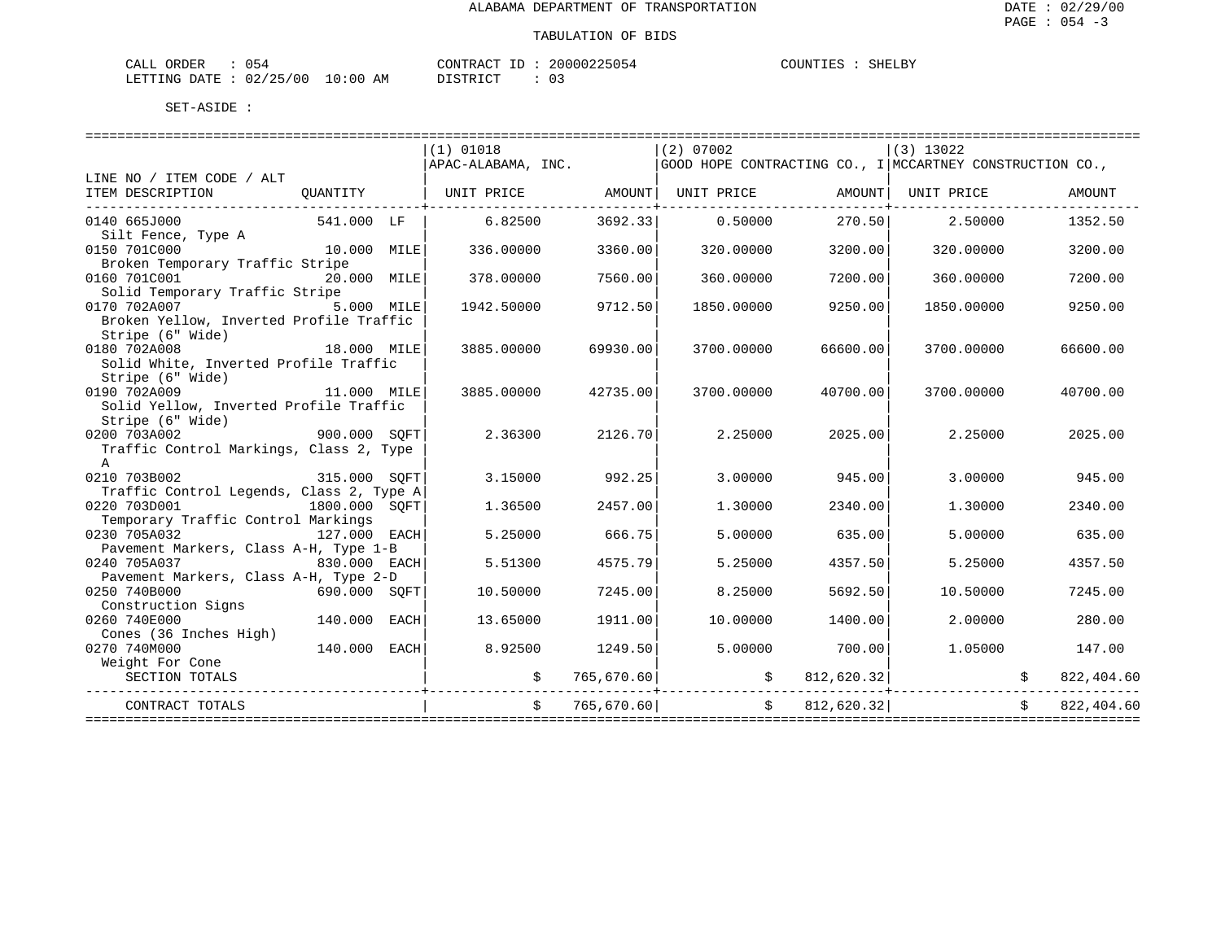ALABAMA DEPARTMENT OF TRANSPORTATION

TABULATION OF BIDS

CALL ORDER : 054
LETTING DATE : 02/25/00 10:00 AM

CONTRACT ID : 20000225054
DISTRICT : 03

COUNTIES : SHELBY

SET-ASIDE :

| LINE NO / ITEM CODE / ALT ITEM DESCRIPTION | QUANTITY | (1) 01018 APAC-ALABAMA, INC. UNIT PRICE | AMOUNT | (2) 07002 GOOD HOPE CONTRACTING CO., I UNIT PRICE | AMOUNT | (3) 13022 MCCARTNEY CONSTRUCTION CO., UNIT PRICE | AMOUNT |
|---|---|---|---|---|---|---|---|
| 0140 665J000 Silt Fence, Type A | 541.000 LF | 6.82500 | 3692.33 | 0.50000 | 270.50 | 2.50000 | 1352.50 |
| 0150 701C000 Broken Temporary Traffic Stripe | 10.000 MILE | 336.00000 | 3360.00 | 320.00000 | 3200.00 | 320.00000 | 3200.00 |
| 0160 701C001 Solid Temporary Traffic Stripe | 20.000 MILE | 378.00000 | 7560.00 | 360.00000 | 7200.00 | 360.00000 | 7200.00 |
| 0170 702A007 Broken Yellow, Inverted Profile Traffic Stripe (6" Wide) | 5.000 MILE | 1942.50000 | 9712.50 | 1850.00000 | 9250.00 | 1850.00000 | 9250.00 |
| 0180 702A008 Solid White, Inverted Profile Traffic Stripe (6" Wide) | 18.000 MILE | 3885.00000 | 69930.00 | 3700.00000 | 66600.00 | 3700.00000 | 66600.00 |
| 0190 702A009 Solid Yellow, Inverted Profile Traffic Stripe (6" Wide) | 11.000 MILE | 3885.00000 | 42735.00 | 3700.00000 | 40700.00 | 3700.00000 | 40700.00 |
| 0200 703A002 Traffic Control Markings, Class 2, Type A | 900.000 SQFT | 2.36300 | 2126.70 | 2.25000 | 2025.00 | 2.25000 | 2025.00 |
| 0210 703B002 Traffic Control Legends, Class 2, Type A | 315.000 SQFT | 3.15000 | 992.25 | 3.00000 | 945.00 | 3.00000 | 945.00 |
| 0220 703D001 Temporary Traffic Control Markings | 1800.000 SQFT | 1.36500 | 2457.00 | 1.30000 | 2340.00 | 1.30000 | 2340.00 |
| 0230 705A032 Pavement Markers, Class A-H, Type 1-B | 127.000 EACH | 5.25000 | 666.75 | 5.00000 | 635.00 | 5.00000 | 635.00 |
| 0240 705A037 Pavement Markers, Class A-H, Type 2-D | 830.000 EACH | 5.51300 | 4575.79 | 5.25000 | 4357.50 | 5.25000 | 4357.50 |
| 0250 740B000 Construction Signs | 690.000 SQFT | 10.50000 | 7245.00 | 8.25000 | 5692.50 | 10.50000 | 7245.00 |
| 0260 740E000 Cones (36 Inches High) | 140.000 EACH | 13.65000 | 1911.00 | 10.00000 | 1400.00 | 2.00000 | 280.00 |
| 0270 740M000 Weight For Cone | 140.000 EACH | 8.92500 | 1249.50 | 5.00000 | 700.00 | 1.05000 | 147.00 |
| SECTION TOTALS | | $ | 765,670.60 | $ | 812,620.32 | $ | 822,404.60 |
| CONTRACT TOTALS | | $ | 765,670.60 | $ | 812,620.32 | $ | 822,404.60 |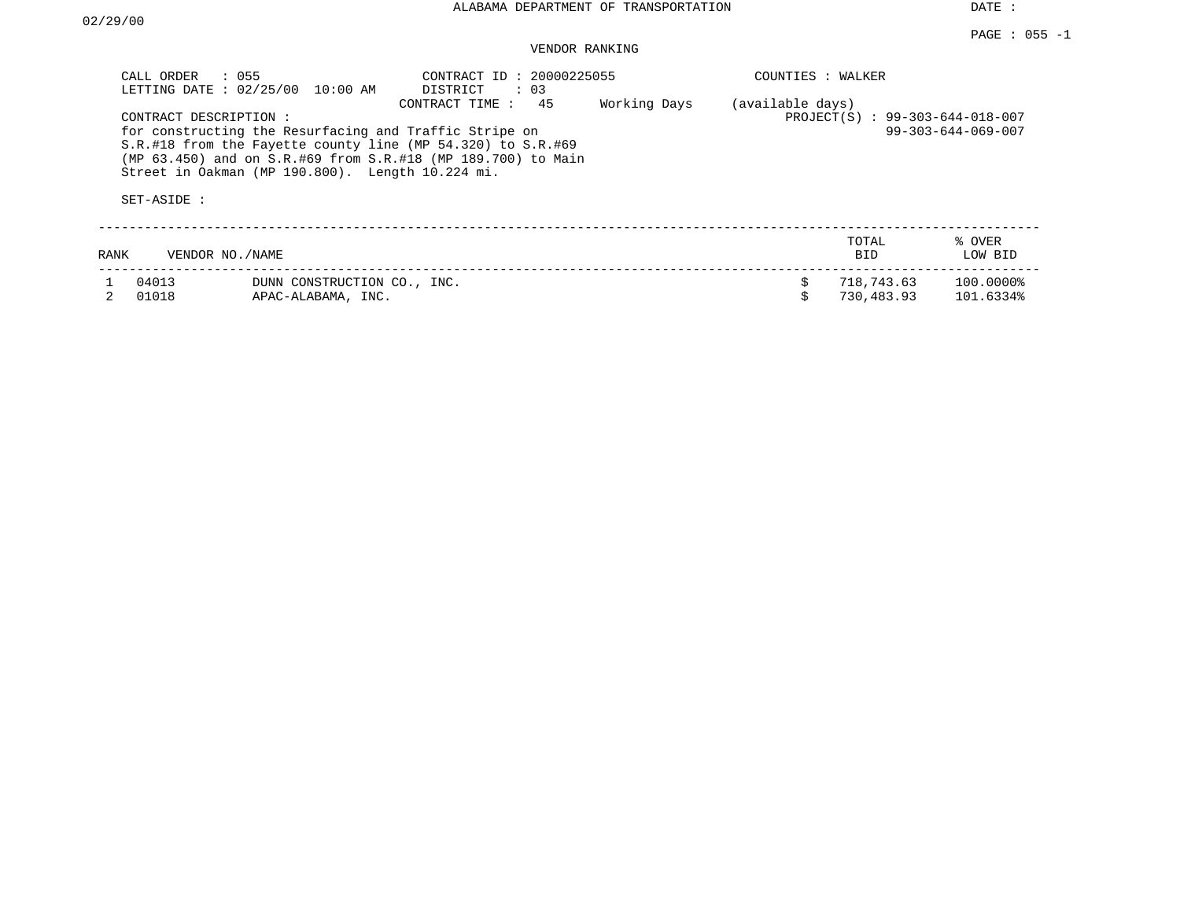ALABAMA DEPARTMENT OF TRANSPORTATION

DATE : 02/29/00

PAGE : 055 -1

VENDOR RANKING

CALL ORDER : 055
LETTING DATE : 02/25/00 10:00 AM

CONTRACT ID : 20000225055
DISTRICT : 03
CONTRACT TIME : 45 Working Days (available days)

COUNTIES : WALKER

PROJECT(S) : 99-303-644-018-007
99-303-644-069-007

CONTRACT DESCRIPTION :
for constructing the Resurfacing and Traffic Stripe on S.R.#18 from the Fayette county line (MP 54.320) to S.R.#69 (MP 63.450) and on S.R.#69 from S.R.#18 (MP 189.700) to Main Street in Oakman (MP 190.800). Length 10.224 mi.

SET-ASIDE :

| RANK | VENDOR NO./NAME | | TOTAL BID | % OVER LOW BID |
|---|---|---|---|---|
| 1 | 04013 | DUNN CONSTRUCTION CO., INC. | $ 718,743.63 | 100.0000% |
| 2 | 01018 | APAC-ALABAMA, INC. | $ 730,483.93 | 101.6334% |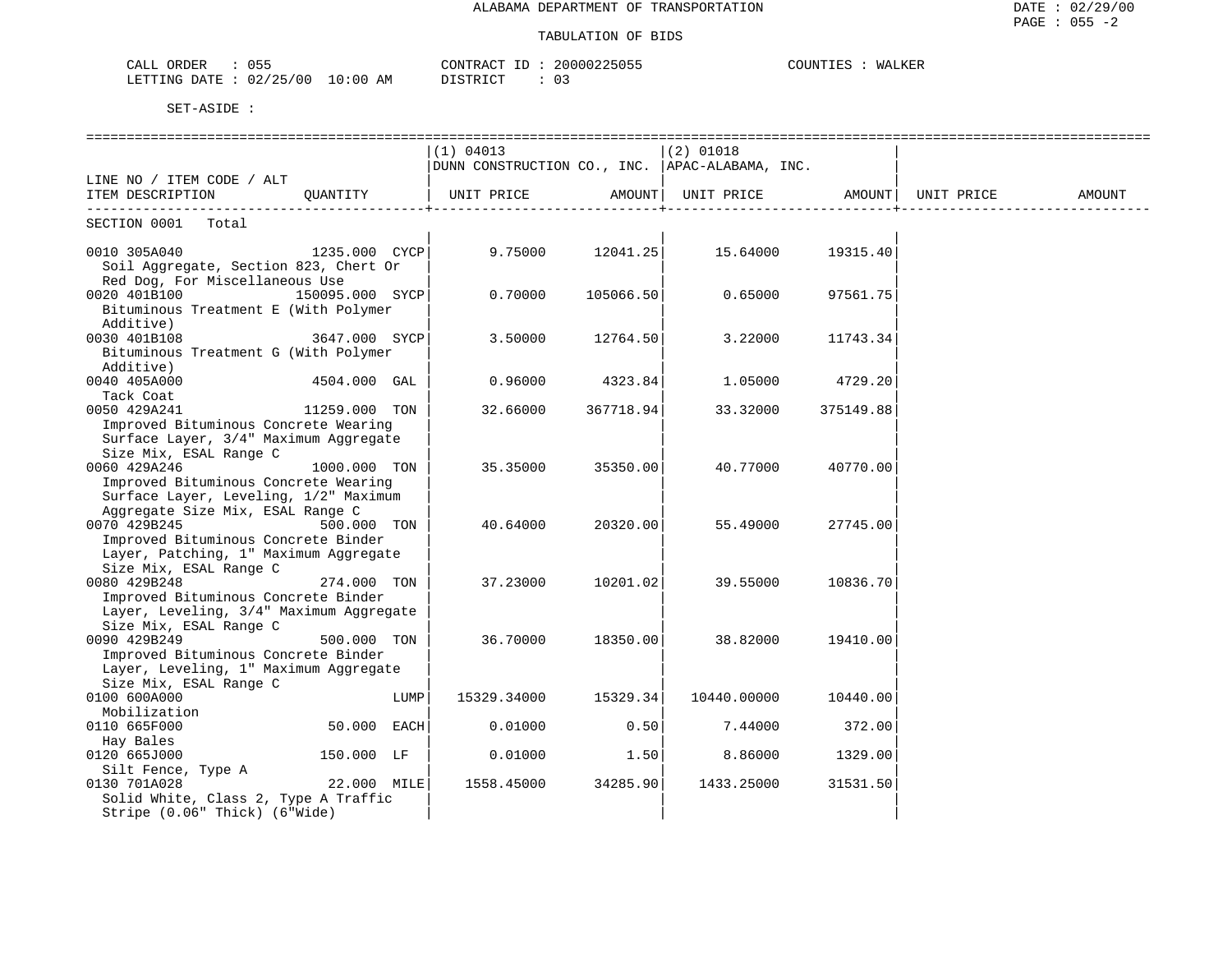ALABAMA DEPARTMENT OF TRANSPORTATION

TABULATION OF BIDS

CALL ORDER : 055 CONTRACT ID : 20000225055 COUNTIES : WALKER
LETTING DATE : 02/25/00 10:00 AM DISTRICT : 03

SET-ASIDE :

| LINE NO / ITEM CODE / ALT ITEM DESCRIPTION | QUANTITY | (1) 04013 DUNN CONSTRUCTION CO., INC. UNIT PRICE | AMOUNT | (2) 01018 APAC-ALABAMA, INC. UNIT PRICE | AMOUNT | UNIT PRICE | AMOUNT |
|---|---|---|---|---|---|---|---|
| SECTION 0001 Total | | | | | | | |
| 0010 305A040 Soil Aggregate, Section 823, Chert Or Red Dog, For Miscellaneous Use | 1235.000 CYCP | 9.75000 | 12041.25 | 15.64000 | 19315.40 | | |
| 0020 401B100 Bituminous Treatment E (With Polymer Additive) | 150095.000 SYCP | 0.70000 | 105066.50 | 0.65000 | 97561.75 | | |
| 0030 401B108 Bituminous Treatment G (With Polymer Additive) | 3647.000 SYCP | 3.50000 | 12764.50 | 3.22000 | 11743.34 | | |
| 0040 405A000 Tack Coat | 4504.000 GAL | 0.96000 | 4323.84 | 1.05000 | 4729.20 | | |
| 0050 429A241 Improved Bituminous Concrete Wearing Surface Layer, 3/4" Maximum Aggregate Size Mix, ESAL Range C | 11259.000 TON | 32.66000 | 367718.94 | 33.32000 | 375149.88 | | |
| 0060 429A246 Improved Bituminous Concrete Wearing Surface Layer, Leveling, 1/2" Maximum Aggregate Size Mix, ESAL Range C | 1000.000 TON | 35.35000 | 35350.00 | 40.77000 | 40770.00 | | |
| 0070 429B245 Improved Bituminous Concrete Binder Layer, Patching, 1" Maximum Aggregate Size Mix, ESAL Range C | 500.000 TON | 40.64000 | 20320.00 | 55.49000 | 27745.00 | | |
| 0080 429B248 Improved Bituminous Concrete Binder Layer, Leveling, 3/4" Maximum Aggregate Size Mix, ESAL Range C | 274.000 TON | 37.23000 | 10201.02 | 39.55000 | 10836.70 | | |
| 0090 429B249 Improved Bituminous Concrete Binder Layer, Leveling, 1" Maximum Aggregate Size Mix, ESAL Range C | 500.000 TON | 36.70000 | 18350.00 | 38.82000 | 19410.00 | | |
| 0100 600A000 Mobilization | LUMP | 15329.34000 | 15329.34 | 10440.00000 | 10440.00 | | |
| 0110 665F000 Hay Bales | 50.000 EACH | 0.01000 | 0.50 | 7.44000 | 372.00 | | |
| 0120 665J000 Silt Fence, Type A | 150.000 LF | 0.01000 | 1.50 | 8.86000 | 1329.00 | | |
| 0130 701A028 Solid White, Class 2, Type A Traffic Stripe (0.06" Thick) (6"Wide) | 22.000 MILE | 1558.45000 | 34285.90 | 1433.25000 | 31531.50 | | |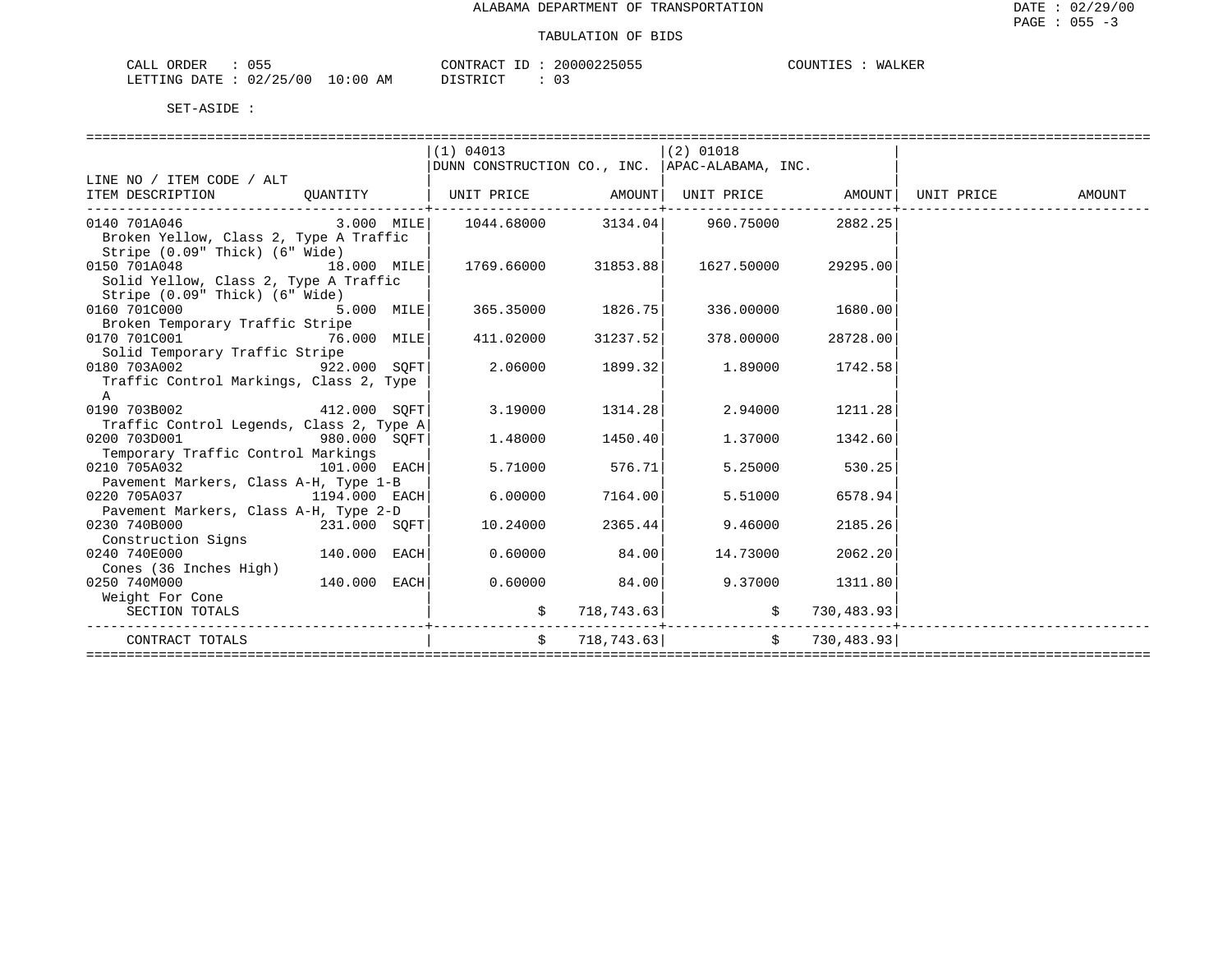ALABAMA DEPARTMENT OF TRANSPORTATION

TABULATION OF BIDS

DATE : 02/29/00
PAGE : 055 -3

CALL ORDER : 055 CONTRACT ID : 20000225055 COUNTIES : WALKER
LETTING DATE : 02/25/00 10:00 AM DISTRICT : 03

SET-ASIDE :

| LINE NO / ITEM CODE / ALT ITEM DESCRIPTION | QUANTITY | (1) 04013 DUNN CONSTRUCTION CO., INC. UNIT PRICE | AMOUNT | (2) 01018 APAC-ALABAMA, INC. UNIT PRICE | AMOUNT | UNIT PRICE | AMOUNT |
|---|---|---|---|---|---|---|---|
| 0140 701A046 Broken Yellow, Class 2, Type A Traffic Stripe (0.09" Thick) (6" Wide) | 3.000 MILE | 1044.68000 | 3134.04 | 960.75000 | 2882.25 | | |
| 0150 701A048 Solid Yellow, Class 2, Type A Traffic Stripe (0.09" Thick) (6" Wide) | 18.000 MILE | 1769.66000 | 31853.88 | 1627.50000 | 29295.00 | | |
| 0160 701C000 Broken Temporary Traffic Stripe | 5.000 MILE | 365.35000 | 1826.75 | 336.00000 | 1680.00 | | |
| 0170 701C001 Solid Temporary Traffic Stripe | 76.000 MILE | 411.02000 | 31237.52 | 378.00000 | 28728.00 | | |
| 0180 703A002 Traffic Control Markings, Class 2, Type A | 922.000 SQFT | 2.06000 | 1899.32 | 1.89000 | 1742.58 | | |
| 0190 703B002 Traffic Control Legends, Class 2, Type A | 412.000 SQFT | 3.19000 | 1314.28 | 2.94000 | 1211.28 | | |
| 0200 703D001 Temporary Traffic Control Markings | 980.000 SQFT | 1.48000 | 1450.40 | 1.37000 | 1342.60 | | |
| 0210 705A032 Pavement Markers, Class A-H, Type 1-B | 101.000 EACH | 5.71000 | 576.71 | 5.25000 | 530.25 | | |
| 0220 705A037 Pavement Markers, Class A-H, Type 2-D | 1194.000 EACH | 6.00000 | 7164.00 | 5.51000 | 6578.94 | | |
| 0230 740B000 Construction Signs | 231.000 SQFT | 10.24000 | 2365.44 | 9.46000 | 2185.26 | | |
| 0240 740E000 Cones (36 Inches High) | 140.000 EACH | 0.60000 | 84.00 | 14.73000 | 2062.20 | | |
| 0250 740M000 Weight For Cone | 140.000 EACH | 0.60000 | 84.00 | 9.37000 | 1311.80 | | |
| SECTION TOTALS | | | $ 718,743.63 | | $ 730,483.93 | | |
| CONTRACT TOTALS | | | $ 718,743.63 | | $ 730,483.93 | | |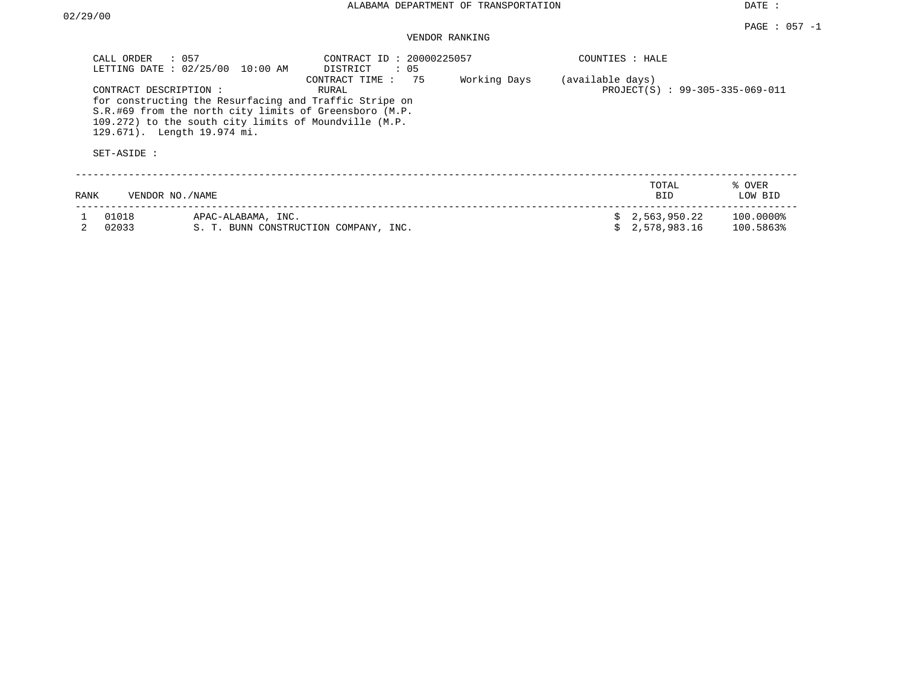# ALABAMA DEPARTMENT OF TRANSPORTATION

DATE : 02/29/00

## VENDOR RANKING

CALL ORDER : 057
LETTING DATE : 02/25/00 10:00 AM

CONTRACT ID : 20000225057
DISTRICT : 05
CONTRACT TIME : 75 Working Days (available days)
RURAL

COUNTIES : HALE
PROJECT(S) : 99-305-335-069-011

CONTRACT DESCRIPTION :
for constructing the Resurfacing and Traffic Stripe on S.R.#69 from the north city limits of Greensboro (M.P. 109.272) to the south city limits of Moundville (M.P. 129.671). Length 19.974 mi.

SET-ASIDE :

| RANK | VENDOR NO./NAME | | TOTAL BID | % OVER LOW BID |
|---|---|---|---|---|
| 1 | 01018 | APAC-ALABAMA, INC. | $ 2,563,950.22 | 100.0000% |
| 2 | 02033 | S. T. BUNN CONSTRUCTION COMPANY, INC. | $ 2,578,983.16 | 100.5863% |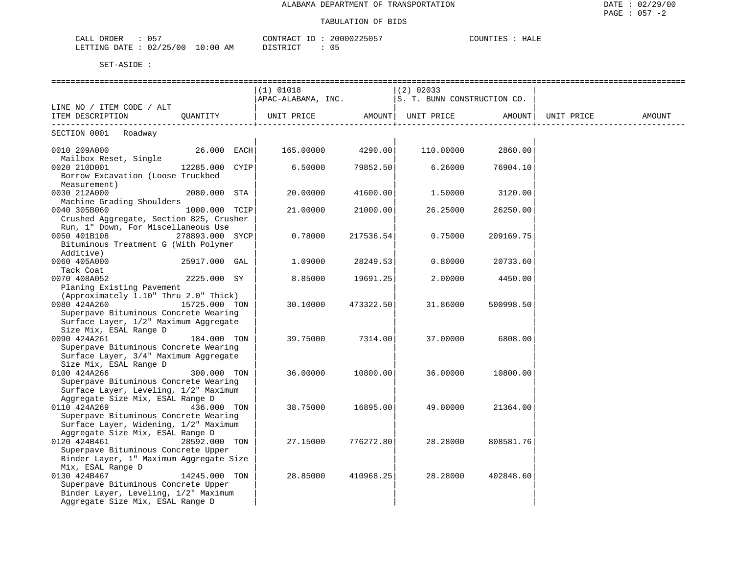ALABAMA DEPARTMENT OF TRANSPORTATION

TABULATION OF BIDS

CALL ORDER : 057 CONTRACT ID : 20000225057 COUNTIES : HALE
LETTING DATE : 02/25/00 10:00 AM DISTRICT : 05

SET-ASIDE :

| LINE NO / ITEM CODE / ALT ITEM DESCRIPTION | QUANTITY | (1) 01018 APAC-ALABAMA, INC. UNIT PRICE | AMOUNT | (2) 02033 S. T. BUNN CONSTRUCTION CO. UNIT PRICE | AMOUNT | UNIT PRICE | AMOUNT |
|---|---|---|---|---|---|---|---|
| SECTION 0001 Roadway | | | | | | | |
| 0010 209A000 Mailbox Reset, Single | 26.000 EACH | 165.00000 | 4290.00 | 110.00000 | 2860.00 | | |
| 0020 210D001 Borrow Excavation (Loose Truckbed Measurement) | 12285.000 CYIP | 6.50000 | 79852.50 | 6.26000 | 76904.10 | | |
| 0030 212A000 Machine Grading Shoulders | 2080.000 STA | 20.00000 | 41600.00 | 1.50000 | 3120.00 | | |
| 0040 305B060 Crushed Aggregate, Section 825, Crusher Run, 1" Down, For Miscellaneous Use | 1000.000 TCIP | 21.00000 | 21000.00 | 26.25000 | 26250.00 | | |
| 0050 401B108 Bituminous Treatment G (With Polymer Additive) | 278893.000 SYCP | 0.78000 | 217536.54 | 0.75000 | 209169.75 | | |
| 0060 405A000 Tack Coat | 25917.000 GAL | 1.09000 | 28249.53 | 0.80000 | 20733.60 | | |
| 0070 408A052 Planing Existing Pavement (Approximately 1.10" Thru 2.0" Thick) | 2225.000 SY | 8.85000 | 19691.25 | 2.00000 | 4450.00 | | |
| 0080 424A260 Superpave Bituminous Concrete Wearing Surface Layer, 1/2" Maximum Aggregate Size Mix, ESAL Range D | 15725.000 TON | 30.10000 | 473322.50 | 31.86000 | 500998.50 | | |
| 0090 424A261 Superpave Bituminous Concrete Wearing Surface Layer, 3/4" Maximum Aggregate Size Mix, ESAL Range D | 184.000 TON | 39.75000 | 7314.00 | 37.00000 | 6808.00 | | |
| 0100 424A266 Superpave Bituminous Concrete Wearing Surface Layer, Leveling, 1/2" Maximum Aggregate Size Mix, ESAL Range D | 300.000 TON | 36.00000 | 10800.00 | 36.00000 | 10800.00 | | |
| 0110 424A269 Superpave Bituminous Concrete Wearing Surface Layer, Widening, 1/2" Maximum Aggregate Size Mix, ESAL Range D | 436.000 TON | 38.75000 | 16895.00 | 49.00000 | 21364.00 | | |
| 0120 424B461 Superpave Bituminous Concrete Upper Binder Layer, 1" Maximum Aggregate Size Mix, ESAL Range D | 28592.000 TON | 27.15000 | 776272.80 | 28.28000 | 808581.76 | | |
| 0130 424B467 Superpave Bituminous Concrete Upper Binder Layer, Leveling, 1/2" Maximum Aggregate Size Mix, ESAL Range D | 14245.000 TON | 28.85000 | 410968.25 | 28.28000 | 402848.60 | | |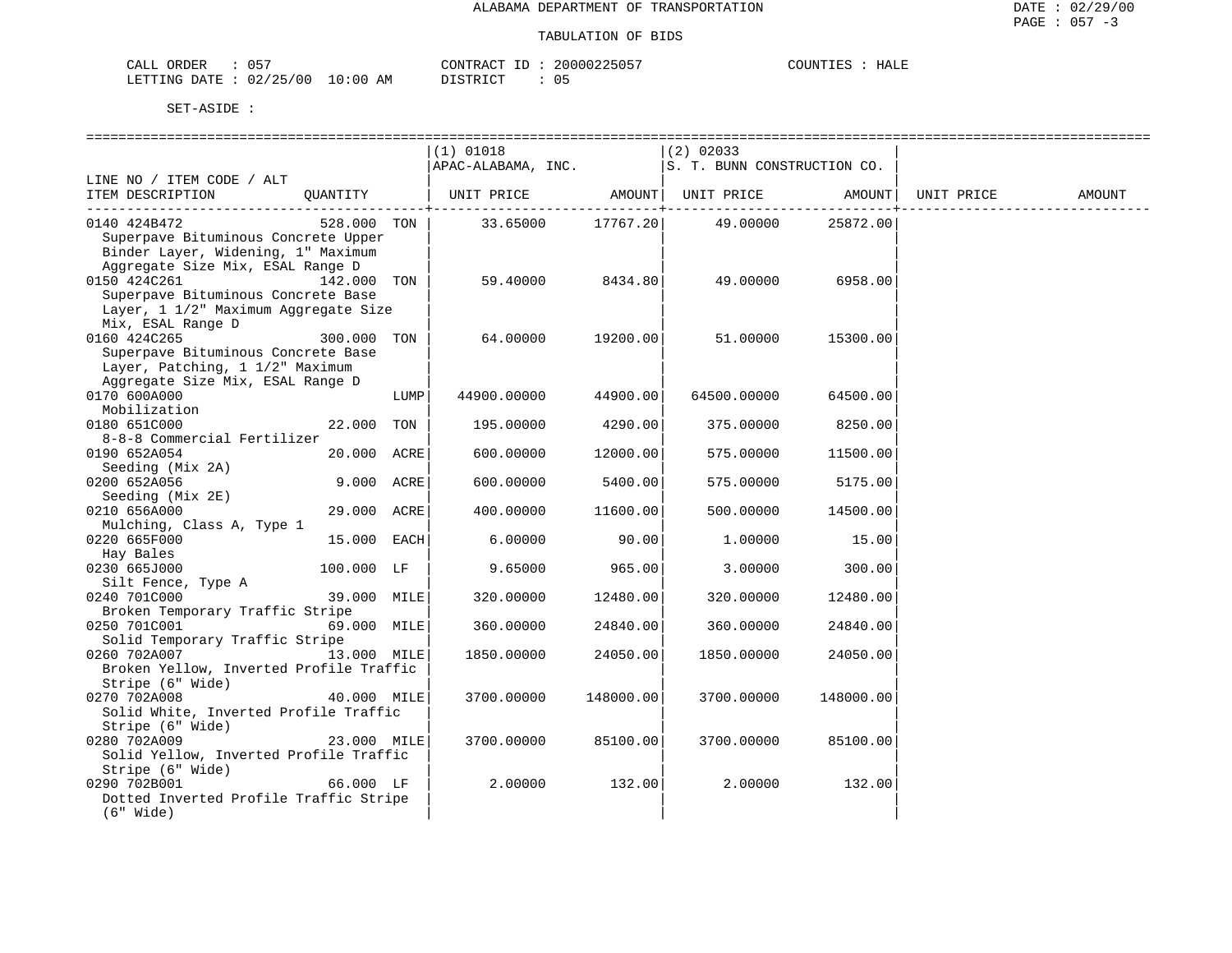ALABAMA DEPARTMENT OF TRANSPORTATION

TABULATION OF BIDS

CALL ORDER : 057    CONTRACT ID : 20000225057    COUNTIES : HALE
LETTING DATE : 02/25/00 10:00 AM    DISTRICT : 05

SET-ASIDE :

| LINE NO / ITEM CODE / ALT ITEM DESCRIPTION | QUANTITY | (1) 01018 APAC-ALABAMA, INC. UNIT PRICE | AMOUNT | (2) 02033 S. T. BUNN CONSTRUCTION CO. UNIT PRICE | AMOUNT | UNIT PRICE | AMOUNT |
|---|---|---|---|---|---|---|---|
| 0140 424B472 Superpave Bituminous Concrete Upper Binder Layer, Widening, 1" Maximum Aggregate Size Mix, ESAL Range D | 528.000 TON | 33.65000 | 17767.20 | 49.00000 | 25872.00 | | |
| 0150 424C261 Superpave Bituminous Concrete Base Layer, 1 1/2" Maximum Aggregate Size Mix, ESAL Range D | 142.000 TON | 59.40000 | 8434.80 | 49.00000 | 6958.00 | | |
| 0160 424C265 Superpave Bituminous Concrete Base Layer, Patching, 1 1/2" Maximum Aggregate Size Mix, ESAL Range D | 300.000 TON | 64.00000 | 19200.00 | 51.00000 | 15300.00 | | |
| 0170 600A000 Mobilization | LUMP | 44900.00000 | 44900.00 | 64500.00000 | 64500.00 | | |
| 0180 651C000 8-8-8 Commercial Fertilizer | 22.000 TON | 195.00000 | 4290.00 | 375.00000 | 8250.00 | | |
| 0190 652A054 Seeding (Mix 2A) | 20.000 ACRE | 600.00000 | 12000.00 | 575.00000 | 11500.00 | | |
| 0200 652A056 Seeding (Mix 2E) | 9.000 ACRE | 600.00000 | 5400.00 | 575.00000 | 5175.00 | | |
| 0210 656A000 Mulching, Class A, Type 1 | 29.000 ACRE | 400.00000 | 11600.00 | 500.00000 | 14500.00 | | |
| 0220 665F000 Hay Bales | 15.000 EACH | 6.00000 | 90.00 | 1.00000 | 15.00 | | |
| 0230 665J000 Silt Fence, Type A | 100.000 LF | 9.65000 | 965.00 | 3.00000 | 300.00 | | |
| 0240 701C000 Broken Temporary Traffic Stripe | 39.000 MILE | 320.00000 | 12480.00 | 320.00000 | 12480.00 | | |
| 0250 701C001 Solid Temporary Traffic Stripe | 69.000 MILE | 360.00000 | 24840.00 | 360.00000 | 24840.00 | | |
| 0260 702A007 Broken Yellow, Inverted Profile Traffic Stripe (6" Wide) | 13.000 MILE | 1850.00000 | 24050.00 | 1850.00000 | 24050.00 | | |
| 0270 702A008 Solid White, Inverted Profile Traffic Stripe (6" Wide) | 40.000 MILE | 3700.00000 | 148000.00 | 3700.00000 | 148000.00 | | |
| 0280 702A009 Solid Yellow, Inverted Profile Traffic Stripe (6" Wide) | 23.000 MILE | 3700.00000 | 85100.00 | 3700.00000 | 85100.00 | | |
| 0290 702B001 Dotted Inverted Profile Traffic Stripe (6" Wide) | 66.000 LF | 2.00000 | 132.00 | 2.00000 | 132.00 | | |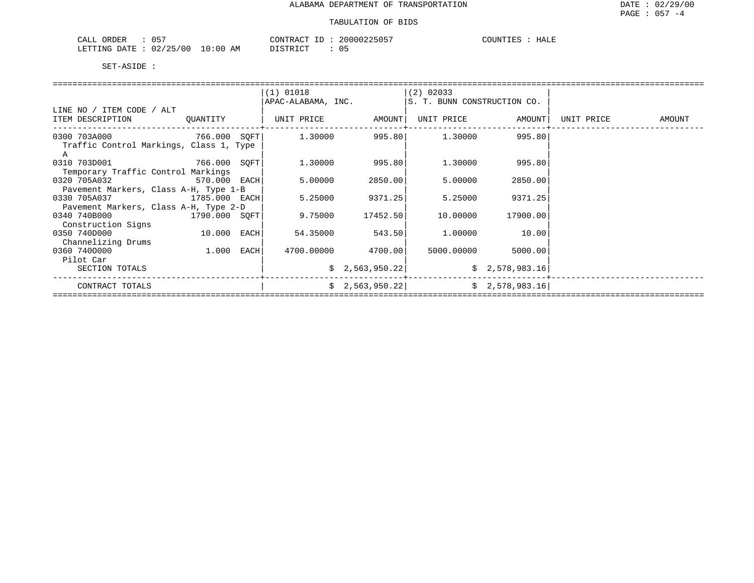ALABAMA DEPARTMENT OF TRANSPORTATION

TABULATION OF BIDS

CALL ORDER : 057  CONTRACT ID : 20000225057  COUNTIES : HALE
LETTING DATE : 02/25/00 10:00 AM  DISTRICT : 05

SET-ASIDE :

| LINE NO / ITEM CODE / ALT ITEM DESCRIPTION | QUANTITY | (1) 01018 APAC-ALABAMA, INC. UNIT PRICE | AMOUNT | (2) 02033 S. T. BUNN CONSTRUCTION CO. UNIT PRICE | AMOUNT | UNIT PRICE | AMOUNT |
|---|---|---|---|---|---|---|---|
| 0300 703A000 Traffic Control Markings, Class 1, Type A | 766.000 SQFT | 1.30000 | 995.80 | 1.30000 | 995.80 | | |
| 0310 703D001 Temporary Traffic Control Markings | 766.000 SQFT | 1.30000 | 995.80 | 1.30000 | 995.80 | | |
| 0320 705A032 Pavement Markers, Class A-H, Type 1-B | 570.000 EACH | 5.00000 | 2850.00 | 5.00000 | 2850.00 | | |
| 0330 705A037 Pavement Markers, Class A-H, Type 2-D | 1785.000 EACH | 5.25000 | 9371.25 | 5.25000 | 9371.25 | | |
| 0340 740B000 Construction Signs | 1790.000 SQFT | 9.75000 | 17452.50 | 10.00000 | 17900.00 | | |
| 0350 740D000 Channelizing Drums | 10.000 EACH | 54.35000 | 543.50 | 1.00000 | 10.00 | | |
| 0360 740O000 Pilot Car | 1.000 EACH | 4700.00000 | 4700.00 | 5000.00000 | 5000.00 | | |
| SECTION TOTALS | | | $ 2,563,950.22 | | $ 2,578,983.16 | | |
| CONTRACT TOTALS | | | $ 2,563,950.22 | | $ 2,578,983.16 | | |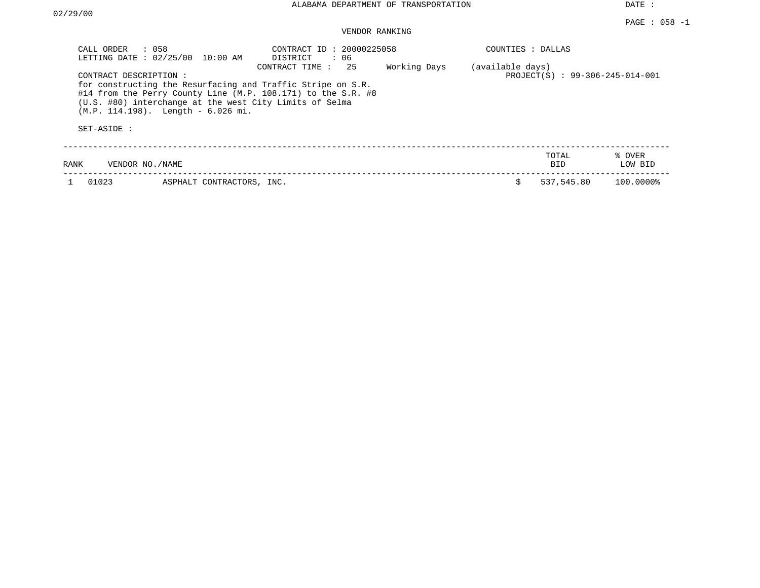ALABAMA DEPARTMENT OF TRANSPORTATION

DATE : 02/29/00

PAGE : 058 -1

VENDOR RANKING

CALL ORDER : 058
LETTING DATE : 02/25/00 10:00 AM

CONTRACT ID : 20000225058
DISTRICT : 06
CONTRACT TIME : 25 Working Days (available days)

COUNTIES : DALLAS

PROJECT(S) : 99-306-245-014-001

CONTRACT DESCRIPTION :
for constructing the Resurfacing and Traffic Stripe on S.R. #14 from the Perry County Line (M.P. 108.171) to the S.R. #8 (U.S. #80) interchange at the west City Limits of Selma (M.P. 114.198). Length - 6.026 mi.

SET-ASIDE :

| RANK | VENDOR NO./NAME | | TOTAL BID | % OVER LOW BID |
|---|---|---|---|---|
| 1 | 01023 | ASPHALT CONTRACTORS, INC. | $ 537,545.80 | 100.0000% |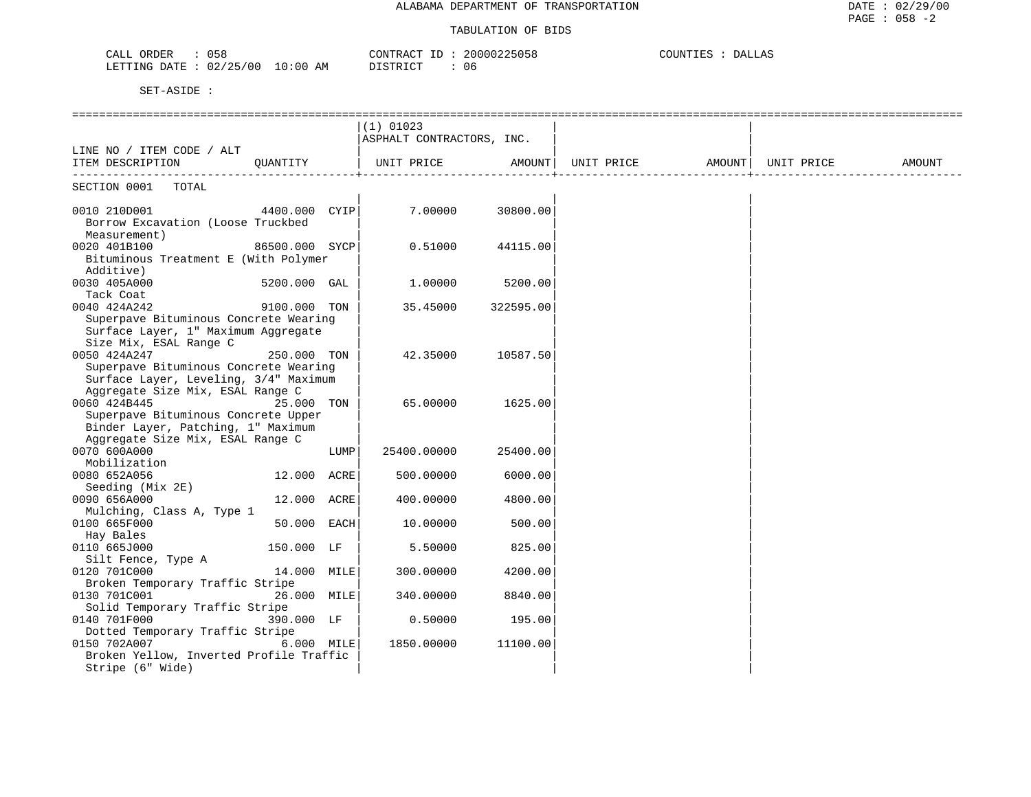ALABAMA DEPARTMENT OF TRANSPORTATION

TABULATION OF BIDS

DATE : 02/29/00
PAGE : 058 -2

CALL ORDER : 058
LETTING DATE : 02/25/00 10:00 AM

CONTRACT ID : 20000225058
DISTRICT : 06

COUNTIES : DALLAS

SET-ASIDE :

| LINE NO / ITEM CODE / ALT ITEM DESCRIPTION | QUANTITY | | (1) 01023 ASPHALT CONTRACTORS, INC. UNIT PRICE | AMOUNT | UNIT PRICE | AMOUNT | UNIT PRICE | AMOUNT |
|---|---|---|---|---|---|---|---|---|
| SECTION 0001 TOTAL | | | | | | | | |
| 0010 210D001 Borrow Excavation (Loose Truckbed Measurement) | 4400.000 | CYIP | 7.00000 | 30800.00 | | | | |
| 0020 401B100 Bituminous Treatment E (With Polymer Additive) | 86500.000 | SYCP | 0.51000 | 44115.00 | | | | |
| 0030 405A000 Tack Coat | 5200.000 | GAL | 1.00000 | 5200.00 | | | | |
| 0040 424A242 Superpave Bituminous Concrete Wearing Surface Layer, 1" Maximum Aggregate Size Mix, ESAL Range C | 9100.000 | TON | 35.45000 | 322595.00 | | | | |
| 0050 424A247 Superpave Bituminous Concrete Wearing Surface Layer, Leveling, 3/4" Maximum Aggregate Size Mix, ESAL Range C | 250.000 | TON | 42.35000 | 10587.50 | | | | |
| 0060 424B445 Superpave Bituminous Concrete Upper Binder Layer, Patching, 1" Maximum Aggregate Size Mix, ESAL Range C | 25.000 | TON | 65.00000 | 1625.00 | | | | |
| 0070 600A000 Mobilization | | LUMP | 25400.00000 | 25400.00 | | | | |
| 0080 652A056 Seeding (Mix 2E) | 12.000 | ACRE | 500.00000 | 6000.00 | | | | |
| 0090 656A000 Mulching, Class A, Type 1 | 12.000 | ACRE | 400.00000 | 4800.00 | | | | |
| 0100 665F000 Hay Bales | 50.000 | EACH | 10.00000 | 500.00 | | | | |
| 0110 665J000 Silt Fence, Type A | 150.000 | LF | 5.50000 | 825.00 | | | | |
| 0120 701C000 Broken Temporary Traffic Stripe | 14.000 | MILE | 300.00000 | 4200.00 | | | | |
| 0130 701C001 Solid Temporary Traffic Stripe | 26.000 | MILE | 340.00000 | 8840.00 | | | | |
| 0140 701F000 Dotted Temporary Traffic Stripe | 390.000 | LF | 0.50000 | 195.00 | | | | |
| 0150 702A007 Broken Yellow, Inverted Profile Traffic Stripe (6" Wide) | 6.000 | MILE | 1850.00000 | 11100.00 | | | | |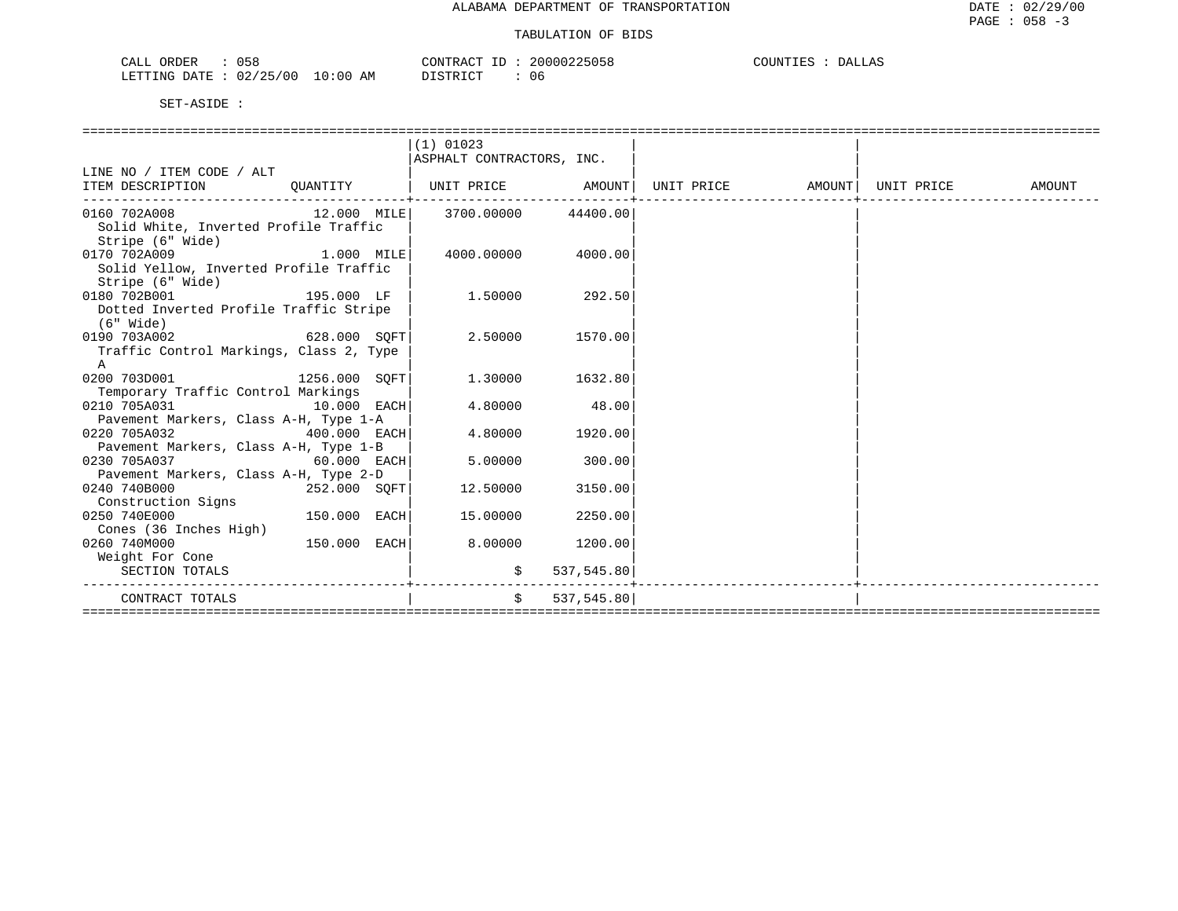ALABAMA DEPARTMENT OF TRANSPORTATION

TABULATION OF BIDS

CALL ORDER : 058 CONTRACT ID : 20000225058 COUNTIES : DALLAS
LETTING DATE : 02/25/00 10:00 AM DISTRICT : 06

SET-ASIDE :

| LINE NO / ITEM CODE / ALT ITEM DESCRIPTION | QUANTITY | (1) 01023 ASPHALT CONTRACTORS, INC. UNIT PRICE | AMOUNT | UNIT PRICE | AMOUNT | UNIT PRICE | AMOUNT |
|---|---|---|---|---|---|---|---|
| 0160 702A008 Solid White, Inverted Profile Traffic Stripe (6" Wide) | 12.000 MILE | 3700.00000 | 44400.00 | | | | |
| 0170 702A009 Solid Yellow, Inverted Profile Traffic Stripe (6" Wide) | 1.000 MILE | 4000.00000 | 4000.00 | | | | |
| 0180 702B001 Dotted Inverted Profile Traffic Stripe (6" Wide) | 195.000 LF | 1.50000 | 292.50 | | | | |
| 0190 703A002 Traffic Control Markings, Class 2, Type A | 628.000 SQFT | 2.50000 | 1570.00 | | | | |
| 0200 703D001 Temporary Traffic Control Markings | 1256.000 SQFT | 1.30000 | 1632.80 | | | | |
| 0210 705A031 Pavement Markers, Class A-H, Type 1-A | 10.000 EACH | 4.80000 | 48.00 | | | | |
| 0220 705A032 Pavement Markers, Class A-H, Type 1-B | 400.000 EACH | 4.80000 | 1920.00 | | | | |
| 0230 705A037 Pavement Markers, Class A-H, Type 2-D | 60.000 EACH | 5.00000 | 300.00 | | | | |
| 0240 740B000 Construction Signs | 252.000 SQFT | 12.50000 | 3150.00 | | | | |
| 0250 740E000 Cones (36 Inches High) | 150.000 EACH | 15.00000 | 2250.00 | | | | |
| 0260 740M000 Weight For Cone | 150.000 EACH | 8.00000 | 1200.00 | | | | |
| SECTION TOTALS | | $ | 537,545.80 | | | | |
| CONTRACT TOTALS | | $ | 537,545.80 | | | | |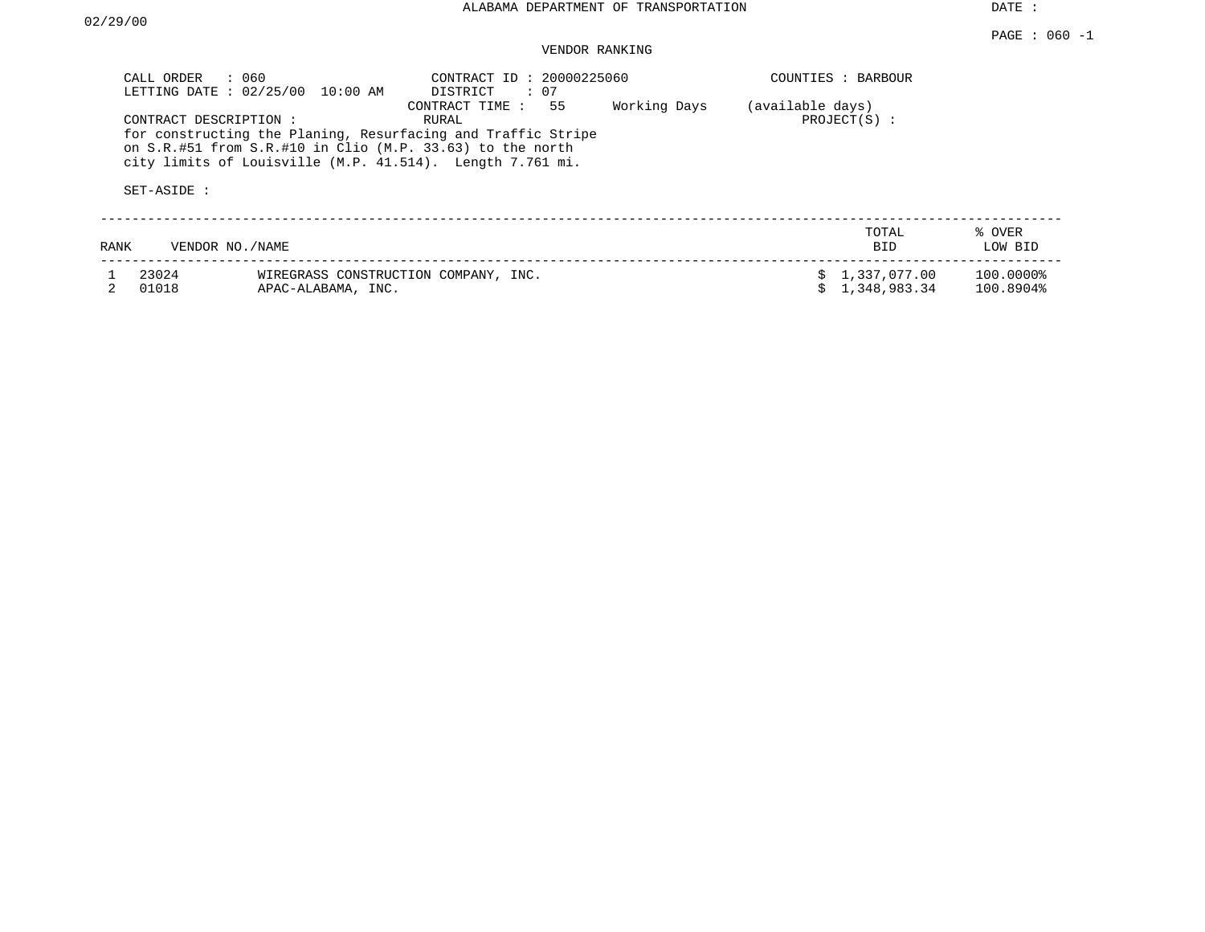ALABAMA DEPARTMENT OF TRANSPORTATION

DATE : 02/29/00

## VENDOR RANKING

CALL ORDER : 060
LETTING DATE : 02/25/00 10:00 AM
CONTRACT ID : 20000225060
DISTRICT : 07
CONTRACT TIME : 55 Working Days (available days)
COUNTIES : BARBOUR
RURAL
PROJECT(S) :

CONTRACT DESCRIPTION :
for constructing the Planing, Resurfacing and Traffic Stripe on S.R.#51 from S.R.#10 in Clio (M.P. 33.63) to the north city limits of Louisville (M.P. 41.514). Length 7.761 mi.

SET-ASIDE :

| RANK | VENDOR NO. | NAME | TOTAL BID | % OVER LOW BID |
|---|---|---|---|---|
| 1 | 23024 | WIREGRASS CONSTRUCTION COMPANY, INC. | $ 1,337,077.00 | 100.0000% |
| 2 | 01018 | APAC-ALABAMA, INC. | $ 1,348,983.34 | 100.8904% |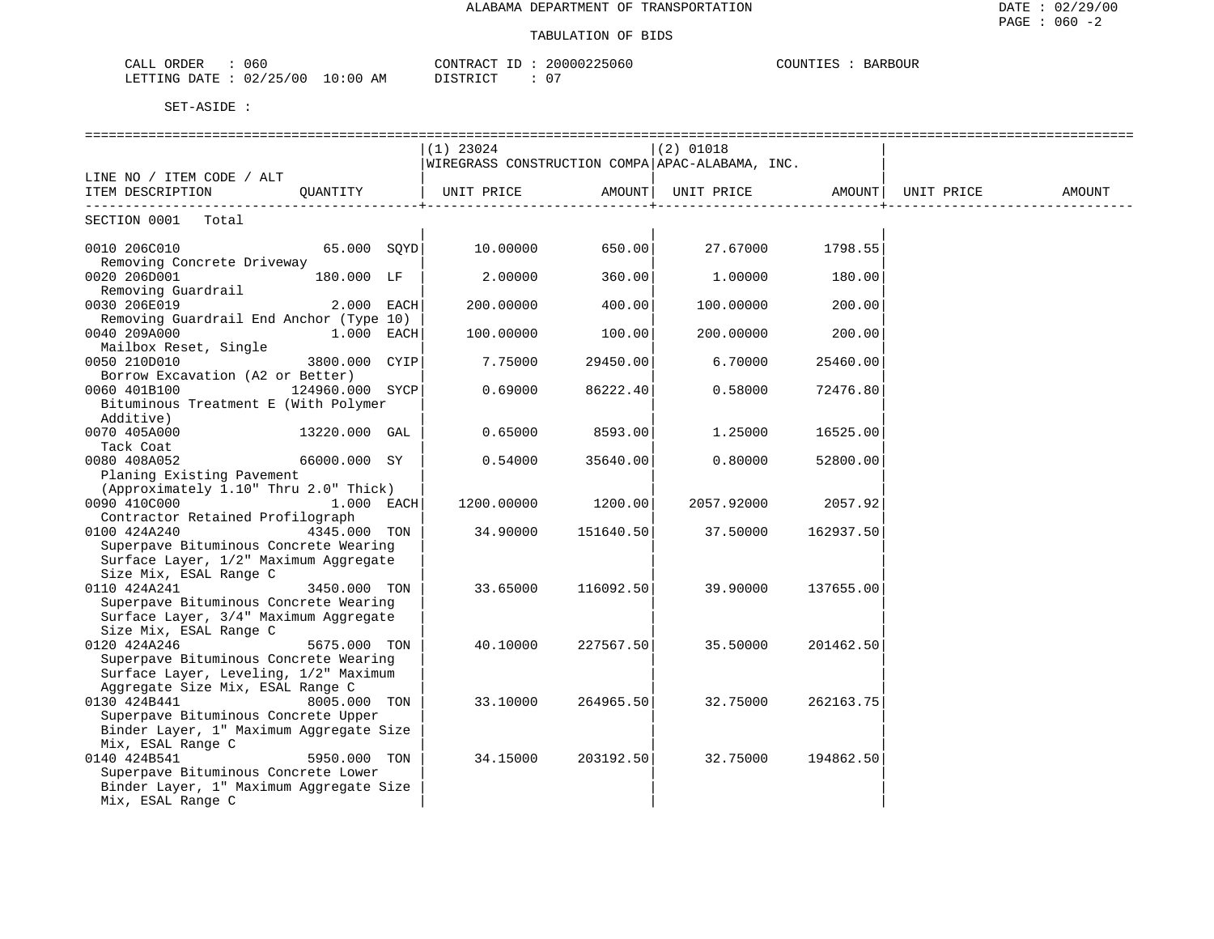ALABAMA DEPARTMENT OF TRANSPORTATION

TABULATION OF BIDS

CALL ORDER : 060 CONTRACT ID : 20000225060 COUNTIES : BARBOUR
LETTING DATE : 02/25/00 10:00 AM DISTRICT : 07

SET-ASIDE :

| LINE NO / ITEM CODE / ALT ITEM DESCRIPTION | QUANTITY | (1) 23024 WIREGRASS CONSTRUCTION COMPA UNIT PRICE | AMOUNT | (2) 01018 APAC-ALABAMA, INC. UNIT PRICE | AMOUNT | UNIT PRICE | AMOUNT |
|---|---|---|---|---|---|---|---|
| SECTION 0001 Total | | | | | | | |
| 0010 206C010 Removing Concrete Driveway | 65.000 SQYD | 10.00000 | 650.00 | 27.67000 | 1798.55 | | |
| 0020 206D001 Removing Guardrail | 180.000 LF | 2.00000 | 360.00 | 1.00000 | 180.00 | | |
| 0030 206E019 Removing Guardrail End Anchor (Type 10) | 2.000 EACH | 200.00000 | 400.00 | 100.00000 | 200.00 | | |
| 0040 209A000 Mailbox Reset, Single | 1.000 EACH | 100.00000 | 100.00 | 200.00000 | 200.00 | | |
| 0050 210D010 Borrow Excavation (A2 or Better) | 3800.000 CYIP | 7.75000 | 29450.00 | 6.70000 | 25460.00 | | |
| 0060 401B100 Bituminous Treatment E (With Polymer Additive) | 124960.000 SYCP | 0.69000 | 86222.40 | 0.58000 | 72476.80 | | |
| 0070 405A000 Tack Coat | 13220.000 GAL | 0.65000 | 8593.00 | 1.25000 | 16525.00 | | |
| 0080 408A052 Planing Existing Pavement (Approximately 1.10" Thru 2.0" Thick) | 66000.000 SY | 0.54000 | 35640.00 | 0.80000 | 52800.00 | | |
| 0090 410C000 Contractor Retained Profilograph | 1.000 EACH | 1200.00000 | 1200.00 | 2057.92000 | 2057.92 | | |
| 0100 424A240 Superpave Bituminous Concrete Wearing Surface Layer, 1/2" Maximum Aggregate Size Mix, ESAL Range C | 4345.000 TON | 34.90000 | 151640.50 | 37.50000 | 162937.50 | | |
| 0110 424A241 Superpave Bituminous Concrete Wearing Surface Layer, 3/4" Maximum Aggregate Size Mix, ESAL Range C | 3450.000 TON | 33.65000 | 116092.50 | 39.90000 | 137655.00 | | |
| 0120 424A246 Superpave Bituminous Concrete Wearing Surface Layer, Leveling, 1/2" Maximum Aggregate Size Mix, ESAL Range C | 5675.000 TON | 40.10000 | 227567.50 | 35.50000 | 201462.50 | | |
| 0130 424B441 Superpave Bituminous Concrete Upper Binder Layer, 1" Maximum Aggregate Size Mix, ESAL Range C | 8005.000 TON | 33.10000 | 264965.50 | 32.75000 | 262163.75 | | |
| 0140 424B541 Superpave Bituminous Concrete Lower Binder Layer, 1" Maximum Aggregate Size Mix, ESAL Range C | 5950.000 TON | 34.15000 | 203192.50 | 32.75000 | 194862.50 | | |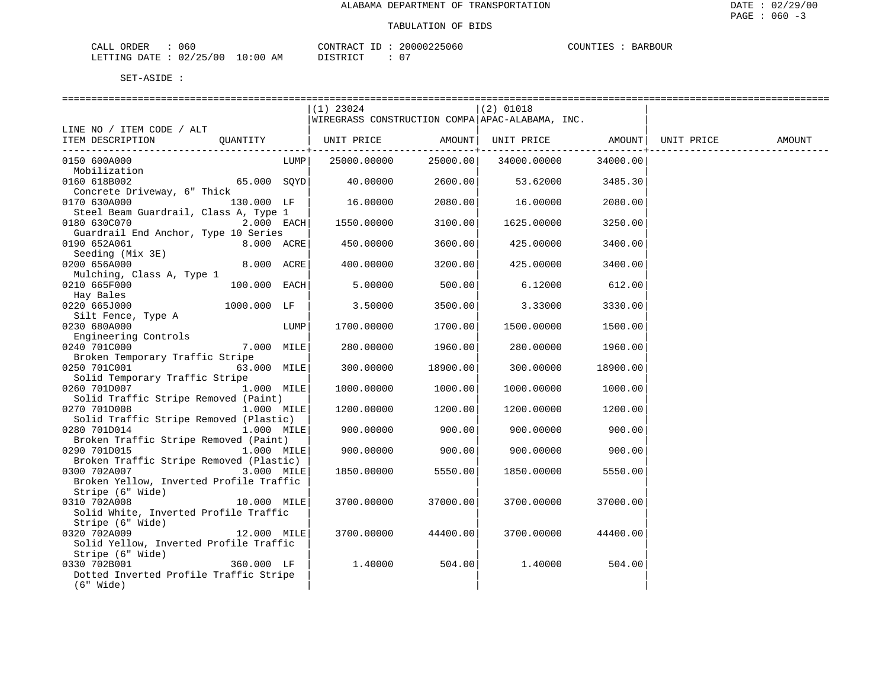ALABAMA DEPARTMENT OF TRANSPORTATION

TABULATION OF BIDS

CALL ORDER : 060 CONTRACT ID : 20000225060 COUNTIES : BARBOUR
LETTING DATE : 02/25/00 10:00 AM DISTRICT : 07

SET-ASIDE :

| LINE NO / ITEM CODE / ALT ITEM DESCRIPTION | QUANTITY | (1) 23024 WIREGRASS CONSTRUCTION COMPA UNIT PRICE | AMOUNT | (2) 01018 APAC-ALABAMA, INC. UNIT PRICE | AMOUNT | UNIT PRICE | AMOUNT |
|---|---|---|---|---|---|---|---|
| 0150 600A000 Mobilization | LUMP | 25000.00000 | 25000.00 | 34000.00000 | 34000.00 | | |
| 0160 618B002 Concrete Driveway, 6" Thick | 65.000 SQYD | 40.00000 | 2600.00 | 53.62000 | 3485.30 | | |
| 0170 630A000 Steel Beam Guardrail, Class A, Type 1 | 130.000 LF | 16.00000 | 2080.00 | 16.00000 | 2080.00 | | |
| 0180 630C070 Guardrail End Anchor, Type 10 Series | 2.000 EACH | 1550.00000 | 3100.00 | 1625.00000 | 3250.00 | | |
| 0190 652A061 Seeding (Mix 3E) | 8.000 ACRE | 450.00000 | 3600.00 | 425.00000 | 3400.00 | | |
| 0200 656A000 Mulching, Class A, Type 1 | 8.000 ACRE | 400.00000 | 3200.00 | 425.00000 | 3400.00 | | |
| 0210 665F000 Hay Bales | 100.000 EACH | 5.00000 | 500.00 | 6.12000 | 612.00 | | |
| 0220 665J000 Silt Fence, Type A | 1000.000 LF | 3.50000 | 3500.00 | 3.33000 | 3330.00 | | |
| 0230 680A000 Engineering Controls | LUMP | 1700.00000 | 1700.00 | 1500.00000 | 1500.00 | | |
| 0240 701C000 Broken Temporary Traffic Stripe | 7.000 MILE | 280.00000 | 1960.00 | 280.00000 | 1960.00 | | |
| 0250 701C001 Solid Temporary Traffic Stripe | 63.000 MILE | 300.00000 | 18900.00 | 300.00000 | 18900.00 | | |
| 0260 701D007 Solid Traffic Stripe Removed (Paint) | 1.000 MILE | 1000.00000 | 1000.00 | 1000.00000 | 1000.00 | | |
| 0270 701D008 Solid Traffic Stripe Removed (Plastic) | 1.000 MILE | 1200.00000 | 1200.00 | 1200.00000 | 1200.00 | | |
| 0280 701D014 Broken Traffic Stripe Removed (Paint) | 1.000 MILE | 900.00000 | 900.00 | 900.00000 | 900.00 | | |
| 0290 701D015 Broken Traffic Stripe Removed (Plastic) | 1.000 MILE | 900.00000 | 900.00 | 900.00000 | 900.00 | | |
| 0300 702A007 Broken Yellow, Inverted Profile Traffic Stripe (6" Wide) | 3.000 MILE | 1850.00000 | 5550.00 | 1850.00000 | 5550.00 | | |
| 0310 702A008 Solid White, Inverted Profile Traffic Stripe (6" Wide) | 10.000 MILE | 3700.00000 | 37000.00 | 3700.00000 | 37000.00 | | |
| 0320 702A009 Solid Yellow, Inverted Profile Traffic Stripe (6" Wide) | 12.000 MILE | 3700.00000 | 44400.00 | 3700.00000 | 44400.00 | | |
| 0330 702B001 Dotted Inverted Profile Traffic Stripe (6" Wide) | 360.000 LF | 1.40000 | 504.00 | 1.40000 | 504.00 | | |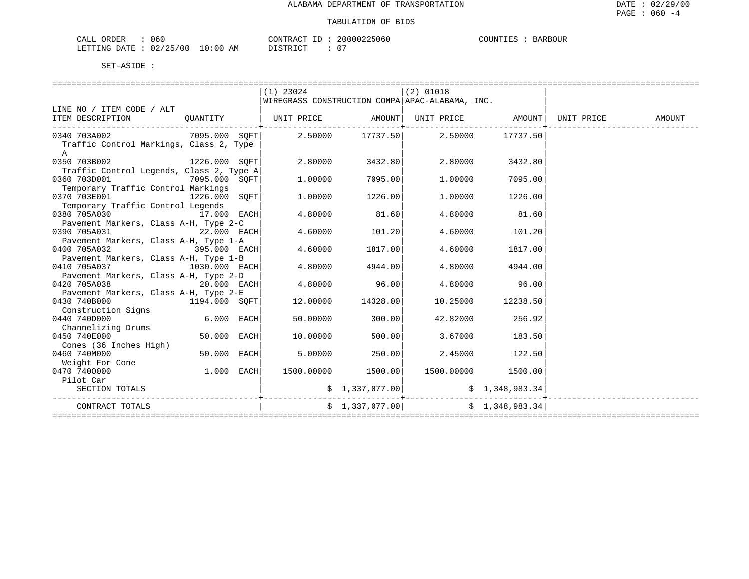ALABAMA DEPARTMENT OF TRANSPORTATION

TABULATION OF BIDS

CALL ORDER : 060 CONTRACT ID : 20000225060 COUNTIES : BARBOUR
LETTING DATE : 02/25/00 10:00 AM DISTRICT : 07

SET-ASIDE :

| LINE NO / ITEM CODE / ALT ITEM DESCRIPTION | QUANTITY | (1) 23024 WIREGRASS CONSTRUCTION COMPA UNIT PRICE | AMOUNT | (2) 01018 APAC-ALABAMA, INC. UNIT PRICE | AMOUNT | UNIT PRICE | AMOUNT |
|---|---|---|---|---|---|---|---|
| 0340 703A002 Traffic Control Markings, Class 2, Type A | 7095.000 SQFT | 2.50000 | 17737.50 | 2.50000 | 17737.50 | | |
| 0350 703B002 Traffic Control Legends, Class 2, Type A | 1226.000 SQFT | 2.80000 | 3432.80 | 2.80000 | 3432.80 | | |
| 0360 703D001 Temporary Traffic Control Markings | 7095.000 SQFT | 1.00000 | 7095.00 | 1.00000 | 7095.00 | | |
| 0370 703E001 Temporary Traffic Control Legends | 1226.000 SQFT | 1.00000 | 1226.00 | 1.00000 | 1226.00 | | |
| 0380 705A030 Pavement Markers, Class A-H, Type 2-C | 17.000 EACH | 4.80000 | 81.60 | 4.80000 | 81.60 | | |
| 0390 705A031 Pavement Markers, Class A-H, Type 1-A | 22.000 EACH | 4.60000 | 101.20 | 4.60000 | 101.20 | | |
| 0400 705A032 Pavement Markers, Class A-H, Type 1-B | 395.000 EACH | 4.60000 | 1817.00 | 4.60000 | 1817.00 | | |
| 0410 705A037 Pavement Markers, Class A-H, Type 2-D | 1030.000 EACH | 4.80000 | 4944.00 | 4.80000 | 4944.00 | | |
| 0420 705A038 Pavement Markers, Class A-H, Type 2-E | 20.000 EACH | 4.80000 | 96.00 | 4.80000 | 96.00 | | |
| 0430 740B000 Construction Signs | 1194.000 SQFT | 12.00000 | 14328.00 | 10.25000 | 12238.50 | | |
| 0440 740D000 Channelizing Drums | 6.000 EACH | 50.00000 | 300.00 | 42.82000 | 256.92 | | |
| 0450 740E000 Cones (36 Inches High) | 50.000 EACH | 10.00000 | 500.00 | 3.67000 | 183.50 | | |
| 0460 740M000 Weight For Cone | 50.000 EACH | 5.00000 | 250.00 | 2.45000 | 122.50 | | |
| 0470 740O000 Pilot Car | 1.000 EACH | 1500.00000 | 1500.00 | 1500.00000 | 1500.00 | | |
| SECTION TOTALS | | | $ 1,337,077.00 | | $ 1,348,983.34 | | |
| CONTRACT TOTALS | | | $ 1,337,077.00 | | $ 1,348,983.34 | | |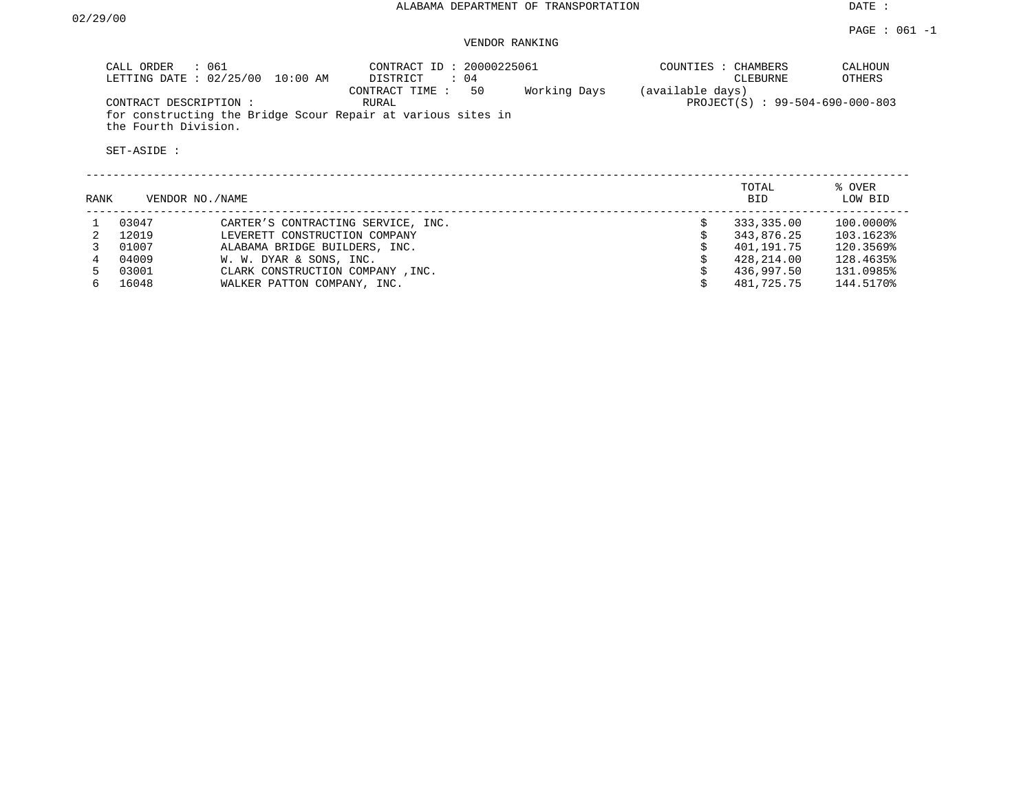ALABAMA DEPARTMENT OF TRANSPORTATION

DATE : 02/29/00

VENDOR RANKING

CALL ORDER : 061
LETTING DATE : 02/25/00 10:00 AM

CONTRACT ID : 20000225061
DISTRICT : 04
CONTRACT TIME : 50 Working Days (available days)
RURAL

COUNTIES : CHAMBERS CALHOUN CLEBURNE OTHERS

PROJECT(S) : 99-504-690-000-803

CONTRACT DESCRIPTION :
for constructing the Bridge Scour Repair at various sites in the Fourth Division.

SET-ASIDE :

| RANK | VENDOR NO. | NAME | TOTAL BID | % OVER LOW BID |
|---|---|---|---|---|
| 1 | 03047 | CARTER'S CONTRACTING SERVICE, INC. | $ 333,335.00 | 100.0000% |
| 2 | 12019 | LEVERETT CONSTRUCTION COMPANY | $ 343,876.25 | 103.1623% |
| 3 | 01007 | ALABAMA BRIDGE BUILDERS, INC. | $ 401,191.75 | 120.3569% |
| 4 | 04009 | W. W. DYAR & SONS, INC. | $ 428,214.00 | 128.4635% |
| 5 | 03001 | CLARK CONSTRUCTION COMPANY ,INC. | $ 436,997.50 | 131.0985% |
| 6 | 16048 | WALKER PATTON COMPANY, INC. | $ 481,725.75 | 144.5170% |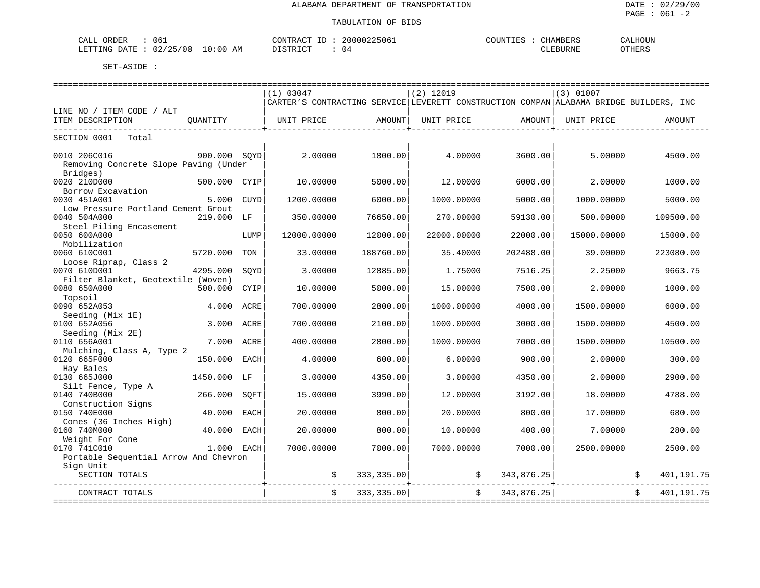ALABAMA DEPARTMENT OF TRANSPORTATION

TABULATION OF BIDS

DATE : 02/29/00
PAGE : 061 -2

CALL ORDER : 061 | CONTRACT ID : 20000225061 | COUNTIES : CHAMBERS CALHOUN
LETTING DATE : 02/25/00 10:00 AM | DISTRICT : 04 | CLEBURNE OTHERS

SET-ASIDE :

| LINE NO / ITEM CODE / ALT ITEM DESCRIPTION | QUANTITY | (1) 03047 CARTER'S CONTRACTING SERVICE UNIT PRICE | AMOUNT | (2) 12019 LEVERETT CONSTRUCTION COMPAN UNIT PRICE | AMOUNT | (3) 01007 ALABAMA BRIDGE BUILDERS, INC UNIT PRICE | AMOUNT |
|---|---|---|---|---|---|---|---|
| SECTION 0001 Total | | | | | | | |
| 0010 206C016 Removing Concrete Slope Paving (Under Bridges) | 900.000 SQYD | 2.00000 | 1800.00 | 4.00000 | 3600.00 | 5.00000 | 4500.00 |
| 0020 210D000 Borrow Excavation | 500.000 CYIP | 10.00000 | 5000.00 | 12.00000 | 6000.00 | 2.00000 | 1000.00 |
| 0030 451A001 Low Pressure Portland Cement Grout | 5.000 CUYD | 1200.00000 | 6000.00 | 1000.00000 | 5000.00 | 1000.00000 | 5000.00 |
| 0040 504A000 Steel Piling Encasement | 219.000 LF | 350.00000 | 76650.00 | 270.00000 | 59130.00 | 500.00000 | 109500.00 |
| 0050 600A000 Mobilization | LUMP | 12000.00000 | 12000.00 | 22000.00000 | 22000.00 | 15000.00000 | 15000.00 |
| 0060 610C001 Loose Riprap, Class 2 | 5720.000 TON | 33.00000 | 188760.00 | 35.40000 | 202488.00 | 39.00000 | 223080.00 |
| 0070 610D001 Filter Blanket, Geotextile (Woven) | 4295.000 SQYD | 3.00000 | 12885.00 | 1.75000 | 7516.25 | 2.25000 | 9663.75 |
| 0080 650A000 Topsoil | 500.000 CYIP | 10.00000 | 5000.00 | 15.00000 | 7500.00 | 2.00000 | 1000.00 |
| 0090 652A053 Seeding (Mix 1E) | 4.000 ACRE | 700.00000 | 2800.00 | 1000.00000 | 4000.00 | 1500.00000 | 6000.00 |
| 0100 652A056 Seeding (Mix 2E) | 3.000 ACRE | 700.00000 | 2100.00 | 1000.00000 | 3000.00 | 1500.00000 | 4500.00 |
| 0110 656A001 Mulching, Class A, Type 2 | 7.000 ACRE | 400.00000 | 2800.00 | 1000.00000 | 7000.00 | 1500.00000 | 10500.00 |
| 0120 665F000 Hay Bales | 150.000 EACH | 4.00000 | 600.00 | 6.00000 | 900.00 | 2.00000 | 300.00 |
| 0130 665J000 Silt Fence, Type A | 1450.000 LF | 3.00000 | 4350.00 | 3.00000 | 4350.00 | 2.00000 | 2900.00 |
| 0140 740B000 Construction Signs | 266.000 SQFT | 15.00000 | 3990.00 | 12.00000 | 3192.00 | 18.00000 | 4788.00 |
| 0150 740E000 Cones (36 Inches High) | 40.000 EACH | 20.00000 | 800.00 | 20.00000 | 800.00 | 17.00000 | 680.00 |
| 0160 740M000 Weight For Cone | 40.000 EACH | 20.00000 | 800.00 | 10.00000 | 400.00 | 7.00000 | 280.00 |
| 0170 741C010 Portable Sequential Arrow And Chevron Sign Unit | 1.000 EACH | 7000.00000 | 7000.00 | 7000.00000 | 7000.00 | 2500.00000 | 2500.00 |
| SECTION TOTALS | | | $ 333,335.00 | | $ 343,876.25 | | $ 401,191.75 |
| CONTRACT TOTALS | | | $ 333,335.00 | | $ 343,876.25 | | $ 401,191.75 |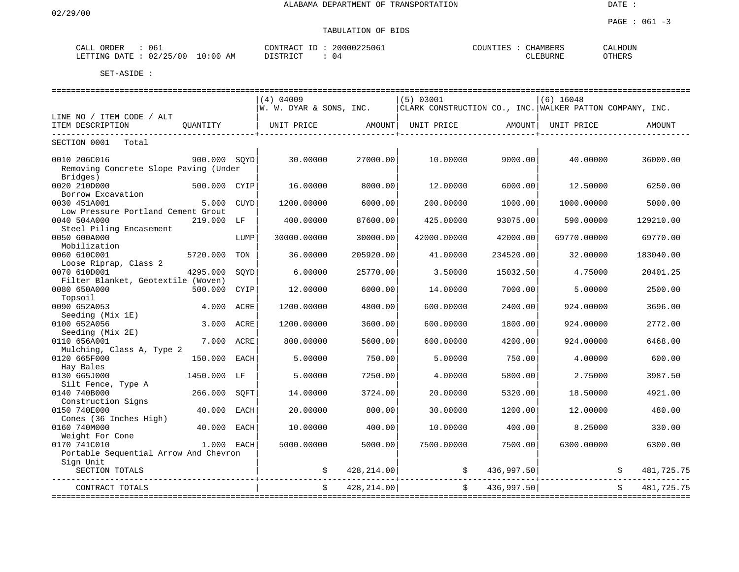ALABAMA DEPARTMENT OF TRANSPORTATION

02/29/00

DATE :

PAGE : 061 -3

TABULATION OF BIDS

CALL ORDER : 061
LETTING DATE : 02/25/00 10:00 AM

CONTRACT ID : 20000225061
DISTRICT : 04

COUNTIES : CHAMBERS CALHOUN CLEBURNE OTHERS

SET-ASIDE :

| LINE NO / ITEM CODE / ALT ITEM DESCRIPTION | QUANTITY | | (4) 04009 W. W. DYAR & SONS, INC. UNIT PRICE | AMOUNT | (5) 03001 CLARK CONSTRUCTION CO., INC. UNIT PRICE | AMOUNT | (6) 16048 WALKER PATTON COMPANY, INC. UNIT PRICE | AMOUNT |
|---|---|---|---|---|---|---|---|---|
| SECTION 0001 Total | | | | | | | | |
| 0010 206C016 Removing Concrete Slope Paving (Under Bridges) | 900.000 | SQYD | 30.00000 | 27000.00 | 10.00000 | 9000.00 | 40.00000 | 36000.00 |
| 0020 210D000 Borrow Excavation | 500.000 | CYIP | 16.00000 | 8000.00 | 12.00000 | 6000.00 | 12.50000 | 6250.00 |
| 0030 451A001 Low Pressure Portland Cement Grout | 5.000 | CUYD | 1200.00000 | 6000.00 | 200.00000 | 1000.00 | 1000.00000 | 5000.00 |
| 0040 504A000 Steel Piling Encasement | 219.000 | LF | 400.00000 | 87600.00 | 425.00000 | 93075.00 | 590.00000 | 129210.00 |
| 0050 600A000 Mobilization | | LUMP | 30000.00000 | 30000.00 | 42000.00000 | 42000.00 | 69770.00000 | 69770.00 |
| 0060 610C001 Loose Riprap, Class 2 | 5720.000 | TON | 36.00000 | 205920.00 | 41.00000 | 234520.00 | 32.00000 | 183040.00 |
| 0070 610D001 Filter Blanket, Geotextile (Woven) | 4295.000 | SQYD | 6.00000 | 25770.00 | 3.50000 | 15032.50 | 4.75000 | 20401.25 |
| 0080 650A000 Topsoil | 500.000 | CYIP | 12.00000 | 6000.00 | 14.00000 | 7000.00 | 5.00000 | 2500.00 |
| 0090 652A053 Seeding (Mix 1E) | 4.000 | ACRE | 1200.00000 | 4800.00 | 600.00000 | 2400.00 | 924.00000 | 3696.00 |
| 0100 652A056 Seeding (Mix 2E) | 3.000 | ACRE | 1200.00000 | 3600.00 | 600.00000 | 1800.00 | 924.00000 | 2772.00 |
| 0110 656A001 Mulching, Class A, Type 2 | 7.000 | ACRE | 800.00000 | 5600.00 | 600.00000 | 4200.00 | 924.00000 | 6468.00 |
| 0120 665F000 Hay Bales | 150.000 | EACH | 5.00000 | 750.00 | 5.00000 | 750.00 | 4.00000 | 600.00 |
| 0130 665J000 Silt Fence, Type A | 1450.000 | LF | 5.00000 | 7250.00 | 4.00000 | 5800.00 | 2.75000 | 3987.50 |
| 0140 740B000 Construction Signs | 266.000 | SQFT | 14.00000 | 3724.00 | 20.00000 | 5320.00 | 18.50000 | 4921.00 |
| 0150 740E000 Cones (36 Inches High) | 40.000 | EACH | 20.00000 | 800.00 | 30.00000 | 1200.00 | 12.00000 | 480.00 |
| 0160 740M000 Weight For Cone | 40.000 | EACH | 10.00000 | 400.00 | 10.00000 | 400.00 | 8.25000 | 330.00 |
| 0170 741C010 Portable Sequential Arrow And Chevron Sign Unit | 1.000 | EACH | 5000.00000 | 5000.00 | 7500.00000 | 7500.00 | 6300.00000 | 6300.00 |
| SECTION TOTALS | | | | $ 428,214.00 | | $ 436,997.50 | | $ 481,725.75 |
| CONTRACT TOTALS | | | | $ 428,214.00 | | $ 436,997.50 | | $ 481,725.75 |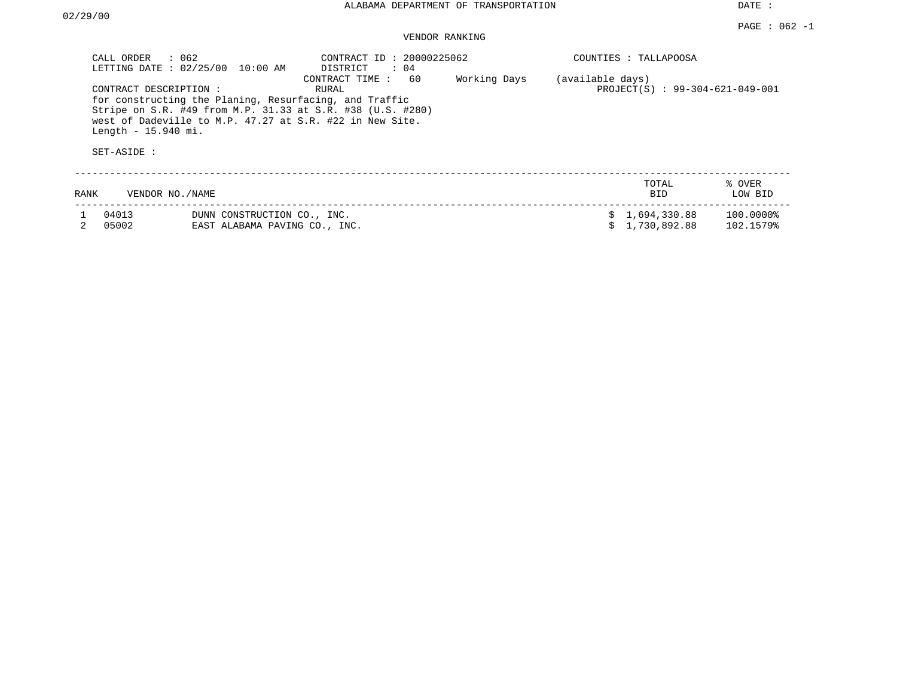ALABAMA DEPARTMENT OF TRANSPORTATION

DATE : 02/29/00

VENDOR RANKING

CALL ORDER : 062
LETTING DATE : 02/25/00 10:00 AM

CONTRACT ID : 20000225062
DISTRICT : 04
CONTRACT TIME : 60 Working Days (available days)

COUNTIES : TALLAPOOSA

CONTRACT DESCRIPTION : RURAL

PROJECT(S) : 99-304-621-049-001

for constructing the Planing, Resurfacing, and Traffic Stripe on S.R. #49 from M.P. 31.33 at S.R. #38 (U.S. #280) west of Dadeville to M.P. 47.27 at S.R. #22 in New Site. Length - 15.940 mi.

SET-ASIDE :

| RANK | VENDOR NO. | NAME | TOTAL BID | % OVER LOW BID |
|---|---|---|---|---|
| 1 | 04013 | DUNN CONSTRUCTION CO., INC. | $ 1,694,330.88 | 100.0000% |
| 2 | 05002 | EAST ALABAMA PAVING CO., INC. | $ 1,730,892.88 | 102.1579% |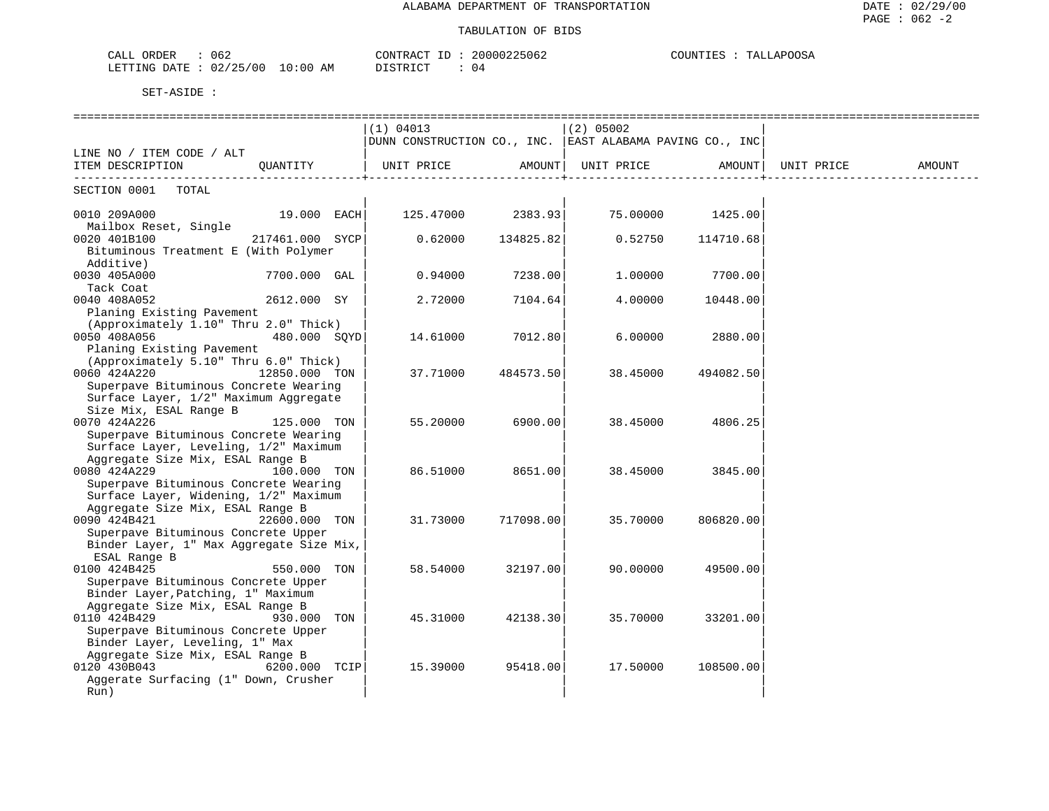ALABAMA DEPARTMENT OF TRANSPORTATION

TABULATION OF BIDS

CALL ORDER : 062 CONTRACT ID : 20000225062 COUNTIES : TALLAPOOSA
LETTING DATE : 02/25/00 10:00 AM DISTRICT : 04

SET-ASIDE :

| LINE NO / ITEM CODE / ALT ITEM DESCRIPTION | QUANTITY | (1) 04013 DUNN CONSTRUCTION CO., INC. UNIT PRICE | AMOUNT | (2) 05002 EAST ALABAMA PAVING CO., INC UNIT PRICE | AMOUNT | UNIT PRICE | AMOUNT |
|---|---|---|---|---|---|---|---|
| SECTION 0001 TOTAL | | | | | | | |
| 0010 209A000 Mailbox Reset, Single | 19.000 EACH | 125.47000 | 2383.93 | 75.00000 | 1425.00 | | |
| 0020 401B100 Bituminous Treatment E (With Polymer Additive) | 217461.000 SYCP | 0.62000 | 134825.82 | 0.52750 | 114710.68 | | |
| 0030 405A000 Tack Coat | 7700.000 GAL | 0.94000 | 7238.00 | 1.00000 | 7700.00 | | |
| 0040 408A052 Planing Existing Pavement (Approximately 1.10" Thru 2.0" Thick) | 2612.000 SY | 2.72000 | 7104.64 | 4.00000 | 10448.00 | | |
| 0050 408A056 Planing Existing Pavement (Approximately 5.10" Thru 6.0" Thick) | 480.000 SQYD | 14.61000 | 7012.80 | 6.00000 | 2880.00 | | |
| 0060 424A220 Superpave Bituminous Concrete Wearing Surface Layer, 1/2" Maximum Aggregate Size Mix, ESAL Range B | 12850.000 TON | 37.71000 | 484573.50 | 38.45000 | 494082.50 | | |
| 0070 424A226 Superpave Bituminous Concrete Wearing Surface Layer, Leveling, 1/2" Maximum Aggregate Size Mix, ESAL Range B | 125.000 TON | 55.20000 | 6900.00 | 38.45000 | 4806.25 | | |
| 0080 424A229 Superpave Bituminous Concrete Wearing Surface Layer, Widening, 1/2" Maximum Aggregate Size Mix, ESAL Range B | 100.000 TON | 86.51000 | 8651.00 | 38.45000 | 3845.00 | | |
| 0090 424B421 Superpave Bituminous Concrete Upper Binder Layer, 1" Max Aggregate Size Mix, ESAL Range B | 22600.000 TON | 31.73000 | 717098.00 | 35.70000 | 806820.00 | | |
| 0100 424B425 Superpave Bituminous Concrete Upper Binder Layer,Patching, 1" Maximum Aggregate Size Mix, ESAL Range B | 550.000 TON | 58.54000 | 32197.00 | 90.00000 | 49500.00 | | |
| 0110 424B429 Superpave Bituminous Concrete Upper Binder Layer, Leveling, 1" Max Aggregate Size Mix, ESAL Range B | 930.000 TON | 45.31000 | 42138.30 | 35.70000 | 33201.00 | | |
| 0120 430B043 Aggerate Surfacing (1" Down, Crusher Run) | 6200.000 TCIP | 15.39000 | 95418.00 | 17.50000 | 108500.00 | | |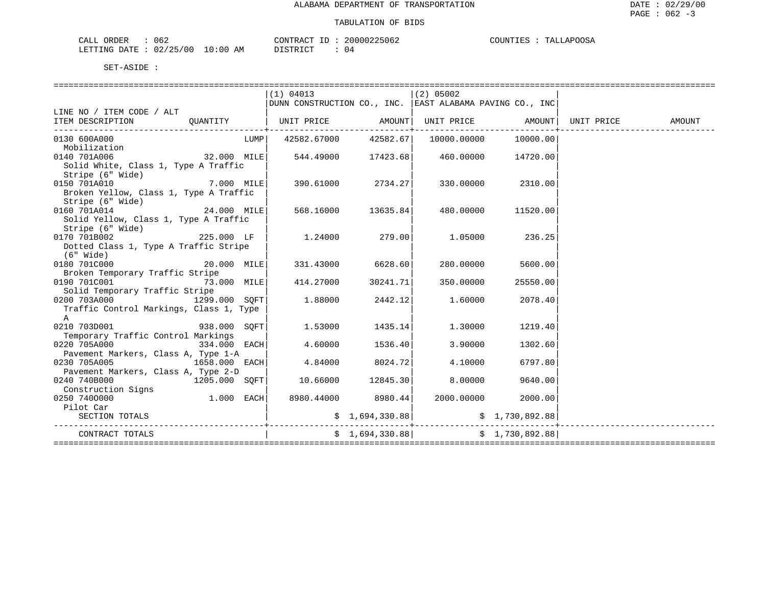ALABAMA DEPARTMENT OF TRANSPORTATION

TABULATION OF BIDS

DATE : 02/29/00
PAGE : 062 -3

CALL ORDER : 062 CONTRACT ID : 20000225062 COUNTIES : TALLAPOOSA
LETTING DATE : 02/25/00 10:00 AM DISTRICT : 04

SET-ASIDE :

| LINE NO / ITEM CODE / ALT<br>ITEM DESCRIPTION | QUANTITY | (1) 04013<br>DUNN CONSTRUCTION CO., INC.<br>UNIT PRICE | AMOUNT | (2) 05002<br>EAST ALABAMA PAVING CO., INC<br>UNIT PRICE | AMOUNT | UNIT PRICE | AMOUNT |
|---|---|---|---|---|---|---|---|
| 0130 600A000<br>Mobilization | LUMP | 42582.67000 | 42582.67 | 10000.00000 | 10000.00 | | |
| 0140 701A006<br>Solid White, Class 1, Type A Traffic Stripe (6" Wide) | 32.000 MILE | 544.49000 | 17423.68 | 460.00000 | 14720.00 | | |
| 0150 701A010<br>Broken Yellow, Class 1, Type A Traffic Stripe (6" Wide) | 7.000 MILE | 390.61000 | 2734.27 | 330.00000 | 2310.00 | | |
| 0160 701A014<br>Solid Yellow, Class 1, Type A Traffic Stripe (6" Wide) | 24.000 MILE | 568.16000 | 13635.84 | 480.00000 | 11520.00 | | |
| 0170 701B002<br>Dotted Class 1, Type A Traffic Stripe (6" Wide) | 225.000 LF | 1.24000 | 279.00 | 1.05000 | 236.25 | | |
| 0180 701C000<br>Broken Temporary Traffic Stripe | 20.000 MILE | 331.43000 | 6628.60 | 280.00000 | 5600.00 | | |
| 0190 701C001<br>Solid Temporary Traffic Stripe | 73.000 MILE | 414.27000 | 30241.71 | 350.00000 | 25550.00 | | |
| 0200 703A000<br>Traffic Control Markings, Class 1, Type A | 1299.000 SQFT | 1.88000 | 2442.12 | 1.60000 | 2078.40 | | |
| 0210 703D001<br>Temporary Traffic Control Markings | 938.000 SQFT | 1.53000 | 1435.14 | 1.30000 | 1219.40 | | |
| 0220 705A000<br>Pavement Markers, Class A, Type 1-A | 334.000 EACH | 4.60000 | 1536.40 | 3.90000 | 1302.60 | | |
| 0230 705A005<br>Pavement Markers, Class A, Type 2-D | 1658.000 EACH | 4.84000 | 8024.72 | 4.10000 | 6797.80 | | |
| 0240 740B000<br>Construction Signs | 1205.000 SQFT | 10.66000 | 12845.30 | 8.00000 | 9640.00 | | |
| 0250 740O000<br>Pilot Car | 1.000 EACH | 8980.44000 | 8980.44 | 2000.00000 | 2000.00 | | |
| SECTION TOTALS | | | $ 1,694,330.88 | | $ 1,730,892.88 | | |
| CONTRACT TOTALS | | | $ 1,694,330.88 | | $ 1,730,892.88 | | |